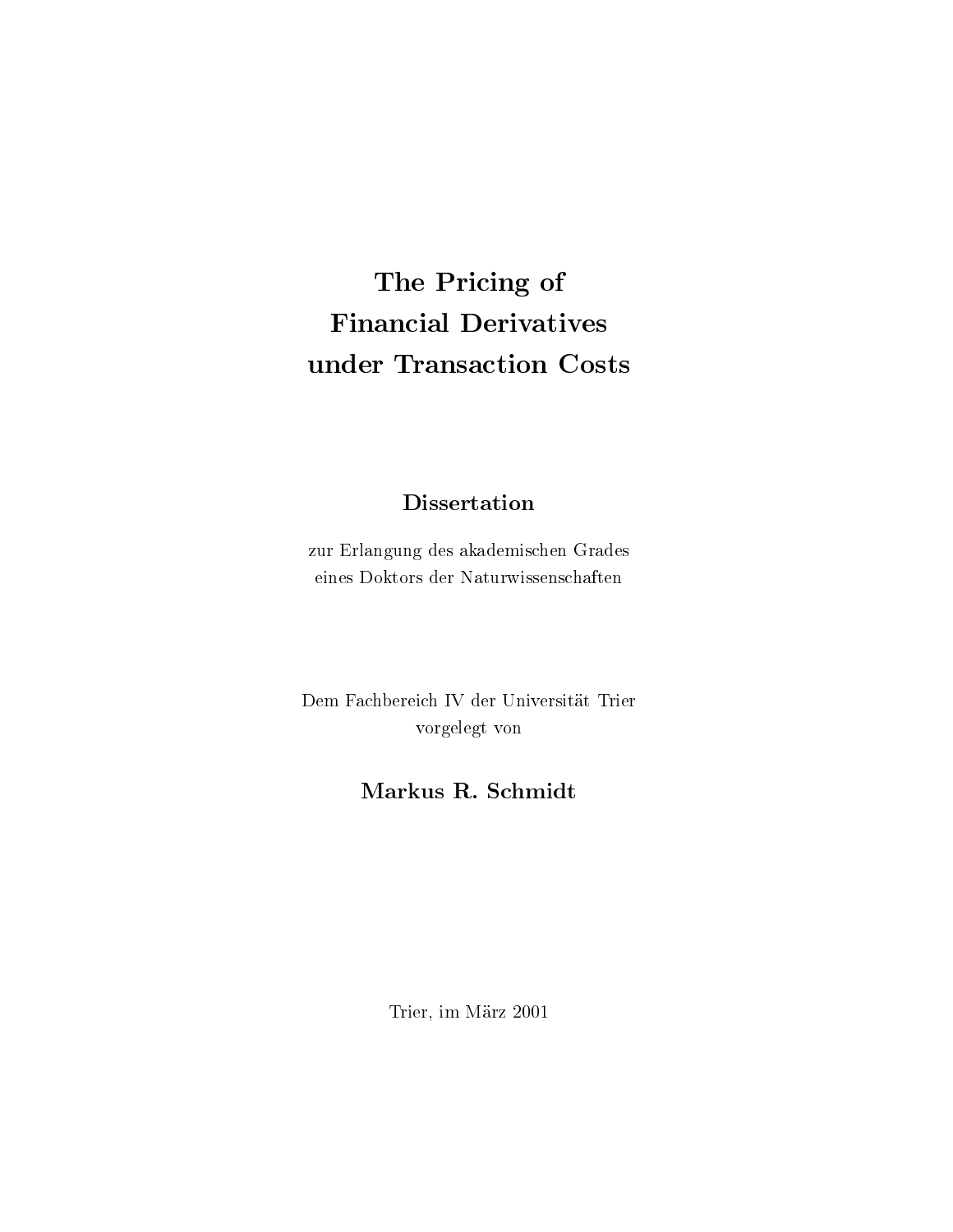# The Pricing of Financial Derivatives under Transaction Costs

**Dissertation**

zur Erlangung des akademischen Grades
eines Doktors der Naturwissenschaften

Dem Fachbereich IV der Universität Trier
vorgelegt von

**Markus R. Schmidt**

Trier, im März 2001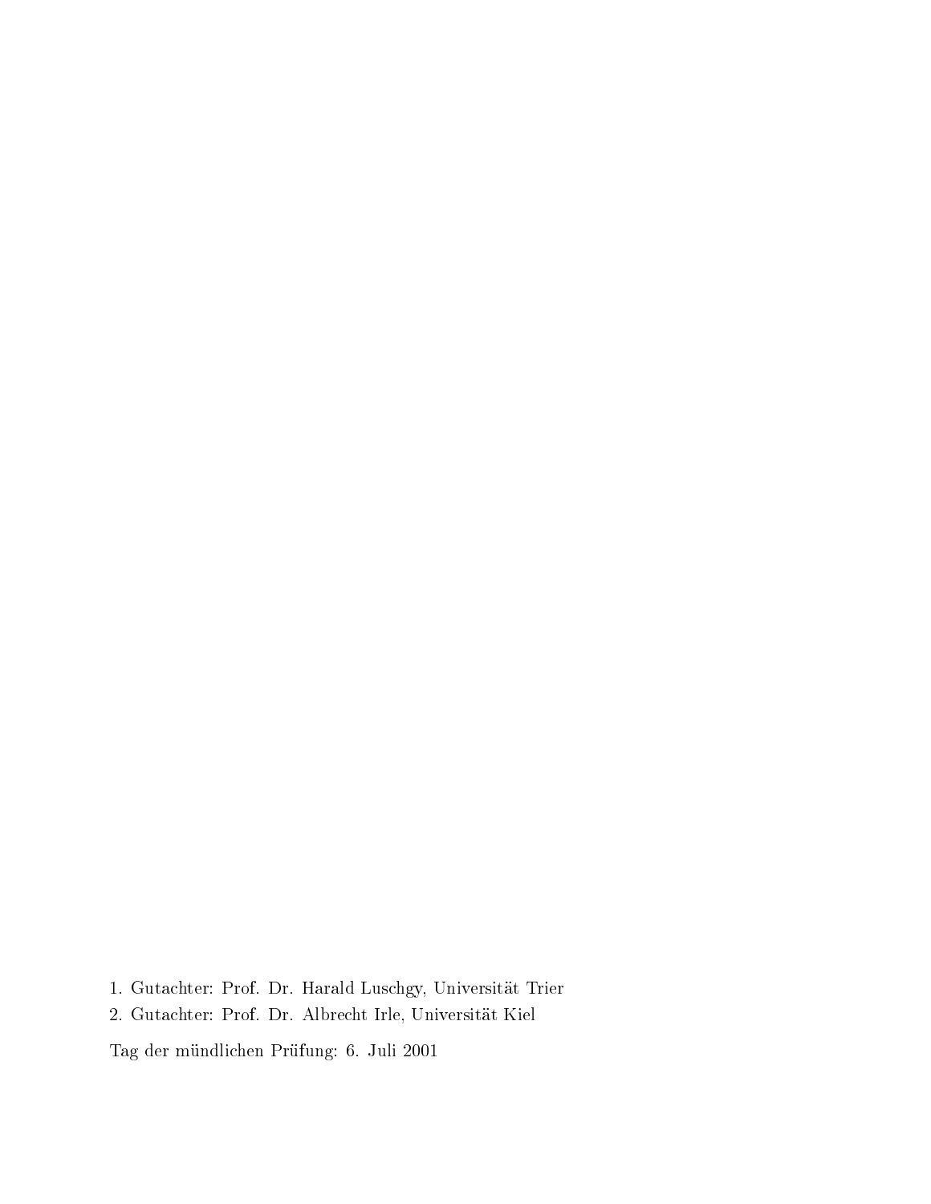1. Gutachter: Prof. Dr. Harald Luschgy, Universität Trier
2. Gutachter: Prof. Dr. Albrecht Irle, Universität Kiel

Tag der mündlichen Prüfung: 6. Juli 2001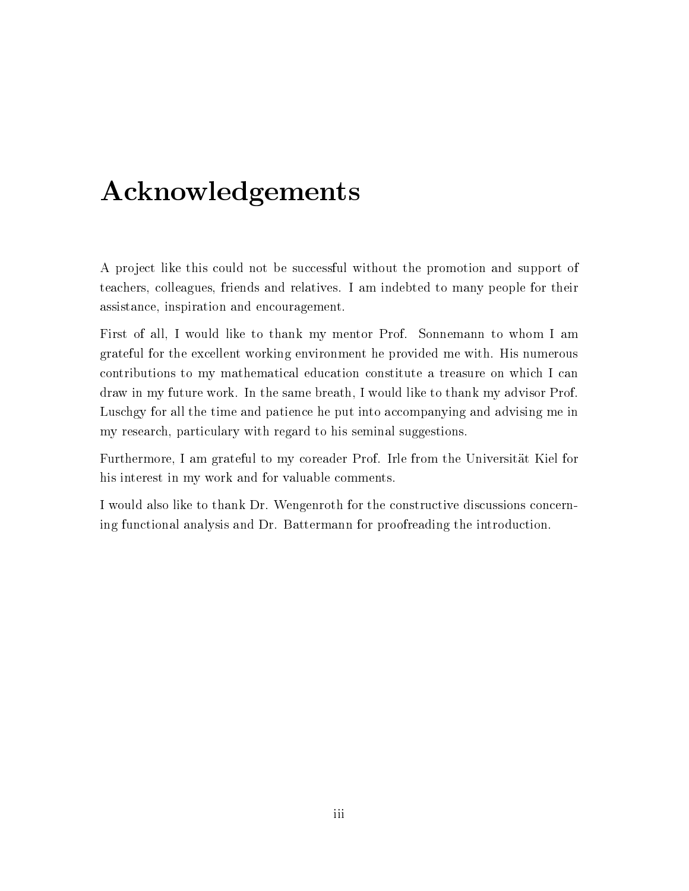# Acknowledgements

A project like this could not be successful without the promotion and support of teachers, colleagues, friends and relatives. I am indebted to many people for their assistance, inspiration and encouragement.

First of all, I would like to thank my mentor Prof. Sonnemann to whom I am grateful for the excellent working environment he provided me with. His numerous contributions to my mathematical education constitute a treasure on which I can draw in my future work. In the same breath, I would like to thank my advisor Prof. Luschgy for all the time and patience he put into accompanying and advising me in my research, particulary with regard to his seminal suggestions.

Furthermore, I am grateful to my coreader Prof. Irle from the Universität Kiel for his interest in my work and for valuable comments.

I would also like to thank Dr. Wengenroth for the constructive discussions concerning functional analysis and Dr. Battermann for proofreading the introduction.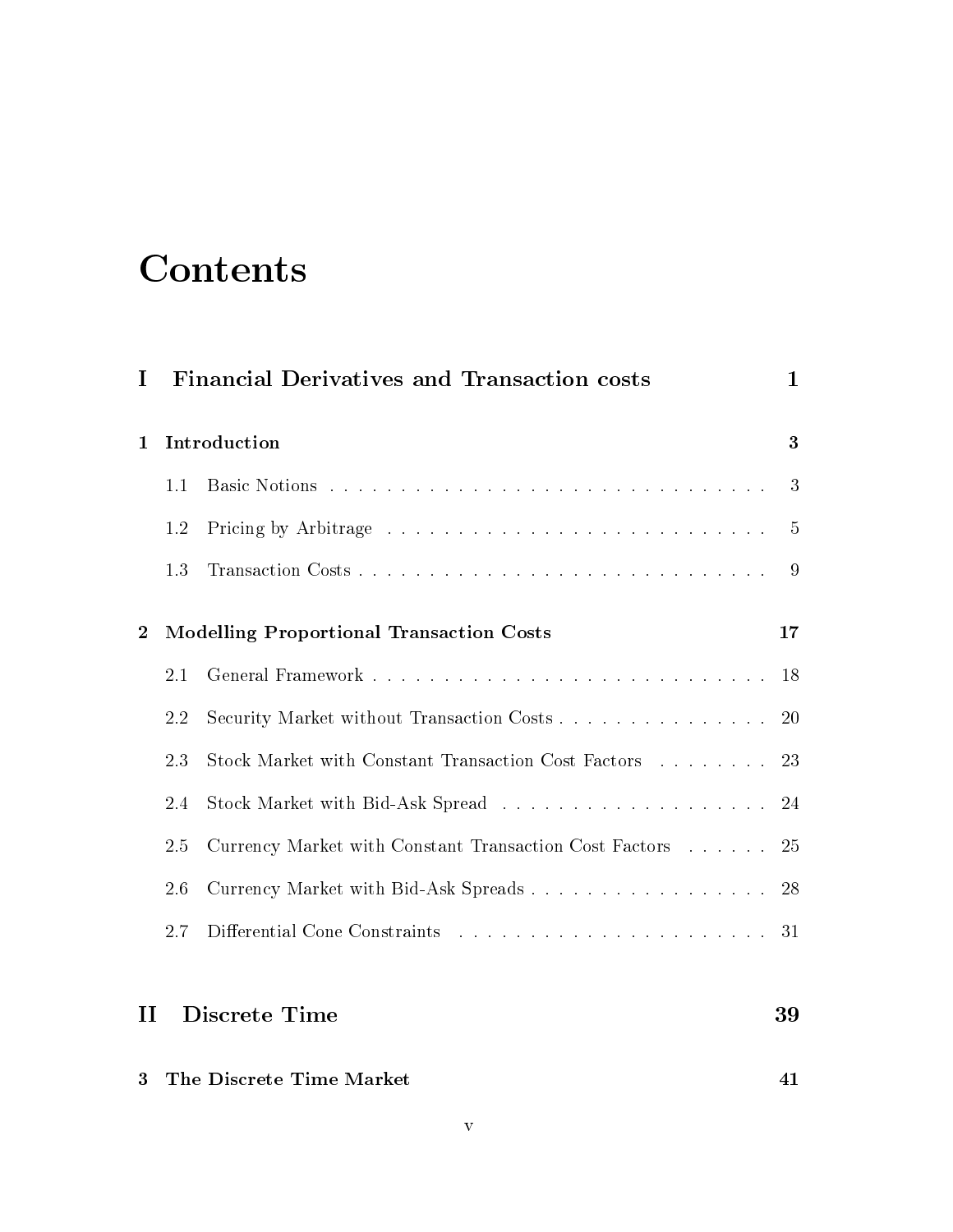# Contents

**I Financial Derivatives and Transaction costs** **1**

**1 Introduction** **3**

- 1.1 Basic Notions . . . . . . . . . . . . . . . . . . . . . . . . . . . . . . . 3
- 1.2 Pricing by Arbitrage . . . . . . . . . . . . . . . . . . . . . . . . . . . 5
- 1.3 Transaction Costs . . . . . . . . . . . . . . . . . . . . . . . . . . . . . 9

**2 Modelling Proportional Transaction Costs** **17**

- 2.1 General Framework . . . . . . . . . . . . . . . . . . . . . . . . . . . . 18
- 2.2 Security Market without Transaction Costs . . . . . . . . . . . . . . . . 20
- 2.3 Stock Market with Constant Transaction Cost Factors . . . . . . . . . 23
- 2.4 Stock Market with Bid-Ask Spread . . . . . . . . . . . . . . . . . . . 24
- 2.5 Currency Market with Constant Transaction Cost Factors . . . . . . . 25
- 2.6 Currency Market with Bid-Ask Spreads . . . . . . . . . . . . . . . . . 28
- 2.7 Differential Cone Constraints . . . . . . . . . . . . . . . . . . . . . . 31

**II Discrete Time** **39**

**3 The Discrete Time Market** **41**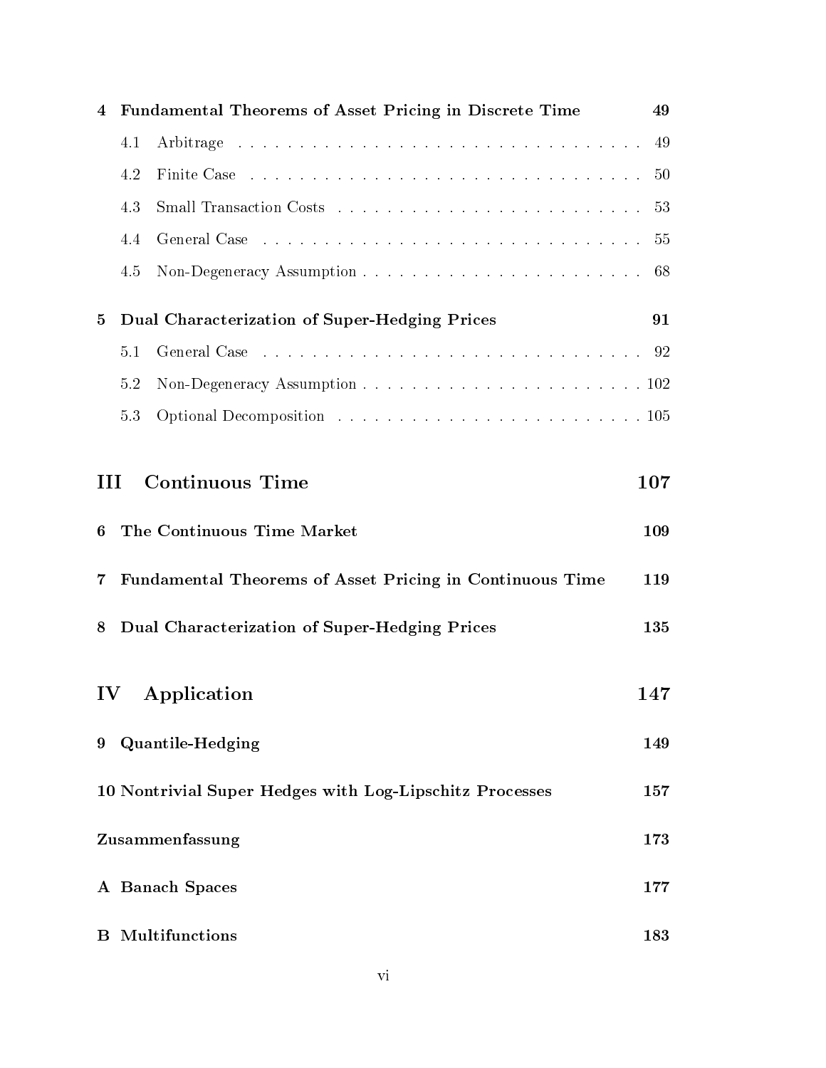**4 Fundamental Theorems of Asset Pricing in Discrete Time** 49

- 4.1 Arbitrage . . . . . . . . . . . . . . . . . . . . . . . . . . . . . . . . . . . 49
- 4.2 Finite Case . . . . . . . . . . . . . . . . . . . . . . . . . . . . . . . . . 50
- 4.3 Small Transaction Costs . . . . . . . . . . . . . . . . . . . . . . . . . 53
- 4.4 General Case . . . . . . . . . . . . . . . . . . . . . . . . . . . . . . . . 55
- 4.5 Non-Degeneracy Assumption . . . . . . . . . . . . . . . . . . . . . . . 68

**5 Dual Characterization of Super-Hedging Prices** 91

- 5.1 General Case . . . . . . . . . . . . . . . . . . . . . . . . . . . . . . . . 92
- 5.2 Non-Degeneracy Assumption . . . . . . . . . . . . . . . . . . . . . . . 102
- 5.3 Optional Decomposition . . . . . . . . . . . . . . . . . . . . . . . . . 105

## III Continuous Time 107

**6 The Continuous Time Market** 109

**7 Fundamental Theorems of Asset Pricing in Continuous Time** 119

**8 Dual Characterization of Super-Hedging Prices** 135

## IV Application 147

**9 Quantile-Hedging** 149

**10 Nontrivial Super Hedges with Log-Lipschitz Processes** 157

**Zusammenfassung** 173

**A Banach Spaces** 177

**B Multifunctions** 183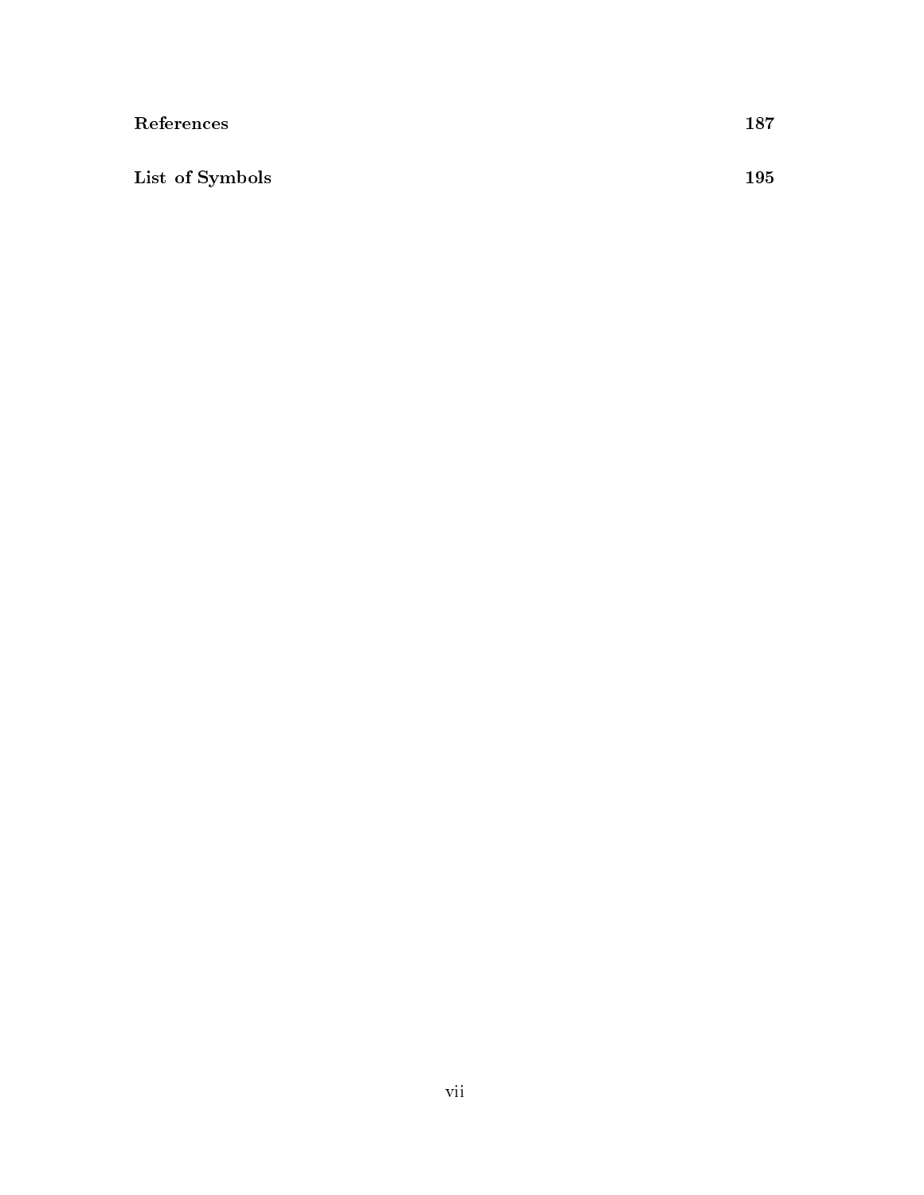**References** 187

**List of Symbols** 195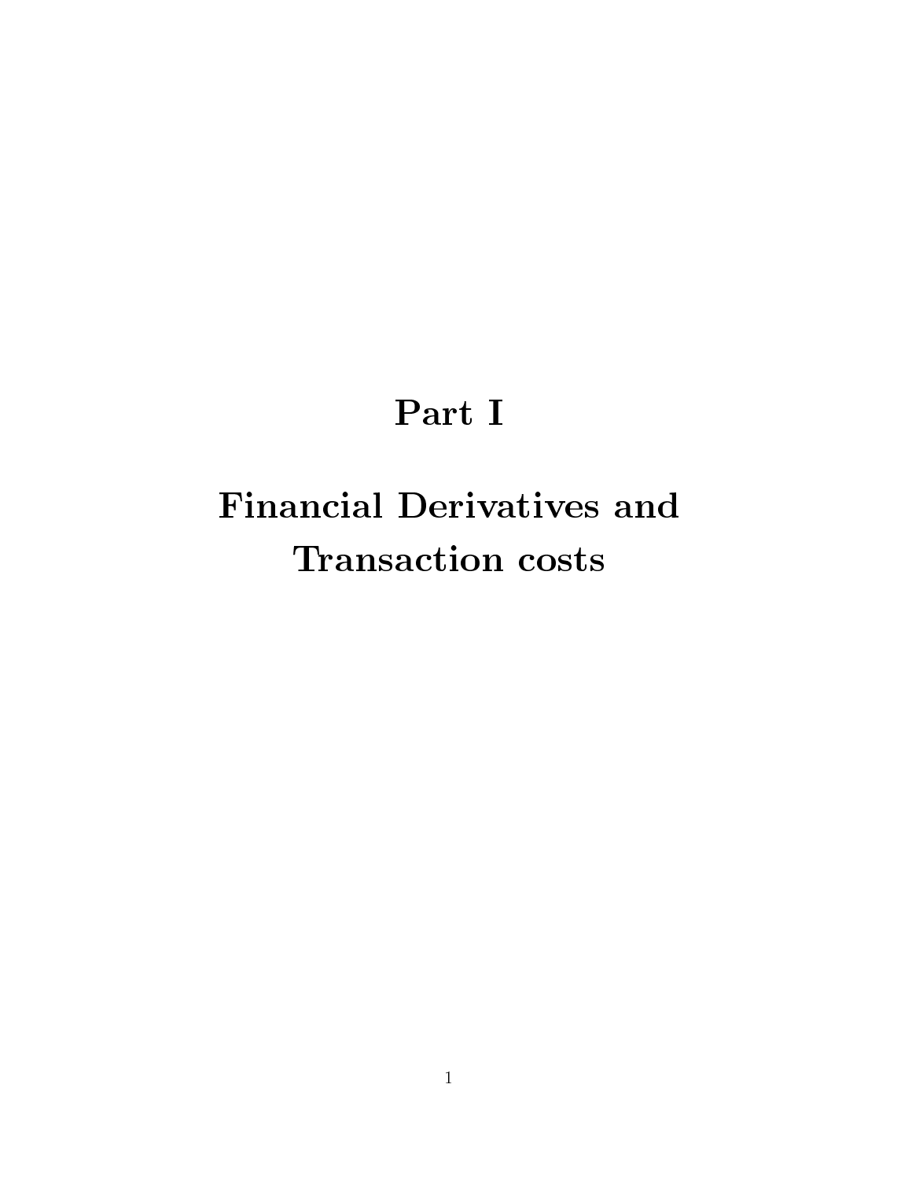# Part I

# Financial Derivatives and Transaction costs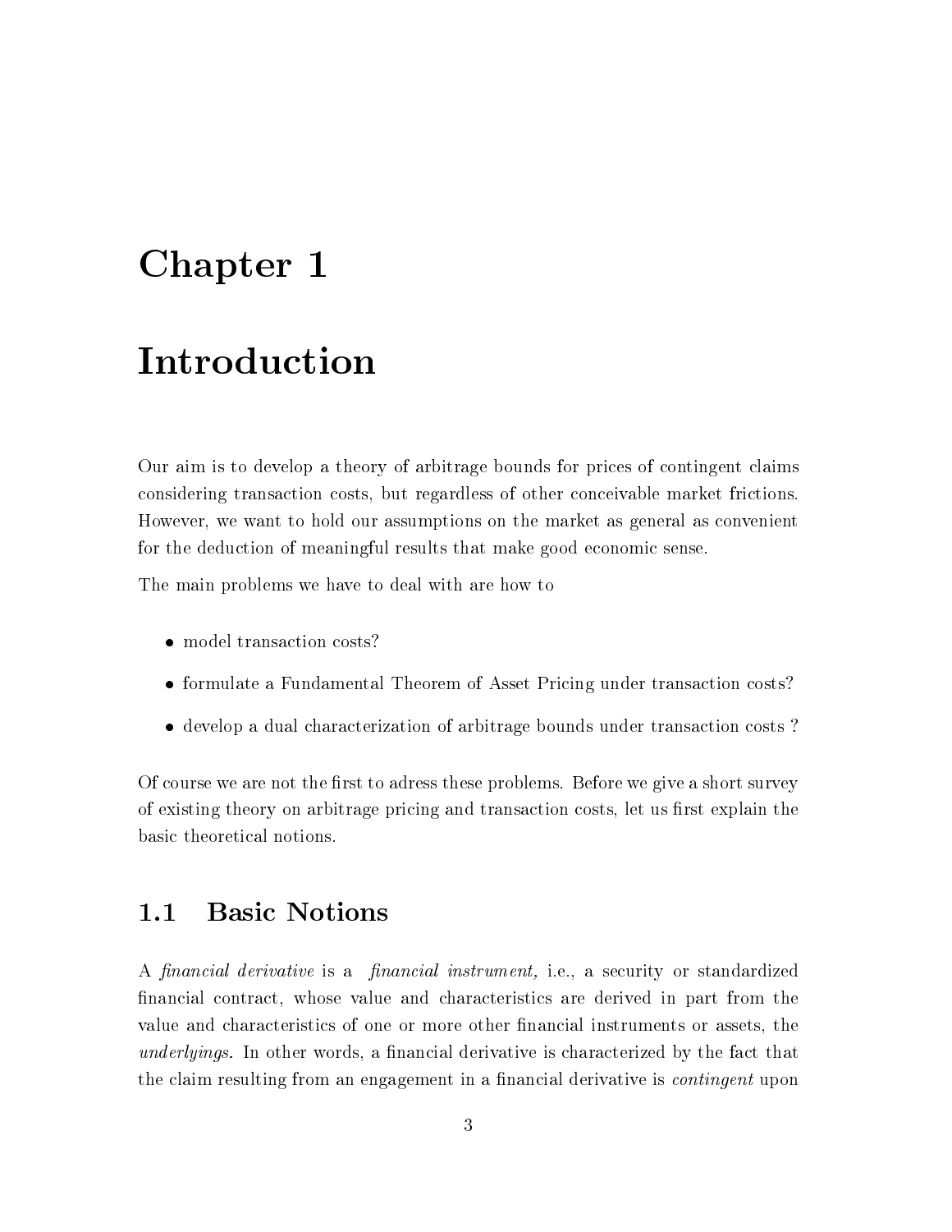# Chapter 1

# Introduction

Our aim is to develop a theory of arbitrage bounds for prices of contingent claims considering transaction costs, but regardless of other conceivable market frictions. However, we want to hold our assumptions on the market as general as convenient for the deduction of meaningful results that make good economic sense.

The main problems we have to deal with are how to

- model transaction costs?
- formulate a Fundamental Theorem of Asset Pricing under transaction costs?
- develop a dual characterization of arbitrage bounds under transaction costs ?

Of course we are not the first to adress these problems. Before we give a short survey of existing theory on arbitrage pricing and transaction costs, let us first explain the basic theoretical notions.

## 1.1 Basic Notions

A *financial derivative* is a *financial instrument,* i.e., a security or standardized financial contract, whose value and characteristics are derived in part from the value and characteristics of one or more other financial instruments or assets, the *underlyings.* In other words, a financial derivative is characterized by the fact that the claim resulting from an engagement in a financial derivative is *contingent* upon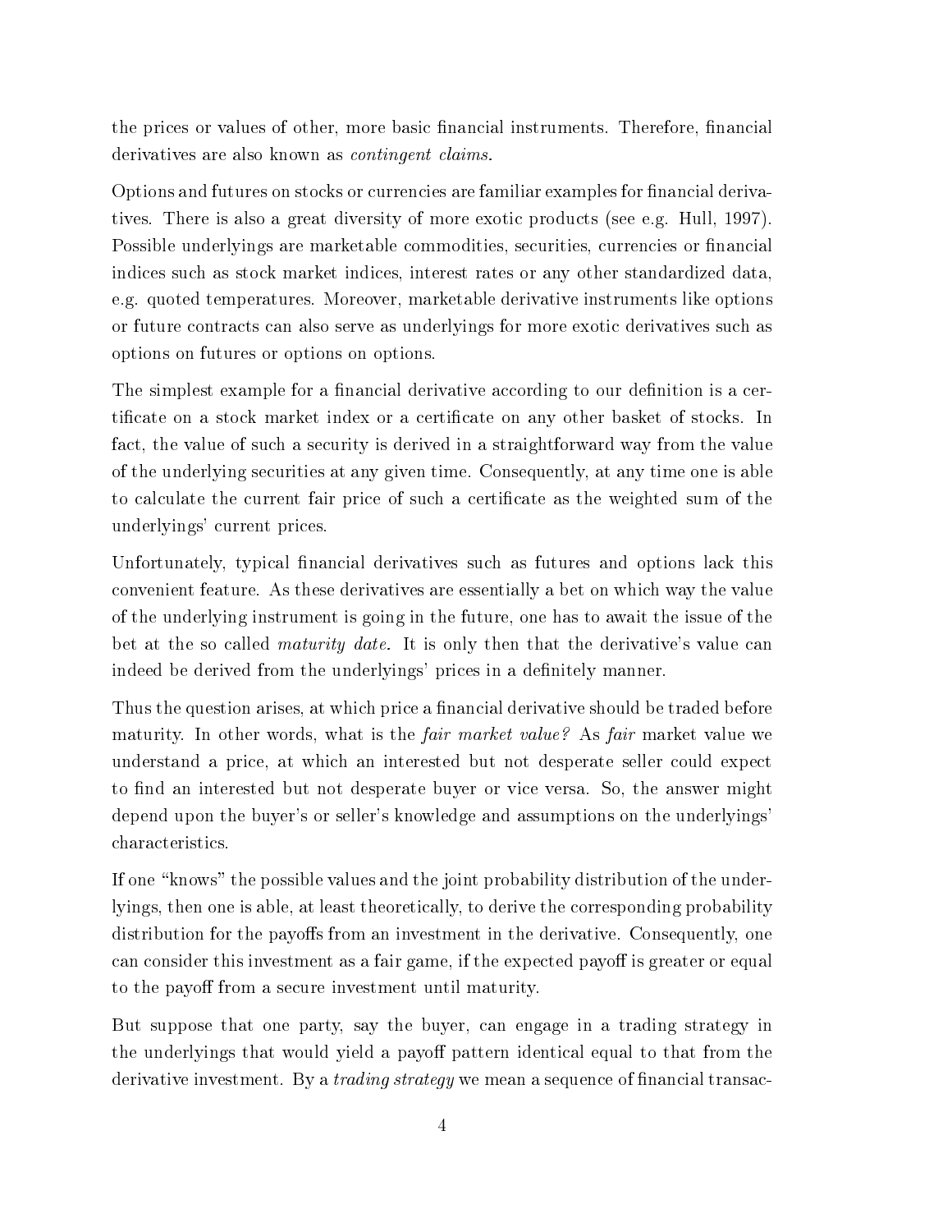the prices or values of other, more basic financial instruments. Therefore, financial derivatives are also known as *contingent claims*.

Options and futures on stocks or currencies are familiar examples for financial derivatives. There is also a great diversity of more exotic products (see e.g. Hull, 1997). Possible underlyings are marketable commodities, securities, currencies or financial indices such as stock market indices, interest rates or any other standardized data, e.g. quoted temperatures. Moreover, marketable derivative instruments like options or future contracts can also serve as underlyings for more exotic derivatives such as options on futures or options on options.

The simplest example for a financial derivative according to our definition is a certificate on a stock market index or a certificate on any other basket of stocks. In fact, the value of such a security is derived in a straightforward way from the value of the underlying securities at any given time. Consequently, at any time one is able to calculate the current fair price of such a certificate as the weighted sum of the underlyings' current prices.

Unfortunately, typical financial derivatives such as futures and options lack this convenient feature. As these derivatives are essentially a bet on which way the value of the underlying instrument is going in the future, one has to await the issue of the bet at the so called *maturity date*. It is only then that the derivative's value can indeed be derived from the underlyings' prices in a definitely manner.

Thus the question arises, at which price a financial derivative should be traded before maturity. In other words, what is the *fair market value?* As *fair* market value we understand a price, at which an interested but not desperate seller could expect to find an interested but not desperate buyer or vice versa. So, the answer might depend upon the buyer's or seller's knowledge and assumptions on the underlyings' characteristics.

If one "knows" the possible values and the joint probability distribution of the underlyings, then one is able, at least theoretically, to derive the corresponding probability distribution for the payoffs from an investment in the derivative. Consequently, one can consider this investment as a fair game, if the expected payoff is greater or equal to the payoff from a secure investment until maturity.

But suppose that one party, say the buyer, can engage in a trading strategy in the underlyings that would yield a payoff pattern identical equal to that from the derivative investment. By a *trading strategy* we mean a sequence of financial transac-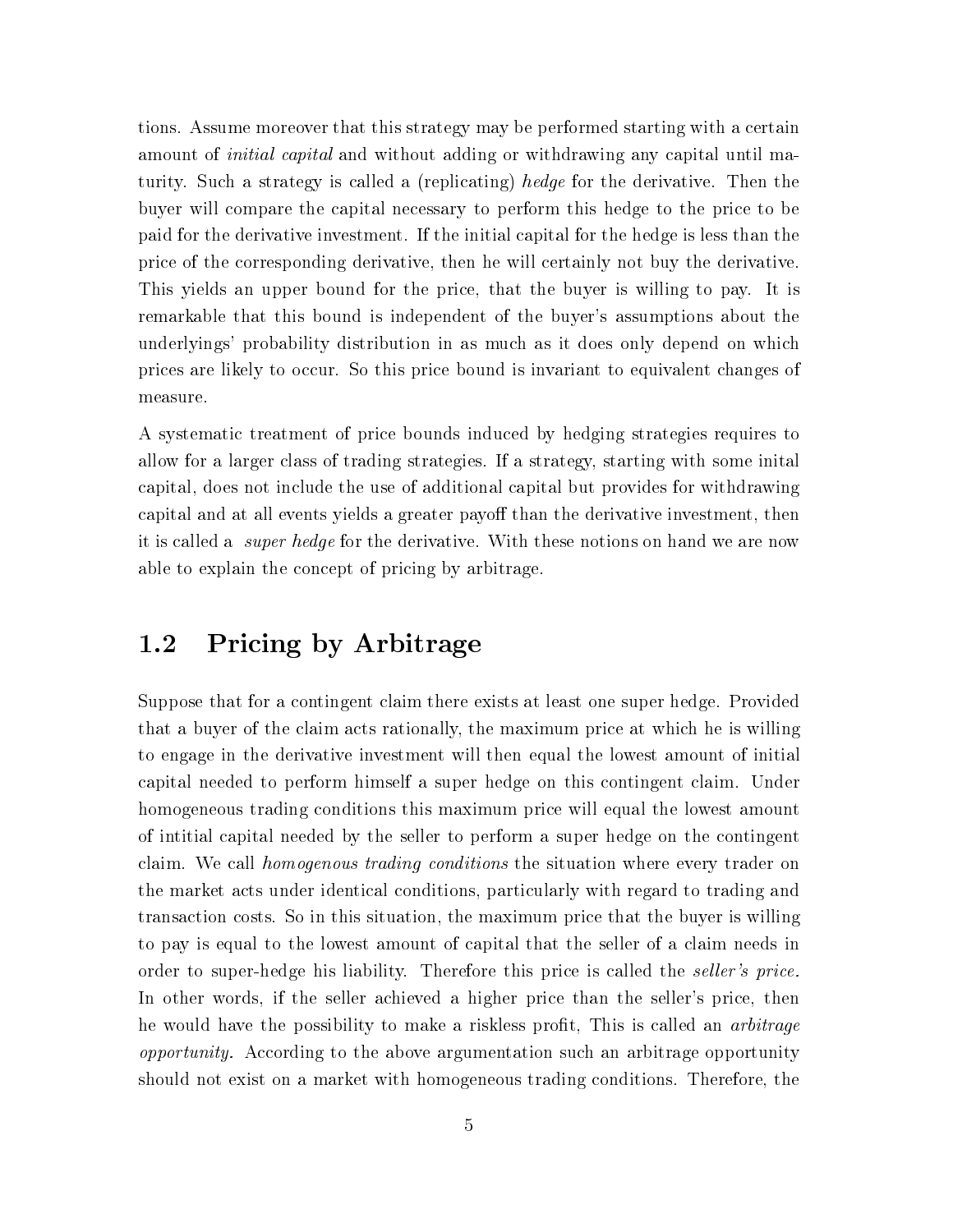tions. Assume moreover that this strategy may be performed starting with a certain amount of *initial capital* and without adding or withdrawing any capital until maturity. Such a strategy is called a (replicating) *hedge* for the derivative. Then the buyer will compare the capital necessary to perform this hedge to the price to be paid for the derivative investment. If the initial capital for the hedge is less than the price of the corresponding derivative, then he will certainly not buy the derivative. This yields an upper bound for the price, that the buyer is willing to pay. It is remarkable that this bound is independent of the buyer's assumptions about the underlyings' probability distribution in as much as it does only depend on which prices are likely to occur. So this price bound is invariant to equivalent changes of measure.

A systematic treatment of price bounds induced by hedging strategies requires to allow for a larger class of trading strategies. If a strategy, starting with some inital capital, does not include the use of additional capital but provides for withdrawing capital and at all events yields a greater payoff than the derivative investment, then it is called a *super hedge* for the derivative. With these notions on hand we are now able to explain the concept of pricing by arbitrage.

## 1.2 Pricing by Arbitrage

Suppose that for a contingent claim there exists at least one super hedge. Provided that a buyer of the claim acts rationally, the maximum price at which he is willing to engage in the derivative investment will then equal the lowest amount of initial capital needed to perform himself a super hedge on this contingent claim. Under homogeneous trading conditions this maximum price will equal the lowest amount of intitial capital needed by the seller to perform a super hedge on the contingent claim. We call *homogenous trading conditions* the situation where every trader on the market acts under identical conditions, particularly with regard to trading and transaction costs. So in this situation, the maximum price that the buyer is willing to pay is equal to the lowest amount of capital that the seller of a claim needs in order to super-hedge his liability. Therefore this price is called the *seller's price*. In other words, if the seller achieved a higher price than the seller's price, then he would have the possibility to make a riskless profit, This is called an *arbitrage opportunity*. According to the above argumentation such an arbitrage opportunity should not exist on a market with homogeneous trading conditions. Therefore, the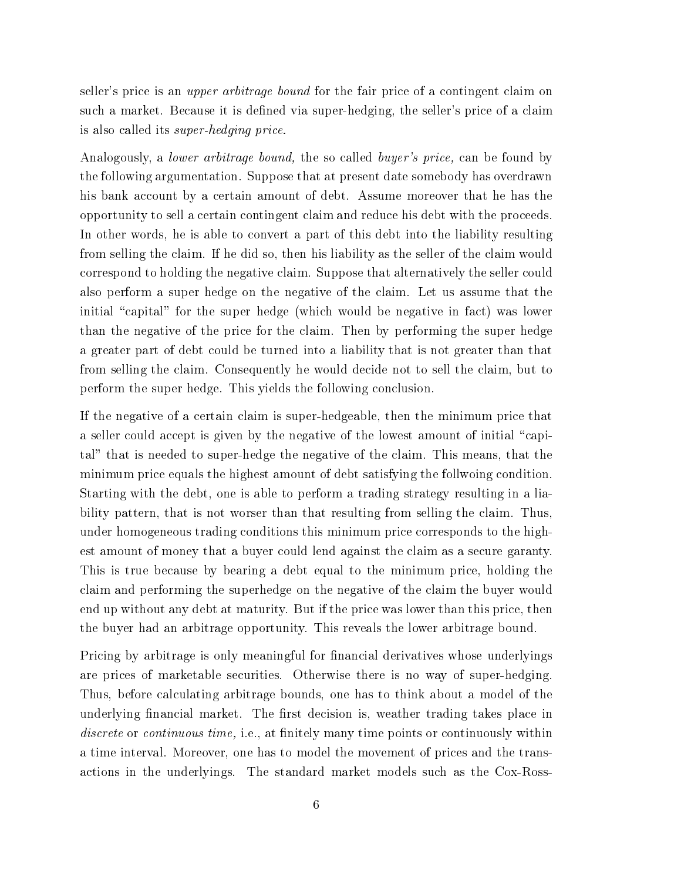seller's price is an *upper arbitrage bound* for the fair price of a contingent claim on such a market. Because it is defined via super-hedging, the seller's price of a claim is also called its *super-hedging price.*

Analogously, a *lower arbitrage bound,* the so called *buyer's price,* can be found by the following argumentation. Suppose that at present date somebody has overdrawn his bank account by a certain amount of debt. Assume moreover that he has the opportunity to sell a certain contingent claim and reduce his debt with the proceeds. In other words, he is able to convert a part of this debt into the liability resulting from selling the claim. If he did so, then his liability as the seller of the claim would correspond to holding the negative claim. Suppose that alternatively the seller could also perform a super hedge on the negative of the claim. Let us assume that the initial "capital" for the super hedge (which would be negative in fact) was lower than the negative of the price for the claim. Then by performing the super hedge a greater part of debt could be turned into a liability that is not greater than that from selling the claim. Consequently he would decide not to sell the claim, but to perform the super hedge. This yields the following conclusion.

If the negative of a certain claim is super-hedgeable, then the minimum price that a seller could accept is given by the negative of the lowest amount of initial "capital" that is needed to super-hedge the negative of the claim. This means, that the minimum price equals the highest amount of debt satisfying the follwoing condition. Starting with the debt, one is able to perform a trading strategy resulting in a liability pattern, that is not worser than that resulting from selling the claim. Thus, under homogeneous trading conditions this minimum price corresponds to the highest amount of money that a buyer could lend against the claim as a secure garanty. This is true because by bearing a debt equal to the minimum price, holding the claim and performing the superhedge on the negative of the claim the buyer would end up without any debt at maturity. But if the price was lower than this price, then the buyer had an arbitrage opportunity. This reveals the lower arbitrage bound.

Pricing by arbitrage is only meaningful for financial derivatives whose underlyings are prices of marketable securities. Otherwise there is no way of super-hedging. Thus, before calculating arbitrage bounds, one has to think about a model of the underlying financial market. The first decision is, weather trading takes place in *discrete* or *continuous time,* i.e., at finitely many time points or continuously within a time interval. Moreover, one has to model the movement of prices and the transactions in the underlyings. The standard market models such as the Cox-Ross-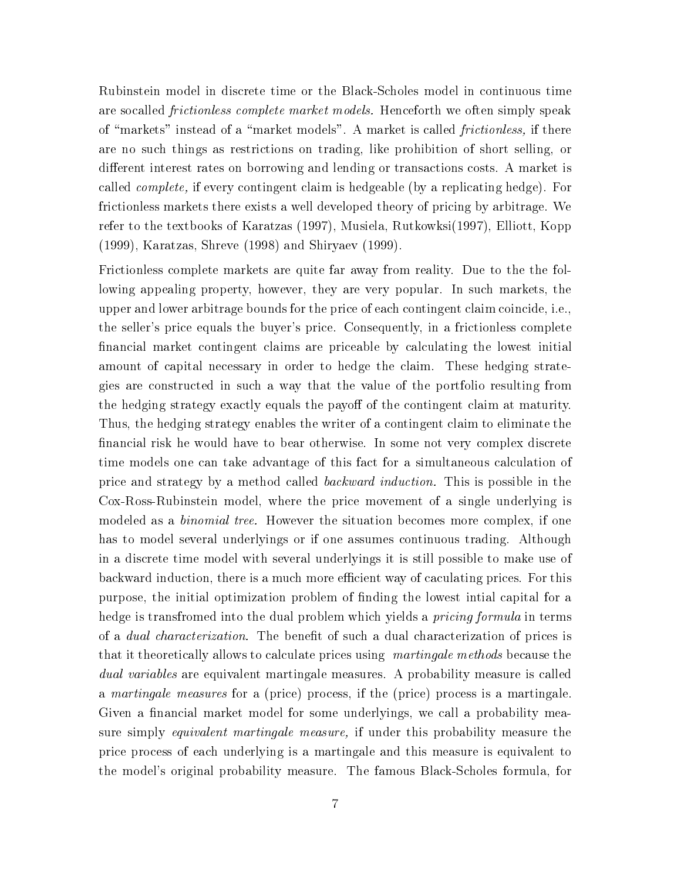Rubinstein model in discrete time or the Black-Scholes model in continuous time are socalled *frictionless complete market models.* Henceforth we often simply speak of "markets" instead of a "market models". A market is called *frictionless,* if there are no such things as restrictions on trading, like prohibition of short selling, or different interest rates on borrowing and lending or transactions costs. A market is called *complete,* if every contingent claim is hedgeable (by a replicating hedge). For frictionless markets there exists a well developed theory of pricing by arbitrage. We refer to the textbooks of Karatzas (1997), Musiela, Rutkowksi(1997), Elliott, Kopp (1999), Karatzas, Shreve (1998) and Shiryaev (1999).

Frictionless complete markets are quite far away from reality. Due to the the following appealing property, however, they are very popular. In such markets, the upper and lower arbitrage bounds for the price of each contingent claim coincide, i.e., the seller's price equals the buyer's price. Consequently, in a frictionless complete financial market contingent claims are priceable by calculating the lowest initial amount of capital necessary in order to hedge the claim. These hedging strategies are constructed in such a way that the value of the portfolio resulting from the hedging strategy exactly equals the payoff of the contingent claim at maturity. Thus, the hedging strategy enables the writer of a contingent claim to eliminate the financial risk he would have to bear otherwise. In some not very complex discrete time models one can take advantage of this fact for a simultaneous calculation of price and strategy by a method called *backward induction.* This is possible in the Cox-Ross-Rubinstein model, where the price movement of a single underlying is modeled as a *binomial tree.* However the situation becomes more complex, if one has to model several underlyings or if one assumes continuous trading. Although in a discrete time model with several underlyings it is still possible to make use of backward induction, there is a much more efficient way of caculating prices. For this purpose, the initial optimization problem of finding the lowest intial capital for a hedge is transfromed into the dual problem which yields a *pricing formula* in terms of a *dual characterization.* The benefit of such a dual characterization of prices is that it theoretically allows to calculate prices using *martingale methods* because the *dual variables* are equivalent martingale measures. A probability measure is called a *martingale measures* for a (price) process, if the (price) process is a martingale. Given a financial market model for some underlyings, we call a probability measure simply *equivalent martingale measure,* if under this probability measure the price process of each underlying is a martingale and this measure is equivalent to the model's original probability measure. The famous Black-Scholes formula, for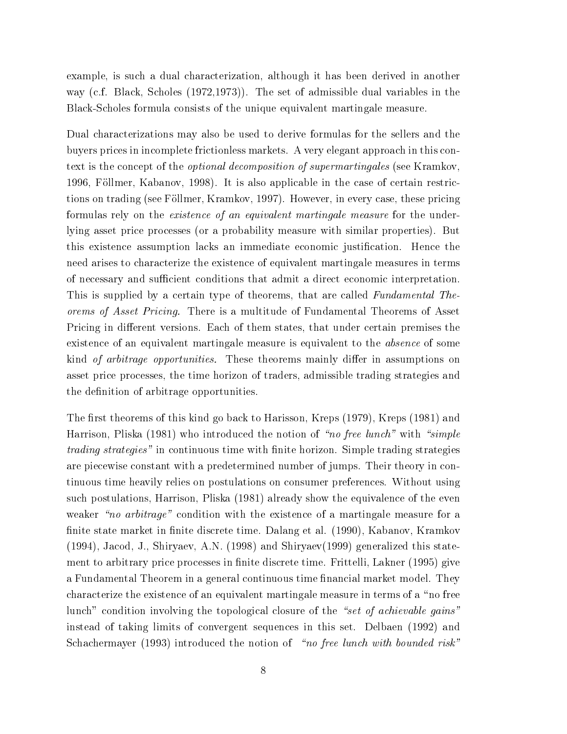example, is such a dual characterization, although it has been derived in another way (c.f. Black, Scholes (1972,1973)). The set of admissible dual variables in the Black-Scholes formula consists of the unique equivalent martingale measure.

Dual characterizations may also be used to derive formulas for the sellers and the buyers prices in incomplete frictionless markets. A very elegant approach in this context is the concept of the *optional decomposition of supermartingales* (see Kramkov, 1996, Föllmer, Kabanov, 1998). It is also applicable in the case of certain restrictions on trading (see Föllmer, Kramkov, 1997). However, in every case, these pricing formulas rely on the *existence of an equivalent martingale measure* for the underlying asset price processes (or a probability measure with similar properties). But this existence assumption lacks an immediate economic justification. Hence the need arises to characterize the existence of equivalent martingale measures in terms of necessary and sufficient conditions that admit a direct economic interpretation. This is supplied by a certain type of theorems, that are called *Fundamental Theorems of Asset Pricing*. There is a multitude of Fundamental Theorems of Asset Pricing in different versions. Each of them states, that under certain premises the existence of an equivalent martingale measure is equivalent to the *absence* of some kind *of arbitrage opportunities*. These theorems mainly differ in assumptions on asset price processes, the time horizon of traders, admissible trading strategies and the definition of arbitrage opportunities.

The first theorems of this kind go back to Harisson, Kreps (1979), Kreps (1981) and Harrison, Pliska (1981) who introduced the notion of *"no free lunch"* with *"simple trading strategies"* in continuous time with finite horizon. Simple trading strategies are piecewise constant with a predetermined number of jumps. Their theory in continuous time heavily relies on postulations on consumer preferences. Without using such postulations, Harrison, Pliska (1981) already show the equivalence of the even weaker *"no arbitrage"* condition with the existence of a martingale measure for a finite state market in finite discrete time. Dalang et al. (1990), Kabanov, Kramkov (1994), Jacod, J., Shiryaev, A.N. (1998) and Shiryaev(1999) generalized this statement to arbitrary price processes in finite discrete time. Frittelli, Lakner (1995) give a Fundamental Theorem in a general continuous time financial market model. They characterize the existence of an equivalent martingale measure in terms of a "no free lunch" condition involving the topological closure of the *"set of achievable gains"* instead of taking limits of convergent sequences in this set. Delbaen (1992) and Schachermayer (1993) introduced the notion of *"no free lunch with bounded risk"*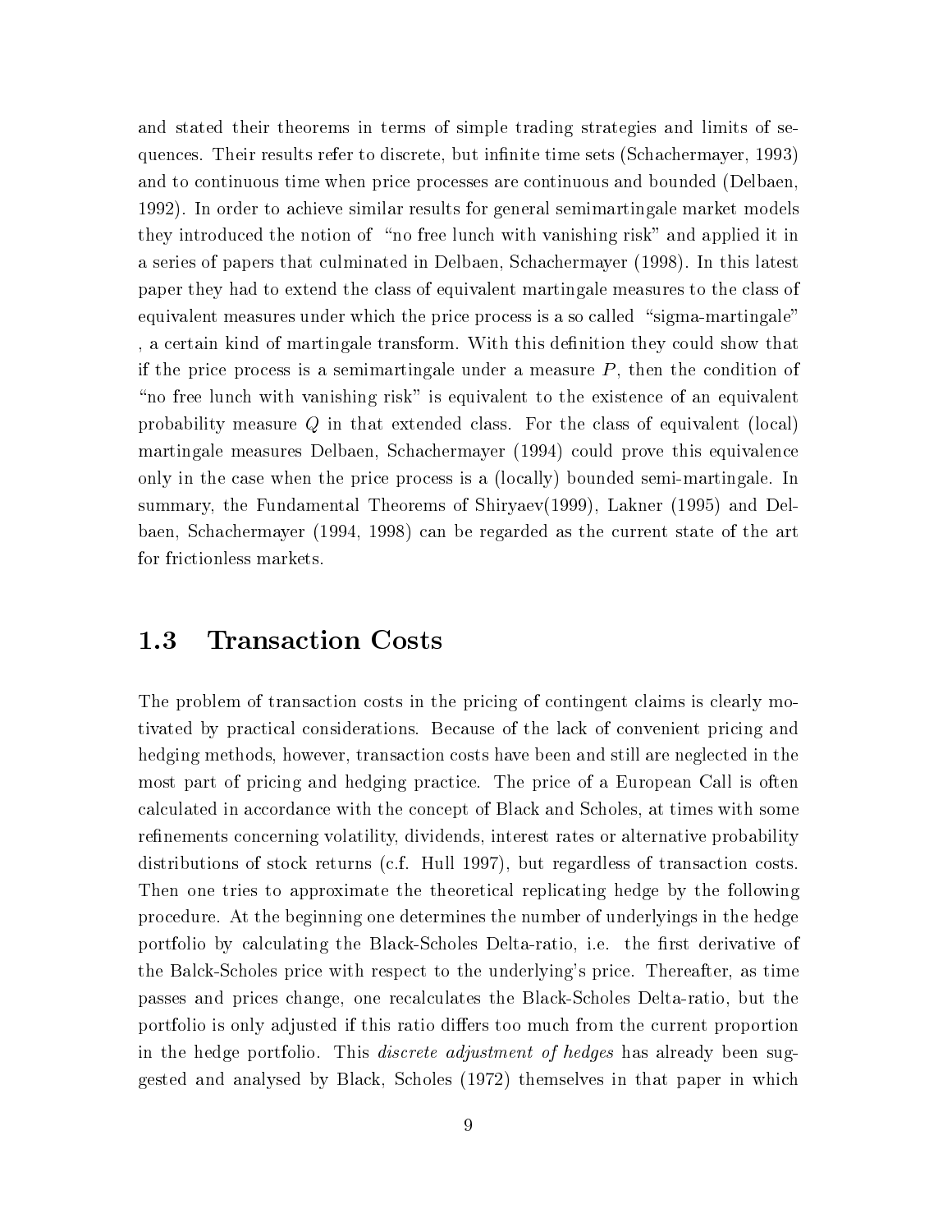and stated their theorems in terms of simple trading strategies and limits of sequences. Their results refer to discrete, but infinite time sets (Schachermayer, 1993) and to continuous time when price processes are continuous and bounded (Delbaen, 1992). In order to achieve similar results for general semimartingale market models they introduced the notion of "no free lunch with vanishing risk" and applied it in a series of papers that culminated in Delbaen, Schachermayer (1998). In this latest paper they had to extend the class of equivalent martingale measures to the class of equivalent measures under which the price process is a so called "sigma-martingale" , a certain kind of martingale transform. With this definition they could show that if the price process is a semimartingale under a measure $P$, then the condition of "no free lunch with vanishing risk" is equivalent to the existence of an equivalent probability measure $Q$ in that extended class. For the class of equivalent (local) martingale measures Delbaen, Schachermayer (1994) could prove this equivalence only in the case when the price process is a (locally) bounded semi-martingale. In summary, the Fundamental Theorems of Shiryaev(1999), Lakner (1995) and Delbaen, Schachermayer (1994, 1998) can be regarded as the current state of the art for frictionless markets.

## 1.3 Transaction Costs

The problem of transaction costs in the pricing of contingent claims is clearly motivated by practical considerations. Because of the lack of convenient pricing and hedging methods, however, transaction costs have been and still are neglected in the most part of pricing and hedging practice. The price of a European Call is often calculated in accordance with the concept of Black and Scholes, at times with some refinements concerning volatility, dividends, interest rates or alternative probability distributions of stock returns (c.f. Hull 1997), but regardless of transaction costs. Then one tries to approximate the theoretical replicating hedge by the following procedure. At the beginning one determines the number of underlyings in the hedge portfolio by calculating the Black-Scholes Delta-ratio, i.e. the first derivative of the Balck-Scholes price with respect to the underlying's price. Thereafter, as time passes and prices change, one recalculates the Black-Scholes Delta-ratio, but the portfolio is only adjusted if this ratio differs too much from the current proportion in the hedge portfolio. This *discrete adjustment of hedges* has already been suggested and analysed by Black, Scholes (1972) themselves in that paper in which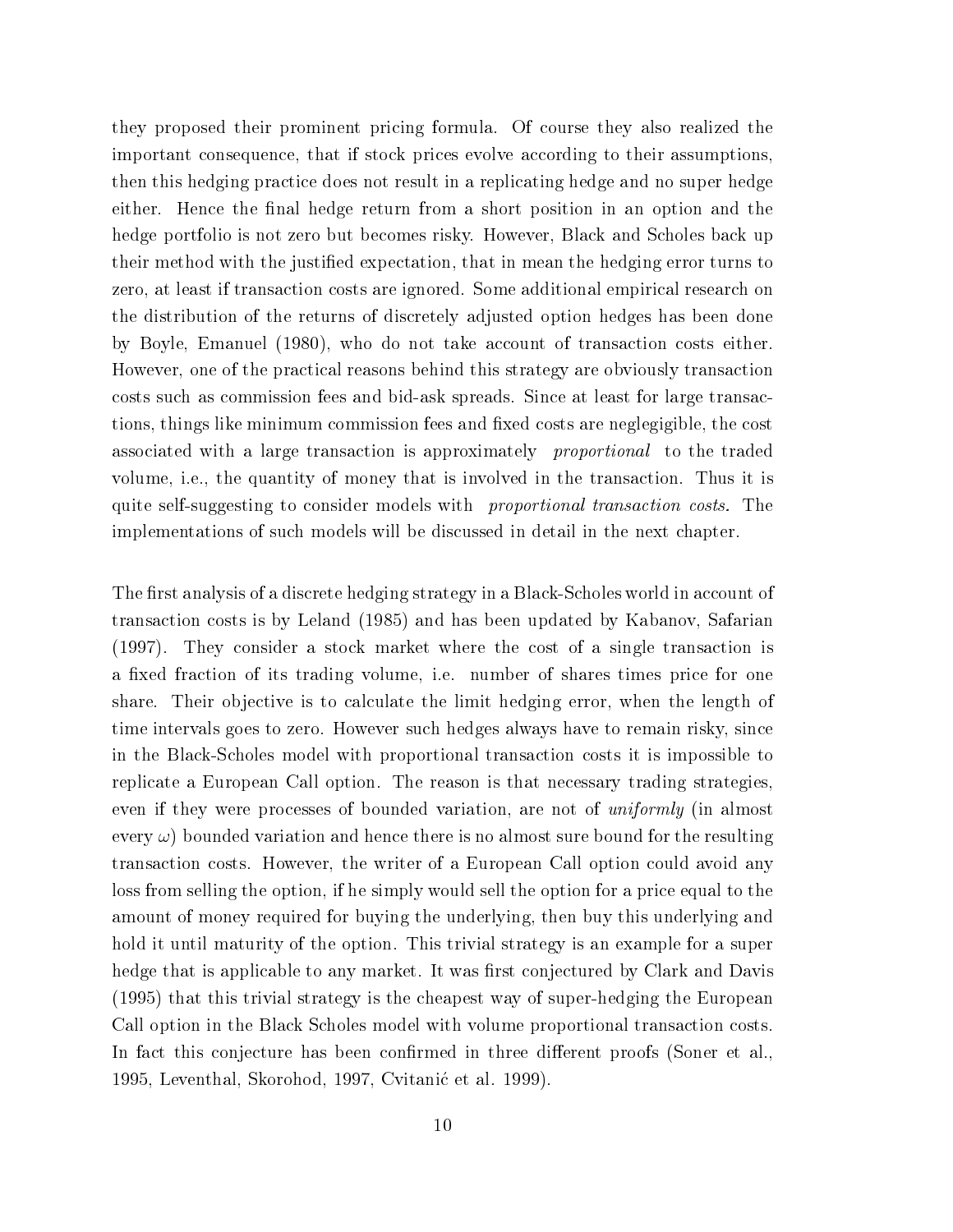they proposed their prominent pricing formula. Of course they also realized the important consequence, that if stock prices evolve according to their assumptions, then this hedging practice does not result in a replicating hedge and no super hedge either. Hence the final hedge return from a short position in an option and the hedge portfolio is not zero but becomes risky. However, Black and Scholes back up their method with the justified expectation, that in mean the hedging error turns to zero, at least if transaction costs are ignored. Some additional empirical research on the distribution of the returns of discretely adjusted option hedges has been done by Boyle, Emanuel (1980), who do not take account of transaction costs either. However, one of the practical reasons behind this strategy are obviously transaction costs such as commission fees and bid-ask spreads. Since at least for large transactions, things like minimum commission fees and fixed costs are neglegigible, the cost associated with a large transaction is approximately *proportional* to the traded volume, i.e., the quantity of money that is involved in the transaction. Thus it is quite self-suggesting to consider models with *proportional transaction costs.* The implementations of such models will be discussed in detail in the next chapter.

The first analysis of a discrete hedging strategy in a Black-Scholes world in account of transaction costs is by Leland (1985) and has been updated by Kabanov, Safarian (1997). They consider a stock market where the cost of a single transaction is a fixed fraction of its trading volume, i.e. number of shares times price for one share. Their objective is to calculate the limit hedging error, when the length of time intervals goes to zero. However such hedges always have to remain risky, since in the Black-Scholes model with proportional transaction costs it is impossible to replicate a European Call option. The reason is that necessary trading strategies, even if they were processes of bounded variation, are not of *uniformly* (in almost every $\omega$) bounded variation and hence there is no almost sure bound for the resulting transaction costs. However, the writer of a European Call option could avoid any loss from selling the option, if he simply would sell the option for a price equal to the amount of money required for buying the underlying, then buy this underlying and hold it until maturity of the option. This trivial strategy is an example for a super hedge that is applicable to any market. It was first conjectured by Clark and Davis (1995) that this trivial strategy is the cheapest way of super-hedging the European Call option in the Black Scholes model with volume proportional transaction costs. In fact this conjecture has been confirmed in three different proofs (Soner et al., 1995, Leventhal, Skorohod, 1997, Cvitanić et al. 1999).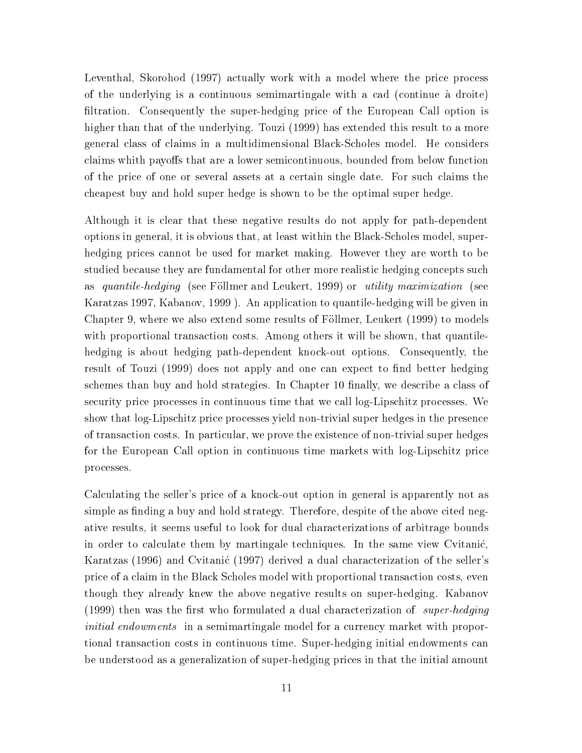Leventhal, Skorohod (1997) actually work with a model where the price process of the underlying is a continuous semimartingale with a cad (continue à droite) filtration. Consequently the super-hedging price of the European Call option is higher than that of the underlying. Touzi (1999) has extended this result to a more general class of claims in a multidimensional Black-Scholes model. He considers claims whith payoffs that are a lower semicontinuous, bounded from below function of the price of one or several assets at a certain single date. For such claims the cheapest buy and hold super hedge is shown to be the optimal super hedge.

Although it is clear that these negative results do not apply for path-dependent options in general, it is obvious that, at least within the Black-Scholes model, super-hedging prices cannot be used for market making. However they are worth to be studied because they are fundamental for other more realistic hedging concepts such as *quantile-hedging* (see Föllmer and Leukert, 1999) or *utility maximization* (see Karatzas 1997, Kabanov, 1999 ). An application to quantile-hedging will be given in Chapter 9, where we also extend some results of Föllmer, Leukert (1999) to models with proportional transaction costs. Among others it will be shown, that quantile-hedging is about hedging path-dependent knock-out options. Consequently, the result of Touzi (1999) does not apply and one can expect to find better hedging schemes than buy and hold strategies. In Chapter 10 finally, we describe a class of security price processes in continuous time that we call log-Lipschitz processes. We show that log-Lipschitz price processes yield non-trivial super hedges in the presence of transaction costs. In particular, we prove the existence of non-trivial super hedges for the European Call option in continuous time markets with log-Lipschitz price processes.

Calculating the seller's price of a knock-out option in general is apparently not as simple as finding a buy and hold strategy. Therefore, despite of the above cited negative results, it seems useful to look for dual characterizations of arbitrage bounds in order to calculate them by martingale techniques. In the same view Cvitanić, Karatzas (1996) and Cvitanić (1997) derived a dual characterization of the seller's price of a claim in the Black Scholes model with proportional transaction costs, even though they already knew the above negative results on super-hedging. Kabanov (1999) then was the first who formulated a dual characterization of *super-hedging initial endowments* in a semimartingale model for a currency market with proportional transaction costs in continuous time. Super-hedging initial endowments can be understood as a generalization of super-hedging prices in that the initial amount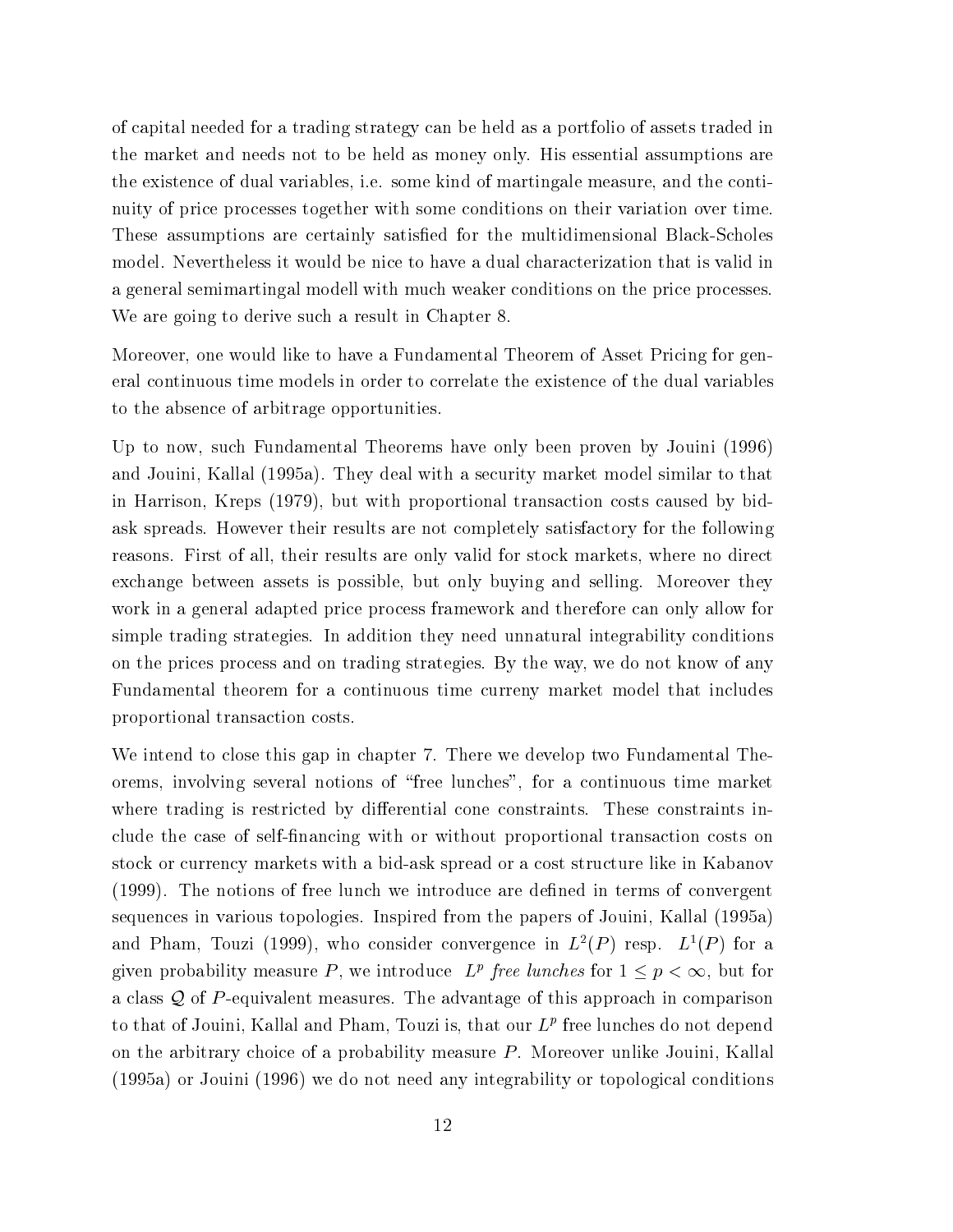of capital needed for a trading strategy can be held as a portfolio of assets traded in the market and needs not to be held as money only. His essential assumptions are the existence of dual variables, i.e. some kind of martingale measure, and the continuity of price processes together with some conditions on their variation over time. These assumptions are certainly satisfied for the multidimensional Black-Scholes model. Nevertheless it would be nice to have a dual characterization that is valid in a general semimartingal modell with much weaker conditions on the price processes. We are going to derive such a result in Chapter 8.

Moreover, one would like to have a Fundamental Theorem of Asset Pricing for general continuous time models in order to correlate the existence of the dual variables to the absence of arbitrage opportunities.

Up to now, such Fundamental Theorems have only been proven by Jouini (1996) and Jouini, Kallal (1995a). They deal with a security market model similar to that in Harrison, Kreps (1979), but with proportional transaction costs caused by bid-ask spreads. However their results are not completely satisfactory for the following reasons. First of all, their results are only valid for stock markets, where no direct exchange between assets is possible, but only buying and selling. Moreover they work in a general adapted price process framework and therefore can only allow for simple trading strategies. In addition they need unnatural integrability conditions on the prices process and on trading strategies. By the way, we do not know of any Fundamental theorem for a continuous time curreny market model that includes proportional transaction costs.

We intend to close this gap in chapter 7. There we develop two Fundamental Theorems, involving several notions of "free lunches", for a continuous time market where trading is restricted by differential cone constraints. These constraints include the case of self-financing with or without proportional transaction costs on stock or currency markets with a bid-ask spread or a cost structure like in Kabanov (1999). The notions of free lunch we introduce are defined in terms of convergent sequences in various topologies. Inspired from the papers of Jouini, Kallal (1995a) and Pham, Touzi (1999), who consider convergence in $L^2(P)$ resp. $L^1(P)$ for a given probability measure $P$, we introduce $L^p$ *free lunches* for $1 \leq p < \infty$, but for a class $\mathcal{Q}$ of $P$-equivalent measures. The advantage of this approach in comparison to that of Jouini, Kallal and Pham, Touzi is, that our $L^p$ free lunches do not depend on the arbitrary choice of a probability measure $P$. Moreover unlike Jouini, Kallal (1995a) or Jouini (1996) we do not need any integrability or topological conditions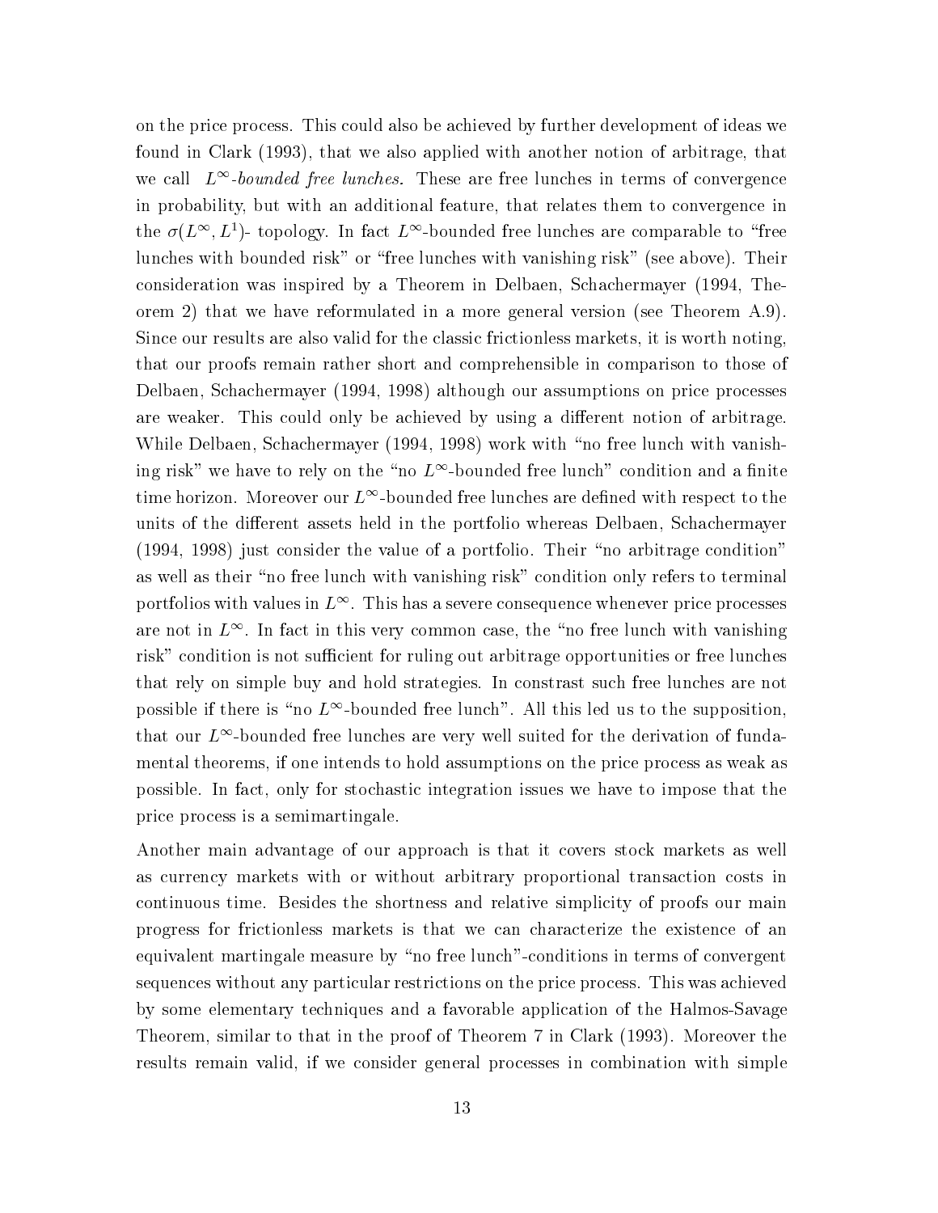on the price process. This could also be achieved by further development of ideas we found in Clark (1993), that we also applied with another notion of arbitrage, that we call *$L^\infty$-bounded free lunches.* These are free lunches in terms of convergence in probability, but with an additional feature, that relates them to convergence in the $\sigma(L^\infty, L^1)$- topology. In fact $L^\infty$-bounded free lunches are comparable to "free lunches with bounded risk" or "free lunches with vanishing risk" (see above). Their consideration was inspired by a Theorem in Delbaen, Schachermayer (1994, Theorem 2) that we have reformulated in a more general version (see Theorem A.9). Since our results are also valid for the classic frictionless markets, it is worth noting, that our proofs remain rather short and comprehensible in comparison to those of Delbaen, Schachermayer (1994, 1998) although our assumptions on price processes are weaker. This could only be achieved by using a different notion of arbitrage. While Delbaen, Schachermayer (1994, 1998) work with "no free lunch with vanishing risk" we have to rely on the "no $L^\infty$-bounded free lunch" condition and a finite time horizon. Moreover our $L^\infty$-bounded free lunches are defined with respect to the units of the different assets held in the portfolio whereas Delbaen, Schachermayer (1994, 1998) just consider the value of a portfolio. Their "no arbitrage condition" as well as their "no free lunch with vanishing risk" condition only refers to terminal portfolios with values in $L^\infty$. This has a severe consequence whenever price processes are not in $L^\infty$. In fact in this very common case, the "no free lunch with vanishing risk" condition is not sufficient for ruling out arbitrage opportunities or free lunches that rely on simple buy and hold strategies. In constrast such free lunches are not possible if there is "no $L^\infty$-bounded free lunch". All this led us to the supposition, that our $L^\infty$-bounded free lunches are very well suited for the derivation of fundamental theorems, if one intends to hold assumptions on the price process as weak as possible. In fact, only for stochastic integration issues we have to impose that the price process is a semimartingale.

Another main advantage of our approach is that it covers stock markets as well as currency markets with or without arbitrary proportional transaction costs in continuous time. Besides the shortness and relative simplicity of proofs our main progress for frictionless markets is that we can characterize the existence of an equivalent martingale measure by "no free lunch"-conditions in terms of convergent sequences without any particular restrictions on the price process. This was achieved by some elementary techniques and a favorable application of the Halmos-Savage Theorem, similar to that in the proof of Theorem 7 in Clark (1993). Moreover the results remain valid, if we consider general processes in combination with simple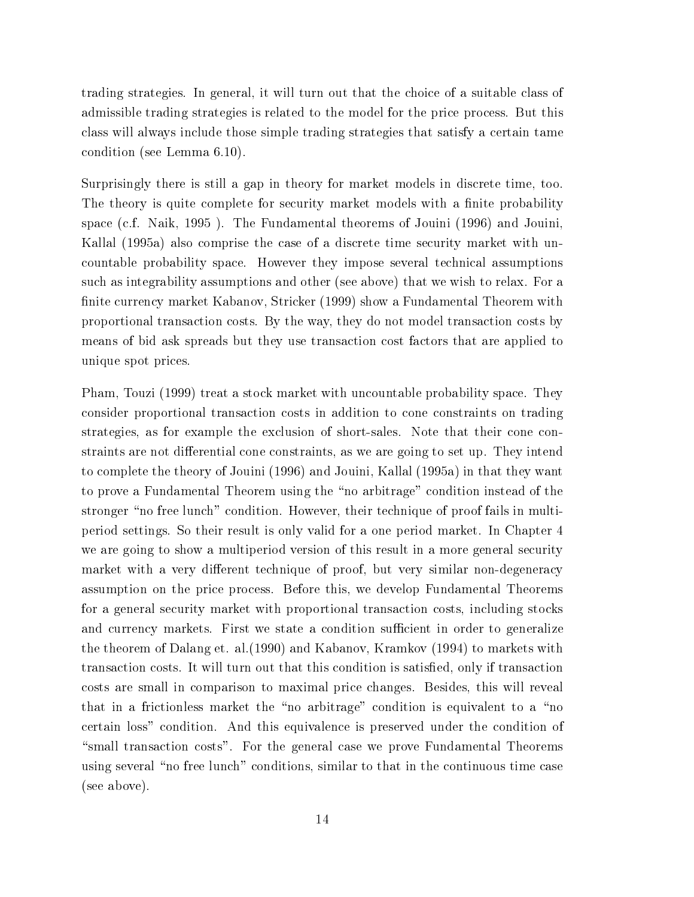trading strategies. In general, it will turn out that the choice of a suitable class of admissible trading strategies is related to the model for the price process. But this class will always include those simple trading strategies that satisfy a certain tame condition (see Lemma 6.10).

Surprisingly there is still a gap in theory for market models in discrete time, too. The theory is quite complete for security market models with a finite probability space (c.f. Naik, 1995 ). The Fundamental theorems of Jouini (1996) and Jouini, Kallal (1995a) also comprise the case of a discrete time security market with uncountable probability space. However they impose several technical assumptions such as integrability assumptions and other (see above) that we wish to relax. For a finite currency market Kabanov, Stricker (1999) show a Fundamental Theorem with proportional transaction costs. By the way, they do not model transaction costs by means of bid ask spreads but they use transaction cost factors that are applied to unique spot prices.

Pham, Touzi (1999) treat a stock market with uncountable probability space. They consider proportional transaction costs in addition to cone constraints on trading strategies, as for example the exclusion of short-sales. Note that their cone constraints are not differential cone constraints, as we are going to set up. They intend to complete the theory of Jouini (1996) and Jouini, Kallal (1995a) in that they want to prove a Fundamental Theorem using the "no arbitrage" condition instead of the stronger "no free lunch" condition. However, their technique of proof fails in multiperiod settings. So their result is only valid for a one period market. In Chapter 4 we are going to show a multiperiod version of this result in a more general security market with a very different technique of proof, but very similar non-degeneracy assumption on the price process. Before this, we develop Fundamental Theorems for a general security market with proportional transaction costs, including stocks and currency markets. First we state a condition sufficient in order to generalize the theorem of Dalang et. al.(1990) and Kabanov, Kramkov (1994) to markets with transaction costs. It will turn out that this condition is satisfied, only if transaction costs are small in comparison to maximal price changes. Besides, this will reveal that in a frictionless market the "no arbitrage" condition is equivalent to a "no certain loss" condition. And this equivalence is preserved under the condition of "small transaction costs". For the general case we prove Fundamental Theorems using several "no free lunch" conditions, similar to that in the continuous time case (see above).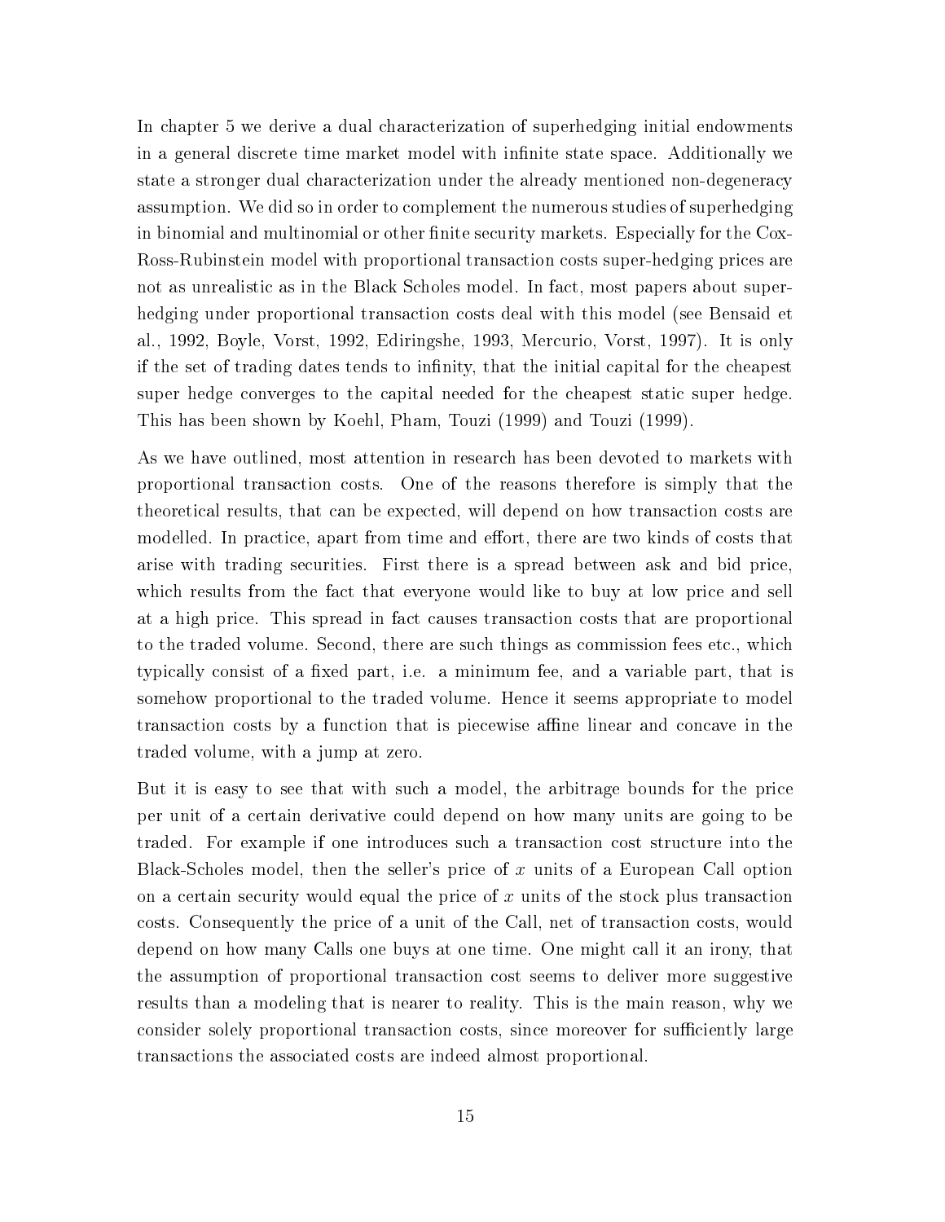In chapter 5 we derive a dual characterization of superhedging initial endowments in a general discrete time market model with infinite state space. Additionally we state a stronger dual characterization under the already mentioned non-degeneracy assumption. We did so in order to complement the numerous studies of superhedging in binomial and multinomial or other finite security markets. Especially for the Cox-Ross-Rubinstein model with proportional transaction costs super-hedging prices are not as unrealistic as in the Black Scholes model. In fact, most papers about super-hedging under proportional transaction costs deal with this model (see Bensaid et al., 1992, Boyle, Vorst, 1992, Ediringshe, 1993, Mercurio, Vorst, 1997). It is only if the set of trading dates tends to infinity, that the initial capital for the cheapest super hedge converges to the capital needed for the cheapest static super hedge. This has been shown by Koehl, Pham, Touzi (1999) and Touzi (1999).

As we have outlined, most attention in research has been devoted to markets with proportional transaction costs. One of the reasons therefore is simply that the theoretical results, that can be expected, will depend on how transaction costs are modelled. In practice, apart from time and effort, there are two kinds of costs that arise with trading securities. First there is a spread between ask and bid price, which results from the fact that everyone would like to buy at low price and sell at a high price. This spread in fact causes transaction costs that are proportional to the traded volume. Second, there are such things as commission fees etc., which typically consist of a fixed part, i.e. a minimum fee, and a variable part, that is somehow proportional to the traded volume. Hence it seems appropriate to model transaction costs by a function that is piecewise affine linear and concave in the traded volume, with a jump at zero.

But it is easy to see that with such a model, the arbitrage bounds for the price per unit of a certain derivative could depend on how many units are going to be traded. For example if one introduces such a transaction cost structure into the Black-Scholes model, then the seller's price of $x$ units of a European Call option on a certain security would equal the price of $x$ units of the stock plus transaction costs. Consequently the price of a unit of the Call, net of transaction costs, would depend on how many Calls one buys at one time. One might call it an irony, that the assumption of proportional transaction cost seems to deliver more suggestive results than a modeling that is nearer to reality. This is the main reason, why we consider solely proportional transaction costs, since moreover for sufficiently large transactions the associated costs are indeed almost proportional.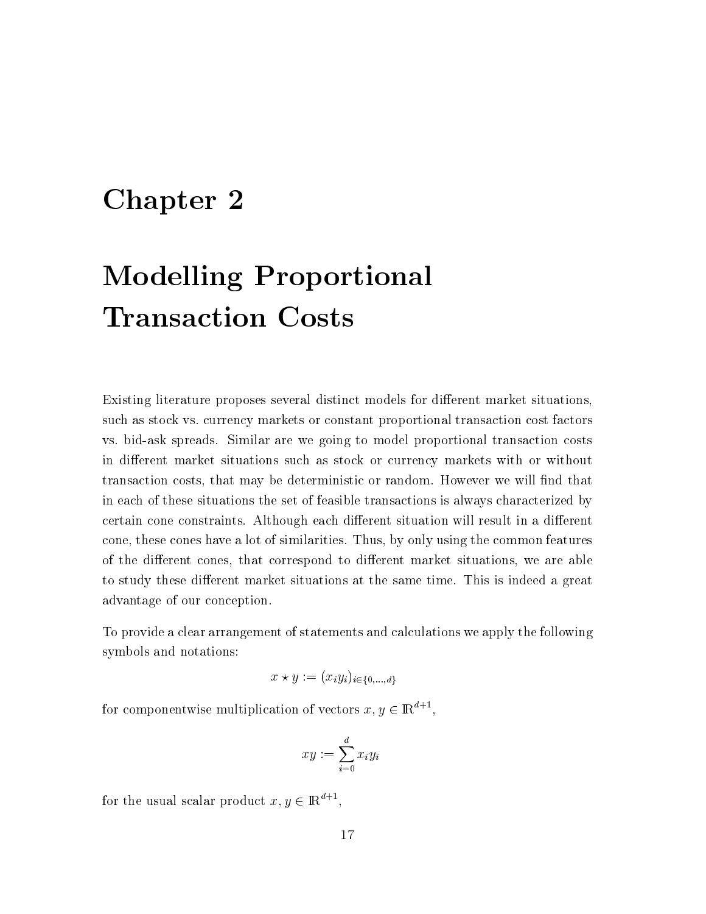# Chapter 2

# Modelling Proportional Transaction Costs

Existing literature proposes several distinct models for different market situations, such as stock vs. currency markets or constant proportional transaction cost factors vs. bid-ask spreads. Similar are we going to model proportional transaction costs in different market situations such as stock or currency markets with or without transaction costs, that may be deterministic or random. However we will find that in each of these situations the set of feasible transactions is always characterized by certain cone constraints. Although each different situation will result in a different cone, these cones have a lot of similarities. Thus, by only using the common features of the different cones, that correspond to different market situations, we are able to study these different market situations at the same time. This is indeed a great advantage of our conception.

To provide a clear arrangement of statements and calculations we apply the following symbols and notations:

$$x \star y := (x_i y_i)_{i \in \{0,\ldots,d\}}$$

for componentwise multiplication of vectors $x, y \in \mathbb{R}^{d+1}$,

$$xy := \sum_{i=0}^{d} x_i y_i$$

for the usual scalar product $x, y \in \mathbb{R}^{d+1}$,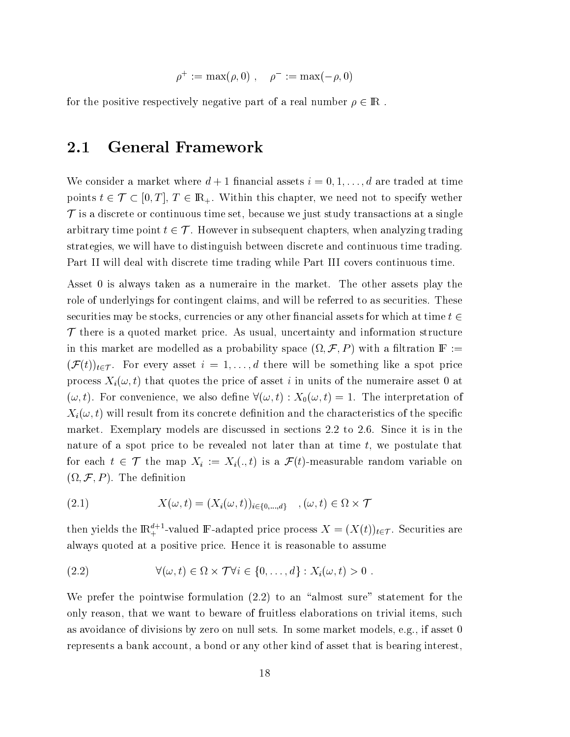$$\rho^+ := \max(\rho, 0) \ , \quad \rho^- := \max(-\rho, 0)$$

for the positive respectively negative part of a real number $\rho \in \mathbb{R}$ .

## 2.1 General Framework

We consider a market where $d+1$ financial assets $i = 0, 1, \ldots, d$ are traded at time points $t \in \mathcal{T} \subset [0, T]$, $T \in \mathbb{R}_+$. Within this chapter, we need not to specify wether $\mathcal{T}$ is a discrete or continuous time set, because we just study transactions at a single arbitrary time point $t \in \mathcal{T}$. However in subsequent chapters, when analyzing trading strategies, we will have to distinguish between discrete and continuous time trading. Part II will deal with discrete time trading while Part III covers continuous time.

Asset 0 is always taken as a numeraire in the market. The other assets play the role of underlyings for contingent claims, and will be referred to as securities. These securities may be stocks, currencies or any other financial assets for which at time $t \in \mathcal{T}$ there is a quoted market price. As usual, uncertainty and information structure in this market are modelled as a probability space $(\Omega, \mathcal{F}, P)$ with a filtration $\mathbb{F} := (\mathcal{F}(t))_{t \in \mathcal{T}}$. For every asset $i = 1, \ldots, d$ there will be something like a spot price process $X_i(\omega, t)$ that quotes the price of asset $i$ in units of the numeraire asset 0 at $(\omega, t)$. For convenience, we also define $\forall(\omega, t) : X_0(\omega, t) = 1$. The interpretation of $X_i(\omega, t)$ will result from its concrete definition and the characteristics of the specific market. Exemplary models are discussed in sections 2.2 to 2.6. Since it is in the nature of a spot price to be revealed not later than at time $t$, we postulate that for each $t \in \mathcal{T}$ the map $X_i := X_i(., t)$ is a $\mathcal{F}(t)$-measurable random variable on $(\Omega, \mathcal{F}, P)$. The definition

$$X(\omega, t) = (X_i(\omega, t))_{i \in \{0, \ldots, d\}} \quad , (\omega, t) \in \Omega \times \mathcal{T} \tag{2.1}$$

then yields the $\mathbb{R}_+^{d+1}$-valued $\mathbb{F}$-adapted price process $X = (X(t))_{t \in \mathcal{T}}$. Securities are always quoted at a positive price. Hence it is reasonable to assume

$$\forall(\omega, t) \in \Omega \times \mathcal{T} \forall i \in \{0, \ldots, d\} : X_i(\omega, t) > 0 \ . \tag{2.2}$$

We prefer the pointwise formulation (2.2) to an "almost sure" statement for the only reason, that we want to beware of fruitless elaborations on trivial items, such as avoidance of divisions by zero on null sets. In some market models, e.g., if asset 0 represents a bank account, a bond or any other kind of asset that is bearing interest,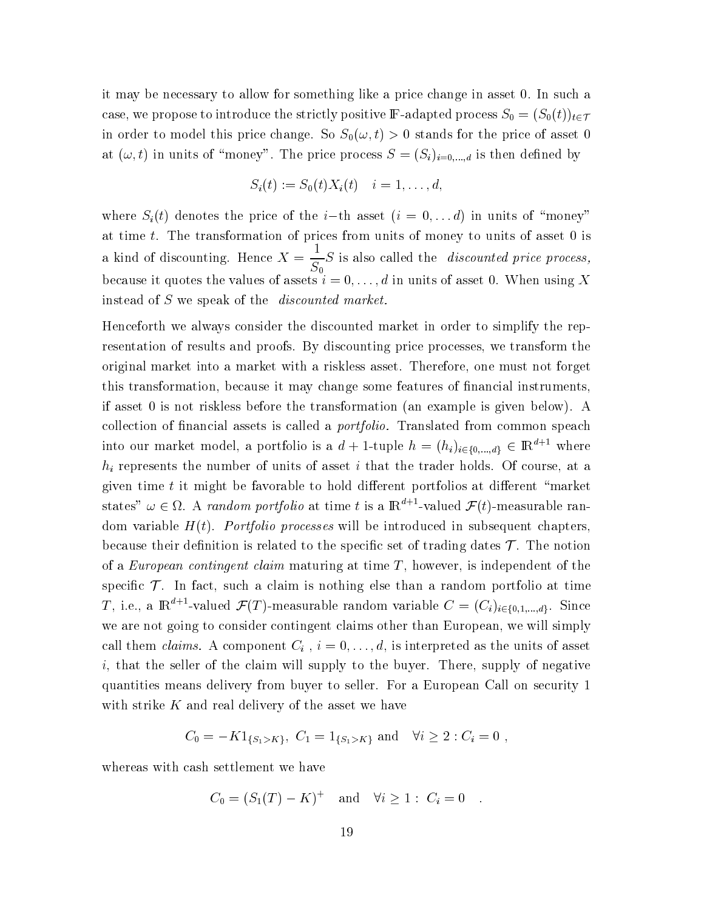it may be necessary to allow for something like a price change in asset 0. In such a case, we propose to introduce the strictly positive $\mathbb{F}$-adapted process $S_0 = (S_0(t))_{t\in\mathcal{T}}$ in order to model this price change. So $S_0(\omega, t) > 0$ stands for the price of asset 0 at $(\omega, t)$ in units of "money". The price process $S = (S_i)_{i=0,\dots,d}$ is then defined by

$$S_i(t) := S_0(t)X_i(t) \quad i = 1, \dots, d,$$

where $S_i(t)$ denotes the price of the $i-$th asset $(i = 0, \dots d)$ in units of "money" at time $t$. The transformation of prices from units of money to units of asset 0 is a kind of discounting. Hence $X = \frac{1}{S_0}S$ is also called the *discounted price process*, because it quotes the values of assets $i = 0, \dots, d$ in units of asset 0. When using $X$ instead of $S$ we speak of the *discounted market*.

Henceforth we always consider the discounted market in order to simplify the representation of results and proofs. By discounting price processes, we transform the original market into a market with a riskless asset. Therefore, one must not forget this transformation, because it may change some features of financial instruments, if asset 0 is not riskless before the transformation (an example is given below). A collection of financial assets is called a *portfolio*. Translated from common speach into our market model, a portfolio is a $d+1$-tuple $h = (h_i)_{i\in\{0,\dots,d\}} \in \mathbb{R}^{d+1}$ where $h_i$ represents the number of units of asset $i$ that the trader holds. Of course, at a given time $t$ it might be favorable to hold different portfolios at different "market states" $\omega \in \Omega$. A *random portfolio* at time $t$ is a $\mathbb{R}^{d+1}$-valued $\mathcal{F}(t)$-measurable random variable $H(t)$. *Portfolio processes* will be introduced in subsequent chapters, because their definition is related to the specific set of trading dates $\mathcal{T}$. The notion of a *European contingent claim* maturing at time $T$, however, is independent of the specific $\mathcal{T}$. In fact, such a claim is nothing else than a random portfolio at time $T$, i.e., a $\mathbb{R}^{d+1}$-valued $\mathcal{F}(T)$-measurable random variable $C = (C_i)_{i\in\{0,1,\dots,d\}}$. Since we are not going to consider contingent claims other than European, we will simply call them *claims*. A component $C_i$ , $i = 0, \dots, d$, is interpreted as the units of asset $i$, that the seller of the claim will supply to the buyer. There, supply of negative quantities means delivery from buyer to seller. For a European Call on security 1 with strike $K$ and real delivery of the asset we have

$$C_0 = -K1_{\{S_1>K\}},\ C_1 = 1_{\{S_1>K\}} \text{ and } \quad \forall i \geq 2 : C_i = 0 \ ,$$

whereas with cash settlement we have

$$C_0 = (S_1(T) - K)^+ \quad \text{and} \quad \forall i \geq 1 :\ C_i = 0 \quad .$$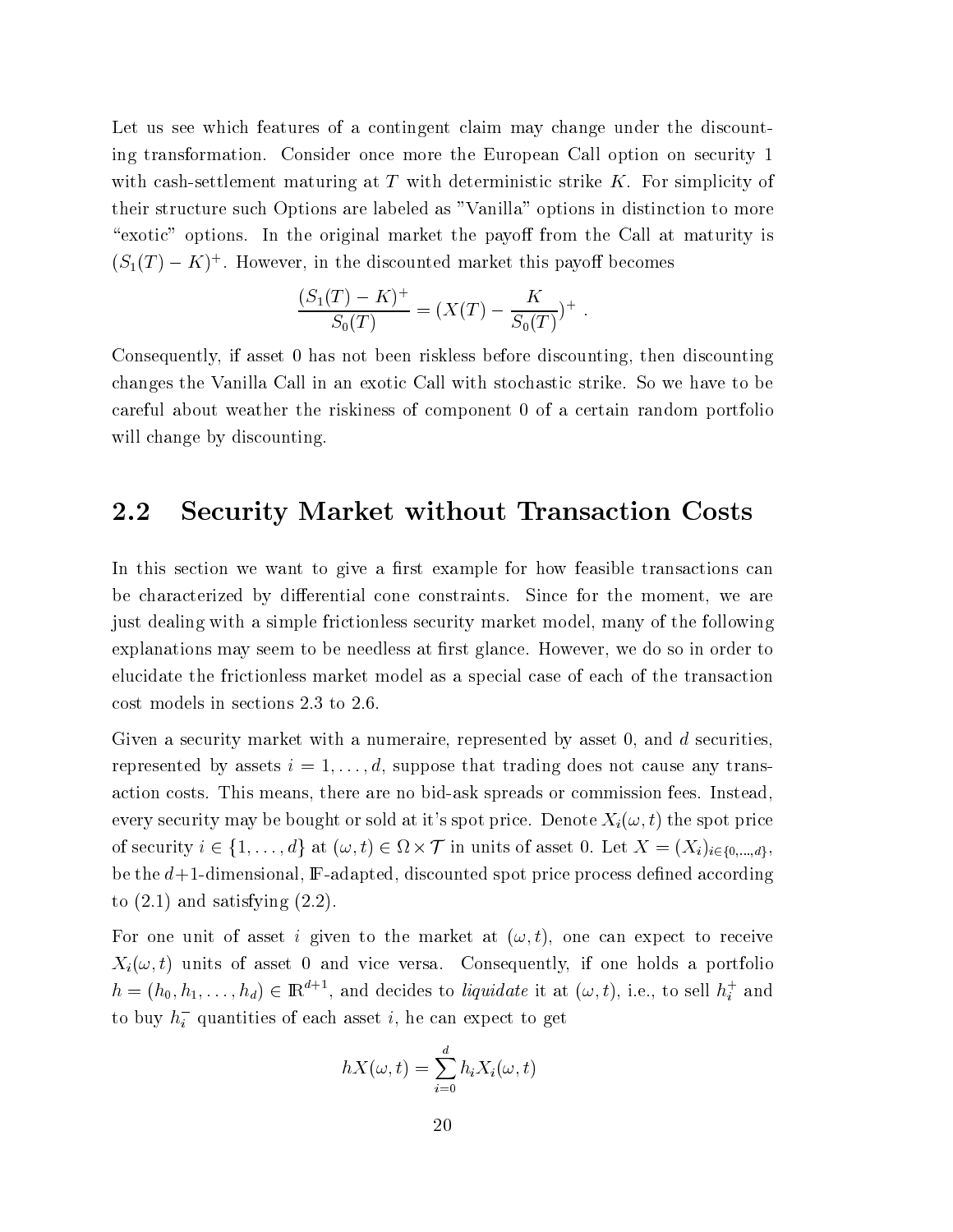Let us see which features of a contingent claim may change under the discounting transformation. Consider once more the European Call option on security 1 with cash-settlement maturing at $T$ with deterministic strike $K$. For simplicity of their structure such Options are labeled as "Vanilla" options in distinction to more "exotic" options. In the original market the payoff from the Call at maturity is $(S_1(T) - K)^+$. However, in the discounted market this payoff becomes

$$\frac{(S_1(T) - K)^+}{S_0(T)} = (X(T) - \frac{K}{S_0(T)})^+ \ .$$

Consequently, if asset 0 has not been riskless before discounting, then discounting changes the Vanilla Call in an exotic Call with stochastic strike. So we have to be careful about weather the riskiness of component 0 of a certain random portfolio will change by discounting.

## 2.2 Security Market without Transaction Costs

In this section we want to give a first example for how feasible transactions can be characterized by differential cone constraints. Since for the moment, we are just dealing with a simple frictionless security market model, many of the following explanations may seem to be needless at first glance. However, we do so in order to elucidate the frictionless market model as a special case of each of the transaction cost models in sections 2.3 to 2.6.

Given a security market with a numeraire, represented by asset 0, and $d$ securities, represented by assets $i = 1, \ldots, d$, suppose that trading does not cause any transaction costs. This means, there are no bid-ask spreads or commission fees. Instead, every security may be bought or sold at it's spot price. Denote $X_i(\omega, t)$ the spot price of security $i \in \{1, \ldots, d\}$ at $(\omega, t) \in \Omega \times \mathcal{T}$ in units of asset 0. Let $X = (X_i)_{i \in \{0, \ldots, d\}}$, be the $d+1$-dimensional, $\mathbb{F}$-adapted, discounted spot price process defined according to (2.1) and satisfying (2.2).

For one unit of asset $i$ given to the market at $(\omega, t)$, one can expect to receive $X_i(\omega, t)$ units of asset 0 and vice versa. Consequently, if one holds a portfolio $h = (h_0, h_1, \ldots, h_d) \in \mathbb{R}^{d+1}$, and decides to *liquidate* it at $(\omega, t)$, i.e., to sell $h_i^+$ and to buy $h_i^-$ quantities of each asset $i$, he can expect to get

$$hX(\omega, t) = \sum_{i=0}^{d} h_i X_i(\omega, t)$$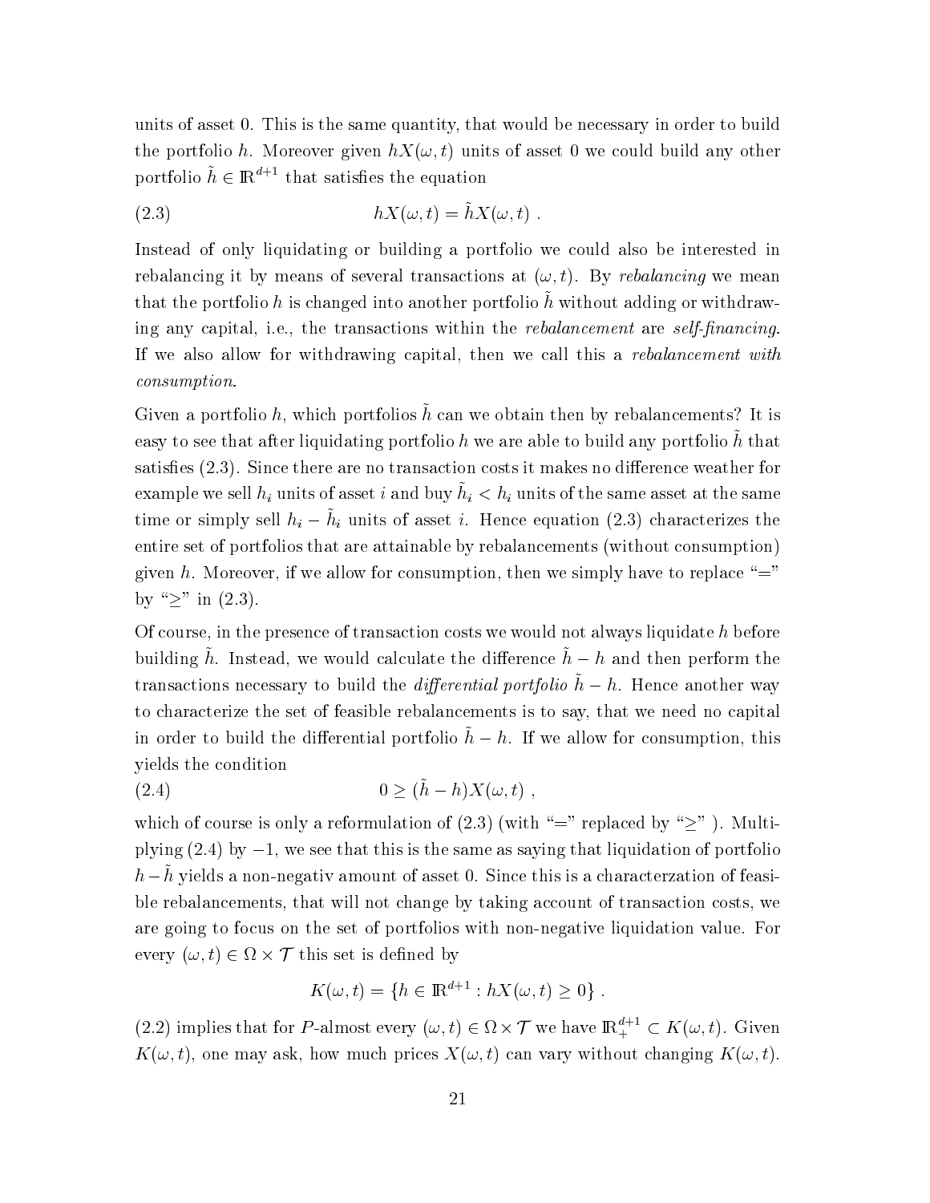units of asset 0. This is the same quantity, that would be necessary in order to build the portfolio $h$. Moreover given $hX(\omega, t)$ units of asset 0 we could build any other portfolio $\tilde{h} \in \mathbb{R}^{d+1}$ that satisfies the equation

$$hX(\omega, t) = \tilde{h}X(\omega, t) \ . \tag{2.3}$$

Instead of only liquidating or building a portfolio we could also be interested in rebalancing it by means of several transactions at $(\omega, t)$. By *rebalancing* we mean that the portfolio $h$ is changed into another portfolio $\tilde{h}$ without adding or withdrawing any capital, i.e., the transactions within the *rebalancement* are *self-financing*. If we also allow for withdrawing capital, then we call this a *rebalancement with consumption*.

Given a portfolio $h$, which portfolios $\tilde{h}$ can we obtain then by rebalancements? It is easy to see that after liquidating portfolio $h$ we are able to build any portfolio $\tilde{h}$ that satisfies (2.3). Since there are no transaction costs it makes no difference weather for example we sell $h_i$ units of asset $i$ and buy $\tilde{h}_i < h_i$ units of the same asset at the same time or simply sell $h_i - \tilde{h}_i$ units of asset $i$. Hence equation (2.3) characterizes the entire set of portfolios that are attainable by rebalancements (without consumption) given $h$. Moreover, if we allow for consumption, then we simply have to replace "$=$" by "$\geq$" in (2.3).

Of course, in the presence of transaction costs we would not always liquidate $h$ before building $\tilde{h}$. Instead, we would calculate the difference $\tilde{h} - h$ and then perform the transactions necessary to build the *differential portfolio* $\tilde{h} - h$. Hence another way to characterize the set of feasible rebalancements is to say, that we need no capital in order to build the differential portfolio $\tilde{h} - h$. If we allow for consumption, this yields the condition

$$0 \geq (\tilde{h} - h)X(\omega, t) \ , \tag{2.4}$$

which of course is only a reformulation of (2.3) (with "$=$" replaced by "$\geq$" ). Multiplying (2.4) by $-1$, we see that this is the same as saying that liquidation of portfolio $h - \tilde{h}$ yields a non-negativ amount of asset 0. Since this is a characterzation of feasible rebalancements, that will not change by taking account of transaction costs, we are going to focus on the set of portfolios with non-negative liquidation value. For every $(\omega, t) \in \Omega \times \mathcal{T}$ this set is defined by

$$K(\omega, t) = \{h \in \mathbb{R}^{d+1} : hX(\omega, t) \geq 0\} \ .$$

(2.2) implies that for $P$-almost every $(\omega, t) \in \Omega \times \mathcal{T}$ we have $\mathbb{R}^{d+1}_{+} \subset K(\omega, t)$. Given $K(\omega, t)$, one may ask, how much prices $X(\omega, t)$ can vary without changing $K(\omega, t)$.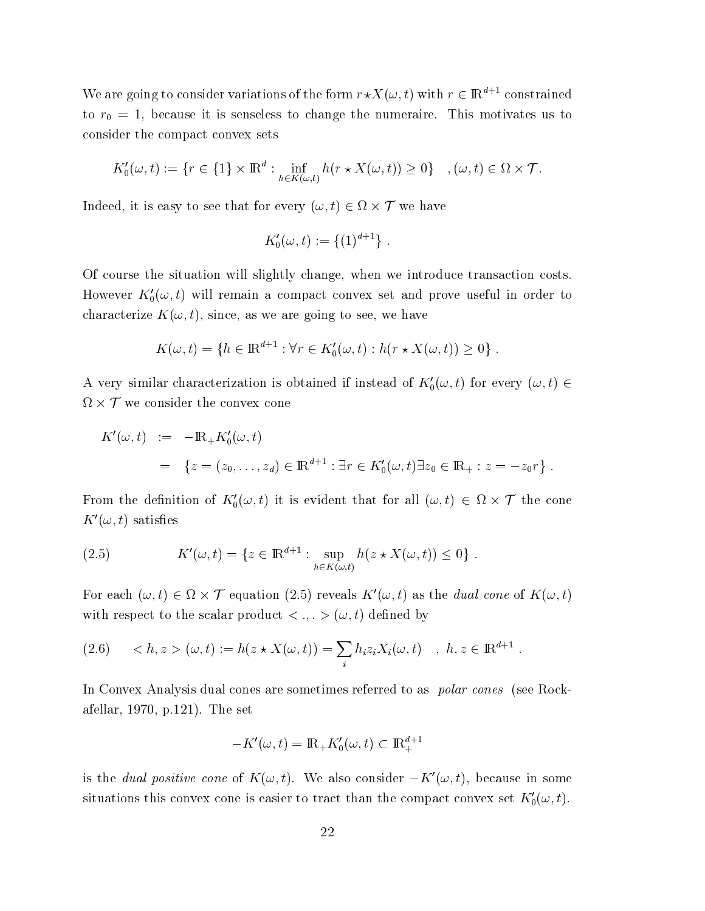We are going to consider variations of the form $r \star X(\omega, t)$ with $r \in \mathbb{R}^{d+1}$ constrained to $r_0 = 1$, because it is senseless to change the numeraire. This motivates us to consider the compact convex sets

$$K_0'(\omega, t) := \{r \in \{1\} \times \mathbb{R}^d : \inf_{h \in K(\omega,t)} h(r \star X(\omega, t)) \geq 0\} \quad , (\omega, t) \in \Omega \times \mathcal{T}.$$

Indeed, it is easy to see that for every $(\omega, t) \in \Omega \times \mathcal{T}$ we have

$$K_0'(\omega, t) := \{(1)^{d+1}\} \ .$$

Of course the situation will slightly change, when we introduce transaction costs. However $K_0'(\omega, t)$ will remain a compact convex set and prove useful in order to characterize $K(\omega, t)$, since, as we are going to see, we have

$$K(\omega, t) = \{h \in \mathbb{R}^{d+1} : \forall r \in K_0'(\omega, t) : h(r \star X(\omega, t)) \geq 0\} \ .$$

A very similar characterization is obtained if instead of $K_0'(\omega, t)$ for every $(\omega, t) \in \Omega \times \mathcal{T}$ we consider the convex cone

$$\begin{aligned} K'(\omega, t) &:= -\mathbb{R}_+ K_0'(\omega, t) \\ &= \{z = (z_0, \ldots, z_d) \in \mathbb{R}^{d+1} : \exists r \in K_0'(\omega, t) \exists z_0 \in \mathbb{R}_+ : z = -z_0 r\} \ . \end{aligned}$$

From the definition of $K_0'(\omega, t)$ it is evident that for all $(\omega, t) \in \Omega \times \mathcal{T}$ the cone $K'(\omega, t)$ satisfies

$$K'(\omega, t) = \{z \in \mathbb{R}^{d+1} : \sup_{h \in K(\omega,t)} h(z \star X(\omega, t)) \leq 0\} \ . \tag{2.5}$$

For each $(\omega, t) \in \Omega \times \mathcal{T}$ equation (2.5) reveals $K'(\omega, t)$ as the *dual cone* of $K(\omega, t)$ with respect to the scalar product $<.,.> (\omega, t)$ defined by

$$< h, z > (\omega, t) := h(z \star X(\omega, t)) = \sum_i h_i z_i X_i(\omega, t) \quad , \ h, z \in \mathbb{R}^{d+1} \ . \tag{2.6}$$

In Convex Analysis dual cones are sometimes referred to as *polar cones* (see Rockafellar, 1970, p.121). The set

$$-K'(\omega, t) = \mathbb{R}_+ K_0'(\omega, t) \subset \mathbb{R}_+^{d+1}$$

is the *dual positive cone* of $K(\omega, t)$. We also consider $-K'(\omega, t)$, because in some situations this convex cone is easier to tract than the compact convex set $K_0'(\omega, t)$.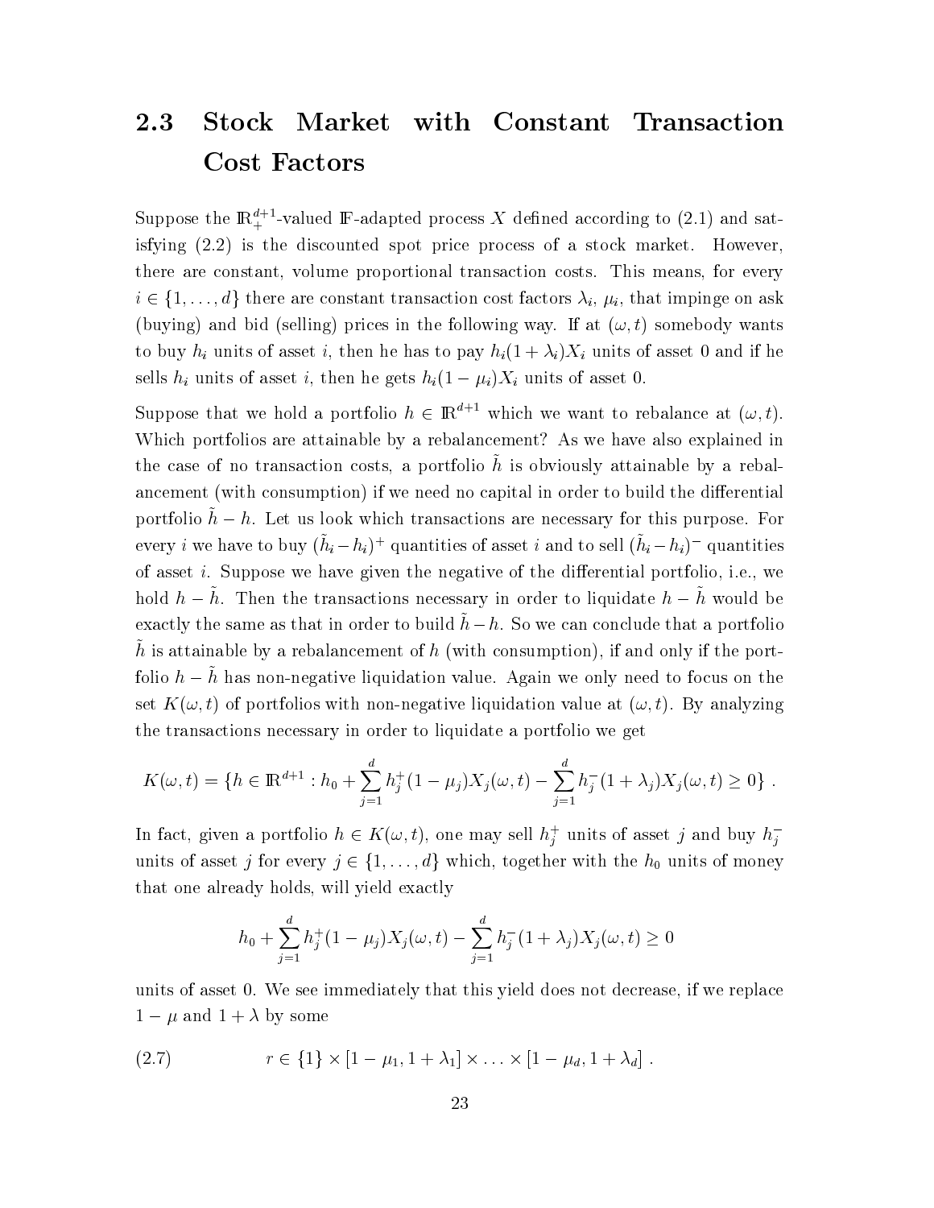## 2.3 Stock Market with Constant Transaction Cost Factors

Suppose the $\mathbb{R}_+^{d+1}$-valued $\mathbb{F}$-adapted process $X$ defined according to (2.1) and satisfying (2.2) is the discounted spot price process of a stock market. However, there are constant, volume proportional transaction costs. This means, for every $i \in \{1, \ldots, d\}$ there are constant transaction cost factors $\lambda_i$, $\mu_i$, that impinge on ask (buying) and bid (selling) prices in the following way. If at $(\omega, t)$ somebody wants to buy $h_i$ units of asset $i$, then he has to pay $h_i(1+\lambda_i)X_i$ units of asset 0 and if he sells $h_i$ units of asset $i$, then he gets $h_i(1-\mu_i)X_i$ units of asset 0.

Suppose that we hold a portfolio $h \in \mathbb{R}^{d+1}$ which we want to rebalance at $(\omega, t)$. Which portfolios are attainable by a rebalancement? As we have also explained in the case of no transaction costs, a portfolio $\tilde{h}$ is obviously attainable by a rebalancement (with consumption) if we need no capital in order to build the differential portfolio $\tilde{h} - h$. Let us look which transactions are necessary for this purpose. For every $i$ we have to buy $(\tilde{h}_i - h_i)^+$ quantities of asset $i$ and to sell $(\tilde{h}_i - h_i)^-$ quantities of asset $i$. Suppose we have given the negative of the differential portfolio, i.e., we hold $h - \tilde{h}$. Then the transactions necessary in order to liquidate $h - \tilde{h}$ would be exactly the same as that in order to build $\tilde{h} - h$. So we can conclude that a portfolio $\tilde{h}$ is attainable by a rebalancement of $h$ (with consumption), if and only if the portfolio $h - \tilde{h}$ has non-negative liquidation value. Again we only need to focus on the set $K(\omega, t)$ of portfolios with non-negative liquidation value at $(\omega, t)$. By analyzing the transactions necessary in order to liquidate a portfolio we get

$$K(\omega, t) = \{h \in \mathbb{R}^{d+1} : h_0 + \sum_{j=1}^{d} h_j^+(1-\mu_j)X_j(\omega, t) - \sum_{j=1}^{d} h_j^-(1+\lambda_j)X_j(\omega, t) \geq 0\} \; .$$

In fact, given a portfolio $h \in K(\omega, t)$, one may sell $h_j^+$ units of asset $j$ and buy $h_j^-$ units of asset $j$ for every $j \in \{1, \ldots, d\}$ which, together with the $h_0$ units of money that one already holds, will yield exactly

$$h_0 + \sum_{j=1}^{d} h_j^+(1-\mu_j)X_j(\omega, t) - \sum_{j=1}^{d} h_j^-(1+\lambda_j)X_j(\omega, t) \geq 0$$

units of asset 0. We see immediately that this yield does not decrease, if we replace $1 - \mu$ and $1 + \lambda$ by some

$$r \in \{1\} \times [1-\mu_1, 1+\lambda_1] \times \ldots \times [1-\mu_d, 1+\lambda_d] \; . \tag{2.7}$$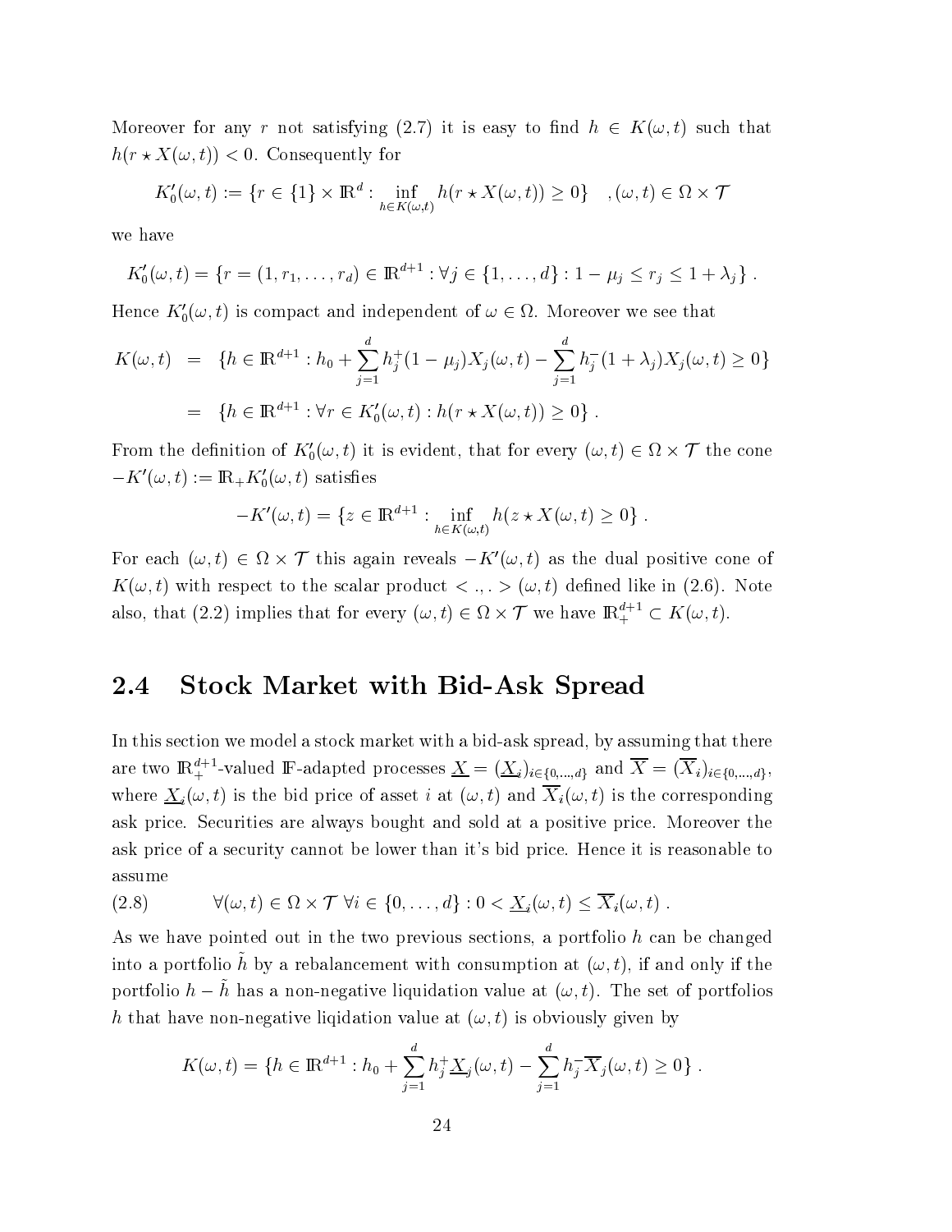Moreover for any $r$ not satisfying (2.7) it is easy to find $h \in K(\omega, t)$ such that $h(r \star X(\omega, t)) < 0$. Consequently for

$$K_0'(\omega, t) := \{r \in \{1\} \times \mathbb{R}^d : \inf_{h \in K(\omega,t)} h(r \star X(\omega, t)) \geq 0\} \quad , (\omega, t) \in \Omega \times \mathcal{T}$$

we have

$$K_0'(\omega, t) = \{r = (1, r_1, \ldots, r_d) \in \mathbb{R}^{d+1} : \forall j \in \{1, \ldots, d\} : 1 - \mu_j \leq r_j \leq 1 + \lambda_j\} .$$

Hence $K_0'(\omega, t)$ is compact and independent of $\omega \in \Omega$. Moreover we see that

$$\begin{aligned} K(\omega, t) &= \{h \in \mathbb{R}^{d+1} : h_0 + \sum_{j=1}^d h_j^+(1 - \mu_j)X_j(\omega, t) - \sum_{j=1}^d h_j^-(1 + \lambda_j)X_j(\omega, t) \geq 0\} \\ &= \{h \in \mathbb{R}^{d+1} : \forall r \in K_0'(\omega, t) : h(r \star X(\omega, t)) \geq 0\} . \end{aligned}$$

From the definition of $K_0'(\omega, t)$ it is evident, that for every $(\omega, t) \in \Omega \times \mathcal{T}$ the cone $-K'(\omega, t) := \mathbb{R}_+ K_0'(\omega, t)$ satisfies

$$-K'(\omega, t) = \{z \in \mathbb{R}^{d+1} : \inf_{h \in K(\omega,t)} h(z \star X(\omega, t) \geq 0\} .$$

For each $(\omega, t) \in \Omega \times \mathcal{T}$ this again reveals $-K'(\omega, t)$ as the dual positive cone of $K(\omega, t)$ with respect to the scalar product $< .,. > (\omega, t)$ defined like in (2.6). Note also, that (2.2) implies that for every $(\omega, t) \in \Omega \times \mathcal{T}$ we have $\mathbb{R}_+^{d+1} \subset K(\omega, t)$.

## 2.4 Stock Market with Bid-Ask Spread

In this section we model a stock market with a bid-ask spread, by assuming that there are two $\mathbb{R}_+^{d+1}$-valued $\mathbb{F}$-adapted processes $\underline{X} = (\underline{X}_i)_{i \in \{0,\ldots,d\}}$ and $\overline{X} = (\overline{X}_i)_{i \in \{0,\ldots,d\}}$, where $\underline{X}_i(\omega, t)$ is the bid price of asset $i$ at $(\omega, t)$ and $\overline{X}_i(\omega, t)$ is the corresponding ask price. Securities are always bought and sold at a positive price. Moreover the ask price of a security cannot be lower than it's bid price. Hence it is reasonable to assume

$$\forall (\omega, t) \in \Omega \times \mathcal{T} \; \forall i \in \{0, \ldots, d\} : 0 < \underline{X}_i(\omega, t) \leq \overline{X}_i(\omega, t) . \tag{2.8}$$

As we have pointed out in the two previous sections, a portfolio $h$ can be changed into a portfolio $\tilde{h}$ by a rebalancement with consumption at $(\omega, t)$, if and only if the portfolio $h - \tilde{h}$ has a non-negative liquidation value at $(\omega, t)$. The set of portfolios $h$ that have non-negative liqidation value at $(\omega, t)$ is obviously given by

$$K(\omega, t) = \{h \in \mathbb{R}^{d+1} : h_0 + \sum_{j=1}^d h_j^+ \underline{X}_j(\omega, t) - \sum_{j=1}^d h_j^- \overline{X}_j(\omega, t) \geq 0\} .$$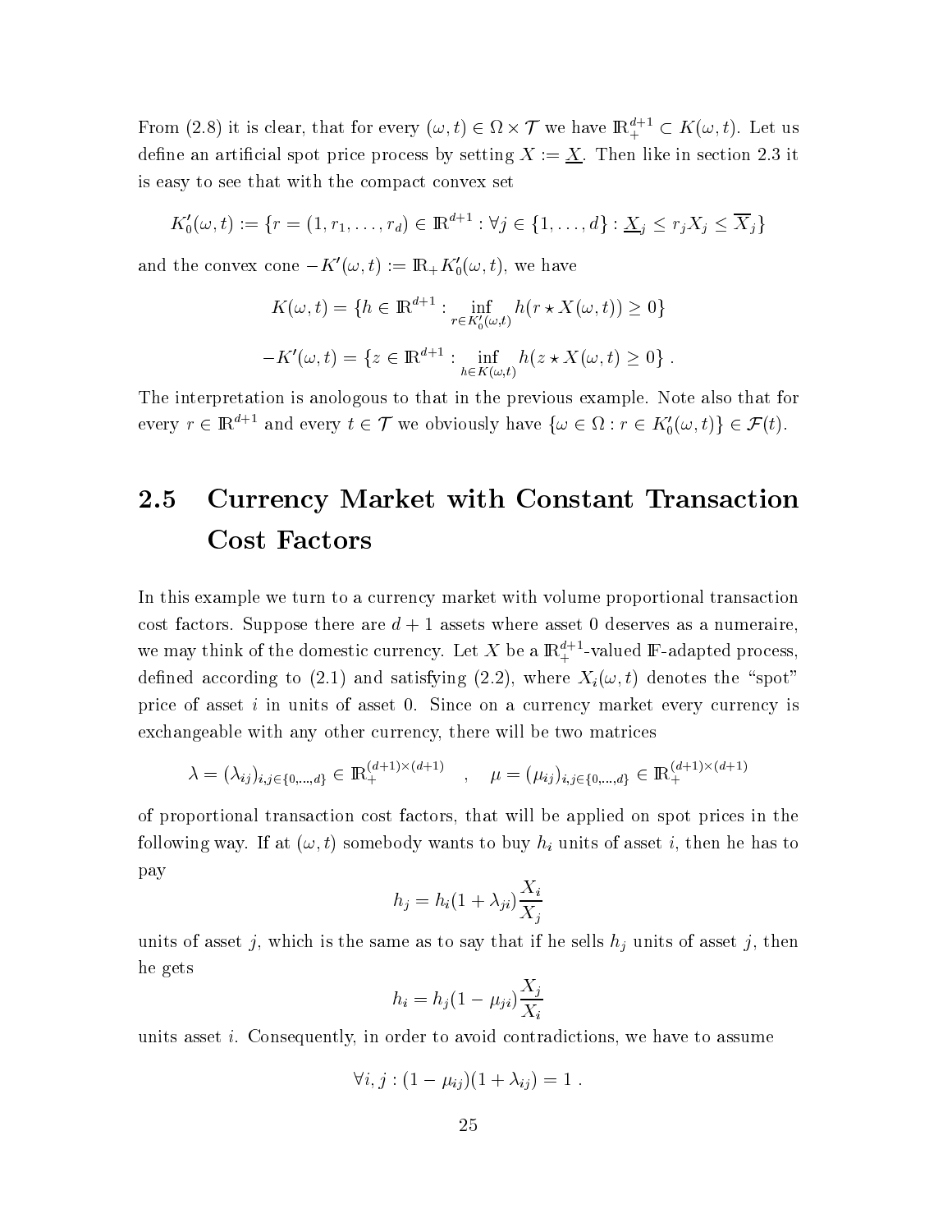From (2.8) it is clear, that for every $(\omega,t) \in \Omega \times \mathcal{T}$ we have $\mathbb{R}_+^{d+1} \subset K(\omega,t)$. Let us define an artificial spot price process by setting $X := \underline{X}$. Then like in section 2.3 it is easy to see that with the compact convex set

$$K_0'(\omega,t) := \{r = (1, r_1, \ldots, r_d) \in \mathbb{R}^{d+1} : \forall j \in \{1,\ldots,d\} : \underline{X}_j \leq r_j X_j \leq \overline{X}_j\}$$

and the convex cone $-K'(\omega,t) := \mathbb{R}_+ K_0'(\omega,t)$, we have

$$K(\omega,t) = \{h \in \mathbb{R}^{d+1} : \inf_{r \in K_0'(\omega,t)} h(r \star X(\omega,t)) \geq 0\}$$

$$-K'(\omega,t) = \{z \in \mathbb{R}^{d+1} : \inf_{h \in K(\omega,t)} h(z \star X(\omega,t) \geq 0\} \; .$$

The interpretation is anologous to that in the previous example. Note also that for every $r \in \mathbb{R}^{d+1}$ and every $t \in \mathcal{T}$ we obviously have $\{\omega \in \Omega : r \in K_0'(\omega,t)\} \in \mathcal{F}(t)$.

## 2.5 Currency Market with Constant Transaction Cost Factors

In this example we turn to a currency market with volume proportional transaction cost factors. Suppose there are $d+1$ assets where asset 0 deserves as a numeraire, we may think of the domestic currency. Let $X$ be a $\mathbb{R}_+^{d+1}$-valued $\mathbb{F}$-adapted process, defined according to (2.1) and satisfying (2.2), where $X_i(\omega,t)$ denotes the "spot" price of asset $i$ in units of asset 0. Since on a currency market every currency is exchangeable with any other currency, there will be two matrices

$$\lambda = (\lambda_{ij})_{i,j \in \{0,\ldots,d\}} \in \mathbb{R}_+^{(d+1)\times(d+1)} \quad , \quad \mu = (\mu_{ij})_{i,j \in \{0,\ldots,d\}} \in \mathbb{R}_+^{(d+1)\times(d+1)}$$

of proportional transaction cost factors, that will be applied on spot prices in the following way. If at $(\omega,t)$ somebody wants to buy $h_i$ units of asset $i$, then he has to pay

$$h_j = h_i(1+\lambda_{ji})\frac{X_i}{X_j}$$

units of asset $j$, which is the same as to say that if he sells $h_j$ units of asset $j$, then he gets

$$h_i = h_j(1-\mu_{ji})\frac{X_j}{X_i}$$

units asset $i$. Consequently, in order to avoid contradictions, we have to assume

$$\forall i,j : (1-\mu_{ij})(1+\lambda_{ij}) = 1 \; .$$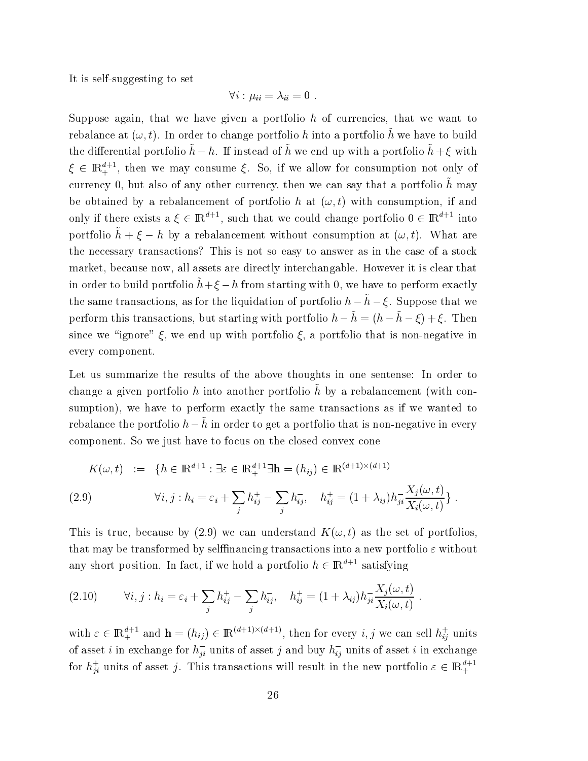It is self-suggesting to set

$$\forall i : \mu_{ii} = \lambda_{ii} = 0 \ .$$

Suppose again, that we have given a portfolio $h$ of currencies, that we want to rebalance at $(\omega, t)$. In order to change portfolio $h$ into a portfolio $\tilde{h}$ we have to build the differential portfolio $\tilde{h} - h$. If instead of $\tilde{h}$ we end up with a portfolio $\tilde{h} + \xi$ with $\xi \in \mathbb{R}_+^{d+1}$, then we may consume $\xi$. So, if we allow for consumption not only of currency 0, but also of any other currency, then we can say that a portfolio $\tilde{h}$ may be obtained by a rebalancement of portfolio $h$ at $(\omega, t)$ with consumption, if and only if there exists a $\xi \in \mathbb{R}^{d+1}$, such that we could change portfolio $0 \in \mathbb{R}^{d+1}$ into portfolio $\tilde{h} + \xi - h$ by a rebalancement without consumption at $(\omega, t)$. What are the necessary transactions? This is not so easy to answer as in the case of a stock market, because now, all assets are directly interchangable. However it is clear that in order to build portfolio $\tilde{h} + \xi - h$ from starting with 0, we have to perform exactly the same transactions, as for the liquidation of portfolio $h - \tilde{h} - \xi$. Suppose that we perform this transactions, but starting with portfolio $h - \tilde{h} = (h - \tilde{h} - \xi) + \xi$. Then since we "ignore" $\xi$, we end up with portfolio $\xi$, a portfolio that is non-negative in every component.

Let us summarize the results of the above thoughts in one sentense: In order to change a given portfolio $h$ into another portfolio $\tilde{h}$ by a rebalancement (with consumption), we have to perform exactly the same transactions as if we wanted to rebalance the portfolio $h - \tilde{h}$ in order to get a portfolio that is non-negative in every component. So we just have to focus on the closed convex cone

$$K(\omega, t) \ := \ \{h \in \mathbb{R}^{d+1} : \exists \varepsilon \in \mathbb{R}_+^{d+1} \exists \mathbf{h} = (h_{ij}) \in \mathbb{R}^{(d+1)\times(d+1)}$$

$$\forall i, j : h_i = \varepsilon_i + \sum_j h_{ij}^+ - \sum_j h_{ij}^-, \quad h_{ij}^+ = (1 + \lambda_{ij}) h_{ji}^- \frac{X_j(\omega, t)}{X_i(\omega, t)}\} \ . \tag{2.9}$$

This is true, because by (2.9) we can understand $K(\omega, t)$ as the set of portfolios, that may be transformed by selffinancing transactions into a new portfolio $\varepsilon$ without any short position. In fact, if we hold a portfolio $h \in \mathbb{R}^{d+1}$ satisfying

$$\forall i, j : h_i = \varepsilon_i + \sum_j h_{ij}^+ - \sum_j h_{ij}^-, \quad h_{ij}^+ = (1 + \lambda_{ij}) h_{ji}^- \frac{X_j(\omega, t)}{X_i(\omega, t)} \ . \tag{2.10}$$

with $\varepsilon \in \mathbb{R}_+^{d+1}$ and $\mathbf{h} = (h_{ij}) \in \mathbb{R}^{(d+1)\times(d+1)}$, then for every $i, j$ we can sell $h_{ij}^+$ units of asset $i$ in exchange for $h_{ji}^-$ units of asset $j$ and buy $h_{ij}^-$ units of asset $i$ in exchange for $h_{ji}^+$ units of asset $j$. This transactions will result in the new portfolio $\varepsilon \in \mathbb{R}_+^{d+1}$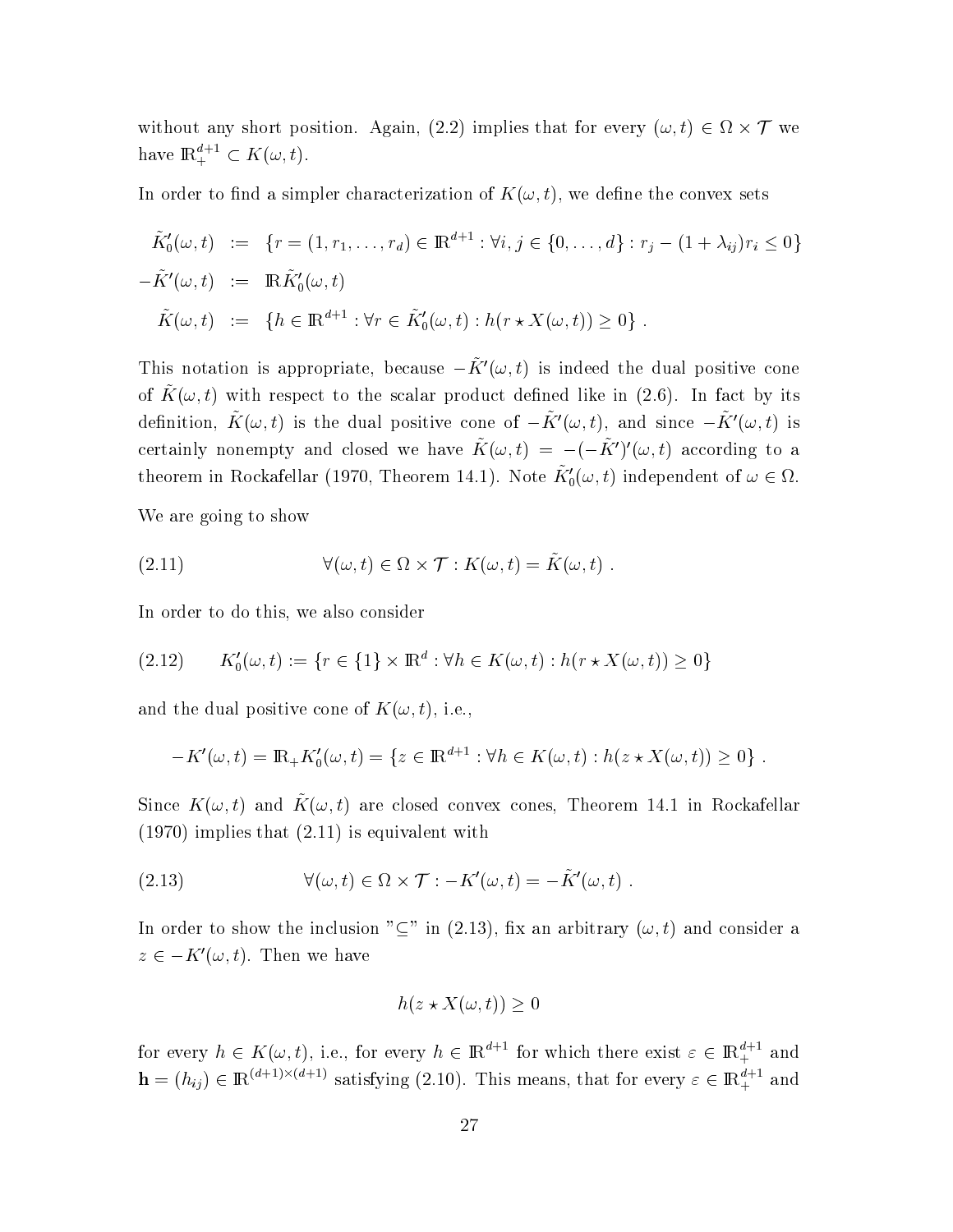without any short position. Again, (2.2) implies that for every $(\omega, t) \in \Omega \times \mathcal{T}$ we have $\mathbb{R}_+^{d+1} \subset K(\omega, t)$.

In order to find a simpler characterization of $K(\omega, t)$, we define the convex sets

$$
\begin{aligned}
\tilde{K}_0'(\omega, t) &:= \{r = (1, r_1, \ldots, r_d) \in \mathbb{R}^{d+1} : \forall i, j \in \{0, \ldots, d\} : r_j - (1 + \lambda_{ij}) r_i \leq 0\} \\
-\tilde{K}'(\omega, t) &:= \mathbb{R} \tilde{K}_0'(\omega, t) \\
\tilde{K}(\omega, t) &:= \{h \in \mathbb{R}^{d+1} : \forall r \in \tilde{K}_0'(\omega, t) : h(r \star X(\omega, t)) \geq 0\} .
\end{aligned}
$$

This notation is appropriate, because $-\tilde{K}'(\omega, t)$ is indeed the dual positive cone of $\tilde{K}(\omega, t)$ with respect to the scalar product defined like in (2.6). In fact by its definition, $\tilde{K}(\omega, t)$ is the dual positive cone of $-\tilde{K}'(\omega, t)$, and since $-\tilde{K}'(\omega, t)$ is certainly nonempty and closed we have $\tilde{K}(\omega, t) = -(-\tilde{K}')'(\omega, t)$ according to a theorem in Rockafellar (1970, Theorem 14.1). Note $\tilde{K}_0'(\omega, t)$ independent of $\omega \in \Omega$.

We are going to show

$$
\forall (\omega, t) \in \Omega \times \mathcal{T} : K(\omega, t) = \tilde{K}(\omega, t) . \tag{2.11}
$$

In order to do this, we also consider

$$
K_0'(\omega, t) := \{r \in \{1\} \times \mathbb{R}^d : \forall h \in K(\omega, t) : h(r \star X(\omega, t)) \geq 0\} \tag{2.12}
$$

and the dual positive cone of $K(\omega, t)$, i.e.,

$$
-K'(\omega, t) = \mathbb{R}_+ K_0'(\omega, t) = \{z \in \mathbb{R}^{d+1} : \forall h \in K(\omega, t) : h(z \star X(\omega, t)) \geq 0\} .
$$

Since $K(\omega, t)$ and $\tilde{K}(\omega, t)$ are closed convex cones, Theorem 14.1 in Rockafellar (1970) implies that (2.11) is equivalent with

$$
\forall (\omega, t) \in \Omega \times \mathcal{T} : -K'(\omega, t) = -\tilde{K}'(\omega, t) . \tag{2.13}
$$

In order to show the inclusion "$\subseteq$" in (2.13), fix an arbitrary $(\omega, t)$ and consider a $z \in -K'(\omega, t)$. Then we have

$$
h(z \star X(\omega, t)) \geq 0
$$

for every $h \in K(\omega, t)$, i.e., for every $h \in \mathbb{R}^{d+1}$ for which there exist $\varepsilon \in \mathbb{R}_+^{d+1}$ and $\mathbf{h} = (h_{ij}) \in \mathbb{R}^{(d+1)\times(d+1)}$ satisfying (2.10). This means, that for every $\varepsilon \in \mathbb{R}_+^{d+1}$ and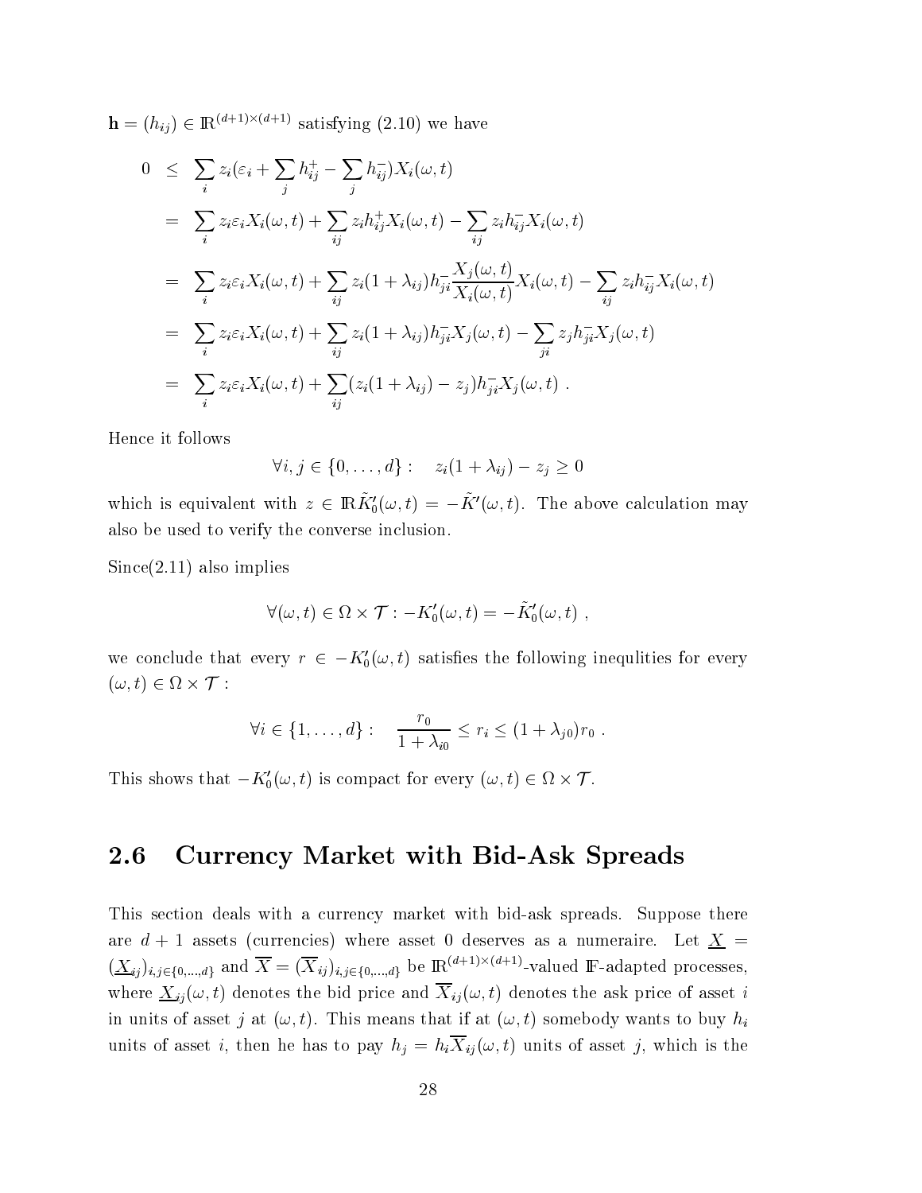$\mathbf{h} = (h_{ij}) \in \mathbb{R}^{(d+1)\times(d+1)}$ satisfying (2.10) we have

$$
\begin{aligned}
0 &\leq \sum_i z_i(\varepsilon_i + \sum_j h_{ij}^+ - \sum_j h_{ij}^-)X_i(\omega,t) \\
&= \sum_i z_i\varepsilon_i X_i(\omega,t) + \sum_{ij} z_i h_{ij}^+ X_i(\omega,t) - \sum_{ij} z_i h_{ij}^- X_i(\omega,t) \\
&= \sum_i z_i\varepsilon_i X_i(\omega,t) + \sum_{ij} z_i(1+\lambda_{ij})h_{ji}^- \frac{X_j(\omega,t)}{X_i(\omega,t)} X_i(\omega,t) - \sum_{ij} z_i h_{ij}^- X_i(\omega,t) \\
&= \sum_i z_i\varepsilon_i X_i(\omega,t) + \sum_{ij} z_i(1+\lambda_{ij})h_{ji}^- X_j(\omega,t) - \sum_{ji} z_j h_{ji}^- X_j(\omega,t) \\
&= \sum_i z_i\varepsilon_i X_i(\omega,t) + \sum_{ij} (z_i(1+\lambda_{ij}) - z_j)h_{ji}^- X_j(\omega,t)\ .
\end{aligned}
$$

Hence it follows

$$
\forall i,j \in \{0,\dots,d\}: \quad z_i(1+\lambda_{ij}) - z_j \geq 0
$$

which is equivalent with $z \in \mathbb{R}\tilde{K}_0'(\omega,t) = -\tilde{K}'(\omega,t)$. The above calculation may also be used to verify the converse inclusion.

Since(2.11) also implies

$$
\forall(\omega,t) \in \Omega \times \mathcal{T} : -K_0'(\omega,t) = -\tilde{K}_0'(\omega,t)\ ,
$$

we conclude that every $r \in -K_0'(\omega,t)$ satisfies the following inequlities for every $(\omega,t) \in \Omega \times \mathcal{T}$ :

$$
\forall i \in \{1,\dots,d\}: \quad \frac{r_0}{1+\lambda_{i0}} \leq r_i \leq (1+\lambda_{j0})r_0\ .
$$

This shows that $-K_0'(\omega,t)$ is compact for every $(\omega,t) \in \Omega \times \mathcal{T}$.

## 2.6 Currency Market with Bid-Ask Spreads

This section deals with a currency market with bid-ask spreads. Suppose there are $d+1$ assets (currencies) where asset 0 deserves as a numeraire. Let $\underline{X} = (\underline{X}_{ij})_{i,j\in\{0,\dots,d\}}$ and $\overline{X} = (\overline{X}_{ij})_{i,j\in\{0,\dots,d\}}$ be $\mathbb{R}^{(d+1)\times(d+1)}$-valued $\mathbb{F}$-adapted processes, where $\underline{X}_{ij}(\omega,t)$ denotes the bid price and $\overline{X}_{ij}(\omega,t)$ denotes the ask price of asset $i$ in units of asset $j$ at $(\omega,t)$. This means that if at $(\omega,t)$ somebody wants to buy $h_i$ units of asset $i$, then he has to pay $h_j = h_i\overline{X}_{ij}(\omega,t)$ units of asset $j$, which is the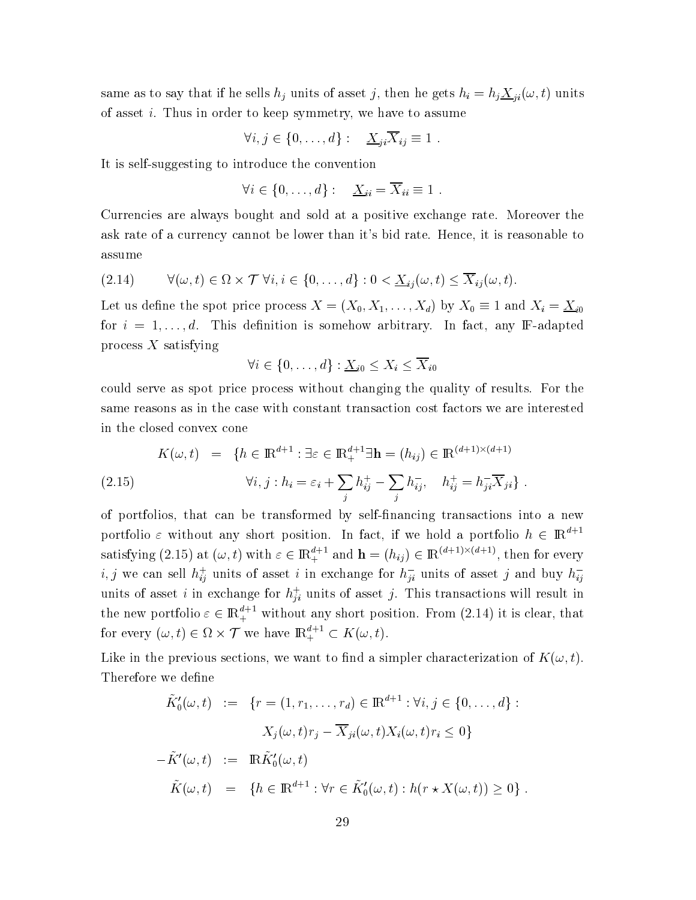same as to say that if he sells $h_j$ units of asset $j$, then he gets $h_i = h_j \underline{X}_{ji}(\omega, t)$ units of asset $i$. Thus in order to keep symmetry, we have to assume

$$\forall i, j \in \{0, \ldots, d\} : \quad \underline{X}_{ji} \overline{X}_{ij} \equiv 1 \ .$$

It is self-suggesting to introduce the convention

$$\forall i \in \{0, \ldots, d\} : \quad \underline{X}_{ii} = \overline{X}_{ii} \equiv 1 \ .$$

Currencies are always bought and sold at a positive exchange rate. Moreover the ask rate of a currency cannot be lower than it's bid rate. Hence, it is reasonable to assume

$$\forall (\omega, t) \in \Omega \times \mathcal{T} \ \forall i, i \in \{0, \ldots, d\} : 0 < \underline{X}_{ij}(\omega, t) \leq \overline{X}_{ij}(\omega, t). \tag{2.14}$$

Let us define the spot price process $X = (X_0, X_1, \ldots, X_d)$ by $X_0 \equiv 1$ and $X_i = \underline{X}_{i0}$ for $i = 1, \ldots, d$. This definition is somehow arbitrary. In fact, any $\mathbb{F}$-adapted process $X$ satisfying

$$\forall i \in \{0, \ldots, d\} : \underline{X}_{i0} \leq X_i \leq \overline{X}_{i0}$$

could serve as spot price process without changing the quality of results. For the same reasons as in the case with constant transaction cost factors we are interested in the closed convex cone

$$\begin{aligned} K(\omega, t) \quad = \quad & \{h \in \mathbb{R}^{d+1} : \exists \varepsilon \in \mathbb{R}_+^{d+1} \exists \mathbf{h} = (h_{ij}) \in \mathbb{R}^{(d+1)\times(d+1)} \\ & \forall i, j : h_i = \varepsilon_i + \sum_j h_{ij}^+ - \sum_j h_{ij}^-, \quad h_{ij}^+ = h_{ji}^- \overline{X}_{ji}\} \ . \end{aligned} \tag{2.15}$$

of portfolios, that can be transformed by self-financing transactions into a new portfolio $\varepsilon$ without any short position. In fact, if we hold a portfolio $h \in \mathbb{R}^{d+1}$ satisfying (2.15) at $(\omega, t)$ with $\varepsilon \in \mathbb{R}_+^{d+1}$ and $\mathbf{h} = (h_{ij}) \in \mathbb{R}^{(d+1)\times(d+1)}$, then for every $i, j$ we can sell $h_{ij}^+$ units of asset $i$ in exchange for $h_{ji}^-$ units of asset $j$ and buy $h_{ij}^-$ units of asset $i$ in exchange for $h_{ji}^+$ units of asset $j$. This transactions will result in the new portfolio $\varepsilon \in \mathbb{R}_+^{d+1}$ without any short position. From (2.14) it is clear, that for every $(\omega, t) \in \Omega \times \mathcal{T}$ we have $\mathbb{R}_+^{d+1} \subset K(\omega, t)$.

Like in the previous sections, we want to find a simpler characterization of $K(\omega, t)$. Therefore we define

$$\begin{aligned} \tilde{K}_0'(\omega, t) \quad := \quad & \{r = (1, r_1, \ldots, r_d) \in \mathbb{R}^{d+1} : \forall i, j \in \{0, \ldots, d\} : \\ & X_j(\omega, t) r_j - \overline{X}_{ji}(\omega, t) X_i(\omega, t) r_i \leq 0\} \\ -\tilde{K}'(\omega, t) \quad := \quad & \mathbb{R}\tilde{K}_0'(\omega, t) \\ \tilde{K}(\omega, t) \quad = \quad & \{h \in \mathbb{R}^{d+1} : \forall r \in \tilde{K}_0'(\omega, t) : h(r \star X(\omega, t)) \geq 0\} \ . \end{aligned}$$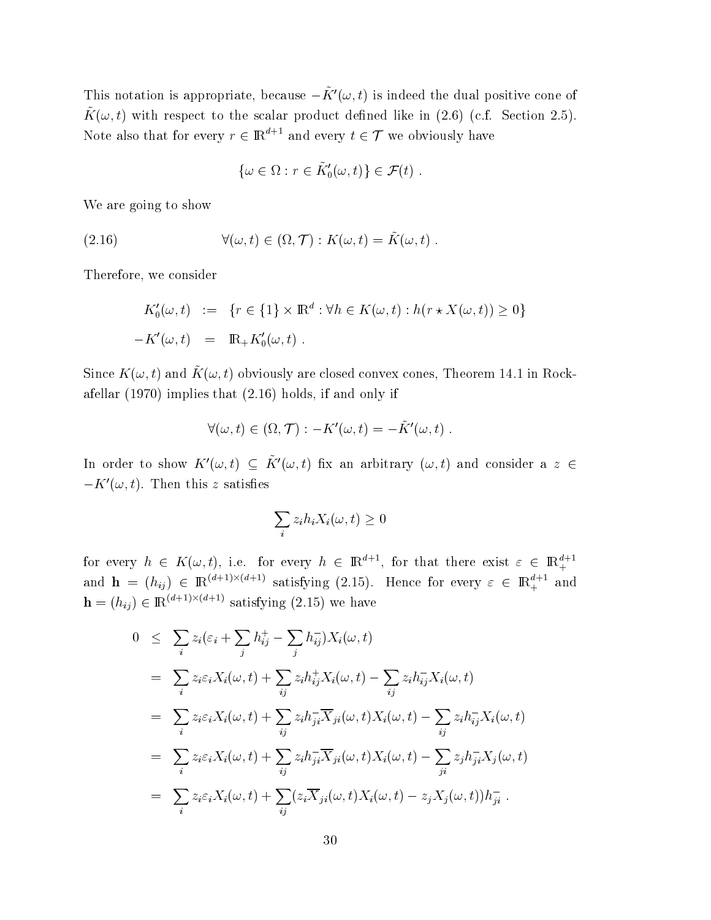This notation is appropriate, because $-\tilde{K}'(\omega,t)$ is indeed the dual positive cone of $\tilde{K}(\omega,t)$ with respect to the scalar product defined like in (2.6) (c.f. Section 2.5). Note also that for every $r \in \mathbb{R}^{d+1}$ and every $t \in \mathcal{T}$ we obviously have

$$\{\omega \in \Omega : r \in \tilde{K}_0'(\omega,t)\} \in \mathcal{F}(t) \ .$$

We are going to show

$$\forall(\omega,t) \in (\Omega,\mathcal{T}) : K(\omega,t) = \tilde{K}(\omega,t) \ . \tag{2.16}$$

Therefore, we consider

$$\begin{aligned}
K_0'(\omega,t) &:= \{r \in \{1\} \times \mathbb{R}^d : \forall h \in K(\omega,t) : h(r \star X(\omega,t)) \geq 0\} \\
-K'(\omega,t) &= \mathbb{R}_+ K_0'(\omega,t) \ .
\end{aligned}$$

Since $K(\omega,t)$ and $\tilde{K}(\omega,t)$ obviously are closed convex cones, Theorem 14.1 in Rockafellar (1970) implies that (2.16) holds, if and only if

$$\forall(\omega,t) \in (\Omega,\mathcal{T}) : -K'(\omega,t) = -\tilde{K}'(\omega,t) \ .$$

In order to show $K'(\omega,t) \subseteq \tilde{K}'(\omega,t)$ fix an arbitrary $(\omega,t)$ and consider a $z \in -K'(\omega,t)$. Then this $z$ satisfies

$$\sum_i z_i h_i X_i(\omega,t) \geq 0$$

for every $h \in K(\omega,t)$, i.e. for every $h \in \mathbb{R}^{d+1}$, for that there exist $\varepsilon \in \mathbb{R}_+^{d+1}$ and $\mathbf{h} = (h_{ij}) \in \mathbb{R}^{(d+1)\times(d+1)}$ satisfying (2.15). Hence for every $\varepsilon \in \mathbb{R}_+^{d+1}$ and $\mathbf{h} = (h_{ij}) \in \mathbb{R}^{(d+1)\times(d+1)}$ satisfying (2.15) we have

$$\begin{aligned}
0 &\leq \sum_i z_i(\varepsilon_i + \sum_j h_{ij}^+ - \sum_j h_{ij}^-) X_i(\omega,t) \\
&= \sum_i z_i \varepsilon_i X_i(\omega,t) + \sum_{ij} z_i h_{ij}^+ X_i(\omega,t) - \sum_{ij} z_i h_{ij}^- X_i(\omega,t) \\
&= \sum_i z_i \varepsilon_i X_i(\omega,t) + \sum_{ij} z_i h_{ji}^- \overline{X}_{ji}(\omega,t) X_i(\omega,t) - \sum_{ij} z_i h_{ij}^- X_i(\omega,t) \\
&= \sum_i z_i \varepsilon_i X_i(\omega,t) + \sum_{ij} z_i h_{ji}^- \overline{X}_{ji}(\omega,t) X_i(\omega,t) - \sum_{ji} z_j h_{ji}^- X_j(\omega,t) \\
&= \sum_i z_i \varepsilon_i X_i(\omega,t) + \sum_{ij} (z_i \overline{X}_{ji}(\omega,t) X_i(\omega,t) - z_j X_j(\omega,t)) h_{ji}^- \ .
\end{aligned}$$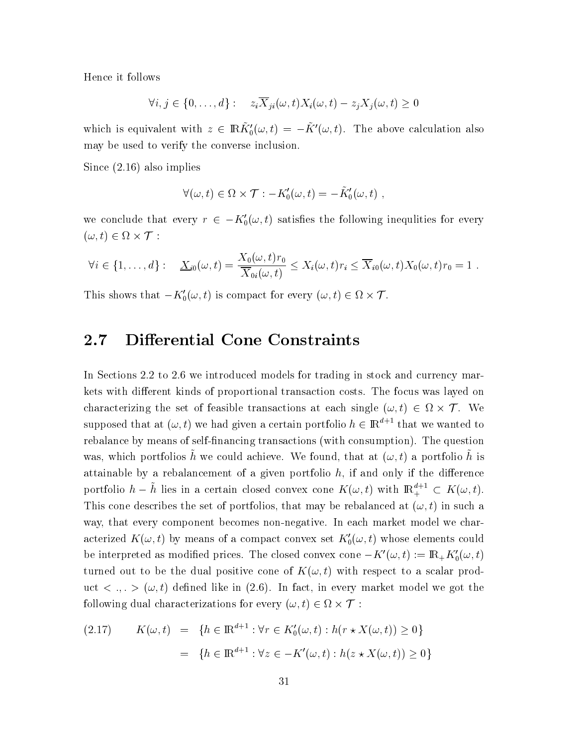Hence it follows

$$\forall i,j \in \{0,\ldots,d\}: \quad z_i \overline{X}_{ji}(\omega,t) X_i(\omega,t) - z_j X_j(\omega,t) \geq 0$$

which is equivalent with $z \in \mathbb{R}\tilde{K}_0'(\omega,t) = -\tilde{K}'(\omega,t)$. The above calculation also may be used to verify the converse inclusion.

Since (2.16) also implies

$$\forall (\omega,t) \in \Omega \times \mathcal{T} : -K_0'(\omega,t) = -\tilde{K}_0'(\omega,t) \ ,$$

we conclude that every $r \in -K_0'(\omega,t)$ satisfies the following inequlities for every $(\omega,t) \in \Omega \times \mathcal{T}$ :

$$\forall i \in \{1,\ldots,d\}: \quad \underline{X}_{i0}(\omega,t) = \frac{X_0(\omega,t) r_0}{\overline{X}_{0i}(\omega,t)} \leq X_i(\omega,t) r_i \leq \overline{X}_{i0}(\omega,t) X_0(\omega,t) r_0 = 1 \ .$$

This shows that $-K_0'(\omega,t)$ is compact for every $(\omega,t) \in \Omega \times \mathcal{T}$.

## 2.7 Differential Cone Constraints

In Sections 2.2 to 2.6 we introduced models for trading in stock and currency markets with different kinds of proportional transaction costs. The focus was layed on characterizing the set of feasible transactions at each single $(\omega,t) \in \Omega \times \mathcal{T}$. We supposed that at $(\omega,t)$ we had given a certain portfolio $h \in \mathbb{R}^{d+1}$ that we wanted to rebalance by means of self-financing transactions (with consumption). The question was, which portfolios $\tilde{h}$ we could achieve. We found, that at $(\omega,t)$ a portfolio $\tilde{h}$ is attainable by a rebalancement of a given portfolio $h$, if and only if the difference portfolio $h - \tilde{h}$ lies in a certain closed convex cone $K(\omega,t)$ with $\mathbb{R}_+^{d+1} \subset K(\omega,t)$. This cone describes the set of portfolios, that may be rebalanced at $(\omega,t)$ in such a way, that every component becomes non-negative. In each market model we characterized $K(\omega,t)$ by means of a compact convex set $K_0'(\omega,t)$ whose elements could be interpreted as modified prices. The closed convex cone $-K'(\omega,t) := \mathbb{R}_+ K_0'(\omega,t)$ turned out to be the dual positive cone of $K(\omega,t)$ with respect to a scalar product $< .,. > (\omega,t)$ defined like in (2.6). In fact, in every market model we got the following dual characterizations for every $(\omega,t) \in \Omega \times \mathcal{T}$ :

$$\begin{aligned}
(2.17) \qquad K(\omega,t) &= \{h \in \mathbb{R}^{d+1} : \forall r \in K_0'(\omega,t) : h(r \star X(\omega,t)) \geq 0\} \\
&= \{h \in \mathbb{R}^{d+1} : \forall z \in -K'(\omega,t) : h(z \star X(\omega,t)) \geq 0\}
\end{aligned}$$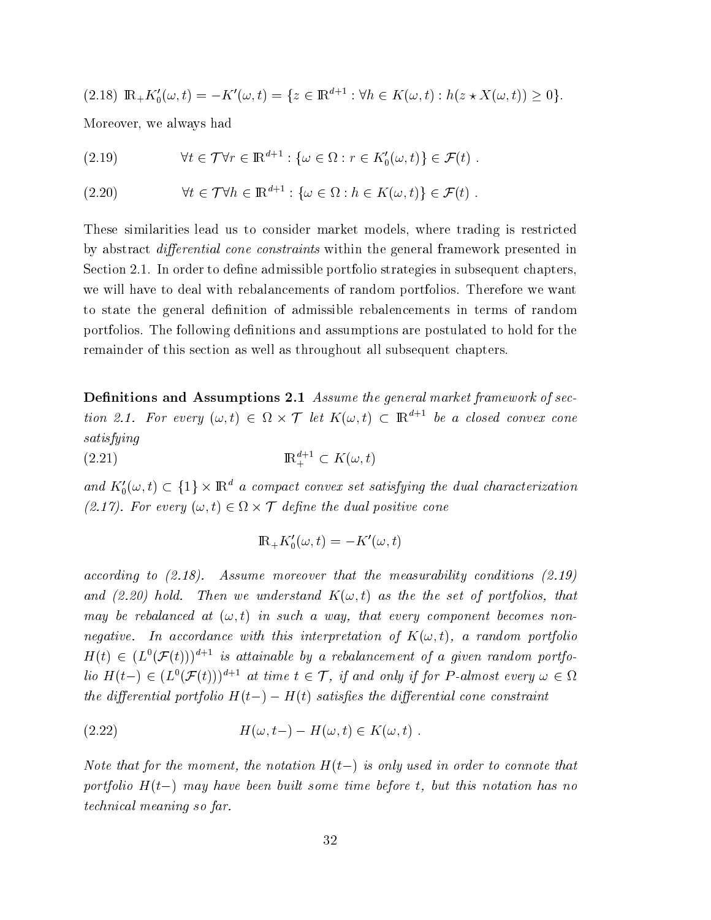$$\text{(2.18)}\quad \mathbb{R}_+ K_0'(\omega,t) = -K'(\omega,t) = \{z \in \mathbb{R}^{d+1} : \forall h \in K(\omega,t) : h(z \star X(\omega,t)) \geq 0\}.$$

Moreover, we always had

$$\forall t \in \mathcal{T} \forall r \in \mathbb{R}^{d+1} : \{\omega \in \Omega : r \in K_0'(\omega,t)\} \in \mathcal{F}(t) \ . \tag{2.19}$$

$$\forall t \in \mathcal{T} \forall h \in \mathbb{R}^{d+1} : \{\omega \in \Omega : h \in K(\omega,t)\} \in \mathcal{F}(t) \ . \tag{2.20}$$

These similarities lead us to consider market models, where trading is restricted by abstract *differential cone constraints* within the general framework presented in Section 2.1. In order to define admissible portfolio strategies in subsequent chapters, we will have to deal with rebalancements of random portfolios. Therefore we want to state the general definition of admissible rebalencements in terms of random portfolios. The following definitions and assumptions are postulated to hold for the remainder of this section as well as throughout all subsequent chapters.

**Definitions and Assumptions 2.1** *Assume the general market framework of section 2.1. For every $(\omega,t) \in \Omega \times \mathcal{T}$ let $K(\omega,t) \subset \mathbb{R}^{d+1}$ be a closed convex cone satisfying*

$$\mathbb{R}_+^{d+1} \subset K(\omega,t) \tag{2.21}$$

*and $K_0'(\omega,t) \subset \{1\} \times \mathbb{R}^d$ a compact convex set satisfying the dual characterization (2.17). For every $(\omega,t) \in \Omega \times \mathcal{T}$ define the dual positive cone*

$$\mathbb{R}_+ K_0'(\omega,t) = -K'(\omega,t)$$

*according to (2.18). Assume moreover that the measurability conditions (2.19) and (2.20) hold. Then we understand $K(\omega,t)$ as the the set of portfolios, that may be rebalanced at $(\omega,t)$ in such a way, that every component becomes non-negative. In accordance with this interpretation of $K(\omega,t)$, a random portfolio $H(t) \in (L^0(\mathcal{F}(t)))^{d+1}$ is attainable by a rebalancement of a given random portfolio $H(t-) \in (L^0(\mathcal{F}(t)))^{d+1}$ at time $t \in \mathcal{T}$, if and only if for $P$-almost every $\omega \in \Omega$ the differential portfolio $H(t-) - H(t)$ satisfies the differential cone constraint*

$$H(\omega,t-) - H(\omega,t) \in K(\omega,t) \ . \tag{2.22}$$

*Note that for the moment, the notation $H(t-)$ is only used in order to connote that portfolio $H(t-)$ may have been built some time before $t$, but this notation has no technical meaning so far.*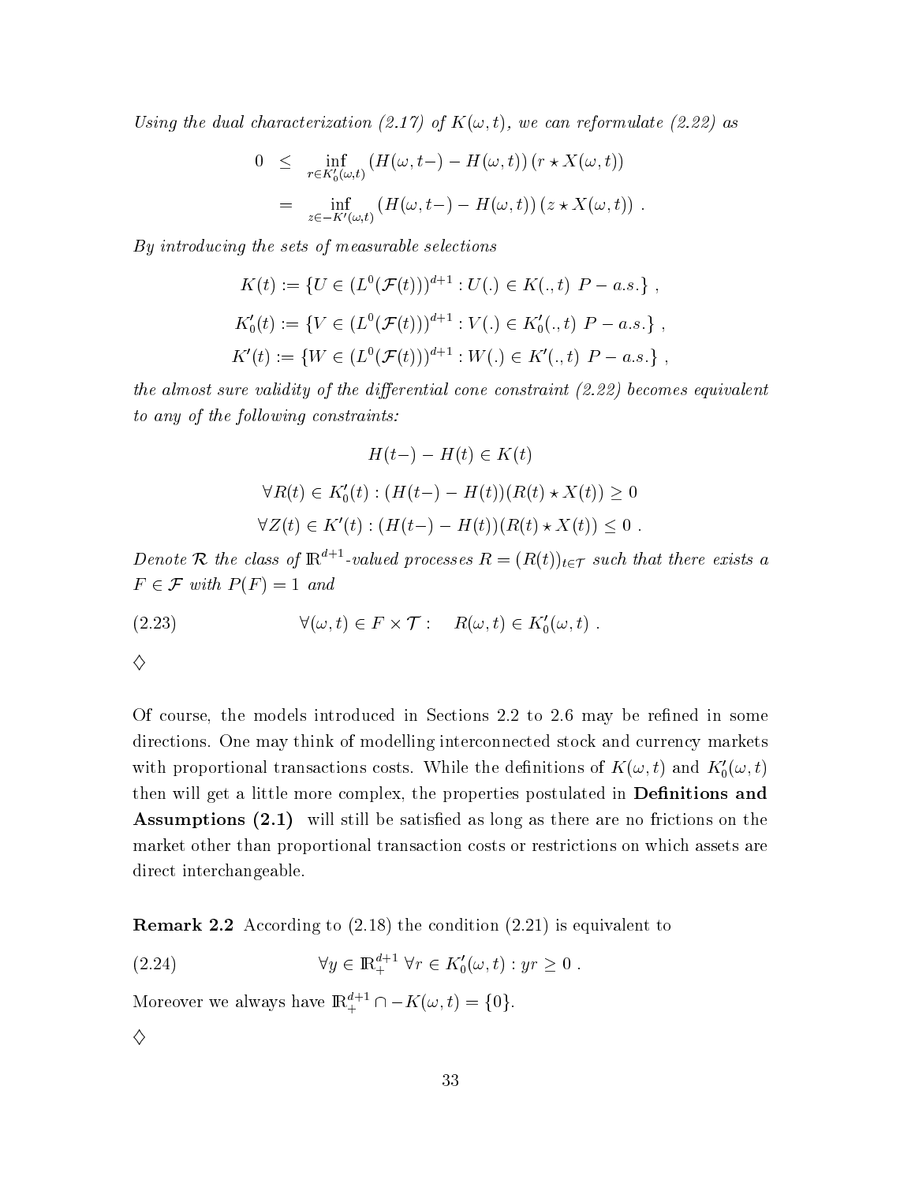*Using the dual characterization (2.17) of $K(\omega, t)$, we can reformulate (2.22) as*

$$
\begin{aligned}
0 &\leq \inf_{r \in K_0'(\omega,t)} \left(H(\omega, t-) - H(\omega, t)\right)\left(r \star X(\omega, t)\right) \\
&= \inf_{z \in -K'(\omega,t)} \left(H(\omega, t-) - H(\omega, t)\right)\left(z \star X(\omega, t)\right) .
\end{aligned}
$$

*By introducing the sets of measurable selections*

$$
\begin{aligned}
K(t) &:= \{U \in (L^0(\mathcal{F}(t)))^{d+1} : U(.) \in K(., t) \ P - a.s.\} , \\
K_0'(t) &:= \{V \in (L^0(\mathcal{F}(t)))^{d+1} : V(.) \in K_0'(., t) \ P - a.s.\} , \\
K'(t) &:= \{W \in (L^0(\mathcal{F}(t)))^{d+1} : W(.) \in K'(., t) \ P - a.s.\} ,
\end{aligned}
$$

*the almost sure validity of the differential cone constraint (2.22) becomes equivalent to any of the following constraints:*

$$
\begin{gathered}
H(t-) - H(t) \in K(t) \\
\forall R(t) \in K_0'(t) : (H(t-) - H(t))(R(t) \star X(t)) \geq 0 \\
\forall Z(t) \in K'(t) : (H(t-) - H(t))(R(t) \star X(t)) \leq 0 .
\end{gathered}
$$

*Denote $\mathcal{R}$ the class of $\mathbb{R}^{d+1}$-valued processes $R = (R(t))_{t \in \mathcal{T}}$ such that there exists a $F \in \mathcal{F}$ with $P(F) = 1$ and*

$$
\forall (\omega, t) \in F \times \mathcal{T} : \quad R(\omega, t) \in K_0'(\omega, t) . \tag{2.23}
$$

$\diamondsuit$

Of course, the models introduced in Sections 2.2 to 2.6 may be refined in some directions. One may think of modelling interconnected stock and currency markets with proportional transactions costs. While the definitions of $K(\omega, t)$ and $K_0'(\omega, t)$ then will get a little more complex, the properties postulated in **Definitions and Assumptions (2.1)** will still be satisfied as long as there are no frictions on the market other than proportional transaction costs or restrictions on which assets are direct interchangeable.

**Remark 2.2** According to (2.18) the condition (2.21) is equivalent to

$$
\forall y \in \mathbb{R}_+^{d+1} \ \forall r \in K_0'(\omega, t) : yr \geq 0 . \tag{2.24}
$$

Moreover we always have $\mathbb{R}_+^{d+1} \cap -K(\omega, t) = \{0\}$.

$\diamondsuit$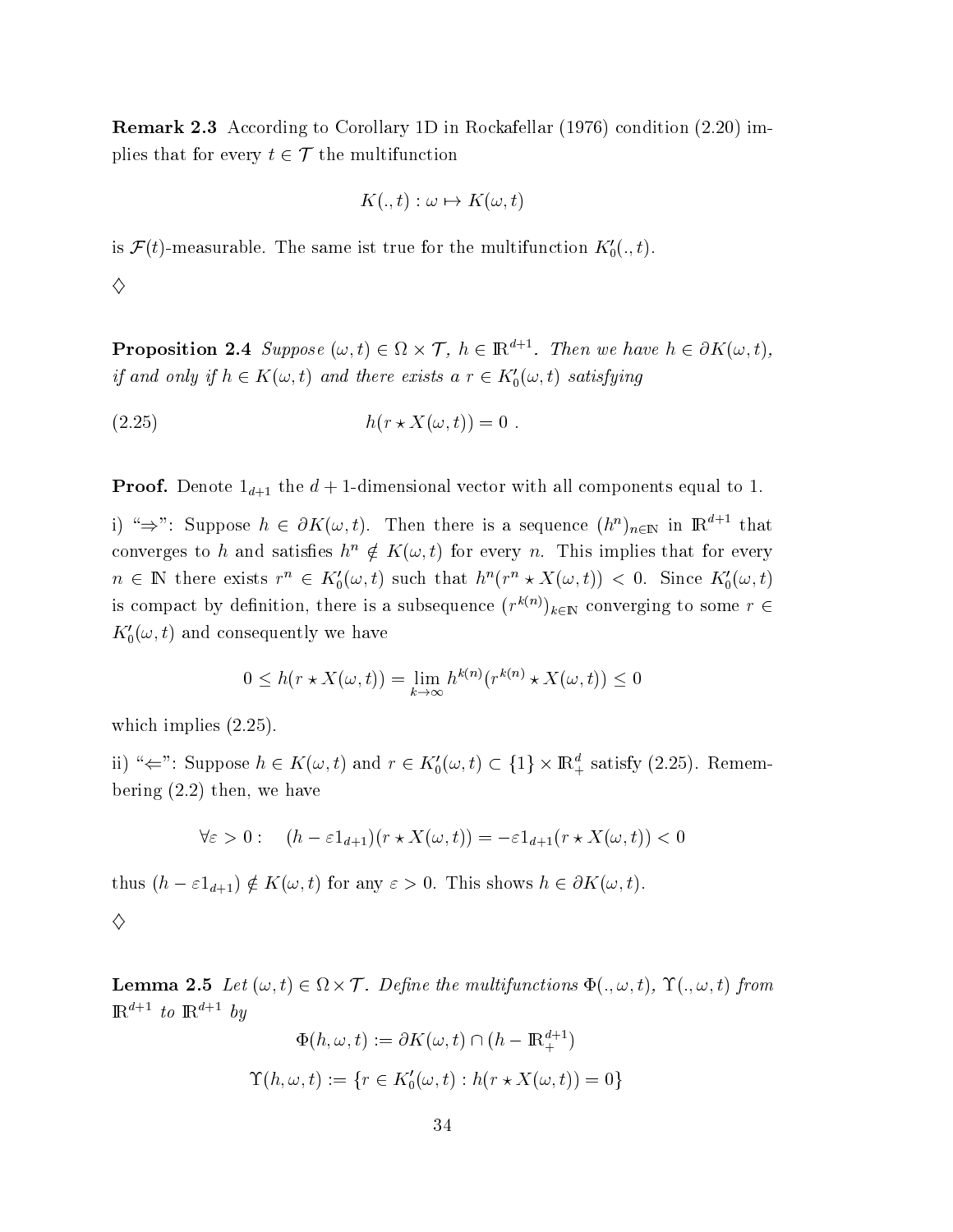**Remark 2.3** According to Corollary 1D in Rockafellar (1976) condition (2.20) implies that for every $t \in \mathcal{T}$ the multifunction

$$K(.,t) : \omega \mapsto K(\omega,t)$$

is $\mathcal{F}(t)$-measurable. The same ist true for the multifunction $K_0'(.,t)$.

$\diamondsuit$

**Proposition 2.4** *Suppose $(\omega,t) \in \Omega \times \mathcal{T}$, $h \in \mathbb{R}^{d+1}$. Then we have $h \in \partial K(\omega,t)$, if and only if $h \in K(\omega,t)$ and there exists a $r \in K_0'(\omega,t)$ satisfying*

$$h(r \star X(\omega,t)) = 0 \ . \tag{2.25}$$

**Proof.** Denote $1_{d+1}$ the $d+1$-dimensional vector with all components equal to 1.

i) "$\Rightarrow$": Suppose $h \in \partial K(\omega,t)$. Then there is a sequence $(h^n)_{n \in \mathbb{N}}$ in $\mathbb{R}^{d+1}$ that converges to $h$ and satisfies $h^n \notin K(\omega,t)$ for every $n$. This implies that for every $n \in \mathbb{N}$ there exists $r^n \in K_0'(\omega,t)$ such that $h^n(r^n \star X(\omega,t)) < 0$. Since $K_0'(\omega,t)$ is compact by definition, there is a subsequence $(r^{k(n)})_{k \in \mathbb{N}}$ converging to some $r \in K_0'(\omega,t)$ and consequently we have

$$0 \leq h(r \star X(\omega,t)) = \lim_{k \to \infty} h^{k(n)}(r^{k(n)} \star X(\omega,t)) \leq 0$$

which implies (2.25).

ii) "$\Leftarrow$": Suppose $h \in K(\omega,t)$ and $r \in K_0'(\omega,t) \subset \{1\} \times \mathbb{R}_+^d$ satisfy (2.25). Remembering (2.2) then, we have

$$\forall \varepsilon > 0 : \quad (h - \varepsilon 1_{d+1})(r \star X(\omega,t)) = -\varepsilon 1_{d+1}(r \star X(\omega,t)) < 0$$

thus $(h - \varepsilon 1_{d+1}) \notin K(\omega,t)$ for any $\varepsilon > 0$. This shows $h \in \partial K(\omega,t)$.

$\diamondsuit$

**Lemma 2.5** *Let $(\omega,t) \in \Omega \times \mathcal{T}$. Define the multifunctions $\Phi(.,\omega,t)$, $\Upsilon(.,\omega,t)$ from $\mathbb{R}^{d+1}$ to $\mathbb{R}^{d+1}$ by*

$$\Phi(h,\omega,t) := \partial K(\omega,t) \cap (h - \mathbb{R}_+^{d+1})$$

$$\Upsilon(h,\omega,t) := \{r \in K_0'(\omega,t) : h(r \star X(\omega,t)) = 0\}$$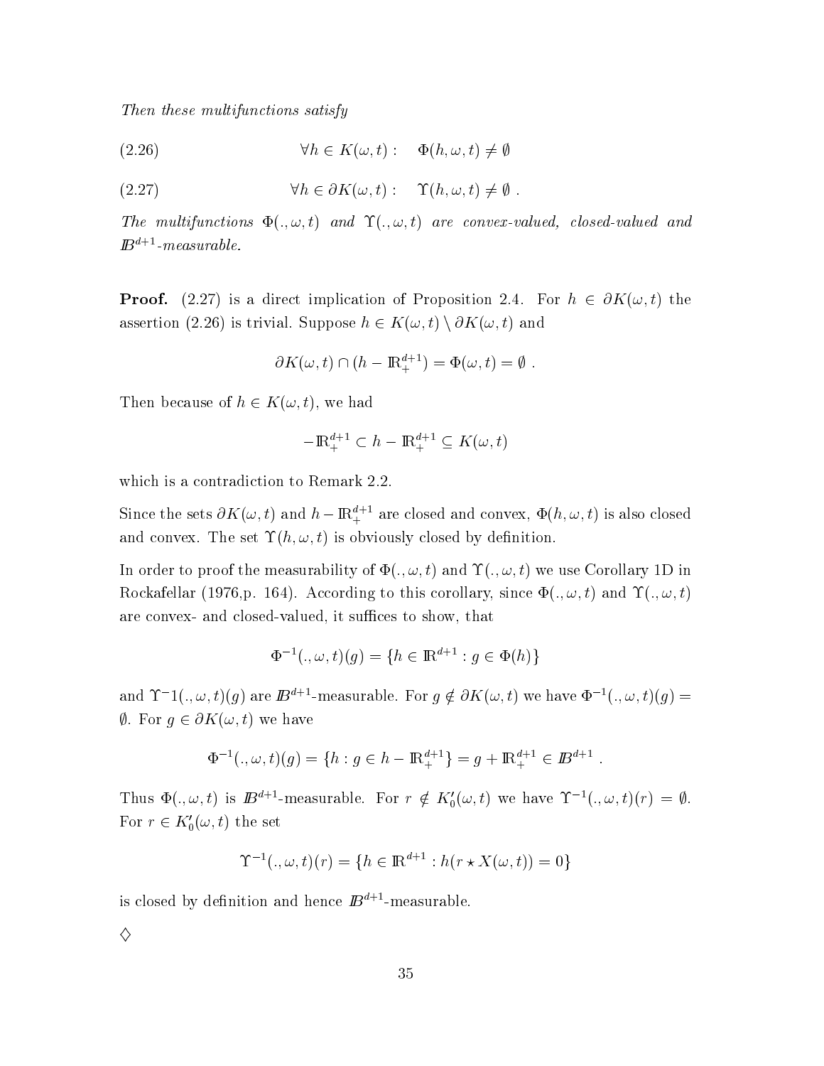*Then these multifunctions satisfy*

$$\forall h \in K(\omega,t): \quad \Phi(h,\omega,t) \neq \emptyset \tag{2.26}$$

$$\forall h \in \partial K(\omega,t): \quad \Upsilon(h,\omega,t) \neq \emptyset \ . \tag{2.27}$$

*The multifunctions* $\Phi(.,\omega,t)$ *and* $\Upsilon(.,\omega,t)$ *are convex-valued, closed-valued and* $\mathbb{B}^{d+1}$*-measurable.*

**Proof.** (2.27) is a direct implication of Proposition 2.4. For $h \in \partial K(\omega,t)$ the assertion (2.26) is trivial. Suppose $h \in K(\omega,t) \setminus \partial K(\omega,t)$ and

$$\partial K(\omega,t) \cap (h - \mathbb{R}_+^{d+1}) = \Phi(\omega,t) = \emptyset \ .$$

Then because of $h \in K(\omega,t)$, we had

$$-\mathbb{R}_+^{d+1} \subset h - \mathbb{R}_+^{d+1} \subseteq K(\omega,t)$$

which is a contradiction to Remark 2.2.

Since the sets $\partial K(\omega,t)$ and $h - \mathbb{R}_+^{d+1}$ are closed and convex, $\Phi(h,\omega,t)$ is also closed and convex. The set $\Upsilon(h,\omega,t)$ is obviously closed by definition.

In order to proof the measurability of $\Phi(.,\omega,t)$ and $\Upsilon(.,\omega,t)$ we use Corollary 1D in Rockafellar (1976,p. 164). According to this corollary, since $\Phi(.,\omega,t)$ and $\Upsilon(.,\omega,t)$ are convex- and closed-valued, it suffices to show, that

$$\Phi^{-1}(.,\omega,t)(g) = \{h \in \mathbb{R}^{d+1} : g \in \Phi(h)\}$$

and $\Upsilon^{-}1(.,\omega,t)(g)$ are $\mathbb{B}^{d+1}$-measurable. For $g \notin \partial K(\omega,t)$ we have $\Phi^{-1}(.,\omega,t)(g) = \emptyset$. For $g \in \partial K(\omega,t)$ we have

$$\Phi^{-1}(.,\omega,t)(g) = \{h : g \in h - \mathbb{R}_+^{d+1}\} = g + \mathbb{R}_+^{d+1} \in \mathbb{B}^{d+1} \ .$$

Thus $\Phi(.,\omega,t)$ is $\mathbb{B}^{d+1}$-measurable. For $r \notin K_0'(\omega,t)$ we have $\Upsilon^{-1}(.,\omega,t)(r) = \emptyset$. For $r \in K_0'(\omega,t)$ the set

$$\Upsilon^{-1}(.,\omega,t)(r) = \{h \in \mathbb{R}^{d+1} : h(r \star X(\omega,t)) = 0\}$$

is closed by definition and hence $\mathbb{B}^{d+1}$-measurable.

$\diamondsuit$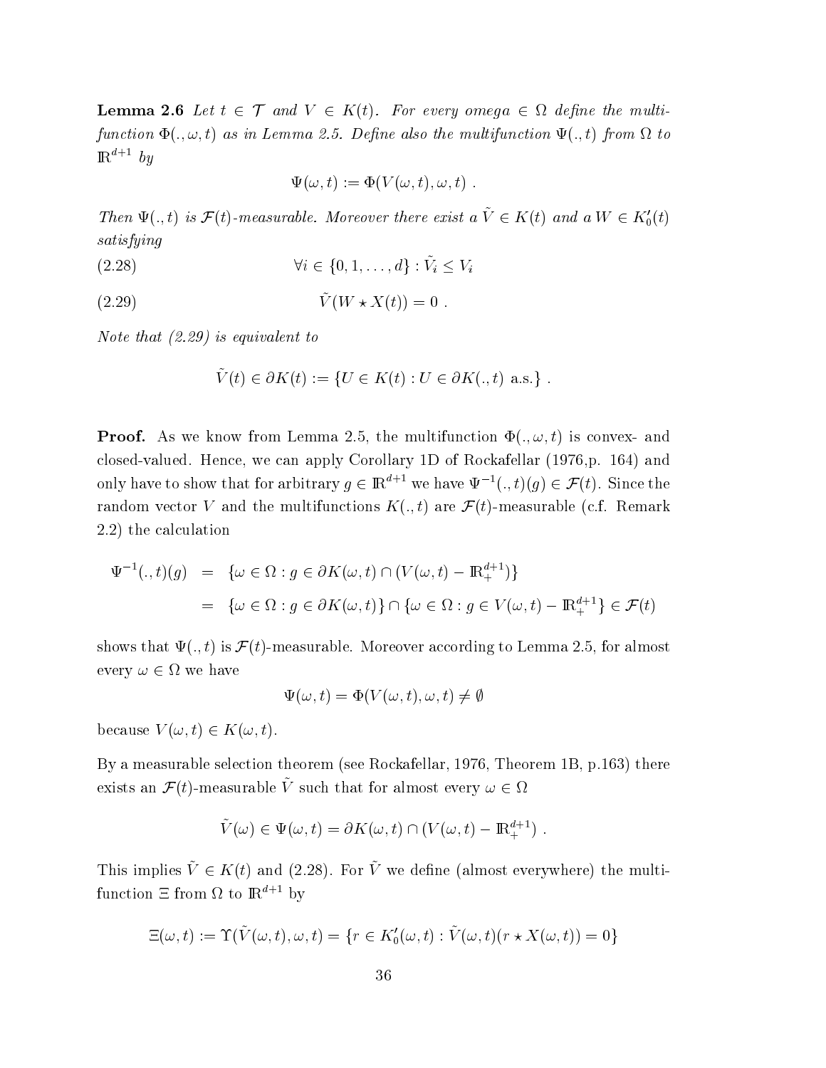**Lemma 2.6** *Let $t \in \mathcal{T}$ and $V \in K(t)$. For every omega $\in \Omega$ define the multifunction $\Phi(.,\omega,t)$ as in Lemma 2.5. Define also the multifunction $\Psi(.,t)$ from $\Omega$ to $\mathbb{R}^{d+1}$ by*

$$\Psi(\omega,t) := \Phi(V(\omega,t),\omega,t) \ .$$

*Then $\Psi(.,t)$ is $\mathcal{F}(t)$-measurable. Moreover there exist a $\tilde{V} \in K(t)$ and a $W \in K_0'(t)$ satisfying*

$$\forall i \in \{0,1,\ldots,d\} : \tilde{V}_i \leq V_i \tag{2.28}$$

$$\tilde{V}(W \star X(t)) = 0 \ . \tag{2.29}$$

*Note that (2.29) is equivalent to*

$$\tilde{V}(t) \in \partial K(t) := \{U \in K(t) : U \in \partial K(.,t) \text{ a.s.}\} \ .$$

**Proof.** As we know from Lemma 2.5, the multifunction $\Phi(.,\omega,t)$ is convex- and closed-valued. Hence, we can apply Corollary 1D of Rockafellar (1976,p. 164) and only have to show that for arbitrary $g \in \mathbb{R}^{d+1}$ we have $\Psi^{-1}(.,t)(g) \in \mathcal{F}(t)$. Since the random vector $V$ and the multifunctions $K(.,t)$ are $\mathcal{F}(t)$-measurable (c.f. Remark 2.2) the calculation

$$\begin{aligned}
\Psi^{-1}(.,t)(g) &= \{\omega \in \Omega : g \in \partial K(\omega,t) \cap (V(\omega,t) - \mathbb{R}_+^{d+1})\} \\
&= \{\omega \in \Omega : g \in \partial K(\omega,t)\} \cap \{\omega \in \Omega : g \in V(\omega,t) - \mathbb{R}_+^{d+1}\} \in \mathcal{F}(t)
\end{aligned}$$

shows that $\Psi(.,t)$ is $\mathcal{F}(t)$-measurable. Moreover according to Lemma 2.5, for almost every $\omega \in \Omega$ we have

$$\Psi(\omega,t) = \Phi(V(\omega,t),\omega,t) \neq \emptyset$$

because $V(\omega,t) \in K(\omega,t)$.

By a measurable selection theorem (see Rockafellar, 1976, Theorem 1B, p.163) there exists an $\mathcal{F}(t)$-measurable $\tilde{V}$ such that for almost every $\omega \in \Omega$

$$\tilde{V}(\omega) \in \Psi(\omega,t) = \partial K(\omega,t) \cap (V(\omega,t) - \mathbb{R}_+^{d+1}) \ .$$

This implies $\tilde{V} \in K(t)$ and (2.28). For $\tilde{V}$ we define (almost everywhere) the multifunction $\Xi$ from $\Omega$ to $\mathbb{R}^{d+1}$ by

$$\Xi(\omega,t) := \Upsilon(\tilde{V}(\omega,t),\omega,t) = \{r \in K_0'(\omega,t) : \tilde{V}(\omega,t)(r \star X(\omega,t)) = 0\}$$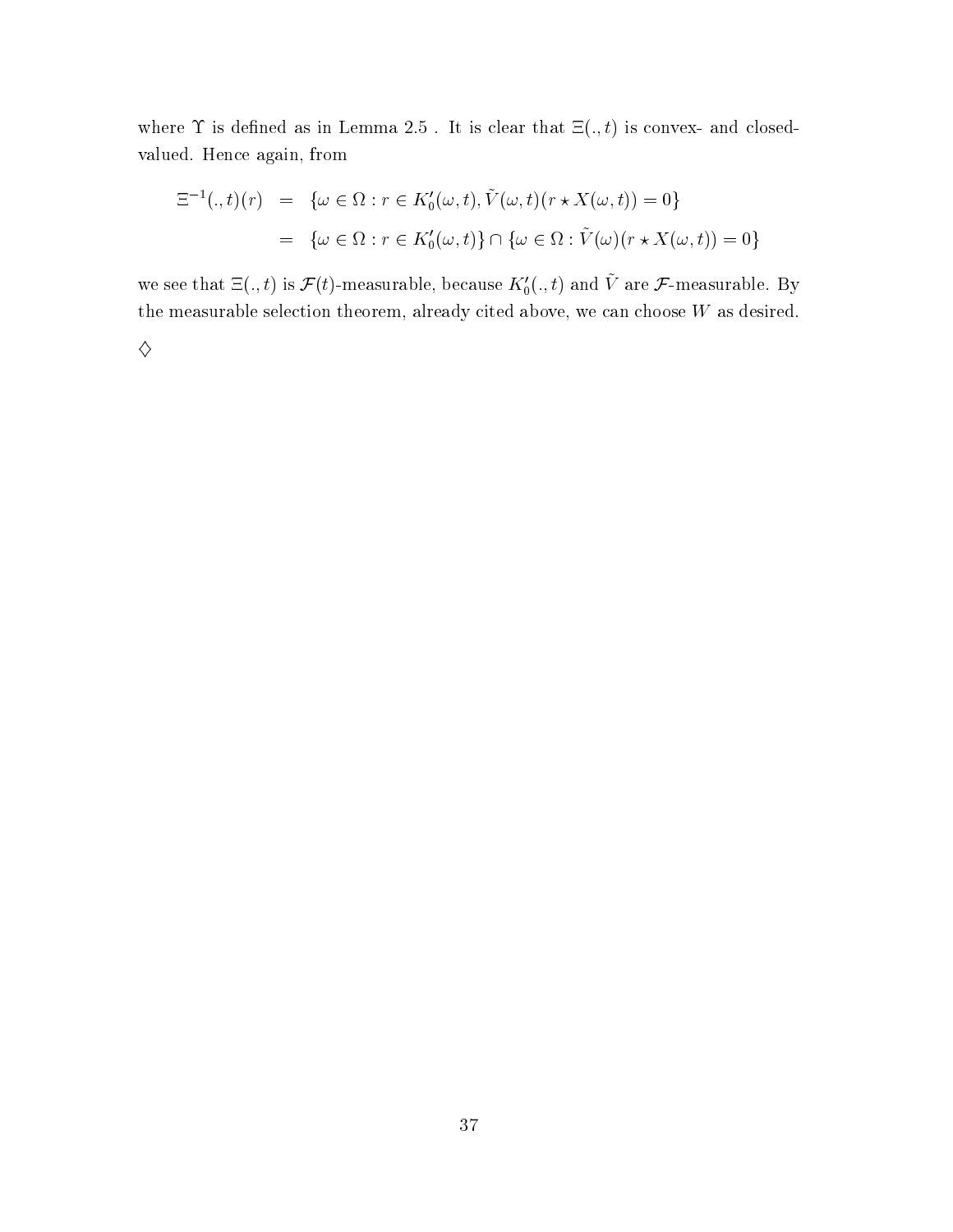where $\Upsilon$ is defined as in Lemma 2.5 . It is clear that $\Xi(.,t)$ is convex- and closed-valued. Hence again, from

$$
\begin{aligned}
\Xi^{-1}(.,t)(r) &= \{\omega \in \Omega : r \in K_0'(\omega,t), \tilde{V}(\omega,t)(r \star X(\omega,t)) = 0\} \\
&= \{\omega \in \Omega : r \in K_0'(\omega,t)\} \cap \{\omega \in \Omega : \tilde{V}(\omega)(r \star X(\omega,t)) = 0\}
\end{aligned}
$$

we see that $\Xi(.,t)$ is $\mathcal{F}(t)$-measurable, because $K_0'(.,t)$ and $\tilde{V}$ are $\mathcal{F}$-measurable. By the measurable selection theorem, already cited above, we can choose $W$ as desired.

$\diamondsuit$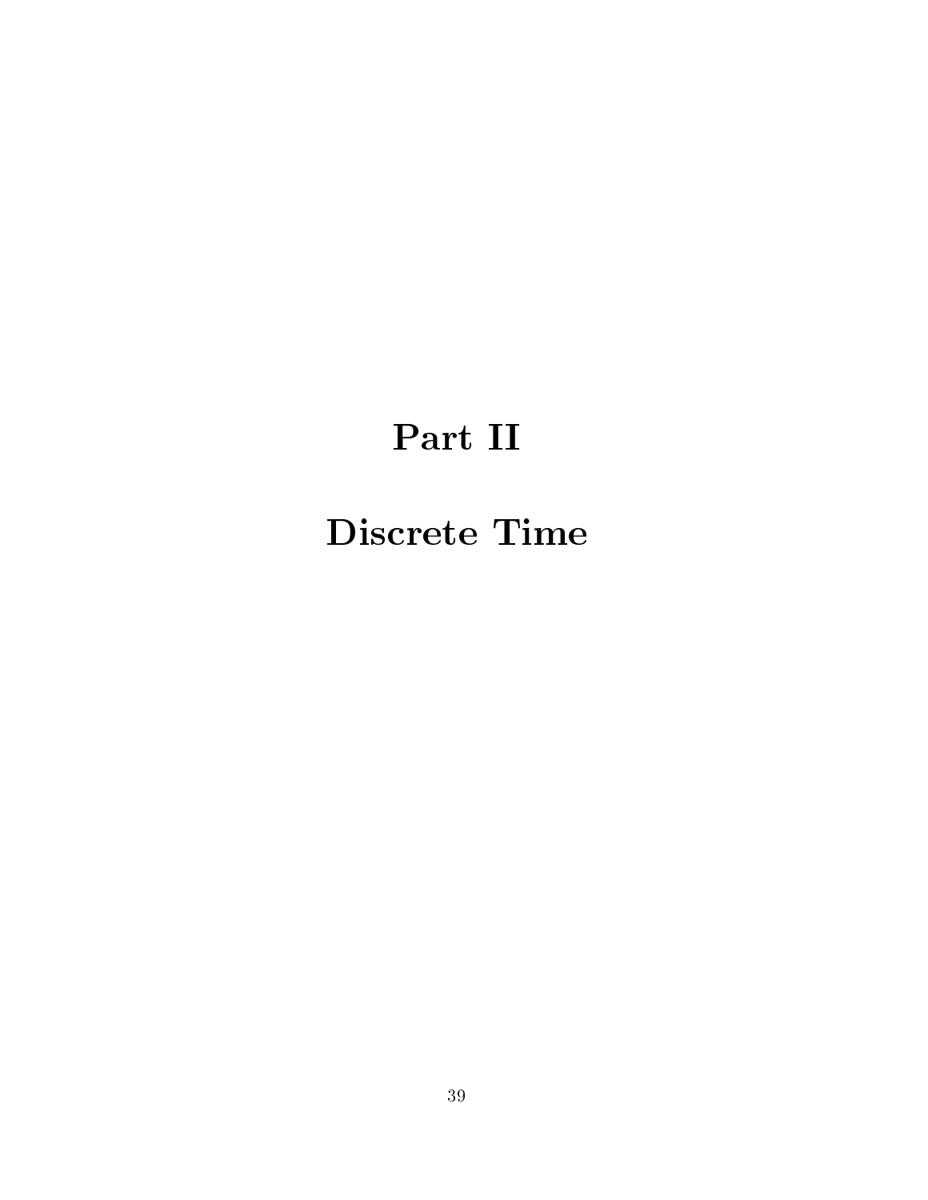# Part II

# Discrete Time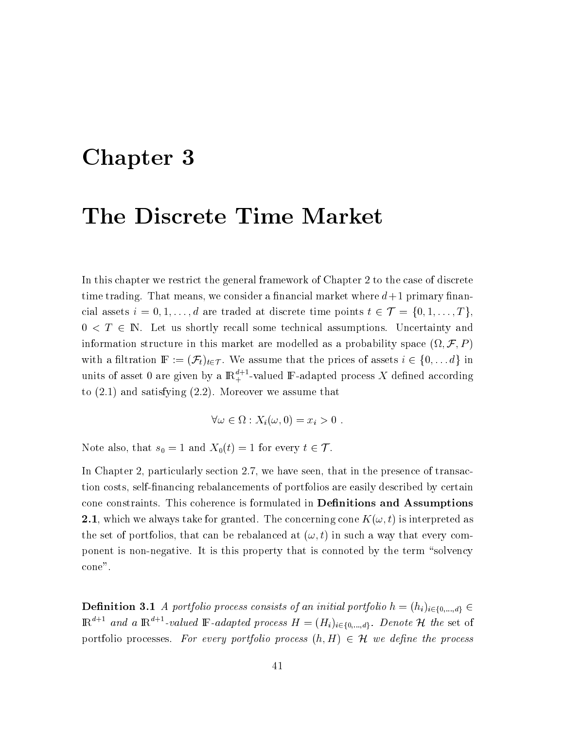# Chapter 3

# The Discrete Time Market

In this chapter we restrict the general framework of Chapter 2 to the case of discrete time trading. That means, we consider a financial market where $d+1$ primary financial assets $i = 0, 1, \dots, d$ are traded at discrete time points $t \in \mathcal{T} = \{0, 1, \dots, T\}$, $0 < T \in \mathbb{N}$. Let us shortly recall some technical assumptions. Uncertainty and information structure in this market are modelled as a probability space $(\Omega, \mathcal{F}, P)$ with a filtration $\mathbb{F} := (\mathcal{F}_t)_{t \in \mathcal{T}}$. We assume that the prices of assets $i \in \{0, \dots d\}$ in units of asset 0 are given by a $\mathbb{R}_+^{d+1}$-valued $\mathbb{F}$-adapted process $X$ defined according to (2.1) and satisfying (2.2). Moreover we assume that

$$\forall \omega \in \Omega : X_i(\omega, 0) = x_i > 0 \ .$$

Note also, that $s_0 = 1$ and $X_0(t) = 1$ for every $t \in \mathcal{T}$.

In Chapter 2, particularly section 2.7, we have seen, that in the presence of transaction costs, self-financing rebalancements of portfolios are easily described by certain cone constraints. This coherence is formulated in **Definitions and Assumptions 2.1**, which we always take for granted. The concerning cone $K(\omega, t)$ is interpreted as the set of portfolios, that can be rebalanced at $(\omega, t)$ in such a way that every component is non-negative. It is this property that is connoted by the term "solvency cone".

**Definition 3.1** *A portfolio process consists of an initial portfolio* $h = (h_i)_{i \in \{0,\dots,d\}} \in \mathbb{R}^{d+1}$ *and a* $\mathbb{R}^{d+1}$*-valued* $\mathbb{F}$*-adapted process* $H = (H_i)_{i \in \{0,\dots,d\}}$. *Denote* $\mathcal{H}$ the set of portfolio processes. *For every portfolio process* $(h, H) \in \mathcal{H}$ *we define the process*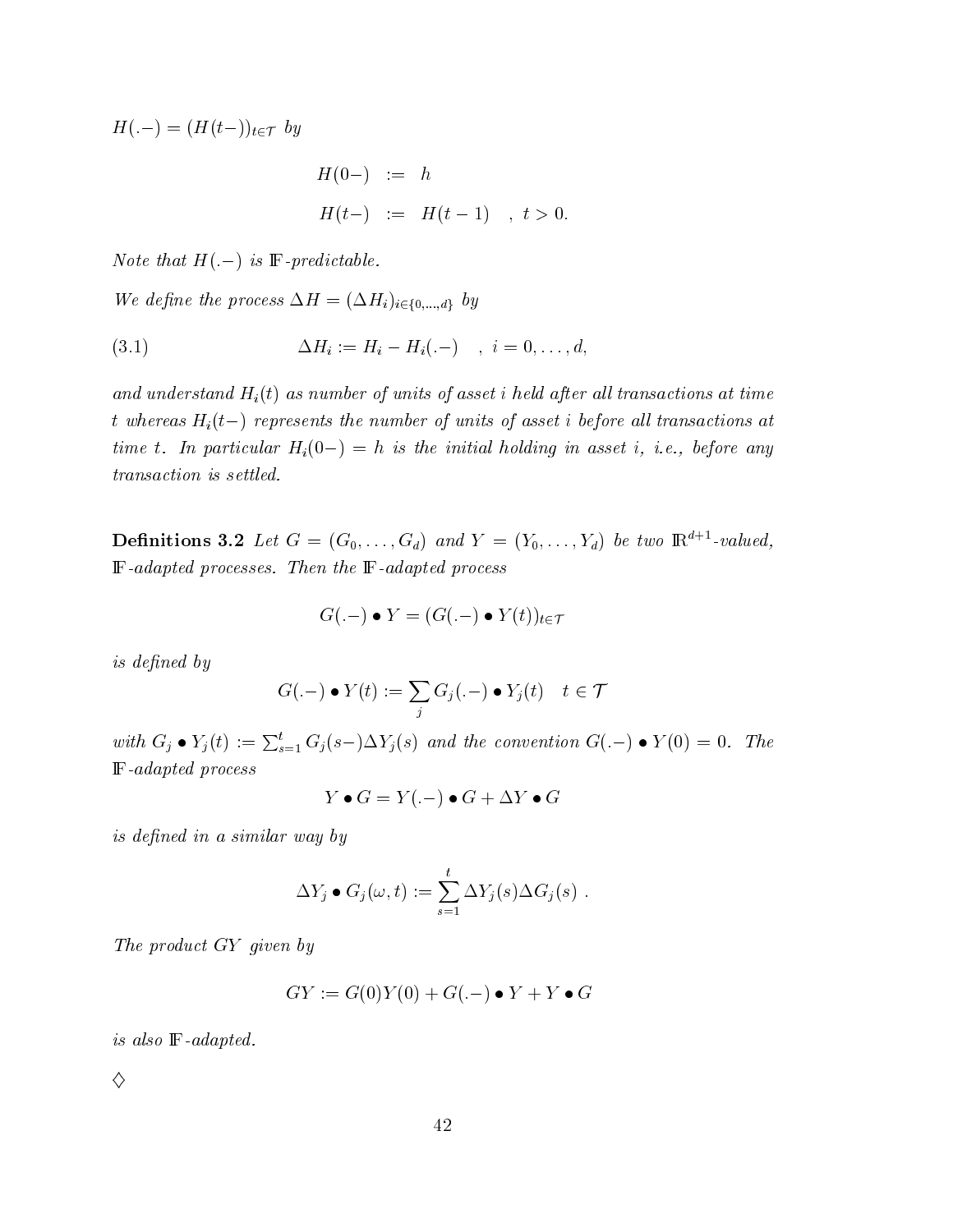$H(.-) = (H(t-))_{t\in\mathcal{T}}$ *by*

$$
\begin{aligned}
H(0-) &:= h \\
H(t-) &:= H(t-1) \quad , \; t > 0.
\end{aligned}
$$

*Note that $H(.-)$ is $\mathbb{F}$-predictable.*

*We define the process $\Delta H = (\Delta H_i)_{i\in\{0,\ldots,d\}}$ by*

$$
\Delta H_i := H_i - H_i(.-) \quad , \; i = 0,\ldots,d, \tag{3.1}
$$

*and understand $H_i(t)$ as number of units of asset $i$ held after all transactions at time $t$ whereas $H_i(t-)$ represents the number of units of asset $i$ before all transactions at time $t$. In particular $H_i(0-) = h$ is the initial holding in asset $i$, i.e., before any transaction is settled.*

**Definitions 3.2** *Let $G = (G_0,\ldots,G_d)$ and $Y = (Y_0,\ldots,Y_d)$ be two $\mathbb{R}^{d+1}$-valued, $\mathbb{F}$-adapted processes. Then the $\mathbb{F}$-adapted process*

$$
G(.-) \bullet Y = (G(.-) \bullet Y(t))_{t\in\mathcal{T}}
$$

*is defined by*

$$
G(.-) \bullet Y(t) := \sum_j G_j(.-) \bullet Y_j(t) \quad t \in \mathcal{T}
$$

*with $G_j \bullet Y_j(t) := \sum_{s=1}^t G_j(s-)\Delta Y_j(s)$ and the convention $G(.-) \bullet Y(0) = 0$. The $\mathbb{F}$-adapted process*

$$
Y \bullet G = Y(.-) \bullet G + \Delta Y \bullet G
$$

*is defined in a similar way by*

$$
\Delta Y_j \bullet G_j(\omega, t) := \sum_{s=1}^{t} \Delta Y_j(s)\Delta G_j(s) \; .
$$

*The product $GY$ given by*

$$
GY := G(0)Y(0) + G(.-) \bullet Y + Y \bullet G
$$

*is also $\mathbb{F}$-adapted.*

$\diamondsuit$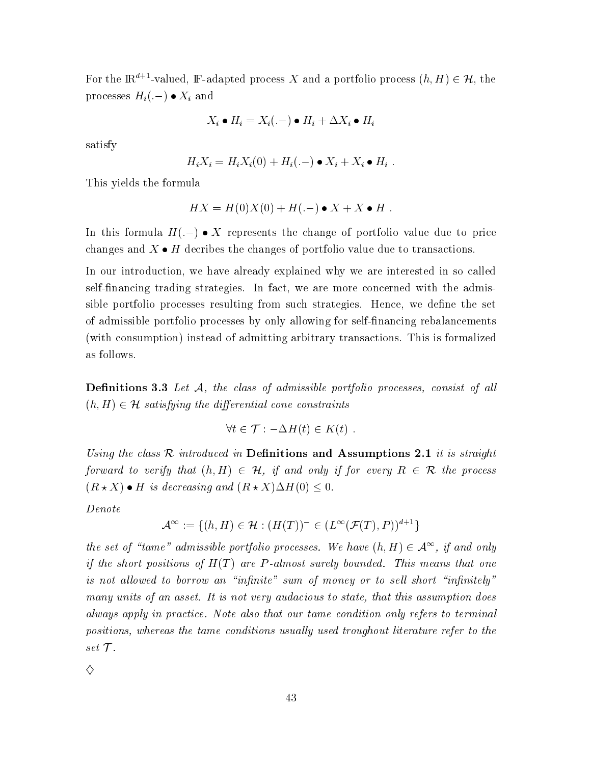For the $\mathbb{R}^{d+1}$-valued, $\mathbb{F}$-adapted process $X$ and a portfolio process $(h, H) \in \mathcal{H}$, the processes $H_i(.-) \bullet X_i$ and

$$X_i \bullet H_i = X_i(.-) \bullet H_i + \Delta X_i \bullet H_i$$

satisfy

$$H_i X_i = H_i X_i(0) + H_i(.-) \bullet X_i + X_i \bullet H_i \ .$$

This yields the formula

$$HX = H(0)X(0) + H(.-) \bullet X + X \bullet H \ .$$

In this formula $H(.-) \bullet X$ represents the change of portfolio value due to price changes and $X \bullet H$ decribes the changes of portfolio value due to transactions.

In our introduction, we have already explained why we are interested in so called self-financing trading strategies. In fact, we are more concerned with the admissible portfolio processes resulting from such strategies. Hence, we define the set of admissible portfolio processes by only allowing for self-financing rebalancements (with consumption) instead of admitting arbitrary transactions. This is formalized as follows.

**Definitions 3.3** *Let $\mathcal{A}$, the class of admissible portfolio processes, consist of all $(h, H) \in \mathcal{H}$ satisfying the differential cone constraints*

$$\forall t \in \mathcal{T} : -\Delta H(t) \in K(t) \ .$$

*Using the class $\mathcal{R}$ introduced in* **Definitions and Assumptions 2.1** *it is straight forward to verify that $(h, H) \in \mathcal{H}$, if and only if for every $R \in \mathcal{R}$ the process $(R \star X) \bullet H$ is decreasing and $(R \star X)\Delta H(0) \leq 0$.*

*Denote*

$$\mathcal{A}^{\infty} := \{(h, H) \in \mathcal{H} : (H(T))^{-} \in (L^{\infty}(\mathcal{F}(T), P))^{d+1}\}$$

*the set of "tame" admissible portfolio processes. We have $(h, H) \in \mathcal{A}^{\infty}$, if and only if the short positions of $H(T)$ are $P$-almost surely bounded. This means that one is not allowed to borrow an "infinite" sum of money or to sell short "infinitely" many units of an asset. It is not very audacious to state, that this assumption does always apply in practice. Note also that our tame condition only refers to terminal positions, whereas the tame conditions usually used troughout literature refer to the set $\mathcal{T}$.*

$\diamondsuit$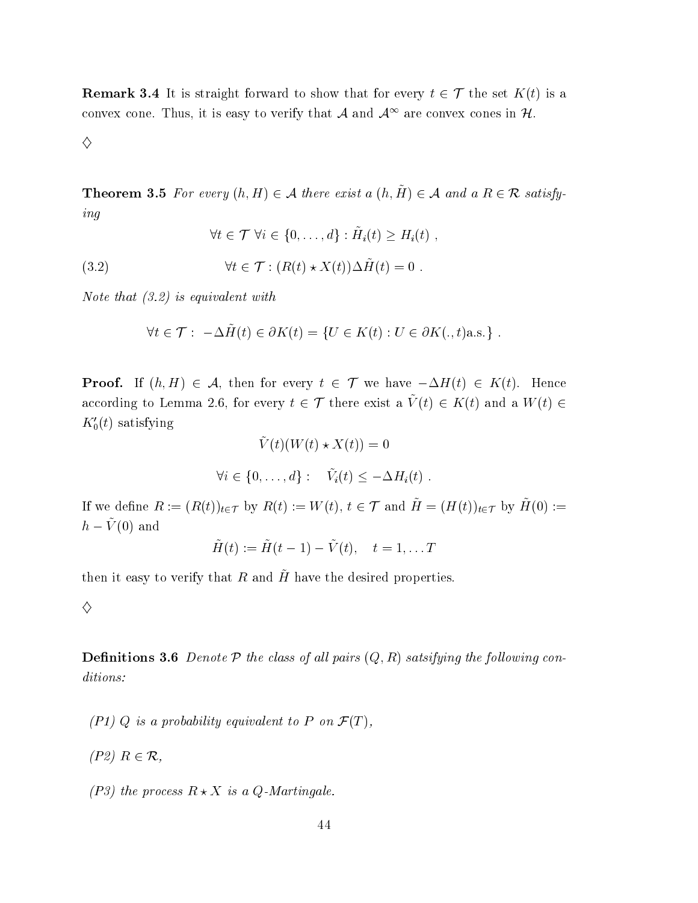**Remark 3.4** It is straight forward to show that for every $t \in \mathcal{T}$ the set $K(t)$ is a convex cone. Thus, it is easy to verify that $\mathcal{A}$ and $\mathcal{A}^\infty$ are convex cones in $\mathcal{H}$.

$\diamondsuit$

**Theorem 3.5** *For every $(h, H) \in \mathcal{A}$ there exist a $(h, \tilde{H}) \in \mathcal{A}$ and a $R \in \mathcal{R}$ satisfying*

$$\forall t \in \mathcal{T} \; \forall i \in \{0, \ldots, d\} : \tilde{H}_i(t) \geq H_i(t) \; ,$$

$$\forall t \in \mathcal{T} : (R(t) \star X(t)) \Delta \tilde{H}(t) = 0 \; . \tag{3.2}$$

*Note that (3.2) is equivalent with*

$$\forall t \in \mathcal{T} : \; -\Delta \tilde{H}(t) \in \partial K(t) = \{U \in K(t) : U \in \partial K(., t) \text{a.s.}\} \; .$$

**Proof.** If $(h, H) \in \mathcal{A}$, then for every $t \in \mathcal{T}$ we have $-\Delta H(t) \in K(t)$. Hence according to Lemma 2.6, for every $t \in \mathcal{T}$ there exist a $\tilde{V}(t) \in K(t)$ and a $W(t) \in K_0'(t)$ satisfying

$$\tilde{V}(t)(W(t) \star X(t)) = 0$$

$$\forall i \in \{0, \ldots, d\} : \quad \tilde{V}_i(t) \leq -\Delta H_i(t) \; .$$

If we define $R := (R(t))_{t \in \mathcal{T}}$ by $R(t) := W(t)$, $t \in \mathcal{T}$ and $\tilde{H} = (H(t))_{t \in \mathcal{T}}$ by $\tilde{H}(0) := h - \tilde{V}(0)$ and

$$\tilde{H}(t) := \tilde{H}(t-1) - \tilde{V}(t), \quad t = 1, \ldots T$$

then it easy to verify that $R$ and $\tilde{H}$ have the desired properties.

$\diamondsuit$

**Definitions 3.6** *Denote $\mathcal{P}$ the class of all pairs $(Q, R)$ satsifying the following conditions:*

*(P1) $Q$ is a probability equivalent to $P$ on $\mathcal{F}(T)$,*

*(P2) $R \in \mathcal{R}$,*

*(P3) the process $R \star X$ is a $Q$-Martingale.*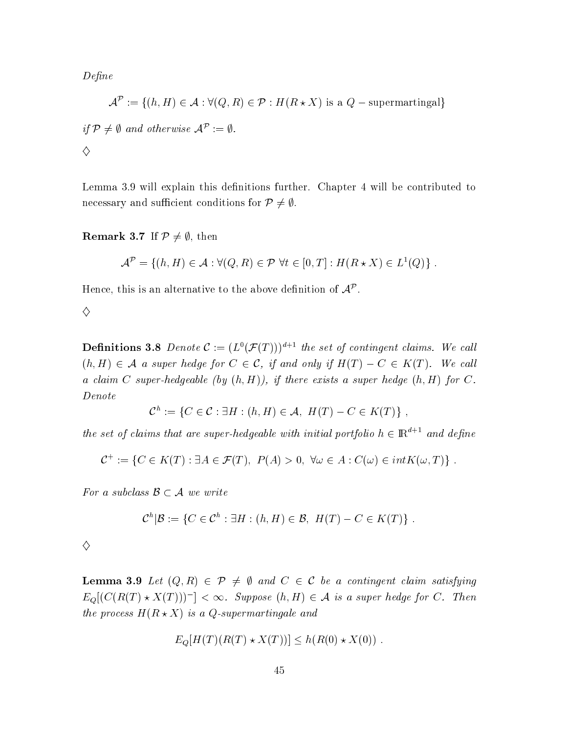*Define*

$$\mathcal{A}^{\mathcal{P}} := \{(h,H) \in \mathcal{A} : \forall (Q,R) \in \mathcal{P} : H(R \star X) \text{ is a } Q-\text{supermartingal}\}$$

*if* $\mathcal{P} \neq \emptyset$ *and otherwise* $\mathcal{A}^{\mathcal{P}} := \emptyset$*.*

$\diamondsuit$

Lemma 3.9 will explain this definitions further. Chapter 4 will be contributed to necessary and sufficient conditions for $\mathcal{P} \neq \emptyset$.

**Remark 3.7** If $\mathcal{P} \neq \emptyset$, then

$$\mathcal{A}^{\mathcal{P}} = \{(h,H) \in \mathcal{A} : \forall (Q,R) \in \mathcal{P} \ \forall t \in [0,T] : H(R \star X) \in L^1(Q)\} .$$

Hence, this is an alternative to the above definition of $\mathcal{A}^{\mathcal{P}}$.

$\diamondsuit$

**Definitions 3.8** *Denote* $\mathcal{C} := (L^0(\mathcal{F}(T)))^{d+1}$ *the set of contingent claims. We call* $(h,H) \in \mathcal{A}$ *a super hedge for* $C \in \mathcal{C}$*, if and only if* $H(T) - C \in K(T)$*. We call a claim* $C$ *super-hedgeable (by* $(h,H)$*), if there exists a super hedge* $(h,H)$ *for* $C$*. Denote*

$$\mathcal{C}^h := \{C \in \mathcal{C} : \exists H : (h,H) \in \mathcal{A}, \ H(T) - C \in K(T)\} ,$$

*the set of claims that are super-hedgeable with initial portfolio* $h \in \mathbb{R}^{d+1}$ *and define*

$$\mathcal{C}^+ := \{C \in K(T) : \exists A \in \mathcal{F}(T), \ P(A) > 0, \ \forall \omega \in A : C(\omega) \in int K(\omega, T)\} .$$

*For a subclass* $\mathcal{B} \subset \mathcal{A}$ *we write*

$$\mathcal{C}^h | \mathcal{B} := \{C \in \mathcal{C}^h : \exists H : (h,H) \in \mathcal{B}, \ H(T) - C \in K(T)\} .$$

$\diamondsuit$

**Lemma 3.9** *Let* $(Q,R) \in \mathcal{P} \neq \emptyset$ *and* $C \in \mathcal{C}$ *be a contingent claim satisfying* $E_Q[(C(R(T) \star X(T)))^-] < \infty$*. Suppose* $(h,H) \in \mathcal{A}$ *is a super hedge for* $C$*. Then the process* $H(R \star X)$ *is a* $Q$*-supermartingale and*

$$E_Q[H(T)(R(T) \star X(T))] \leq h(R(0) \star X(0)) .$$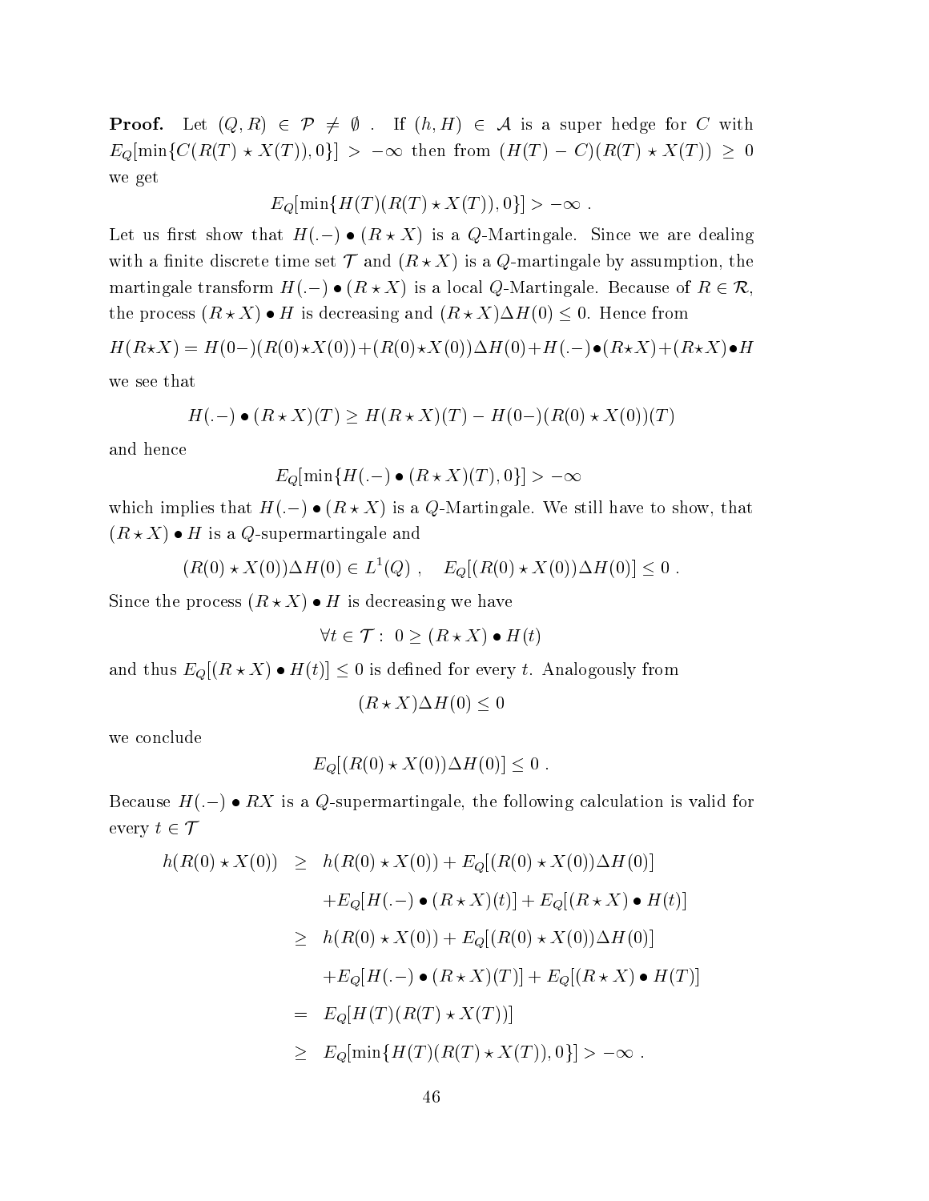**Proof.** Let $(Q, R) \in \mathcal{P} \neq \emptyset$ . If $(h, H) \in \mathcal{A}$ is a super hedge for $C$ with $E_Q[\min\{C(R(T) \star X(T)), 0\}] > -\infty$ then from $(H(T) - C)(R(T) \star X(T)) \geq 0$ we get

$$E_Q[\min\{H(T)(R(T) \star X(T)), 0\}] > -\infty \ .$$

Let us first show that $H(.-) \bullet (R \star X)$ is a $Q$-Martingale. Since we are dealing with a finite discrete time set $\mathcal{T}$ and $(R \star X)$ is a $Q$-martingale by assumption, the martingale transform $H(.-) \bullet (R \star X)$ is a local $Q$-Martingale. Because of $R \in \mathcal{R}$, the process $(R \star X) \bullet H$ is decreasing and $(R \star X)\Delta H(0) \leq 0$. Hence from

$$H(R \star X) = H(0-)(R(0) \star X(0)) + (R(0) \star X(0))\Delta H(0) + H(.-) \bullet (R \star X) + (R \star X) \bullet H$$

we see that

$$H(.-) \bullet (R \star X)(T) \geq H(R \star X)(T) - H(0-)(R(0) \star X(0))(T)$$

and hence

$$E_Q[\min\{H(.-) \bullet (R \star X)(T), 0\}] > -\infty$$

which implies that $H(.-) \bullet (R \star X)$ is a $Q$-Martingale. We still have to show, that $(R \star X) \bullet H$ is a $Q$-supermartingale and

$$(R(0) \star X(0))\Delta H(0) \in L^1(Q) \ , \quad E_Q[(R(0) \star X(0))\Delta H(0)] \leq 0 \ .$$

Since the process $(R \star X) \bullet H$ is decreasing we have

$$\forall t \in \mathcal{T} : \ 0 \geq (R \star X) \bullet H(t)$$

and thus $E_Q[(R \star X) \bullet H(t)] \leq 0$ is defined for every $t$. Analogously from

$$(R \star X)\Delta H(0) \leq 0$$

we conclude

$$E_Q[(R(0) \star X(0))\Delta H(0)] \leq 0 \ .$$

Because $H(.-) \bullet RX$ is a $Q$-supermartingale, the following calculation is valid for every $t \in \mathcal{T}$

$$\begin{aligned}
h(R(0) \star X(0)) &\geq h(R(0) \star X(0)) + E_Q[(R(0) \star X(0))\Delta H(0)] \\
&\quad + E_Q[H(.-) \bullet (R \star X)(t)] + E_Q[(R \star X) \bullet H(t)] \\
&\geq h(R(0) \star X(0)) + E_Q[(R(0) \star X(0))\Delta H(0)] \\
&\quad + E_Q[H(.-) \bullet (R \star X)(T)] + E_Q[(R \star X) \bullet H(T)] \\
&= E_Q[H(T)(R(T) \star X(T))] \\
&\geq E_Q[\min\{H(T)(R(T) \star X(T)), 0\}] > -\infty \ .
\end{aligned}$$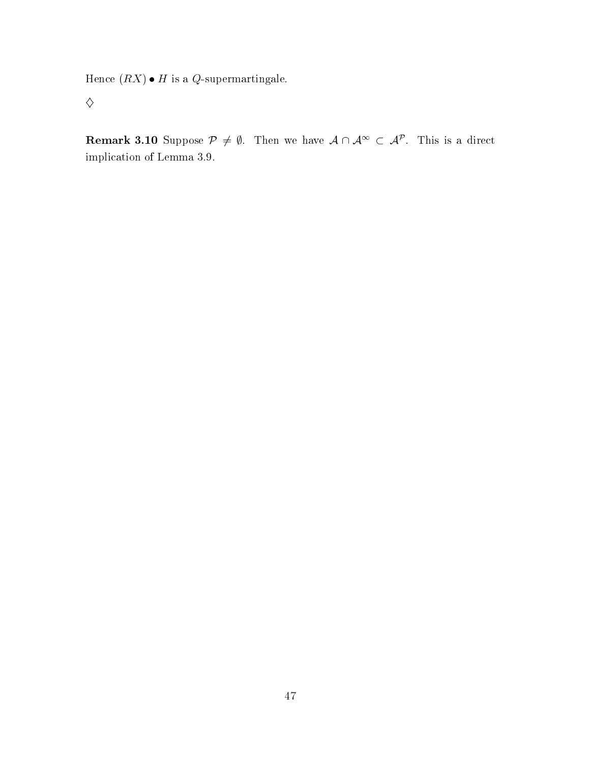Hence $(RX) \bullet H$ is a $Q$-supermartingale.

$\diamondsuit$

**Remark 3.10** Suppose $\mathcal{P} \neq \emptyset$. Then we have $\mathcal{A} \cap \mathcal{A}^{\infty} \subset \mathcal{A}^{\mathcal{P}}$. This is a direct implication of Lemma 3.9.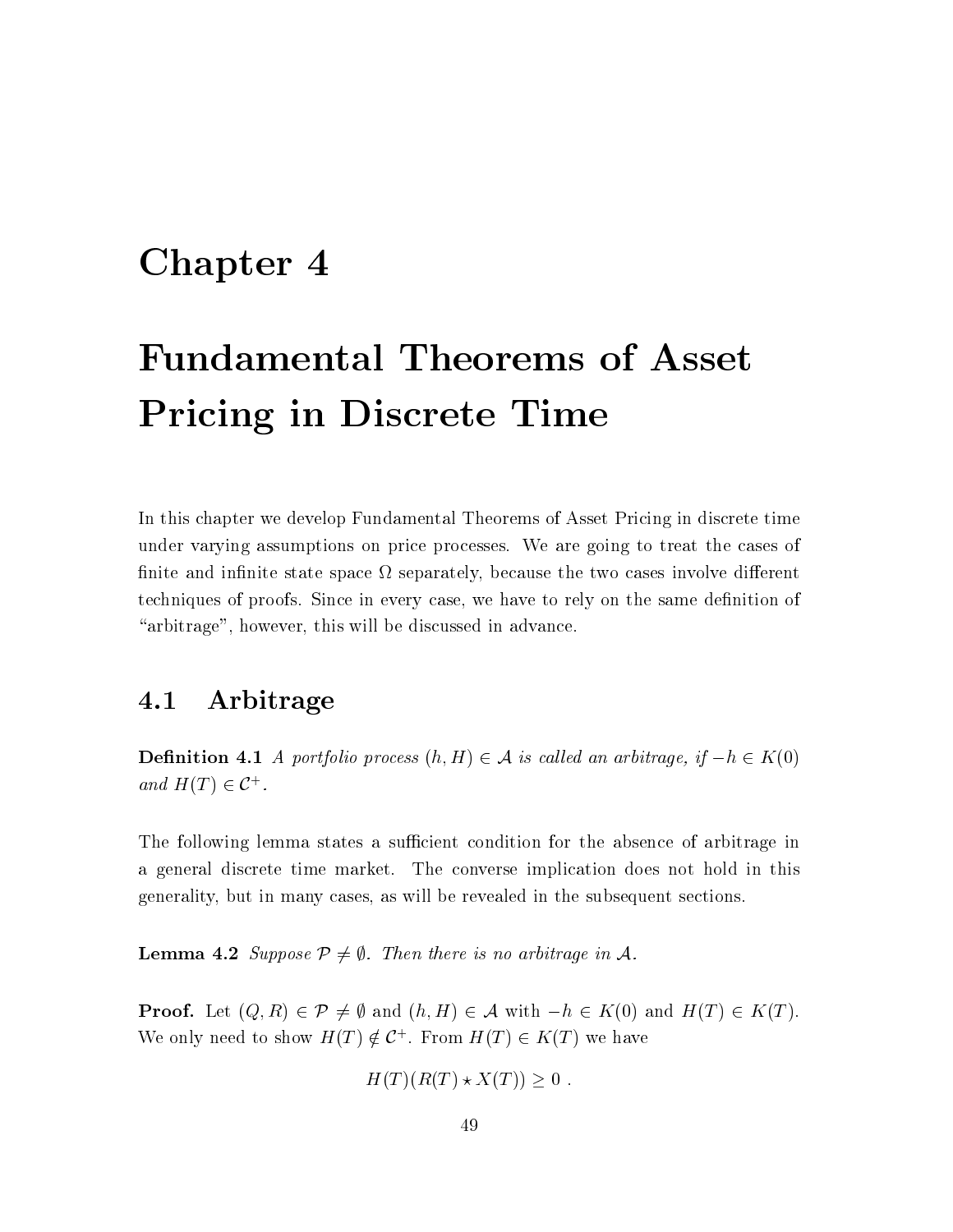# Chapter 4

# Fundamental Theorems of Asset Pricing in Discrete Time

In this chapter we develop Fundamental Theorems of Asset Pricing in discrete time under varying assumptions on price processes. We are going to treat the cases of finite and infinite state space $\Omega$ separately, because the two cases involve different techniques of proofs. Since in every case, we have to rely on the same definition of "arbitrage", however, this will be discussed in advance.

## 4.1 Arbitrage

**Definition 4.1** *A portfolio process $(h, H) \in \mathcal{A}$ is called an arbitrage, if $-h \in K(0)$ and $H(T) \in \mathcal{C}^+$.*

The following lemma states a sufficient condition for the absence of arbitrage in a general discrete time market. The converse implication does not hold in this generality, but in many cases, as will be revealed in the subsequent sections.

**Lemma 4.2** *Suppose $\mathcal{P} \neq \emptyset$. Then there is no arbitrage in $\mathcal{A}$.*

**Proof.** Let $(Q, R) \in \mathcal{P} \neq \emptyset$ and $(h, H) \in \mathcal{A}$ with $-h \in K(0)$ and $H(T) \in K(T)$. We only need to show $H(T) \notin \mathcal{C}^+$. From $H(T) \in K(T)$ we have

$$H(T)(R(T) \star X(T)) \geq 0 \ .$$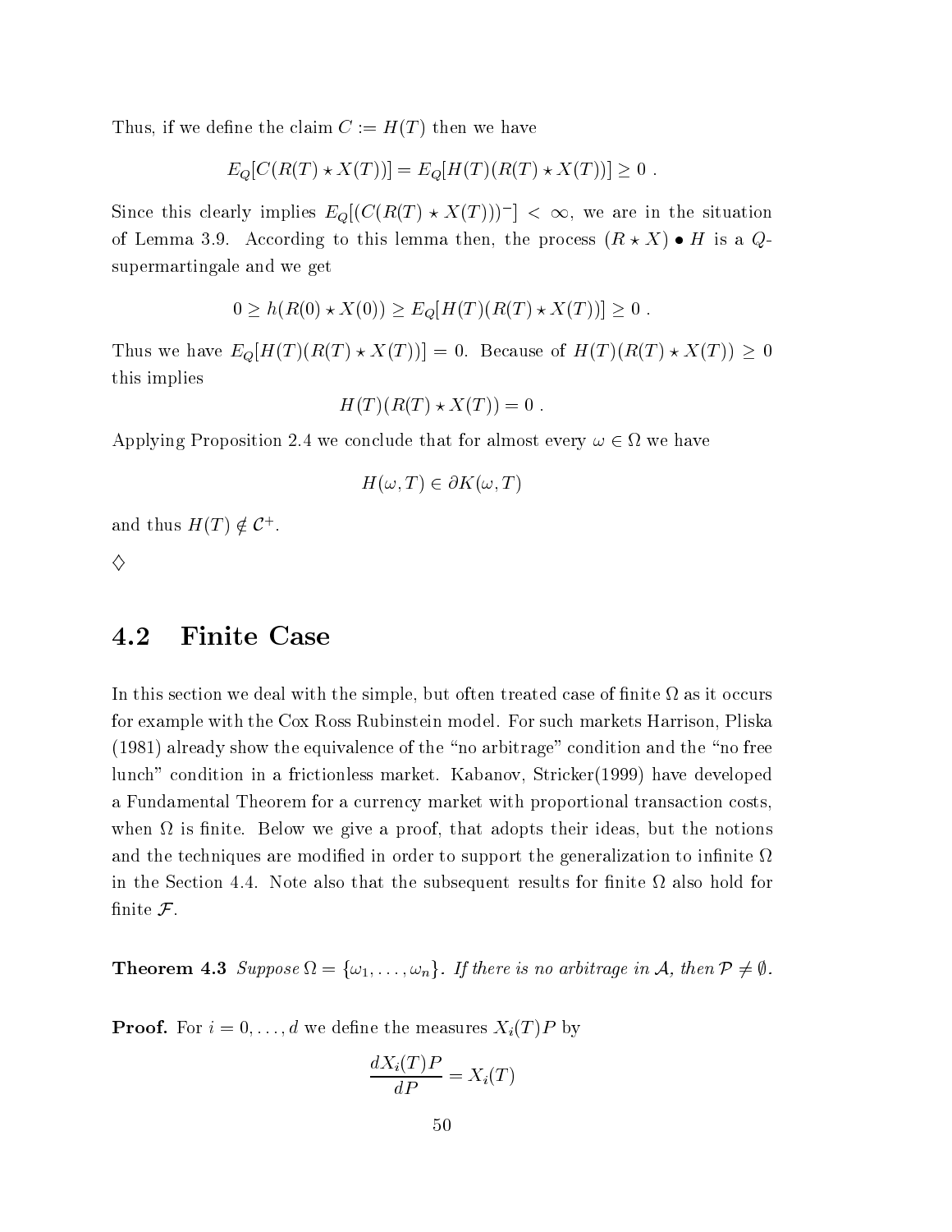Thus, if we define the claim $C := H(T)$ then we have

$$E_Q[C(R(T) \star X(T))] = E_Q[H(T)(R(T) \star X(T))] \geq 0 \ .$$

Since this clearly implies $E_Q[(C(R(T) \star X(T)))^-] < \infty$, we are in the situation of Lemma 3.9. According to this lemma then, the process $(R \star X) \bullet H$ is a $Q$-supermartingale and we get

$$0 \geq h(R(0) \star X(0)) \geq E_Q[H(T)(R(T) \star X(T))] \geq 0 \ .$$

Thus we have $E_Q[H(T)(R(T) \star X(T))] = 0$. Because of $H(T)(R(T) \star X(T)) \geq 0$ this implies

$$H(T)(R(T) \star X(T)) = 0 \ .$$

Applying Proposition 2.4 we conclude that for almost every $\omega \in \Omega$ we have

$$H(\omega, T) \in \partial K(\omega, T)$$

and thus $H(T) \notin \mathcal{C}^+$.

$\diamondsuit$

## 4.2 Finite Case

In this section we deal with the simple, but often treated case of finite $\Omega$ as it occurs for example with the Cox Ross Rubinstein model. For such markets Harrison, Pliska (1981) already show the equivalence of the "no arbitrage" condition and the "no free lunch" condition in a frictionless market. Kabanov, Stricker(1999) have developed a Fundamental Theorem for a currency market with proportional transaction costs, when $\Omega$ is finite. Below we give a proof, that adopts their ideas, but the notions and the techniques are modified in order to support the generalization to infinite $\Omega$ in the Section 4.4. Note also that the subsequent results for finite $\Omega$ also hold for finite $\mathcal{F}$.

**Theorem 4.3** *Suppose $\Omega = \{\omega_1, \dots, \omega_n\}$. If there is no arbitrage in $\mathcal{A}$, then $\mathcal{P} \neq \emptyset$.*

**Proof.** For $i = 0, \dots, d$ we define the measures $X_i(T)P$ by

$$\frac{dX_i(T)P}{dP} = X_i(T)$$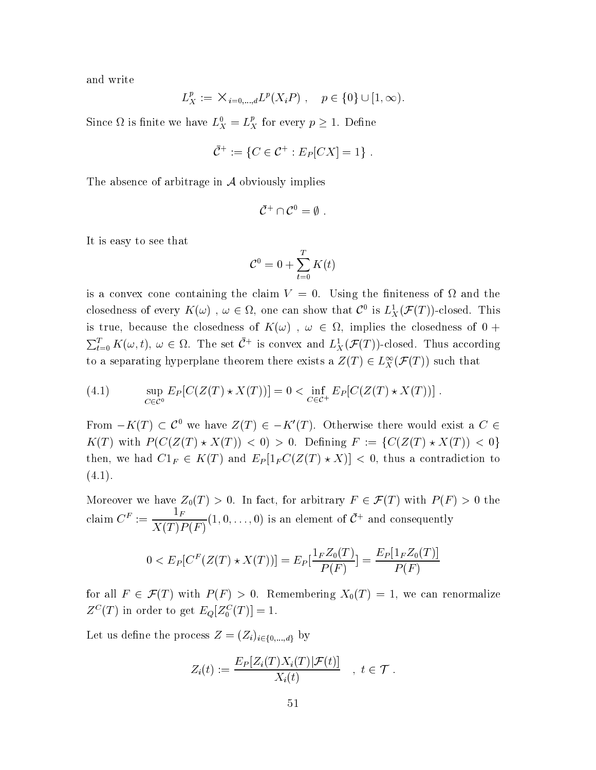and write

$$L^p_X := \times_{i=0,\dots,d} L^p(X_i P) \ , \quad p \in \{0\} \cup [1,\infty).$$

Since $\Omega$ is finite we have $L^0_X = L^p_X$ for every $p \geq 1$. Define

$$\bar{\mathcal{C}}^+ := \{C \in \mathcal{C}^+ : E_P[CX] = 1\} \ .$$

The absence of arbitrage in $\mathcal{A}$ obviously implies

$$\bar{\mathcal{C}}^+ \cap \mathcal{C}^0 = \emptyset \ .$$

It is easy to see that

$$\mathcal{C}^0 = 0 + \sum_{t=0}^{T} K(t)$$

is a convex cone containing the claim $V = 0$. Using the finiteness of $\Omega$ and the closedness of every $K(\omega)$ , $\omega \in \Omega$, one can show that $\mathcal{C}^0$ is $L^1_X(\mathcal{F}(T))$-closed. This is true, because the closedness of $K(\omega)$ , $\omega \in \Omega$, implies the closedness of $0 + \sum_{t=0}^{T} K(\omega, t)$, $\omega \in \Omega$. The set $\bar{\mathcal{C}}^+$ is convex and $L^1_X(\mathcal{F}(T))$-closed. Thus according to a separating hyperplane theorem there exists a $Z(T) \in L^\infty_X(\mathcal{F}(T))$ such that

$$\sup_{C \in \mathcal{C}^0} E_P[C(Z(T) \star X(T))] = 0 < \inf_{C \in \mathcal{C}^+} E_P[C(Z(T) \star X(T))] \ . \tag{4.1}$$

From $-K(T) \subset \mathcal{C}^0$ we have $Z(T) \in -K'(T)$. Otherwise there would exist a $C \in K(T)$ with $P(C(Z(T) \star X(T)) < 0) > 0$. Defining $F := \{C(Z(T) \star X(T)) < 0\}$ then, we had $C1_F \in K(T)$ and $E_P[1_F C(Z(T) \star X)] < 0$, thus a contradiction to (4.1).

Moreover we have $Z_0(T) > 0$. In fact, for arbitrary $F \in \mathcal{F}(T)$ with $P(F) > 0$ the claim $C^F := \dfrac{1_F}{X(T)P(F)}(1, 0, \dots, 0)$ is an element of $\bar{\mathcal{C}}^+$ and consequently

$$0 < E_P[C^F(Z(T) \star X(T))] = E_P[\frac{1_F Z_0(T)}{P(F)}] = \frac{E_P[1_F Z_0(T)]}{P(F)}$$

for all $F \in \mathcal{F}(T)$ with $P(F) > 0$. Remembering $X_0(T) = 1$, we can renormalize $Z^C(T)$ in order to get $E_Q[Z^C_0(T)] = 1$.

Let us define the process $Z = (Z_i)_{i \in \{0,\dots,d\}}$ by

$$Z_i(t) := \frac{E_P[Z_i(T) X_i(T) | \mathcal{F}(t)]}{X_i(t)} \quad , \ t \in \mathcal{T} \ .$$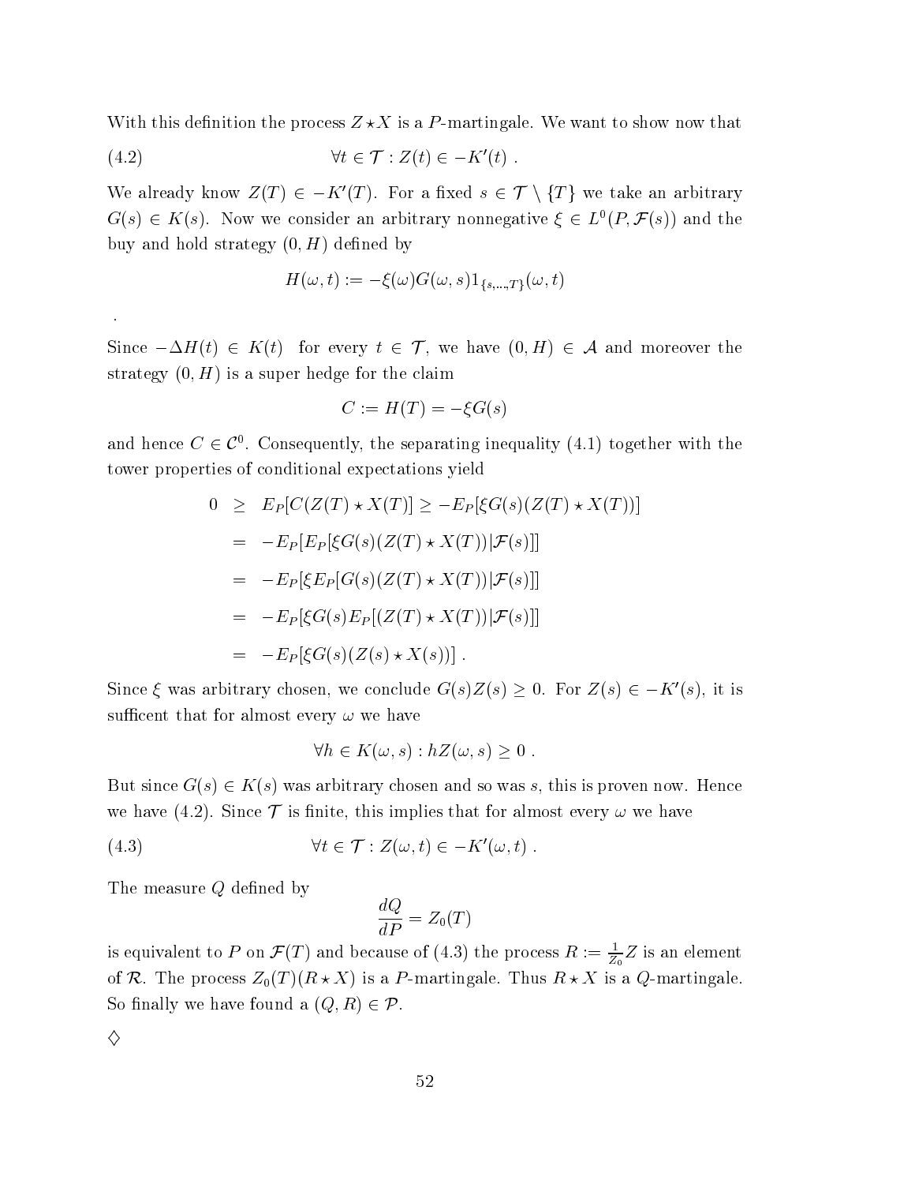With this definition the process $Z \star X$ is a $P$-martingale. We want to show now that

$$\forall t \in \mathcal{T} : Z(t) \in -K'(t) \ . \tag{4.2}$$

We already know $Z(T) \in -K'(T)$. For a fixed $s \in \mathcal{T} \setminus \{T\}$ we take an arbitrary $G(s) \in K(s)$. Now we consider an arbitrary nonnegative $\xi \in L^0(P, \mathcal{F}(s))$ and the buy and hold strategy $(0, H)$ defined by

$$H(\omega, t) := -\xi(\omega) G(\omega, s) 1_{\{s,\dots,T\}}(\omega, t)$$

.

Since $-\Delta H(t) \in K(t)$ for every $t \in \mathcal{T}$, we have $(0, H) \in \mathcal{A}$ and moreover the strategy $(0, H)$ is a super hedge for the claim

$$C := H(T) = -\xi G(s)$$

and hence $C \in \mathcal{C}^0$. Consequently, the separating inequality (4.1) together with the tower properties of conditional expectations yield

$$\begin{aligned}
0 &\geq E_P[C(Z(T) \star X(T)] \geq -E_P[\xi G(s)(Z(T) \star X(T))] \\
&= -E_P[E_P[\xi G(s)(Z(T) \star X(T))|\mathcal{F}(s)]] \\
&= -E_P[\xi E_P[G(s)(Z(T) \star X(T))|\mathcal{F}(s)]] \\
&= -E_P[\xi G(s) E_P[(Z(T) \star X(T))|\mathcal{F}(s)]] \\
&= -E_P[\xi G(s)(Z(s) \star X(s))] \ .
\end{aligned}$$

Since $\xi$ was arbitrary chosen, we conclude $G(s)Z(s) \geq 0$. For $Z(s) \in -K'(s)$, it is sufficent that for almost every $\omega$ we have

$$\forall h \in K(\omega, s) : hZ(\omega, s) \geq 0 \ .$$

But since $G(s) \in K(s)$ was arbitrary chosen and so was $s$, this is proven now. Hence we have (4.2). Since $\mathcal{T}$ is finite, this implies that for almost every $\omega$ we have

$$\forall t \in \mathcal{T} : Z(\omega, t) \in -K'(\omega, t) \ . \tag{4.3}$$

The measure $Q$ defined by

$$\frac{dQ}{dP} = Z_0(T)$$

is equivalent to $P$ on $\mathcal{F}(T)$ and because of (4.3) the process $R := \frac{1}{Z_0} Z$ is an element of $\mathcal{R}$. The process $Z_0(T)(R \star X)$ is a $P$-martingale. Thus $R \star X$ is a $Q$-martingale. So finally we have found a $(Q, R) \in \mathcal{P}$.

$\diamondsuit$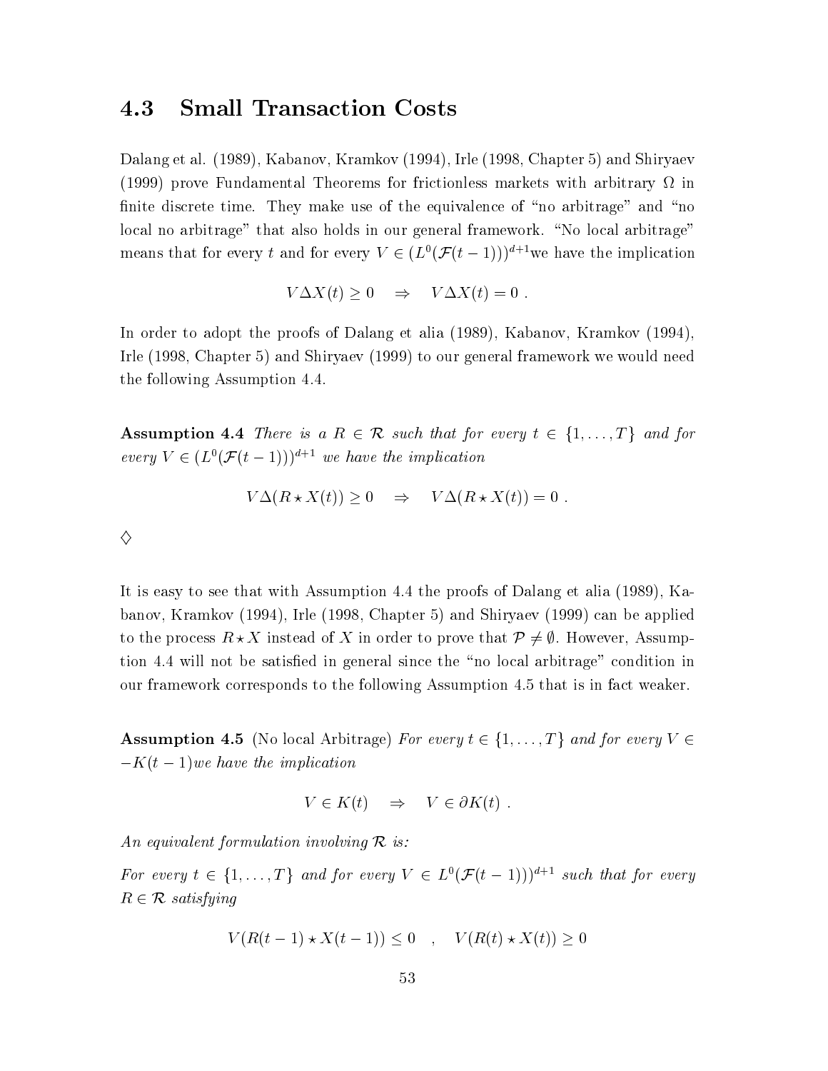## 4.3 Small Transaction Costs

Dalang et al. (1989), Kabanov, Kramkov (1994), Irle (1998, Chapter 5) and Shiryaev (1999) prove Fundamental Theorems for frictionless markets with arbitrary $\Omega$ in finite discrete time. They make use of the equivalence of "no arbitrage" and "no local no arbitrage" that also holds in our general framework. "No local arbitrage" means that for every $t$ and for every $V \in (L^0(\mathcal{F}(t-1)))^{d+1}$we have the implication

$$V\Delta X(t) \geq 0 \quad \Rightarrow \quad V\Delta X(t) = 0 \ .$$

In order to adopt the proofs of Dalang et alia (1989), Kabanov, Kramkov (1994), Irle (1998, Chapter 5) and Shiryaev (1999) to our general framework we would need the following Assumption 4.4.

**Assumption 4.4** *There is a $R \in \mathcal{R}$ such that for every $t \in \{1, \ldots, T\}$ and for every $V \in (L^0(\mathcal{F}(t-1)))^{d+1}$ we have the implication*

$$V\Delta(R \star X(t)) \geq 0 \quad \Rightarrow \quad V\Delta(R \star X(t)) = 0 \ .$$

$\diamondsuit$

It is easy to see that with Assumption 4.4 the proofs of Dalang et alia (1989), Kabanov, Kramkov (1994), Irle (1998, Chapter 5) and Shiryaev (1999) can be applied to the process $R \star X$ instead of $X$ in order to prove that $\mathcal{P} \neq \emptyset$. However, Assumption 4.4 will not be satisfied in general since the "no local arbitrage" condition in our framework corresponds to the following Assumption 4.5 that is in fact weaker.

**Assumption 4.5** (No local Arbitrage) *For every $t \in \{1, \ldots, T\}$ and for every $V \in -K(t-1)$we have the implication*

$$V \in K(t) \quad \Rightarrow \quad V \in \partial K(t) \ .$$

*An equivalent formulation involving $\mathcal{R}$ is:*

*For every $t \in \{1, \ldots, T\}$ and for every $V \in L^0(\mathcal{F}(t-1)))^{d+1}$ such that for every $R \in \mathcal{R}$ satisfying*

$$V(R(t-1) \star X(t-1)) \leq 0 \quad , \quad V(R(t) \star X(t)) \geq 0$$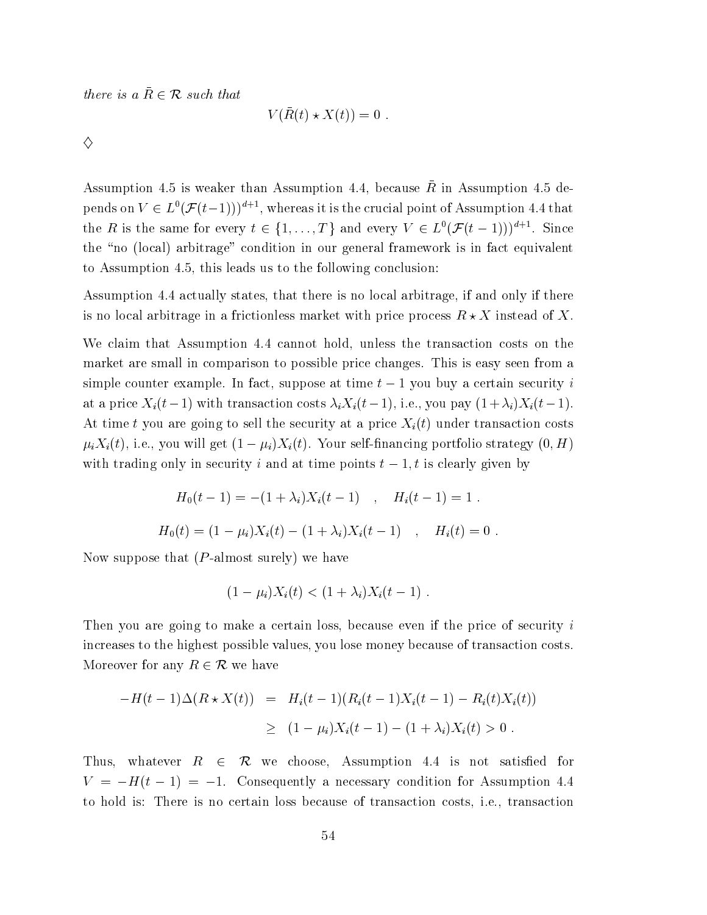*there is a* $\bar{R} \in \mathcal{R}$ *such that*

$$V(\bar{R}(t) \star X(t)) = 0 \ .$$

$\diamondsuit$

Assumption 4.5 is weaker than Assumption 4.4, because $\bar{R}$ in Assumption 4.5 depends on $V \in L^0(\mathcal{F}(t-1)))^{d+1}$, whereas it is the crucial point of Assumption 4.4 that the $R$ is the same for every $t \in \{1, \ldots, T\}$ and every $V \in L^0(\mathcal{F}(t-1)))^{d+1}$. Since the "no (local) arbitrage" condition in our general framework is in fact equivalent to Assumption 4.5, this leads us to the following conclusion:

Assumption 4.4 actually states, that there is no local arbitrage, if and only if there is no local arbitrage in a frictionless market with price process $R \star X$ instead of $X$.

We claim that Assumption 4.4 cannot hold, unless the transaction costs on the market are small in comparison to possible price changes. This is easy seen from a simple counter example. In fact, suppose at time $t-1$ you buy a certain security $i$ at a price $X_i(t-1)$ with transaction costs $\lambda_i X_i(t-1)$, i.e., you pay $(1+\lambda_i)X_i(t-1)$. At time $t$ you are going to sell the security at a price $X_i(t)$ under transaction costs $\mu_i X_i(t)$, i.e., you will get $(1-\mu_i)X_i(t)$. Your self-financing portfolio strategy $(0, H)$ with trading only in security $i$ and at time points $t-1, t$ is clearly given by

$$H_0(t-1) = -(1+\lambda_i)X_i(t-1) \quad , \quad H_i(t-1) = 1 \ .$$

$$H_0(t) = (1-\mu_i)X_i(t) - (1+\lambda_i)X_i(t-1) \quad , \quad H_i(t) = 0 \ .$$

Now suppose that ($P$-almost surely) we have

$$(1-\mu_i)X_i(t) < (1+\lambda_i)X_i(t-1) \ .$$

Then you are going to make a certain loss, because even if the price of security $i$ increases to the highest possible values, you lose money because of transaction costs. Moreover for any $R \in \mathcal{R}$ we have

$$\begin{aligned} -H(t-1)\Delta(R \star X(t)) &= H_i(t-1)(R_i(t-1)X_i(t-1) - R_i(t)X_i(t)) \\ &\geq (1-\mu_i)X_i(t-1) - (1+\lambda_i)X_i(t) > 0 \ . \end{aligned}$$

Thus, whatever $R \in \mathcal{R}$ we choose, Assumption 4.4 is not satisfied for $V = -H(t-1) = -1$. Consequently a necessary condition for Assumption 4.4 to hold is: There is no certain loss because of transaction costs, i.e., transaction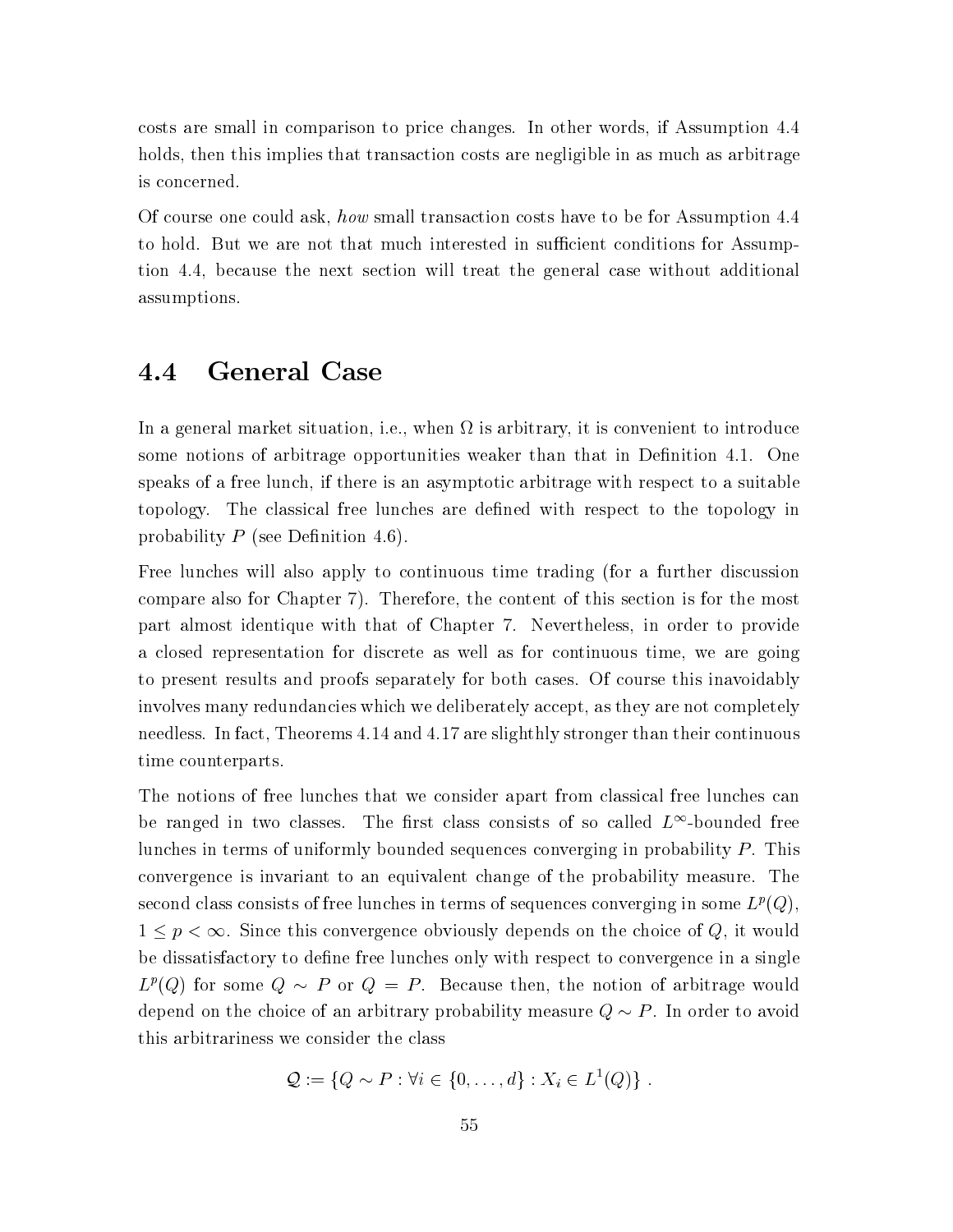costs are small in comparison to price changes. In other words, if Assumption 4.4 holds, then this implies that transaction costs are negligible in as much as arbitrage is concerned.

Of course one could ask, *how* small transaction costs have to be for Assumption 4.4 to hold. But we are not that much interested in sufficient conditions for Assumption 4.4, because the next section will treat the general case without additional assumptions.

## 4.4 General Case

In a general market situation, i.e., when $\Omega$ is arbitrary, it is convenient to introduce some notions of arbitrage opportunities weaker than that in Definition 4.1. One speaks of a free lunch, if there is an asymptotic arbitrage with respect to a suitable topology. The classical free lunches are defined with respect to the topology in probability $P$ (see Definition 4.6).

Free lunches will also apply to continuous time trading (for a further discussion compare also for Chapter 7). Therefore, the content of this section is for the most part almost identique with that of Chapter 7. Nevertheless, in order to provide a closed representation for discrete as well as for continuous time, we are going to present results and proofs separately for both cases. Of course this inavoidably involves many redundancies which we deliberately accept, as they are not completely needless. In fact, Theorems 4.14 and 4.17 are slighthly stronger than their continuous time counterparts.

The notions of free lunches that we consider apart from classical free lunches can be ranged in two classes. The first class consists of so called $L^\infty$-bounded free lunches in terms of uniformly bounded sequences converging in probability $P$. This convergence is invariant to an equivalent change of the probability measure. The second class consists of free lunches in terms of sequences converging in some $L^p(Q)$, $1 \leq p < \infty$. Since this convergence obviously depends on the choice of $Q$, it would be dissatisfactory to define free lunches only with respect to convergence in a single $L^p(Q)$ for some $Q \sim P$ or $Q = P$. Because then, the notion of arbitrage would depend on the choice of an arbitrary probability measure $Q \sim P$. In order to avoid this arbitrariness we consider the class

$$\mathcal{Q} := \{Q \sim P : \forall i \in \{0, \dots, d\} : X_i \in L^1(Q)\} .$$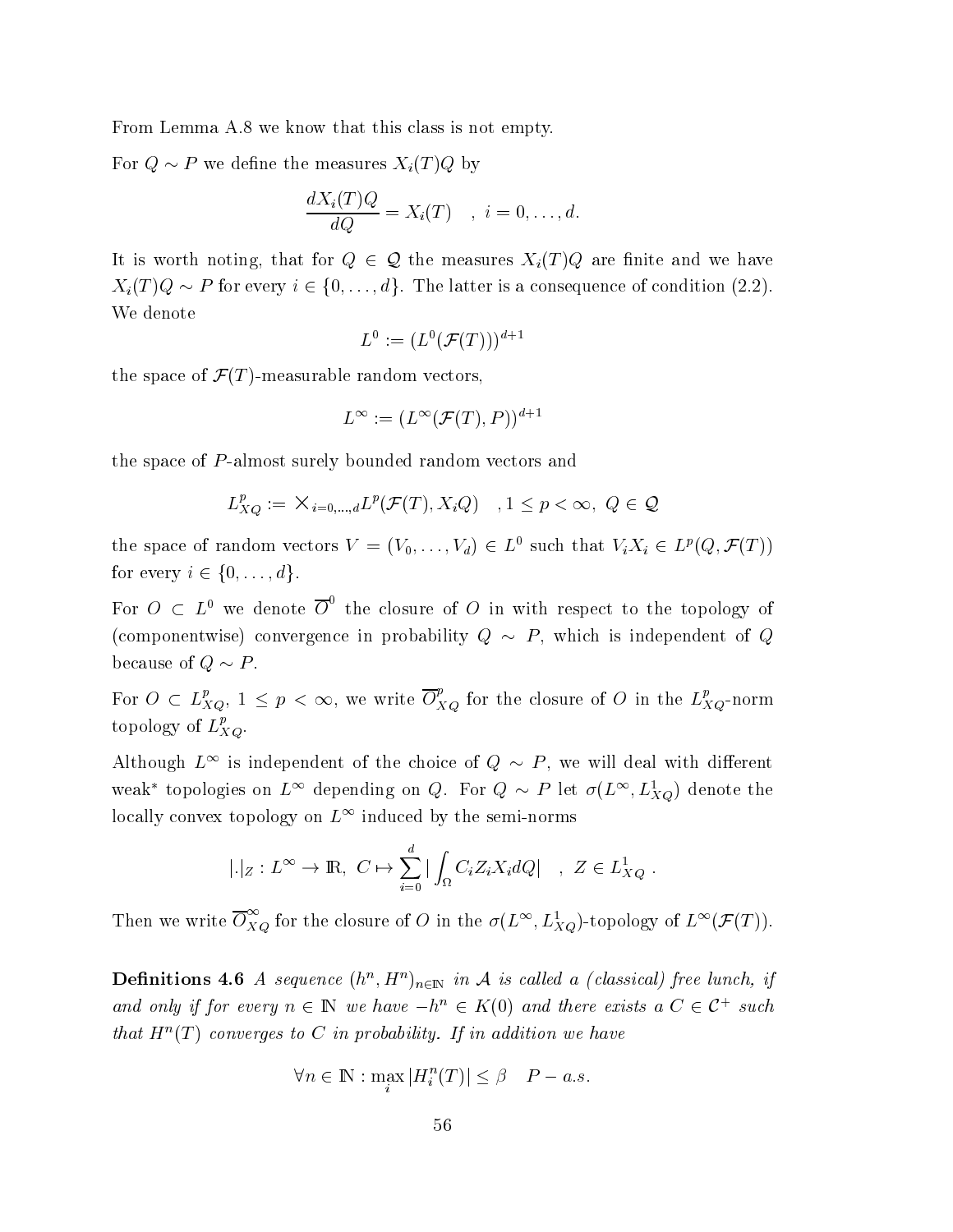From Lemma A.8 we know that this class is not empty.

For $Q \sim P$ we define the measures $X_i(T)Q$ by

$$\frac{dX_i(T)Q}{dQ} = X_i(T) \quad , \; i = 0, \ldots, d.$$

It is worth noting, that for $Q \in \mathcal{Q}$ the measures $X_i(T)Q$ are finite and we have $X_i(T)Q \sim P$ for every $i \in \{0, \ldots, d\}$. The latter is a consequence of condition (2.2). We denote

$$L^0 := (L^0(\mathcal{F}(T)))^{d+1}$$

the space of $\mathcal{F}(T)$-measurable random vectors,

$$L^\infty := (L^\infty(\mathcal{F}(T), P))^{d+1}$$

the space of $P$-almost surely bounded random vectors and

$$L^p_{XQ} := \times_{i=0,\ldots,d} L^p(\mathcal{F}(T), X_i Q) \quad , 1 \le p < \infty, \; Q \in \mathcal{Q}$$

the space of random vectors $V = (V_0, \ldots, V_d) \in L^0$ such that $V_i X_i \in L^p(Q, \mathcal{F}(T))$ for every $i \in \{0, \ldots, d\}$.

For $O \subset L^0$ we denote $\overline{O}^0$ the closure of $O$ in with respect to the topology of (componentwise) convergence in probability $Q \sim P$, which is independent of $Q$ because of $Q \sim P$.

For $O \subset L^p_{XQ}$, $1 \le p < \infty$, we write $\overline{O}^p_{XQ}$ for the closure of $O$ in the $L^p_{XQ}$-norm topology of $L^p_{XQ}$.

Although $L^\infty$ is independent of the choice of $Q \sim P$, we will deal with different weak* topologies on $L^\infty$ depending on $Q$. For $Q \sim P$ let $\sigma(L^\infty, L^1_{XQ})$ denote the locally convex topology on $L^\infty$ induced by the semi-norms

$$|.|_Z : L^\infty \to \mathbb{R}, \; C \mapsto \sum_{i=0}^{d} \Big| \int_\Omega C_i Z_i X_i dQ \Big| \quad , \; Z \in L^1_{XQ} \; .$$

Then we write $\overline{O}^\infty_{XQ}$ for the closure of $O$ in the $\sigma(L^\infty, L^1_{XQ})$-topology of $L^\infty(\mathcal{F}(T))$.

**Definitions 4.6** *A sequence $(h^n, H^n)_{n \in \mathbb{N}}$ in $\mathcal{A}$ is called a (classical) free lunch, if and only if for every $n \in \mathbb{N}$ we have $-h^n \in K(0)$ and there exists a $C \in \mathcal{C}^+$ such that $H^n(T)$ converges to $C$ in probability. If in addition we have*

$$\forall n \in \mathbb{N} : \max_i |H^n_i(T)| \le \beta \quad P-a.s.$$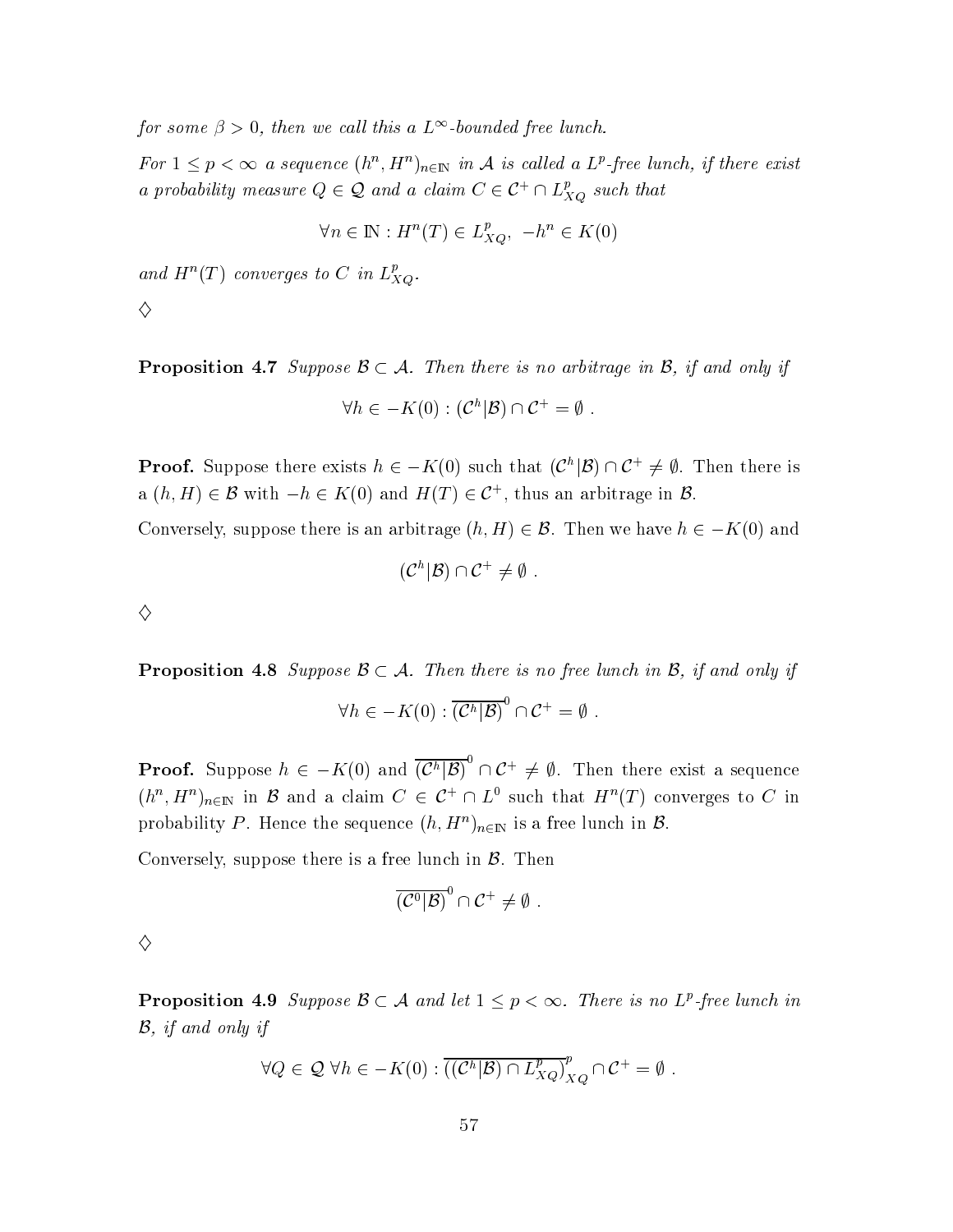*for some $\beta > 0$, then we call this a $L^\infty$-bounded free lunch.*

*For $1 \leq p < \infty$ a sequence $(h^n, H^n)_{n \in \mathbb{N}}$ in $\mathcal{A}$ is called a $L^p$-free lunch, if there exist a probability measure $Q \in \mathcal{Q}$ and a claim $C \in \mathcal{C}^+ \cap L^p_{XQ}$ such that*

$$\forall n \in \mathbb{N} : H^n(T) \in L^p_{XQ},\ -h^n \in K(0)$$

*and $H^n(T)$ converges to $C$ in $L^p_{XQ}$.*

$\diamondsuit$

**Proposition 4.7** *Suppose $\mathcal{B} \subset \mathcal{A}$. Then there is no arbitrage in $\mathcal{B}$, if and only if*

$$\forall h \in -K(0) : (\mathcal{C}^h | \mathcal{B}) \cap \mathcal{C}^+ = \emptyset\ .$$

**Proof.** Suppose there exists $h \in -K(0)$ such that $(\mathcal{C}^h|\mathcal{B}) \cap \mathcal{C}^+ \neq \emptyset$. Then there is a $(h, H) \in \mathcal{B}$ with $-h \in K(0)$ and $H(T) \in \mathcal{C}^+$, thus an arbitrage in $\mathcal{B}$.

Conversely, suppose there is an arbitrage $(h, H) \in \mathcal{B}$. Then we have $h \in -K(0)$ and

$$(\mathcal{C}^h|\mathcal{B}) \cap \mathcal{C}^+ \neq \emptyset\ .$$

$\diamondsuit$

**Proposition 4.8** *Suppose $\mathcal{B} \subset \mathcal{A}$. Then there is no free lunch in $\mathcal{B}$, if and only if*

$$\forall h \in -K(0) : \overline{(\mathcal{C}^h|\mathcal{B})}^0 \cap \mathcal{C}^+ = \emptyset\ .$$

**Proof.** Suppose $h \in -K(0)$ and $\overline{(\mathcal{C}^h|\mathcal{B})}^0 \cap \mathcal{C}^+ \neq \emptyset$. Then there exist a sequence $(h^n, H^n)_{n \in \mathbb{N}}$ in $\mathcal{B}$ and a claim $C \in \mathcal{C}^+ \cap L^0$ such that $H^n(T)$ converges to $C$ in probability $P$. Hence the sequence $(h, H^n)_{n \in \mathbb{N}}$ is a free lunch in $\mathcal{B}$.

Conversely, suppose there is a free lunch in $\mathcal{B}$. Then

$$\overline{(\mathcal{C}^0|\mathcal{B})}^0 \cap \mathcal{C}^+ \neq \emptyset\ .$$

$\diamondsuit$

**Proposition 4.9** *Suppose $\mathcal{B} \subset \mathcal{A}$ and let $1 \leq p < \infty$. There is no $L^p$-free lunch in $\mathcal{B}$, if and only if*

$$\forall Q \in \mathcal{Q}\ \forall h \in -K(0) : \overline{((\mathcal{C}^h|\mathcal{B}) \cap L^p_{XQ})}^p_{XQ} \cap \mathcal{C}^+ = \emptyset\ .$$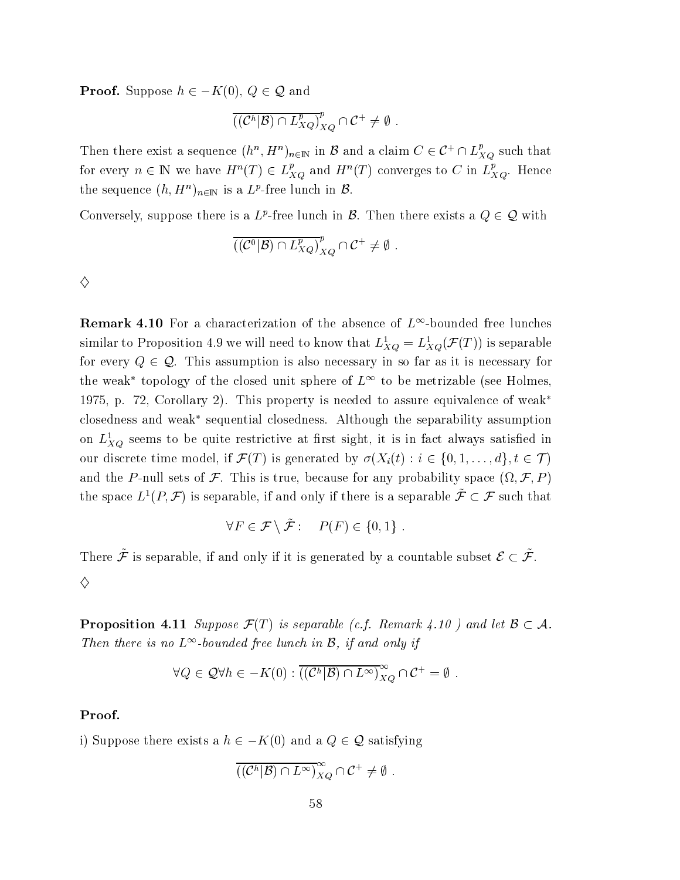**Proof.** Suppose $h \in -K(0)$, $Q \in \mathcal{Q}$ and

$$\overline{((\mathcal{C}^h|\mathcal{B}) \cap L^p_{XQ})}^p_{XQ} \cap \mathcal{C}^+ \neq \emptyset \ .$$

Then there exist a sequence $(h^n, H^n)_{n\in\mathbb{N}}$ in $\mathcal{B}$ and a claim $C \in \mathcal{C}^+ \cap L^p_{XQ}$ such that for every $n \in \mathbb{N}$ we have $H^n(T) \in L^p_{XQ}$ and $H^n(T)$ converges to $C$ in $L^p_{XQ}$. Hence the sequence $(h, H^n)_{n\in\mathbb{N}}$ is a $L^p$-free lunch in $\mathcal{B}$.

Conversely, suppose there is a $L^p$-free lunch in $\mathcal{B}$. Then there exists a $Q \in \mathcal{Q}$ with

$$\overline{((\mathcal{C}^0|\mathcal{B}) \cap L^p_{XQ})}^p_{XQ} \cap \mathcal{C}^+ \neq \emptyset \ .$$

$\diamondsuit$

**Remark 4.10** For a characterization of the absence of $L^\infty$-bounded free lunches similar to Proposition 4.9 we will need to know that $L^1_{XQ} = L^1_{XQ}(\mathcal{F}(T))$ is separable for every $Q \in \mathcal{Q}$. This assumption is also necessary in so far as it is necessary for the weak$^*$ topology of the closed unit sphere of $L^\infty$ to be metrizable (see Holmes, 1975, p. 72, Corollary 2). This property is needed to assure equivalence of weak$^*$ closedness and weak$^*$ sequential closedness. Although the separability assumption on $L^1_{XQ}$ seems to be quite restrictive at first sight, it is in fact always satisfied in our discrete time model, if $\mathcal{F}(T)$ is generated by $\sigma(X_i(t) : i \in \{0, 1, \ldots, d\}, t \in \mathcal{T})$ and the $P$-null sets of $\mathcal{F}$. This is true, because for any probability space $(\Omega, \mathcal{F}, P)$ the space $L^1(P, \mathcal{F})$ is separable, if and only if there is a separable $\tilde{\mathcal{F}} \subset \mathcal{F}$ such that

$$\forall F \in \mathcal{F} \setminus \tilde{\mathcal{F}} : \quad P(F) \in \{0, 1\} \ .$$

There $\tilde{\mathcal{F}}$ is separable, if and only if it is generated by a countable subset $\mathcal{E} \subset \tilde{\mathcal{F}}$.

$\diamondsuit$

**Proposition 4.11** *Suppose $\mathcal{F}(T)$ is separable (c.f. Remark 4.10 ) and let $\mathcal{B} \subset \mathcal{A}$. Then there is no $L^\infty$-bounded free lunch in $\mathcal{B}$, if and only if*

$$\forall Q \in \mathcal{Q} \forall h \in -K(0) : \overline{((\mathcal{C}^h|\mathcal{B}) \cap L^\infty)}^\infty_{XQ} \cap \mathcal{C}^+ = \emptyset \ .$$

**Proof.**

i) Suppose there exists a $h \in -K(0)$ and a $Q \in \mathcal{Q}$ satisfying

$$\overline{((\mathcal{C}^h|\mathcal{B}) \cap L^\infty)}^\infty_{XQ} \cap \mathcal{C}^+ \neq \emptyset \ .$$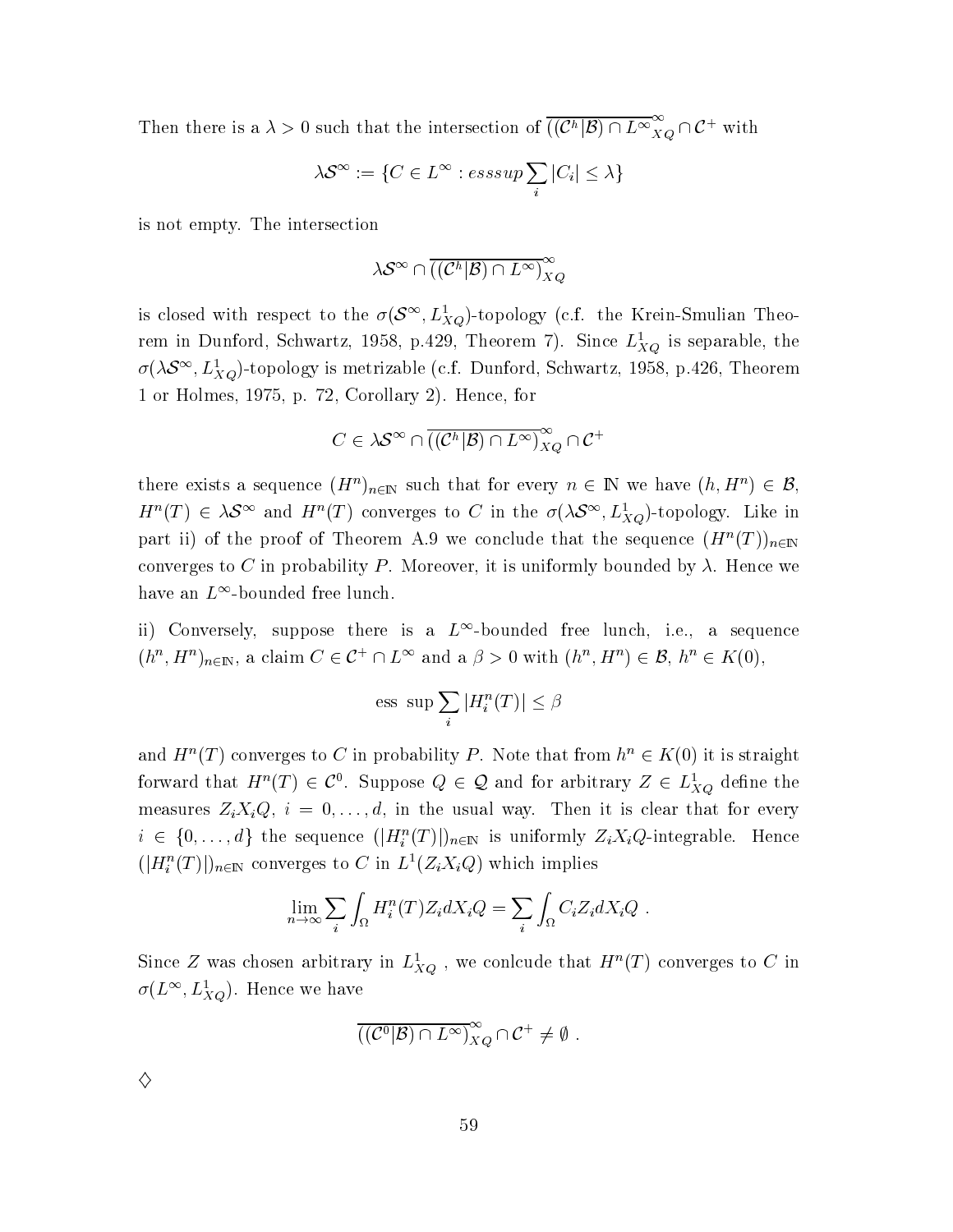Then there is a $\lambda > 0$ such that the intersection of $\overline{((\mathcal{C}^h|\mathcal{B}) \cap L^\infty}^\infty_{XQ} \cap \mathcal{C}^+$ with

$$\lambda\mathcal{S}^\infty := \{C \in L^\infty : esssup \sum_i |C_i| \leq \lambda\}$$

is not empty. The intersection

$$\lambda\mathcal{S}^\infty \cap \overline{((\mathcal{C}^h|\mathcal{B}) \cap L^\infty)}^\infty_{XQ}$$

is closed with respect to the $\sigma(\mathcal{S}^\infty, L^1_{XQ})$-topology (c.f. the Krein-Smulian Theorem in Dunford, Schwartz, 1958, p.429, Theorem 7). Since $L^1_{XQ}$ is separable, the $\sigma(\lambda\mathcal{S}^\infty, L^1_{XQ})$-topology is metrizable (c.f. Dunford, Schwartz, 1958, p.426, Theorem 1 or Holmes, 1975, p. 72, Corollary 2). Hence, for

$$C \in \lambda\mathcal{S}^\infty \cap \overline{((\mathcal{C}^h|\mathcal{B}) \cap L^\infty)}^\infty_{XQ} \cap \mathcal{C}^+$$

there exists a sequence $(H^n)_{n\in\mathbb{N}}$ such that for every $n \in \mathbb{N}$ we have $(h, H^n) \in \mathcal{B}$, $H^n(T) \in \lambda\mathcal{S}^\infty$ and $H^n(T)$ converges to $C$ in the $\sigma(\lambda\mathcal{S}^\infty, L^1_{XQ})$-topology. Like in part ii) of the proof of Theorem A.9 we conclude that the sequence $(H^n(T))_{n\in\mathbb{N}}$ converges to $C$ in probability $P$. Moreover, it is uniformly bounded by $\lambda$. Hence we have an $L^\infty$-bounded free lunch.

ii) Conversely, suppose there is a $L^\infty$-bounded free lunch, i.e., a sequence $(h^n, H^n)_{n\in\mathbb{N}}$, a claim $C \in \mathcal{C}^+ \cap L^\infty$ and a $\beta > 0$ with $(h^n, H^n) \in \mathcal{B}$, $h^n \in K(0)$,

$$\text{ess sup} \sum_i |H^n_i(T)| \leq \beta$$

and $H^n(T)$ converges to $C$ in probability $P$. Note that from $h^n \in K(0)$ it is straight forward that $H^n(T) \in \mathcal{C}^0$. Suppose $Q \in \mathcal{Q}$ and for arbitrary $Z \in L^1_{XQ}$ define the measures $Z_iX_iQ$, $i = 0, \ldots, d$, in the usual way. Then it is clear that for every $i \in \{0, \ldots, d\}$ the sequence $(|H^n_i(T)|)_{n\in\mathbb{N}}$ is uniformly $Z_iX_iQ$-integrable. Hence $(|H^n_i(T)|)_{n\in\mathbb{N}}$ converges to $C$ in $L^1(Z_iX_iQ)$ which implies

$$\lim_{n\to\infty} \sum_i \int_\Omega H^n_i(T) Z_i dX_iQ = \sum_i \int_\Omega C_i Z_i dX_iQ \; .$$

Since $Z$ was chosen arbitrary in $L^1_{XQ}$ , we conlcude that $H^n(T)$ converges to $C$ in $\sigma(L^\infty, L^1_{XQ})$. Hence we have

$$\overline{((\mathcal{C}^0|\mathcal{B}) \cap L^\infty)}^\infty_{XQ} \cap \mathcal{C}^+ \neq \emptyset \; .$$

$\diamondsuit$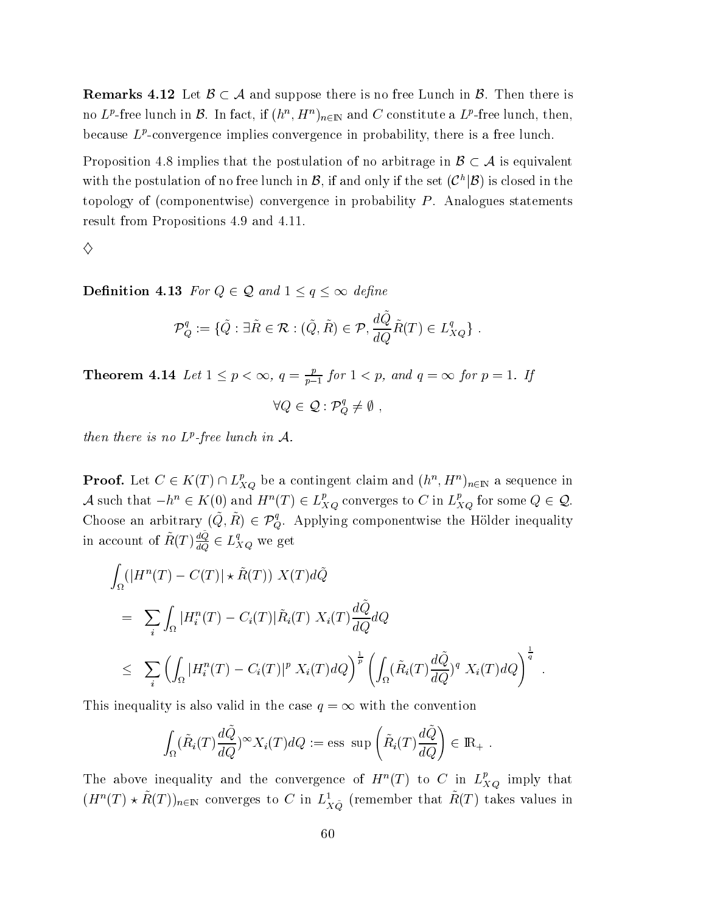**Remarks 4.12** Let $\mathcal{B} \subset \mathcal{A}$ and suppose there is no free Lunch in $\mathcal{B}$. Then there is no $L^p$-free lunch in $\mathcal{B}$. In fact, if $(h^n, H^n)_{n\in\mathbb{N}}$ and $C$ constitute a $L^p$-free lunch, then, because $L^p$-convergence implies convergence in probability, there is a free lunch.

Proposition 4.8 implies that the postulation of no arbitrage in $\mathcal{B} \subset \mathcal{A}$ is equivalent with the postulation of no free lunch in $\mathcal{B}$, if and only if the set $(\mathcal{C}^h|\mathcal{B})$ is closed in the topology of (componentwise) convergence in probability $P$. Analogues statements result from Propositions 4.9 and 4.11.

$\diamondsuit$

**Definition 4.13** *For $Q \in \mathcal{Q}$ and $1 \leq q \leq \infty$ define*

$$\mathcal{P}^q_Q := \{\tilde{Q} : \exists \tilde{R} \in \mathcal{R} : (\tilde{Q}, \tilde{R}) \in \mathcal{P}, \frac{d\tilde{Q}}{dQ}\tilde{R}(T) \in L^q_{XQ}\} \ .$$

**Theorem 4.14** *Let $1 \leq p < \infty$, $q = \frac{p}{p-1}$ for $1 < p$, and $q = \infty$ for $p = 1$. If*

$$\forall Q \in \mathcal{Q} : \mathcal{P}^q_Q \neq \emptyset \ ,$$

*then there is no $L^p$-free lunch in $\mathcal{A}$.*

**Proof.** Let $C \in K(T) \cap L^p_{XQ}$ be a contingent claim and $(h^n, H^n)_{n\in\mathbb{N}}$ a sequence in $\mathcal{A}$ such that $-h^n \in K(0)$ and $H^n(T) \in L^p_{XQ}$ converges to $C$ in $L^p_{XQ}$ for some $Q \in \mathcal{Q}$. Choose an arbitrary $(\tilde{Q}, \tilde{R}) \in \mathcal{P}^q_Q$. Applying componentwise the Hölder inequality in account of $\tilde{R}(T)\frac{d\tilde{Q}}{dQ} \in L^q_{XQ}$ we get

$$\begin{aligned}
&\int_\Omega (|H^n(T) - C(T)| \star \tilde{R}(T)) \ X(T) d\tilde{Q} \\
&= \sum_i \int_\Omega |H^n_i(T) - C_i(T)| \tilde{R}_i(T) \ X_i(T) \frac{d\tilde{Q}}{dQ} dQ \\
&\leq \sum_i \left( \int_\Omega |H^n_i(T) - C_i(T)|^p \ X_i(T) dQ \right)^{\frac{1}{p}} \left( \int_\Omega (\tilde{R}_i(T) \frac{d\tilde{Q}}{dQ})^q \ X_i(T) dQ \right)^{\frac{1}{q}} \ .
\end{aligned}$$

This inequality is also valid in the case $q = \infty$ with the convention

$$\int_\Omega (\tilde{R}_i(T) \frac{d\tilde{Q}}{dQ})^\infty X_i(T) dQ := \text{ess sup} \left( \tilde{R}_i(T) \frac{d\tilde{Q}}{dQ} \right) \in \mathbb{R}_+ \ .$$

The above inequality and the convergence of $H^n(T)$ to $C$ in $L^p_{XQ}$ imply that $(H^n(T) \star \tilde{R}(T))_{n\in\mathbb{N}}$ converges to $C$ in $L^1_{X\tilde{Q}}$ (remember that $\tilde{R}(T)$ takes values in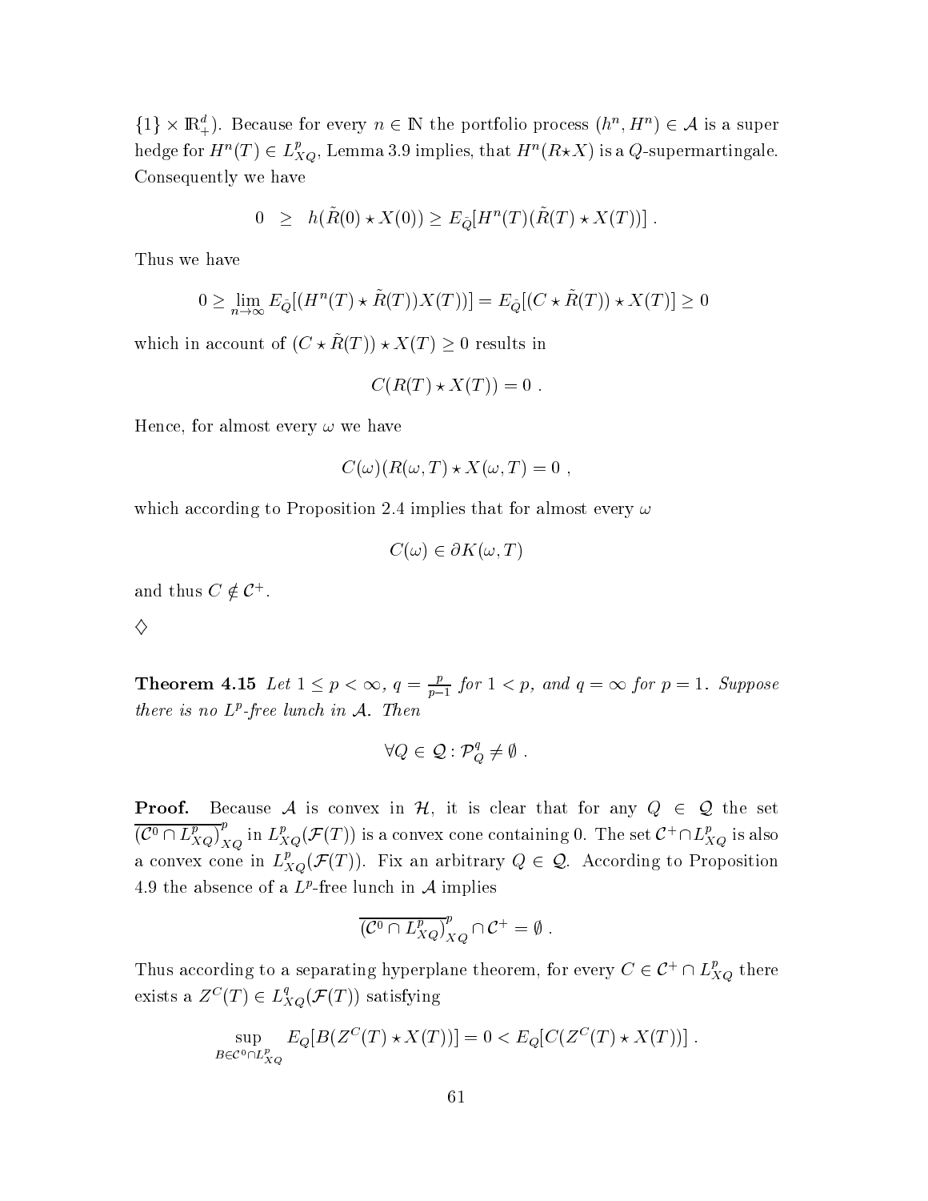$\{1\} \times \mathbb{R}^d_+$). Because for every $n \in \mathbb{N}$ the portfolio process $(h^n, H^n) \in \mathcal{A}$ is a super hedge for $H^n(T) \in L^p_{XQ}$, Lemma 3.9 implies, that $H^n(R \star X)$ is a $Q$-supermartingale. Consequently we have

$$0 \;\; \geq \;\; h(\tilde{R}(0) \star X(0)) \geq E_{\tilde{Q}}[H^n(T)(\tilde{R}(T) \star X(T))] \; .$$

Thus we have

$$0 \geq \lim_{n\to\infty} E_{\tilde{Q}}[(H^n(T) \star \tilde{R}(T))X(T))] = E_{\tilde{Q}}[(C \star \tilde{R}(T)) \star X(T)] \geq 0$$

which in account of $(C \star \tilde{R}(T)) \star X(T) \geq 0$ results in

$$C(R(T) \star X(T)) = 0 \; .$$

Hence, for almost every $\omega$ we have

$$C(\omega)(R(\omega, T) \star X(\omega, T) = 0 \; ,$$

which according to Proposition 2.4 implies that for almost every $\omega$

$$C(\omega) \in \partial K(\omega, T)$$

and thus $C \notin \mathcal{C}^+$.

$\diamondsuit$

**Theorem 4.15** *Let $1 \leq p < \infty$, $q = \frac{p}{p-1}$ for $1 < p$, and $q = \infty$ for $p = 1$. Suppose there is no $L^p$-free lunch in $\mathcal{A}$. Then*

$$\forall Q \in \mathcal{Q} : \mathcal{P}^q_Q \neq \emptyset \; .$$

**Proof.** Because $\mathcal{A}$ is convex in $\mathcal{H}$, it is clear that for any $Q \in \mathcal{Q}$ the set $\overline{(\mathcal{C}^0 \cap L^p_{XQ})}^p_{XQ}$ in $L^p_{XQ}(\mathcal{F}(T))$ is a convex cone containing 0. The set $\mathcal{C}^+ \cap L^p_{XQ}$ is also a convex cone in $L^p_{XQ}(\mathcal{F}(T))$. Fix an arbitrary $Q \in \mathcal{Q}$. According to Proposition 4.9 the absence of a $L^p$-free lunch in $\mathcal{A}$ implies

$$\overline{(\mathcal{C}^0 \cap L^p_{XQ})}^p_{XQ} \cap \mathcal{C}^+ = \emptyset \; .$$

Thus according to a separating hyperplane theorem, for every $C \in \mathcal{C}^+ \cap L^p_{XQ}$ there exists a $Z^C(T) \in L^q_{XQ}(\mathcal{F}(T))$ satisfying

$$\sup_{B \in \mathcal{C}^0 \cap L^p_{XQ}} E_Q[B(Z^C(T) \star X(T))] = 0 < E_Q[C(Z^C(T) \star X(T))] \; .$$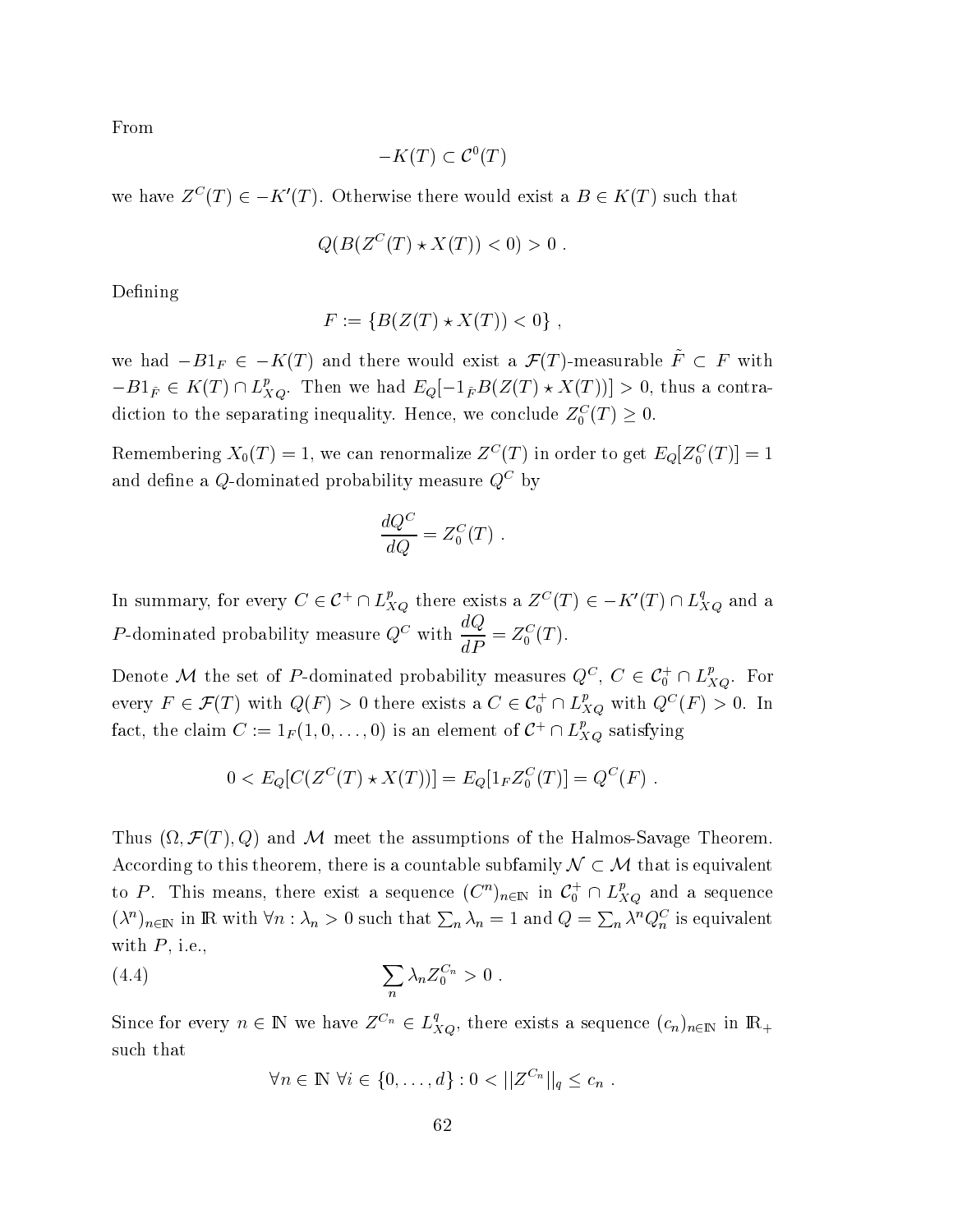From

$$-K(T) \subset \mathcal{C}^0(T)$$

we have $Z^C(T) \in -K'(T)$. Otherwise there would exist a $B \in K(T)$ such that

$$Q(B(Z^C(T) \star X(T)) < 0) > 0 \ .$$

Defining

$$F := \{B(Z(T) \star X(T)) < 0\} \ ,$$

we had $-B1_F \in -K(T)$ and there would exist a $\mathcal{F}(T)$-measurable $\tilde{F} \subset F$ with $-B1_{\tilde{F}} \in K(T) \cap L^p_{XQ}$. Then we had $E_Q[-1_{\tilde{F}} B(Z(T) \star X(T))] > 0$, thus a contradiction to the separating inequality. Hence, we conclude $Z_0^C(T) \geq 0$.

Remembering $X_0(T) = 1$, we can renormalize $Z^C(T)$ in order to get $E_Q[Z_0^C(T)] = 1$ and define a $Q$-dominated probability measure $Q^C$ by

$$\frac{dQ^C}{dQ} = Z_0^C(T) \ .$$

In summary, for every $C \in \mathcal{C}^+ \cap L^p_{XQ}$ there exists a $Z^C(T) \in -K'(T) \cap L^q_{XQ}$ and a $P$-dominated probability measure $Q^C$ with $\dfrac{dQ}{dP} = Z_0^C(T)$.

Denote $\mathcal{M}$ the set of $P$-dominated probability measures $Q^C$, $C \in \mathcal{C}_0^+ \cap L^p_{XQ}$. For every $F \in \mathcal{F}(T)$ with $Q(F) > 0$ there exists a $C \in \mathcal{C}_0^+ \cap L^p_{XQ}$ with $Q^C(F) > 0$. In fact, the claim $C := 1_F(1, 0, \ldots, 0)$ is an element of $\mathcal{C}^+ \cap L^p_{XQ}$ satisfying

$$0 < E_Q[C(Z^C(T) \star X(T))] = E_Q[1_F Z_0^C(T)] = Q^C(F) \ .$$

Thus $(\Omega, \mathcal{F}(T), Q)$ and $\mathcal{M}$ meet the assumptions of the Halmos-Savage Theorem. According to this theorem, there is a countable subfamily $\mathcal{N} \subset \mathcal{M}$ that is equivalent to $P$. This means, there exist a sequence $(C^n)_{n \in \mathbb{N}}$ in $\mathcal{C}_0^+ \cap L^p_{XQ}$ and a sequence $(\lambda^n)_{n \in \mathbb{N}}$ in $\mathbb{R}$ with $\forall n : \lambda_n > 0$ such that $\sum_n \lambda_n = 1$ and $Q = \sum_n \lambda^n Q_n^C$ is equivalent with $P$, i.e.,

$$\sum_n \lambda_n Z_0^{C_n} > 0 \ . \tag{4.4}$$

Since for every $n \in \mathbb{N}$ we have $Z^{C_n} \in L^q_{XQ}$, there exists a sequence $(c_n)_{n \in \mathbb{N}}$ in $\mathbb{R}_+$ such that

$$\forall n \in \mathbb{N} \ \forall i \in \{0, \ldots, d\} : 0 < ||Z^{C_n}||_q \leq c_n \ .$$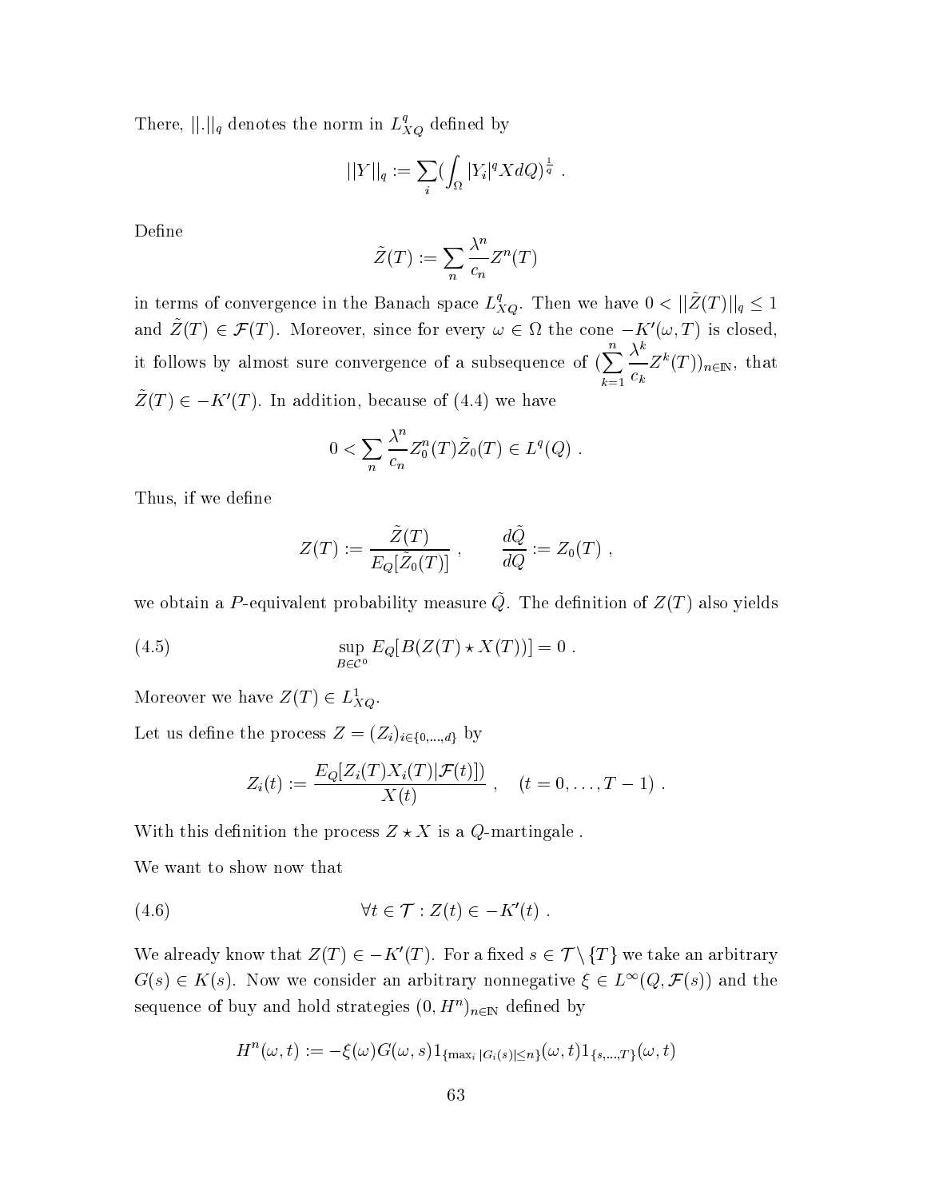There, $||.||_q$ denotes the norm in $L^q_{XQ}$ defined by

$$||Y||_q := \sum_i (\int_\Omega |Y_i|^q X dQ)^{\frac{1}{q}} .$$

Define

$$\tilde{Z}(T) := \sum_n \frac{\lambda^n}{c_n} Z^n(T)$$

in terms of convergence in the Banach space $L^q_{XQ}$. Then we have $0 < ||\tilde{Z}(T)||_q \leq 1$ and $\tilde{Z}(T) \in \mathcal{F}(T)$. Moreover, since for every $\omega \in \Omega$ the cone $-K'(\omega, T)$ is closed, it follows by almost sure convergence of a subsequence of $(\sum_{k=1}^n \frac{\lambda^k}{c_k} Z^k(T))_{n \in \mathbb{N}}$, that $\tilde{Z}(T) \in -K'(T)$. In addition, because of (4.4) we have

$$0 < \sum_n \frac{\lambda^n}{c_n} Z_0^n(T) \tilde{Z}_0(T) \in L^q(Q) .$$

Thus, if we define

$$Z(T) := \frac{\tilde{Z}(T)}{E_Q[\tilde{Z}_0(T)]} , \qquad \frac{d\tilde{Q}}{dQ} := Z_0(T) ,$$

we obtain a $P$-equivalent probability measure $\tilde{Q}$. The definition of $Z(T)$ also yields

$$\sup_{B \in \mathcal{C}^0} E_Q[B(Z(T) \star X(T))] = 0 . \tag{4.5}$$

Moreover we have $Z(T) \in L^1_{XQ}$.

Let us define the process $Z = (Z_i)_{i \in \{0,\ldots,d\}}$ by

$$Z_i(t) := \frac{E_Q[Z_i(T) X_i(T) | \mathcal{F}(t)])}{X(t)} , \quad (t = 0, \ldots, T-1) .$$

With this definition the process $Z \star X$ is a $Q$-martingale .

We want to show now that

$$\forall t \in \mathcal{T} : Z(t) \in -K'(t) . \tag{4.6}$$

We already know that $Z(T) \in -K'(T)$. For a fixed $s \in \mathcal{T} \setminus \{T\}$ we take an arbitrary $G(s) \in K(s)$. Now we consider an arbitrary nonnegative $\xi \in L^\infty(Q, \mathcal{F}(s))$ and the sequence of buy and hold strategies $(0, H^n)_{n \in \mathbb{N}}$ defined by

$$H^n(\omega, t) := -\xi(\omega) G(\omega, s) 1_{\{\max_i |G_i(s)| \leq n\}}(\omega, t) 1_{\{s,\ldots,T\}}(\omega, t)$$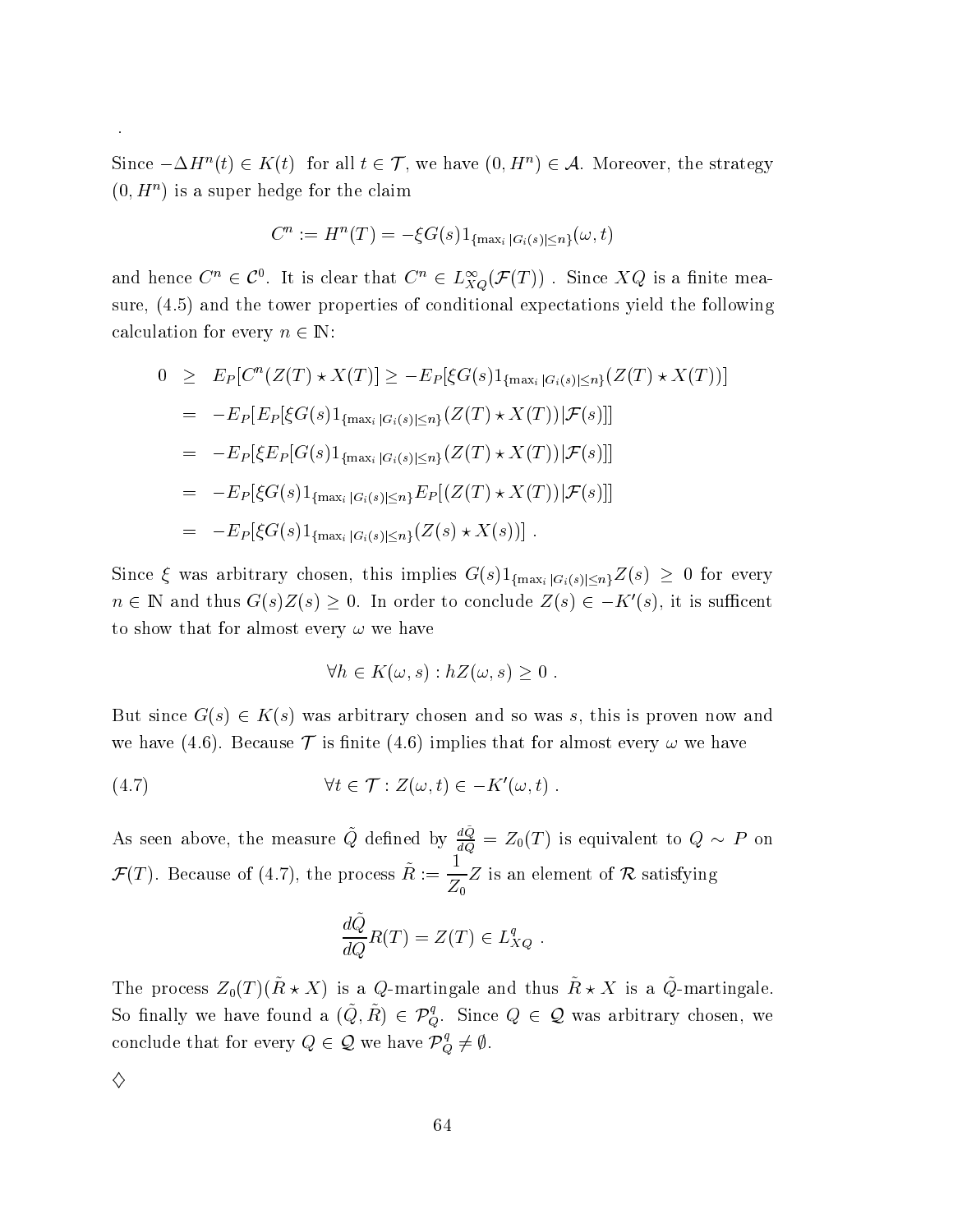.

Since $-\Delta H^n(t) \in K(t)$ for all $t \in \mathcal{T}$, we have $(0, H^n) \in \mathcal{A}$. Moreover, the strategy $(0, H^n)$ is a super hedge for the claim

$$C^n := H^n(T) = -\xi G(s) 1_{\{\max_i |G_i(s)| \leq n\}}(\omega, t)$$

and hence $C^n \in \mathcal{C}^0$. It is clear that $C^n \in L^\infty_{XQ}(\mathcal{F}(T))$ . Since $XQ$ is a finite measure, (4.5) and the tower properties of conditional expectations yield the following calculation for every $n \in \mathbb{N}$:

$$\begin{aligned}
0 &\geq E_P[C^n(Z(T) \star X(T)] \geq -E_P[\xi G(s) 1_{\{\max_i |G_i(s)| \leq n\}}(Z(T) \star X(T))] \\
&= -E_P[E_P[\xi G(s) 1_{\{\max_i |G_i(s)| \leq n\}}(Z(T) \star X(T)) | \mathcal{F}(s)]] \\
&= -E_P[\xi E_P[G(s) 1_{\{\max_i |G_i(s)| \leq n\}}(Z(T) \star X(T)) | \mathcal{F}(s)]] \\
&= -E_P[\xi G(s) 1_{\{\max_i |G_i(s)| \leq n\}} E_P[(Z(T) \star X(T)) | \mathcal{F}(s)]] \\
&= -E_P[\xi G(s) 1_{\{\max_i |G_i(s)| \leq n\}}(Z(s) \star X(s))] \ .
\end{aligned}$$

Since $\xi$ was arbitrary chosen, this implies $G(s) 1_{\{\max_i |G_i(s)| \leq n\}} Z(s) \geq 0$ for every $n \in \mathbb{N}$ and thus $G(s)Z(s) \geq 0$. In order to conclude $Z(s) \in -K'(s)$, it is sufficent to show that for almost every $\omega$ we have

$$\forall h \in K(\omega, s) : hZ(\omega, s) \geq 0 \ .$$

But since $G(s) \in K(s)$ was arbitrary chosen and so was $s$, this is proven now and we have (4.6). Because $\mathcal{T}$ is finite (4.6) implies that for almost every $\omega$ we have

$$\forall t \in \mathcal{T} : Z(\omega, t) \in -K'(\omega, t) \ . \tag{4.7}$$

As seen above, the measure $\tilde{Q}$ defined by $\frac{d\tilde{Q}}{dQ} = Z_0(T)$ is equivalent to $Q \sim P$ on $\mathcal{F}(T)$. Because of (4.7), the process $\tilde{R} := \dfrac{1}{Z_0} Z$ is an element of $\mathcal{R}$ satisfying

$$\frac{d\tilde{Q}}{dQ} R(T) = Z(T) \in L^q_{XQ} \ .$$

The process $Z_0(T)(\tilde{R} \star X)$ is a $Q$-martingale and thus $\tilde{R} \star X$ is a $\tilde{Q}$-martingale. So finally we have found a $(\tilde{Q}, \tilde{R}) \in \mathcal{P}^q_Q$. Since $Q \in \mathcal{Q}$ was arbitrary chosen, we conclude that for every $Q \in \mathcal{Q}$ we have $\mathcal{P}^q_Q \neq \emptyset$.

$\diamondsuit$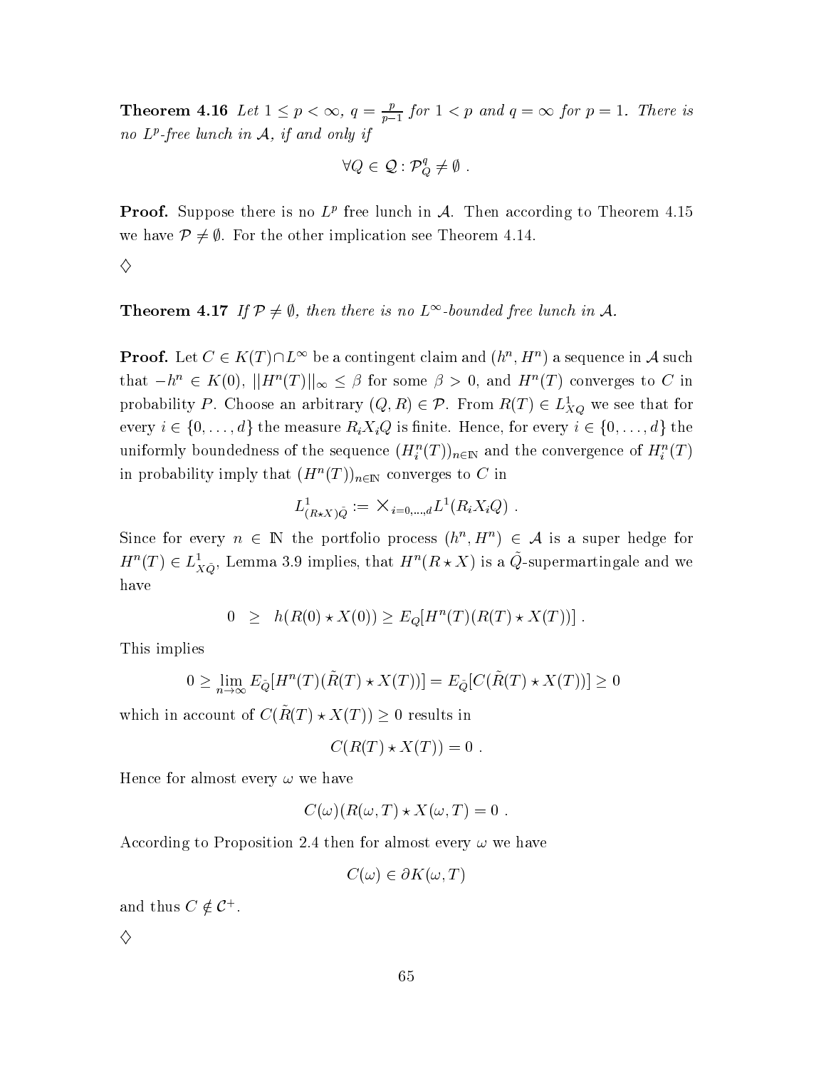**Theorem 4.16** *Let $1 \leq p < \infty$, $q = \frac{p}{p-1}$ for $1 < p$ and $q = \infty$ for $p = 1$. There is no $L^p$-free lunch in $\mathcal{A}$, if and only if*

$$\forall Q \in \mathcal{Q} : \mathcal{P}^q_Q \neq \emptyset \ .$$

**Proof.** Suppose there is no $L^p$ free lunch in $\mathcal{A}$. Then according to Theorem 4.15 we have $\mathcal{P} \neq \emptyset$. For the other implication see Theorem 4.14.

$\diamondsuit$

**Theorem 4.17** *If $\mathcal{P} \neq \emptyset$, then there is no $L^\infty$-bounded free lunch in $\mathcal{A}$.*

**Proof.** Let $C \in K(T) \cap L^\infty$ be a contingent claim and $(h^n, H^n)$ a sequence in $\mathcal{A}$ such that $-h^n \in K(0)$, $||H^n(T)||_\infty \leq \beta$ for some $\beta > 0$, and $H^n(T)$ converges to $C$ in probability $P$. Choose an arbitrary $(Q, R) \in \mathcal{P}$. From $R(T) \in L^1_{XQ}$ we see that for every $i \in \{0, \ldots, d\}$ the measure $R_i X_i Q$ is finite. Hence, for every $i \in \{0, \ldots, d\}$ the uniformly boundedness of the sequence $(H^n_i(T))_{n \in \mathbb{N}}$ and the convergence of $H^n_i(T)$ in probability imply that $(H^n(T))_{n \in \mathbb{N}}$ converges to $C$ in

$$L^1_{(R \star X)\tilde{Q}} := \times_{i=0,\ldots,d} L^1(R_i X_i Q) \ .$$

Since for every $n \in \mathbb{N}$ the portfolio process $(h^n, H^n) \in \mathcal{A}$ is a super hedge for $H^n(T) \in L^1_{X\tilde{Q}}$, Lemma 3.9 implies, that $H^n(R \star X)$ is a $\tilde{Q}$-supermartingale and we have

$$0 \ \ \geq \ \ h(R(0) \star X(0)) \geq E_Q[H^n(T)(R(T) \star X(T))] \ .$$

This implies

$$0 \geq \lim_{n \to \infty} E_{\tilde{Q}}[H^n(T)(\tilde{R}(T) \star X(T))] = E_{\tilde{Q}}[C(\tilde{R}(T) \star X(T))] \geq 0$$

which in account of $C(\tilde{R}(T) \star X(T)) \geq 0$ results in

$$C(R(T) \star X(T)) = 0 \ .$$

Hence for almost every $\omega$ we have

$$C(\omega)(R(\omega, T) \star X(\omega, T) = 0 \ .$$

According to Proposition 2.4 then for almost every $\omega$ we have

$$C(\omega) \in \partial K(\omega, T)$$

and thus $C \notin \mathcal{C}^+$.

$\diamondsuit$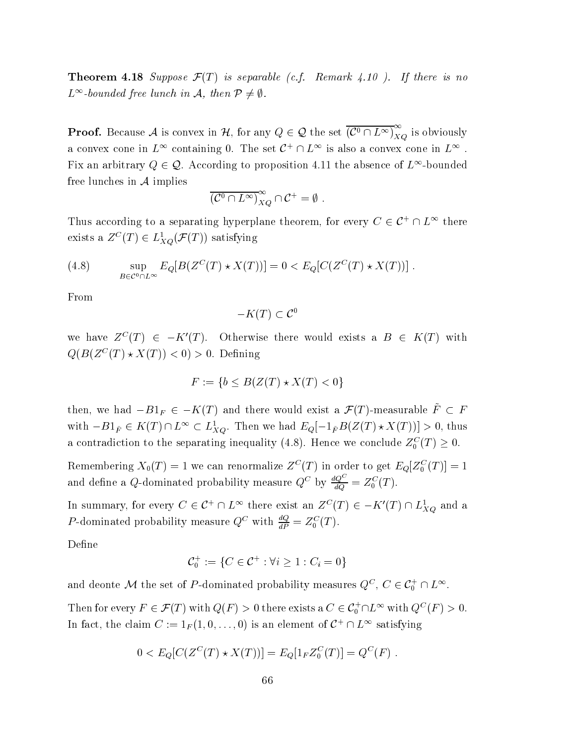**Theorem 4.18** *Suppose $\mathcal{F}(T)$ is separable (c.f. Remark 4.10 ). If there is no $L^\infty$-bounded free lunch in $\mathcal{A}$, then $\mathcal{P} \neq \emptyset$.*

**Proof.** Because $\mathcal{A}$ is convex in $\mathcal{H}$, for any $Q \in \mathcal{Q}$ the set $\overline{(\mathcal{C}^0 \cap L^\infty)}^\infty_{XQ}$ is obviously a convex cone in $L^\infty$ containing 0. The set $\mathcal{C}^+ \cap L^\infty$ is also a convex cone in $L^\infty$ . Fix an arbitrary $Q \in \mathcal{Q}$. According to proposition 4.11 the absence of $L^\infty$-bounded free lunches in $\mathcal{A}$ implies

$$\overline{(\mathcal{C}^0 \cap L^\infty)}^\infty_{XQ} \cap \mathcal{C}^+ = \emptyset \ .$$

Thus according to a separating hyperplane theorem, for every $C \in \mathcal{C}^+ \cap L^\infty$ there exists a $Z^C(T) \in L^1_{XQ}(\mathcal{F}(T))$ satisfying

$$\sup_{B \in \mathcal{C}^0 \cap L^\infty} E_Q[B(Z^C(T) \star X(T))] = 0 < E_Q[C(Z^C(T) \star X(T))] \ . \tag{4.8}$$

From

$$-K(T) \subset \mathcal{C}^0$$

we have $Z^C(T) \in -K'(T)$. Otherwise there would exists a $B \in K(T)$ with $Q(B(Z^C(T) \star X(T)) < 0) > 0$. Defining

$$F := \{b \leq B(Z(T) \star X(T) < 0\}$$

then, we had $-B1_F \in -K(T)$ and there would exist a $\mathcal{F}(T)$-measurable $\tilde{F} \subset F$ with $-B1_{\tilde{F}} \in K(T) \cap L^\infty \subset L^1_{XQ}$. Then we had $E_Q[-1_{\tilde{F}} B(Z(T) \star X(T))] > 0$, thus a contradiction to the separating inequality (4.8). Hence we conclude $Z^C_0(T) \geq 0$.

Remembering $X_0(T) = 1$ we can renormalize $Z^C(T)$ in order to get $E_Q[Z^C_0(T)] = 1$ and define a $Q$-dominated probability measure $Q^C$ by $\frac{dQ^C}{dQ} = Z^C_0(T)$.

In summary, for every $C \in \mathcal{C}^+ \cap L^\infty$ there exist an $Z^C(T) \in -K'(T) \cap L^1_{XQ}$ and a $P$-dominated probability measure $Q^C$ with $\frac{dQ}{dP} = Z^C_0(T)$.

Define

$$\mathcal{C}^+_0 := \{C \in \mathcal{C}^+ : \forall i \geq 1 : C_i = 0\}$$

and deonte $\mathcal{M}$ the set of $P$-dominated probability measures $Q^C$, $C \in \mathcal{C}^+_0 \cap L^\infty$.

Then for every $F \in \mathcal{F}(T)$ with $Q(F) > 0$ there exists a $C \in \mathcal{C}^+_0 \cap L^\infty$ with $Q^C(F) > 0$. In fact, the claim $C := 1_F(1, 0, \dots, 0)$ is an element of $\mathcal{C}^+ \cap L^\infty$ satisfying

$$0 < E_Q[C(Z^C(T) \star X(T))] = E_Q[1_F Z^C_0(T)] = Q^C(F) \ .$$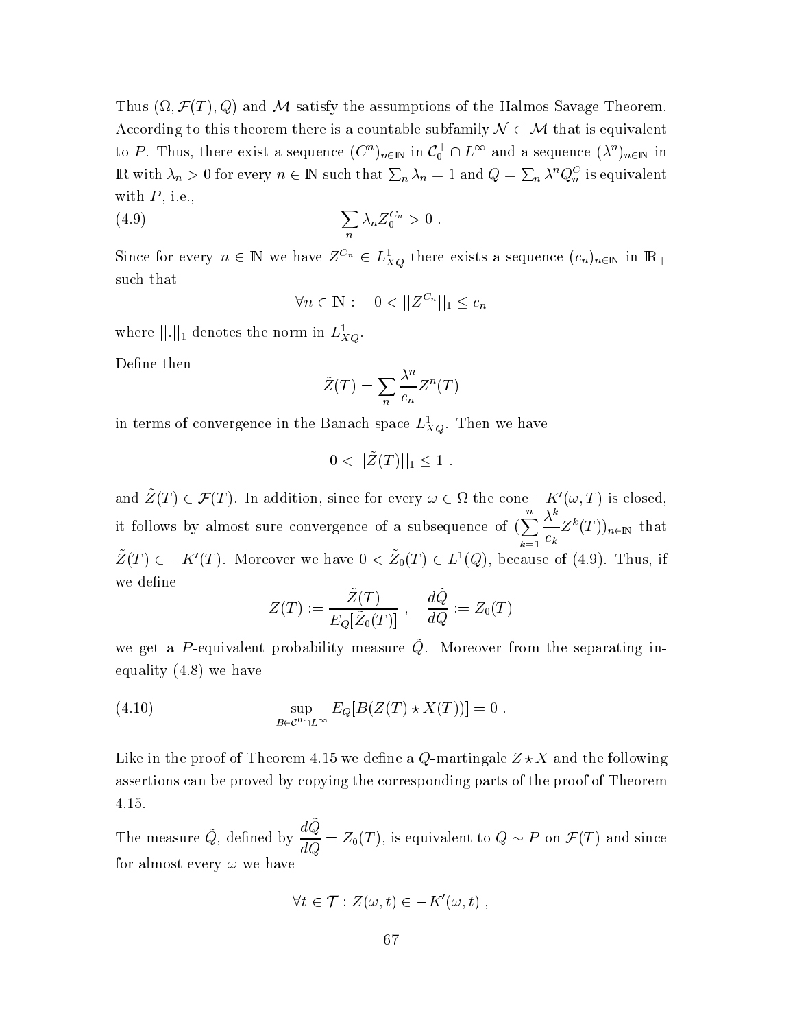Thus $(\Omega, \mathcal{F}(T), Q)$ and $\mathcal{M}$ satisfy the assumptions of the Halmos-Savage Theorem. According to this theorem there is a countable subfamily $\mathcal{N} \subset \mathcal{M}$ that is equivalent to $P$. Thus, there exist a sequence $(C^n)_{n\in\mathbb{N}}$ in $\mathcal{C}_0^+ \cap L^\infty$ and a sequence $(\lambda^n)_{n\in\mathbb{N}}$ in $\mathbb{R}$ with $\lambda_n > 0$ for every $n \in \mathbb{N}$ such that $\sum_n \lambda_n = 1$ and $Q = \sum_n \lambda^n Q_n^C$ is equivalent with $P$, i.e.,

$$\sum_n \lambda_n Z_0^{C_n} > 0 \ . \tag{4.9}$$

Since for every $n \in \mathbb{N}$ we have $Z^{C_n} \in L^1_{XQ}$ there exists a sequence $(c_n)_{n\in\mathbb{N}}$ in $\mathbb{R}_+$ such that

$$\forall n \in \mathbb{N}: \quad 0 < ||Z^{C_n}||_1 \leq c_n$$

where $||.||_1$ denotes the norm in $L^1_{XQ}$.

Define then

$$\tilde{Z}(T) = \sum_n \frac{\lambda^n}{c_n} Z^n(T)$$

in terms of convergence in the Banach space $L^1_{XQ}$. Then we have

$$0 < ||\tilde{Z}(T)||_1 \leq 1 \ .$$

and $\tilde{Z}(T) \in \mathcal{F}(T)$. In addition, since for every $\omega \in \Omega$ the cone $-K'(\omega, T)$ is closed, it follows by almost sure convergence of a subsequence of $(\sum_{k=1}^{n} \frac{\lambda^k}{c_k} Z^k(T))_{n\in\mathbb{N}}$ that $\tilde{Z}(T) \in -K'(T)$. Moreover we have $0 < \tilde{Z}_0(T) \in L^1(Q)$, because of (4.9). Thus, if we define

$$Z(T) := \frac{\tilde{Z}(T)}{E_Q[\tilde{Z}_0(T)]} \ , \quad \frac{d\tilde{Q}}{dQ} := Z_0(T)$$

we get a $P$-equivalent probability measure $\tilde{Q}$. Moreover from the separating inequality (4.8) we have

$$\sup_{B\in\mathcal{C}^0\cap L^\infty} E_Q[B(Z(T) \star X(T))] = 0 \ . \tag{4.10}$$

Like in the proof of Theorem 4.15 we define a $Q$-martingale $Z \star X$ and the following assertions can be proved by copying the corresponding parts of the proof of Theorem 4.15.

The measure $\tilde{Q}$, defined by $\frac{d\tilde{Q}}{dQ} = Z_0(T)$, is equivalent to $Q \sim P$ on $\mathcal{F}(T)$ and since for almost every $\omega$ we have

$$\forall t \in \mathcal{T} : Z(\omega, t) \in -K'(\omega, t) \ ,$$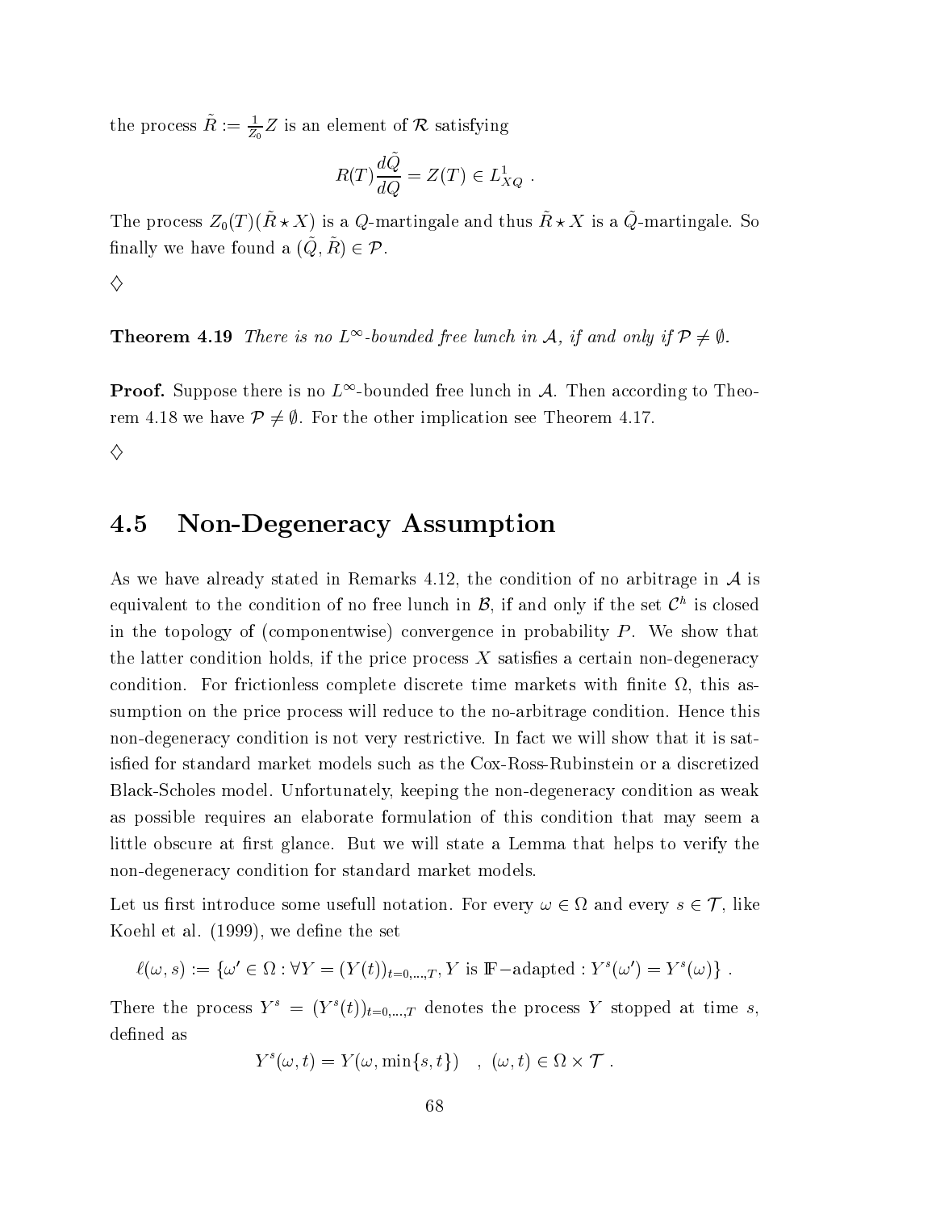the process $\tilde{R} := \frac{1}{Z_0} Z$ is an element of $\mathcal{R}$ satisfying

$$R(T)\frac{d\tilde{Q}}{dQ} = Z(T) \in L^1_{XQ} \ .$$

The process $Z_0(T)(\tilde{R} \star X)$ is a $Q$-martingale and thus $\tilde{R} \star X$ is a $\tilde{Q}$-martingale. So finally we have found a $(\tilde{Q}, \tilde{R}) \in \mathcal{P}$.

$\diamondsuit$

**Theorem 4.19** *There is no $L^\infty$-bounded free lunch in $\mathcal{A}$, if and only if $\mathcal{P} \neq \emptyset$.*

**Proof.** Suppose there is no $L^\infty$-bounded free lunch in $\mathcal{A}$. Then according to Theorem 4.18 we have $\mathcal{P} \neq \emptyset$. For the other implication see Theorem 4.17.

$\diamondsuit$

## 4.5 Non-Degeneracy Assumption

As we have already stated in Remarks 4.12, the condition of no arbitrage in $\mathcal{A}$ is equivalent to the condition of no free lunch in $\mathcal{B}$, if and only if the set $\mathcal{C}^h$ is closed in the topology of (componentwise) convergence in probability $P$. We show that the latter condition holds, if the price process $X$ satisfies a certain non-degeneracy condition. For frictionless complete discrete time markets with finite $\Omega$, this assumption on the price process will reduce to the no-arbitrage condition. Hence this non-degeneracy condition is not very restrictive. In fact we will show that it is satisfied for standard market models such as the Cox-Ross-Rubinstein or a discretized Black-Scholes model. Unfortunately, keeping the non-degeneracy condition as weak as possible requires an elaborate formulation of this condition that may seem a little obscure at first glance. But we will state a Lemma that helps to verify the non-degeneracy condition for standard market models.

Let us first introduce some usefull notation. For every $\omega \in \Omega$ and every $s \in \mathcal{T}$, like Koehl et al. (1999), we define the set

$$\ell(\omega, s) := \{\omega' \in \Omega : \forall Y = (Y(t))_{t=0,\dots,T}, Y \text{ is } \mathbb{F}\text{-adapted} : Y^s(\omega') = Y^s(\omega)\} \ .$$

There the process $Y^s = (Y^s(t))_{t=0,\dots,T}$ denotes the process $Y$ stopped at time $s$, defined as

$$Y^s(\omega, t) = Y(\omega, \min\{s, t\}) \quad , \ (\omega, t) \in \Omega \times \mathcal{T} \ .$$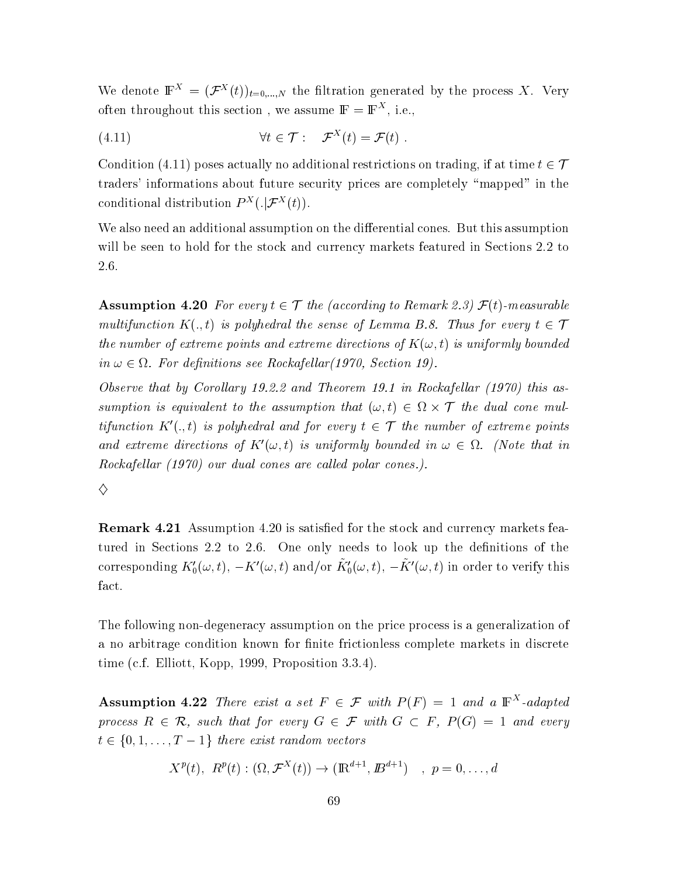We denote $\mathbb{F}^X = (\mathcal{F}^X(t))_{t=0,\ldots,N}$ the filtration generated by the process $X$. Very often throughout this section , we assume $\mathbb{F} = \mathbb{F}^X$, i.e.,

$$\forall t \in \mathcal{T}: \quad \mathcal{F}^X(t) = \mathcal{F}(t) \ . \tag{4.11}$$

Condition (4.11) poses actually no additional restrictions on trading, if at time $t \in \mathcal{T}$ traders' informations about future security prices are completely "mapped" in the conditional distribution $P^X(.|\mathcal{F}^X(t))$.

We also need an additional assumption on the differential cones. But this assumption will be seen to hold for the stock and currency markets featured in Sections 2.2 to 2.6.

**Assumption 4.20** *For every $t \in \mathcal{T}$ the (according to Remark 2.3) $\mathcal{F}(t)$-measurable multifunction $K(.,t)$ is polyhedral the sense of Lemma B.8. Thus for every $t \in \mathcal{T}$ the number of extreme points and extreme directions of $K(\omega, t)$ is uniformly bounded in $\omega \in \Omega$. For definitions see Rockafellar(1970, Section 19).*

*Observe that by Corollary 19.2.2 and Theorem 19.1 in Rockafellar (1970) this assumption is equivalent to the assumption that $(\omega, t) \in \Omega \times \mathcal{T}$ the dual cone multifunction $K'(.,t)$ is polyhedral and for every $t \in \mathcal{T}$ the number of extreme points and extreme directions of $K'(\omega, t)$ is uniformly bounded in $\omega \in \Omega$. (Note that in Rockafellar (1970) our dual cones are called polar cones.).*

$\diamondsuit$

**Remark 4.21** Assumption 4.20 is satisfied for the stock and currency markets featured in Sections 2.2 to 2.6. One only needs to look up the definitions of the corresponding $K_0'(\omega, t)$, $-K'(\omega, t)$ and/or $\tilde{K}_0'(\omega, t)$, $-\tilde{K}'(\omega, t)$ in order to verify this fact.

The following non-degeneracy assumption on the price process is a generalization of a no arbitrage condition known for finite frictionless complete markets in discrete time (c.f. Elliott, Kopp, 1999, Proposition 3.3.4).

**Assumption 4.22** *There exist a set $F \in \mathcal{F}$ with $P(F) = 1$ and a $\mathbb{F}^X$-adapted process $R \in \mathcal{R}$, such that for every $G \in \mathcal{F}$ with $G \subset F$, $P(G) = 1$ and every $t \in \{0, 1, \ldots, T-1\}$ there exist random vectors*

$$X^p(t),\ R^p(t) : (\Omega, \mathcal{F}^X(t)) \to (\mathbb{R}^{d+1}, \mathbb{B}^{d+1}) \quad , \ p = 0, \ldots, d$$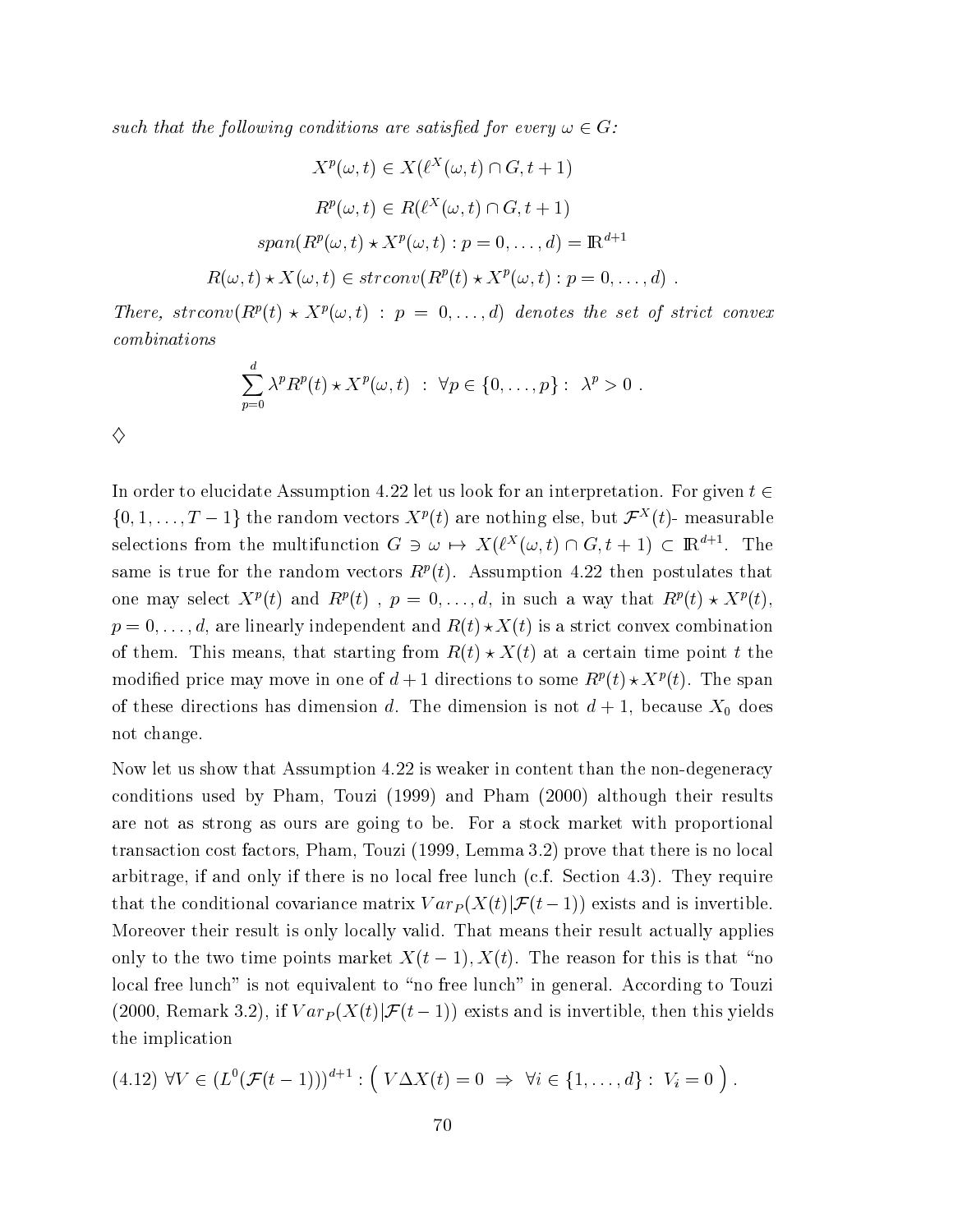*such that the following conditions are satisfied for every $\omega \in G$:*

$$X^p(\omega, t) \in X(\ell^X(\omega, t) \cap G, t+1)$$

$$R^p(\omega, t) \in R(\ell^X(\omega, t) \cap G, t+1)$$

$$span(R^p(\omega, t) \star X^p(\omega, t) : p = 0, \ldots, d) = \mathbb{R}^{d+1}$$

$$R(\omega, t) \star X(\omega, t) \in strconv(R^p(t) \star X^p(\omega, t) : p = 0, \ldots, d) \; .$$

*There, $strconv(R^p(t) \star X^p(\omega, t) \; : \; p = 0, \ldots, d)$ denotes the set of strict convex combinations*

$$\sum_{p=0}^{d} \lambda^p R^p(t) \star X^p(\omega, t) \;\; : \;\; \forall p \in \{0, \ldots, p\} : \;\; \lambda^p > 0 \; .$$

$\diamondsuit$

In order to elucidate Assumption 4.22 let us look for an interpretation. For given $t \in \{0, 1, \ldots, T-1\}$ the random vectors $X^p(t)$ are nothing else, but $\mathcal{F}^X(t)$- measurable selections from the multifunction $G \ni \omega \mapsto X(\ell^X(\omega, t) \cap G, t+1) \subset \mathbb{R}^{d+1}$. The same is true for the random vectors $R^p(t)$. Assumption 4.22 then postulates that one may select $X^p(t)$ and $R^p(t)$ , $p = 0, \ldots, d$, in such a way that $R^p(t) \star X^p(t)$, $p = 0, \ldots, d$, are linearly independent and $R(t) \star X(t)$ is a strict convex combination of them. This means, that starting from $R(t) \star X(t)$ at a certain time point $t$ the modified price may move in one of $d+1$ directions to some $R^p(t) \star X^p(t)$. The span of these directions has dimension $d$. The dimension is not $d+1$, because $X_0$ does not change.

Now let us show that Assumption 4.22 is weaker in content than the non-degeneracy conditions used by Pham, Touzi (1999) and Pham (2000) although their results are not as strong as ours are going to be. For a stock market with proportional transaction cost factors, Pham, Touzi (1999, Lemma 3.2) prove that there is no local arbitrage, if and only if there is no local free lunch (c.f. Section 4.3). They require that the conditional covariance matrix $Var_P(X(t)|\mathcal{F}(t-1))$ exists and is invertible. Moreover their result is only locally valid. That means their result actually applies only to the two time points market $X(t-1), X(t)$. The reason for this is that "no local free lunch" is not equivalent to "no free lunch" in general. According to Touzi (2000, Remark 3.2), if $Var_P(X(t)|\mathcal{F}(t-1))$ exists and is invertible, then this yields the implication

$$(4.12) \;\; \forall V \in (L^0(\mathcal{F}(t-1)))^{d+1} : \Big( \, V \Delta X(t) = 0 \;\Rightarrow\; \forall i \in \{1, \ldots, d\} : \; V_i = 0 \, \Big) \, .$$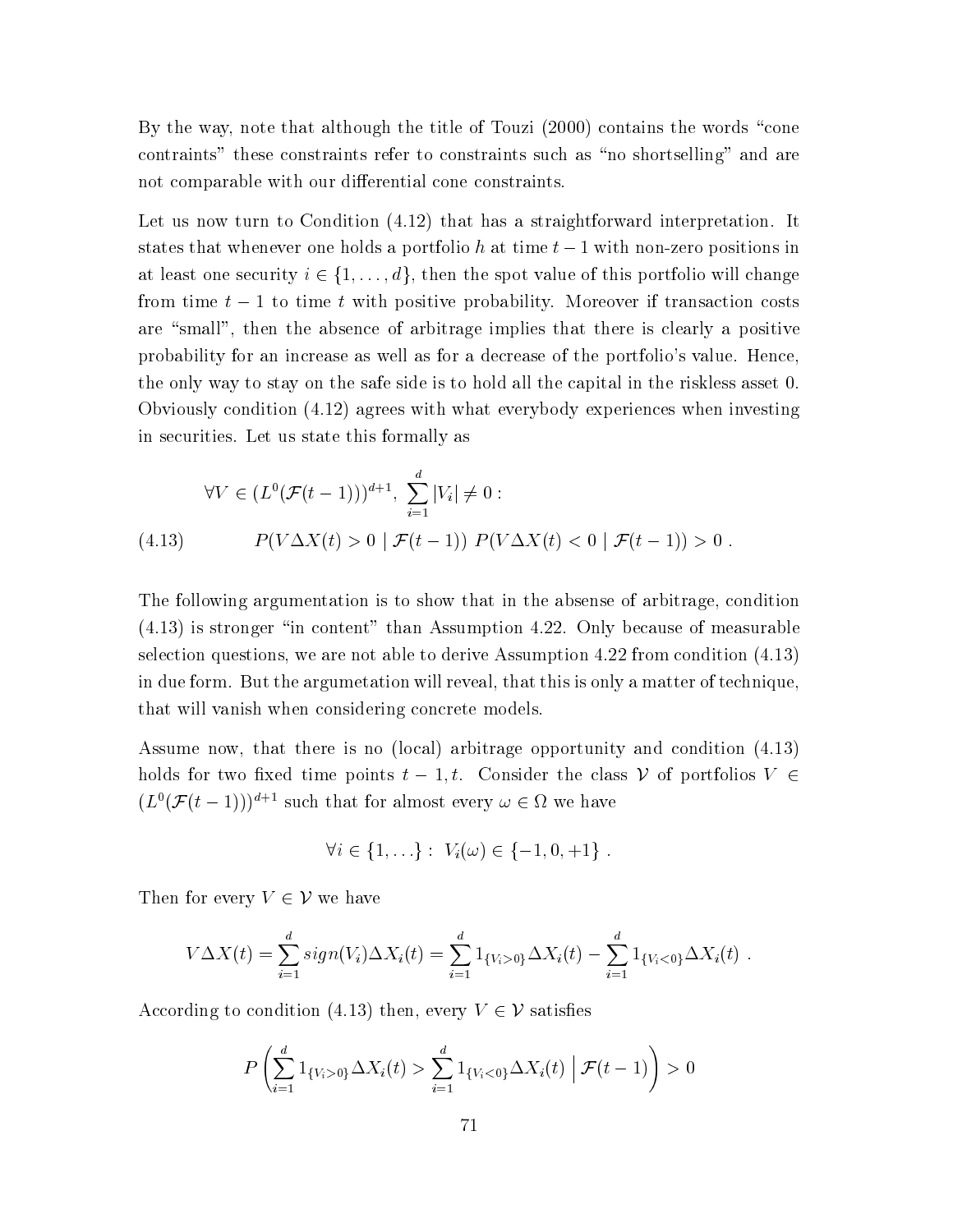By the way, note that although the title of Touzi (2000) contains the words "cone contraints" these constraints refer to constraints such as "no shortselling" and are not comparable with our differential cone constraints.

Let us now turn to Condition (4.12) that has a straightforward interpretation. It states that whenever one holds a portfolio $h$ at time $t-1$ with non-zero positions in at least one security $i \in \{1, \ldots, d\}$, then the spot value of this portfolio will change from time $t-1$ to time $t$ with positive probability. Moreover if transaction costs are "small", then the absence of arbitrage implies that there is clearly a positive probability for an increase as well as for a decrease of the portfolio's value. Hence, the only way to stay on the safe side is to hold all the capital in the riskless asset 0. Obviously condition (4.12) agrees with what everybody experiences when investing in securities. Let us state this formally as

$$\forall V \in (L^0(\mathcal{F}(t-1)))^{d+1},\ \sum_{i=1}^{d} |V_i| \neq 0 :$$

$$P(V \Delta X(t) > 0 \mid \mathcal{F}(t-1))\ P(V \Delta X(t) < 0 \mid \mathcal{F}(t-1)) > 0 \ . \tag{4.13}$$

The following argumentation is to show that in the absense of arbitrage, condition (4.13) is stronger "in content" than Assumption 4.22. Only because of measurable selection questions, we are not able to derive Assumption 4.22 from condition (4.13) in due form. But the argumetation will reveal, that this is only a matter of technique, that will vanish when considering concrete models.

Assume now, that there is no (local) arbitrage opportunity and condition (4.13) holds for two fixed time points $t-1, t$. Consider the class $\mathcal{V}$ of portfolios $V \in (L^0(\mathcal{F}(t-1)))^{d+1}$ such that for almost every $\omega \in \Omega$ we have

$$\forall i \in \{1, \ldots\} :\ V_i(\omega) \in \{-1, 0, +1\} \ .$$

Then for every $V \in \mathcal{V}$ we have

$$V \Delta X(t) = \sum_{i=1}^{d} sign(V_i) \Delta X_i(t) = \sum_{i=1}^{d} 1_{\{V_i > 0\}} \Delta X_i(t) - \sum_{i=1}^{d} 1_{\{V_i < 0\}} \Delta X_i(t) \ .$$

According to condition (4.13) then, every $V \in \mathcal{V}$ satisfies

$$P\left( \sum_{i=1}^{d} 1_{\{V_i > 0\}} \Delta X_i(t) > \sum_{i=1}^{d} 1_{\{V_i < 0\}} \Delta X_i(t) \ \Big|\ \mathcal{F}(t-1) \right) > 0$$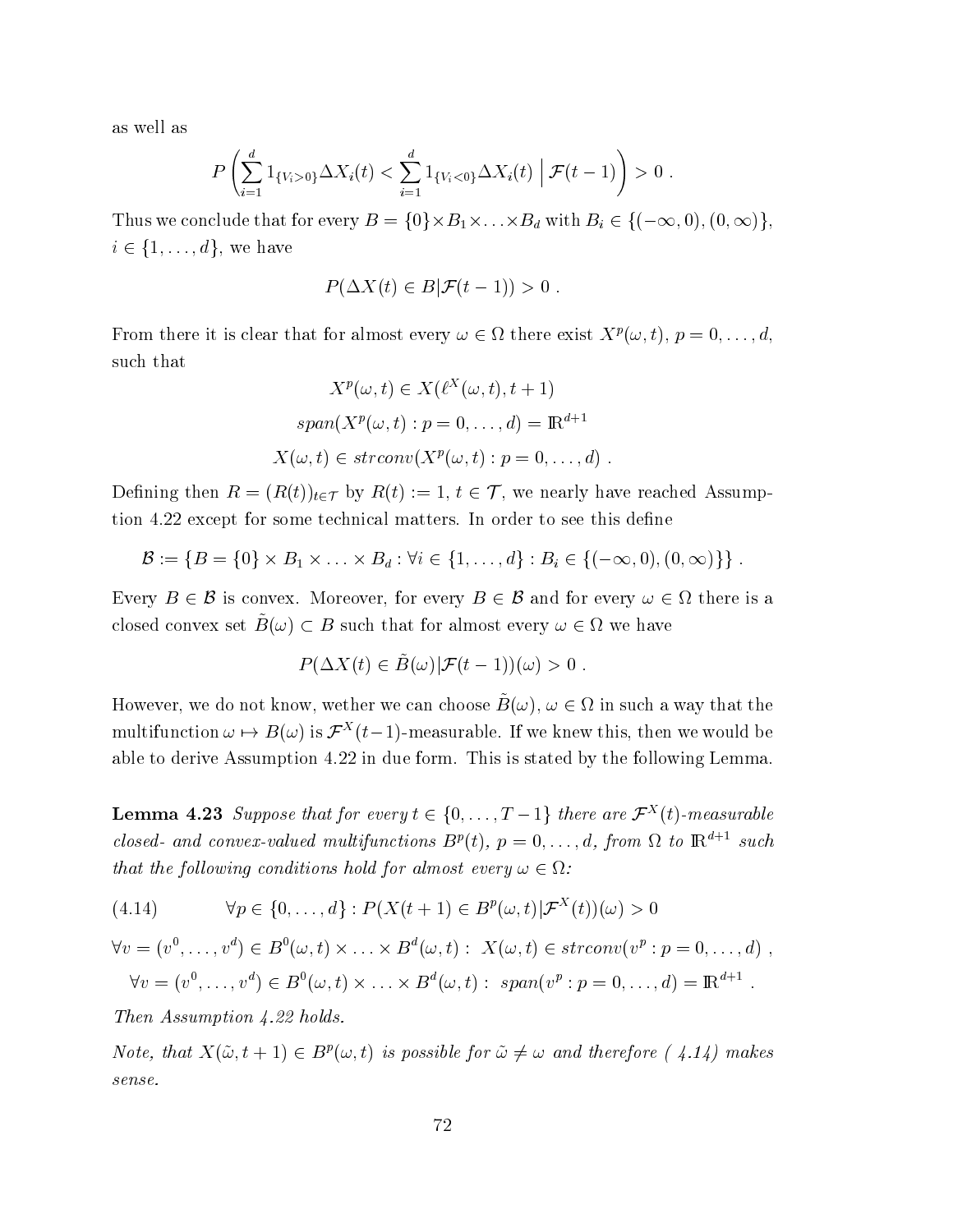as well as

$$P\left(\sum_{i=1}^{d} 1_{\{V_i>0\}}\Delta X_i(t) < \sum_{i=1}^{d} 1_{\{V_i<0\}}\Delta X_i(t) \;\Big|\; \mathcal{F}(t-1)\right) > 0 \;.$$

Thus we conclude that for every $B = \{0\}\times B_1\times\ldots\times B_d$ with $B_i \in \{(-\infty,0),(0,\infty)\}$, $i \in \{1,\ldots,d\}$, we have

$$P(\Delta X(t) \in B|\mathcal{F}(t-1)) > 0 \;.$$

From there it is clear that for almost every $\omega \in \Omega$ there exist $X^p(\omega,t)$, $p = 0,\ldots,d$, such that

$$X^p(\omega,t) \in X(\ell^X(\omega,t),t+1)$$

$$span(X^p(\omega,t) : p = 0,\ldots,d) = \mathbb{R}^{d+1}$$

$$X(\omega,t) \in strconv(X^p(\omega,t) : p = 0,\ldots,d) \;.$$

Defining then $R = (R(t))_{t\in\mathcal{T}}$ by $R(t) := 1$, $t \in \mathcal{T}$, we nearly have reached Assumption 4.22 except for some technical matters. In order to see this define

$$\mathcal{B} := \{B = \{0\}\times B_1 \times \ldots \times B_d : \forall i \in \{1,\ldots,d\} : B_i \in \{(-\infty,0),(0,\infty)\}\} \;.$$

Every $B \in \mathcal{B}$ is convex. Moreover, for every $B \in \mathcal{B}$ and for every $\omega \in \Omega$ there is a closed convex set $\tilde{B}(\omega) \subset B$ such that for almost every $\omega \in \Omega$ we have

$$P(\Delta X(t) \in \tilde{B}(\omega)|\mathcal{F}(t-1))(\omega) > 0 \;.$$

However, we do not know, wether we can choose $\tilde{B}(\omega)$, $\omega \in \Omega$ in such a way that the multifunction $\omega \mapsto B(\omega)$ is $\mathcal{F}^X(t-1)$-measurable. If we knew this, then we would be able to derive Assumption 4.22 in due form. This is stated by the following Lemma.

**Lemma 4.23** *Suppose that for every $t \in \{0,\ldots,T-1\}$ there are $\mathcal{F}^X(t)$-measurable closed- and convex-valued multifunctions $B^p(t)$, $p = 0,\ldots,d$, from $\Omega$ to $\mathbb{R}^{d+1}$ such that the following conditions hold for almost every $\omega \in \Omega$:*

$$\forall p \in \{0,\ldots,d\} : P(X(t+1) \in B^p(\omega,t)|\mathcal{F}^X(t))(\omega) > 0 \tag{4.14}$$

$$\forall v = (v^0,\ldots,v^d) \in B^0(\omega,t)\times\ldots\times B^d(\omega,t) : \; X(\omega,t) \in strconv(v^p : p = 0,\ldots,d) \;,$$

$$\forall v = (v^0,\ldots,v^d) \in B^0(\omega,t)\times\ldots\times B^d(\omega,t) : \; span(v^p : p = 0,\ldots,d) = \mathbb{R}^{d+1} \;.$$

*Then Assumption 4.22 holds.*

*Note, that $X(\tilde{\omega},t+1) \in B^p(\omega,t)$ is possible for $\tilde{\omega} \neq \omega$ and therefore ( 4.14) makes sense.*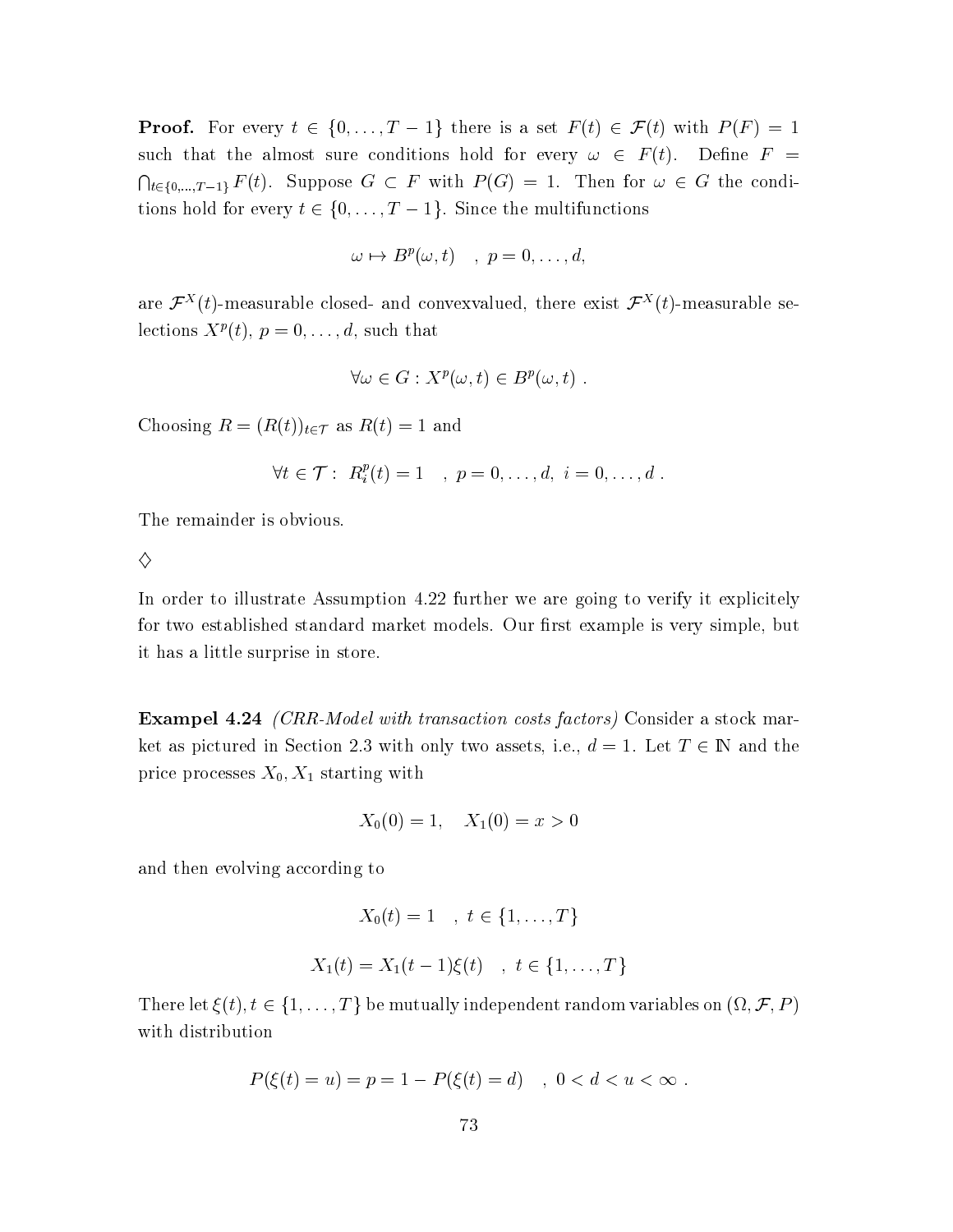**Proof.** For every $t \in \{0, \ldots, T-1\}$ there is a set $F(t) \in \mathcal{F}(t)$ with $P(F) = 1$ such that the almost sure conditions hold for every $\omega \in F(t)$. Define $F = \bigcap_{t \in \{0,\ldots,T-1\}} F(t)$. Suppose $G \subset F$ with $P(G) = 1$. Then for $\omega \in G$ the conditions hold for every $t \in \{0, \ldots, T-1\}$. Since the multifunctions

$$\omega \mapsto B^p(\omega, t) \quad , \; p = 0, \ldots, d,$$

are $\mathcal{F}^X(t)$-measurable closed- and convexvalued, there exist $\mathcal{F}^X(t)$-measurable selections $X^p(t)$, $p = 0, \ldots, d$, such that

$$\forall \omega \in G : X^p(\omega, t) \in B^p(\omega, t) \; .$$

Choosing $R = (R(t))_{t \in \mathcal{T}}$ as $R(t) = 1$ and

$$\forall t \in \mathcal{T} : \; R_i^p(t) = 1 \quad , \; p = 0, \ldots, d, \; i = 0, \ldots, d \; .$$

The remainder is obvious.

$\diamondsuit$

In order to illustrate Assumption 4.22 further we are going to verify it explicitely for two established standard market models. Our first example is very simple, but it has a little surprise in store.

**Exampel 4.24** *(CRR-Model with transaction costs factors)* Consider a stock market as pictured in Section 2.3 with only two assets, i.e., $d = 1$. Let $T \in \mathbb{N}$ and the price processes $X_0, X_1$ starting with

$$X_0(0) = 1, \quad X_1(0) = x > 0$$

and then evolving according to

$$X_0(t) = 1 \quad , \; t \in \{1, \ldots, T\}$$

$$X_1(t) = X_1(t-1)\xi(t) \quad , \; t \in \{1, \ldots, T\}$$

There let $\xi(t), t \in \{1, \ldots, T\}$ be mutually independent random variables on $(\Omega, \mathcal{F}, P)$ with distribution

$$P(\xi(t) = u) = p = 1 - P(\xi(t) = d) \quad , \; 0 < d < u < \infty \; .$$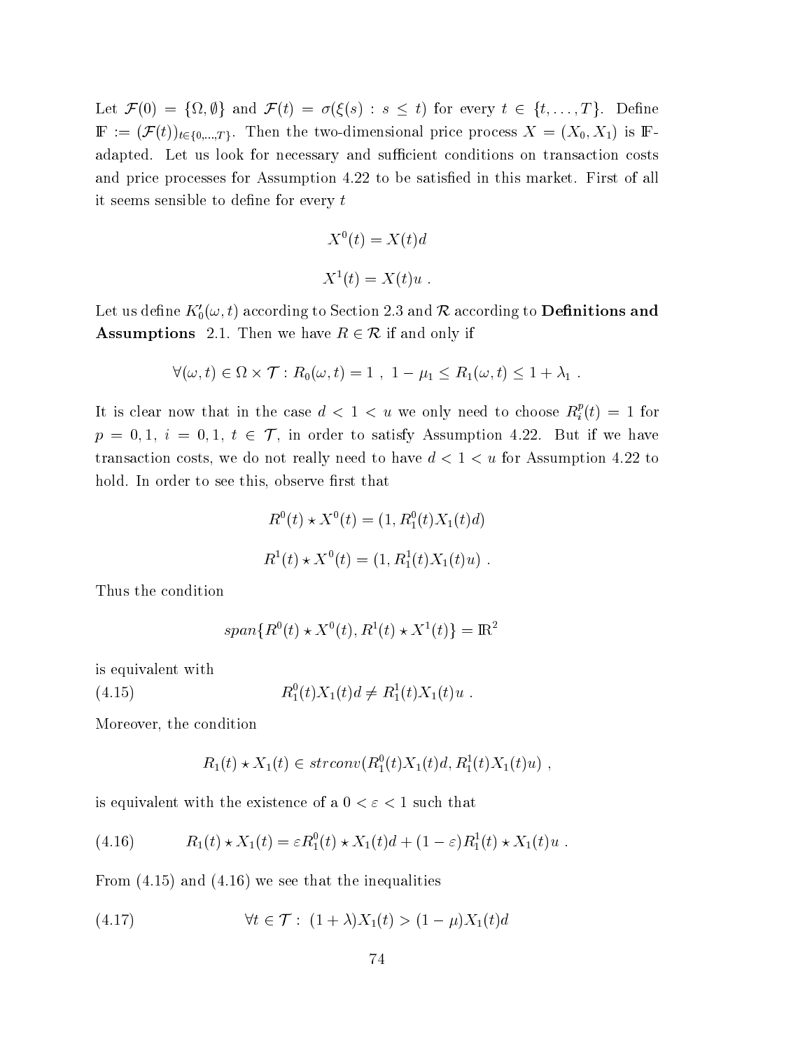Let $\mathcal{F}(0) = \{\Omega, \emptyset\}$ and $\mathcal{F}(t) = \sigma(\xi(s) : s \leq t)$ for every $t \in \{t, \ldots, T\}$. Define $\mathbb{F} := (\mathcal{F}(t))_{t \in \{0,\ldots,T\}}$. Then the two-dimensional price process $X = (X_0, X_1)$ is $\mathbb{F}$-adapted. Let us look for necessary and sufficient conditions on transaction costs and price processes for Assumption 4.22 to be satisfied in this market. First of all it seems sensible to define for every $t$

$$X^0(t) = X(t)d$$

$$X^1(t) = X(t)u \ .$$

Let us define $K_0'(\omega, t)$ according to Section 2.3 and $\mathcal{R}$ according to **Definitions and Assumptions** 2.1. Then we have $R \in \mathcal{R}$ if and only if

$$\forall (\omega, t) \in \Omega \times \mathcal{T} : R_0(\omega, t) = 1 \ , \ 1 - \mu_1 \leq R_1(\omega, t) \leq 1 + \lambda_1 \ .$$

It is clear now that in the case $d < 1 < u$ we only need to choose $R_i^p(t) = 1$ for $p = 0, 1$, $i = 0, 1$, $t \in \mathcal{T}$, in order to satisfy Assumption 4.22. But if we have transaction costs, we do not really need to have $d < 1 < u$ for Assumption 4.22 to hold. In order to see this, observe first that

$$R^0(t) \star X^0(t) = (1, R_1^0(t) X_1(t) d)$$

$$R^1(t) \star X^0(t) = (1, R_1^1(t) X_1(t) u) \ .$$

Thus the condition

$$span\{R^0(t) \star X^0(t), R^1(t) \star X^1(t)\} = \mathbb{R}^2$$

is equivalent with

$$R_1^0(t) X_1(t) d \neq R_1^1(t) X_1(t) u \ . \tag{4.15}$$

Moreover, the condition

$$R_1(t) \star X_1(t) \in strconv(R_1^0(t) X_1(t) d, R_1^1(t) X_1(t) u) \ ,$$

is equivalent with the existence of a $0 < \varepsilon < 1$ such that

$$R_1(t) \star X_1(t) = \varepsilon R_1^0(t) \star X_1(t) d + (1 - \varepsilon) R_1^1(t) \star X_1(t) u \ . \tag{4.16}$$

From (4.15) and (4.16) we see that the inequalities

$$\forall t \in \mathcal{T} : \ (1 + \lambda) X_1(t) > (1 - \mu) X_1(t) d \tag{4.17}$$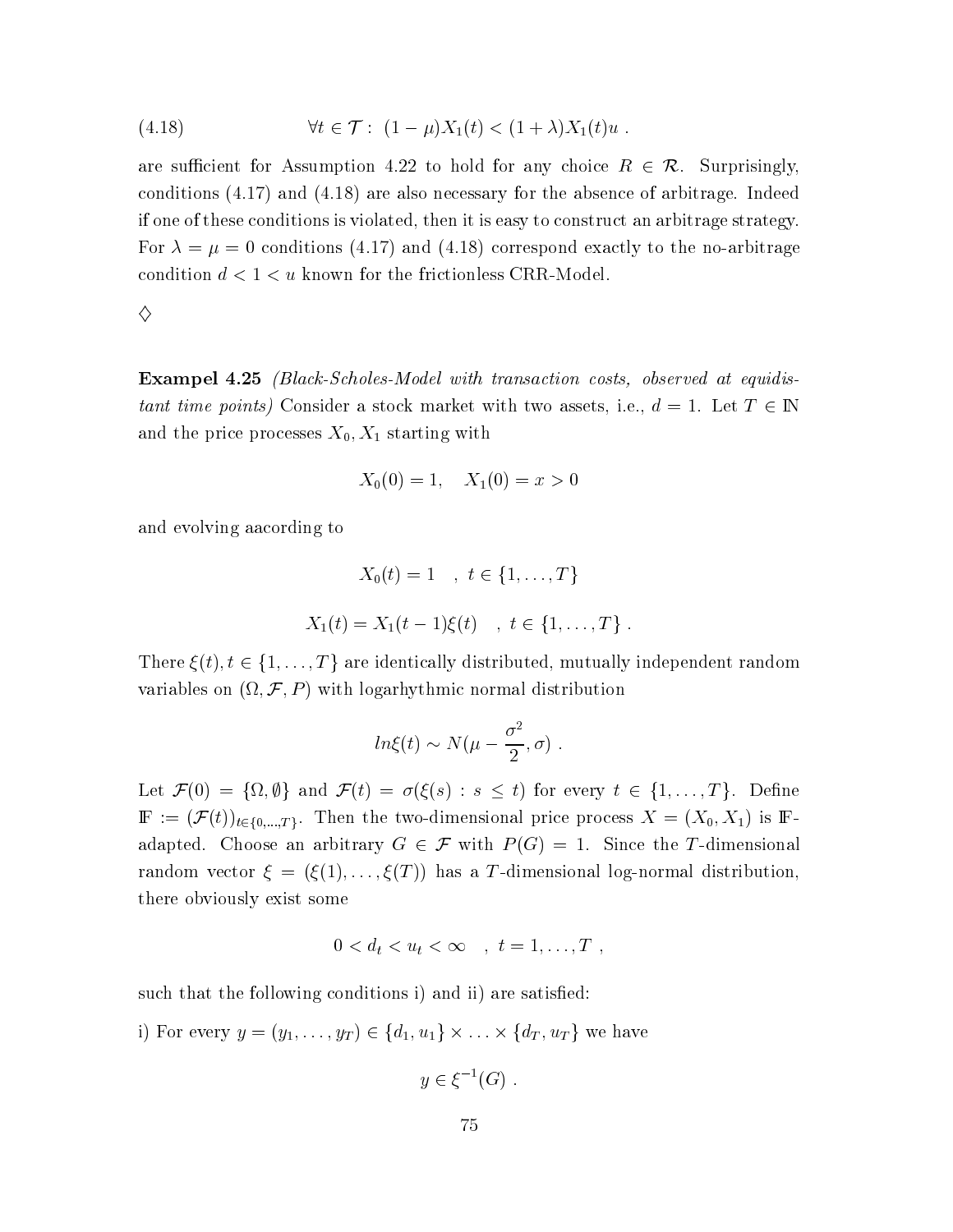$$(4.18) \qquad \forall t \in \mathcal{T}: \ (1-\mu)X_1(t) < (1+\lambda)X_1(t)u \ .$$

are sufficient for Assumption 4.22 to hold for any choice $R \in \mathcal{R}$. Surprisingly, conditions (4.17) and (4.18) are also necessary for the absence of arbitrage. Indeed if one of these conditions is violated, then it is easy to construct an arbitrage strategy. For $\lambda = \mu = 0$ conditions (4.17) and (4.18) correspond exactly to the no-arbitrage condition $d < 1 < u$ known for the frictionless CRR-Model.

$\diamondsuit$

**Exampel 4.25** *(Black-Scholes-Model with transaction costs, observed at equidistant time points)* Consider a stock market with two assets, i.e., $d = 1$. Let $T \in \mathbb{N}$ and the price processes $X_0, X_1$ starting with

$$X_0(0) = 1, \quad X_1(0) = x > 0$$

and evolving aacording to

$$X_0(t) = 1 \quad , \ t \in \{1, \ldots, T\}$$

$$X_1(t) = X_1(t-1)\xi(t) \quad , \ t \in \{1, \ldots, T\} \ .$$

There $\xi(t), t \in \{1, \ldots, T\}$ are identically distributed, mutually independent random variables on $(\Omega, \mathcal{F}, P)$ with logarhythmic normal distribution

$$ln\xi(t) \sim N(\mu - \frac{\sigma^2}{2}, \sigma) \ .$$

Let $\mathcal{F}(0) = \{\Omega, \emptyset\}$ and $\mathcal{F}(t) = \sigma(\xi(s) : s \leq t)$ for every $t \in \{1, \ldots, T\}$. Define $\mathbb{F} := (\mathcal{F}(t))_{t \in \{0, \ldots, T\}}$. Then the two-dimensional price process $X = (X_0, X_1)$ is $\mathbb{F}$-adapted. Choose an arbitrary $G \in \mathcal{F}$ with $P(G) = 1$. Since the $T$-dimensional random vector $\xi = (\xi(1), \ldots, \xi(T))$ has a $T$-dimensional log-normal distribution, there obviously exist some

$$0 < d_t < u_t < \infty \quad , \ t = 1, \ldots, T \ ,$$

such that the following conditions i) and ii) are satisfied:

i) For every $y = (y_1, \ldots, y_T) \in \{d_1, u_1\} \times \ldots \times \{d_T, u_T\}$ we have

$$y \in \xi^{-1}(G) \ .$$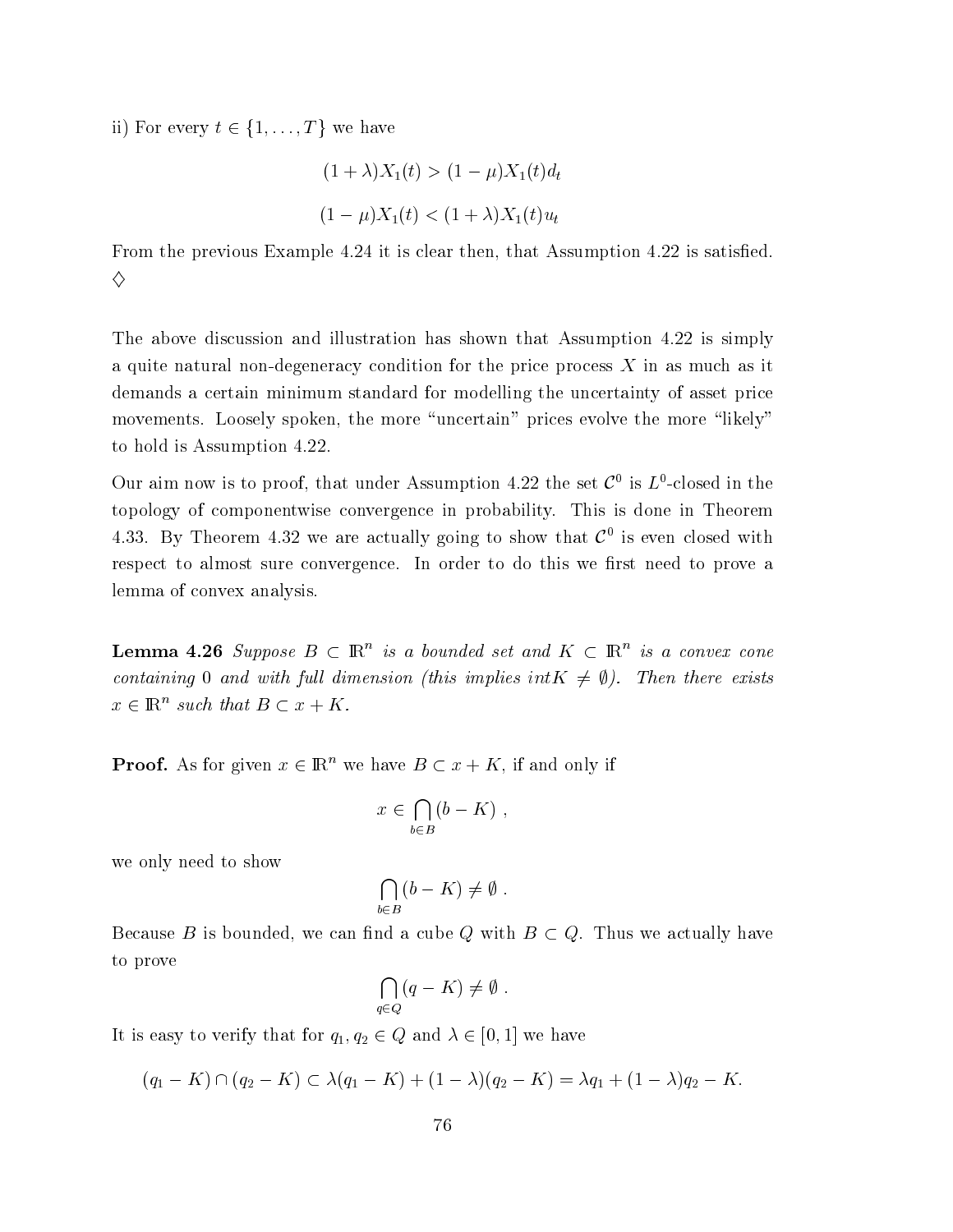ii) For every $t \in \{1, \ldots, T\}$ we have

$$(1 + \lambda)X_1(t) > (1 - \mu)X_1(t)d_t$$

$$(1 - \mu)X_1(t) < (1 + \lambda)X_1(t)u_t$$

From the previous Example 4.24 it is clear then, that Assumption 4.22 is satisfied. $\diamondsuit$

The above discussion and illustration has shown that Assumption 4.22 is simply a quite natural non-degeneracy condition for the price process $X$ in as much as it demands a certain minimum standard for modelling the uncertainty of asset price movements. Loosely spoken, the more "uncertain" prices evolve the more "likely" to hold is Assumption 4.22.

Our aim now is to proof, that under Assumption 4.22 the set $\mathcal{C}^0$ is $L^0$-closed in the topology of componentwise convergence in probability. This is done in Theorem 4.33. By Theorem 4.32 we are actually going to show that $\mathcal{C}^0$ is even closed with respect to almost sure convergence. In order to do this we first need to prove a lemma of convex analysis.

**Lemma 4.26** *Suppose $B \subset \mathbb{R}^n$ is a bounded set and $K \subset \mathbb{R}^n$ is a convex cone containing 0 and with full dimension (this implies int$K \neq \emptyset$). Then there exists $x \in \mathbb{R}^n$ such that $B \subset x + K$.*

**Proof.** As for given $x \in \mathbb{R}^n$ we have $B \subset x + K$, if and only if

$$x \in \bigcap_{b \in B} (b - K) \ ,$$

we only need to show

$$\bigcap_{b \in B} (b - K) \neq \emptyset \ .$$

Because $B$ is bounded, we can find a cube $Q$ with $B \subset Q$. Thus we actually have to prove

$$\bigcap_{q \in Q} (q - K) \neq \emptyset \ .$$

It is easy to verify that for $q_1, q_2 \in Q$ and $\lambda \in [0, 1]$ we have

$$(q_1 - K) \cap (q_2 - K) \subset \lambda(q_1 - K) + (1 - \lambda)(q_2 - K) = \lambda q_1 + (1 - \lambda)q_2 - K.$$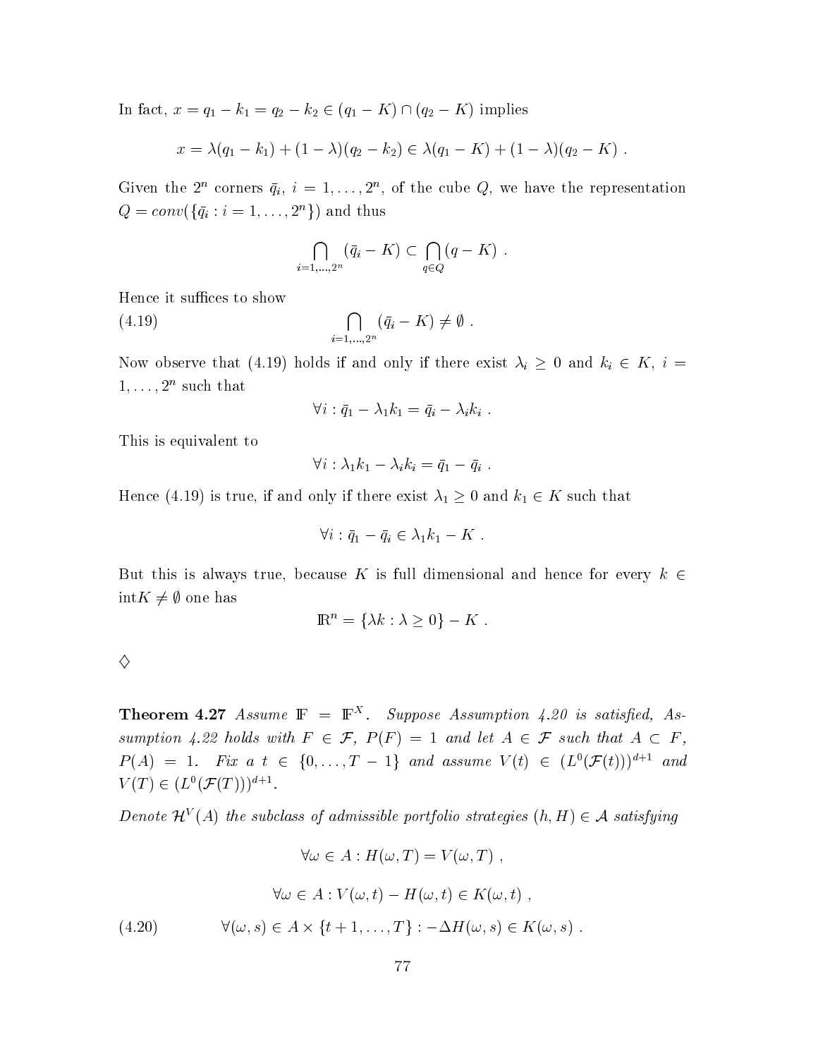In fact, $x = q_1 - k_1 = q_2 - k_2 \in (q_1 - K) \cap (q_2 - K)$ implies

$$x = \lambda(q_1 - k_1) + (1-\lambda)(q_2 - k_2) \in \lambda(q_1 - K) + (1-\lambda)(q_2 - K) \ .$$

Given the $2^n$ corners $\bar{q}_i$, $i = 1, \ldots, 2^n$, of the cube $Q$, we have the representation $Q = conv(\{\bar{q}_i : i = 1, \ldots, 2^n\})$ and thus

$$\bigcap_{i=1,\ldots,2^n} (\bar{q}_i - K) \subset \bigcap_{q \in Q} (q - K) \ .$$

Hence it suffices to show

$$\bigcap_{i=1,\ldots,2^n} (\bar{q}_i - K) \neq \emptyset \ . \tag{4.19}$$

Now observe that (4.19) holds if and only if there exist $\lambda_i \geq 0$ and $k_i \in K$, $i = 1, \ldots, 2^n$ such that

$$\forall i : \bar{q}_1 - \lambda_1 k_1 = \bar{q}_i - \lambda_i k_i \ .$$

This is equivalent to

$$\forall i : \lambda_1 k_1 - \lambda_i k_i = \bar{q}_1 - \bar{q}_i \ .$$

Hence (4.19) is true, if and only if there exist $\lambda_1 \geq 0$ and $k_1 \in K$ such that

$$\forall i : \bar{q}_1 - \bar{q}_i \in \lambda_1 k_1 - K \ .$$

But this is always true, because $K$ is full dimensional and hence for every $k \in \text{int} K \neq \emptyset$ one has

$$\mathbb{R}^n = \{\lambda k : \lambda \geq 0\} - K \ .$$

$\diamondsuit$

**Theorem 4.27** *Assume $\mathbb{F} = \mathbb{F}^X$. Suppose Assumption 4.20 is satisfied, Assumption 4.22 holds with $F \in \mathcal{F}$, $P(F) = 1$ and let $A \in \mathcal{F}$ such that $A \subset F$, $P(A) = 1$. Fix a $t \in \{0, \ldots, T-1\}$ and assume $V(t) \in (L^0(\mathcal{F}(t)))^{d+1}$ and $V(T) \in (L^0(\mathcal{F}(T)))^{d+1}$.*

*Denote $\mathcal{H}^V(A)$ the subclass of admissible portfolio strategies $(h, H) \in \mathcal{A}$ satisfying*

$$\forall \omega \in A : H(\omega, T) = V(\omega, T) \ ,$$

$$\forall \omega \in A : V(\omega, t) - H(\omega, t) \in K(\omega, t) \ ,$$

$$\forall (\omega, s) \in A \times \{t+1, \ldots, T\} : -\Delta H(\omega, s) \in K(\omega, s) \ . \tag{4.20}$$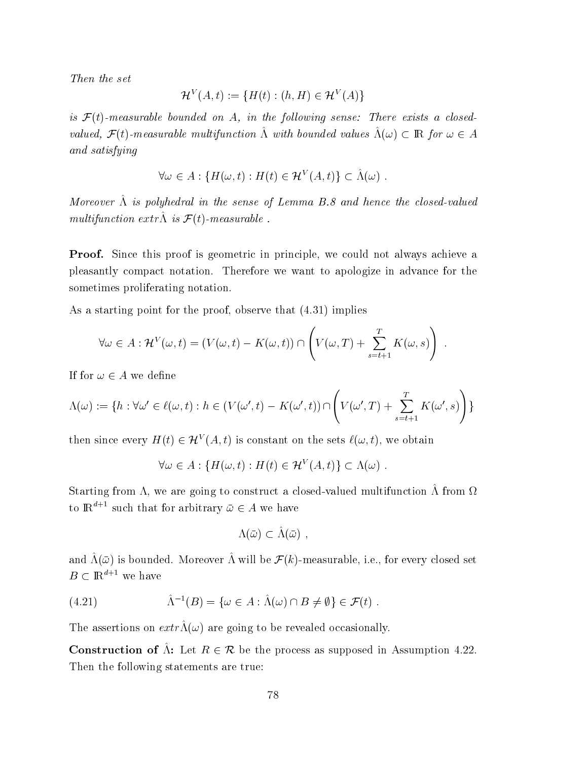*Then the set*

$$\mathcal{H}^V(A,t) := \{H(t) : (h,H) \in \mathcal{H}^V(A)\}$$

*is $\mathcal{F}(t)$-measurable bounded on $A$, in the following sense: There exists a closed-valued, $\mathcal{F}(t)$-measurable multifunction $\hat{\Lambda}$ with bounded values $\hat{\Lambda}(\omega) \subset \mathbb{R}$ for $\omega \in A$ and satisfying*

$$\forall \omega \in A : \{H(\omega,t) : H(t) \in \mathcal{H}^V(A,t)\} \subset \hat{\Lambda}(\omega) \ .$$

*Moreover $\hat{\Lambda}$ is polyhedral in the sense of Lemma B.8 and hence the closed-valued multifunction $extr\hat{\Lambda}$ is $\mathcal{F}(t)$-measurable .*

**Proof.** Since this proof is geometric in principle, we could not always achieve a pleasantly compact notation. Therefore we want to apologize in advance for the sometimes proliferating notation.

As a starting point for the proof, observe that (4.31) implies

$$\forall \omega \in A : \mathcal{H}^V(\omega,t) = (V(\omega,t) - K(\omega,t)) \cap \left( V(\omega,T) + \sum_{s=t+1}^{T} K(\omega,s) \right) \ .$$

If for $\omega \in A$ we define

$$\Lambda(\omega) := \{h : \forall \omega' \in \ell(\omega,t) : h \in (V(\omega',t) - K(\omega',t)) \cap \left( V(\omega',T) + \sum_{s=t+1}^{T} K(\omega',s) \right) \}$$

then since every $H(t) \in \mathcal{H}^V(A,t)$ is constant on the sets $\ell(\omega,t)$, we obtain

$$\forall \omega \in A : \{H(\omega,t) : H(t) \in \mathcal{H}^V(A,t)\} \subset \Lambda(\omega) \ .$$

Starting from $\Lambda$, we are going to construct a closed-valued multifunction $\hat{\Lambda}$ from $\Omega$ to $\mathbb{R}^{d+1}$ such that for arbitrary $\bar{\omega} \in A$ we have

$$\Lambda(\bar{\omega}) \subset \hat{\Lambda}(\bar{\omega}) \ ,$$

and $\hat{\Lambda}(\bar{\omega})$ is bounded. Moreover $\hat{\Lambda}$ will be $\mathcal{F}(k)$-measurable, i.e., for every closed set $B \subset \mathbb{R}^{d+1}$ we have

$$\hat{\Lambda}^{-1}(B) = \{\omega \in A : \hat{\Lambda}(\omega) \cap B \neq \emptyset\} \in \mathcal{F}(t) \ . \tag{4.21}$$

The assertions on $extr\hat{\Lambda}(\omega)$ are going to be revealed occasionally.

**Construction of $\hat{\Lambda}$:** Let $R \in \mathcal{R}$ be the process as supposed in Assumption 4.22. Then the following statements are true: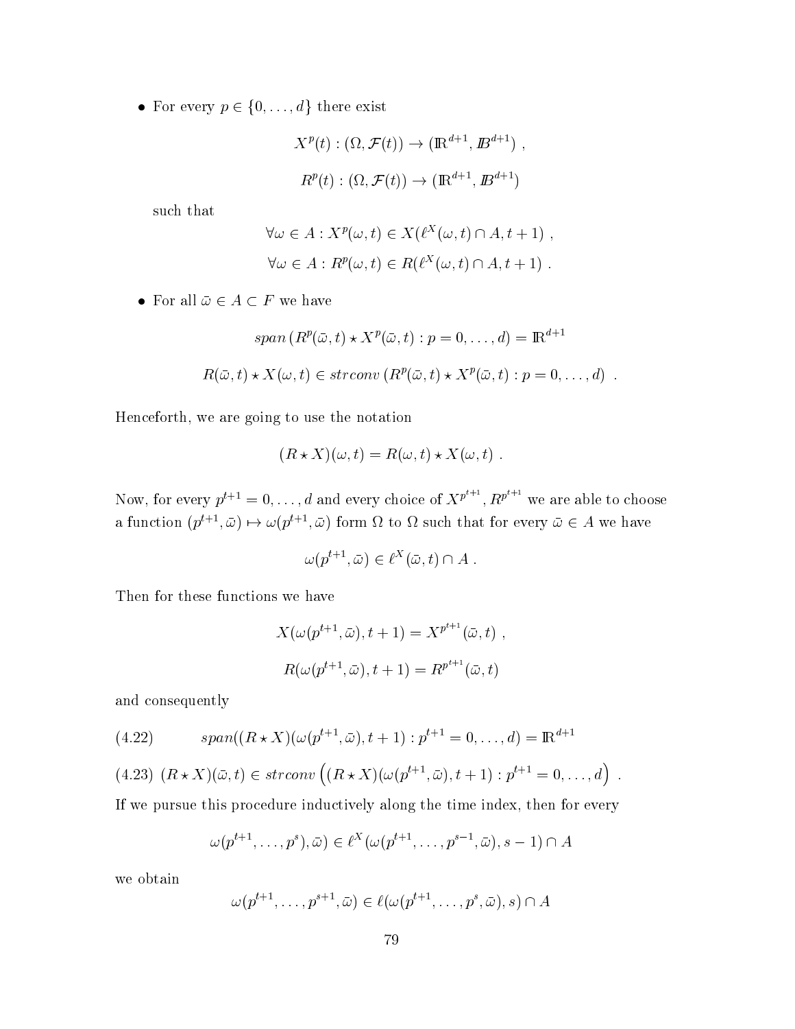- For every $p \in \{0, \dots, d\}$ there exist

$$X^p(t) : (\Omega, \mathcal{F}(t)) \to (\mathbb{R}^{d+1}, \mathbb{B}^{d+1}) \ ,$$

$$R^p(t) : (\Omega, \mathcal{F}(t)) \to (\mathbb{R}^{d+1}, \mathbb{B}^{d+1})$$

such that

$$\forall \omega \in A : X^p(\omega, t) \in X(\ell^X(\omega, t) \cap A, t+1) \ ,$$

$$\forall \omega \in A : R^p(\omega, t) \in R(\ell^X(\omega, t) \cap A, t+1) \ .$$

- For all $\bar{\omega} \in A \subset F$ we have

$$span\left(R^p(\bar{\omega}, t) \star X^p(\bar{\omega}, t) : p = 0, \dots, d\right) = \mathbb{R}^{d+1}$$

$$R(\bar{\omega}, t) \star X(\omega, t) \in strconv\left(R^p(\bar{\omega}, t) \star X^p(\bar{\omega}, t) : p = 0, \dots, d\right) \ .$$

Henceforth, we are going to use the notation

$$(R \star X)(\omega, t) = R(\omega, t) \star X(\omega, t) \ .$$

Now, for every $p^{t+1} = 0, \dots, d$ and every choice of $X^{p^{t+1}}, R^{p^{t+1}}$ we are able to choose a function $(p^{t+1}, \bar{\omega}) \mapsto \omega(p^{t+1}, \bar{\omega})$ form $\Omega$ to $\Omega$ such that for every $\bar{\omega} \in A$ we have

$$\omega(p^{t+1}, \bar{\omega}) \in \ell^X(\bar{\omega}, t) \cap A \ .$$

Then for these functions we have

$$X(\omega(p^{t+1}, \bar{\omega}), t+1) = X^{p^{t+1}}(\bar{\omega}, t) \ ,$$

$$R(\omega(p^{t+1}, \bar{\omega}), t+1) = R^{p^{t+1}}(\bar{\omega}, t)$$

and consequently

$$span((R \star X)(\omega(p^{t+1}, \bar{\omega}), t+1) : p^{t+1} = 0, \dots, d) = \mathbb{R}^{d+1} \tag{4.22}$$

$$(R \star X)(\bar{\omega}, t) \in strconv\left((R \star X)(\omega(p^{t+1}, \bar{\omega}), t+1) : p^{t+1} = 0, \dots, d\right) \ . \tag{4.23}$$

If we pursue this procedure inductively along the time index, then for every

$$\omega(p^{t+1}, \dots, p^s), \bar{\omega}) \in \ell^X(\omega(p^{t+1}, \dots, p^{s-1}, \bar{\omega}), s-1) \cap A$$

we obtain

$$\omega(p^{t+1}, \dots, p^{s+1}, \bar{\omega}) \in \ell(\omega(p^{t+1}, \dots, p^s, \bar{\omega}), s) \cap A$$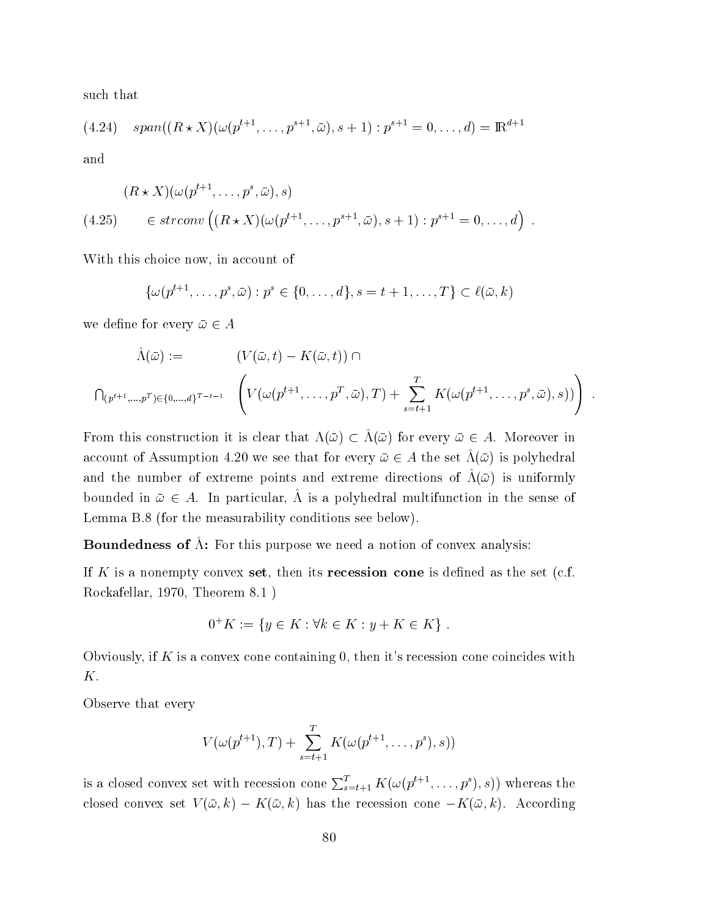such that

$$(4.24)\quad span((R\star X)(\omega(p^{t+1},\ldots,p^{s+1},\bar\omega),s+1):p^{s+1}=0,\ldots,d)=\mathbb{R}^{d+1}$$

and

$$(4.25)\quad \begin{aligned}&(R\star X)(\omega(p^{t+1},\ldots,p^{s},\bar\omega),s)\\ &\in strconv\left((R\star X)(\omega(p^{t+1},\ldots,p^{s+1},\bar\omega),s+1):p^{s+1}=0,\ldots,d\right)\ .\end{aligned}$$

With this choice now, in account of

$$\{\omega(p^{t+1},\ldots,p^{s},\bar\omega):p^s\in\{0,\ldots,d\},s=t+1,\ldots,T\}\subset\ell(\bar\omega,k)$$

we define for every $\bar\omega\in A$

$$\begin{aligned}\hat\Lambda(\bar\omega):=\quad&(V(\bar\omega,t)-K(\bar\omega,t))\cap\\ \bigcap_{(p^{t+1},\ldots,p^T)\in\{0,\ldots,d\}^{T-t-1}}&\left(V(\omega(p^{t+1},\ldots,p^T,\bar\omega),T)+\sum_{s=t+1}^{T}K(\omega(p^{t+1},\ldots,p^s,\bar\omega),s)\right)\ .\end{aligned}$$

From this construction it is clear that $\Lambda(\bar\omega)\subset\hat\Lambda(\bar\omega)$ for every $\bar\omega\in A$. Moreover in account of Assumption 4.20 we see that for every $\bar\omega\in A$ the set $\hat\Lambda(\bar\omega)$ is polyhedral and the number of extreme points and extreme directions of $\hat\Lambda(\bar\omega)$ is uniformly bounded in $\bar\omega\in A$. In particular, $\hat\Lambda$ is a polyhedral multifunction in the sense of Lemma B.8 (for the measurability conditions see below).

**Boundedness of $\hat\Lambda$:** For this purpose we need a notion of convex analysis:

If $K$ is a nonempty convex **set**, then its **recession cone** is defined as the set (c.f. Rockafellar, 1970, Theorem 8.1 )

$$0^+K:=\{y\in K:\forall k\in K:y+K\in K\}\ .$$

Obviously, if $K$ is a convex cone containing 0, then it's recession cone coincides with $K$.

Observe that every

$$V(\omega(p^{t+1}),T)+\sum_{s=t+1}^{T}K(\omega(p^{t+1},\ldots,p^s),s))$$

is a closed convex set with recession cone $\sum_{s=t+1}^{T}K(\omega(p^{t+1},\ldots,p^s),s))$ whereas the closed convex set $V(\bar\omega,k)-K(\bar\omega,k)$ has the recession cone $-K(\bar\omega,k)$. According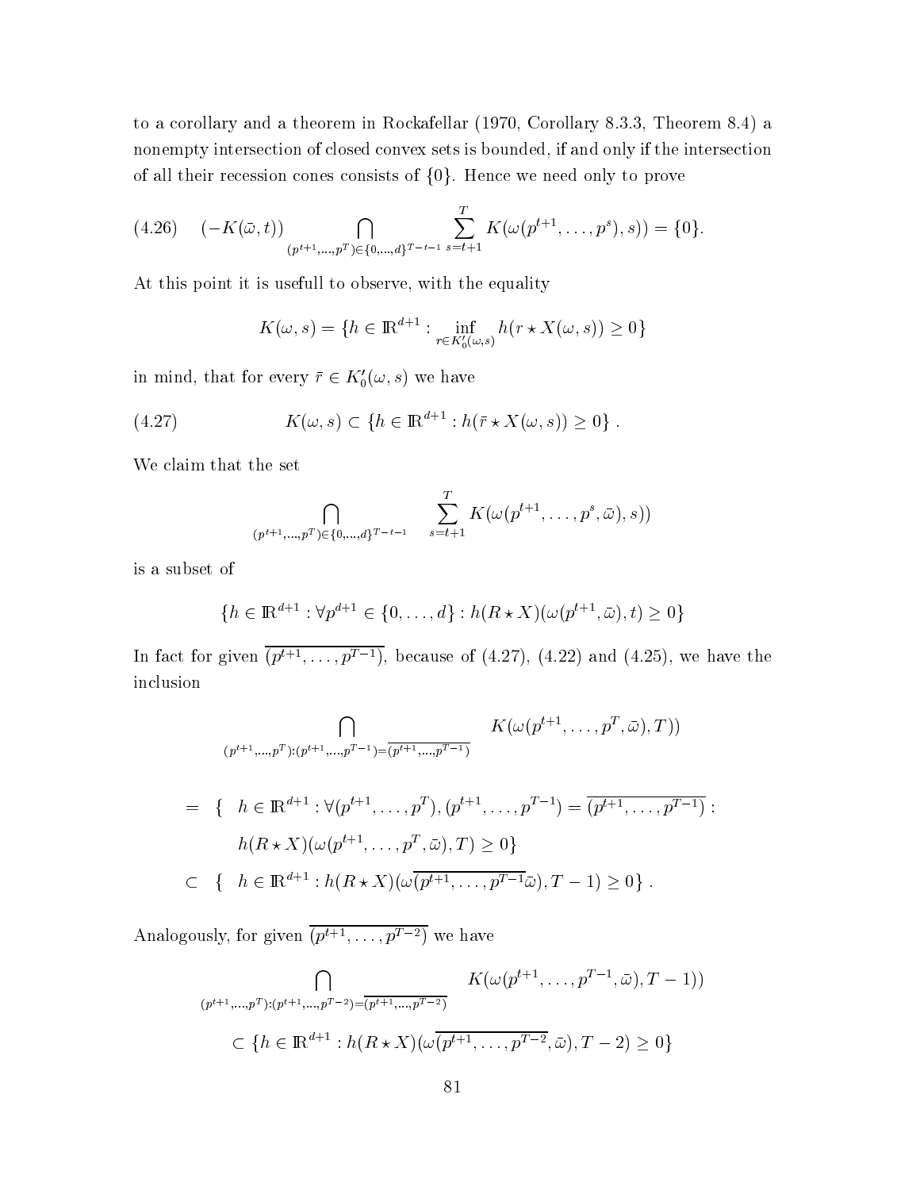to a corollary and a theorem in Rockafellar (1970, Corollary 8.3.3, Theorem 8.4) a nonempty intersection of closed convex sets is bounded, if and only if the intersection of all their recession cones consists of $\{0\}$. Hence we need only to prove

$$(4.26) \quad (-K(\bar{\omega}, t)) \bigcap_{(p^{t+1},\ldots,p^T)\in\{0,\ldots,d\}^{T-t-1}} \sum_{s=t+1}^{T} K(\omega(p^{t+1},\ldots,p^s), s)) = \{0\}.$$

At this point it is usefull to observe, with the equality

$$K(\omega, s) = \{h \in \mathbb{R}^{d+1} : \inf_{r\in K_0'(\omega,s)} h(r \star X(\omega, s)) \geq 0\}$$

in mind, that for every $\bar{r} \in K_0'(\omega, s)$ we have

$$(4.27) \qquad K(\omega, s) \subset \{h \in \mathbb{R}^{d+1} : h(\bar{r} \star X(\omega, s)) \geq 0\}\,.$$

We claim that the set

$$\bigcap_{(p^{t+1},\ldots,p^T)\in\{0,\ldots,d\}^{T-t-1}} \sum_{s=t+1}^{T} K(\omega(p^{t+1},\ldots,p^s,\bar{\omega}), s))$$

is a subset of

$$\{h \in \mathbb{R}^{d+1} : \forall p^{d+1} \in \{0,\ldots,d\} : h(R \star X)(\omega(p^{t+1},\bar{\omega}), t) \geq 0\}$$

In fact for given $\overline{(p^{t+1},\ldots,p^{T-1})}$, because of (4.27), (4.22) and (4.25), we have the inclusion

$$\bigcap_{(p^{t+1},\ldots,p^T):(p^{t+1},\ldots,p^{T-1})=\overline{(p^{t+1},\ldots,p^{T-1})}} K(\omega(p^{t+1},\ldots,p^T,\bar{\omega}), T))$$

$$\begin{aligned}
= \ \{ \ & h \in \mathbb{R}^{d+1} : \forall (p^{t+1},\ldots,p^T), (p^{t+1},\ldots,p^{T-1}) = \overline{(p^{t+1},\ldots,p^{T-1})} : \\
& h(R \star X)(\omega(p^{t+1},\ldots,p^T,\bar{\omega}), T) \geq 0\} \\
\subset \ \{ \ & h \in \mathbb{R}^{d+1} : h(R \star X)(\omega\overline{(p^{t+1},\ldots,p^{T-1}}\bar{\omega}), T-1) \geq 0\}\,.
\end{aligned}$$

Analogously, for given $\overline{(p^{t+1},\ldots,p^{T-2})}$ we have

$$\bigcap_{(p^{t+1},\ldots,p^T):(p^{t+1},\ldots,p^{T-2})=\overline{(p^{t+1},\ldots,p^{T-2})}} K(\omega(p^{t+1},\ldots,p^{T-1},\bar{\omega}), T-1))$$

$$\subset \{h \in \mathbb{R}^{d+1} : h(R \star X)(\omega\overline{(p^{t+1},\ldots,p^{T-2}},\bar{\omega}), T-2) \geq 0\}$$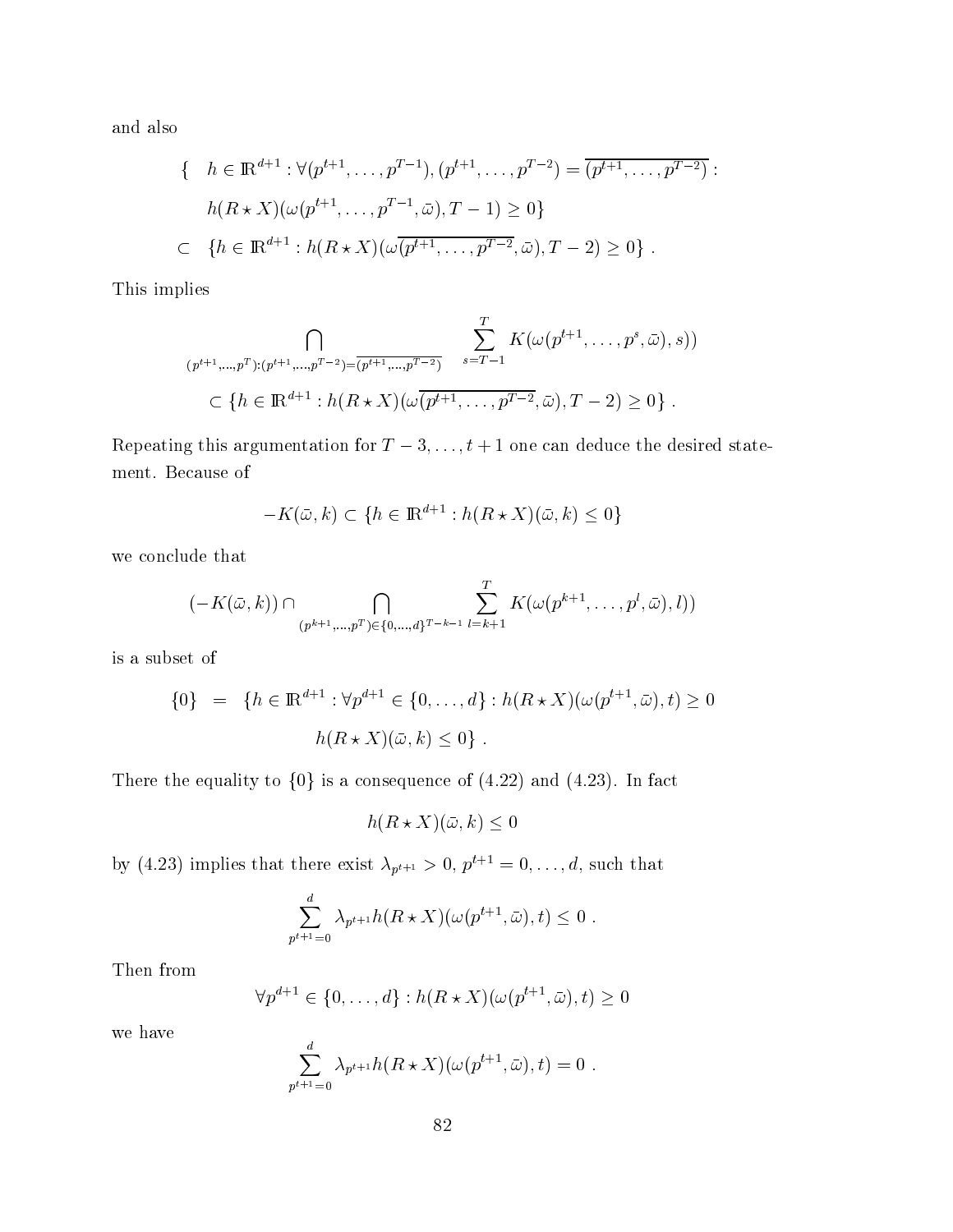and also

$$
\begin{aligned}
\{ \quad & h \in \mathbb{R}^{d+1} : \forall (p^{t+1}, \ldots, p^{T-1}), (p^{t+1}, \ldots, p^{T-2}) = \overline{(p^{t+1}, \ldots, p^{T-2})} : \\
& h(R \star X)(\omega(p^{t+1}, \ldots, p^{T-1}, \bar{\omega}), T-1) \geq 0\} \\
\subset \quad & \{h \in \mathbb{R}^{d+1} : h(R \star X)(\omega\overline{(p^{t+1}, \ldots, p^{T-2}}, \bar{\omega}), T-2) \geq 0\} \ .
\end{aligned}
$$

This implies

$$
\begin{aligned}
& \bigcap_{(p^{t+1},\ldots,p^{T}):(p^{t+1},\ldots,p^{T-2})=\overline{(p^{t+1},\ldots,p^{T-2})}} \quad \sum_{s=T-1}^{T} K(\omega(p^{t+1}, \ldots, p^{s}, \bar{\omega}), s)) \\
& \quad \subset \{h \in \mathbb{R}^{d+1} : h(R \star X)(\omega\overline{(p^{t+1}, \ldots, p^{T-2}}, \bar{\omega}), T-2) \geq 0\} \ .
\end{aligned}
$$

Repeating this argumentation for $T-3, \ldots, t+1$ one can deduce the desired statement. Because of

$$
-K(\bar{\omega}, k) \subset \{h \in \mathbb{R}^{d+1} : h(R \star X)(\bar{\omega}, k) \leq 0\}
$$

we conclude that

$$
(-K(\bar{\omega}, k)) \cap \bigcap_{(p^{k+1},\ldots,p^{T})\in\{0,\ldots,d\}^{T-k-1}} \sum_{l=k+1}^{T} K(\omega(p^{k+1}, \ldots, p^{l}, \bar{\omega}), l))
$$

is a subset of

$$
\begin{aligned}
\{0\} \quad = \quad & \{h \in \mathbb{R}^{d+1} : \forall p^{d+1} \in \{0, \ldots, d\} : h(R \star X)(\omega(p^{t+1}, \bar{\omega}), t) \geq 0 \\
& \qquad h(R \star X)(\bar{\omega}, k) \leq 0\} \ .
\end{aligned}
$$

There the equality to $\{0\}$ is a consequence of (4.22) and (4.23). In fact

$$
h(R \star X)(\bar{\omega}, k) \leq 0
$$

by (4.23) implies that there exist $\lambda_{p^{t+1}} > 0$, $p^{t+1} = 0, \ldots, d$, such that

$$
\sum_{p^{t+1}=0}^{d} \lambda_{p^{t+1}} h(R \star X)(\omega(p^{t+1}, \bar{\omega}), t) \leq 0 \ .
$$

Then from

$$
\forall p^{d+1} \in \{0, \ldots, d\} : h(R \star X)(\omega(p^{t+1}, \bar{\omega}), t) \geq 0
$$

we have

$$
\sum_{p^{t+1}=0}^{d} \lambda_{p^{t+1}} h(R \star X)(\omega(p^{t+1}, \bar{\omega}), t) = 0 \ .
$$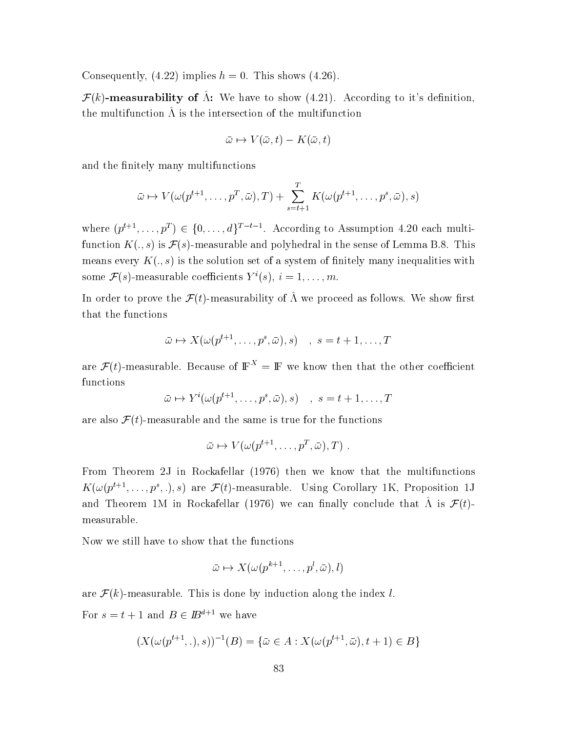Consequently, (4.22) implies $h = 0$. This shows (4.26).

**$\mathcal{F}(k)$-measurability of $\hat{\Lambda}$:** We have to show (4.21). According to it's definition, the multifunction $\hat{\Lambda}$ is the intersection of the multifunction

$$\bar{\omega} \mapsto V(\bar{\omega}, t) - K(\bar{\omega}, t)$$

and the finitely many multifunctions

$$\bar{\omega} \mapsto V(\omega(p^{t+1}, \ldots, p^T, \bar{\omega}), T) + \sum_{s=t+1}^{T} K(\omega(p^{t+1}, \ldots, p^s, \bar{\omega}), s)$$

where $(p^{t+1}, \ldots, p^T) \in \{0, \ldots, d\}^{T-t-1}$. According to Assumption 4.20 each multifunction $K(., s)$ is $\mathcal{F}(s)$-measurable and polyhedral in the sense of Lemma B.8. This means every $K(., s)$ is the solution set of a system of finitely many inequalities with some $\mathcal{F}(s)$-measurable coefficients $Y^i(s)$, $i = 1, \ldots, m$.

In order to prove the $\mathcal{F}(t)$-measurability of $\hat{\Lambda}$ we proceed as follows. We show first that the functions

$$\bar{\omega} \mapsto X(\omega(p^{t+1}, \ldots, p^s, \bar{\omega}), s) \quad , \; s = t+1, \ldots, T$$

are $\mathcal{F}(t)$-measurable. Because of $\mathbb{F}^X = \mathbb{F}$ we know then that the other coefficient functions

$$\bar{\omega} \mapsto Y^i(\omega(p^{t+1}, \ldots, p^s, \bar{\omega}), s) \quad , \; s = t+1, \ldots, T$$

are also $\mathcal{F}(t)$-measurable and the same is true for the functions

$$\bar{\omega} \mapsto V(\omega(p^{t+1}, \ldots, p^T, \bar{\omega}), T) \; .$$

From Theorem 2J in Rockafellar (1976) then we know that the multifunctions $K(\omega(p^{t+1}, \ldots, p^s, .), s)$ are $\mathcal{F}(t)$-measurable. Using Corollary 1K, Proposition 1J and Theorem 1M in Rockafellar (1976) we can finally conclude that $\hat{\Lambda}$ is $\mathcal{F}(t)$-measurable.

Now we still have to show that the functions

$$\bar{\omega} \mapsto X(\omega(p^{k+1}, \ldots, p^l, \bar{\omega}), l)$$

are $\mathcal{F}(k)$-measurable. This is done by induction along the index $l$.

For $s = t+1$ and $B \in \mathbb{B}^{d+1}$ we have

$$(X(\omega(p^{t+1}, .), s))^{-1}(B) = \{\bar{\omega} \in A : X(\omega(p^{t+1}, \bar{\omega}), t+1) \in B\}$$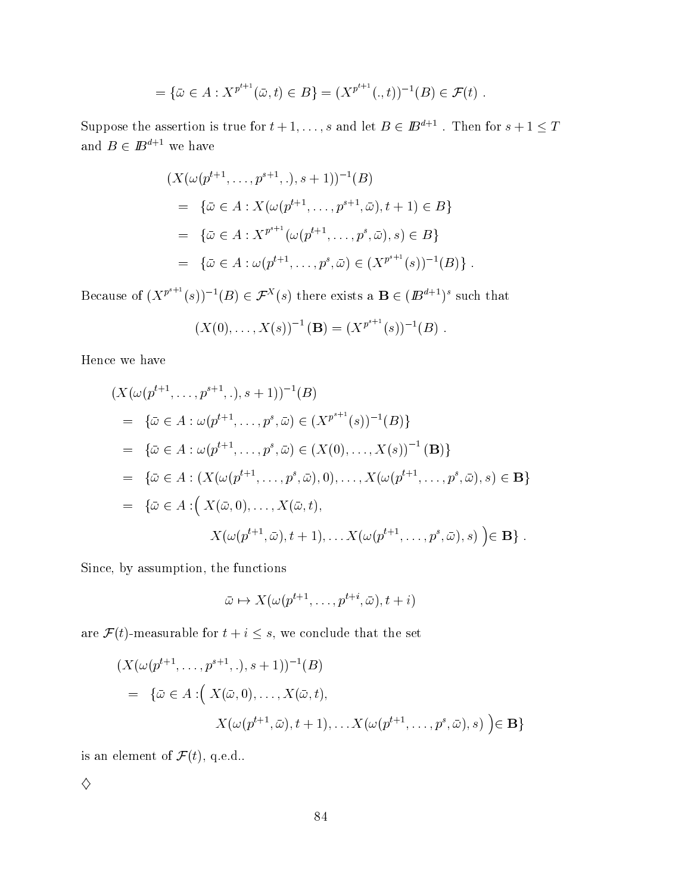$$= \{\bar{\omega} \in A : X^{p^{t+1}}(\bar{\omega}, t) \in B\} = (X^{p^{t+1}}(., t))^{-1}(B) \in \mathcal{F}(t) \ .$$

Suppose the assertion is true for $t+1, \ldots, s$ and let $B \in \mathbb{B}^{d+1}$ . Then for $s+1 \leq T$ and $B \in \mathbb{B}^{d+1}$ we have

$$
\begin{aligned}
&(X(\omega(p^{t+1}, \ldots, p^{s+1}, .), s+1))^{-1}(B) \\
&\quad = \quad \{\bar{\omega} \in A : X(\omega(p^{t+1}, \ldots, p^{s+1}, \bar{\omega}), t+1) \in B\} \\
&\quad = \quad \{\bar{\omega} \in A : X^{p^{s+1}}(\omega(p^{t+1}, \ldots, p^{s}, \bar{\omega}), s) \in B\} \\
&\quad = \quad \{\bar{\omega} \in A : \omega(p^{t+1}, \ldots, p^{s}, \bar{\omega}) \in (X^{p^{s+1}}(s))^{-1}(B)\} \ .
\end{aligned}
$$

Because of $(X^{p^{s+1}}(s))^{-1}(B) \in \mathcal{F}^X(s)$ there exists a $\mathbf{B} \in (\mathbb{B}^{d+1})^s$ such that

$$(X(0), \ldots, X(s))^{-1}(\mathbf{B}) = (X^{p^{s+1}}(s))^{-1}(B) \ .$$

Hence we have

$$
\begin{aligned}
&(X(\omega(p^{t+1}, \ldots, p^{s+1}, .), s+1))^{-1}(B) \\
&\quad = \quad \{\bar{\omega} \in A : \omega(p^{t+1}, \ldots, p^{s}, \bar{\omega}) \in (X^{p^{s+1}}(s))^{-1}(B)\} \\
&\quad = \quad \{\bar{\omega} \in A : \omega(p^{t+1}, \ldots, p^{s}, \bar{\omega}) \in (X(0), \ldots, X(s))^{-1}(\mathbf{B})\} \\
&\quad = \quad \{\bar{\omega} \in A : (X(\omega(p^{t+1}, \ldots, p^{s}, \bar{\omega}), 0), \ldots, X(\omega(p^{t+1}, \ldots, p^{s}, \bar{\omega}), s) \in \mathbf{B}\} \\
&\quad = \quad \{\bar{\omega} \in A : \Big( X(\bar{\omega}, 0), \ldots, X(\bar{\omega}, t), \\
&\qquad\qquad X(\omega(p^{t+1}, \bar{\omega}), t+1), \ldots X(\omega(p^{t+1}, \ldots, p^{s}, \bar{\omega}), s) \Big) \in \mathbf{B}\} \ .
\end{aligned}
$$

Since, by assumption, the functions

$$\bar{\omega} \mapsto X(\omega(p^{t+1}, \ldots, p^{t+i}, \bar{\omega}), t+i)$$

are $\mathcal{F}(t)$-measurable for $t+i \leq s$, we conclude that the set

$$
\begin{aligned}
&(X(\omega(p^{t+1}, \ldots, p^{s+1}, .), s+1))^{-1}(B) \\
&\quad = \quad \{\bar{\omega} \in A : \Big( X(\bar{\omega}, 0), \ldots, X(\bar{\omega}, t), \\
&\qquad\qquad X(\omega(p^{t+1}, \bar{\omega}), t+1), \ldots X(\omega(p^{t+1}, \ldots, p^{s}, \bar{\omega}), s) \Big) \in \mathbf{B}\}
\end{aligned}
$$

is an element of $\mathcal{F}(t)$, q.e.d..

$\diamondsuit$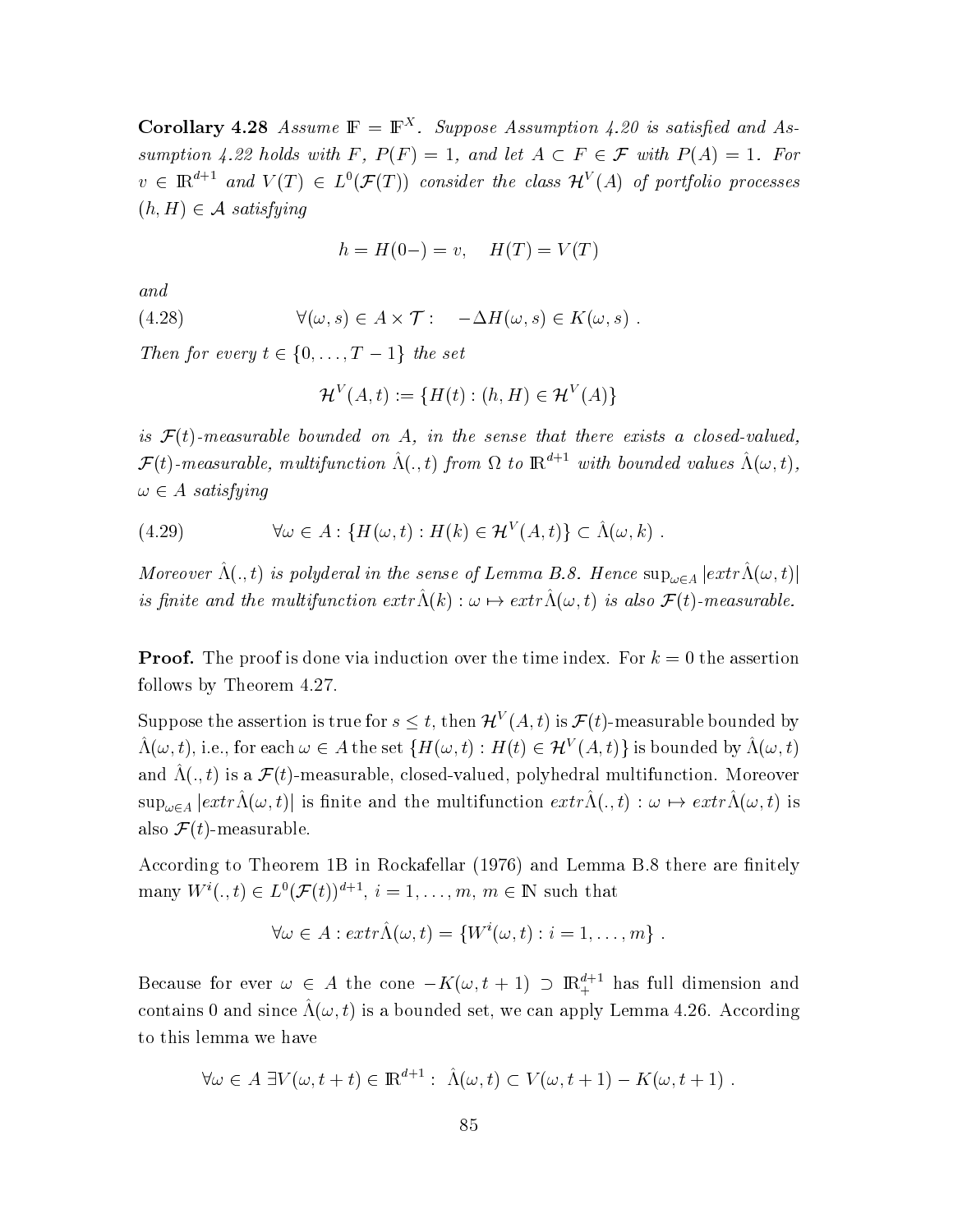**Corollary 4.28** *Assume $\mathbb{F} = \mathbb{F}^X$. Suppose Assumption 4.20 is satisfied and Assumption 4.22 holds with $F$, $P(F) = 1$, and let $A \subset F \in \mathcal{F}$ with $P(A) = 1$. For $v \in \mathbb{R}^{d+1}$ and $V(T) \in L^0(\mathcal{F}(T))$ consider the class $\mathcal{H}^V(A)$ of portfolio processes $(h, H) \in \mathcal{A}$ satisfying*

$$h = H(0-) = v, \quad H(T) = V(T)$$

*and*

$$\forall (\omega, s) \in A \times \mathcal{T} : \quad -\Delta H(\omega, s) \in K(\omega, s) \; . \tag{4.28}$$

*Then for every $t \in \{0, \ldots, T-1\}$ the set*

$$\mathcal{H}^V(A, t) := \{H(t) : (h, H) \in \mathcal{H}^V(A)\}$$

*is $\mathcal{F}(t)$-measurable bounded on $A$, in the sense that there exists a closed-valued, $\mathcal{F}(t)$-measurable, multifunction $\hat{\Lambda}(., t)$ from $\Omega$ to $\mathbb{R}^{d+1}$ with bounded values $\hat{\Lambda}(\omega, t)$, $\omega \in A$ satisfying*

$$\forall \omega \in A : \{H(\omega, t) : H(k) \in \mathcal{H}^V(A, t)\} \subset \hat{\Lambda}(\omega, k) \; . \tag{4.29}$$

*Moreover $\hat{\Lambda}(., t)$ is polyderal in the sense of Lemma B.8. Hence $\sup_{\omega \in A} |extr \hat{\Lambda}(\omega, t)|$ is finite and the multifunction $extr \hat{\Lambda}(k) : \omega \mapsto extr \hat{\Lambda}(\omega, t)$ is also $\mathcal{F}(t)$-measurable.*

**Proof.** The proof is done via induction over the time index. For $k = 0$ the assertion follows by Theorem 4.27.

Suppose the assertion is true for $s \leq t$, then $\mathcal{H}^V(A, t)$ is $\mathcal{F}(t)$-measurable bounded by $\hat{\Lambda}(\omega, t)$, i.e., for each $\omega \in A$ the set $\{H(\omega, t) : H(t) \in \mathcal{H}^V(A, t)\}$ is bounded by $\hat{\Lambda}(\omega, t)$ and $\hat{\Lambda}(., t)$ is a $\mathcal{F}(t)$-measurable, closed-valued, polyhedral multifunction. Moreover $\sup_{\omega \in A} |extr \hat{\Lambda}(\omega, t)|$ is finite and the multifunction $extr \hat{\Lambda}(., t) : \omega \mapsto extr \hat{\Lambda}(\omega, t)$ is also $\mathcal{F}(t)$-measurable.

According to Theorem 1B in Rockafellar (1976) and Lemma B.8 there are finitely many $W^i(., t) \in L^0(\mathcal{F}(t))^{d+1}$, $i = 1, \ldots, m$, $m \in \mathbb{N}$ such that

$$\forall \omega \in A : extr \hat{\Lambda}(\omega, t) = \{W^i(\omega, t) : i = 1, \ldots, m\} \; .$$

Because for ever $\omega \in A$ the cone $-K(\omega, t+1) \supset \mathbb{R}_+^{d+1}$ has full dimension and contains 0 and since $\hat{\Lambda}(\omega, t)$ is a bounded set, we can apply Lemma 4.26. According to this lemma we have

$$\forall \omega \in A \; \exists V(\omega, t+t) \in \mathbb{R}^{d+1} : \; \hat{\Lambda}(\omega, t) \subset V(\omega, t+1) - K(\omega, t+1) \; .$$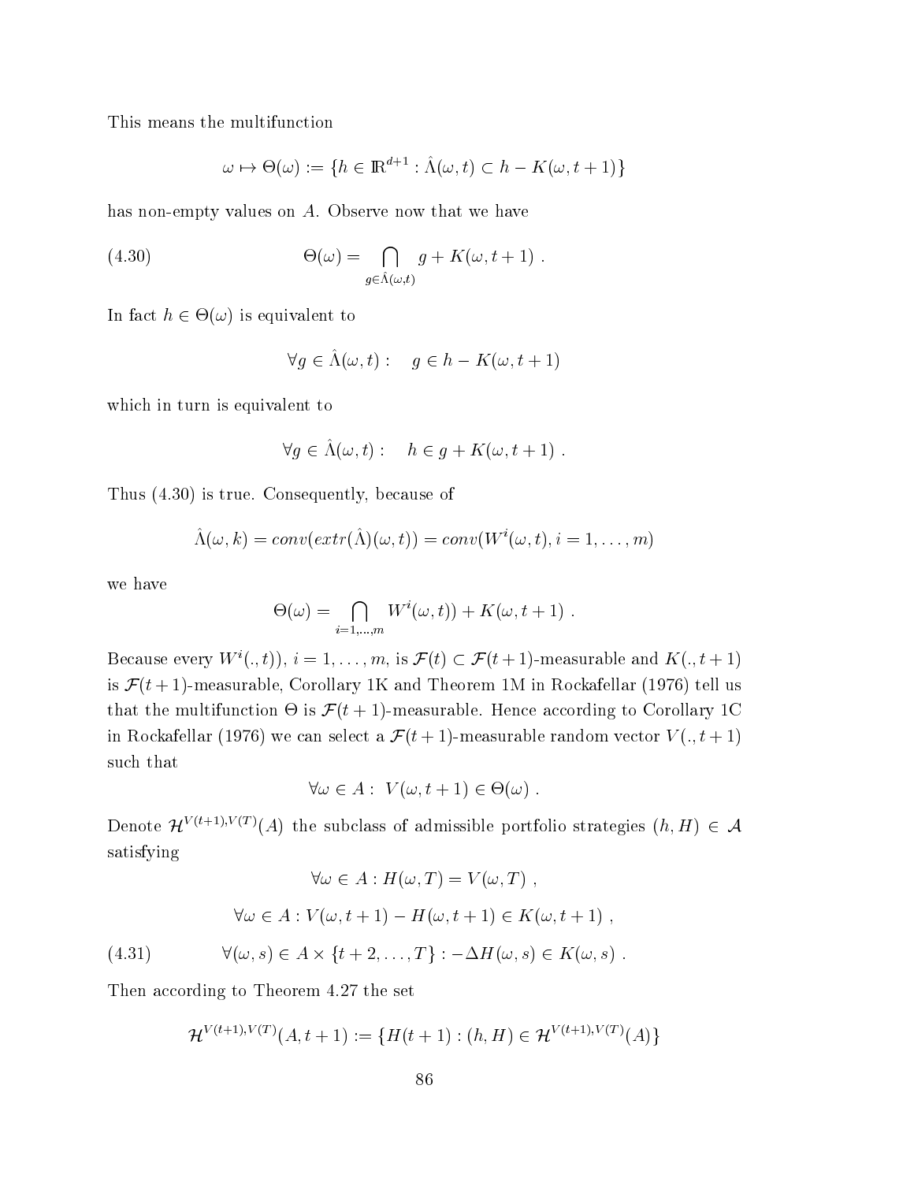This means the multifunction

$$\omega \mapsto \Theta(\omega) := \{h \in \mathbb{R}^{d+1} : \hat{\Lambda}(\omega, t) \subset h - K(\omega, t+1)\}$$

has non-empty values on $A$. Observe now that we have

$$\Theta(\omega) = \bigcap_{g \in \hat{\Lambda}(\omega,t)} g + K(\omega, t+1) \ . \tag{4.30}$$

In fact $h \in \Theta(\omega)$ is equivalent to

$$\forall g \in \hat{\Lambda}(\omega, t) : \quad g \in h - K(\omega, t+1)$$

which in turn is equivalent to

$$\forall g \in \hat{\Lambda}(\omega, t) : \quad h \in g + K(\omega, t+1) \ .$$

Thus (4.30) is true. Consequently, because of

$$\hat{\Lambda}(\omega, k) = conv(extr(\hat{\Lambda})(\omega, t)) = conv(W^i(\omega, t), i = 1, \ldots, m)$$

we have

$$\Theta(\omega) = \bigcap_{i=1,\ldots,m} W^i(\omega, t)) + K(\omega, t+1) \ .$$

Because every $W^i(., t))$, $i = 1, \ldots, m$, is $\mathcal{F}(t) \subset \mathcal{F}(t+1)$-measurable and $K(., t+1)$ is $\mathcal{F}(t+1)$-measurable, Corollary 1K and Theorem 1M in Rockafellar (1976) tell us that the multifunction $\Theta$ is $\mathcal{F}(t+1)$-measurable. Hence according to Corollary 1C in Rockafellar (1976) we can select a $\mathcal{F}(t+1)$-measurable random vector $V(., t+1)$ such that

$$\forall \omega \in A : \ V(\omega, t+1) \in \Theta(\omega) \ .$$

Denote $\mathcal{H}^{V(t+1),V(T)}(A)$ the subclass of admissible portfolio strategies $(h, H) \in \mathcal{A}$ satisfying

$$\forall \omega \in A : H(\omega, T) = V(\omega, T) \ ,$$

$$\forall \omega \in A : V(\omega, t+1) - H(\omega, t+1) \in K(\omega, t+1) \ ,$$

$$\forall (\omega, s) \in A \times \{t+2, \ldots, T\} : -\Delta H(\omega, s) \in K(\omega, s) \ . \tag{4.31}$$

Then according to Theorem 4.27 the set

$$\mathcal{H}^{V(t+1),V(T)}(A, t+1) := \{H(t+1) : (h, H) \in \mathcal{H}^{V(t+1),V(T)}(A)\}$$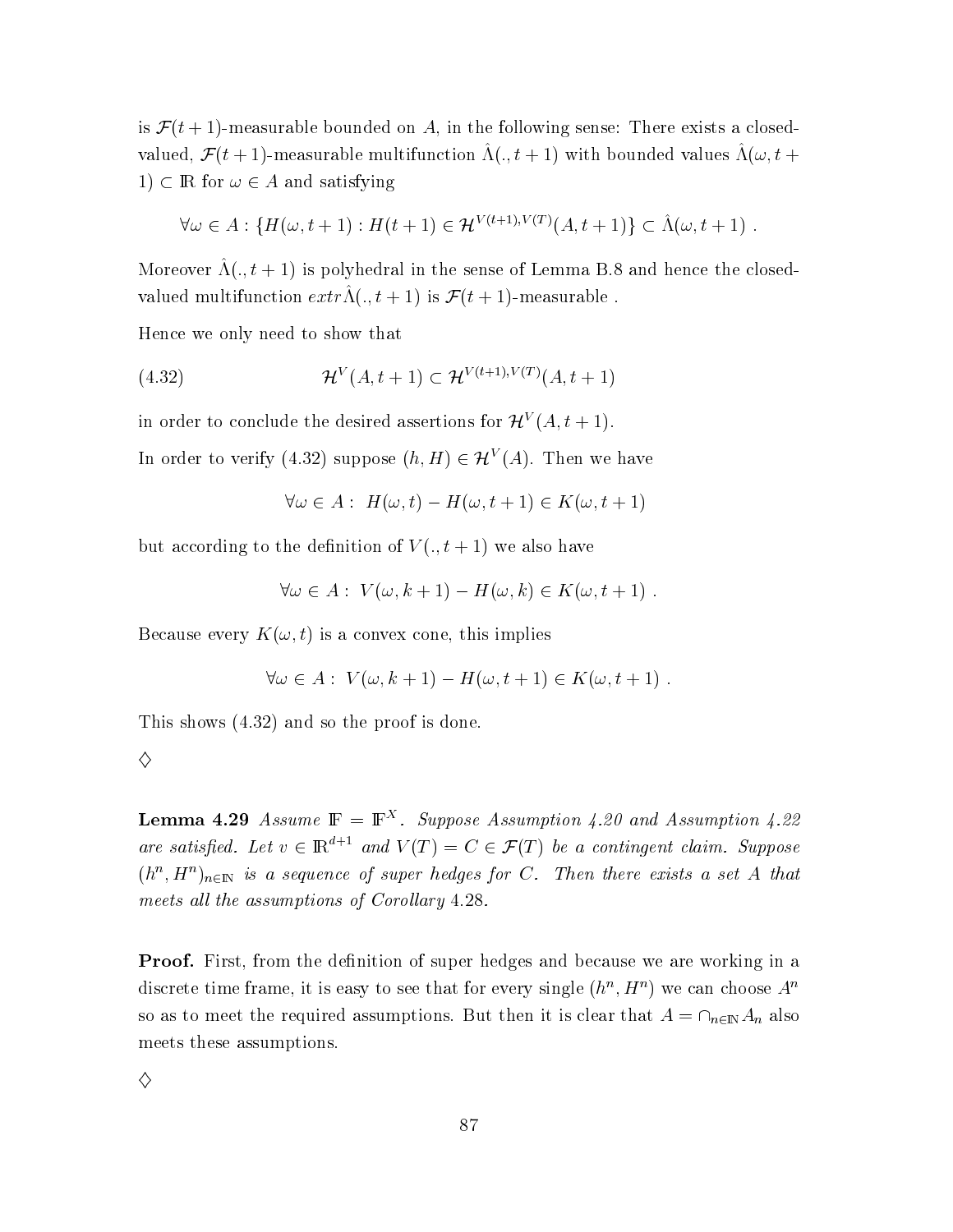is $\mathcal{F}(t+1)$-measurable bounded on $A$, in the following sense: There exists a closed-valued, $\mathcal{F}(t+1)$-measurable multifunction $\hat{\Lambda}(.,t+1)$ with bounded values $\hat{\Lambda}(\omega,t+1) \subset \mathbb{R}$ for $\omega \in A$ and satisfying

$$\forall \omega \in A : \{H(\omega,t+1) : H(t+1) \in \mathcal{H}^{V(t+1),V(T)}(A,t+1)\} \subset \hat{\Lambda}(\omega,t+1) \ .$$

Moreover $\hat{\Lambda}(.,t+1)$ is polyhedral in the sense of Lemma B.8 and hence the closed-valued multifunction $extr\hat{\Lambda}(.,t+1)$ is $\mathcal{F}(t+1)$-measurable .

Hence we only need to show that

$$\mathcal{H}^{V}(A,t+1) \subset \mathcal{H}^{V(t+1),V(T)}(A,t+1) \tag{4.32}$$

in order to conclude the desired assertions for $\mathcal{H}^{V}(A,t+1)$.

In order to verify (4.32) suppose $(h,H) \in \mathcal{H}^{V}(A)$. Then we have

$$\forall \omega \in A : \ H(\omega,t) - H(\omega,t+1) \in K(\omega,t+1)$$

but according to the definition of $V(.,t+1)$ we also have

$$\forall \omega \in A : \ V(\omega,k+1) - H(\omega,k) \in K(\omega,t+1) \ .$$

Because every $K(\omega,t)$ is a convex cone, this implies

$$\forall \omega \in A : \ V(\omega,k+1) - H(\omega,t+1) \in K(\omega,t+1) \ .$$

This shows (4.32) and so the proof is done.

$\diamondsuit$

**Lemma 4.29** *Assume $\mathbb{F} = \mathbb{F}^X$. Suppose Assumption 4.20 and Assumption 4.22 are satisfied. Let $v \in \mathbb{R}^{d+1}$ and $V(T) = C \in \mathcal{F}(T)$ be a contingent claim. Suppose $(h^n, H^n)_{n \in \mathbb{N}}$ is a sequence of super hedges for $C$. Then there exists a set $A$ that meets all the assumptions of Corollary 4.28.*

**Proof.** First, from the definition of super hedges and because we are working in a discrete time frame, it is easy to see that for every single $(h^n, H^n)$ we can choose $A^n$ so as to meet the required assumptions. But then it is clear that $A = \cap_{n \in \mathbb{N}} A_n$ also meets these assumptions.

$\diamondsuit$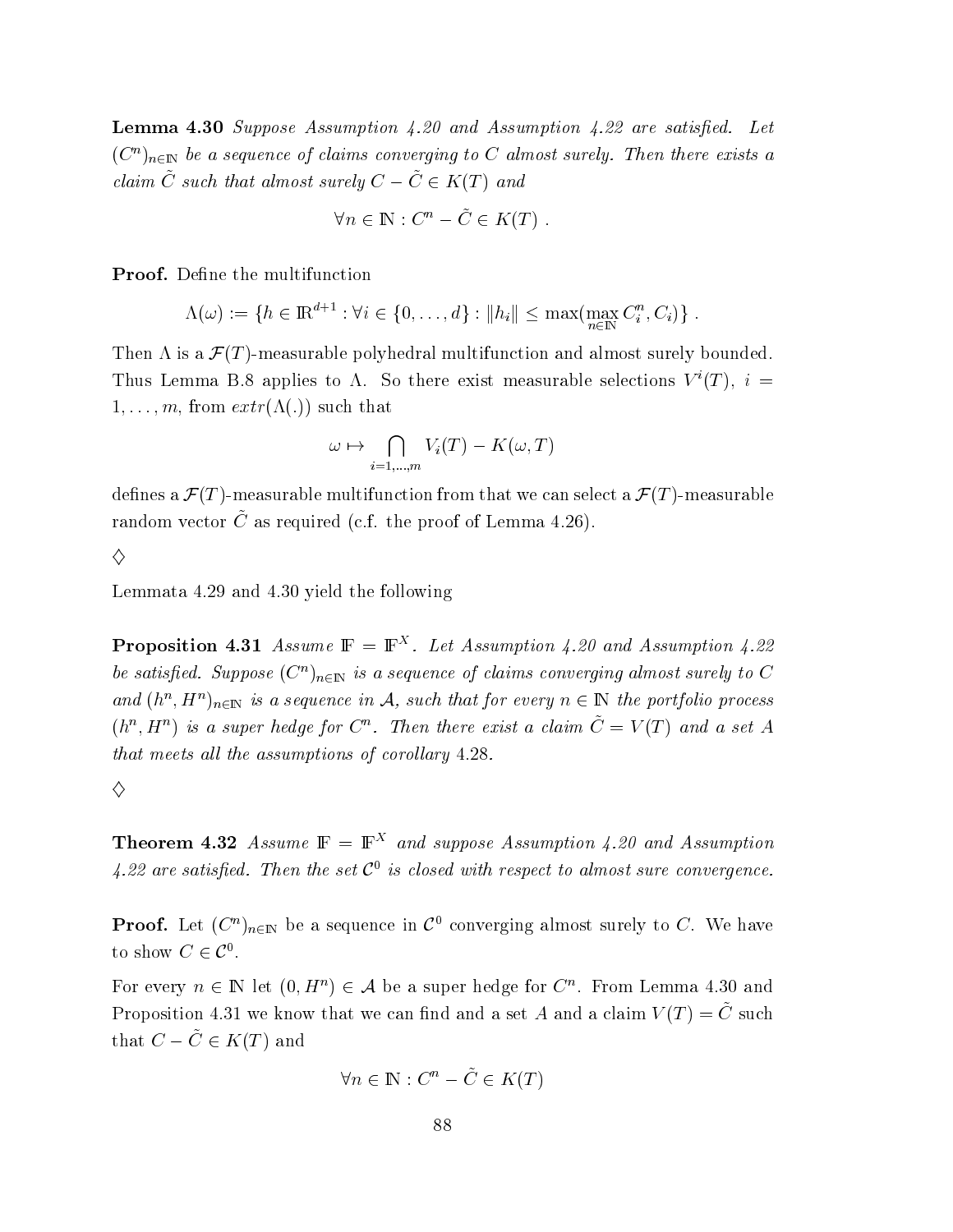**Lemma 4.30** *Suppose Assumption 4.20 and Assumption 4.22 are satisfied. Let $(C^n)_{n\in\mathbb{N}}$ be a sequence of claims converging to $C$ almost surely. Then there exists a claim $\tilde{C}$ such that almost surely $C - \tilde{C} \in K(T)$ and*

$$\forall n \in \mathbb{N} : C^n - \tilde{C} \in K(T) \; .$$

**Proof.** Define the multifunction

$$\Lambda(\omega) := \{h \in \mathbb{R}^{d+1} : \forall i \in \{0, \ldots, d\} : \|h_i\| \leq \max(\max_{n\in\mathbb{N}} C_i^n, C_i)\} \; .$$

Then $\Lambda$ is a $\mathcal{F}(T)$-measurable polyhedral multifunction and almost surely bounded. Thus Lemma B.8 applies to $\Lambda$. So there exist measurable selections $V^i(T)$, $i = 1, \ldots, m$, from $extr(\Lambda(.))$ such that

$$\omega \mapsto \bigcap_{i=1,\ldots,m} V_i(T) - K(\omega, T)$$

defines a $\mathcal{F}(T)$-measurable multifunction from that we can select a $\mathcal{F}(T)$-measurable random vector $\tilde{C}$ as required (c.f. the proof of Lemma 4.26).

$\diamondsuit$

Lemmata 4.29 and 4.30 yield the following

**Proposition 4.31** *Assume $\mathbb{F} = \mathbb{F}^X$. Let Assumption 4.20 and Assumption 4.22 be satisfied. Suppose $(C^n)_{n\in\mathbb{N}}$ is a sequence of claims converging almost surely to $C$ and $(h^n, H^n)_{n\in\mathbb{N}}$ is a sequence in $\mathcal{A}$, such that for every $n \in \mathbb{N}$ the portfolio process $(h^n, H^n)$ is a super hedge for $C^n$. Then there exist a claim $\tilde{C} = V(T)$ and a set $A$ that meets all the assumptions of corollary 4.28.*

$\diamondsuit$

**Theorem 4.32** *Assume $\mathbb{F} = \mathbb{F}^X$ and suppose Assumption 4.20 and Assumption 4.22 are satisfied. Then the set $\mathcal{C}^0$ is closed with respect to almost sure convergence.*

**Proof.** Let $(C^n)_{n\in\mathbb{N}}$ be a sequence in $\mathcal{C}^0$ converging almost surely to $C$. We have to show $C \in \mathcal{C}^0$.

For every $n \in \mathbb{N}$ let $(0, H^n) \in \mathcal{A}$ be a super hedge for $C^n$. From Lemma 4.30 and Proposition 4.31 we know that we can find and a set $A$ and a claim $V(T) = \tilde{C}$ such that $C - \tilde{C} \in K(T)$ and

$$\forall n \in \mathbb{N} : C^n - \tilde{C} \in K(T)$$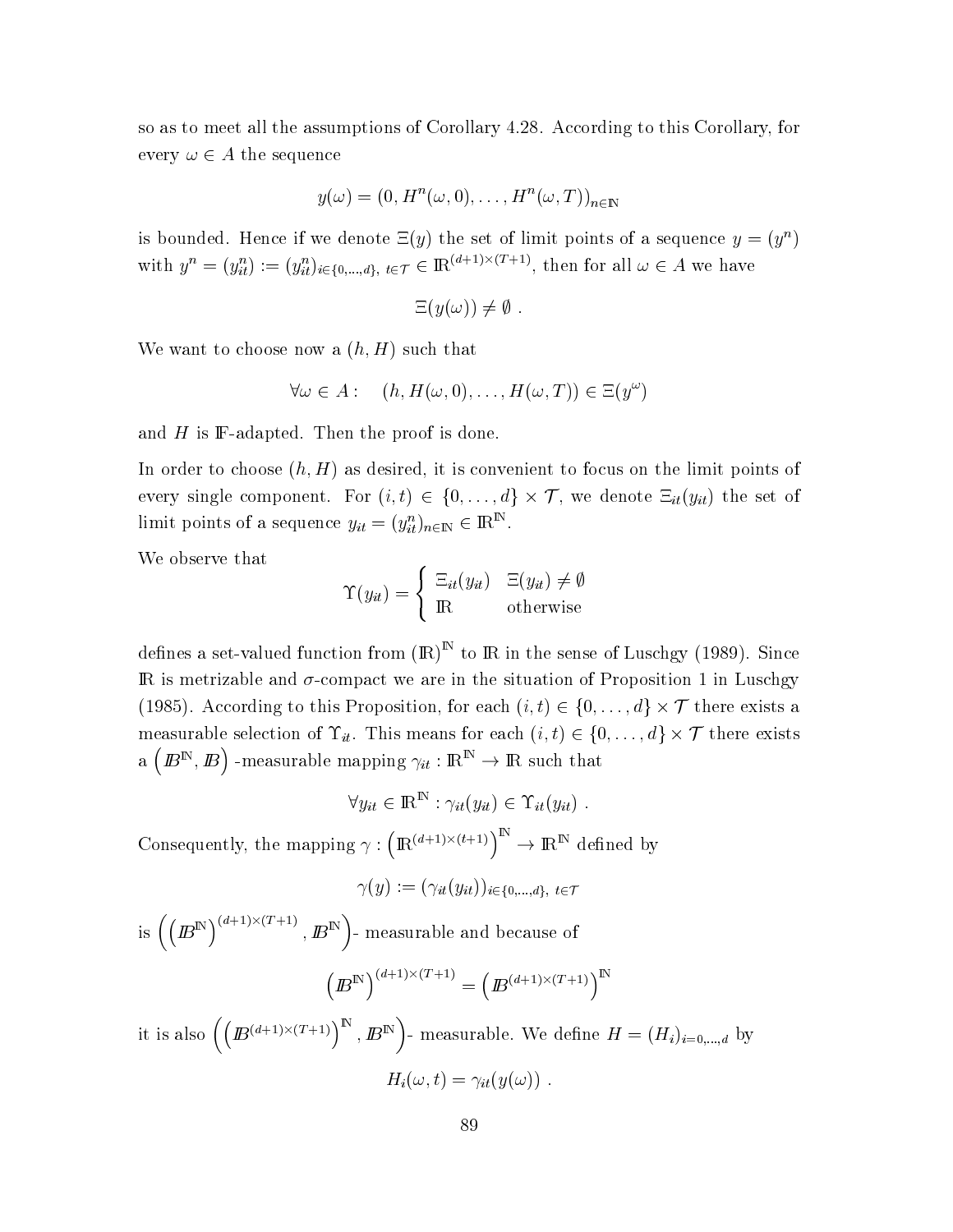so as to meet all the assumptions of Corollary 4.28. According to this Corollary, for every $\omega \in A$ the sequence

$$y(\omega) = (0, H^n(\omega, 0), \ldots, H^n(\omega, T))_{n \in \mathbb{N}}$$

is bounded. Hence if we denote $\Xi(y)$ the set of limit points of a sequence $y = (y^n)$ with $y^n = (y^n_{it}) := (y^n_{it})_{i \in \{0,\ldots,d\},\ t \in \mathcal{T}} \in \mathbb{R}^{(d+1)\times(T+1)}$, then for all $\omega \in A$ we have

$$\Xi(y(\omega)) \neq \emptyset \ .$$

We want to choose now a $(h, H)$ such that

$$\forall \omega \in A : \quad (h, H(\omega, 0), \ldots, H(\omega, T)) \in \Xi(y^\omega)$$

and $H$ is $\mathbb{F}$-adapted. Then the proof is done.

In order to choose $(h, H)$ as desired, it is convenient to focus on the limit points of every single component. For $(i, t) \in \{0, \ldots, d\} \times \mathcal{T}$, we denote $\Xi_{it}(y_{it})$ the set of limit points of a sequence $y_{it} = (y^n_{it})_{n \in \mathbb{N}} \in \mathbb{R}^{\mathbb{N}}$.

We observe that

$$\Upsilon(y_{it}) = \begin{cases} \Xi_{it}(y_{it}) & \Xi(y_{it}) \neq \emptyset \\ \mathbb{R} & \text{otherwise} \end{cases}$$

defines a set-valued function from $(\mathbb{R})^{\mathbb{N}}$ to $\mathbb{R}$ in the sense of Luschgy (1989). Since $\mathbb{R}$ is metrizable and $\sigma$-compact we are in the situation of Proposition 1 in Luschgy (1985). According to this Proposition, for each $(i, t) \in \{0, \ldots, d\} \times \mathcal{T}$ there exists a measurable selection of $\Upsilon_{it}$. This means for each $(i, t) \in \{0, \ldots, d\} \times \mathcal{T}$ there exists a $\left(\mathbb{B}^{\mathbb{N}}, \mathbb{B}\right)$-measurable mapping $\gamma_{it} : \mathbb{R}^{\mathbb{N}} \to \mathbb{R}$ such that

$$\forall y_{it} \in \mathbb{R}^{\mathbb{N}} : \gamma_{it}(y_{it}) \in \Upsilon_{it}(y_{it}) \ .$$

Consequently, the mapping $\gamma : \left(\mathbb{R}^{(d+1)\times(t+1)}\right)^{\mathbb{N}} \to \mathbb{R}^{\mathbb{N}}$ defined by

$$\gamma(y) := (\gamma_{it}(y_{it}))_{i \in \{0,\ldots,d\},\ t \in \mathcal{T}}$$

is $\left(\left(\mathbb{B}^{\mathbb{N}}\right)^{(d+1)\times(T+1)}, \mathbb{B}^{\mathbb{N}}\right)$- measurable and because of

$$\left(\mathbb{B}^{\mathbb{N}}\right)^{(d+1)\times(T+1)} = \left(\mathbb{B}^{(d+1)\times(T+1)}\right)^{\mathbb{N}}$$

it is also $\left(\left(\mathbb{B}^{(d+1)\times(T+1)}\right)^{\mathbb{N}}, \mathbb{B}^{\mathbb{N}}\right)$- measurable. We define $H = (H_i)_{i=0,\ldots,d}$ by

$$H_i(\omega, t) = \gamma_{it}(y(\omega)) \ .$$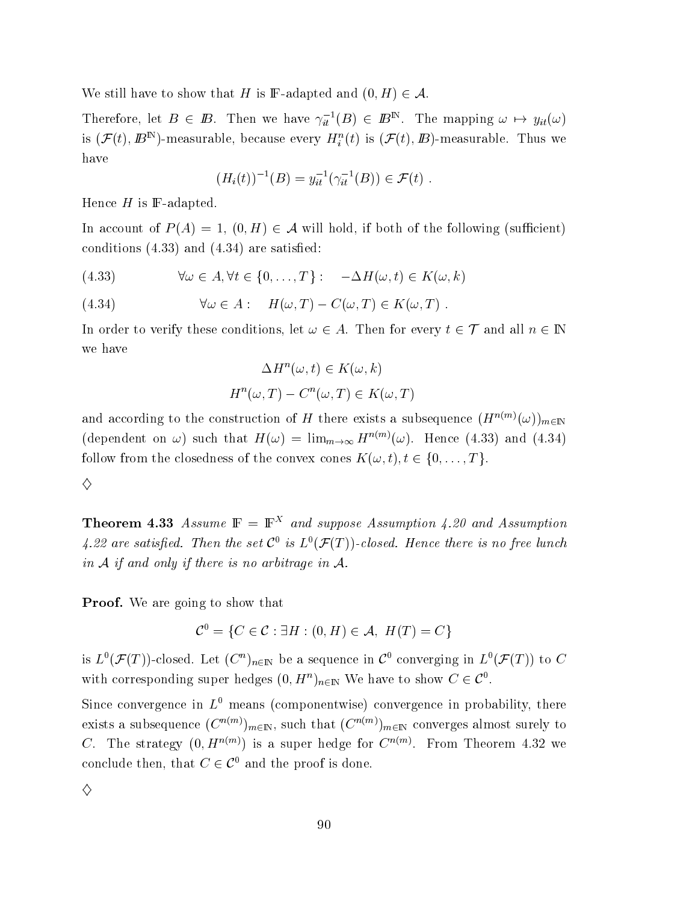We still have to show that $H$ is $\mathbb{F}$-adapted and $(0, H) \in \mathcal{A}$.

Therefore, let $B \in \mathbb{B}$. Then we have $\gamma_{it}^{-1}(B) \in \mathbb{B}^{\mathbb{N}}$. The mapping $\omega \mapsto y_{it}(\omega)$ is $(\mathcal{F}(t), \mathbb{B}^{\mathbb{N}})$-measurable, because every $H_i^n(t)$ is $(\mathcal{F}(t), \mathbb{B})$-measurable. Thus we have

$$(H_i(t))^{-1}(B) = y_{it}^{-1}(\gamma_{it}^{-1}(B)) \in \mathcal{F}(t) \ .$$

Hence $H$ is $\mathbb{F}$-adapted.

In account of $P(A) = 1$, $(0, H) \in \mathcal{A}$ will hold, if both of the following (sufficient) conditions (4.33) and (4.34) are satisfied:

$$\forall \omega \in A, \forall t \in \{0, \ldots, T\} : \quad -\Delta H(\omega, t) \in K(\omega, k) \tag{4.33}$$

$$\forall \omega \in A : \quad H(\omega, T) - C(\omega, T) \in K(\omega, T) \ . \tag{4.34}$$

In order to verify these conditions, let $\omega \in A$. Then for every $t \in \mathcal{T}$ and all $n \in \mathbb{N}$ we have

$$\Delta H^n(\omega, t) \in K(\omega, k)$$

$$H^n(\omega, T) - C^n(\omega, T) \in K(\omega, T)$$

and according to the construction of $H$ there exists a subsequence $(H^{n(m)}(\omega))_{m \in \mathbb{N}}$ (dependent on $\omega$) such that $H(\omega) = \lim_{m\to\infty} H^{n(m)}(\omega)$. Hence (4.33) and (4.34) follow from the closedness of the convex cones $K(\omega, t), t \in \{0, \ldots, T\}$.

$\diamondsuit$

**Theorem 4.33** *Assume $\mathbb{F} = \mathbb{F}^X$ and suppose Assumption 4.20 and Assumption 4.22 are satisfied. Then the set $\mathcal{C}^0$ is $L^0(\mathcal{F}(T))$-closed. Hence there is no free lunch in $\mathcal{A}$ if and only if there is no arbitrage in $\mathcal{A}$.*

**Proof.** We are going to show that

$$\mathcal{C}^0 = \{C \in \mathcal{C} : \exists H : (0, H) \in \mathcal{A}, \ H(T) = C\}$$

is $L^0(\mathcal{F}(T))$-closed. Let $(C^n)_{n\in\mathbb{N}}$ be a sequence in $\mathcal{C}^0$ converging in $L^0(\mathcal{F}(T))$ to $C$ with corresponding super hedges $(0, H^n)_{n\in\mathbb{N}}$ We have to show $C \in \mathcal{C}^0$.

Since convergence in $L^0$ means (componentwise) convergence in probability, there exists a subsequence $(C^{n(m)})_{m\in\mathbb{N}}$, such that $(C^{n(m)})_{m\in\mathbb{N}}$ converges almost surely to $C$. The strategy $(0, H^{n(m)})$ is a super hedge for $C^{n(m)}$. From Theorem 4.32 we conclude then, that $C \in \mathcal{C}^0$ and the proof is done.

$\diamondsuit$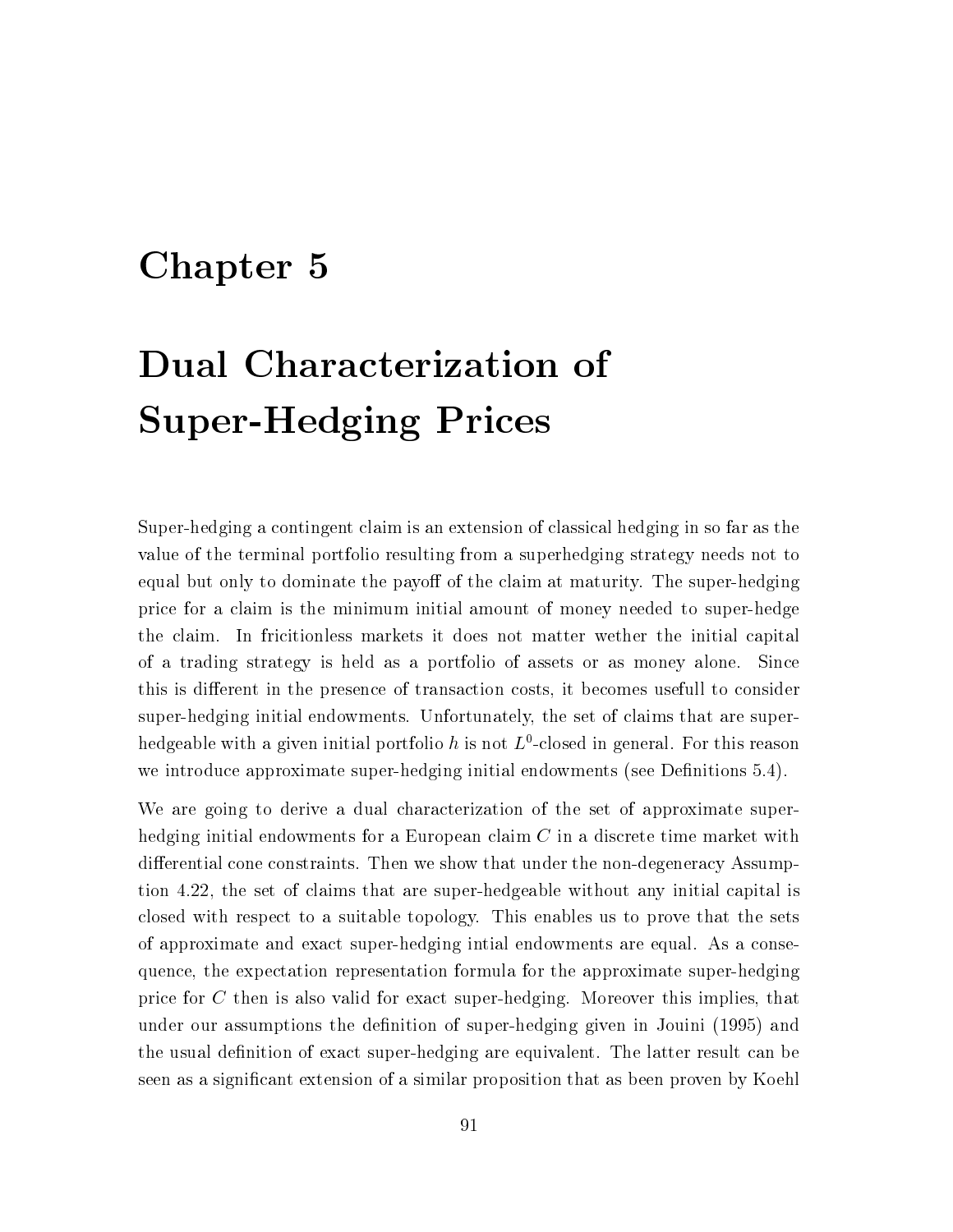# Chapter 5

# Dual Characterization of Super-Hedging Prices

Super-hedging a contingent claim is an extension of classical hedging in so far as the value of the terminal portfolio resulting from a superhedging strategy needs not to equal but only to dominate the payoff of the claim at maturity. The super-hedging price for a claim is the minimum initial amount of money needed to super-hedge the claim. In fricitionless markets it does not matter wether the initial capital of a trading strategy is held as a portfolio of assets or as money alone. Since this is different in the presence of transaction costs, it becomes usefull to consider super-hedging initial endowments. Unfortunately, the set of claims that are super-hedgeable with a given initial portfolio $h$ is not $L^0$-closed in general. For this reason we introduce approximate super-hedging initial endowments (see Definitions 5.4).

We are going to derive a dual characterization of the set of approximate super-hedging initial endowments for a European claim $C$ in a discrete time market with differential cone constraints. Then we show that under the non-degeneracy Assumption 4.22, the set of claims that are super-hedgeable without any initial capital is closed with respect to a suitable topology. This enables us to prove that the sets of approximate and exact super-hedging intial endowments are equal. As a consequence, the expectation representation formula for the approximate super-hedging price for $C$ then is also valid for exact super-hedging. Moreover this implies, that under our assumptions the definition of super-hedging given in Jouini (1995) and the usual definition of exact super-hedging are equivalent. The latter result can be seen as a significant extension of a similar proposition that as been proven by Koehl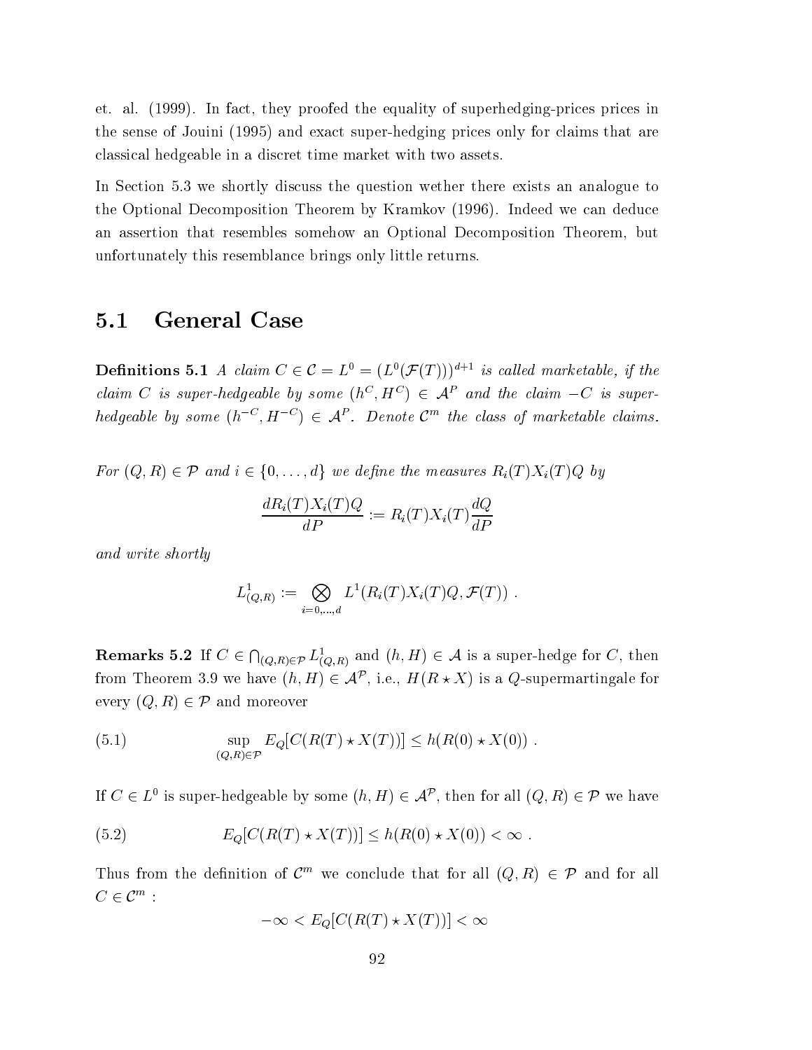et. al. (1999). In fact, they proofed the equality of superhedging-prices prices in the sense of Jouini (1995) and exact super-hedging prices only for claims that are classical hedgeable in a discret time market with two assets.

In Section 5.3 we shortly discuss the question wether there exists an analogue to the Optional Decomposition Theorem by Kramkov (1996). Indeed we can deduce an assertion that resembles somehow an Optional Decomposition Theorem, but unfortunately this resemblance brings only little returns.

## 5.1 General Case

**Definitions 5.1** *A claim $C \in \mathcal{C} = L^0 = (L^0(\mathcal{F}(T)))^{d+1}$ is called marketable, if the claim $C$ is super-hedgeable by some $(h^C, H^C) \in \mathcal{A}^P$ and the claim $-C$ is super-hedgeable by some $(h^{-C}, H^{-C}) \in \mathcal{A}^P$. Denote $\mathcal{C}^m$ the class of marketable claims.*

*For $(Q, R) \in \mathcal{P}$ and $i \in \{0, \ldots, d\}$ we define the measures $R_i(T)X_i(T)Q$ by*

$$\frac{dR_i(T)X_i(T)Q}{dP} := R_i(T)X_i(T)\frac{dQ}{dP}$$

*and write shortly*

$$L^1_{(Q,R)} := \bigotimes_{i=0,\ldots,d} L^1(R_i(T)X_i(T)Q, \mathcal{F}(T)) \ .$$

**Remarks 5.2** If $C \in \bigcap_{(Q,R)\in\mathcal{P}} L^1_{(Q,R)}$ and $(h, H) \in \mathcal{A}$ is a super-hedge for $C$, then from Theorem 3.9 we have $(h, H) \in \mathcal{A}^{\mathcal{P}}$, i.e., $H(R \star X)$ is a $Q$-supermartingale for every $(Q, R) \in \mathcal{P}$ and moreover

$$\sup_{(Q,R)\in\mathcal{P}} E_Q[C(R(T) \star X(T))] \leq h(R(0) \star X(0)) \ . \tag{5.1}$$

If $C \in L^0$ is super-hedgeable by some $(h, H) \in \mathcal{A}^{\mathcal{P}}$, then for all $(Q, R) \in \mathcal{P}$ we have

$$E_Q[C(R(T) \star X(T))] \leq h(R(0) \star X(0)) < \infty \ . \tag{5.2}$$

Thus from the definition of $\mathcal{C}^m$ we conclude that for all $(Q, R) \in \mathcal{P}$ and for all $C \in \mathcal{C}^m$ :

$$-\infty < E_Q[C(R(T) \star X(T))] < \infty$$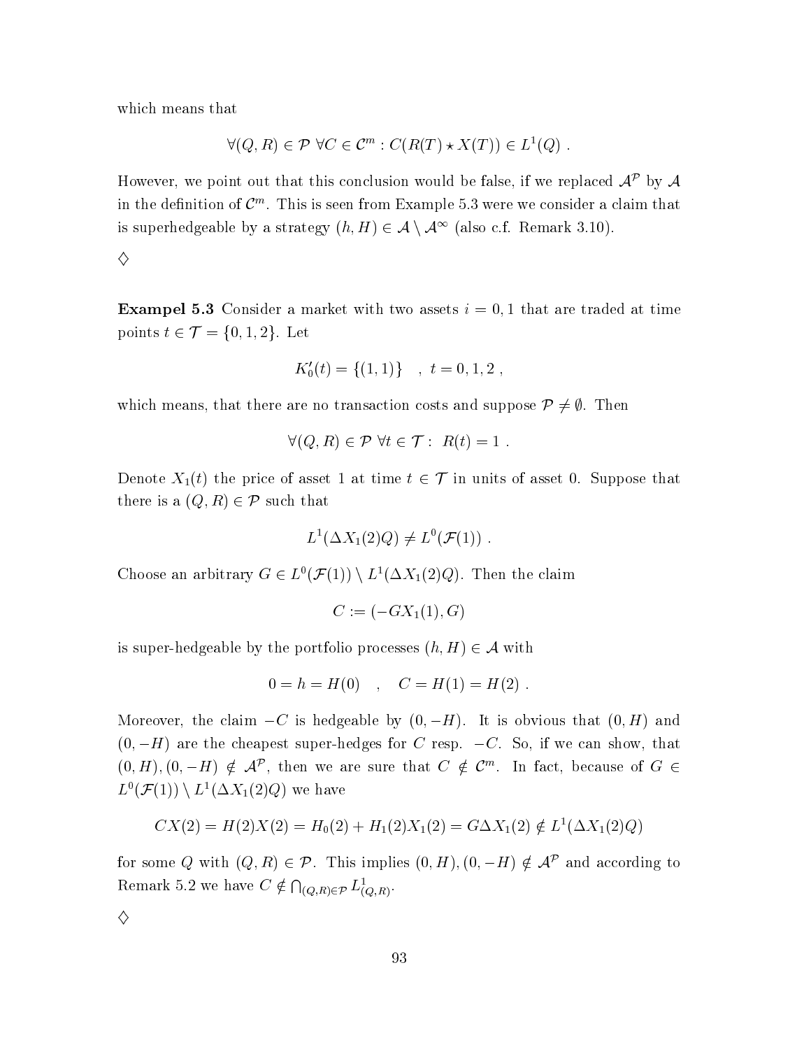which means that

$$\forall (Q,R) \in \mathcal{P} \; \forall C \in \mathcal{C}^m : C(R(T) \star X(T)) \in L^1(Q) \; .$$

However, we point out that this conclusion would be false, if we replaced $\mathcal{A}^{\mathcal{P}}$ by $\mathcal{A}$ in the definition of $\mathcal{C}^m$. This is seen from Example 5.3 were we consider a claim that is superhedgeable by a strategy $(h,H) \in \mathcal{A} \setminus \mathcal{A}^\infty$ (also c.f. Remark 3.10).

$\diamondsuit$

**Exampel 5.3** Consider a market with two assets $i = 0, 1$ that are traded at time points $t \in \mathcal{T} = \{0, 1, 2\}$. Let

$$K_0'(t) = \{(1,1)\} \quad , \; t = 0, 1, 2 \; ,$$

which means, that there are no transaction costs and suppose $\mathcal{P} \neq \emptyset$. Then

$$\forall (Q,R) \in \mathcal{P} \; \forall t \in \mathcal{T} : \; R(t) = 1 \; .$$

Denote $X_1(t)$ the price of asset 1 at time $t \in \mathcal{T}$ in units of asset 0. Suppose that there is a $(Q,R) \in \mathcal{P}$ such that

$$L^1(\Delta X_1(2) Q) \neq L^0(\mathcal{F}(1)) \; .$$

Choose an arbitrary $G \in L^0(\mathcal{F}(1)) \setminus L^1(\Delta X_1(2) Q)$. Then the claim

$$C := (-G X_1(1), G)$$

is super-hedgeable by the portfolio processes $(h,H) \in \mathcal{A}$ with

$$0 = h = H(0) \quad , \quad C = H(1) = H(2) \; .$$

Moreover, the claim $-C$ is hedgeable by $(0, -H)$. It is obvious that $(0,H)$ and $(0,-H)$ are the cheapest super-hedges for $C$ resp. $-C$. So, if we can show, that $(0,H), (0,-H) \notin \mathcal{A}^{\mathcal{P}}$, then we are sure that $C \notin \mathcal{C}^m$. In fact, because of $G \in L^0(\mathcal{F}(1)) \setminus L^1(\Delta X_1(2) Q)$ we have

$$C X(2) = H(2) X(2) = H_0(2) + H_1(2) X_1(2) = G \Delta X_1(2) \notin L^1(\Delta X_1(2) Q)$$

for some $Q$ with $(Q,R) \in \mathcal{P}$. This implies $(0,H), (0,-H) \notin \mathcal{A}^{\mathcal{P}}$ and according to Remark 5.2 we have $C \notin \bigcap_{(Q,R) \in \mathcal{P}} L^1_{(Q,R)}$.

$\diamondsuit$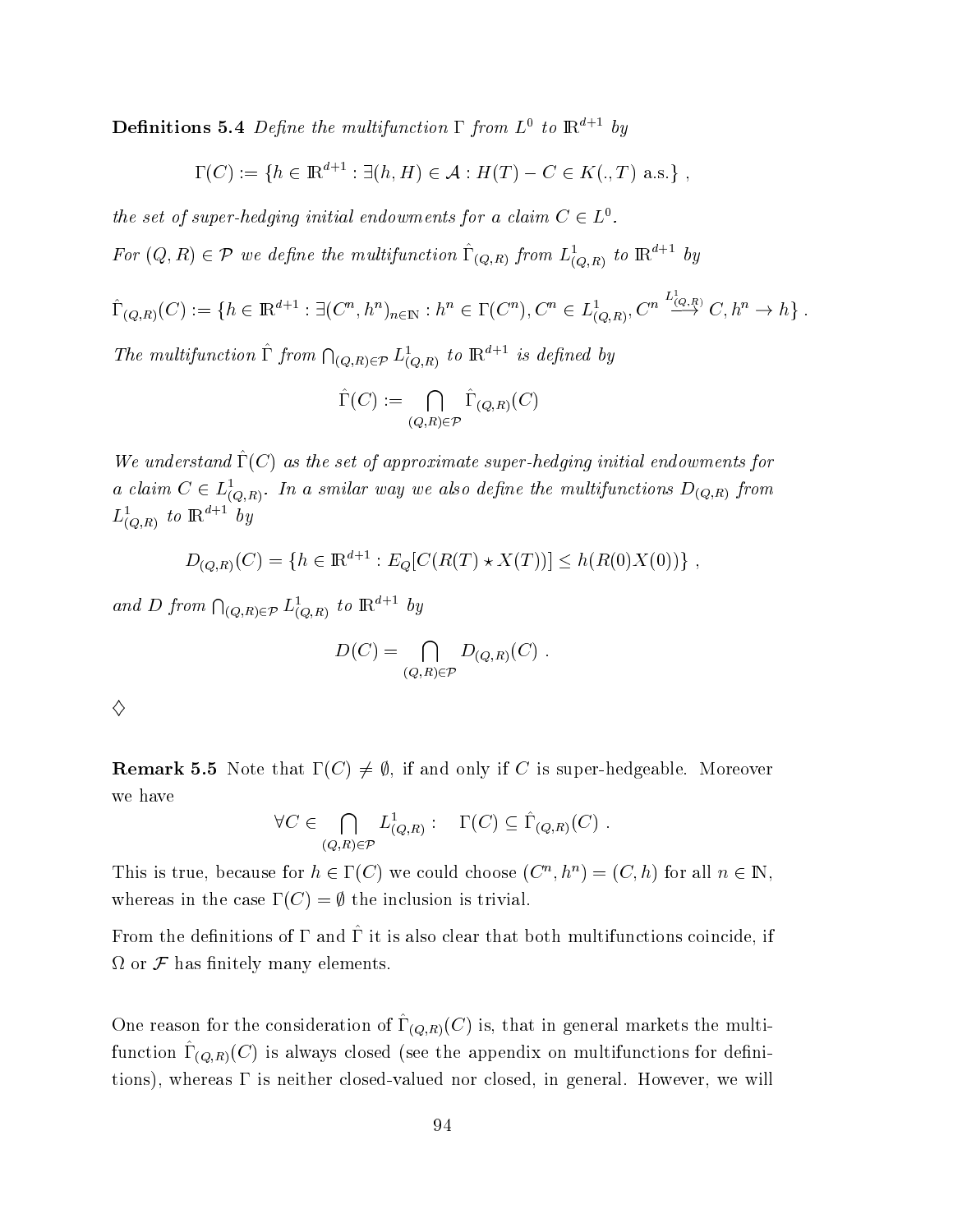**Definitions 5.4** *Define the multifunction* $\Gamma$ *from* $L^0$ *to* $\mathbb{R}^{d+1}$ *by*

$$\Gamma(C) := \{h \in \mathbb{R}^{d+1} : \exists (h, H) \in \mathcal{A} : H(T) - C \in K(.,T) \text{ a.s.}\} ,$$

*the set of super-hedging initial endowments for a claim* $C \in L^0$.

*For* $(Q, R) \in \mathcal{P}$ *we define the multifunction* $\hat{\Gamma}_{(Q,R)}$ *from* $L^1_{(Q,R)}$ *to* $\mathbb{R}^{d+1}$ *by*

$$\hat{\Gamma}_{(Q,R)}(C) := \{h \in \mathbb{R}^{d+1} : \exists (C^n, h^n)_{n\in\mathbb{N}} : h^n \in \Gamma(C^n), C^n \in L^1_{(Q,R)}, C^n \stackrel{L^1_{(Q,R)}}{\longrightarrow} C, h^n \to h\} .$$

*The multifunction* $\hat{\Gamma}$ *from* $\bigcap_{(Q,R)\in\mathcal{P}} L^1_{(Q,R)}$ *to* $\mathbb{R}^{d+1}$ *is defined by*

$$\hat{\Gamma}(C) := \bigcap_{(Q,R)\in\mathcal{P}} \hat{\Gamma}_{(Q,R)}(C)$$

*We understand* $\hat{\Gamma}(C)$ *as the set of approximate super-hedging initial endowments for a claim* $C \in L^1_{(Q,R)}$. *In a smilar way we also define the multifunctions* $D_{(Q,R)}$ *from* $L^1_{(Q,R)}$ *to* $\mathbb{R}^{d+1}$ *by*

$$D_{(Q,R)}(C) = \{h \in \mathbb{R}^{d+1} : E_Q[C(R(T) \star X(T))] \leq h(R(0)X(0))\} ,$$

*and* $D$ *from* $\bigcap_{(Q,R)\in\mathcal{P}} L^1_{(Q,R)}$ *to* $\mathbb{R}^{d+1}$ *by*

$$D(C) = \bigcap_{(Q,R)\in\mathcal{P}} D_{(Q,R)}(C) .$$

$\diamondsuit$

**Remark 5.5** Note that $\Gamma(C) \neq \emptyset$, if and only if $C$ is super-hedgeable. Moreover we have

$$\forall C \in \bigcap_{(Q,R)\in\mathcal{P}} L^1_{(Q,R)} : \quad \Gamma(C) \subseteq \hat{\Gamma}_{(Q,R)}(C) .$$

This is true, because for $h \in \Gamma(C)$ we could choose $(C^n, h^n) = (C, h)$ for all $n \in \mathbb{N}$, whereas in the case $\Gamma(C) = \emptyset$ the inclusion is trivial.

From the definitions of $\Gamma$ and $\hat{\Gamma}$ it is also clear that both multifunctions coincide, if $\Omega$ or $\mathcal{F}$ has finitely many elements.

One reason for the consideration of $\hat{\Gamma}_{(Q,R)}(C)$ is, that in general markets the multifunction $\hat{\Gamma}_{(Q,R)}(C)$ is always closed (see the appendix on multifunctions for definitions), whereas $\Gamma$ is neither closed-valued nor closed, in general. However, we will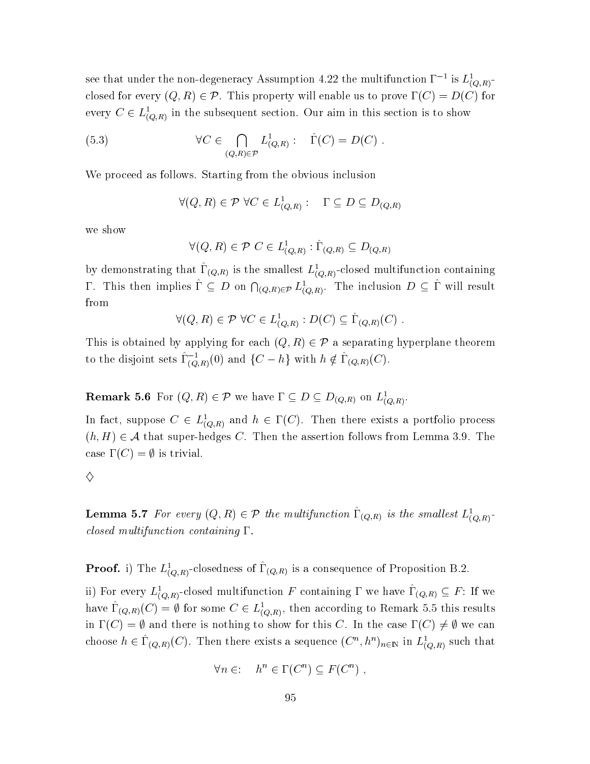see that under the non-degeneracy Assumption 4.22 the multifunction $\Gamma^{-1}$ is $L^1_{(Q,R)}$-closed for every $(Q,R) \in \mathcal{P}$. This property will enable us to prove $\Gamma(C) = D(C)$ for every $C \in L^1_{(Q,R)}$ in the subsequent section. Our aim in this section is to show

$$\forall C \in \bigcap_{(Q,R)\in\mathcal{P}} L^1_{(Q,R)} : \quad \hat{\Gamma}(C) = D(C) \; . \tag{5.3}$$

We proceed as follows. Starting from the obvious inclusion

$$\forall (Q,R) \in \mathcal{P} \; \forall C \in L^1_{(Q,R)} : \quad \Gamma \subseteq D \subseteq D_{(Q,R)}$$

we show

$$\forall (Q,R) \in \mathcal{P} \; C \in L^1_{(Q,R)} : \hat{\Gamma}_{(Q,R)} \subseteq D_{(Q,R)}$$

by demonstrating that $\hat{\Gamma}_{(Q,R)}$ is the smallest $L^1_{(Q,R)}$-closed multifunction containing $\Gamma$. This then implies $\hat{\Gamma} \subseteq D$ on $\bigcap_{(Q,R)\in\mathcal{P}} L^1_{(Q,R)}$. The inclusion $D \subseteq \hat{\Gamma}$ will result from

$$\forall (Q,R) \in \mathcal{P} \; \forall C \in L^1_{(Q,R)} : D(C) \subseteq \hat{\Gamma}_{(Q,R)}(C) \; .$$

This is obtained by applying for each $(Q,R) \in \mathcal{P}$ a separating hyperplane theorem to the disjoint sets $\hat{\Gamma}^{-1}_{(Q,R)}(0)$ and $\{C - h\}$ with $h \notin \hat{\Gamma}_{(Q,R)}(C)$.

**Remark 5.6** For $(Q,R) \in \mathcal{P}$ we have $\Gamma \subseteq D \subseteq D_{(Q,R)}$ on $L^1_{(Q,R)}$.

In fact, suppose $C \in L^1_{(Q,R)}$ and $h \in \Gamma(C)$. Then there exists a portfolio process $(h,H) \in \mathcal{A}$ that super-hedges $C$. Then the assertion follows from Lemma 3.9. The case $\Gamma(C) = \emptyset$ is trivial.

$\diamondsuit$

**Lemma 5.7** *For every $(Q,R) \in \mathcal{P}$ the multifunction $\hat{\Gamma}_{(Q,R)}$ is the smallest $L^1_{(Q,R)}$-closed multifunction containing $\Gamma$.*

**Proof.** i) The $L^1_{(Q,R)}$-closedness of $\hat{\Gamma}_{(Q,R)}$ is a consequence of Proposition B.2.

ii) For every $L^1_{(Q,R)}$-closed multifunction $F$ containing $\Gamma$ we have $\hat{\Gamma}_{(Q,R)} \subseteq F$: If we have $\hat{\Gamma}_{(Q,R)}(C) = \emptyset$ for some $C \in L^1_{(Q,R)}$, then according to Remark 5.5 this results in $\Gamma(C) = \emptyset$ and there is nothing to show for this $C$. In the case $\Gamma(C) \neq \emptyset$ we can choose $h \in \hat{\Gamma}_{(Q,R)}(C)$. Then there exists a sequence $(C^n, h^n)_{n\in\mathbb{N}}$ in $L^1_{(Q,R)}$ such that

$$\forall n \in : \quad h^n \in \Gamma(C^n) \subseteq F(C^n) \; ,$$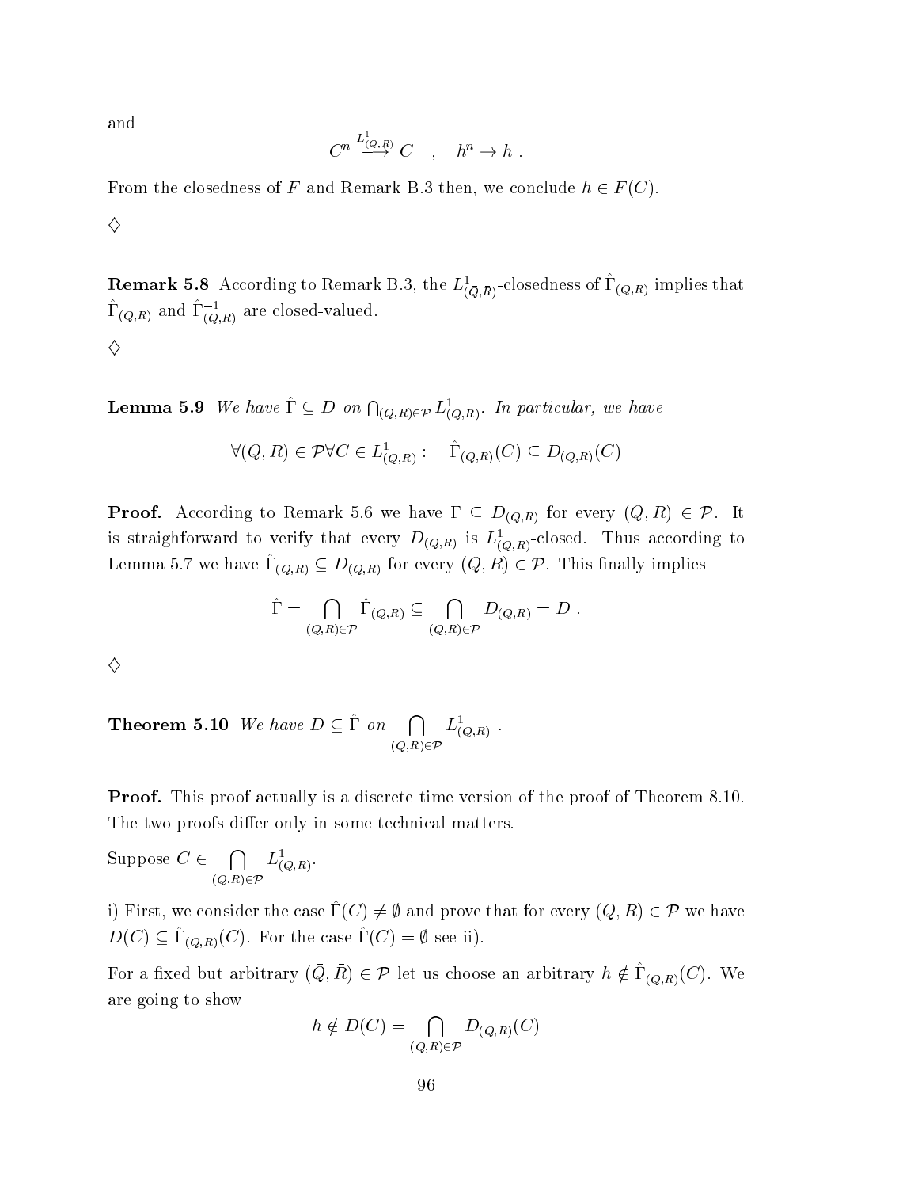and

$$C^n \overset{L^1_{(Q,R)}}{\longrightarrow} C \quad , \quad h^n \to h \; .$$

From the closedness of $F$ and Remark B.3 then, we conclude $h \in F(C)$.

$\diamondsuit$

**Remark 5.8** According to Remark B.3, the $L^1_{(\bar{Q},\bar{R})}$-closedness of $\hat{\Gamma}_{(Q,R)}$ implies that $\hat{\Gamma}_{(Q,R)}$ and $\hat{\Gamma}^{-1}_{(Q,R)}$ are closed-valued.

$\diamondsuit$

**Lemma 5.9** *We have $\hat{\Gamma} \subseteq D$ on $\bigcap_{(Q,R)\in\mathcal{P}} L^1_{(Q,R)}$. In particular, we have*

$$\forall (Q,R) \in \mathcal{P} \forall C \in L^1_{(Q,R)} : \quad \hat{\Gamma}_{(Q,R)}(C) \subseteq D_{(Q,R)}(C)$$

**Proof.** According to Remark 5.6 we have $\Gamma \subseteq D_{(Q,R)}$ for every $(Q,R) \in \mathcal{P}$. It is straighforward to verify that every $D_{(Q,R)}$ is $L^1_{(Q,R)}$-closed. Thus according to Lemma 5.7 we have $\hat{\Gamma}_{(Q,R)} \subseteq D_{(Q,R)}$ for every $(Q,R) \in \mathcal{P}$. This finally implies

$$\hat{\Gamma} = \bigcap_{(Q,R)\in\mathcal{P}} \hat{\Gamma}_{(Q,R)} \subseteq \bigcap_{(Q,R)\in\mathcal{P}} D_{(Q,R)} = D \; .$$

$\diamondsuit$

**Theorem 5.10** *We have $D \subseteq \hat{\Gamma}$ on $\bigcap\limits_{(Q,R)\in\mathcal{P}} L^1_{(Q,R)}$ .*

**Proof.** This proof actually is a discrete time version of the proof of Theorem 8.10. The two proofs differ only in some technical matters.

Suppose $C \in \bigcap\limits_{(Q,R)\in\mathcal{P}} L^1_{(Q,R)}$.

i) First, we consider the case $\hat{\Gamma}(C) \neq \emptyset$ and prove that for every $(Q,R) \in \mathcal{P}$ we have $D(C) \subseteq \hat{\Gamma}_{(Q,R)}(C)$. For the case $\hat{\Gamma}(C) = \emptyset$ see ii).

For a fixed but arbitrary $(\bar{Q},\bar{R}) \in \mathcal{P}$ let us choose an arbitrary $h \notin \hat{\Gamma}_{(\bar{Q},\bar{R})}(C)$. We are going to show

$$h \notin D(C) = \bigcap_{(Q,R)\in\mathcal{P}} D_{(Q,R)}(C)$$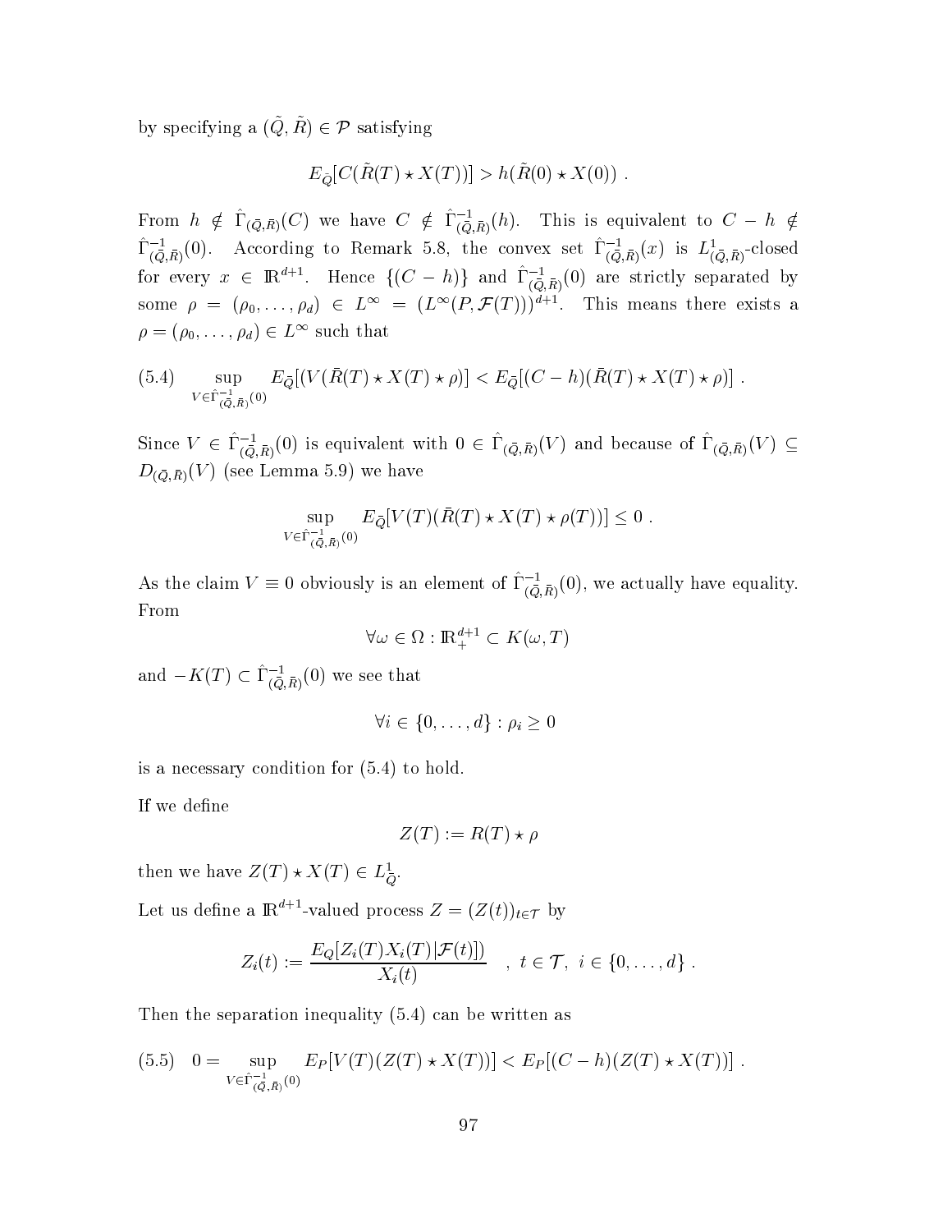by specifying a $(\tilde{Q}, \tilde{R}) \in \mathcal{P}$ satisfying

$$E_{\tilde{Q}}[C(\tilde{R}(T) \star X(T))] > h(\tilde{R}(0) \star X(0)) \ .$$

From $h \notin \hat{\Gamma}_{(\bar{Q},\bar{R})}(C)$ we have $C \notin \hat{\Gamma}^{-1}_{(\bar{Q},\bar{R})}(h)$. This is equivalent to $C - h \notin \hat{\Gamma}^{-1}_{(\bar{Q},\bar{R})}(0)$. According to Remark 5.8, the convex set $\hat{\Gamma}^{-1}_{(\bar{Q},\bar{R})}(x)$ is $L^1_{(\bar{Q},\bar{R})}$-closed for every $x \in \mathbb{R}^{d+1}$. Hence $\{(C-h)\}$ and $\hat{\Gamma}^{-1}_{(\bar{Q},\bar{R})}(0)$ are strictly separated by some $\rho = (\rho_0, \dots, \rho_d) \in L^\infty = (L^\infty(P, \mathcal{F}(T)))^{d+1}$. This means there exists a $\rho = (\rho_0, \dots, \rho_d) \in L^\infty$ such that

$$\text{(5.4)} \qquad \sup_{V \in \hat{\Gamma}^{-1}_{(\bar{Q},\bar{R})}(0)} E_{\bar{Q}}[(V(\bar{R}(T) \star X(T) \star \rho)] < E_{\bar{Q}}[(C-h)(\bar{R}(T) \star X(T) \star \rho)] \ .$$

Since $V \in \hat{\Gamma}^{-1}_{(\bar{Q},\bar{R})}(0)$ is equivalent with $0 \in \hat{\Gamma}_{(\bar{Q},\bar{R})}(V)$ and because of $\hat{\Gamma}_{(\bar{Q},\bar{R})}(V) \subseteq D_{(\bar{Q},\bar{R})}(V)$ (see Lemma 5.9) we have

$$\sup_{V \in \hat{\Gamma}^{-1}_{(\bar{Q},\bar{R})}(0)} E_{\bar{Q}}[V(T)(\bar{R}(T) \star X(T) \star \rho(T))] \leq 0 \ .$$

As the claim $V \equiv 0$ obviously is an element of $\hat{\Gamma}^{-1}_{(\bar{Q},\bar{R})}(0)$, we actually have equality. From

$$\forall \omega \in \Omega : \mathbb{R}^{d+1}_+ \subset K(\omega, T)$$

and $-K(T) \subset \hat{\Gamma}^{-1}_{(\bar{Q},\bar{R})}(0)$ we see that

$$\forall i \in \{0, \dots, d\} : \rho_i \geq 0$$

is a necessary condition for (5.4) to hold.

If we define

$$Z(T) := R(T) \star \rho$$

then we have $Z(T) \star X(T) \in L^1_{\bar{Q}}$.

Let us define a $\mathbb{R}^{d+1}$-valued process $Z = (Z(t))_{t \in \mathcal{T}}$ by

$$Z_i(t) := \frac{E_Q[Z_i(T) X_i(T) | \mathcal{F}(t)])}{X_i(t)} \quad , \ t \in \mathcal{T}, \ i \in \{0, \dots, d\} \ .$$

Then the separation inequality (5.4) can be written as

$$\text{(5.5)} \quad 0 = \sup_{V \in \hat{\Gamma}^{-1}_{(\bar{Q},\bar{R})}(0)} E_P[V(T)(Z(T) \star X(T))] < E_P[(C-h)(Z(T) \star X(T))] \ .$$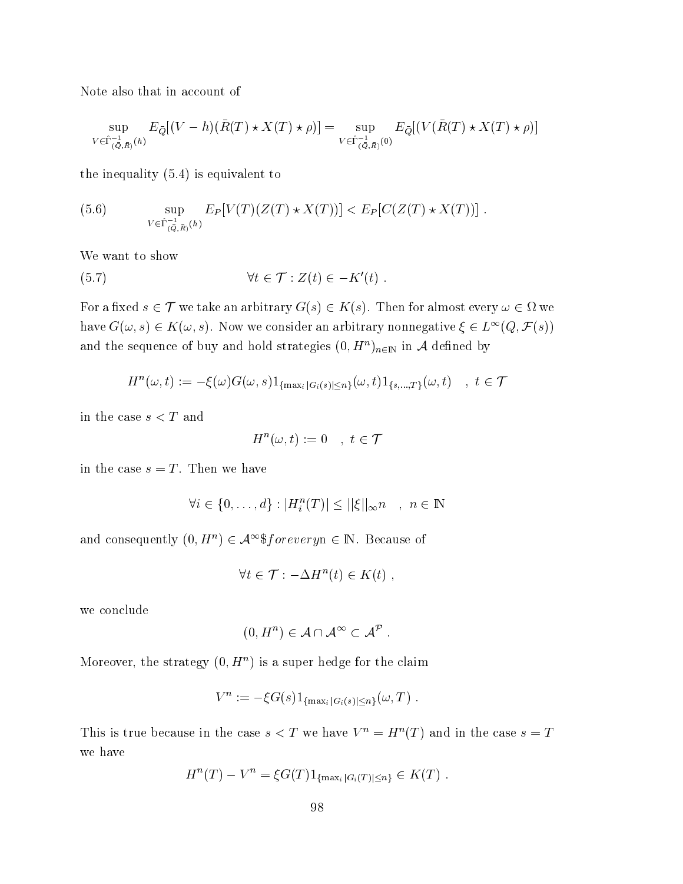Note also that in account of

$$\sup_{V \in \hat{\Gamma}^{-1}_{(\bar{Q},\bar{R})}(h)} E_{\bar{Q}}[(V-h)(\bar{R}(T) \star X(T) \star \rho)] = \sup_{V \in \hat{\Gamma}^{-1}_{(\bar{Q},\bar{R})}(0)} E_{\bar{Q}}[(V(\bar{R}(T) \star X(T) \star \rho)]$$

the inequality (5.4) is equivalent to

$$\sup_{V \in \hat{\Gamma}^{-1}_{(\bar{Q},\bar{R})}(h)} E_P[V(T)(Z(T) \star X(T))] < E_P[C(Z(T) \star X(T))] \; . \tag{5.6}$$

We want to show

$$\forall t \in \mathcal{T} : Z(t) \in -K'(t) \; . \tag{5.7}$$

For a fixed $s \in \mathcal{T}$ we take an arbitrary $G(s) \in K(s)$. Then for almost every $\omega \in \Omega$ we have $G(\omega, s) \in K(\omega, s)$. Now we consider an arbitrary nonnegative $\xi \in L^\infty(Q, \mathcal{F}(s))$ and the sequence of buy and hold strategies $(0, H^n)_{n \in \mathbb{N}}$ in $\mathcal{A}$ defined by

$$H^n(\omega, t) := -\xi(\omega) G(\omega, s) 1_{\{\max_i |G_i(s)| \le n\}}(\omega, t) 1_{\{s,\dots,T\}}(\omega, t) \quad , \; t \in \mathcal{T}$$

in the case $s < T$ and

$$H^n(\omega, t) := 0 \quad , \; t \in \mathcal{T}$$

in the case $s = T$. Then we have

$$\forall i \in \{0, \dots, d\} : |H^n_i(T)| \le ||\xi||_\infty n \quad , \; n \in \mathbb{N}$$

and consequently $(0, H^n) \in \mathcal{A}^\infty$\$foreveryn $\in \mathbb{N}$. Because of

$$\forall t \in \mathcal{T} : -\Delta H^n(t) \in K(t) \; ,$$

we conclude

$$(0, H^n) \in \mathcal{A} \cap \mathcal{A}^\infty \subset \mathcal{A}^\mathcal{P} \; .$$

Moreover, the strategy $(0, H^n)$ is a super hedge for the claim

$$V^n := -\xi G(s) 1_{\{\max_i |G_i(s)| \le n\}}(\omega, T) \; .$$

This is true because in the case $s < T$ we have $V^n = H^n(T)$ and in the case $s = T$ we have

$$H^n(T) - V^n = \xi G(T) 1_{\{\max_i |G_i(T)| \le n\}} \in K(T) \; .$$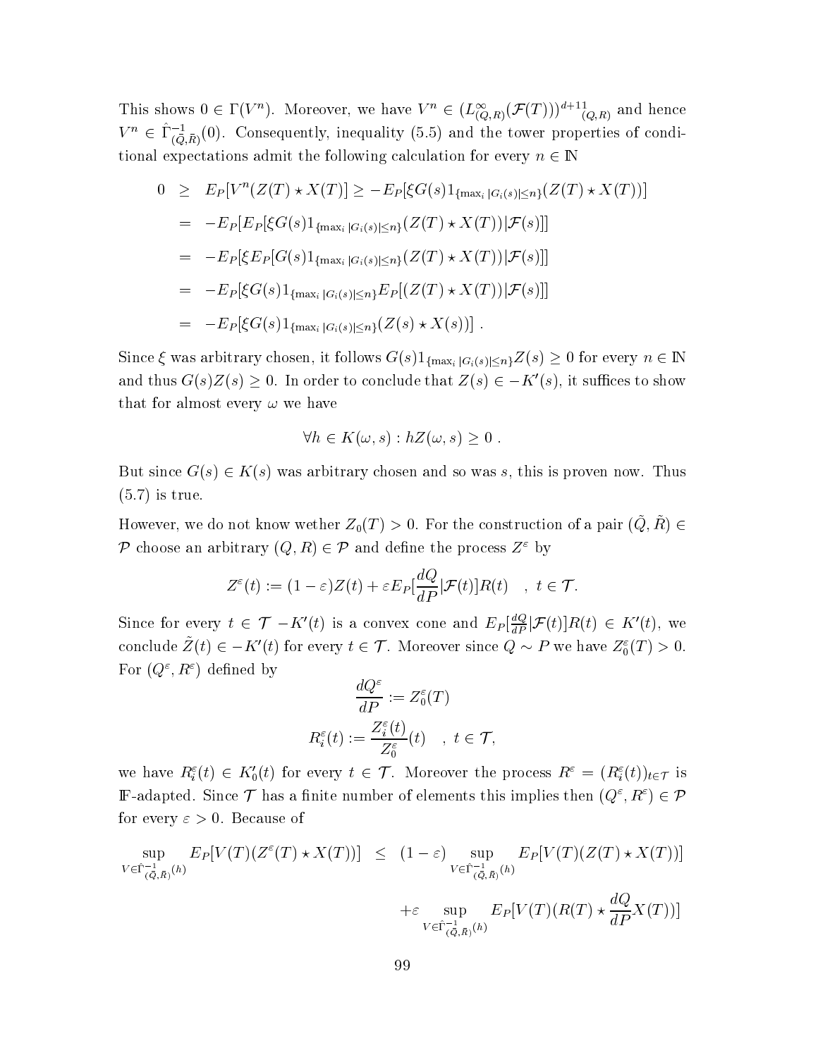This shows $0 \in \Gamma(V^n)$. Moreover, we have $V^n \in (L^\infty_{(Q,R)}(\mathcal{F}(T)))^{d+1}{1}_{(Q,R)}$ and hence $V^n \in \hat{\Gamma}^{-1}_{(\tilde{Q},\tilde{R})}(0)$. Consequently, inequality (5.5) and the tower properties of conditional expectations admit the following calculation for every $n \in \mathbb{N}$

$$
\begin{aligned}
0 &\geq E_P[V^n(Z(T) \star X(T)] \geq -E_P[\xi G(s) 1_{\{\max_i |G_i(s)| \leq n\}}(Z(T) \star X(T))] \\
&= -E_P[E_P[\xi G(s) 1_{\{\max_i |G_i(s)| \leq n\}}(Z(T) \star X(T)) | \mathcal{F}(s)]] \\
&= -E_P[\xi E_P[G(s) 1_{\{\max_i |G_i(s)| \leq n\}}(Z(T) \star X(T)) | \mathcal{F}(s)]] \\
&= -E_P[\xi G(s) 1_{\{\max_i |G_i(s)| \leq n\}} E_P[(Z(T) \star X(T)) | \mathcal{F}(s)]] \\
&= -E_P[\xi G(s) 1_{\{\max_i |G_i(s)| \leq n\}}(Z(s) \star X(s))] \ .
\end{aligned}
$$

Since $\xi$ was arbitrary chosen, it follows $G(s)1_{\{\max_i |G_i(s)| \leq n\}} Z(s) \geq 0$ for every $n \in \mathbb{N}$ and thus $G(s)Z(s) \geq 0$. In order to conclude that $Z(s) \in -K'(s)$, it suffices to show that for almost every $\omega$ we have

$$\forall h \in K(\omega, s) : hZ(\omega, s) \geq 0 \ .$$

But since $G(s) \in K(s)$ was arbitrary chosen and so was $s$, this is proven now. Thus (5.7) is true.

However, we do not know wether $Z_0(T) > 0$. For the construction of a pair $(\tilde{Q}, \tilde{R}) \in \mathcal{P}$ choose an arbitrary $(Q, R) \in \mathcal{P}$ and define the process $Z^\varepsilon$ by

$$Z^\varepsilon(t) := (1 - \varepsilon) Z(t) + \varepsilon E_P[\frac{dQ}{dP} | \mathcal{F}(t)] R(t) \quad , \ t \in \mathcal{T}.$$

Since for every $t \in \mathcal{T}$ $-K'(t)$ is a convex cone and $E_P[\frac{dQ}{dP}|\mathcal{F}(t)]R(t) \in K'(t)$, we conclude $\tilde{Z}(t) \in -K'(t)$ for every $t \in \mathcal{T}$. Moreover since $Q \sim P$ we have $Z_0^\varepsilon(T) > 0$. For $(Q^\varepsilon, R^\varepsilon)$ defined by

$$
\begin{aligned}
\frac{dQ^\varepsilon}{dP} &:= Z_0^\varepsilon(T) \\
R_i^\varepsilon(t) &:= \frac{Z_i^\varepsilon(t)}{Z_0^\varepsilon}(t) \quad , \ t \in \mathcal{T},
\end{aligned}
$$

we have $R_i^\varepsilon(t) \in K_0'(t)$ for every $t \in \mathcal{T}$. Moreover the process $R^\varepsilon = (R_i^\varepsilon(t))_{t \in \mathcal{T}}$ is $\mathbb{F}$-adapted. Since $\mathcal{T}$ has a finite number of elements this implies then $(Q^\varepsilon, R^\varepsilon) \in \mathcal{P}$ for every $\varepsilon > 0$. Because of

$$
\begin{aligned}
\sup_{V \in \hat{\Gamma}^{-1}_{(\tilde{Q},\tilde{R})}(h)} E_P[V(T)(Z^\varepsilon(T) \star X(T))] \ &\leq \ (1 - \varepsilon) \sup_{V \in \hat{\Gamma}^{-1}_{(\tilde{Q},\tilde{R})}(h)} E_P[V(T)(Z(T) \star X(T))] \\
&\quad + \varepsilon \sup_{V \in \hat{\Gamma}^{-1}_{(\tilde{Q},\tilde{R})}(h)} E_P[V(T)(R(T) \star \frac{dQ}{dP} X(T))]
\end{aligned}
$$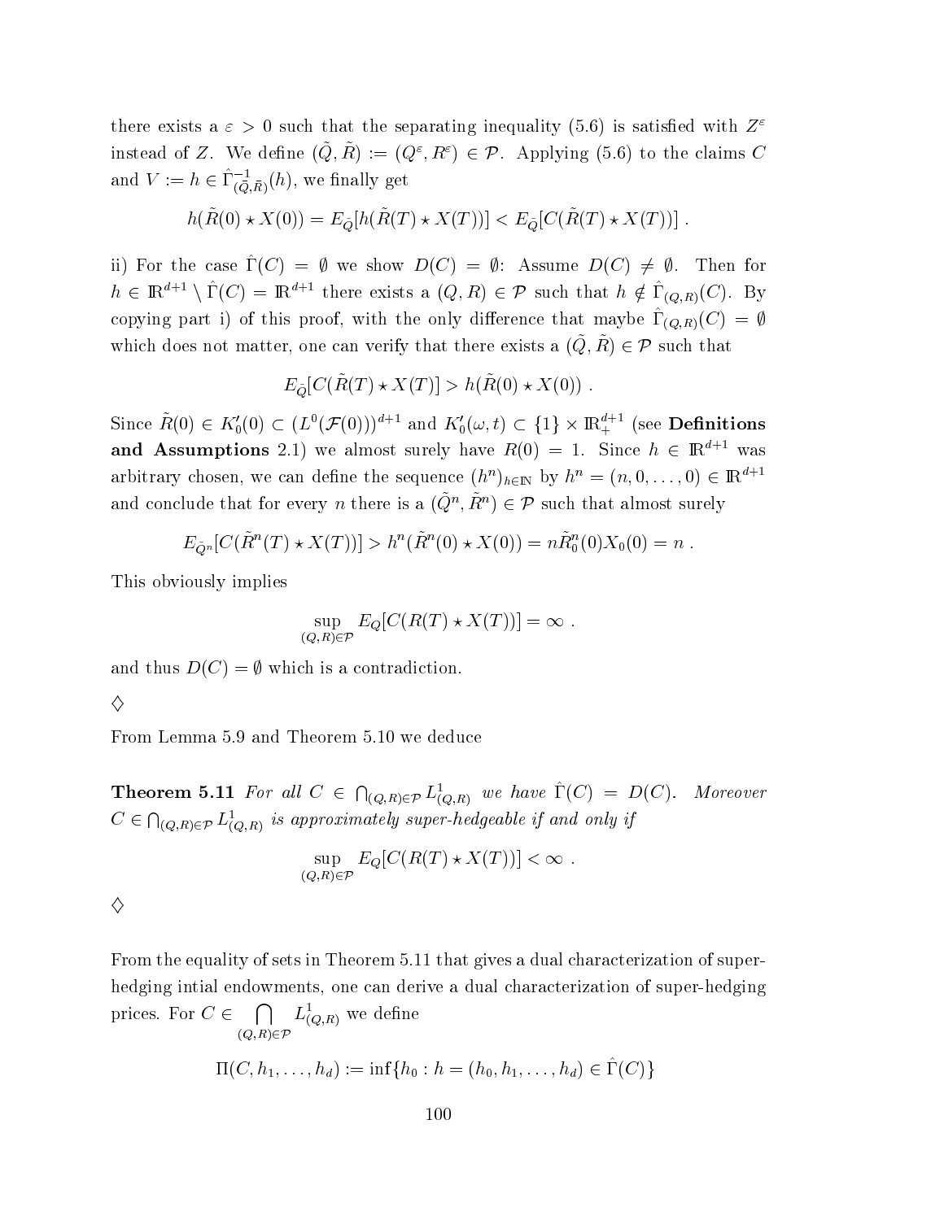there exists a $\varepsilon > 0$ such that the separating inequality (5.6) is satisfied with $Z^\varepsilon$ instead of $Z$. We define $(\tilde{Q}, \tilde{R}) := (Q^\varepsilon, R^\varepsilon) \in \mathcal{P}$. Applying (5.6) to the claims $C$ and $V := h \in \hat{\Gamma}^{-1}_{(\tilde{Q},\tilde{R})}(h)$, we finally get

$$h(\tilde{R}(0) \star X(0)) = E_{\tilde{Q}}[h(\tilde{R}(T) \star X(T))] < E_{\tilde{Q}}[C(\tilde{R}(T) \star X(T))] \ .$$

ii) For the case $\hat{\Gamma}(C) = \emptyset$ we show $D(C) = \emptyset$: Assume $D(C) \neq \emptyset$. Then for $h \in \mathbb{R}^{d+1} \setminus \hat{\Gamma}(C) = \mathbb{R}^{d+1}$ there exists a $(Q, R) \in \mathcal{P}$ such that $h \notin \hat{\Gamma}_{(Q,R)}(C)$. By copying part i) of this proof, with the only difference that maybe $\hat{\Gamma}_{(Q,R)}(C) = \emptyset$ which does not matter, one can verify that there exists a $(\tilde{Q}, \tilde{R}) \in \mathcal{P}$ such that

$$E_{\tilde{Q}}[C(\tilde{R}(T) \star X(T)] > h(\tilde{R}(0) \star X(0)) \ .$$

Since $\tilde{R}(0) \in K'_0(0) \subset (L^0(\mathcal{F}(0)))^{d+1}$ and $K'_0(\omega, t) \subset \{1\} \times \mathbb{R}^{d+1}_+$ (see **Definitions and Assumptions** 2.1) we almost surely have $R(0) = 1$. Since $h \in \mathbb{R}^{d+1}$ was arbitrary chosen, we can define the sequence $(h^n)_{h \in \mathbb{N}}$ by $h^n = (n, 0, \dots, 0) \in \mathbb{R}^{d+1}$ and conclude that for every $n$ there is a $(\tilde{Q}^n, \tilde{R}^n) \in \mathcal{P}$ such that almost surely

$$E_{\tilde{Q}^n}[C(\tilde{R}^n(T) \star X(T))] > h^n(\tilde{R}^n(0) \star X(0)) = n\tilde{R}^n_0(0)X_0(0) = n \ .$$

This obviously implies

$$\sup_{(Q,R) \in \mathcal{P}} E_Q[C(R(T) \star X(T))] = \infty \ .$$

and thus $D(C) = \emptyset$ which is a contradiction.

$\diamondsuit$

From Lemma 5.9 and Theorem 5.10 we deduce

**Theorem 5.11** *For all $C \in \bigcap_{(Q,R) \in \mathcal{P}} L^1_{(Q,R)}$ we have $\hat{\Gamma}(C) = D(C)$. Moreover $C \in \bigcap_{(Q,R) \in \mathcal{P}} L^1_{(Q,R)}$ is approximately super-hedgeable if and only if*

$$\sup_{(Q,R) \in \mathcal{P}} E_Q[C(R(T) \star X(T))] < \infty \ .$$

$\diamondsuit$

From the equality of sets in Theorem 5.11 that gives a dual characterization of super-hedging intial endowments, one can derive a dual characterization of super-hedging prices. For $C \in \bigcap_{(Q,R) \in \mathcal{P}} L^1_{(Q,R)}$ we define

$$\Pi(C, h_1, \dots, h_d) := \inf\{h_0 : h = (h_0, h_1, \dots, h_d) \in \hat{\Gamma}(C)\}$$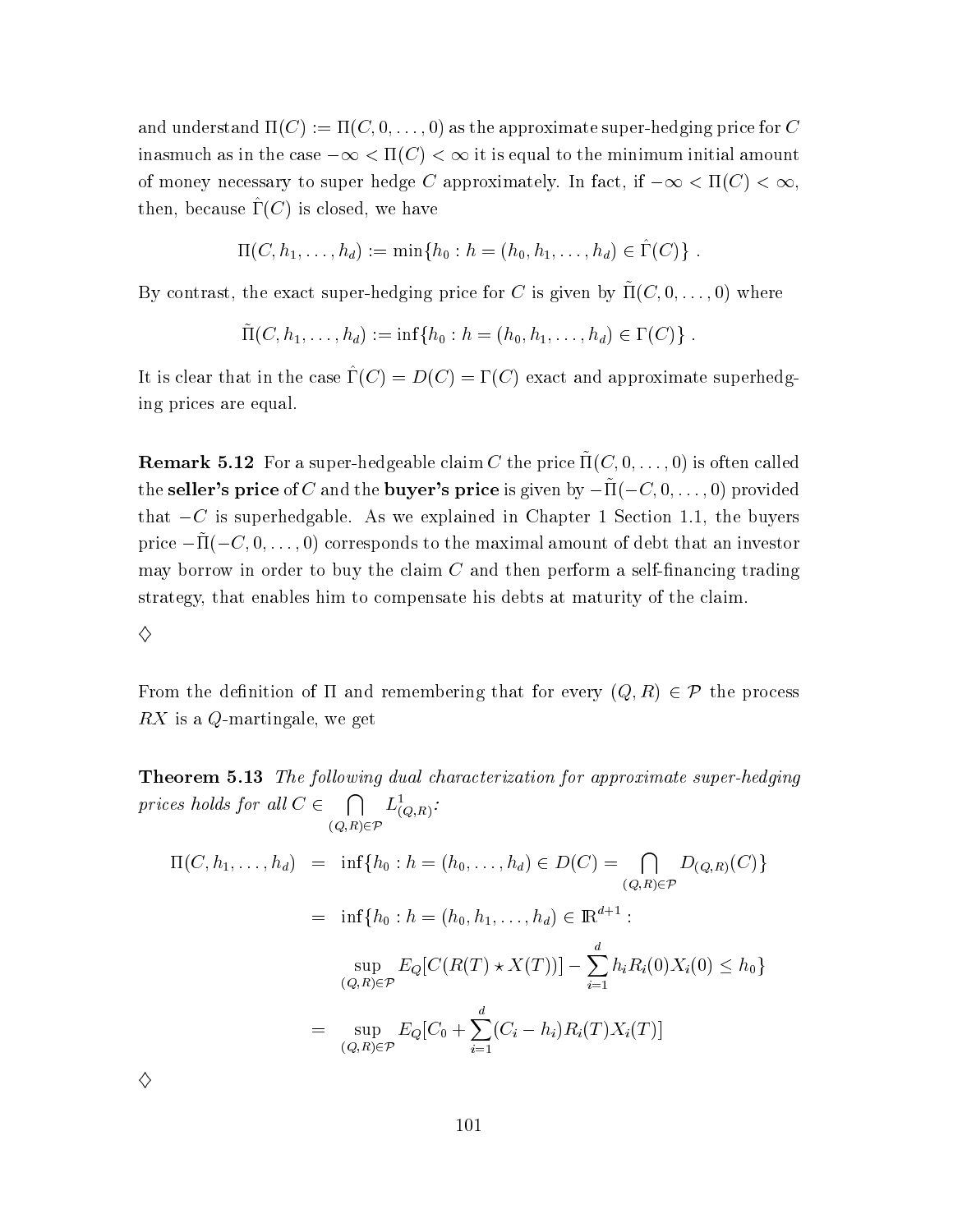and understand $\Pi(C) := \Pi(C, 0, \ldots, 0)$ as the approximate super-hedging price for $C$ inasmuch as in the case $-\infty < \Pi(C) < \infty$ it is equal to the minimum initial amount of money necessary to super hedge $C$ approximately. In fact, if $-\infty < \Pi(C) < \infty$, then, because $\hat{\Gamma}(C)$ is closed, we have

$$\Pi(C, h_1, \ldots, h_d) := \min\{h_0 : h = (h_0, h_1, \ldots, h_d) \in \hat{\Gamma}(C)\} \ .$$

By contrast, the exact super-hedging price for $C$ is given by $\tilde{\Pi}(C, 0, \ldots, 0)$ where

$$\tilde{\Pi}(C, h_1, \ldots, h_d) := \inf\{h_0 : h = (h_0, h_1, \ldots, h_d) \in \Gamma(C)\} \ .$$

It is clear that in the case $\hat{\Gamma}(C) = D(C) = \Gamma(C)$ exact and approximate superhedging prices are equal.

**Remark 5.12** For a super-hedgeable claim $C$ the price $\tilde{\Pi}(C, 0, \ldots, 0)$ is often called the **seller's price** of $C$ and the **buyer's price** is given by $-\tilde{\Pi}(-C, 0, \ldots, 0)$ provided that $-C$ is superhedgable. As we explained in Chapter 1 Section 1.1, the buyers price $-\tilde{\Pi}(-C, 0, \ldots, 0)$ corresponds to the maximal amount of debt that an investor may borrow in order to buy the claim $C$ and then perform a self-financing trading strategy, that enables him to compensate his debts at maturity of the claim.

$\diamondsuit$

From the definition of $\Pi$ and remembering that for every $(Q, R) \in \mathcal{P}$ the process $RX$ is a $Q$-martingale, we get

**Theorem 5.13** *The following dual characterization for approximate super-hedging prices holds for all* $C \in \bigcap_{(Q,R)\in\mathcal{P}} L^1_{(Q,R)}$*:*

$$\begin{aligned}
\Pi(C, h_1, \ldots, h_d) &= \inf\{h_0 : h = (h_0, \ldots, h_d) \in D(C) = \bigcap_{(Q,R)\in\mathcal{P}} D_{(Q,R)}(C)\} \\
&= \inf\{h_0 : h = (h_0, h_1, \ldots, h_d) \in \mathbb{R}^{d+1} : \\
&\qquad \sup_{(Q,R)\in\mathcal{P}} E_Q[C(R(T) \star X(T))] - \sum_{i=1}^{d} h_i R_i(0) X_i(0) \leq h_0\} \\
&= \sup_{(Q,R)\in\mathcal{P}} E_Q[C_0 + \sum_{i=1}^{d} (C_i - h_i) R_i(T) X_i(T)]
\end{aligned}$$

$\diamondsuit$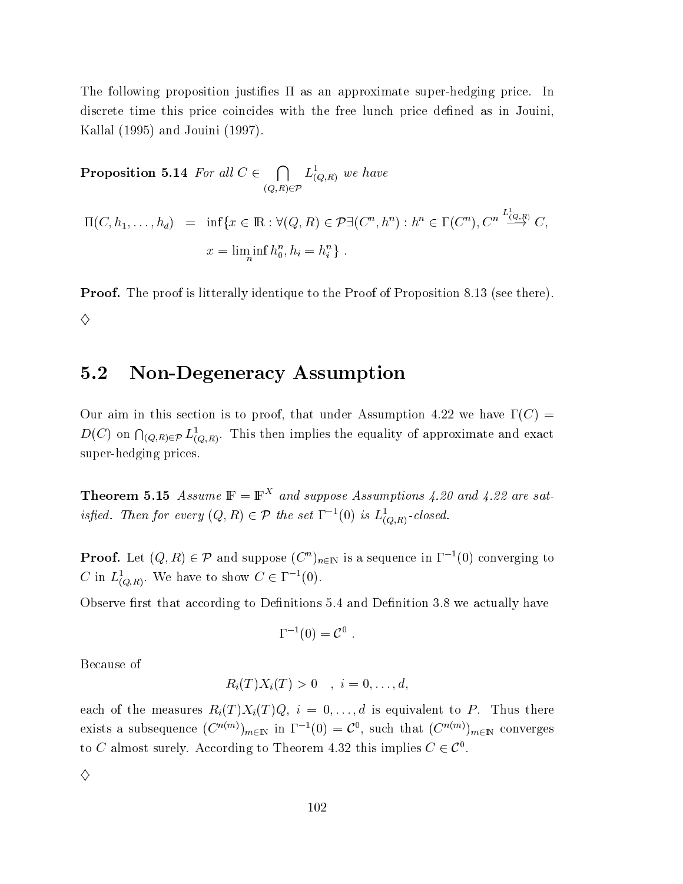The following proposition justifies $\Pi$ as an approximate super-hedging price. In discrete time this price coincides with the free lunch price defined as in Jouini, Kallal (1995) and Jouini (1997).

**Proposition 5.14** *For all* $C \in \bigcap_{(Q,R)\in\mathcal{P}} L^1_{(Q,R)}$ *we have*

$$\begin{aligned}\Pi(C, h_1, \ldots, h_d) &= \inf\{x \in \mathbb{R} : \forall (Q,R) \in \mathcal{P} \exists (C^n, h^n) : h^n \in \Gamma(C^n), C^n \overset{L^1_{(Q,R)}}{\longrightarrow} C, \\ &\qquad x = \liminf_n h^n_0, h_i = h^n_i\} \ .\end{aligned}$$

**Proof.** The proof is litterally identique to the Proof of Proposition 8.13 (see there).

$\diamondsuit$

## 5.2 Non-Degeneracy Assumption

Our aim in this section is to proof, that under Assumption 4.22 we have $\Gamma(C) = D(C)$ on $\bigcap_{(Q,R)\in\mathcal{P}} L^1_{(Q,R)}$. This then implies the equality of approximate and exact super-hedging prices.

**Theorem 5.15** *Assume* $\mathbb{F} = \mathbb{F}^X$ *and suppose Assumptions 4.20 and 4.22 are satisfied. Then for every* $(Q,R) \in \mathcal{P}$ *the set* $\Gamma^{-1}(0)$ *is* $L^1_{(Q,R)}$*-closed.*

**Proof.** Let $(Q,R) \in \mathcal{P}$ and suppose $(C^n)_{n\in\mathbb{N}}$ is a sequence in $\Gamma^{-1}(0)$ converging to $C$ in $L^1_{(Q,R)}$. We have to show $C \in \Gamma^{-1}(0)$.

Observe first that according to Definitions 5.4 and Definition 3.8 we actually have

$$\Gamma^{-1}(0) = \mathcal{C}^0 \ .$$

Because of

$$R_i(T)X_i(T) > 0 \quad , \ i = 0, \ldots, d,$$

each of the measures $R_i(T)X_i(T)Q$, $i = 0, \ldots, d$ is equivalent to $P$. Thus there exists a subsequence $(C^{n(m)})_{m\in\mathbb{N}}$ in $\Gamma^{-1}(0) = \mathcal{C}^0$, such that $(C^{n(m)})_{m\in\mathbb{N}}$ converges to $C$ almost surely. According to Theorem 4.32 this implies $C \in \mathcal{C}^0$.

$\diamondsuit$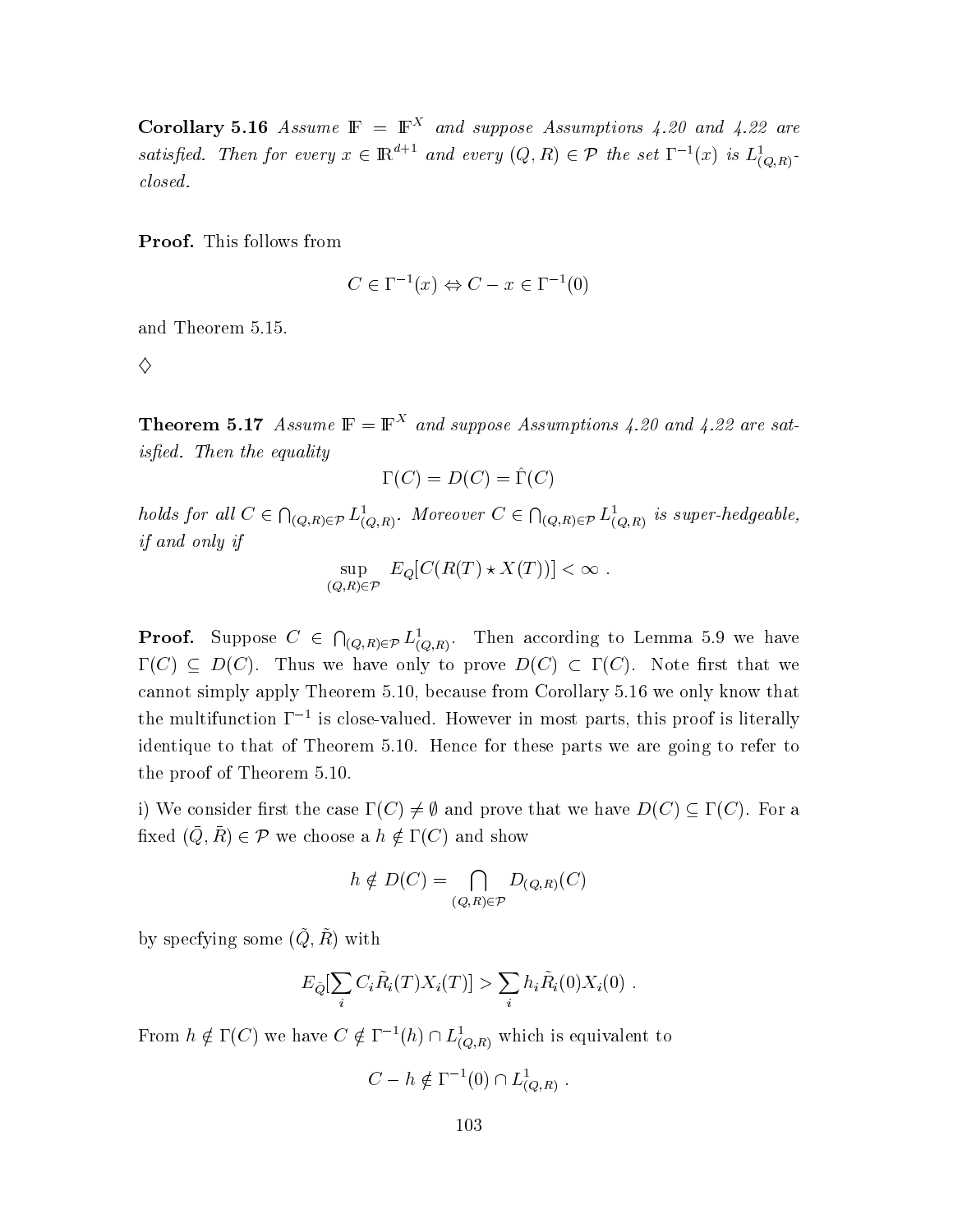**Corollary 5.16** *Assume $\mathbb{F} = \mathbb{F}^X$ and suppose Assumptions 4.20 and 4.22 are satisfied. Then for every $x \in \mathbb{R}^{d+1}$ and every $(Q, R) \in \mathcal{P}$ the set $\Gamma^{-1}(x)$ is $L^1_{(Q,R)}$-closed.*

**Proof.** This follows from

$$C \in \Gamma^{-1}(x) \Leftrightarrow C - x \in \Gamma^{-1}(0)$$

and Theorem 5.15.

$\diamondsuit$

**Theorem 5.17** *Assume $\mathbb{F} = \mathbb{F}^X$ and suppose Assumptions 4.20 and 4.22 are satisfied. Then the equality*

$$\Gamma(C) = D(C) = \hat{\Gamma}(C)$$

*holds for all $C \in \bigcap_{(Q,R)\in\mathcal{P}} L^1_{(Q,R)}$. Moreover $C \in \bigcap_{(Q,R)\in\mathcal{P}} L^1_{(Q,R)}$ is super-hedgeable, if and only if*

$$\sup_{(Q,R)\in\mathcal{P}} E_Q[C(R(T) \star X(T))] < \infty \ .$$

**Proof.** Suppose $C \in \bigcap_{(Q,R)\in\mathcal{P}} L^1_{(Q,R)}$. Then according to Lemma 5.9 we have $\Gamma(C) \subseteq D(C)$. Thus we have only to prove $D(C) \subset \Gamma(C)$. Note first that we cannot simply apply Theorem 5.10, because from Corollary 5.16 we only know that the multifunction $\Gamma^{-1}$ is close-valued. However in most parts, this proof is literally identique to that of Theorem 5.10. Hence for these parts we are going to refer to the proof of Theorem 5.10.

i) We consider first the case $\Gamma(C) \neq \emptyset$ and prove that we have $D(C) \subseteq \Gamma(C)$. For a fixed $(\bar{Q}, \bar{R}) \in \mathcal{P}$ we choose a $h \notin \Gamma(C)$ and show

$$h \notin D(C) = \bigcap_{(Q,R)\in\mathcal{P}} D_{(Q,R)}(C)$$

by specfying some $(\tilde{Q}, \tilde{R})$ with

$$E_{\tilde{Q}}[\sum_i C_i \tilde{R}_i(T) X_i(T)] > \sum_i h_i \tilde{R}_i(0) X_i(0) \ .$$

From $h \notin \Gamma(C)$ we have $C \notin \Gamma^{-1}(h) \cap L^1_{(Q,R)}$ which is equivalent to

$$C - h \notin \Gamma^{-1}(0) \cap L^1_{(Q,R)} \ .$$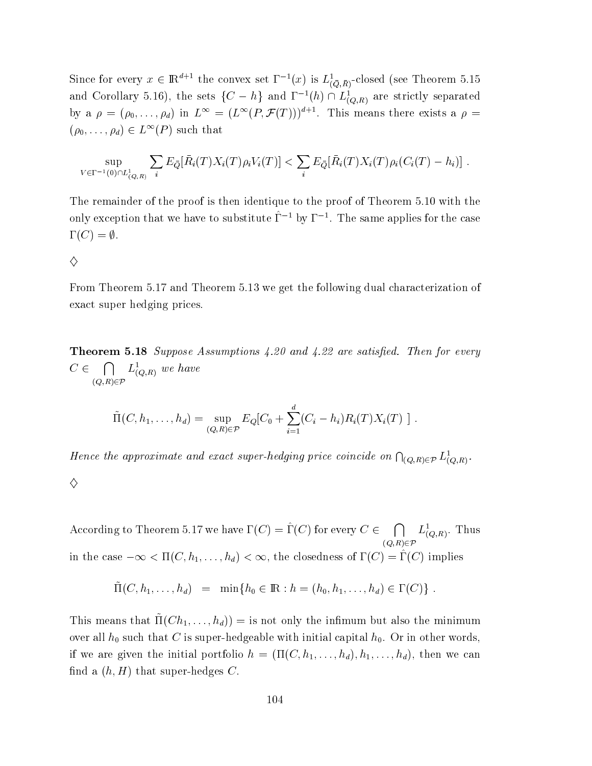Since for every $x \in \mathbb{R}^{d+1}$ the convex set $\Gamma^{-1}(x)$ is $L^1_{(\bar{Q},\bar{R})}$-closed (see Theorem 5.15 and Corollary 5.16), the sets $\{C - h\}$ and $\Gamma^{-1}(h) \cap L^1_{(Q,R)}$ are strictly separated by a $\rho = (\rho_0, \ldots, \rho_d)$ in $L^\infty = (L^\infty(P, \mathcal{F}(T)))^{d+1}$. This means there exists a $\rho = (\rho_0, \ldots, \rho_d) \in L^\infty(P)$ such that

$$\sup_{V \in \Gamma^{-1}(0) \cap L^1_{(Q,R)}} \sum_i E_{\bar{Q}}[\bar{R}_i(T) X_i(T) \rho_i V_i(T)] < \sum_i E_{\bar{Q}}[\bar{R}_i(T) X_i(T) \rho_i (C_i(T) - h_i)] \ .$$

The remainder of the proof is then identique to the proof of Theorem 5.10 with the only exception that we have to substitute $\hat{\Gamma}^{-1}$ by $\Gamma^{-1}$. The same applies for the case $\Gamma(C) = \emptyset$.

$\diamondsuit$

From Theorem 5.17 and Theorem 5.13 we get the following dual characterization of exact super hedging prices.

**Theorem 5.18** *Suppose Assumptions 4.20 and 4.22 are satisfied. Then for every* $C \in \bigcap_{(Q,R) \in \mathcal{P}} L^1_{(Q,R)}$ *we have*

$$\tilde{\Pi}(C, h_1, \ldots, h_d) = \sup_{(Q,R) \in \mathcal{P}} E_Q[C_0 + \sum_{i=1}^{d} (C_i - h_i) R_i(T) X_i(T) \ ] \ .$$

*Hence the approximate and exact super-hedging price coincide on* $\bigcap_{(Q,R) \in \mathcal{P}} L^1_{(Q,R)}$.

$\diamondsuit$

According to Theorem 5.17 we have $\Gamma(C) = \hat{\Gamma}(C)$ for every $C \in \bigcap_{(Q,R) \in \mathcal{P}} L^1_{(Q,R)}$. Thus in the case $-\infty < \Pi(C, h_1, \ldots, h_d) < \infty$, the closedness of $\Gamma(C) = \hat{\Gamma}(C)$ implies

$$\tilde{\Pi}(C, h_1, \ldots, h_d) \quad = \quad \min\{h_0 \in \mathbb{R} : h = (h_0, h_1, \ldots, h_d) \in \Gamma(C)\} \ .$$

This means that $\tilde{\Pi}(Ch_1, \ldots, h_d)) =$ is not only the infimum but also the minimum over all $h_0$ such that $C$ is super-hedgeable with initial capital $h_0$. Or in other words, if we are given the initial portfolio $h = (\Pi(C, h_1, \ldots, h_d), h_1, \ldots, h_d)$, then we can find a $(h, H)$ that super-hedges $C$.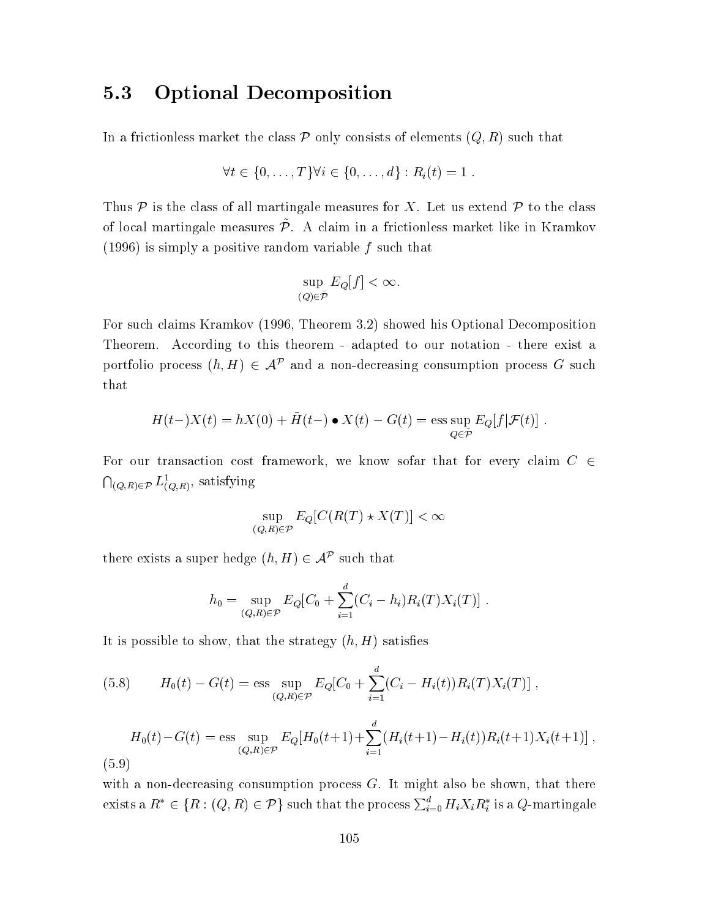## 5.3 Optional Decomposition

In a frictionless market the class $\mathcal{P}$ only consists of elements $(Q, R)$ such that

$$\forall t \in \{0, \ldots, T\} \forall i \in \{0, \ldots, d\} : R_i(t) = 1 \ .$$

Thus $\mathcal{P}$ is the class of all martingale measures for $X$. Let us extend $\mathcal{P}$ to the class of local martingale measures $\tilde{\mathcal{P}}$. A claim in a frictionless market like in Kramkov (1996) is simply a positive random variable $f$ such that

$$\sup_{(Q) \in \tilde{\mathcal{P}}} E_Q[f] < \infty.$$

For such claims Kramkov (1996, Theorem 3.2) showed his Optional Decomposition Theorem. According to this theorem - adapted to our notation - there exist a portfolio process $(h, H) \in \mathcal{A}^{\mathcal{P}}$ and a non-decreasing consumption process $G$ such that

$$H(t-)X(t) = hX(0) + \bar{H}(t-) \bullet X(t) - G(t) = \operatorname{ess\,sup}_{Q \in \tilde{\mathcal{P}}} E_Q[f|\mathcal{F}(t)] \ .$$

For our transaction cost framework, we know sofar that for every claim $C \in \bigcap_{(Q,R) \in \mathcal{P}} L^1_{(Q,R)}$, satisfying

$$\sup_{(Q,R) \in \mathcal{P}} E_Q[C(R(T) \star X(T)] < \infty$$

there exists a super hedge $(h, H) \in \mathcal{A}^{\mathcal{P}}$ such that

$$h_0 = \sup_{(Q,R) \in \mathcal{P}} E_Q[C_0 + \sum_{i=1}^{d} (C_i - h_i) R_i(T) X_i(T)] \ .$$

It is possible to show, that the strategy $(h, H)$ satisfies

$$H_0(t) - G(t) = \operatorname{ess} \sup_{(Q,R) \in \mathcal{P}} E_Q[C_0 + \sum_{i=1}^{d} (C_i - H_i(t)) R_i(T) X_i(T)] \ , \tag{5.8}$$

$$H_0(t) - G(t) = \operatorname{ess} \sup_{(Q,R) \in \mathcal{P}} E_Q[H_0(t+1) + \sum_{i=1}^{d} (H_i(t+1) - H_i(t)) R_i(t+1) X_i(t+1)] \ , \tag{5.9}$$

with a non-decreasing consumption process $G$. It might also be shown, that there exists a $R^* \in \{R : (Q, R) \in \mathcal{P}\}$ such that the process $\sum_{i=0}^{d} H_i X_i R_i^*$ is a $Q$-martingale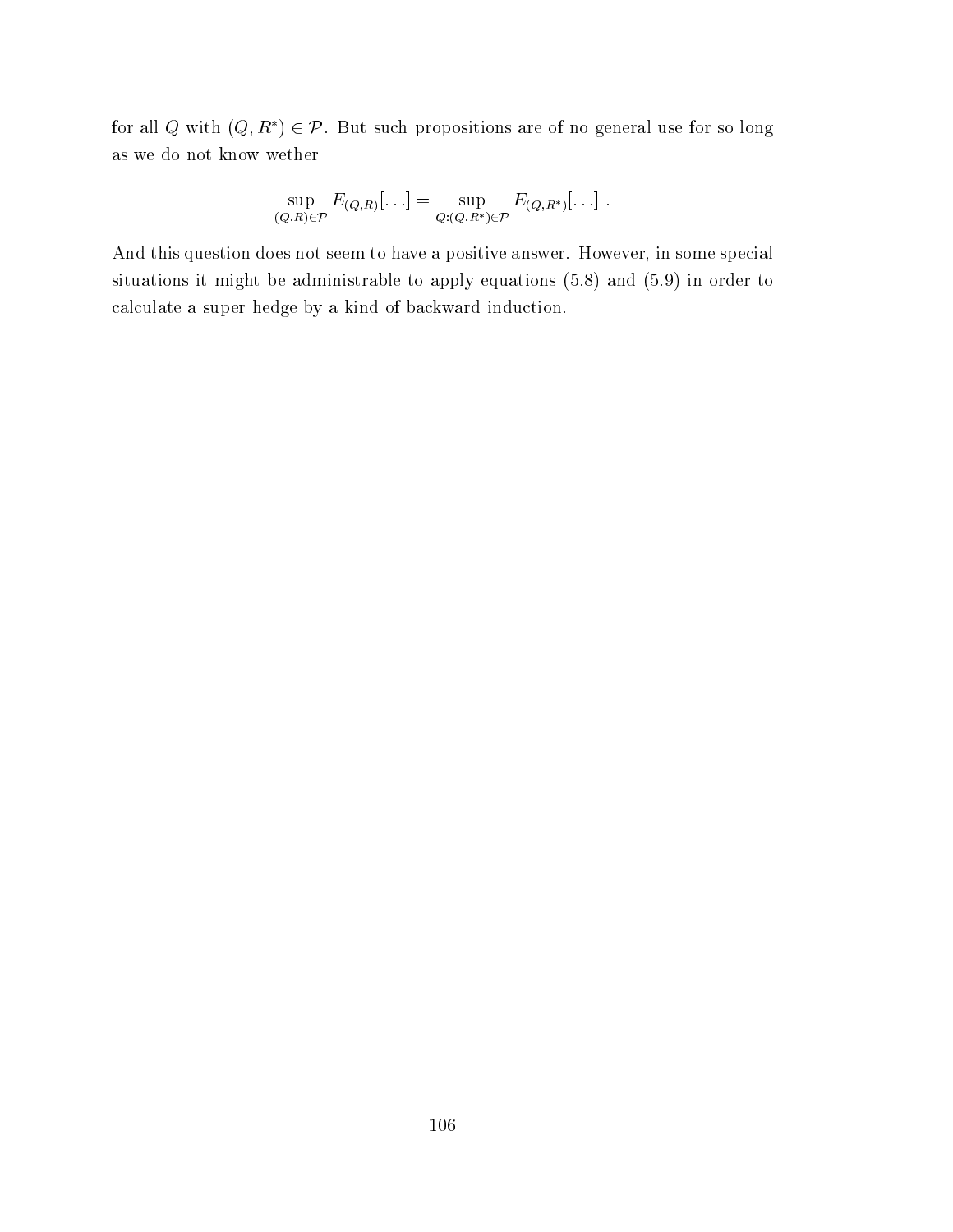for all $Q$ with $(Q, R^*) \in \mathcal{P}$. But such propositions are of no general use for so long as we do not know wether

$$\sup_{(Q,R)\in\mathcal{P}} E_{(Q,R)}[\ldots] = \sup_{Q:(Q,R^*)\in\mathcal{P}} E_{(Q,R^*)}[\ldots] \ .$$

And this question does not seem to have a positive answer. However, in some special situations it might be administrable to apply equations (5.8) and (5.9) in order to calculate a super hedge by a kind of backward induction.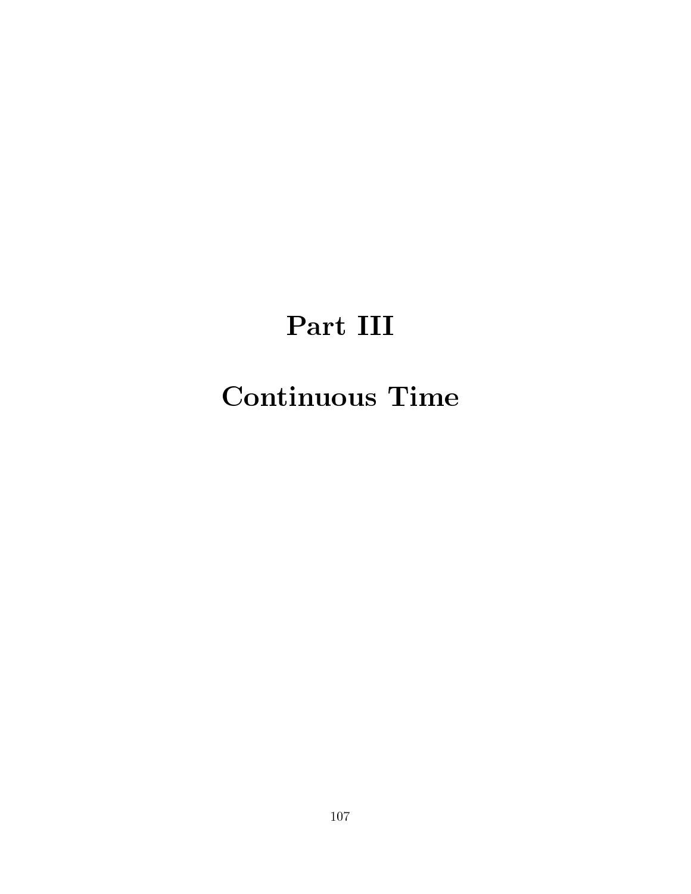# Part III

# Continuous Time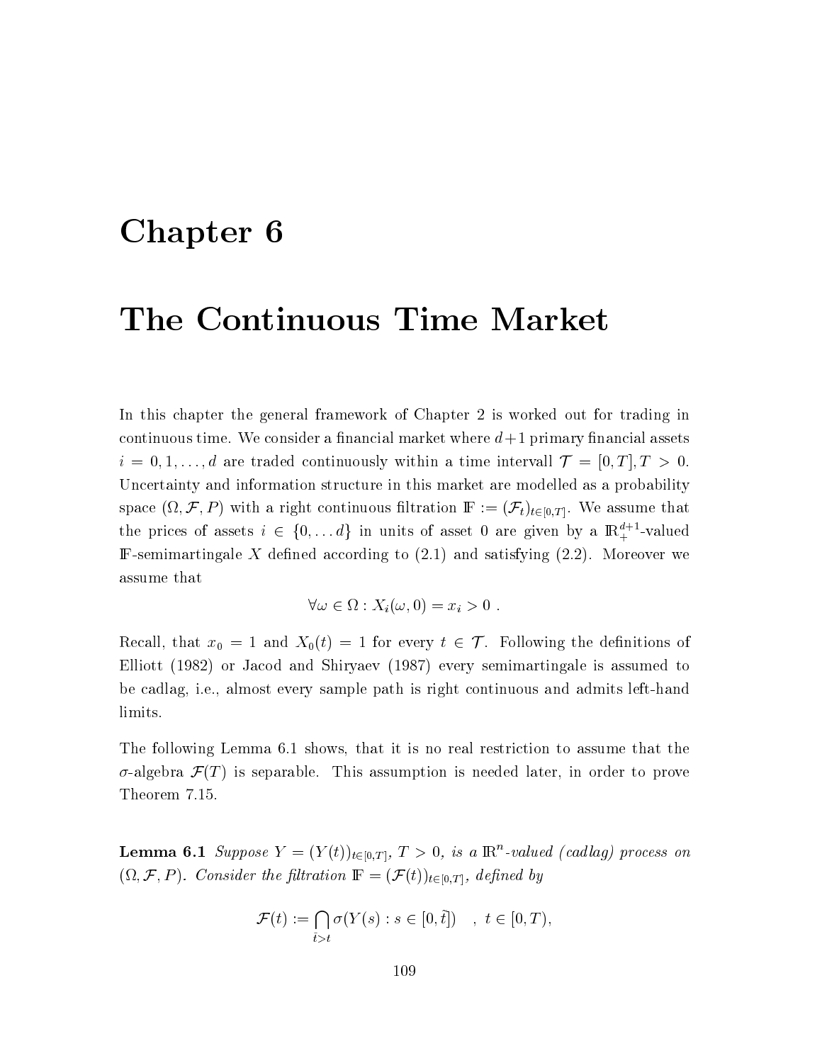# Chapter 6

# The Continuous Time Market

In this chapter the general framework of Chapter 2 is worked out for trading in continuous time. We consider a financial market where $d+1$ primary financial assets $i = 0, 1, \ldots, d$ are traded continuously within a time intervall $\mathcal{T} = [0, T], T > 0$. Uncertainty and information structure in this market are modelled as a probability space $(\Omega, \mathcal{F}, P)$ with a right continuous filtration $\mathbb{F} := (\mathcal{F}_t)_{t \in [0,T]}$. We assume that the prices of assets $i \in \{0, \ldots d\}$ in units of asset 0 are given by a $\mathbb{R}_+^{d+1}$-valued $\mathbb{F}$-semimartingale $X$ defined according to (2.1) and satisfying (2.2). Moreover we assume that

$$\forall \omega \in \Omega : X_i(\omega, 0) = x_i > 0 \ .$$

Recall, that $x_0 = 1$ and $X_0(t) = 1$ for every $t \in \mathcal{T}$. Following the definitions of Elliott (1982) or Jacod and Shiryaev (1987) every semimartingale is assumed to be cadlag, i.e., almost every sample path is right continuous and admits left-hand limits.

The following Lemma 6.1 shows, that it is no real restriction to assume that the $\sigma$-algebra $\mathcal{F}(T)$ is separable. This assumption is needed later, in order to prove Theorem 7.15.

**Lemma 6.1** *Suppose $Y = (Y(t))_{t \in [0,T]}$, $T > 0$, is a $\mathbb{R}^n$-valued (cadlag) process on $(\Omega, \mathcal{F}, P)$. Consider the filtration $\mathbb{F} = (\mathcal{F}(t))_{t \in [0,T]}$, defined by*

$$\mathcal{F}(t) := \bigcap_{\tilde{t} > t} \sigma(Y(s) : s \in [0, \tilde{t}]) \quad , \ t \in [0, T),$$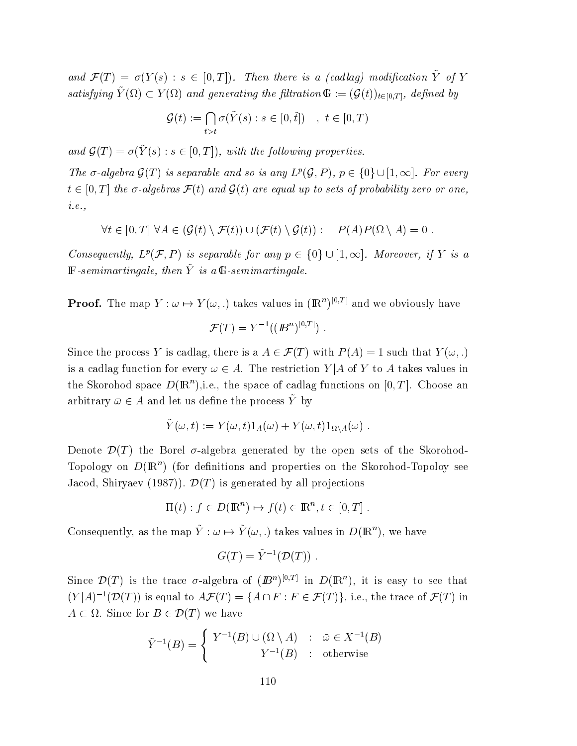*and $\mathcal{F}(T) = \sigma(Y(s) : s \in [0,T])$. Then there is a (cadlag) modification $\tilde{Y}$ of $Y$ satisfying $\tilde{Y}(\Omega) \subset Y(\Omega)$ and generating the filtration $\mathbb{G} := (\mathcal{G}(t))_{t\in[0,T]}$, defined by*

$$\mathcal{G}(t) := \bigcap_{\tilde{t}>t} \sigma(\tilde{Y}(s) : s \in [0,\tilde{t}]) \quad , \ t \in [0,T)$$

*and $\mathcal{G}(T) = \sigma(\tilde{Y}(s) : s \in [0,T])$, with the following properties.*

*The $\sigma$-algebra $\mathcal{G}(T)$ is separable and so is any $L^p(\mathcal{G}, P)$, $p \in \{0\} \cup [1,\infty]$. For every $t \in [0,T]$ the $\sigma$-algebras $\mathcal{F}(t)$ and $\mathcal{G}(t)$ are equal up to sets of probability zero or one, i.e.,*

$$\forall t \in [0,T] \ \forall A \in (\mathcal{G}(t) \setminus \mathcal{F}(t)) \cup (\mathcal{F}(t) \setminus \mathcal{G}(t)) : \quad P(A)P(\Omega \setminus A) = 0 \ .$$

*Consequently, $L^p(\mathcal{F}, P)$ is separable for any $p \in \{0\} \cup [1,\infty]$. Moreover, if $Y$ is a $\mathbb{F}$-semimartingale, then $\tilde{Y}$ is a $\mathbb{G}$-semimartingale.*

**Proof.** The map $Y : \omega \mapsto Y(\omega, .)$ takes values in $(\mathbb{R}^n)^{[0,T]}$ and we obviously have

$$\mathcal{F}(T) = Y^{-1}((\mathbb{B}^n)^{[0,T]}) \ .$$

Since the process $Y$ is cadlag, there is a $A \in \mathcal{F}(T)$ with $P(A) = 1$ such that $Y(\omega, .)$ is a cadlag function for every $\omega \in A$. The restriction $Y|A$ of $Y$ to $A$ takes values in the Skorohod space $D(\mathbb{R}^n)$,i.e., the space of cadlag functions on $[0,T]$. Choose an arbitrary $\bar{\omega} \in A$ and let us define the process $\tilde{Y}$ by

$$\tilde{Y}(\omega, t) := Y(\omega, t)1_A(\omega) + Y(\bar{\omega}, t)1_{\Omega\setminus A}(\omega) \ .$$

Denote $\mathcal{D}(T)$ the Borel $\sigma$-algebra generated by the open sets of the Skorohod-Topology on $D(\mathbb{R}^n)$ (for definitions and properties on the Skorohod-Topoloy see Jacod, Shiryaev (1987)). $\mathcal{D}(T)$ is generated by all projections

$$\Pi(t) : f \in D(\mathbb{R}^n) \mapsto f(t) \in \mathbb{R}^n, t \in [0,T] \ .$$

Consequently, as the map $\tilde{Y} : \omega \mapsto \tilde{Y}(\omega, .)$ takes values in $D(\mathbb{R}^n)$, we have

$$G(T) = \tilde{Y}^{-1}(\mathcal{D}(T)) \ .$$

Since $\mathcal{D}(T)$ is the trace $\sigma$-algebra of $(\mathbb{B}^n)^{[0,T]}$ in $D(\mathbb{R}^n)$, it is easy to see that $(Y|A)^{-1}(\mathcal{D}(T))$ is equal to $A\mathcal{F}(T) = \{A \cap F : F \in \mathcal{F}(T)\}$, i.e., the trace of $\mathcal{F}(T)$ in $A \subset \Omega$. Since for $B \in \mathcal{D}(T)$ we have

$$\tilde{Y}^{-1}(B) = \begin{cases} Y^{-1}(B) \cup (\Omega \setminus A) & : \ \bar{\omega} \in X^{-1}(B) \\ Y^{-1}(B) & : \ \text{otherwise} \end{cases}$$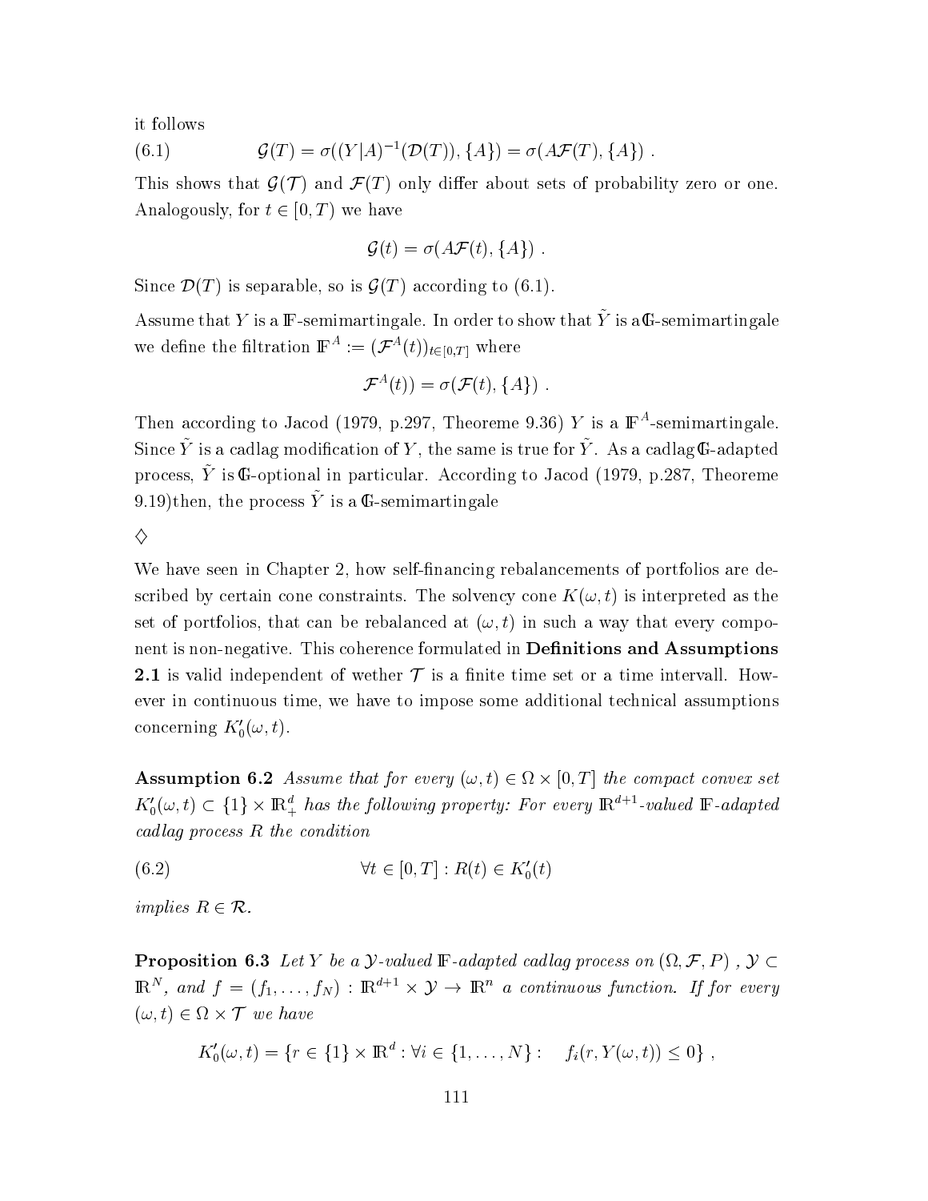it follows

$$\mathcal{G}(T) = \sigma((Y|A)^{-1}(\mathcal{D}(T)), \{A\}) = \sigma(A\mathcal{F}(T), \{A\}) \ . \tag{6.1}$$

This shows that $\mathcal{G}(\mathcal{T})$ and $\mathcal{F}(T)$ only differ about sets of probability zero or one. Analogously, for $t \in [0,T)$ we have

$$\mathcal{G}(t) = \sigma(A\mathcal{F}(t), \{A\}) \ .$$

Since $\mathcal{D}(T)$ is separable, so is $\mathcal{G}(T)$ according to (6.1).

Assume that $Y$ is a $\mathbb{F}$-semimartingale. In order to show that $\tilde{Y}$ is a $\mathbb{G}$-semimartingale we define the filtration $\mathbb{F}^A := (\mathcal{F}^A(t))_{t\in[0,T]}$ where

$$\mathcal{F}^A(t)) = \sigma(\mathcal{F}(t), \{A\}) \ .$$

Then according to Jacod (1979, p.297, Theoreme 9.36) $Y$ is a $\mathbb{F}^A$-semimartingale. Since $\tilde{Y}$ is a cadlag modification of $Y$, the same is true for $\tilde{Y}$. As a cadlag $\mathbb{G}$-adapted process, $\tilde{Y}$ is $\mathbb{G}$-optional in particular. According to Jacod (1979, p.287, Theoreme 9.19)then, the process $\tilde{Y}$ is a $\mathbb{G}$-semimartingale

$\diamondsuit$

We have seen in Chapter 2, how self-financing rebalancements of portfolios are described by certain cone constraints. The solvency cone $K(\omega, t)$ is interpreted as the set of portfolios, that can be rebalanced at $(\omega, t)$ in such a way that every component is non-negative. This coherence formulated in **Definitions and Assumptions 2.1** is valid independent of wether $\mathcal{T}$ is a finite time set or a time intervall. However in continuous time, we have to impose some additional technical assumptions concerning $K_0'(\omega, t)$.

**Assumption 6.2** *Assume that for every $(\omega, t) \in \Omega \times [0,T]$ the compact convex set $K_0'(\omega, t) \subset \{1\} \times \mathbb{R}_+^d$ has the following property: For every $\mathbb{R}^{d+1}$-valued $\mathbb{F}$-adapted cadlag process $R$ the condition*

$$\forall t \in [0,T] : R(t) \in K_0'(t) \tag{6.2}$$

*implies $R \in \mathcal{R}$.*

**Proposition 6.3** *Let $Y$ be a $\mathcal{Y}$-valued $\mathbb{F}$-adapted cadlag process on $(\Omega, \mathcal{F}, P)$ , $\mathcal{Y} \subset \mathbb{R}^N$, and $f = (f_1, \ldots, f_N) : \mathbb{R}^{d+1} \times \mathcal{Y} \to \mathbb{R}^n$ a continuous function. If for every $(\omega, t) \in \Omega \times \mathcal{T}$ we have*

$$K_0'(\omega, t) = \{r \in \{1\} \times \mathbb{R}^d : \forall i \in \{1, \ldots, N\} : \quad f_i(r, Y(\omega, t)) \leq 0\} \ ,$$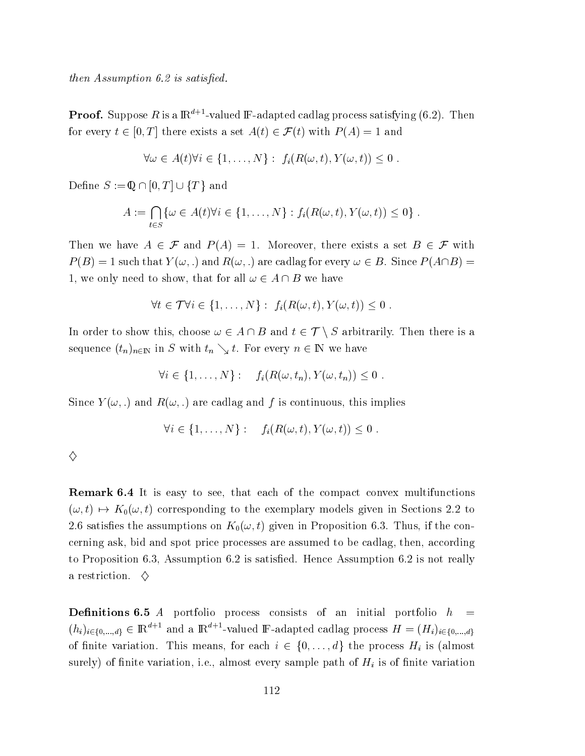*then Assumption 6.2 is satisfied.*

**Proof.** Suppose $R$ is a $\mathbb{R}^{d+1}$-valued $\mathbb{F}$-adapted cadlag process satisfying (6.2). Then for every $t \in [0,T]$ there exists a set $A(t) \in \mathcal{F}(t)$ with $P(A) = 1$ and

$$\forall \omega \in A(t) \forall i \in \{1,\ldots,N\} : \; f_i(R(\omega,t), Y(\omega,t)) \leq 0 \; .$$

Define $S := \mathbb{Q} \cap [0,T] \cup \{T\}$ and

$$A := \bigcap_{t \in S} \{\omega \in A(t) \forall i \in \{1,\ldots,N\} : f_i(R(\omega,t), Y(\omega,t)) \leq 0\} \; .$$

Then we have $A \in \mathcal{F}$ and $P(A) = 1$. Moreover, there exists a set $B \in \mathcal{F}$ with $P(B) = 1$ such that $Y(\omega,.)$ and $R(\omega,.)$ are cadlag for every $\omega \in B$. Since $P(A \cap B) = 1$, we only need to show, that for all $\omega \in A \cap B$ we have

$$\forall t \in \mathcal{T} \forall i \in \{1,\ldots,N\} : \; f_i(R(\omega,t), Y(\omega,t)) \leq 0 \; .$$

In order to show this, choose $\omega \in A \cap B$ and $t \in \mathcal{T} \setminus S$ arbitrarily. Then there is a sequence $(t_n)_{n \in \mathbb{N}}$ in $S$ with $t_n \searrow t$. For every $n \in \mathbb{N}$ we have

$$\forall i \in \{1,\ldots,N\} : \quad f_i(R(\omega,t_n), Y(\omega,t_n)) \leq 0 \; .$$

Since $Y(\omega,.)$ and $R(\omega,.)$ are cadlag and $f$ is continuous, this implies

$$\forall i \in \{1,\ldots,N\} : \quad f_i(R(\omega,t), Y(\omega,t)) \leq 0 \; .$$

$\diamondsuit$

**Remark 6.4** It is easy to see, that each of the compact convex multifunctions $(\omega,t) \mapsto K_0(\omega,t)$ corresponding to the exemplary models given in Sections 2.2 to 2.6 satisfies the assumptions on $K_0(\omega,t)$ given in Proposition 6.3. Thus, if the concerning ask, bid and spot price processes are assumed to be cadlag, then, according to Proposition 6.3, Assumption 6.2 is satisfied. Hence Assumption 6.2 is not really a restriction. $\diamondsuit$

**Definitions 6.5** *A* portfolio process consists of an initial portfolio $h = (h_i)_{i \in \{0,\ldots,d\}} \in \mathbb{R}^{d+1}$ and a $\mathbb{R}^{d+1}$-valued $\mathbb{F}$-adapted cadlag process $H = (H_i)_{i \in \{0,\ldots,d\}}$ of finite variation. This means, for each $i \in \{0,\ldots,d\}$ the process $H_i$ is (almost surely) of finite variation, i.e., almost every sample path of $H_i$ is of finite variation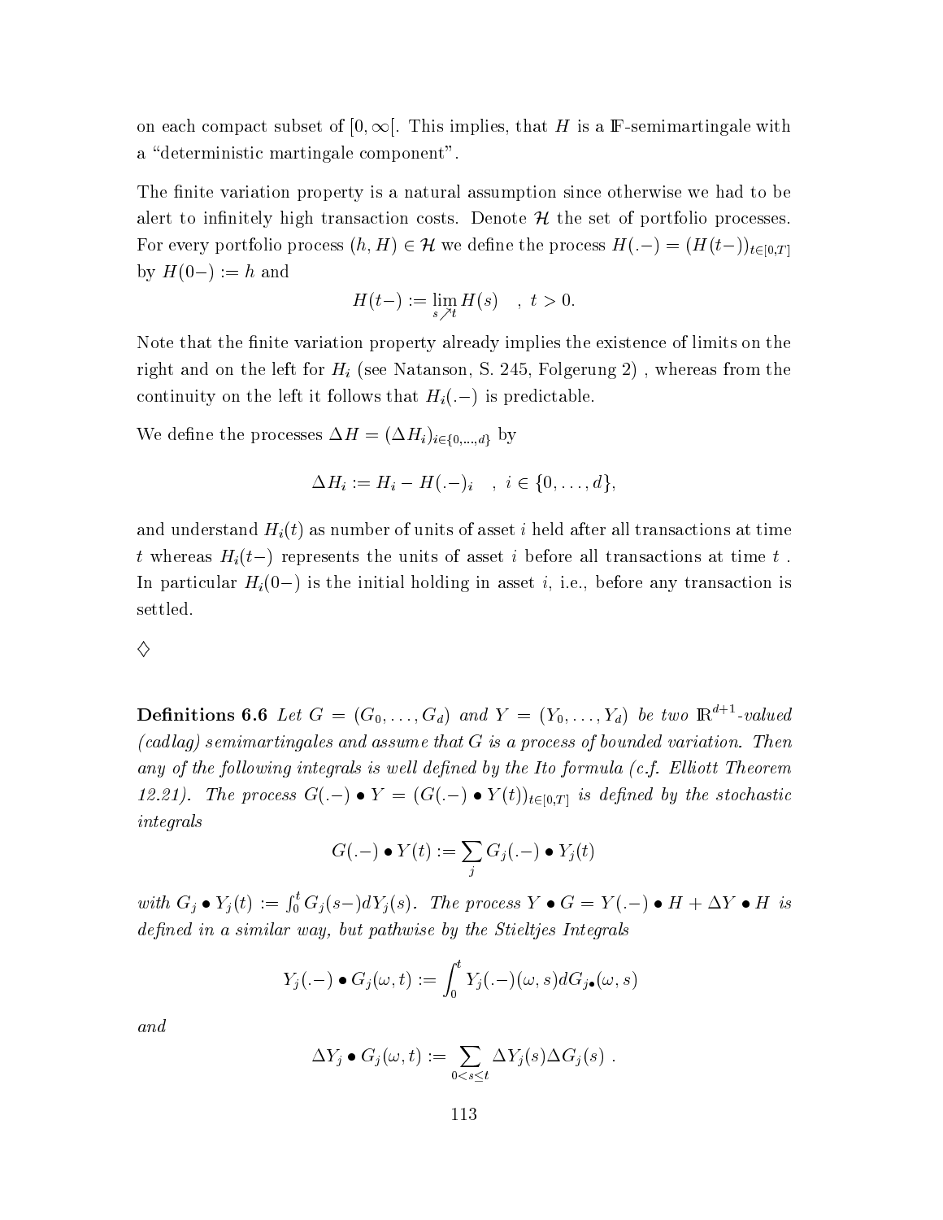on each compact subset of $[0, \infty[$. This implies, that $H$ is a $\mathbb{F}$-semimartingale with a "deterministic martingale component".

The finite variation property is a natural assumption since otherwise we had to be alert to infinitely high transaction costs. Denote $\mathcal{H}$ the set of portfolio processes. For every portfolio process $(h, H) \in \mathcal{H}$ we define the process $H(.-) = (H(t-))_{t \in [0,T]}$ by $H(0-) := h$ and

$$H(t-) := \lim_{s \nearrow t} H(s) \quad , \; t > 0.$$

Note that the finite variation property already implies the existence of limits on the right and on the left for $H_i$ (see Natanson, S. 245, Folgerung 2) , whereas from the continuity on the left it follows that $H_i(.-)$ is predictable.

We define the processes $\Delta H = (\Delta H_i)_{i \in \{0,\dots,d\}}$ by

$$\Delta H_i := H_i - H(.-)_i \quad , \; i \in \{0, \dots, d\},$$

and understand $H_i(t)$ as number of units of asset $i$ held after all transactions at time $t$ whereas $H_i(t-)$ represents the units of asset $i$ before all transactions at time $t$ . In particular $H_i(0-)$ is the initial holding in asset $i$, i.e., before any transaction is settled.

$\diamondsuit$

**Definitions 6.6** *Let $G = (G_0, \dots, G_d)$ and $Y = (Y_0, \dots, Y_d)$ be two $\mathbb{R}^{d+1}$-valued (cadlag) semimartingales and assume that $G$ is a process of bounded variation. Then any of the following integrals is well defined by the Ito formula (c.f. Elliott Theorem 12.21). The process $G(.-) \bullet Y = (G(.-) \bullet Y(t))_{t \in [0,T]}$ is defined by the stochastic integrals*

$$G(.-) \bullet Y(t) := \sum_j G_j(.-) \bullet Y_j(t)$$

*with $G_j \bullet Y_j(t) := \int_0^t G_j(s-) dY_j(s)$. The process $Y \bullet G = Y(.-) \bullet H + \Delta Y \bullet H$ is defined in a similar way, but pathwise by the Stieltjes Integrals*

$$Y_j(.-) \bullet G_j(\omega, t) := \int_0^t Y_j(.-)(\omega, s) dG_{j\bullet}(\omega, s)$$

*and*

$$\Delta Y_j \bullet G_j(\omega, t) := \sum_{0 < s \leq t} \Delta Y_j(s) \Delta G_j(s) \; .$$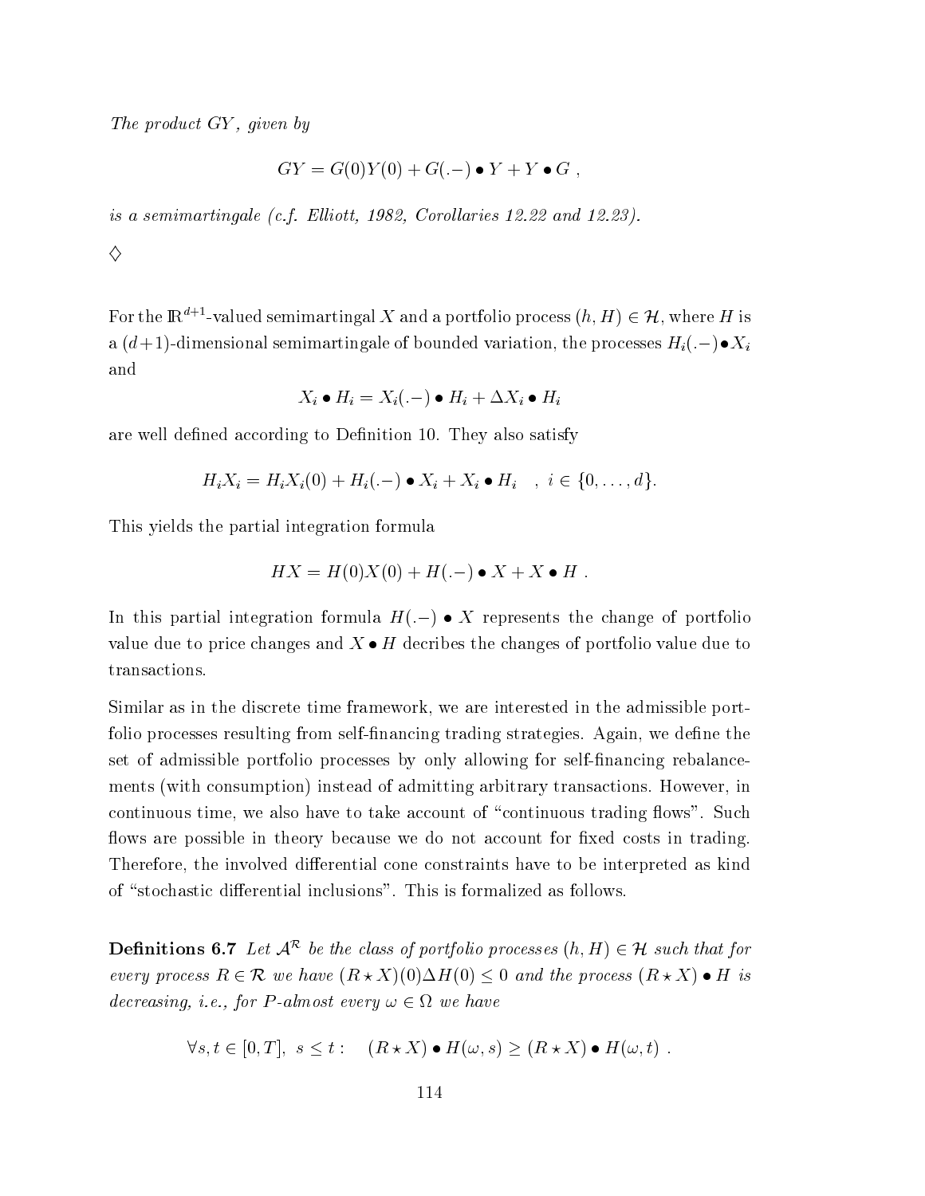*The product $GY$, given by*

$$GY = G(0)Y(0) + G(.-) \bullet Y + Y \bullet G \ ,$$

*is a semimartingale (c.f. Elliott, 1982, Corollaries 12.22 and 12.23).*

$\diamondsuit$

For the $\mathbb{R}^{d+1}$-valued semimartingal $X$ and a portfolio process $(h, H) \in \mathcal{H}$, where $H$ is a $(d+1)$-dimensional semimartingale of bounded variation, the processes $H_i(.-) \bullet X_i$ and

$$X_i \bullet H_i = X_i(.-) \bullet H_i + \Delta X_i \bullet H_i$$

are well defined according to Definition 10. They also satisfy

$$H_i X_i = H_i X_i(0) + H_i(.-) \bullet X_i + X_i \bullet H_i \quad , \ i \in \{0, \ldots, d\}.$$

This yields the partial integration formula

$$HX = H(0)X(0) + H(.-) \bullet X + X \bullet H \ .$$

In this partial integration formula $H(.-) \bullet X$ represents the change of portfolio value due to price changes and $X \bullet H$ decribes the changes of portfolio value due to transactions.

Similar as in the discrete time framework, we are interested in the admissible portfolio processes resulting from self-financing trading strategies. Again, we define the set of admissible portfolio processes by only allowing for self-financing rebalancements (with consumption) instead of admitting arbitrary transactions. However, in continuous time, we also have to take account of "continuous trading flows". Such flows are possible in theory because we do not account for fixed costs in trading. Therefore, the involved differential cone constraints have to be interpreted as kind of "stochastic differential inclusions". This is formalized as follows.

**Definitions 6.7** *Let $\mathcal{A}^{\mathcal{R}}$ be the class of portfolio processes $(h, H) \in \mathcal{H}$ such that for every process $R \in \mathcal{R}$ we have $(R \star X)(0)\Delta H(0) \leq 0$ and the process $(R \star X) \bullet H$ is decreasing, i.e., for $P$-almost every $\omega \in \Omega$ we have*

$$\forall s, t \in [0, T], \ s \leq t : \quad (R \star X) \bullet H(\omega, s) \geq (R \star X) \bullet H(\omega, t) \ .$$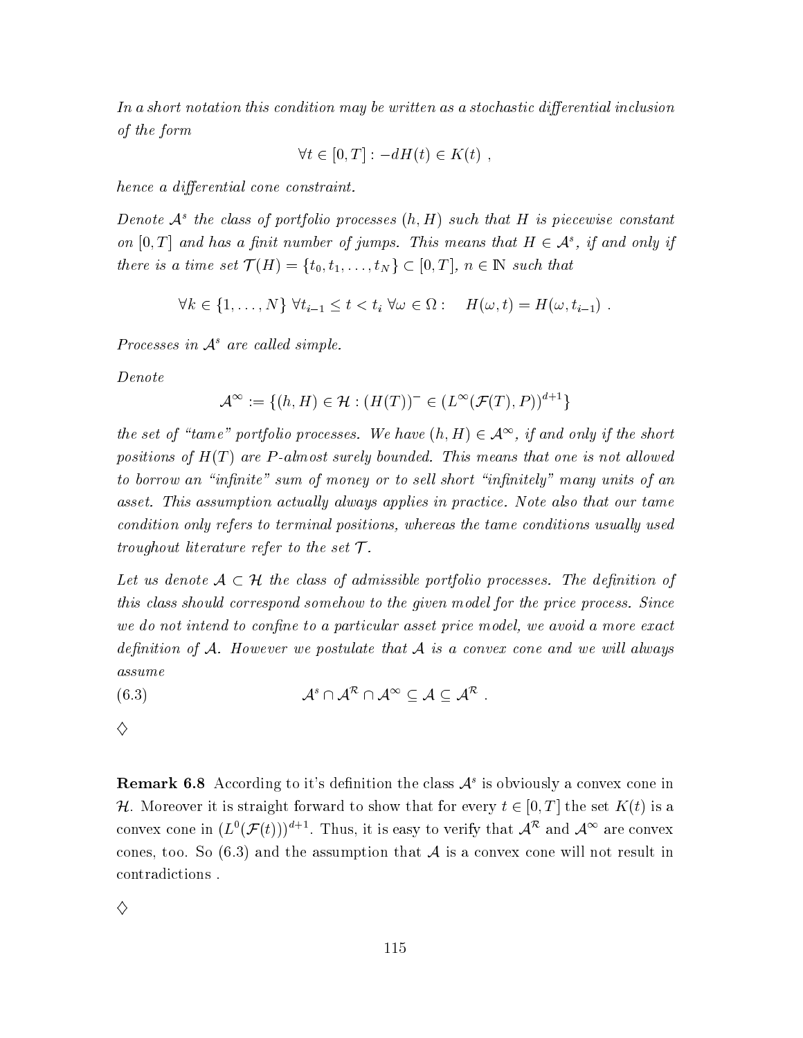*In a short notation this condition may be written as a stochastic differential inclusion of the form*

$$\forall t \in [0,T] : -dH(t) \in K(t) \ ,$$

*hence a differential cone constraint.*

*Denote $\mathcal{A}^s$ the class of portfolio processes $(h,H)$ such that $H$ is piecewise constant on $[0,T]$ and has a finit number of jumps. This means that $H \in \mathcal{A}^s$, if and only if there is a time set $\mathcal{T}(H) = \{t_0, t_1, \ldots, t_N\} \subset [0,T]$, $n \in \mathbb{N}$ such that*

$$\forall k \in \{1,\ldots,N\} \ \forall t_{i-1} \leq t < t_i \ \forall \omega \in \Omega : \quad H(\omega,t) = H(\omega, t_{i-1}) \ .$$

*Processes in $\mathcal{A}^s$ are called simple.*

*Denote*

$$\mathcal{A}^\infty := \{(h,H) \in \mathcal{H} : (H(T))^- \in (L^\infty(\mathcal{F}(T),P))^{d+1}\}$$

*the set of "tame" portfolio processes. We have $(h,H) \in \mathcal{A}^\infty$, if and only if the short positions of $H(T)$ are $P$-almost surely bounded. This means that one is not allowed to borrow an "infinite" sum of money or to sell short "infinitely" many units of an asset. This assumption actually always applies in practice. Note also that our tame condition only refers to terminal positions, whereas the tame conditions usually used troughout literature refer to the set $\mathcal{T}$.*

*Let us denote $\mathcal{A} \subset \mathcal{H}$ the class of admissible portfolio processes. The definition of this class should correspond somehow to the given model for the price process. Since we do not intend to confine to a particular asset price model, we avoid a more exact definition of $\mathcal{A}$. However we postulate that $\mathcal{A}$ is a convex cone and we will always assume*

$$\mathcal{A}^s \cap \mathcal{A}^{\mathcal{R}} \cap \mathcal{A}^\infty \subseteq \mathcal{A} \subseteq \mathcal{A}^{\mathcal{R}} \ . \tag{6.3}$$

◊

**Remark 6.8** According to it's definition the class $\mathcal{A}^s$ is obviously a convex cone in $\mathcal{H}$. Moreover it is straight forward to show that for every $t \in [0,T]$ the set $K(t)$ is a convex cone in $(L^0(\mathcal{F}(t)))^{d+1}$. Thus, it is easy to verify that $\mathcal{A}^{\mathcal{R}}$ and $\mathcal{A}^\infty$ are convex cones, too. So (6.3) and the assumption that $\mathcal{A}$ is a convex cone will not result in contradictions .

◊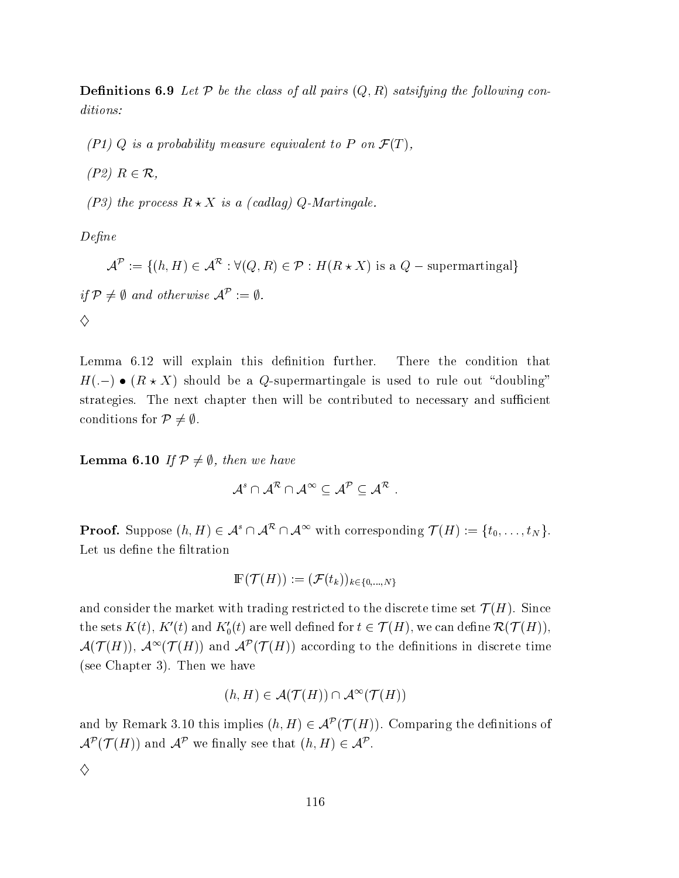**Definitions 6.9** *Let $\mathcal{P}$ be the class of all pairs $(Q, R)$ satsifying the following conditions:*

*(P1) $Q$ is a probability measure equivalent to $P$ on $\mathcal{F}(T)$,*

*(P2) $R \in \mathcal{R}$,*

*(P3) the process $R \star X$ is a (cadlag) $Q$-Martingale.*

*Define*

$$\mathcal{A}^{\mathcal{P}} := \{(h, H) \in \mathcal{A}^{\mathcal{R}} : \forall (Q, R) \in \mathcal{P} : H(R \star X) \text{ is a } Q-\text{supermartingal}\}$$

*if $\mathcal{P} \neq \emptyset$ and otherwise $\mathcal{A}^{\mathcal{P}} := \emptyset$.*

$\diamondsuit$

Lemma 6.12 will explain this definition further. There the condition that $H(.-) \bullet (R \star X)$ should be a $Q$-supermartingale is used to rule out "doubling" strategies. The next chapter then will be contributed to necessary and sufficient conditions for $\mathcal{P} \neq \emptyset$.

**Lemma 6.10** *If $\mathcal{P} \neq \emptyset$, then we have*

$$\mathcal{A}^s \cap \mathcal{A}^{\mathcal{R}} \cap \mathcal{A}^{\infty} \subseteq \mathcal{A}^{\mathcal{P}} \subseteq \mathcal{A}^{\mathcal{R}} \ .$$

**Proof.** Suppose $(h, H) \in \mathcal{A}^s \cap \mathcal{A}^{\mathcal{R}} \cap \mathcal{A}^{\infty}$ with corresponding $\mathcal{T}(H) := \{t_0, \ldots, t_N\}$. Let us define the filtration

$$\mathbb{F}(\mathcal{T}(H)) := (\mathcal{F}(t_k))_{k \in \{0,\ldots,N\}}$$

and consider the market with trading restricted to the discrete time set $\mathcal{T}(H)$. Since the sets $K(t)$, $K'(t)$ and $K'_0(t)$ are well defined for $t \in \mathcal{T}(H)$, we can define $\mathcal{R}(\mathcal{T}(H))$, $\mathcal{A}(\mathcal{T}(H))$, $\mathcal{A}^{\infty}(\mathcal{T}(H))$ and $\mathcal{A}^{\mathcal{P}}(\mathcal{T}(H))$ according to the definitions in discrete time (see Chapter 3). Then we have

$$(h, H) \in \mathcal{A}(\mathcal{T}(H)) \cap \mathcal{A}^{\infty}(\mathcal{T}(H))$$

and by Remark 3.10 this implies $(h, H) \in \mathcal{A}^{\mathcal{P}}(\mathcal{T}(H))$. Comparing the definitions of $\mathcal{A}^{\mathcal{P}}(\mathcal{T}(H))$ and $\mathcal{A}^{\mathcal{P}}$ we finally see that $(h, H) \in \mathcal{A}^{\mathcal{P}}$.

$\diamondsuit$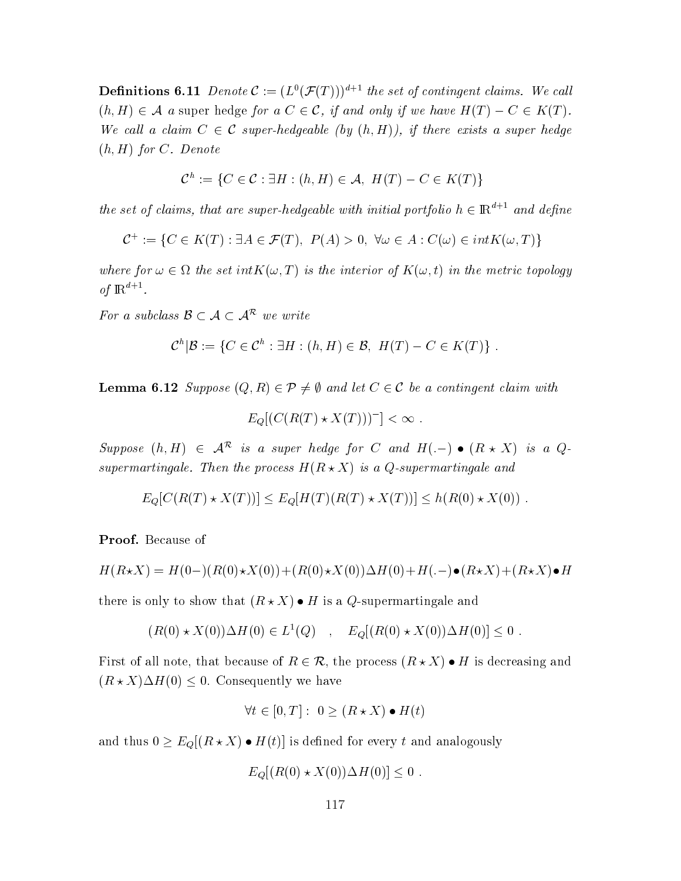**Definitions 6.11** *Denote $\mathcal{C} := (L^0(\mathcal{F}(T)))^{d+1}$ the set of contingent claims. We call $(h, H) \in \mathcal{A}$ a* super hedge *for a $C \in \mathcal{C}$, if and only if we have $H(T) - C \in K(T)$. We call a claim $C \in \mathcal{C}$ super-hedgeable (by $(h, H)$), if there exists a super hedge $(h, H)$ for $C$. Denote*

$$\mathcal{C}^h := \{C \in \mathcal{C} : \exists H : (h, H) \in \mathcal{A},\ H(T) - C \in K(T)\}$$

*the set of claims, that are super-hedgeable with initial portfolio $h \in \mathbb{R}^{d+1}$ and define*

$$\mathcal{C}^+ := \{C \in K(T) : \exists A \in \mathcal{F}(T),\ P(A) > 0,\ \forall \omega \in A : C(\omega) \in intK(\omega, T)\}$$

*where for $\omega \in \Omega$ the set $intK(\omega, T)$ is the interior of $K(\omega, t)$ in the metric topology of $\mathbb{R}^{d+1}$.*

*For a subclass $\mathcal{B} \subset \mathcal{A} \subset \mathcal{A}^{\mathcal{R}}$ we write*

$$\mathcal{C}^h|\mathcal{B} := \{C \in \mathcal{C}^h : \exists H : (h, H) \in \mathcal{B},\ H(T) - C \in K(T)\}\ .$$

**Lemma 6.12** *Suppose $(Q, R) \in \mathcal{P} \neq \emptyset$ and let $C \in \mathcal{C}$ be a contingent claim with*

$$E_Q[(C(R(T) \star X(T)))^-] < \infty\ .$$

*Suppose $(h, H) \in \mathcal{A}^{\mathcal{R}}$ is a super hedge for $C$ and $H(.-) \bullet (R \star X)$ is a $Q$-supermartingale. Then the process $H(R \star X)$ is a $Q$-supermartingale and*

$$E_Q[C(R(T) \star X(T))] \leq E_Q[H(T)(R(T) \star X(T))] \leq h(R(0) \star X(0))\ .$$

**Proof.** Because of

$$H(R\star X) = H(0-)(R(0)\star X(0)) + (R(0)\star X(0))\Delta H(0) + H(.-)\bullet(R\star X) + (R\star X)\bullet H$$

there is only to show that $(R \star X) \bullet H$ is a $Q$-supermartingale and

$$(R(0) \star X(0))\Delta H(0) \in L^1(Q) \quad , \quad E_Q[(R(0) \star X(0))\Delta H(0)] \leq 0\ .$$

First of all note, that because of $R \in \mathcal{R}$, the process $(R \star X) \bullet H$ is decreasing and $(R \star X)\Delta H(0) \leq 0$. Consequently we have

$$\forall t \in [0, T] :\ 0 \geq (R \star X) \bullet H(t)$$

and thus $0 \geq E_Q[(R \star X) \bullet H(t)]$ is defined for every $t$ and analogously

$$E_Q[(R(0) \star X(0))\Delta H(0)] \leq 0\ .$$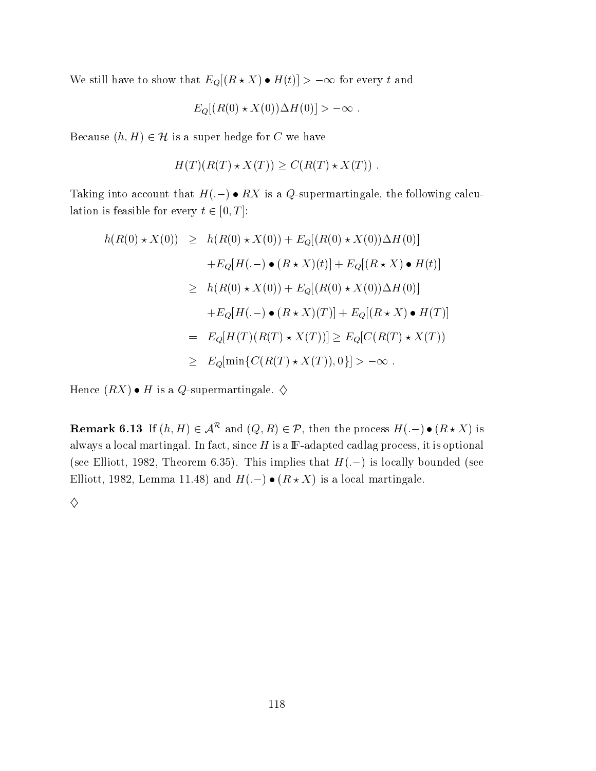We still have to show that $E_Q[(R \star X) \bullet H(t)] > -\infty$ for every $t$ and

$$E_Q[(R(0) \star X(0))\Delta H(0)] > -\infty \ .$$

Because $(h, H) \in \mathcal{H}$ is a super hedge for $C$ we have

$$H(T)(R(T) \star X(T)) \geq C(R(T) \star X(T)) \ .$$

Taking into account that $H(.-) \bullet RX$ is a $Q$-supermartingale, the following calculation is feasible for every $t \in [0, T]$:

$$\begin{aligned}
h(R(0) \star X(0)) \quad &\geq \quad h(R(0) \star X(0)) + E_Q[(R(0) \star X(0))\Delta H(0)] \\
&\quad\quad + E_Q[H(.-) \bullet (R \star X)(t)] + E_Q[(R \star X) \bullet H(t)] \\
&\geq \quad h(R(0) \star X(0)) + E_Q[(R(0) \star X(0))\Delta H(0)] \\
&\quad\quad + E_Q[H(.-) \bullet (R \star X)(T)] + E_Q[(R \star X) \bullet H(T)] \\
&= \quad E_Q[H(T)(R(T) \star X(T))] \geq E_Q[C(R(T) \star X(T)) \\
&\geq \quad E_Q[\min\{C(R(T) \star X(T)), 0\}] > -\infty \ .
\end{aligned}$$

Hence $(RX) \bullet H$ is a $Q$-supermartingale. $\diamondsuit$

**Remark 6.13** If $(h, H) \in \mathcal{A}^{\mathcal{R}}$ and $(Q, R) \in \mathcal{P}$, then the process $H(.-) \bullet (R \star X)$ is always a local martingal. In fact, since $H$ is a $\mathbb{F}$-adapted cadlag process, it is optional (see Elliott, 1982, Theorem 6.35). This implies that $H(.-)$ is locally bounded (see Elliott, 1982, Lemma 11.48) and $H(.-) \bullet (R \star X)$ is a local martingale.

$\diamondsuit$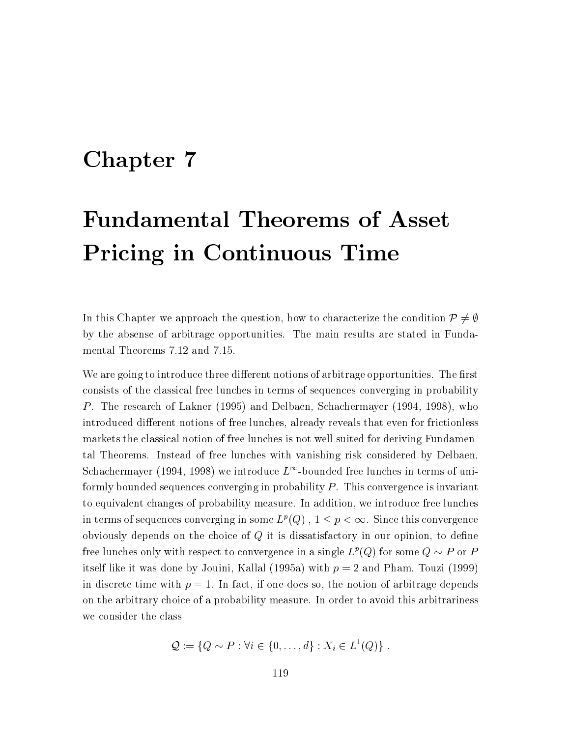# Chapter 7

# Fundamental Theorems of Asset Pricing in Continuous Time

In this Chapter we approach the question, how to characterize the condition $\mathcal{P} \neq \emptyset$ by the absense of arbitrage opportunities. The main results are stated in Fundamental Theorems 7.12 and 7.15.

We are going to introduce three different notions of arbitrage opportunities. The first consists of the classical free lunches in terms of sequences converging in probability $P$. The research of Lakner (1995) and Delbaen, Schachermayer (1994, 1998), who introduced different notions of free lunches, already reveals that even for frictionless markets the classical notion of free lunches is not well suited for deriving Fundamental Theorems. Instead of free lunches with vanishing risk considered by Delbaen, Schachermayer (1994, 1998) we introduce $L^\infty$-bounded free lunches in terms of uniformly bounded sequences converging in probability $P$. This convergence is invariant to equivalent changes of probability measure. In addition, we introduce free lunches in terms of sequences converging in some $L^p(Q)$ , $1 \leq p < \infty$. Since this convergence obviously depends on the choice of $Q$ it is dissatisfactory in our opinion, to define free lunches only with respect to convergence in a single $L^p(Q)$ for some $Q \sim P$ or $P$ itself like it was done by Jouini, Kallal (1995a) with $p = 2$ and Pham, Touzi (1999) in discrete time with $p = 1$. In fact, if one does so, the notion of arbitrage depends on the arbitrary choice of a probability measure. In order to avoid this arbitrariness we consider the class

$$\mathcal{Q} := \{Q \sim P : \forall i \in \{0, \ldots, d\} : X_i \in L^1(Q)\} .$$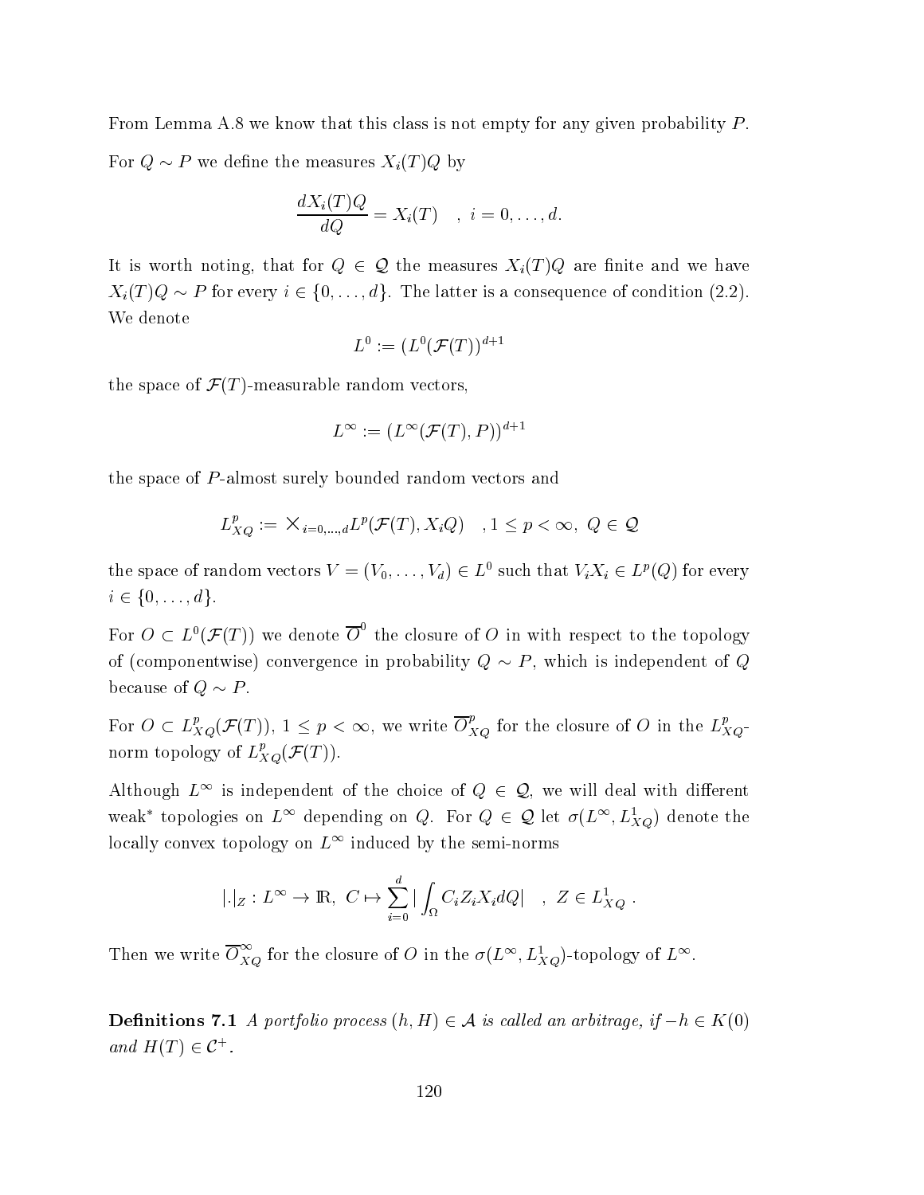From Lemma A.8 we know that this class is not empty for any given probability $P$.

For $Q \sim P$ we define the measures $X_i(T)Q$ by

$$\frac{dX_i(T)Q}{dQ} = X_i(T) \quad , \; i = 0, \ldots, d.$$

It is worth noting, that for $Q \in \mathcal{Q}$ the measures $X_i(T)Q$ are finite and we have $X_i(T)Q \sim P$ for every $i \in \{0, \ldots, d\}$. The latter is a consequence of condition (2.2). We denote

$$L^0 := (L^0(\mathcal{F}(T))^{d+1}$$

the space of $\mathcal{F}(T)$-measurable random vectors,

$$L^\infty := (L^\infty(\mathcal{F}(T), P))^{d+1}$$

the space of $P$-almost surely bounded random vectors and

$$L^p_{XQ} := \times_{i=0,\ldots,d} L^p(\mathcal{F}(T), X_i Q) \quad , 1 \leq p < \infty, \; Q \in \mathcal{Q}$$

the space of random vectors $V = (V_0, \ldots, V_d) \in L^0$ such that $V_i X_i \in L^p(Q)$ for every $i \in \{0, \ldots, d\}$.

For $O \subset L^0(\mathcal{F}(T))$ we denote $\overline{O}^0$ the closure of $O$ in with respect to the topology of (componentwise) convergence in probability $Q \sim P$, which is independent of $Q$ because of $Q \sim P$.

For $O \subset L^p_{XQ}(\mathcal{F}(T))$, $1 \leq p < \infty$, we write $\overline{O}^p_{XQ}$ for the closure of $O$ in the $L^p_{XQ}$-norm topology of $L^p_{XQ}(\mathcal{F}(T))$.

Although $L^\infty$ is independent of the choice of $Q \in \mathcal{Q}$, we will deal with different weak* topologies on $L^\infty$ depending on $Q$. For $Q \in \mathcal{Q}$ let $\sigma(L^\infty, L^1_{XQ})$ denote the locally convex topology on $L^\infty$ induced by the semi-norms

$$|.|_Z : L^\infty \to \mathbb{R}, \; C \mapsto \sum_{i=0}^{d} \left| \int_\Omega C_i Z_i X_i dQ \right| \quad , \; Z \in L^1_{XQ} \, .$$

Then we write $\overline{O}^\infty_{XQ}$ for the closure of $O$ in the $\sigma(L^\infty, L^1_{XQ})$-topology of $L^\infty$.

**Definitions 7.1** *A portfolio process $(h, H) \in \mathcal{A}$ is called an arbitrage, if $-h \in K(0)$ and $H(T) \in \mathcal{C}^+$.*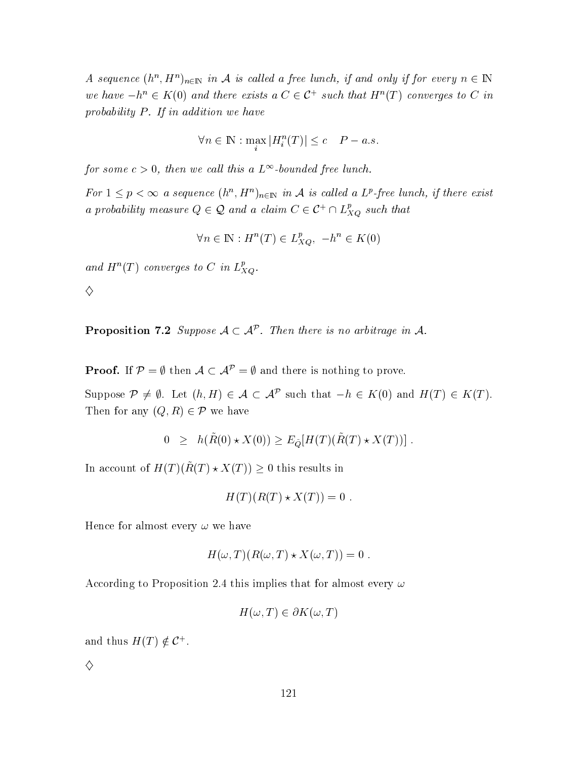*A sequence $(h^n, H^n)_{n\in\mathbb{N}}$ in $\mathcal{A}$ is called a free lunch, if and only if for every $n \in \mathbb{N}$ we have $-h^n \in K(0)$ and there exists a $C \in \mathcal{C}^+$ such that $H^n(T)$ converges to $C$ in probability $P$. If in addition we have*

$$\forall n \in \mathbb{N} : \max_i |H^n_i(T)| \leq c \quad P-a.s.$$

*for some $c > 0$, then we call this a $L^\infty$-bounded free lunch.*

*For $1 \leq p < \infty$ a sequence $(h^n, H^n)_{n\in\mathbb{N}}$ in $\mathcal{A}$ is called a $L^p$-free lunch, if there exist a probability measure $Q \in \mathcal{Q}$ and a claim $C \in \mathcal{C}^+ \cap L^p_{XQ}$ such that*

$$\forall n \in \mathbb{N} : H^n(T) \in L^p_{XQ}, \; -h^n \in K(0)$$

*and $H^n(T)$ converges to $C$ in $L^p_{XQ}$.*

$\diamondsuit$

**Proposition 7.2** *Suppose $\mathcal{A} \subset \mathcal{A}^{\mathcal{P}}$. Then there is no arbitrage in $\mathcal{A}$.*

**Proof.** If $\mathcal{P} = \emptyset$ then $\mathcal{A} \subset \mathcal{A}^{\mathcal{P}} = \emptyset$ and there is nothing to prove.

Suppose $\mathcal{P} \neq \emptyset$. Let $(h, H) \in \mathcal{A} \subset \mathcal{A}^{\mathcal{P}}$ such that $-h \in K(0)$ and $H(T) \in K(T)$. Then for any $(Q, R) \in \mathcal{P}$ we have

$$0 \;\; \geq \;\; h(\tilde{R}(0) \star X(0)) \geq E_{\tilde{Q}}[H(T)(\tilde{R}(T) \star X(T))] \; .$$

In account of $H(T)(\tilde{R}(T) \star X(T)) \geq 0$ this results in

$$H(T)(R(T) \star X(T)) = 0 \; .$$

Hence for almost every $\omega$ we have

$$H(\omega, T)(R(\omega, T) \star X(\omega, T)) = 0 \; .$$

According to Proposition 2.4 this implies that for almost every $\omega$

$$H(\omega, T) \in \partial K(\omega, T)$$

and thus $H(T) \notin \mathcal{C}^+$.

$\diamondsuit$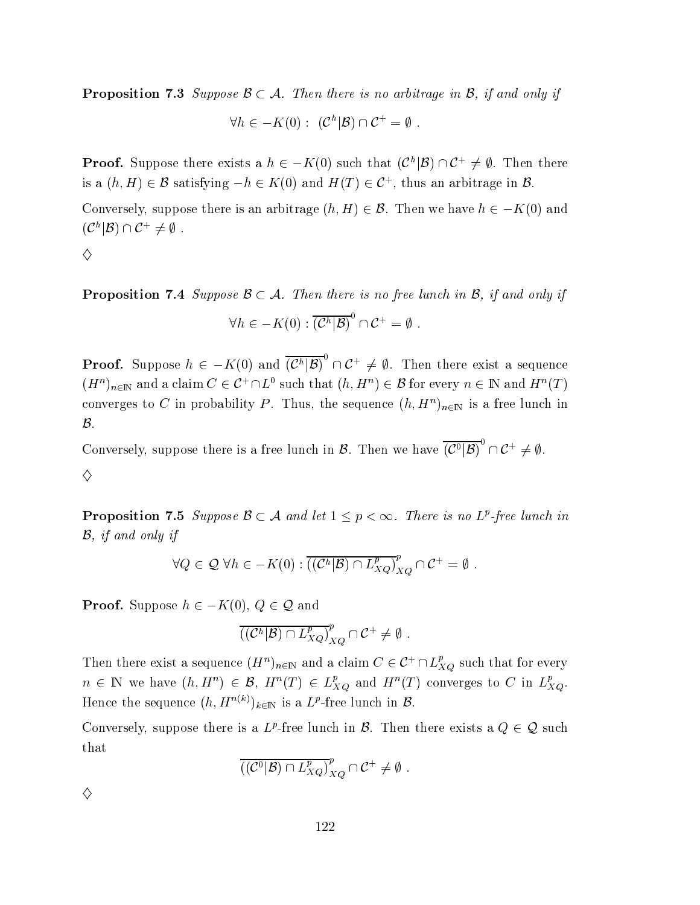**Proposition 7.3** *Suppose $\mathcal{B} \subset \mathcal{A}$. Then there is no arbitrage in $\mathcal{B}$, if and only if*

$$\forall h \in -K(0): \ (\mathcal{C}^h|\mathcal{B}) \cap \mathcal{C}^+ = \emptyset \ .$$

**Proof.** Suppose there exists a $h \in -K(0)$ such that $(\mathcal{C}^h|\mathcal{B}) \cap \mathcal{C}^+ \neq \emptyset$. Then there is a $(h, H) \in \mathcal{B}$ satisfying $-h \in K(0)$ and $H(T) \in \mathcal{C}^+$, thus an arbitrage in $\mathcal{B}$.

Conversely, suppose there is an arbitrage $(h, H) \in \mathcal{B}$. Then we have $h \in -K(0)$ and $(\mathcal{C}^h|\mathcal{B}) \cap \mathcal{C}^+ \neq \emptyset$ .

$\diamondsuit$

**Proposition 7.4** *Suppose $\mathcal{B} \subset \mathcal{A}$. Then there is no free lunch in $\mathcal{B}$, if and only if*

$$\forall h \in -K(0) : \overline{(\mathcal{C}^h|\mathcal{B})}^0 \cap \mathcal{C}^+ = \emptyset \ .$$

**Proof.** Suppose $h \in -K(0)$ and $\overline{(\mathcal{C}^h|\mathcal{B})}^0 \cap \mathcal{C}^+ \neq \emptyset$. Then there exist a sequence $(H^n)_{n\in\mathbb{N}}$ and a claim $C \in \mathcal{C}^+ \cap L^0$ such that $(h, H^n) \in \mathcal{B}$ for every $n \in \mathbb{N}$ and $H^n(T)$ converges to $C$ in probability $P$. Thus, the sequence $(h, H^n)_{n\in\mathbb{N}}$ is a free lunch in $\mathcal{B}$.

Conversely, suppose there is a free lunch in $\mathcal{B}$. Then we have $\overline{(\mathcal{C}^0|\mathcal{B})}^0 \cap \mathcal{C}^+ \neq \emptyset$.

$\diamondsuit$

**Proposition 7.5** *Suppose $\mathcal{B} \subset \mathcal{A}$ and let $1 \leq p < \infty$. There is no $L^p$-free lunch in $\mathcal{B}$, if and only if*

$$\forall Q \in \mathcal{Q} \ \forall h \in -K(0) : \overline{((\mathcal{C}^h|\mathcal{B}) \cap L^p_{XQ})}^p_{XQ} \cap \mathcal{C}^+ = \emptyset \ .$$

**Proof.** Suppose $h \in -K(0)$, $Q \in \mathcal{Q}$ and

$$\overline{((\mathcal{C}^h|\mathcal{B}) \cap L^p_{XQ})}^p_{XQ} \cap \mathcal{C}^+ \neq \emptyset \ .$$

Then there exist a sequence $(H^n)_{n\in\mathbb{N}}$ and a claim $C \in \mathcal{C}^+ \cap L^p_{XQ}$ such that for every $n \in \mathbb{N}$ we have $(h, H^n) \in \mathcal{B}$, $H^n(T) \in L^p_{XQ}$ and $H^n(T)$ converges to $C$ in $L^p_{XQ}$. Hence the sequence $(h, H^{n(k)})_{k\in\mathbb{N}}$ is a $L^p$-free lunch in $\mathcal{B}$.

Conversely, suppose there is a $L^p$-free lunch in $\mathcal{B}$. Then there exists a $Q \in \mathcal{Q}$ such that

$$\overline{((\mathcal{C}^0|\mathcal{B}) \cap L^p_{XQ})}^p_{XQ} \cap \mathcal{C}^+ \neq \emptyset \ .$$

$\diamondsuit$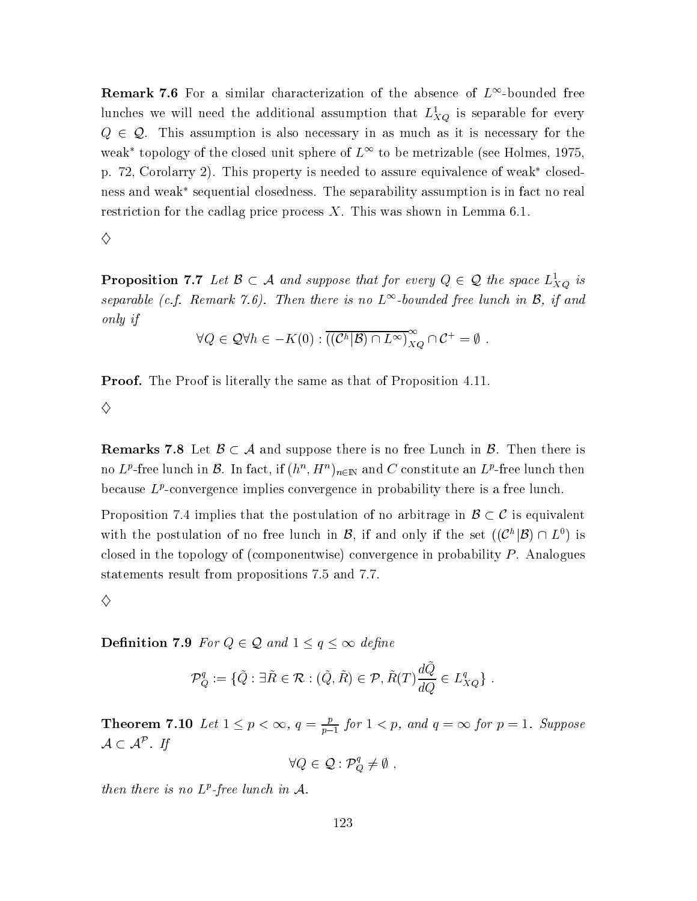**Remark 7.6** For a similar characterization of the absence of $L^\infty$-bounded free lunches we will need the additional assumption that $L^1_{XQ}$ is separable for every $Q \in \mathcal{Q}$. This assumption is also necessary in as much as it is necessary for the weak* topology of the closed unit sphere of $L^\infty$ to be metrizable (see Holmes, 1975, p. 72, Corolarry 2). This property is needed to assure equivalence of weak* closedness and weak* sequential closedness. The separability assumption is in fact no real restriction for the cadlag price process $X$. This was shown in Lemma 6.1.

$\diamondsuit$

**Proposition 7.7** *Let $\mathcal{B} \subset \mathcal{A}$ and suppose that for every $Q \in \mathcal{Q}$ the space $L^1_{XQ}$ is separable (c.f. Remark 7.6). Then there is no $L^\infty$-bounded free lunch in $\mathcal{B}$, if and only if*

$$\forall Q \in \mathcal{Q} \forall h \in -K(0) : \overline{((\mathcal{C}^h|\mathcal{B}) \cap L^\infty)}^{\infty}_{XQ} \cap \mathcal{C}^+ = \emptyset \ .$$

**Proof.** The Proof is literally the same as that of Proposition 4.11.

$\diamondsuit$

**Remarks 7.8** Let $\mathcal{B} \subset \mathcal{A}$ and suppose there is no free Lunch in $\mathcal{B}$. Then there is no $L^p$-free lunch in $\mathcal{B}$. In fact, if $(h^n, H^n)_{n \in \mathbb{N}}$ and $C$ constitute an $L^p$-free lunch then because $L^p$-convergence implies convergence in probability there is a free lunch.

Proposition 7.4 implies that the postulation of no arbitrage in $\mathcal{B} \subset \mathcal{C}$ is equivalent with the postulation of no free lunch in $\mathcal{B}$, if and only if the set $((\mathcal{C}^h|\mathcal{B}) \cap L^0)$ is closed in the topology of (componentwise) convergence in probability $P$. Analogues statements result from propositions 7.5 and 7.7.

$\diamondsuit$

**Definition 7.9** *For $Q \in \mathcal{Q}$ and $1 \leq q \leq \infty$ define*

$$\mathcal{P}^q_Q := \{\tilde{Q} : \exists \tilde{R} \in \mathcal{R} : (\tilde{Q}, \tilde{R}) \in \mathcal{P}, \tilde{R}(T)\frac{d\tilde{Q}}{dQ} \in L^q_{XQ}\} \ .$$

**Theorem 7.10** *Let $1 \leq p < \infty$, $q = \frac{p}{p-1}$ for $1 < p$, and $q = \infty$ for $p = 1$. Suppose $\mathcal{A} \subset \mathcal{A}^{\mathcal{P}}$. If*

$$\forall Q \in \mathcal{Q} : \mathcal{P}^q_Q \neq \emptyset \ ,$$

*then there is no $L^p$-free lunch in $\mathcal{A}$.*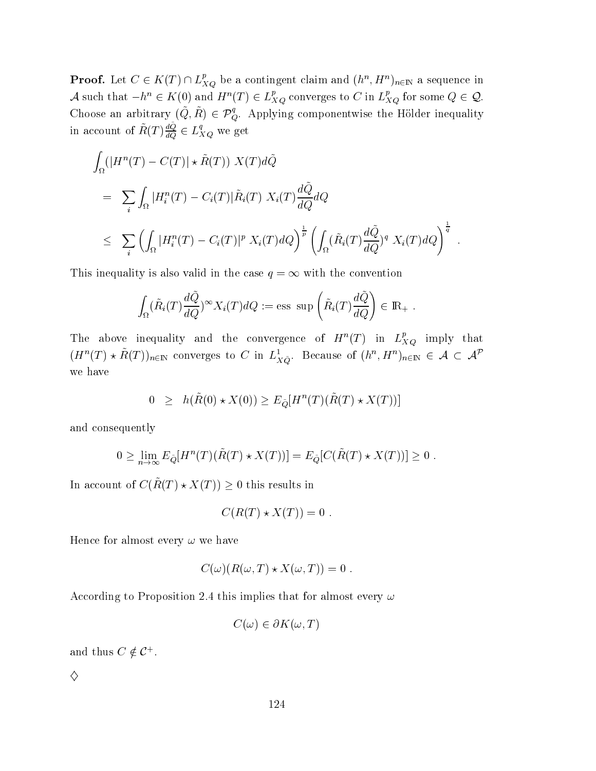**Proof.** Let $C \in K(T) \cap L^p_{XQ}$ be a contingent claim and $(h^n, H^n)_{n\in\mathbb{N}}$ a sequence in $\mathcal{A}$ such that $-h^n \in K(0)$ and $H^n(T) \in L^p_{XQ}$ converges to $C$ in $L^p_{XQ}$ for some $Q \in \mathcal{Q}$. Choose an arbitrary $(\tilde{Q}, \tilde{R}) \in \mathcal{P}^q_Q$. Applying componentwise the Hölder inequality in account of $\tilde{R}(T)\frac{d\tilde{Q}}{dQ} \in L^q_{XQ}$ we get

$$
\begin{aligned}
&\int_\Omega (|H^n(T) - C(T)| \star \tilde{R}(T))\ X(T) d\tilde{Q} \\
&= \sum_i \int_\Omega |H^n_i(T) - C_i(T)| \tilde{R}_i(T)\ X_i(T) \frac{d\tilde{Q}}{dQ} dQ \\
&\leq \sum_i \left( \int_\Omega |H^n_i(T) - C_i(T)|^p\ X_i(T) dQ \right)^{\frac{1}{p}} \left( \int_\Omega (\tilde{R}_i(T) \frac{d\tilde{Q}}{dQ})^q\ X_i(T) dQ \right)^{\frac{1}{q}} .
\end{aligned}
$$

This inequality is also valid in the case $q = \infty$ with the convention

$$
\int_\Omega (\tilde{R}_i(T) \frac{d\tilde{Q}}{dQ})^\infty X_i(T) dQ := \text{ess sup} \left( \tilde{R}_i(T) \frac{d\tilde{Q}}{dQ} \right) \in \mathbb{R}_+ .
$$

The above inequality and the convergence of $H^n(T)$ in $L^p_{XQ}$ imply that $(H^n(T) \star \tilde{R}(T))_{n\in\mathbb{N}}$ converges to $C$ in $L^1_{X\tilde{Q}}$. Because of $(h^n, H^n)_{n\in\mathbb{N}} \in \mathcal{A} \subset \mathcal{A}^{\mathcal{P}}$ we have

$$
0 \ \ \geq \ \ h(\tilde{R}(0) \star X(0)) \geq E_{\tilde{Q}}[H^n(T)(\tilde{R}(T) \star X(T))]
$$

and consequently

$$
0 \geq \lim_{n\to\infty} E_{\tilde{Q}}[H^n(T)(\tilde{R}(T) \star X(T))] = E_{\tilde{Q}}[C(\tilde{R}(T) \star X(T))] \geq 0 .
$$

In account of $C(\tilde{R}(T) \star X(T)) \geq 0$ this results in

$$
C(R(T) \star X(T)) = 0 .
$$

Hence for almost every $\omega$ we have

$$
C(\omega)(R(\omega, T) \star X(\omega, T)) = 0 .
$$

According to Proposition 2.4 this implies that for almost every $\omega$

$$
C(\omega) \in \partial K(\omega, T)
$$

and thus $C \notin \mathcal{C}^+$.

$\diamondsuit$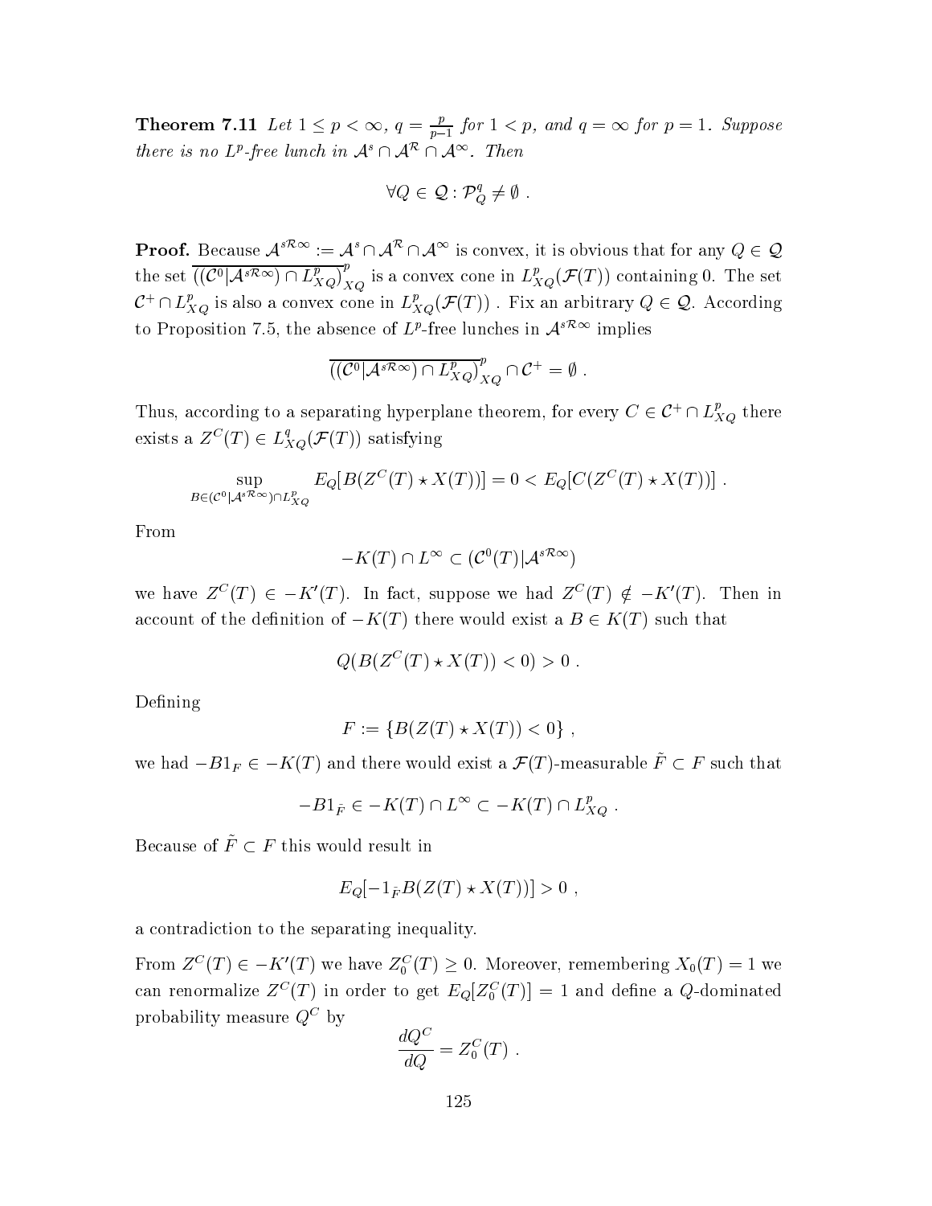**Theorem 7.11** *Let $1 \le p < \infty$, $q = \frac{p}{p-1}$ for $1 < p$, and $q = \infty$ for $p = 1$. Suppose there is no $L^p$-free lunch in $\mathcal{A}^s \cap \mathcal{A}^{\mathcal{R}} \cap \mathcal{A}^\infty$. Then*

$$\forall Q \in \mathcal{Q} : \mathcal{P}^q_Q \neq \emptyset \ .$$

**Proof.** Because $\mathcal{A}^{s\mathcal{R}\infty} := \mathcal{A}^s \cap \mathcal{A}^{\mathcal{R}} \cap \mathcal{A}^\infty$ is convex, it is obvious that for any $Q \in \mathcal{Q}$ the set $\overline{((\mathcal{C}^0|\mathcal{A}^{s\mathcal{R}\infty}) \cap L^p_{XQ})}^p_{XQ}$ is a convex cone in $L^p_{XQ}(\mathcal{F}(T))$ containing 0. The set $\mathcal{C}^+ \cap L^p_{XQ}$ is also a convex cone in $L^p_{XQ}(\mathcal{F}(T))$ . Fix an arbitrary $Q \in \mathcal{Q}$. According to Proposition 7.5, the absence of $L^p$-free lunches in $\mathcal{A}^{s\mathcal{R}\infty}$ implies

$$\overline{((\mathcal{C}^0|\mathcal{A}^{s\mathcal{R}\infty}) \cap L^p_{XQ})}^p_{XQ} \cap \mathcal{C}^+ = \emptyset \ .$$

Thus, according to a separating hyperplane theorem, for every $C \in \mathcal{C}^+ \cap L^p_{XQ}$ there exists a $Z^C(T) \in L^q_{XQ}(\mathcal{F}(T))$ satisfying

$$\sup_{B \in (\mathcal{C}^0|\mathcal{A}^{s\mathcal{R}\infty}) \cap L^p_{XQ}} E_Q[B(Z^C(T) \star X(T))] = 0 < E_Q[C(Z^C(T) \star X(T))] \ .$$

From

$$-K(T) \cap L^\infty \subset (\mathcal{C}^0(T)|\mathcal{A}^{s\mathcal{R}\infty})$$

we have $Z^C(T) \in -K'(T)$. In fact, suppose we had $Z^C(T) \notin -K'(T)$. Then in account of the definition of $-K(T)$ there would exist a $B \in K(T)$ such that

$$Q(B(Z^C(T) \star X(T)) < 0) > 0 \ .$$

Defining

$$F := \{B(Z(T) \star X(T)) < 0\} \ ,$$

we had $-B1_F \in -K(T)$ and there would exist a $\mathcal{F}(T)$-measurable $\tilde{F} \subset F$ such that

$$-B1_{\tilde{F}} \in -K(T) \cap L^\infty \subset -K(T) \cap L^p_{XQ} \ .$$

Because of $\tilde{F} \subset F$ this would result in

$$E_Q[-1_{\tilde{F}} B(Z(T) \star X(T))] > 0 \ ,$$

a contradiction to the separating inequality.

From $Z^C(T) \in -K'(T)$ we have $Z^C_0(T) \geq 0$. Moreover, remembering $X_0(T) = 1$ we can renormalize $Z^C(T)$ in order to get $E_Q[Z^C_0(T)] = 1$ and define a $Q$-dominated probability measure $Q^C$ by

$$\frac{dQ^C}{dQ} = Z^C_0(T) \ .$$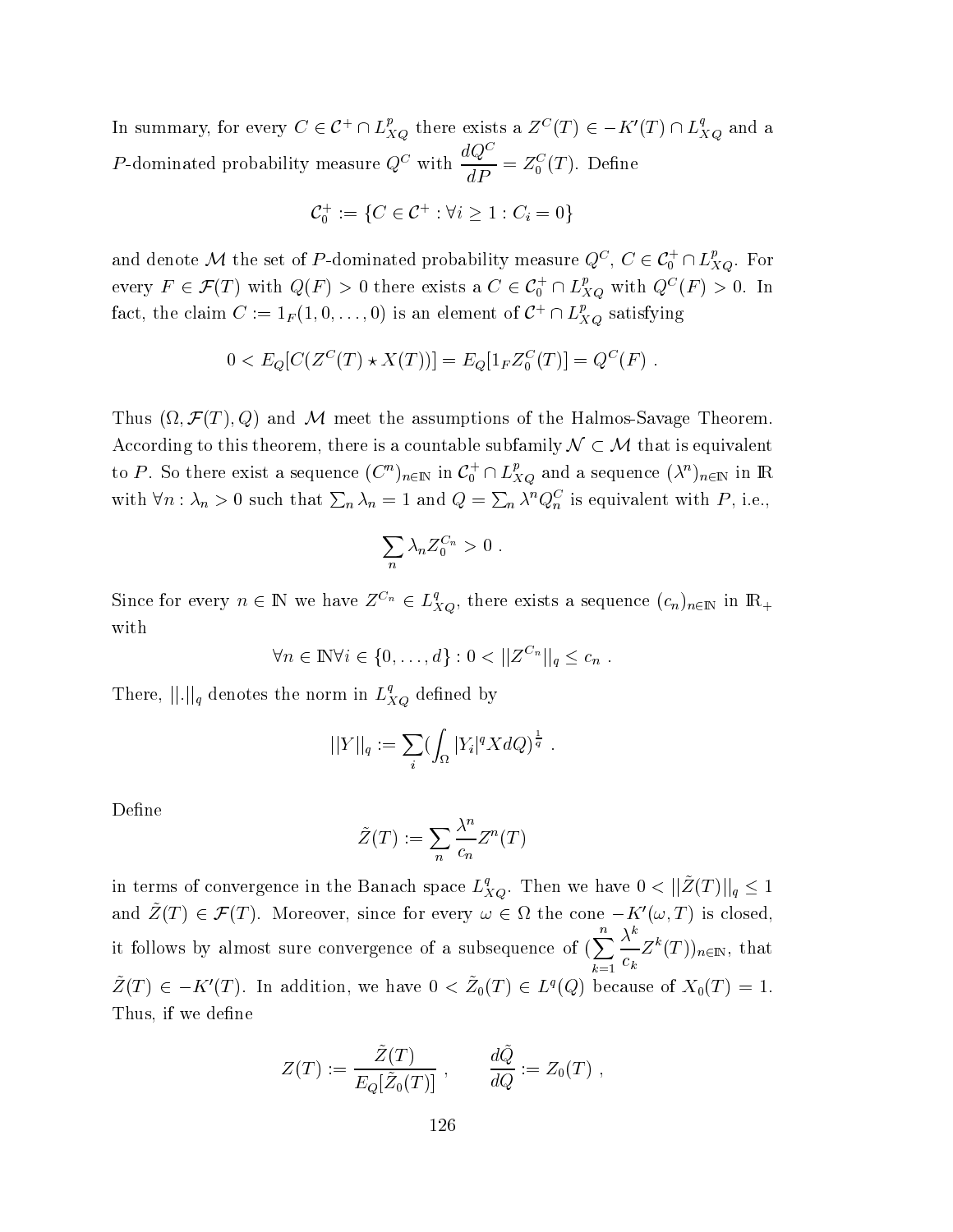In summary, for every $C \in \mathcal{C}^+ \cap L^p_{XQ}$ there exists a $Z^C(T) \in -K'(T) \cap L^q_{XQ}$ and a $P$-dominated probability measure $Q^C$ with $\dfrac{dQ^C}{dP} = Z^C_0(T)$. Define

$$\mathcal{C}^+_0 := \{C \in \mathcal{C}^+ : \forall i \geq 1 : C_i = 0\}$$

and denote $\mathcal{M}$ the set of $P$-dominated probability measure $Q^C$, $C \in \mathcal{C}^+_0 \cap L^p_{XQ}$. For every $F \in \mathcal{F}(T)$ with $Q(F) > 0$ there exists a $C \in \mathcal{C}^+_0 \cap L^p_{XQ}$ with $Q^C(F) > 0$. In fact, the claim $C := 1_F(1, 0, \ldots, 0)$ is an element of $\mathcal{C}^+ \cap L^p_{XQ}$ satisfying

$$0 < E_Q[C(Z^C(T) \star X(T))] = E_Q[1_F Z^C_0(T)] = Q^C(F) \ .$$

Thus $(\Omega, \mathcal{F}(T), Q)$ and $\mathcal{M}$ meet the assumptions of the Halmos-Savage Theorem. According to this theorem, there is a countable subfamily $\mathcal{N} \subset \mathcal{M}$ that is equivalent to $P$. So there exist a sequence $(C^n)_{n\in\mathbb{N}}$ in $\mathcal{C}^+_0 \cap L^p_{XQ}$ and a sequence $(\lambda^n)_{n\in\mathbb{N}}$ in $\mathbb{R}$ with $\forall n : \lambda_n > 0$ such that $\sum_n \lambda_n = 1$ and $Q = \sum_n \lambda^n Q^C_n$ is equivalent with $P$, i.e.,

$$\sum_n \lambda_n Z^{C_n}_0 > 0 \ .$$

Since for every $n \in \mathbb{N}$ we have $Z^{C_n} \in L^q_{XQ}$, there exists a sequence $(c_n)_{n\in\mathbb{N}}$ in $\mathbb{R}_+$ with

$$\forall n \in \mathbb{N} \forall i \in \{0, \ldots, d\} : 0 < ||Z^{C_n}||_q \leq c_n \ .$$

There, $||.||_q$ denotes the norm in $L^q_{XQ}$ defined by

$$||Y||_q := \sum_i (\int_\Omega |Y_i|^q X dQ)^{\frac{1}{q}} \ .$$

Define

$$\tilde{Z}(T) := \sum_n \frac{\lambda^n}{c_n} Z^n(T)$$

in terms of convergence in the Banach space $L^q_{XQ}$. Then we have $0 < ||\tilde{Z}(T)||_q \leq 1$ and $\tilde{Z}(T) \in \mathcal{F}(T)$. Moreover, since for every $\omega \in \Omega$ the cone $-K'(\omega, T)$ is closed, it follows by almost sure convergence of a subsequence of $(\sum_{k=1}^n \frac{\lambda^k}{c_k} Z^k(T))_{n\in\mathbb{N}}$, that $\tilde{Z}(T) \in -K'(T)$. In addition, we have $0 < \tilde{Z}_0(T) \in L^q(Q)$ because of $X_0(T) = 1$. Thus, if we define

$$Z(T) := \frac{\tilde{Z}(T)}{E_Q[\tilde{Z}_0(T)]} \ , \qquad \frac{d\tilde{Q}}{dQ} := Z_0(T) \ ,$$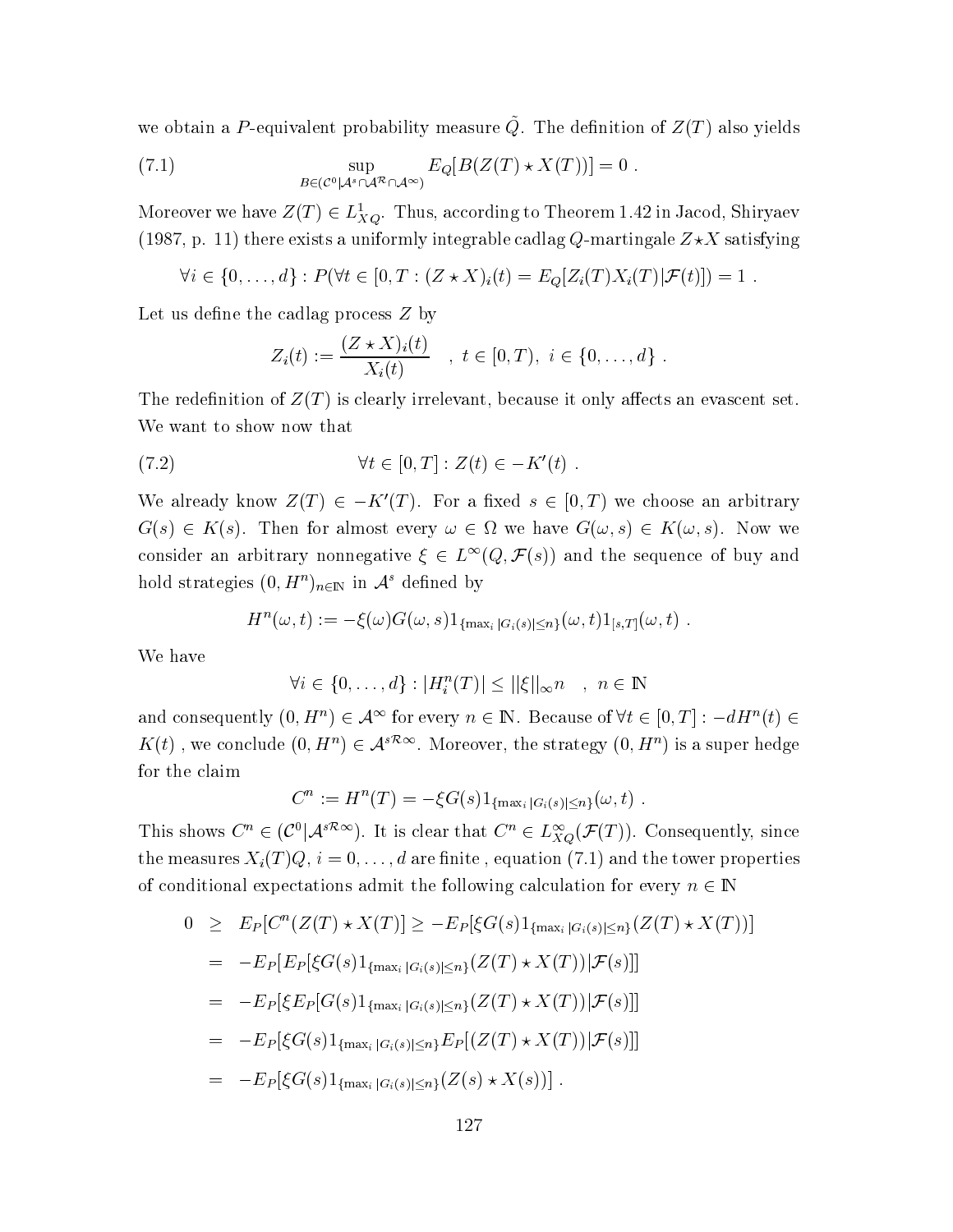we obtain a $P$-equivalent probability measure $\tilde{Q}$. The definition of $Z(T)$ also yields

$$\sup_{B\in(\mathcal{C}^0|\mathcal{A}^s\cap\mathcal{A}^{\mathcal{R}}\cap\mathcal{A}^\infty)} E_Q[B(Z(T)\star X(T))] = 0 \ . \tag{7.1}$$

Moreover we have $Z(T)\in L^1_{XQ}$. Thus, according to Theorem 1.42 in Jacod, Shiryaev (1987, p. 11) there exists a uniformly integrable cadlag $Q$-martingale $Z\star X$ satisfying

$$\forall i\in\{0,\ldots,d\} : P(\forall t\in[0,T : (Z\star X)_i(t) = E_Q[Z_i(T)X_i(T)|\mathcal{F}(t)]) = 1 \ .$$

Let us define the cadlag process $Z$ by

$$Z_i(t) := \frac{(Z\star X)_i(t)}{X_i(t)} \quad , \ t\in[0,T), \ i\in\{0,\ldots,d\} \ .$$

The redefinition of $Z(T)$ is clearly irrelevant, because it only affects an evascent set. We want to show now that

$$\forall t\in[0,T] : Z(t)\in -K'(t) \ . \tag{7.2}$$

We already know $Z(T)\in -K'(T)$. For a fixed $s\in[0,T)$ we choose an arbitrary $G(s)\in K(s)$. Then for almost every $\omega\in\Omega$ we have $G(\omega,s)\in K(\omega,s)$. Now we consider an arbitrary nonnegative $\xi\in L^\infty(Q,\mathcal{F}(s))$ and the sequence of buy and hold strategies $(0,H^n)_{n\in\mathbb{N}}$ in $\mathcal{A}^s$ defined by

$$H^n(\omega,t) := -\xi(\omega)G(\omega,s)1_{\{\max_i|G_i(s)|\le n\}}(\omega,t)1_{[s,T]}(\omega,t) \ .$$

We have

$$\forall i\in\{0,\ldots,d\} : |H^n_i(T)| \le ||\xi||_\infty n \quad , \ n\in\mathbb{N}$$

and consequently $(0,H^n)\in\mathcal{A}^\infty$ for every $n\in\mathbb{N}$. Because of $\forall t\in[0,T] : -dH^n(t)\in K(t)$ , we conclude $(0,H^n)\in\mathcal{A}^{s\mathcal{R}\infty}$. Moreover, the strategy $(0,H^n)$ is a super hedge for the claim

$$C^n := H^n(T) = -\xi G(s)1_{\{\max_i|G_i(s)|\le n\}}(\omega,t) \ .$$

This shows $C^n\in(\mathcal{C}^0|\mathcal{A}^{s\mathcal{R}\infty})$. It is clear that $C^n\in L^\infty_{XQ}(\mathcal{F}(T))$. Consequently, since the measures $X_i(T)Q$, $i=0,\ldots,d$ are finite , equation (7.1) and the tower properties of conditional expectations admit the following calculation for every $n\in\mathbb{N}$

$$\begin{aligned}
0 &\ge E_P[C^n(Z(T)\star X(T)] \ge -E_P[\xi G(s)1_{\{\max_i|G_i(s)|\le n\}}(Z(T)\star X(T))] \\
&= -E_P[E_P[\xi G(s)1_{\{\max_i|G_i(s)|\le n\}}(Z(T)\star X(T))|\mathcal{F}(s)]] \\
&= -E_P[\xi E_P[G(s)1_{\{\max_i|G_i(s)|\le n\}}(Z(T)\star X(T))|\mathcal{F}(s)]] \\
&= -E_P[\xi G(s)1_{\{\max_i|G_i(s)|\le n\}}E_P[(Z(T)\star X(T))|\mathcal{F}(s)]] \\
&= -E_P[\xi G(s)1_{\{\max_i|G_i(s)|\le n\}}(Z(s)\star X(s))] \ .
\end{aligned}$$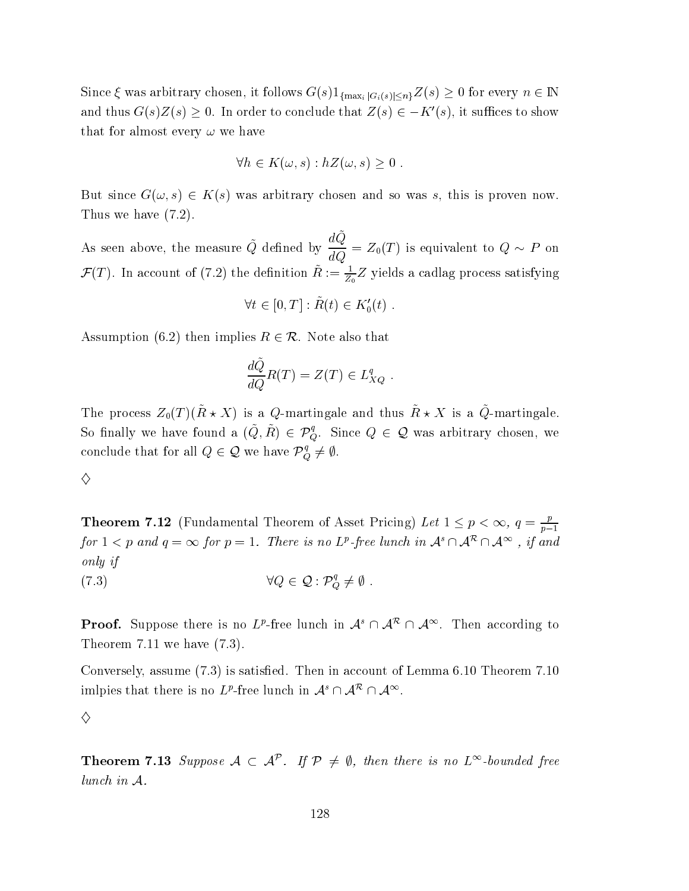Since $\xi$ was arbitrary chosen, it follows $G(s)1_{\{\max_i |G_i(s)| \leq n\}} Z(s) \geq 0$ for every $n \in \mathbb{N}$ and thus $G(s)Z(s) \geq 0$. In order to conclude that $Z(s) \in -K'(s)$, it suffices to show that for almost every $\omega$ we have

$$\forall h \in K(\omega, s) : hZ(\omega, s) \geq 0 \ .$$

But since $G(\omega, s) \in K(s)$ was arbitrary chosen and so was $s$, this is proven now. Thus we have (7.2).

As seen above, the measure $\tilde{Q}$ defined by $\dfrac{d\tilde{Q}}{dQ} = Z_0(T)$ is equivalent to $Q \sim P$ on $\mathcal{F}(T)$. In account of (7.2) the definition $\tilde{R} := \frac{1}{Z_0} Z$ yields a cadlag process satisfying

$$\forall t \in [0, T] : \tilde{R}(t) \in K_0'(t) \ .$$

Assumption (6.2) then implies $R \in \mathcal{R}$. Note also that

$$\frac{d\tilde{Q}}{dQ} R(T) = Z(T) \in L^q_{XQ} \ .$$

The process $Z_0(T)(\tilde{R} \star X)$ is a $Q$-martingale and thus $\tilde{R} \star X$ is a $\tilde{Q}$-martingale. So finally we have found a $(\tilde{Q}, \tilde{R}) \in \mathcal{P}^q_Q$. Since $Q \in \mathcal{Q}$ was arbitrary chosen, we conclude that for all $Q \in \mathcal{Q}$ we have $\mathcal{P}^q_Q \neq \emptyset$.

$\diamondsuit$

**Theorem 7.12** (Fundamental Theorem of Asset Pricing) *Let $1 \leq p < \infty$, $q = \frac{p}{p-1}$ for $1 < p$ and $q = \infty$ for $p = 1$. There is no $L^p$-free lunch in $\mathcal{A}^s \cap \mathcal{A}^{\mathcal{R}} \cap \mathcal{A}^\infty$ , if and only if*

$$\forall Q \in \mathcal{Q} : \mathcal{P}^q_Q \neq \emptyset \ . \tag{7.3}$$

**Proof.** Suppose there is no $L^p$-free lunch in $\mathcal{A}^s \cap \mathcal{A}^{\mathcal{R}} \cap \mathcal{A}^\infty$. Then according to Theorem 7.11 we have (7.3).

Conversely, assume (7.3) is satisfied. Then in account of Lemma 6.10 Theorem 7.10 imlpies that there is no $L^p$-free lunch in $\mathcal{A}^s \cap \mathcal{A}^{\mathcal{R}} \cap \mathcal{A}^\infty$.

$\diamondsuit$

**Theorem 7.13** *Suppose $\mathcal{A} \subset \mathcal{A}^{\mathcal{P}}$. If $\mathcal{P} \neq \emptyset$, then there is no $L^\infty$-bounded free lunch in $\mathcal{A}$.*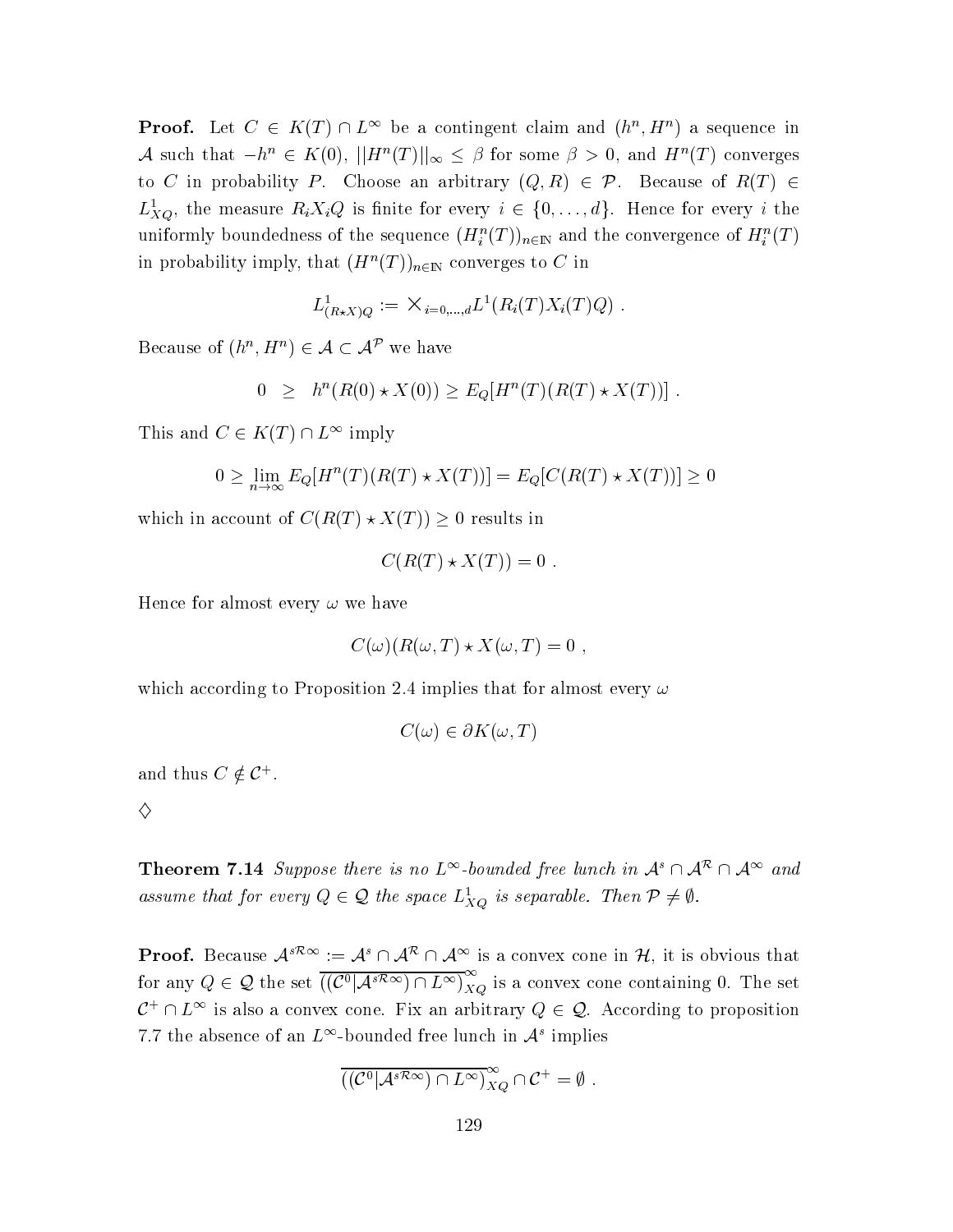**Proof.** Let $C \in K(T) \cap L^\infty$ be a contingent claim and $(h^n, H^n)$ a sequence in $\mathcal{A}$ such that $-h^n \in K(0)$, $||H^n(T)||_\infty \leq \beta$ for some $\beta > 0$, and $H^n(T)$ converges to $C$ in probability $P$. Choose an arbitrary $(Q, R) \in \mathcal{P}$. Because of $R(T) \in L^1_{XQ}$, the measure $R_i X_i Q$ is finite for every $i \in \{0, \ldots, d\}$. Hence for every $i$ the uniformly boundedness of the sequence $(H^n_i(T))_{n \in \mathbb{N}}$ and the convergence of $H^n_i(T)$ in probability imply, that $(H^n(T))_{n \in \mathbb{N}}$ converges to $C$ in

$$L^1_{(R \star X)Q} := \times_{i=0,\ldots,d} L^1(R_i(T)X_i(T)Q) \ .$$

Because of $(h^n, H^n) \in \mathcal{A} \subset \mathcal{A}^{\mathcal{P}}$ we have

$$0 \quad \geq \quad h^n(R(0) \star X(0)) \geq E_Q[H^n(T)(R(T) \star X(T))] \ .$$

This and $C \in K(T) \cap L^\infty$ imply

$$0 \geq \lim_{n \to \infty} E_Q[H^n(T)(R(T) \star X(T))] = E_Q[C(R(T) \star X(T))] \geq 0$$

which in account of $C(R(T) \star X(T)) \geq 0$ results in

$$C(R(T) \star X(T)) = 0 \ .$$

Hence for almost every $\omega$ we have

$$C(\omega)(R(\omega, T) \star X(\omega, T) = 0 \ ,$$

which according to Proposition 2.4 implies that for almost every $\omega$

$$C(\omega) \in \partial K(\omega, T)$$

and thus $C \notin \mathcal{C}^+$.

$\diamondsuit$

**Theorem 7.14** *Suppose there is no $L^\infty$-bounded free lunch in $\mathcal{A}^s \cap \mathcal{A}^{\mathcal{R}} \cap \mathcal{A}^\infty$ and assume that for every $Q \in \mathcal{Q}$ the space $L^1_{XQ}$ is separable. Then $\mathcal{P} \neq \emptyset$.*

**Proof.** Because $\mathcal{A}^{s\mathcal{R}\infty} := \mathcal{A}^s \cap \mathcal{A}^{\mathcal{R}} \cap \mathcal{A}^\infty$ is a convex cone in $\mathcal{H}$, it is obvious that for any $Q \in \mathcal{Q}$ the set $\overline{((\mathcal{C}^0|\mathcal{A}^{s\mathcal{R}\infty}) \cap L^\infty)}^\infty_{XQ}$ is a convex cone containing 0. The set $\mathcal{C}^+ \cap L^\infty$ is also a convex cone. Fix an arbitrary $Q \in \mathcal{Q}$. According to proposition 7.7 the absence of an $L^\infty$-bounded free lunch in $\mathcal{A}^s$ implies

$$\overline{((\mathcal{C}^0|\mathcal{A}^{s\mathcal{R}\infty}) \cap L^\infty)}^\infty_{XQ} \cap \mathcal{C}^+ = \emptyset \ .$$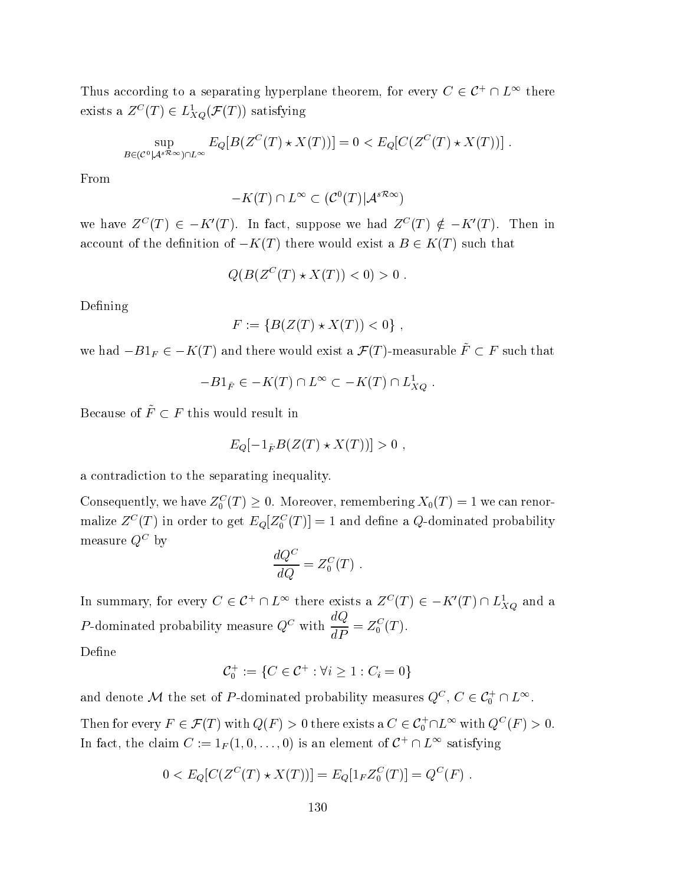Thus according to a separating hyperplane theorem, for every $C \in \mathcal{C}^+ \cap L^\infty$ there exists a $Z^C(T) \in L^1_{XQ}(\mathcal{F}(T))$ satisfying

$$\sup_{B \in (\mathcal{C}^0 | \mathcal{A}^{s\mathcal{R}\infty}) \cap L^\infty} E_Q[B(Z^C(T) \star X(T))] = 0 < E_Q[C(Z^C(T) \star X(T))] \ .$$

From

$$-K(T) \cap L^\infty \subset (\mathcal{C}^0(T) | \mathcal{A}^{s\mathcal{R}\infty})$$

we have $Z^C(T) \in -K'(T)$. In fact, suppose we had $Z^C(T) \notin -K'(T)$. Then in account of the definition of $-K(T)$ there would exist a $B \in K(T)$ such that

$$Q(B(Z^C(T) \star X(T)) < 0) > 0 \ .$$

Defining

$$F := \{B(Z(T) \star X(T)) < 0\} \ ,$$

we had $-B1_F \in -K(T)$ and there would exist a $\mathcal{F}(T)$-measurable $\tilde{F} \subset F$ such that

$$-B1_{\tilde{F}} \in -K(T) \cap L^\infty \subset -K(T) \cap L^1_{XQ} \ .$$

Because of $\tilde{F} \subset F$ this would result in

$$E_Q[-1_{\tilde{F}} B(Z(T) \star X(T))] > 0 \ ,$$

a contradiction to the separating inequality.

Consequently, we have $Z_0^C(T) \geq 0$. Moreover, remembering $X_0(T) = 1$ we can renormalize $Z^C(T)$ in order to get $E_Q[Z_0^C(T)] = 1$ and define a $Q$-dominated probability measure $Q^C$ by

$$\frac{dQ^C}{dQ} = Z_0^C(T) \ .$$

In summary, for every $C \in \mathcal{C}^+ \cap L^\infty$ there exists a $Z^C(T) \in -K'(T) \cap L^1_{XQ}$ and a $P$-dominated probability measure $Q^C$ with $\dfrac{dQ}{dP} = Z_0^C(T)$.

Define

$$\mathcal{C}_0^+ := \{C \in \mathcal{C}^+ : \forall i \geq 1 : C_i = 0\}$$

and denote $\mathcal{M}$ the set of $P$-dominated probability measures $Q^C$, $C \in \mathcal{C}_0^+ \cap L^\infty$.

Then for every $F \in \mathcal{F}(T)$ with $Q(F) > 0$ there exists a $C \in \mathcal{C}_0^+ \cap L^\infty$ with $Q^C(F) > 0$. In fact, the claim $C := 1_F(1, 0, \ldots, 0)$ is an element of $\mathcal{C}^+ \cap L^\infty$ satisfying

$$0 < E_Q[C(Z^C(T) \star X(T))] = E_Q[1_F Z_0^C(T)] = Q^C(F) \ .$$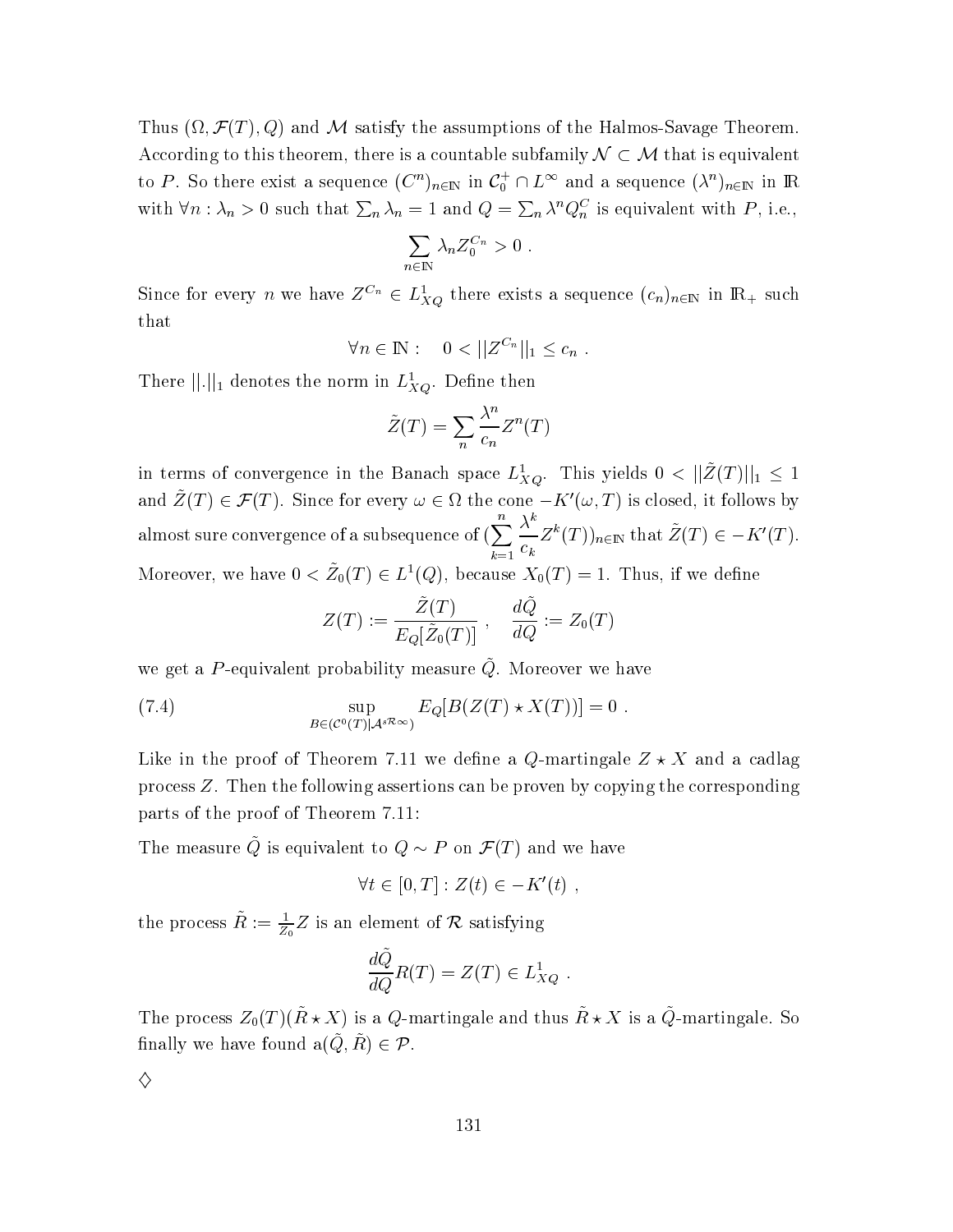Thus $(\Omega, \mathcal{F}(T), Q)$ and $\mathcal{M}$ satisfy the assumptions of the Halmos-Savage Theorem. According to this theorem, there is a countable subfamily $\mathcal{N} \subset \mathcal{M}$ that is equivalent to $P$. So there exist a sequence $(C^n)_{n \in \mathbb{N}}$ in $\mathcal{C}_0^+ \cap L^\infty$ and a sequence $(\lambda^n)_{n \in \mathbb{N}}$ in $\mathbb{R}$ with $\forall n : \lambda_n > 0$ such that $\sum_n \lambda_n = 1$ and $Q = \sum_n \lambda^n Q_n^C$ is equivalent with $P$, i.e.,

$$\sum_{n \in \mathbb{N}} \lambda_n Z_0^{C_n} > 0 \ .$$

Since for every $n$ we have $Z^{C_n} \in L^1_{XQ}$ there exists a sequence $(c_n)_{n \in \mathbb{N}}$ in $\mathbb{R}_+$ such that

$$\forall n \in \mathbb{N} : \quad 0 < ||Z^{C_n}||_1 \leq c_n \ .$$

There $||.||_1$ denotes the norm in $L^1_{XQ}$. Define then

$$\tilde{Z}(T) = \sum_n \frac{\lambda^n}{c_n} Z^n(T)$$

in terms of convergence in the Banach space $L^1_{XQ}$. This yields $0 < ||\tilde{Z}(T)||_1 \leq 1$ and $\tilde{Z}(T) \in \mathcal{F}(T)$. Since for every $\omega \in \Omega$ the cone $-K'(\omega, T)$ is closed, it follows by almost sure convergence of a subsequence of $(\sum_{k=1}^{n} \frac{\lambda^k}{c_k} Z^k(T))_{n \in \mathbb{N}}$ that $\tilde{Z}(T) \in -K'(T)$. Moreover, we have $0 < \tilde{Z}_0(T) \in L^1(Q)$, because $X_0(T) = 1$. Thus, if we define

$$Z(T) := \frac{\tilde{Z}(T)}{E_Q[\tilde{Z}_0(T)]} \ , \quad \frac{d\tilde{Q}}{dQ} := Z_0(T)$$

we get a $P$-equivalent probability measure $\tilde{Q}$. Moreover we have

$$\sup_{B \in (\mathcal{C}^0(T)|\mathcal{A}^{s\mathcal{R}\infty})} E_Q[B(Z(T) \star X(T))] = 0 \ . \tag{7.4}$$

Like in the proof of Theorem 7.11 we define a $Q$-martingale $Z \star X$ and a cadlag process $Z$. Then the following assertions can be proven by copying the corresponding parts of the proof of Theorem 7.11:

The measure $\tilde{Q}$ is equivalent to $Q \sim P$ on $\mathcal{F}(T)$ and we have

$$\forall t \in [0, T] : Z(t) \in -K'(t) \ ,$$

the process $\tilde{R} := \frac{1}{Z_0} Z$ is an element of $\mathcal{R}$ satisfying

$$\frac{d\tilde{Q}}{dQ} R(T) = Z(T) \in L^1_{XQ} \ .$$

The process $Z_0(T)(\tilde{R} \star X)$ is a $Q$-martingale and thus $\tilde{R} \star X$ is a $\tilde{Q}$-martingale. So finally we have found a$(\tilde{Q}, \tilde{R}) \in \mathcal{P}$.

$\diamondsuit$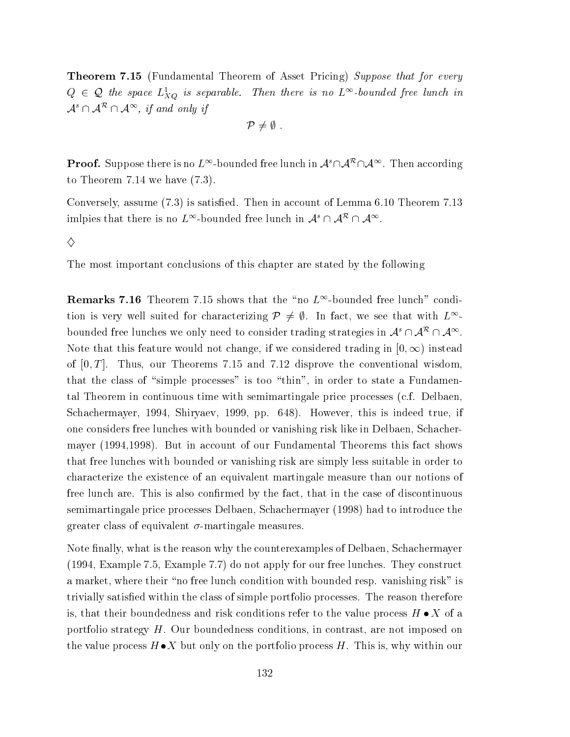**Theorem 7.15** (Fundamental Theorem of Asset Pricing) *Suppose that for every $Q \in \mathcal{Q}$ the space $L^1_{XQ}$ is separable. Then there is no $L^\infty$-bounded free lunch in $\mathcal{A}^s \cap \mathcal{A}^\mathcal{R} \cap \mathcal{A}^\infty$, if and only if*

$$\mathcal{P} \neq \emptyset \ .$$

**Proof.** Suppose there is no $L^\infty$-bounded free lunch in $\mathcal{A}^s \cap \mathcal{A}^\mathcal{R} \cap \mathcal{A}^\infty$. Then according to Theorem 7.14 we have (7.3).

Conversely, assume (7.3) is satisfied. Then in account of Lemma 6.10 Theorem 7.13 imlpies that there is no $L^\infty$-bounded free lunch in $\mathcal{A}^s \cap \mathcal{A}^\mathcal{R} \cap \mathcal{A}^\infty$.

$\diamondsuit$

The most important conclusions of this chapter are stated by the following

**Remarks 7.16** Theorem 7.15 shows that the "no $L^\infty$-bounded free lunch" condition is very well suited for characterizing $\mathcal{P} \neq \emptyset$. In fact, we see that with $L^\infty$-bounded free lunches we only need to consider trading strategies in $\mathcal{A}^s \cap \mathcal{A}^\mathcal{R} \cap \mathcal{A}^\infty$. Note that this feature would not change, if we considered trading in $[0, \infty)$ instead of $[0, T]$. Thus, our Theorems 7.15 and 7.12 disprove the conventional wisdom, that the class of "simple processes" is too "thin", in order to state a Fundamental Theorem in continuous time with semimartingale price processes (c.f. Delbaen, Schachermayer, 1994, Shiryaev, 1999, pp. 648). However, this is indeed true, if one considers free lunches with bounded or vanishing risk like in Delbaen, Schachermayer (1994,1998). But in account of our Fundamental Theorems this fact shows that free lunches with bounded or vanishing risk are simply less suitable in order to characterize the existence of an equivalent martingale measure than our notions of free lunch are. This is also confirmed by the fact, that in the case of discontinuous semimartingale price processes Delbaen, Schachermayer (1998) had to introduce the greater class of equivalent $\sigma$-martingale measures.

Note finally, what is the reason why the counterexamples of Delbaen, Schachermayer (1994, Example 7.5, Example 7.7) do not apply for our free lunches. They construct a market, where their "no free lunch condition with bounded resp. vanishing risk" is trivially satisfied within the class of simple portfolio processes. The reason therefore is, that their boundedness and risk conditions refer to the value process $H \bullet X$ of a portfolio strategy $H$. Our boundedness conditions, in contrast, are not imposed on the value process $H \bullet X$ but only on the portfolio process $H$. This is, why within our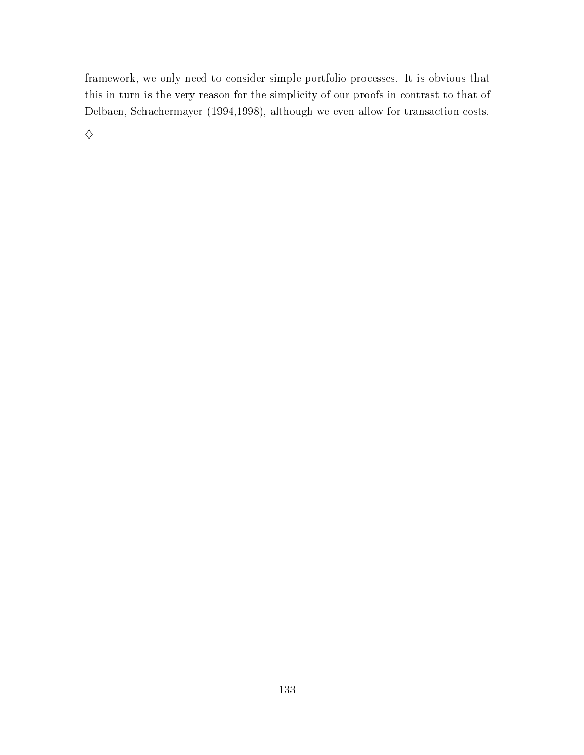framework, we only need to consider simple portfolio processes. It is obvious that this in turn is the very reason for the simplicity of our proofs in contrast to that of Delbaen, Schachermayer (1994,1998), although we even allow for transaction costs.

$\diamondsuit$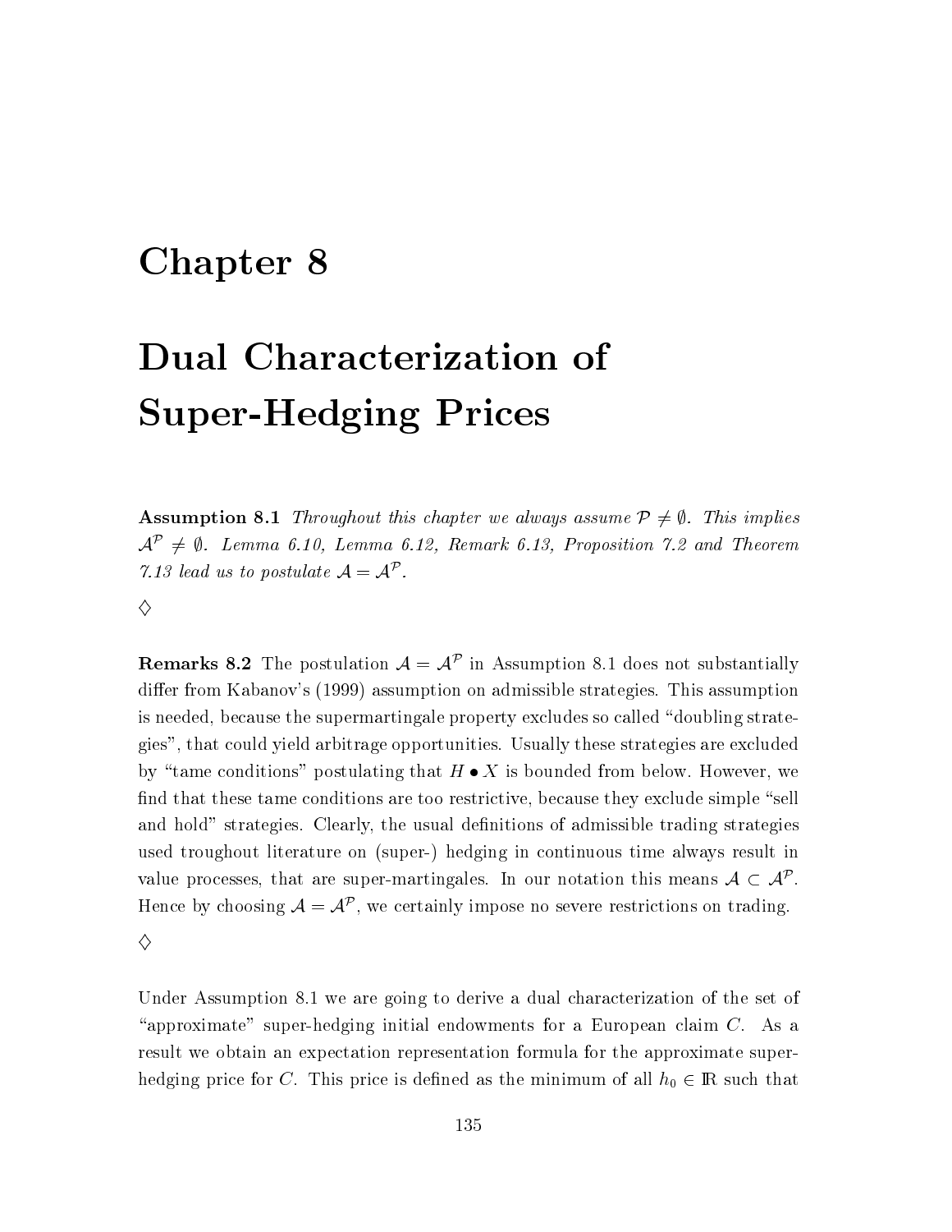# Chapter 8

# Dual Characterization of Super-Hedging Prices

**Assumption 8.1** *Throughout this chapter we always assume $\mathcal{P} \neq \emptyset$. This implies $\mathcal{A}^{\mathcal{P}} \neq \emptyset$. Lemma 6.10, Lemma 6.12, Remark 6.13, Proposition 7.2 and Theorem 7.13 lead us to postulate $\mathcal{A} = \mathcal{A}^{\mathcal{P}}$.*

$\diamondsuit$

**Remarks 8.2** The postulation $\mathcal{A} = \mathcal{A}^{\mathcal{P}}$ in Assumption 8.1 does not substantially differ from Kabanov's (1999) assumption on admissible strategies. This assumption is needed, because the supermartingale property excludes so called "doubling strategies", that could yield arbitrage opportunities. Usually these strategies are excluded by "tame conditions" postulating that $H \bullet X$ is bounded from below. However, we find that these tame conditions are too restrictive, because they exclude simple "sell and hold" strategies. Clearly, the usual definitions of admissible trading strategies used troughout literature on (super-) hedging in continuous time always result in value processes, that are super-martingales. In our notation this means $\mathcal{A} \subset \mathcal{A}^{\mathcal{P}}$. Hence by choosing $\mathcal{A} = \mathcal{A}^{\mathcal{P}}$, we certainly impose no severe restrictions on trading.

$\diamondsuit$

Under Assumption 8.1 we are going to derive a dual characterization of the set of "approximate" super-hedging initial endowments for a European claim $C$. As a result we obtain an expectation representation formula for the approximate super-hedging price for $C$. This price is defined as the minimum of all $h_0 \in \mathbb{R}$ such that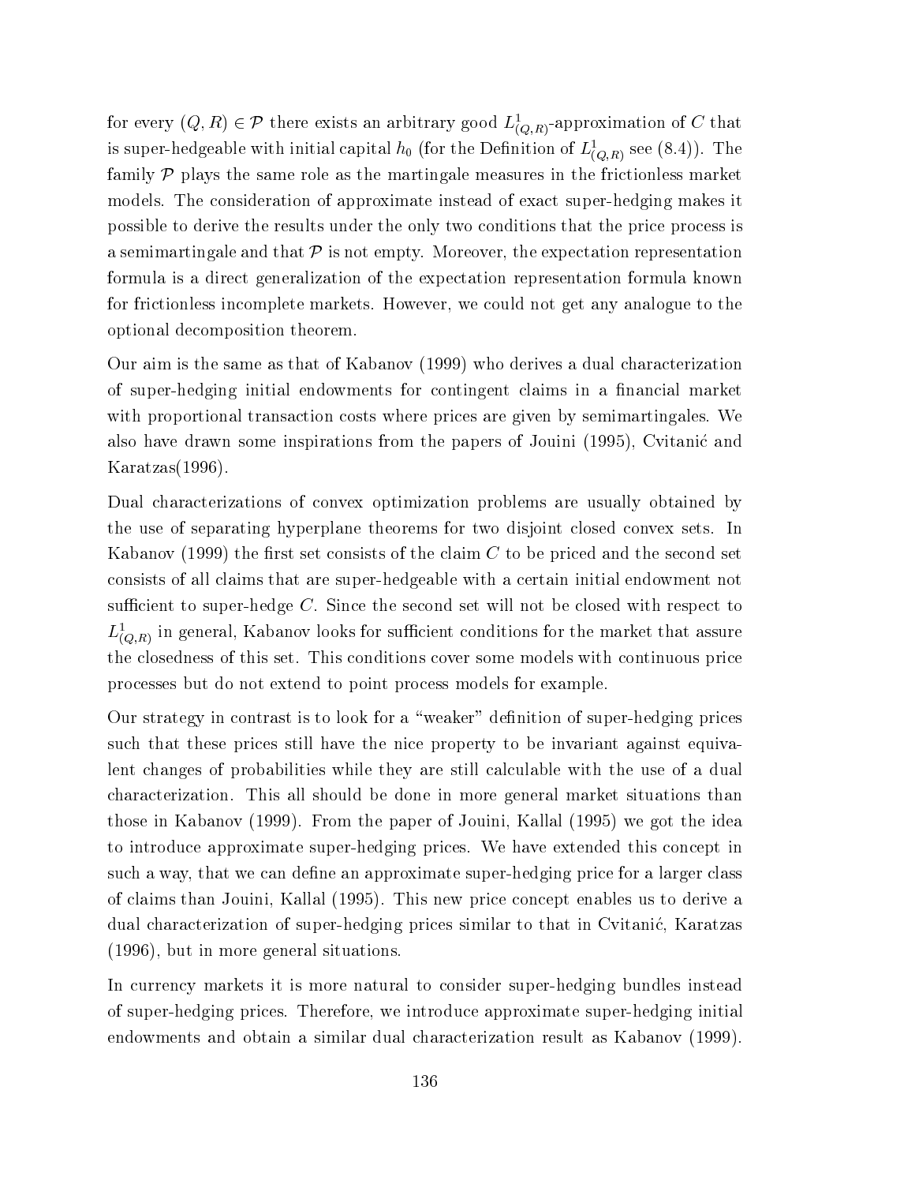for every $(Q, R) \in \mathcal{P}$ there exists an arbitrary good $L^1_{(Q,R)}$-approximation of $C$ that is super-hedgeable with initial capital $h_0$ (for the Definition of $L^1_{(Q,R)}$ see (8.4)). The family $\mathcal{P}$ plays the same role as the martingale measures in the frictionless market models. The consideration of approximate instead of exact super-hedging makes it possible to derive the results under the only two conditions that the price process is a semimartingale and that $\mathcal{P}$ is not empty. Moreover, the expectation representation formula is a direct generalization of the expectation representation formula known for frictionless incomplete markets. However, we could not get any analogue to the optional decomposition theorem.

Our aim is the same as that of Kabanov (1999) who derives a dual characterization of super-hedging initial endowments for contingent claims in a financial market with proportional transaction costs where prices are given by semimartingales. We also have drawn some inspirations from the papers of Jouini (1995), Cvitanić and Karatzas(1996).

Dual characterizations of convex optimization problems are usually obtained by the use of separating hyperplane theorems for two disjoint closed convex sets. In Kabanov (1999) the first set consists of the claim $C$ to be priced and the second set consists of all claims that are super-hedgeable with a certain initial endowment not sufficient to super-hedge $C$. Since the second set will not be closed with respect to $L^1_{(Q,R)}$ in general, Kabanov looks for sufficient conditions for the market that assure the closedness of this set. This conditions cover some models with continuous price processes but do not extend to point process models for example.

Our strategy in contrast is to look for a "weaker" definition of super-hedging prices such that these prices still have the nice property to be invariant against equivalent changes of probabilities while they are still calculable with the use of a dual characterization. This all should be done in more general market situations than those in Kabanov (1999). From the paper of Jouini, Kallal (1995) we got the idea to introduce approximate super-hedging prices. We have extended this concept in such a way, that we can define an approximate super-hedging price for a larger class of claims than Jouini, Kallal (1995). This new price concept enables us to derive a dual characterization of super-hedging prices similar to that in Cvitanić, Karatzas (1996), but in more general situations.

In currency markets it is more natural to consider super-hedging bundles instead of super-hedging prices. Therefore, we introduce approximate super-hedging initial endowments and obtain a similar dual characterization result as Kabanov (1999).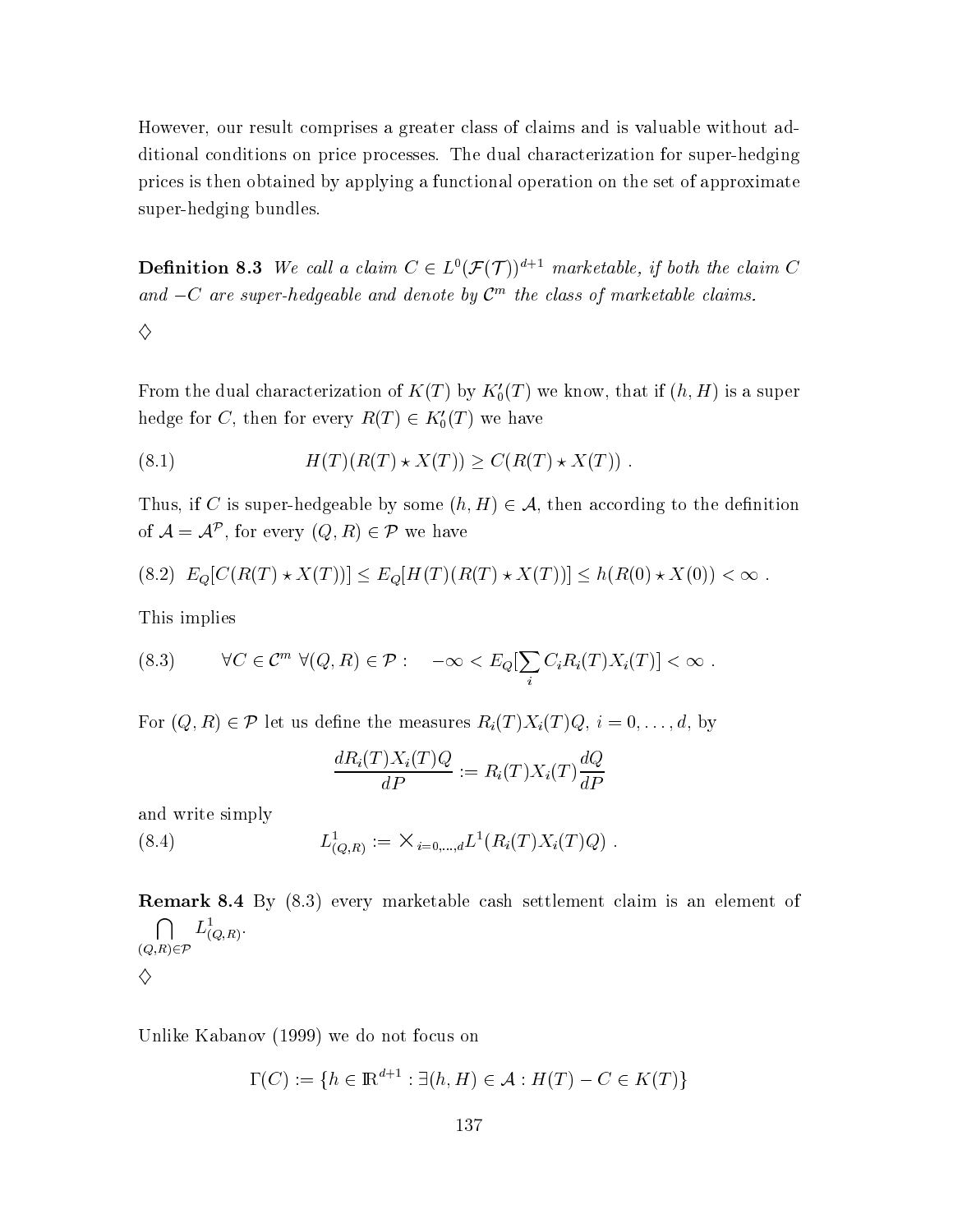However, our result comprises a greater class of claims and is valuable without additional conditions on price processes. The dual characterization for super-hedging prices is then obtained by applying a functional operation on the set of approximate super-hedging bundles.

**Definition 8.3** *We call a claim $C \in L^0(\mathcal{F}(\mathcal{T}))^{d+1}$ marketable, if both the claim $C$ and $-C$ are super-hedgeable and denote by $\mathcal{C}^m$ the class of marketable claims.*

$\diamondsuit$

From the dual characterization of $K(T)$ by $K_0'(T)$ we know, that if $(h, H)$ is a super hedge for $C$, then for every $R(T) \in K_0'(T)$ we have

$$H(T)(R(T) \star X(T)) \geq C(R(T) \star X(T)) \ . \tag{8.1}$$

Thus, if $C$ is super-hedgeable by some $(h, H) \in \mathcal{A}$, then according to the definition of $\mathcal{A} = \mathcal{A}^{\mathcal{P}}$, for every $(Q, R) \in \mathcal{P}$ we have

$$E_Q[C(R(T) \star X(T))] \leq E_Q[H(T)(R(T) \star X(T))] \leq h(R(0) \star X(0)) < \infty \ . \tag{8.2}$$

This implies

$$\forall C \in \mathcal{C}^m \ \forall (Q, R) \in \mathcal{P} : \quad -\infty < E_Q[\sum_i C_i R_i(T) X_i(T)] < \infty \ . \tag{8.3}$$

For $(Q, R) \in \mathcal{P}$ let us define the measures $R_i(T)X_i(T)Q$, $i = 0, \ldots, d$, by

$$\frac{dR_i(T)X_i(T)Q}{dP} := R_i(T)X_i(T)\frac{dQ}{dP}$$

and write simply

$$L^1_{(Q,R)} := \times_{i=0,\ldots,d} L^1(R_i(T)X_i(T)Q) \ . \tag{8.4}$$

**Remark 8.4** By (8.3) every marketable cash settlement claim is an element of $\bigcap_{(Q,R)\in\mathcal{P}} L^1_{(Q,R)}$.

$\diamondsuit$

Unlike Kabanov (1999) we do not focus on

$$\Gamma(C) := \{h \in \mathbb{R}^{d+1} : \exists (h, H) \in \mathcal{A} : H(T) - C \in K(T)\}$$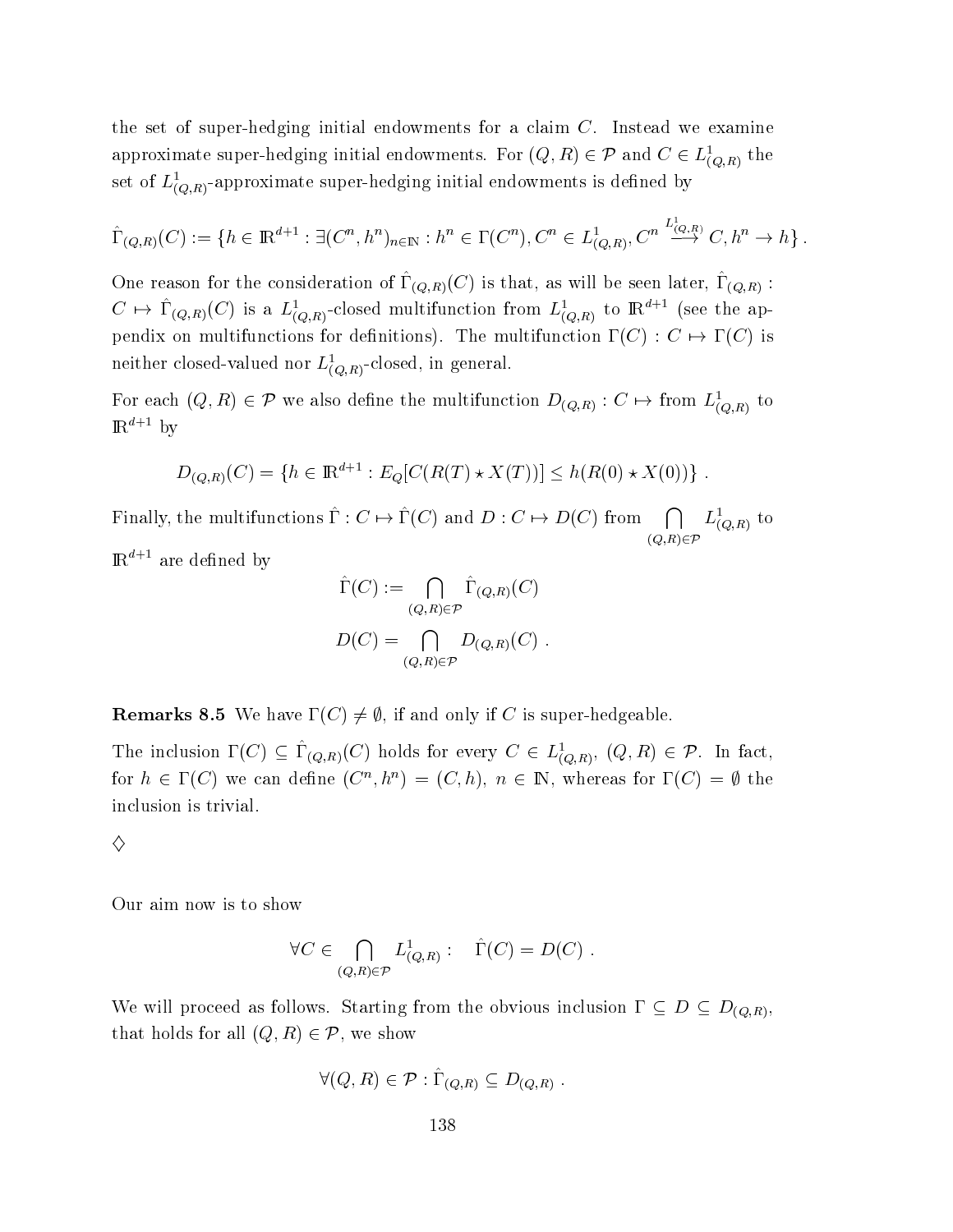the set of super-hedging initial endowments for a claim $C$. Instead we examine approximate super-hedging initial endowments. For $(Q,R) \in \mathcal{P}$ and $C \in L^1_{(Q,R)}$ the set of $L^1_{(Q,R)}$-approximate super-hedging initial endowments is defined by

$$\hat{\Gamma}_{(Q,R)}(C) := \{h \in \mathbb{R}^{d+1} : \exists (C^n, h^n)_{n\in\mathbb{N}} : h^n \in \Gamma(C^n), C^n \in L^1_{(Q,R)}, C^n \overset{L^1_{(Q,R)}}{\longrightarrow} C, h^n \to h\} .$$

One reason for the consideration of $\hat{\Gamma}_{(Q,R)}(C)$ is that, as will be seen later, $\hat{\Gamma}_{(Q,R)} : C \mapsto \hat{\Gamma}_{(Q,R)}(C)$ is a $L^1_{(Q,R)}$-closed multifunction from $L^1_{(Q,R)}$ to $\mathbb{R}^{d+1}$ (see the appendix on multifunctions for definitions). The multifunction $\Gamma(C) : C \mapsto \Gamma(C)$ is neither closed-valued nor $L^1_{(Q,R)}$-closed, in general.

For each $(Q,R) \in \mathcal{P}$ we also define the multifunction $D_{(Q,R)} : C \mapsto$ from $L^1_{(Q,R)}$ to $\mathbb{R}^{d+1}$ by

$$D_{(Q,R)}(C) = \{h \in \mathbb{R}^{d+1} : E_Q[C(R(T) \star X(T))] \le h(R(0) \star X(0))\} .$$

Finally, the multifunctions $\hat{\Gamma} : C \mapsto \hat{\Gamma}(C)$ and $D : C \mapsto D(C)$ from $\bigcap_{(Q,R)\in\mathcal{P}} L^1_{(Q,R)}$ to $\mathbb{R}^{d+1}$ are defined by

$$\hat{\Gamma}(C) := \bigcap_{(Q,R)\in\mathcal{P}} \hat{\Gamma}_{(Q,R)}(C)$$

$$D(C) = \bigcap_{(Q,R)\in\mathcal{P}} D_{(Q,R)}(C) .$$

**Remarks 8.5** We have $\Gamma(C) \neq \emptyset$, if and only if $C$ is super-hedgeable.

The inclusion $\Gamma(C) \subseteq \hat{\Gamma}_{(Q,R)}(C)$ holds for every $C \in L^1_{(Q,R)}$, $(Q,R) \in \mathcal{P}$. In fact, for $h \in \Gamma(C)$ we can define $(C^n, h^n) = (C, h)$, $n \in \mathbb{N}$, whereas for $\Gamma(C) = \emptyset$ the inclusion is trivial.

$\diamondsuit$

Our aim now is to show

$$\forall C \in \bigcap_{(Q,R)\in\mathcal{P}} L^1_{(Q,R)} : \quad \hat{\Gamma}(C) = D(C) .$$

We will proceed as follows. Starting from the obvious inclusion $\Gamma \subseteq D \subseteq D_{(Q,R)}$, that holds for all $(Q,R) \in \mathcal{P}$, we show

$$\forall (Q,R) \in \mathcal{P} : \hat{\Gamma}_{(Q,R)} \subseteq D_{(Q,R)} .$$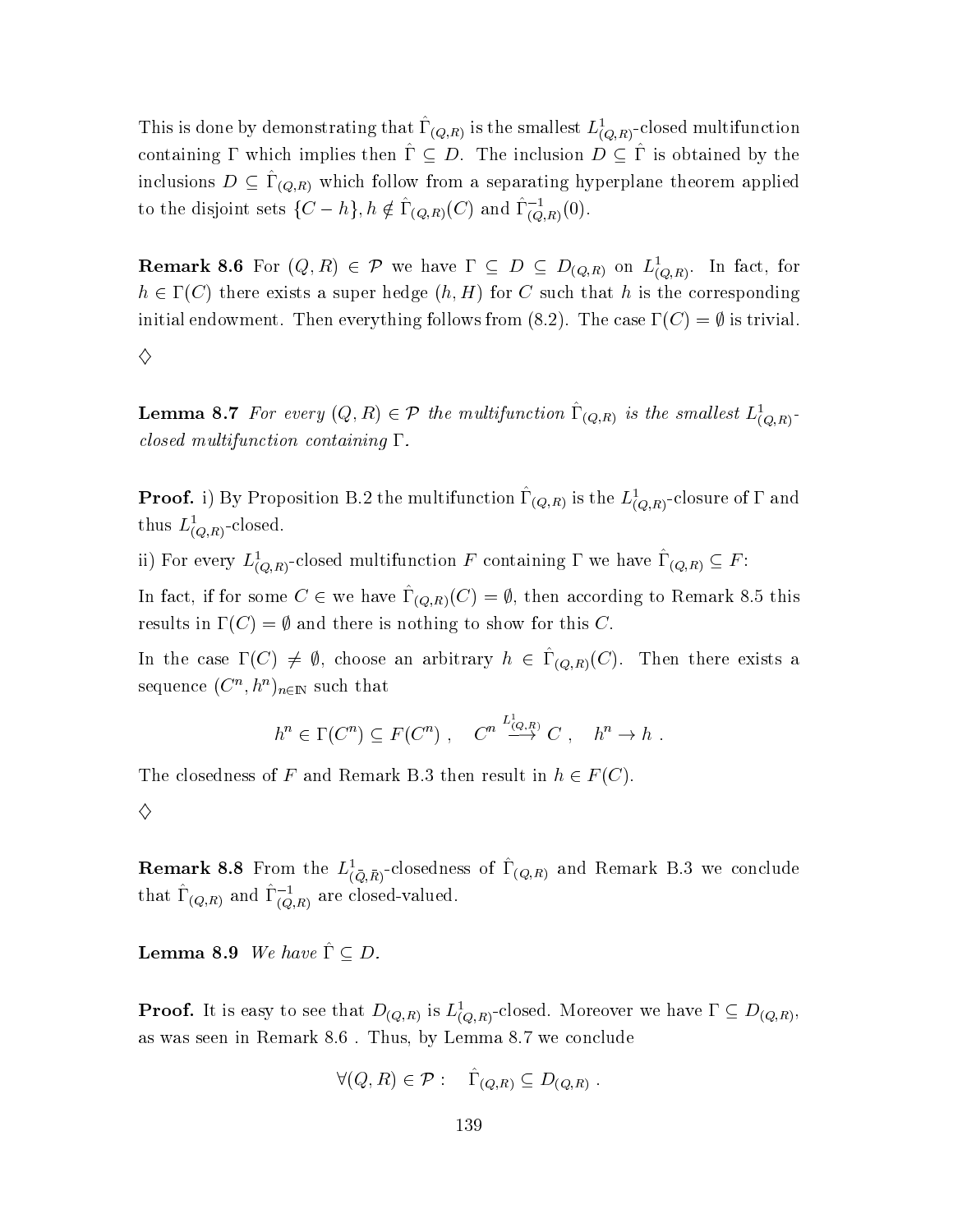This is done by demonstrating that $\hat{\Gamma}_{(Q,R)}$ is the smallest $L^1_{(Q,R)}$-closed multifunction containing $\Gamma$ which implies then $\hat{\Gamma} \subseteq D$. The inclusion $D \subseteq \hat{\Gamma}$ is obtained by the inclusions $D \subseteq \hat{\Gamma}_{(Q,R)}$ which follow from a separating hyperplane theorem applied to the disjoint sets $\{C - h\}, h \notin \hat{\Gamma}_{(Q,R)}(C)$ and $\hat{\Gamma}^{-1}_{(Q,R)}(0)$.

**Remark 8.6** For $(Q,R) \in \mathcal{P}$ we have $\Gamma \subseteq D \subseteq D_{(Q,R)}$ on $L^1_{(Q,R)}$. In fact, for $h \in \Gamma(C)$ there exists a super hedge $(h, H)$ for $C$ such that $h$ is the corresponding initial endowment. Then everything follows from (8.2). The case $\Gamma(C) = \emptyset$ is trivial.

$\diamondsuit$

**Lemma 8.7** *For every $(Q,R) \in \mathcal{P}$ the multifunction $\hat{\Gamma}_{(Q,R)}$ is the smallest $L^1_{(Q,R)}$-closed multifunction containing $\Gamma$.*

**Proof.** i) By Proposition B.2 the multifunction $\hat{\Gamma}_{(Q,R)}$ is the $L^1_{(Q,R)}$-closure of $\Gamma$ and thus $L^1_{(Q,R)}$-closed.

ii) For every $L^1_{(Q,R)}$-closed multifunction $F$ containing $\Gamma$ we have $\hat{\Gamma}_{(Q,R)} \subseteq F$:

In fact, if for some $C \in$ we have $\hat{\Gamma}_{(Q,R)}(C) = \emptyset$, then according to Remark 8.5 this results in $\Gamma(C) = \emptyset$ and there is nothing to show for this $C$.

In the case $\Gamma(C) \neq \emptyset$, choose an arbitrary $h \in \hat{\Gamma}_{(Q,R)}(C)$. Then there exists a sequence $(C^n, h^n)_{n \in \mathbb{N}}$ such that

$$h^n \in \Gamma(C^n) \subseteq F(C^n) \ , \quad C^n \overset{L^1_{(Q,R)}}{\longrightarrow} C \ , \quad h^n \to h \ .$$

The closedness of $F$ and Remark B.3 then result in $h \in F(C)$.

$\diamondsuit$

**Remark 8.8** From the $L^1_{(\bar{Q},\bar{R})}$-closedness of $\hat{\Gamma}_{(Q,R)}$ and Remark B.3 we conclude that $\hat{\Gamma}_{(Q,R)}$ and $\hat{\Gamma}^{-1}_{(Q,R)}$ are closed-valued.

**Lemma 8.9** *We have $\hat{\Gamma} \subseteq D$.*

**Proof.** It is easy to see that $D_{(Q,R)}$ is $L^1_{(Q,R)}$-closed. Moreover we have $\Gamma \subseteq D_{(Q,R)}$, as was seen in Remark 8.6 . Thus, by Lemma 8.7 we conclude

$$\forall (Q,R) \in \mathcal{P} : \quad \hat{\Gamma}_{(Q,R)} \subseteq D_{(Q,R)} \ .$$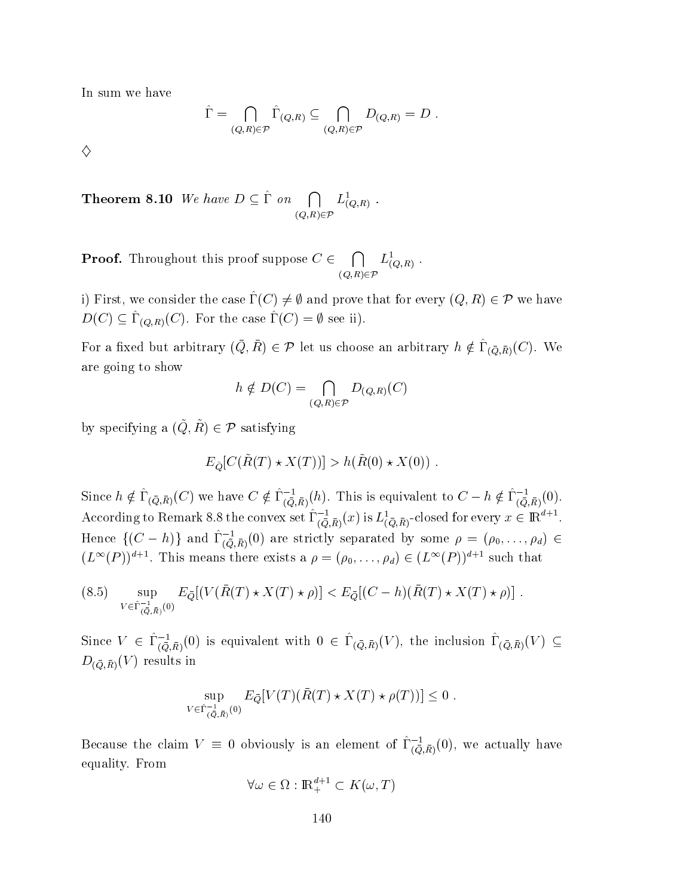In sum we have

$$\hat{\Gamma} = \bigcap_{(Q,R)\in\mathcal{P}} \hat{\Gamma}_{(Q,R)} \subseteq \bigcap_{(Q,R)\in\mathcal{P}} D_{(Q,R)} = D \ .$$

$\diamondsuit$

**Theorem 8.10** *We have $D \subseteq \hat{\Gamma}$ on $\bigcap_{(Q,R)\in\mathcal{P}} L^1_{(Q,R)}$ .*

**Proof.** Throughout this proof suppose $C \in \bigcap_{(Q,R)\in\mathcal{P}} L^1_{(Q,R)}$ .

i) First, we consider the case $\hat{\Gamma}(C) \neq \emptyset$ and prove that for every $(Q,R) \in \mathcal{P}$ we have $D(C) \subseteq \hat{\Gamma}_{(Q,R)}(C)$. For the case $\hat{\Gamma}(C) = \emptyset$ see ii).

For a fixed but arbitrary $(\bar{Q},\bar{R}) \in \mathcal{P}$ let us choose an arbitrary $h \notin \hat{\Gamma}_{(\bar{Q},\bar{R})}(C)$. We are going to show

$$h \notin D(C) = \bigcap_{(Q,R)\in\mathcal{P}} D_{(Q,R)}(C)$$

by specifying a $(\tilde{Q},\tilde{R}) \in \mathcal{P}$ satisfying

$$E_{\tilde{Q}}[C(\tilde{R}(T) \star X(T))] > h(\tilde{R}(0) \star X(0)) \ .$$

Since $h \notin \hat{\Gamma}_{(\bar{Q},\bar{R})}(C)$ we have $C \notin \hat{\Gamma}^{-1}_{(\bar{Q},\bar{R})}(h)$. This is equivalent to $C - h \notin \hat{\Gamma}^{-1}_{(\bar{Q},\bar{R})}(0)$. According to Remark 8.8 the convex set $\hat{\Gamma}^{-1}_{(\bar{Q},\bar{R})}(x)$ is $L^1_{(\bar{Q},\bar{R})}$-closed for every $x \in \mathbb{R}^{d+1}$. Hence $\{(C-h)\}$ and $\hat{\Gamma}^{-1}_{(\bar{Q},\bar{R})}(0)$ are strictly separated by some $\rho = (\rho_0, \ldots, \rho_d) \in (L^\infty(P))^{d+1}$. This means there exists a $\rho = (\rho_0, \ldots, \rho_d) \in (L^\infty(P))^{d+1}$ such that

$$\sup_{V\in\hat{\Gamma}^{-1}_{(\bar{Q},\bar{R})}(0)} E_{\bar{Q}}[(V(\bar{R}(T) \star X(T) \star \rho)] < E_{\bar{Q}}[(C-h)(\bar{R}(T) \star X(T) \star \rho)] \ . \tag{8.5}$$

Since $V \in \hat{\Gamma}^{-1}_{(\bar{Q},\bar{R})}(0)$ is equivalent with $0 \in \hat{\Gamma}_{(\bar{Q},\bar{R})}(V)$, the inclusion $\hat{\Gamma}_{(\bar{Q},\bar{R})}(V) \subseteq D_{(\bar{Q},\bar{R})}(V)$ results in

$$\sup_{V\in\hat{\Gamma}^{-1}_{(\bar{Q},\bar{R})}(0)} E_{\bar{Q}}[V(T)(\bar{R}(T) \star X(T) \star \rho(T))] \leq 0 \ .$$

Because the claim $V \equiv 0$ obviously is an element of $\hat{\Gamma}^{-1}_{(\bar{Q},\bar{R})}(0)$, we actually have equality. From

$$\forall \omega \in \Omega : \mathbb{R}^{d+1}_+ \subset K(\omega, T)$$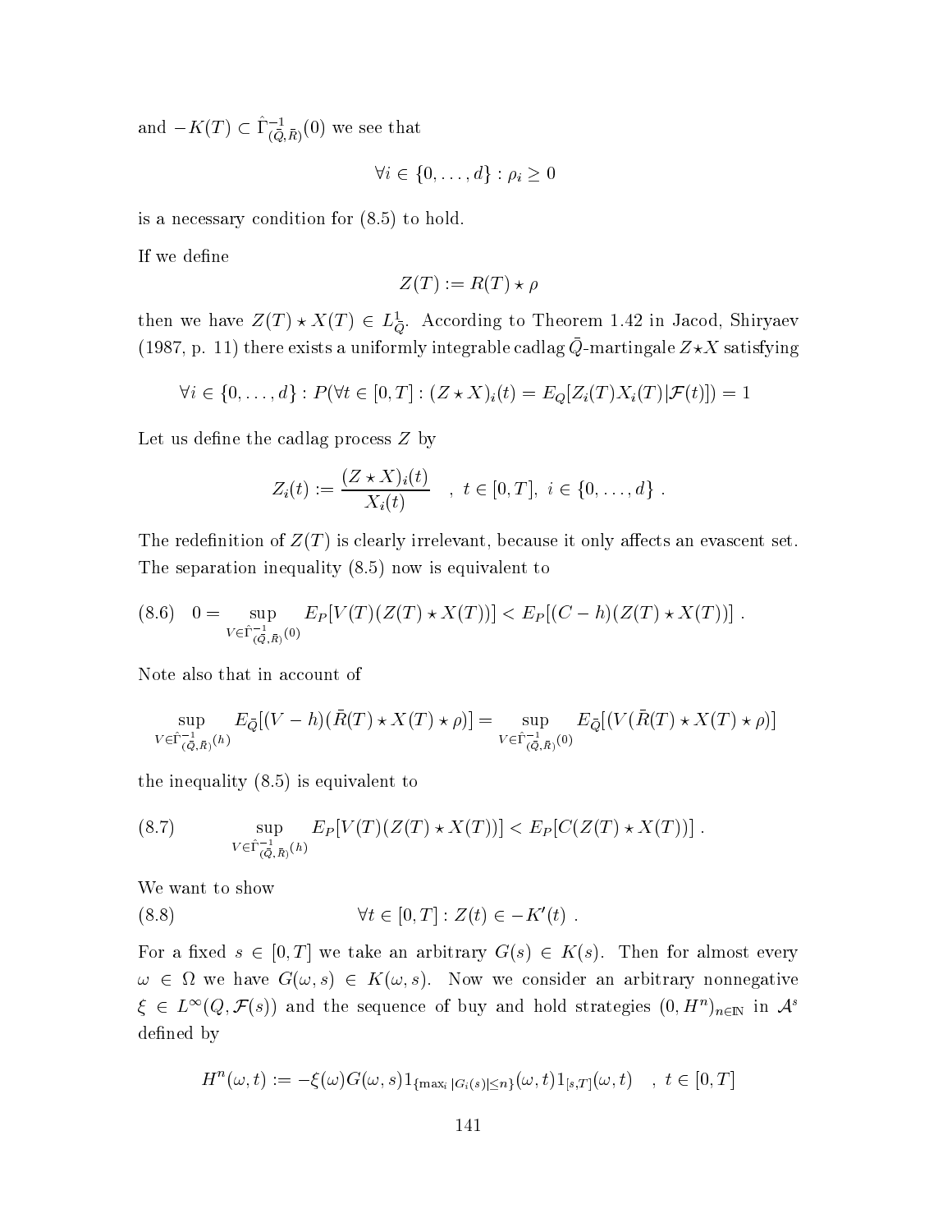and $-K(T) \subset \hat{\Gamma}^{-1}_{(\bar{Q},\bar{R})}(0)$ we see that

$$\forall i \in \{0, \ldots, d\} : \rho_i \geq 0$$

is a necessary condition for (8.5) to hold.

If we define

$$Z(T) := R(T) \star \rho$$

then we have $Z(T) \star X(T) \in L^1_{\bar{Q}}$. According to Theorem 1.42 in Jacod, Shiryaev (1987, p. 11) there exists a uniformly integrable cadlag $\bar{Q}$-martingale $Z \star X$ satisfying

$$\forall i \in \{0, \ldots, d\} : P(\forall t \in [0,T] : (Z \star X)_i(t) = E_Q[Z_i(T) X_i(T) | \mathcal{F}(t)]) = 1$$

Let us define the cadlag process $Z$ by

$$Z_i(t) := \frac{(Z \star X)_i(t)}{X_i(t)} \quad , \ t \in [0,T], \ i \in \{0, \ldots, d\} \ .$$

The redefinition of $Z(T)$ is clearly irrelevant, because it only affects an evascent set. The separation inequality (8.5) now is equivalent to

$$(8.6) \quad 0 = \sup_{V \in \hat{\Gamma}^{-1}_{(\bar{Q},\bar{R})}(0)} E_P[V(T)(Z(T) \star X(T))] < E_P[(C-h)(Z(T) \star X(T))] \ .$$

Note also that in account of

$$\sup_{V \in \hat{\Gamma}^{-1}_{(\bar{Q},\bar{R})}(h)} E_{\bar{Q}}[(V-h)(\bar{R}(T) \star X(T) \star \rho)] = \sup_{V \in \hat{\Gamma}^{-1}_{(\bar{Q},\bar{R})}(0)} E_{\bar{Q}}[(V(\bar{R}(T) \star X(T) \star \rho)]$$

the inequality (8.5) is equivalent to

$$(8.7) \qquad \sup_{V \in \hat{\Gamma}^{-1}_{(\bar{Q},\bar{R})}(h)} E_P[V(T)(Z(T) \star X(T))] < E_P[C(Z(T) \star X(T))] \ .$$

We want to show

$$(8.8) \qquad \forall t \in [0,T] : Z(t) \in -K'(t) \ .$$

For a fixed $s \in [0,T]$ we take an arbitrary $G(s) \in K(s)$. Then for almost every $\omega \in \Omega$ we have $G(\omega, s) \in K(\omega, s)$. Now we consider an arbitrary nonnegative $\xi \in L^\infty(Q, \mathcal{F}(s))$ and the sequence of buy and hold strategies $(0, H^n)_{n \in \mathbb{N}}$ in $\mathcal{A}^s$ defined by

$$H^n(\omega, t) := -\xi(\omega) G(\omega, s) 1_{\{\max_i |G_i(s)| \leq n\}}(\omega, t) 1_{[s,T]}(\omega, t) \quad , \ t \in [0,T]$$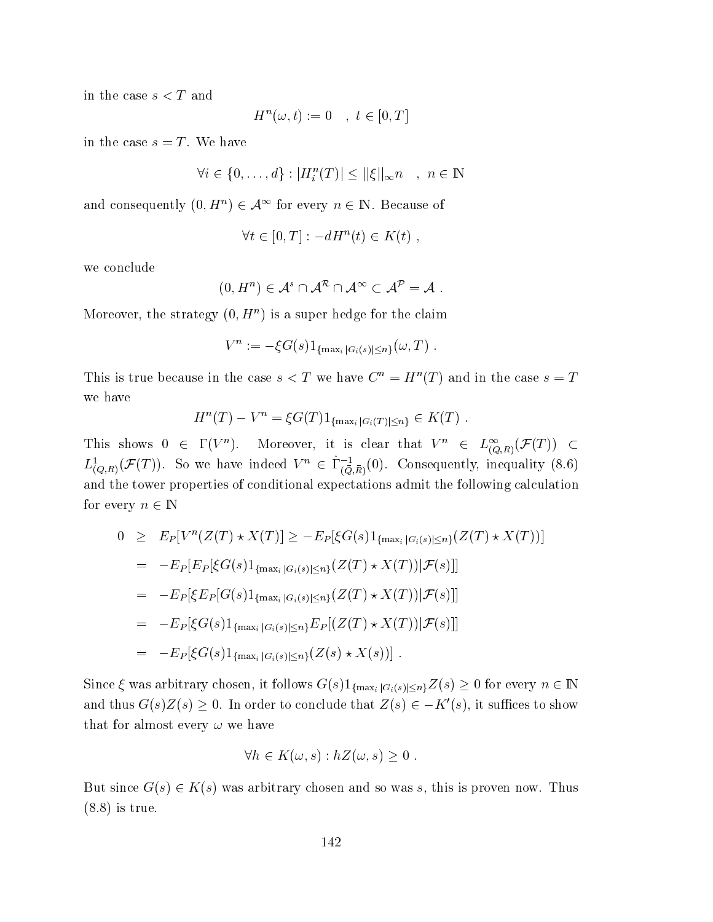in the case $s < T$ and

$$H^n(\omega, t) := 0 \quad , \ t \in [0, T]$$

in the case $s = T$. We have

$$\forall i \in \{0, \dots, d\} : |H_i^n(T)| \leq ||\xi||_\infty n \quad , \ n \in \mathbb{N}$$

and consequently $(0, H^n) \in \mathcal{A}^\infty$ for every $n \in \mathbb{N}$. Because of

$$\forall t \in [0, T] : -dH^n(t) \in K(t) \ ,$$

we conclude

$$(0, H^n) \in \mathcal{A}^s \cap \mathcal{A}^{\mathcal{R}} \cap \mathcal{A}^\infty \subset \mathcal{A}^{\mathcal{P}} = \mathcal{A} \ .$$

Moreover, the strategy $(0, H^n)$ is a super hedge for the claim

$$V^n := -\xi G(s) 1_{\{\max_i |G_i(s)| \leq n\}}(\omega, T) \ .$$

This is true because in the case $s < T$ we have $C^n = H^n(T)$ and in the case $s = T$ we have

$$H^n(T) - V^n = \xi G(T) 1_{\{\max_i |G_i(T)| \leq n\}} \in K(T) \ .$$

This shows $0 \in \Gamma(V^n)$. Moreover, it is clear that $V^n \in L^\infty_{(Q,R)}(\mathcal{F}(T)) \subset L^1_{(Q,R)}(\mathcal{F}(T))$. So we have indeed $V^n \in \hat{\Gamma}^{-1}_{(\bar{Q},\bar{R})}(0)$. Consequently, inequality (8.6) and the tower properties of conditional expectations admit the following calculation for every $n \in \mathbb{N}$

$$\begin{aligned}
0 &\geq E_P[V^n(Z(T) \star X(T))] \geq -E_P[\xi G(s) 1_{\{\max_i |G_i(s)| \leq n\}}(Z(T) \star X(T))] \\
&= -E_P[E_P[\xi G(s) 1_{\{\max_i |G_i(s)| \leq n\}}(Z(T) \star X(T)) | \mathcal{F}(s)]] \\
&= -E_P[\xi E_P[G(s) 1_{\{\max_i |G_i(s)| \leq n\}}(Z(T) \star X(T)) | \mathcal{F}(s)]] \\
&= -E_P[\xi G(s) 1_{\{\max_i |G_i(s)| \leq n\}} E_P[(Z(T) \star X(T)) | \mathcal{F}(s)]] \\
&= -E_P[\xi G(s) 1_{\{\max_i |G_i(s)| \leq n\}}(Z(s) \star X(s))] \ .
\end{aligned}$$

Since $\xi$ was arbitrary chosen, it follows $G(s) 1_{\{\max_i |G_i(s)| \leq n\}} Z(s) \geq 0$ for every $n \in \mathbb{N}$ and thus $G(s)Z(s) \geq 0$. In order to conclude that $Z(s) \in -K'(s)$, it suffices to show that for almost every $\omega$ we have

$$\forall h \in K(\omega, s) : hZ(\omega, s) \geq 0 \ .$$

But since $G(s) \in K(s)$ was arbitrary chosen and so was $s$, this is proven now. Thus (8.8) is true.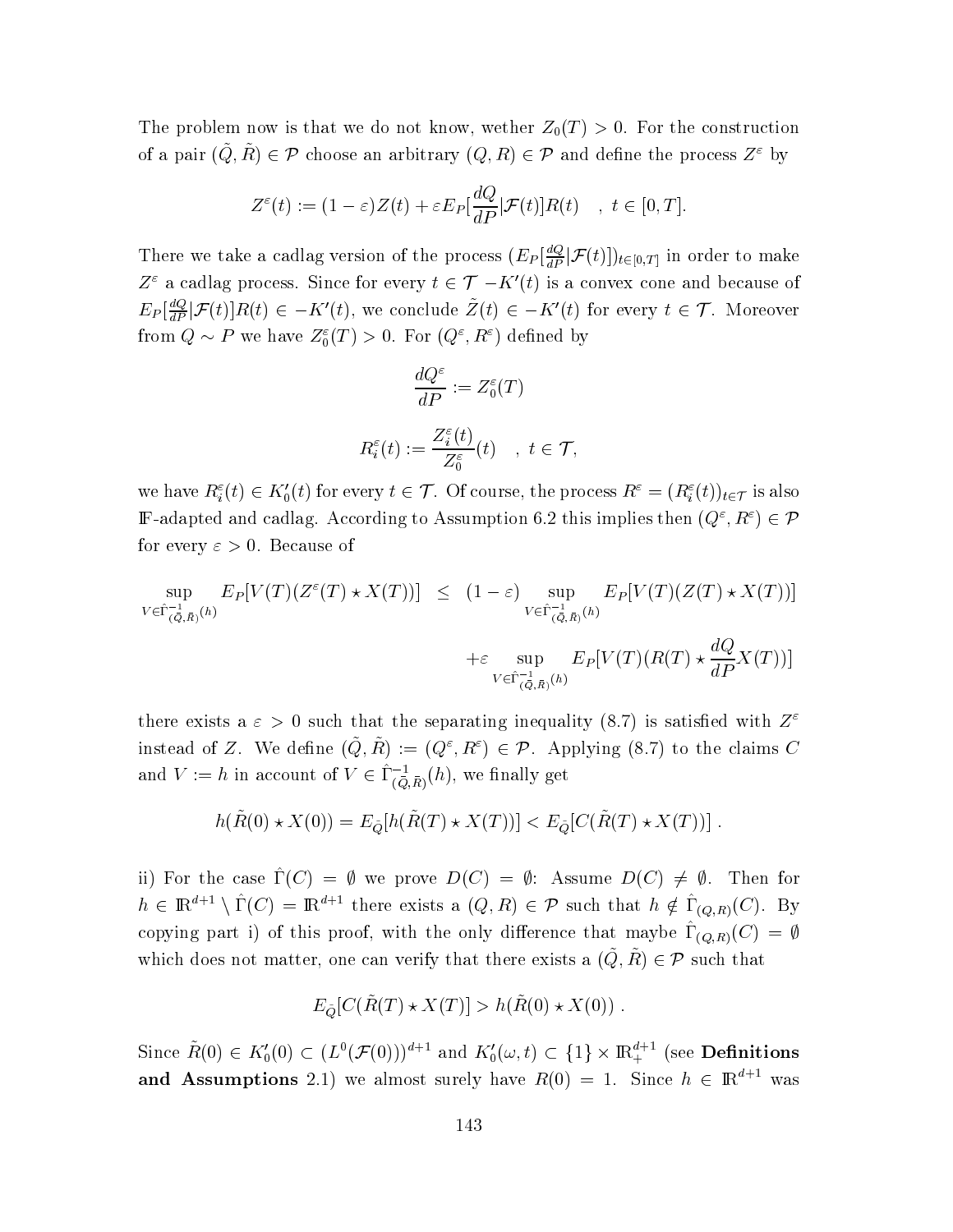The problem now is that we do not know, wether $Z_0(T) > 0$. For the construction of a pair $(\tilde{Q}, \tilde{R}) \in \mathcal{P}$ choose an arbitrary $(Q, R) \in \mathcal{P}$ and define the process $Z^\varepsilon$ by

$$Z^\varepsilon(t) := (1-\varepsilon)Z(t) + \varepsilon E_P[\frac{dQ}{dP}|\mathcal{F}(t)]R(t) \quad , \; t \in [0,T].$$

There we take a cadlag version of the process $(E_P[\frac{dQ}{dP}|\mathcal{F}(t)])_{t\in[0,T]}$ in order to make $Z^\varepsilon$ a cadlag process. Since for every $t \in \mathcal{T}$ $-K'(t)$ is a convex cone and because of $E_P[\frac{dQ}{dP}|\mathcal{F}(t)]R(t) \in -K'(t)$, we conclude $\tilde{Z}(t) \in -K'(t)$ for every $t \in \mathcal{T}$. Moreover from $Q \sim P$ we have $Z_0^\varepsilon(T) > 0$. For $(Q^\varepsilon, R^\varepsilon)$ defined by

$$\frac{dQ^\varepsilon}{dP} := Z_0^\varepsilon(T)$$

$$R_i^\varepsilon(t) := \frac{Z_i^\varepsilon(t)}{Z_0^\varepsilon}(t) \quad , \; t \in \mathcal{T},$$

we have $R_i^\varepsilon(t) \in K_0'(t)$ for every $t \in \mathcal{T}$. Of course, the process $R^\varepsilon = (R_i^\varepsilon(t))_{t\in\mathcal{T}}$ is also $\mathbb{F}$-adapted and cadlag. According to Assumption 6.2 this implies then $(Q^\varepsilon, R^\varepsilon) \in \mathcal{P}$ for every $\varepsilon > 0$. Because of

$$\begin{aligned}
\sup_{V\in\hat{\Gamma}^{-1}_{(\tilde{Q},\tilde{R})}(h)} E_P[V(T)(Z^\varepsilon(T)\star X(T))] &\leq (1-\varepsilon)\sup_{V\in\hat{\Gamma}^{-1}_{(\tilde{Q},\tilde{R})}(h)} E_P[V(T)(Z(T)\star X(T))] \\
&\quad +\varepsilon \sup_{V\in\hat{\Gamma}^{-1}_{(\tilde{Q},\tilde{R})}(h)} E_P[V(T)(R(T)\star\frac{dQ}{dP}X(T))]
\end{aligned}$$

there exists a $\varepsilon > 0$ such that the separating inequality (8.7) is satisfied with $Z^\varepsilon$ instead of $Z$. We define $(\tilde{Q}, \tilde{R}) := (Q^\varepsilon, R^\varepsilon) \in \mathcal{P}$. Applying (8.7) to the claims $C$ and $V := h$ in account of $V \in \hat{\Gamma}^{-1}_{(\tilde{Q},\tilde{R})}(h)$, we finally get

$$h(\tilde{R}(0)\star X(0)) = E_{\tilde{Q}}[h(\tilde{R}(T)\star X(T))] < E_{\tilde{Q}}[C(\tilde{R}(T)\star X(T))] \, .$$

ii) For the case $\hat{\Gamma}(C) = \emptyset$ we prove $D(C) = \emptyset$: Assume $D(C) \neq \emptyset$. Then for $h \in \mathbb{R}^{d+1} \setminus \hat{\Gamma}(C) = \mathbb{R}^{d+1}$ there exists a $(Q, R) \in \mathcal{P}$ such that $h \notin \hat{\Gamma}_{(Q,R)}(C)$. By copying part i) of this proof, with the only difference that maybe $\hat{\Gamma}_{(Q,R)}(C) = \emptyset$ which does not matter, one can verify that there exists a $(\tilde{Q}, \tilde{R}) \in \mathcal{P}$ such that

$$E_{\tilde{Q}}[C(\tilde{R}(T)\star X(T)] > h(\tilde{R}(0)\star X(0)) \, .$$

Since $\tilde{R}(0) \in K_0'(0) \subset (L^0(\mathcal{F}(0)))^{d+1}$ and $K_0'(\omega, t) \subset \{1\} \times \mathbb{R}_+^{d+1}$ (see **Definitions and Assumptions** 2.1) we almost surely have $R(0) = 1$. Since $h \in \mathbb{R}^{d+1}$ was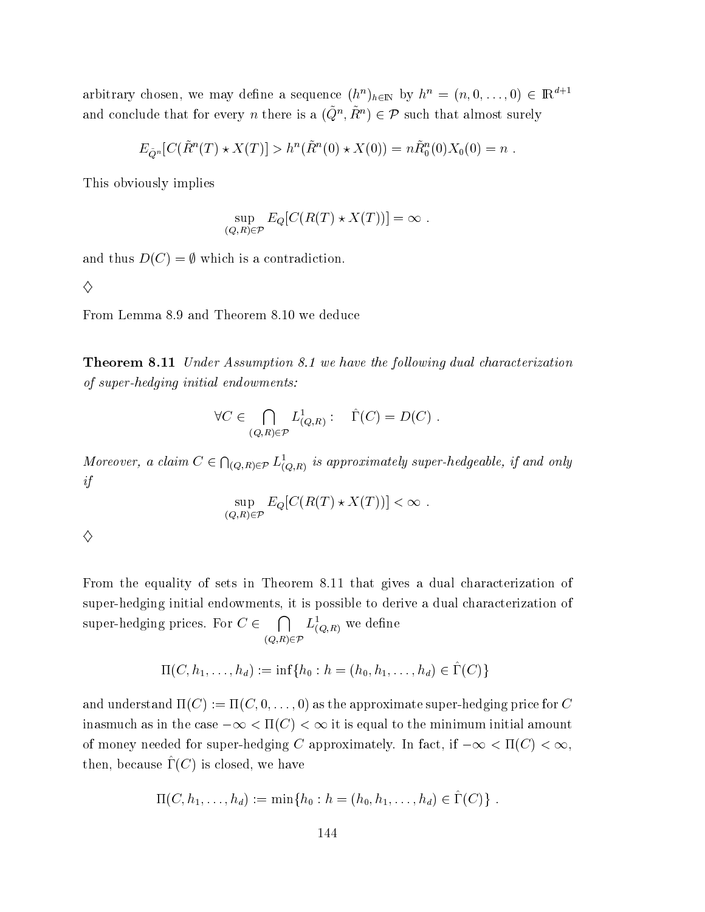arbitrary chosen, we may define a sequence $(h^n)_{h\in\mathbb{N}}$ by $h^n = (n, 0, \ldots, 0) \in \mathbb{R}^{d+1}$ and conclude that for every $n$ there is a $(\tilde{Q}^n, \tilde{R}^n) \in \mathcal{P}$ such that almost surely

$$E_{\tilde{Q}^n}[C(\tilde{R}^n(T) \star X(T)] > h^n(\tilde{R}^n(0) \star X(0)) = n\tilde{R}^n_0(0)X_0(0) = n \ .$$

This obviously implies

$$\sup_{(Q,R)\in\mathcal{P}} E_Q[C(R(T) \star X(T))] = \infty \ .$$

and thus $D(C) = \emptyset$ which is a contradiction.

$\diamondsuit$

From Lemma 8.9 and Theorem 8.10 we deduce

**Theorem 8.11** *Under Assumption 8.1 we have the following dual characterization of super-hedging initial endowments:*

$$\forall C \in \bigcap_{(Q,R)\in\mathcal{P}} L^1_{(Q,R)} : \quad \hat{\Gamma}(C) = D(C) \ .$$

*Moreover, a claim $C \in \bigcap_{(Q,R)\in\mathcal{P}} L^1_{(Q,R)}$ is approximately super-hedgeable, if and only if*

$$\sup_{(Q,R)\in\mathcal{P}} E_Q[C(R(T) \star X(T))] < \infty \ .$$

$\diamondsuit$

From the equality of sets in Theorem 8.11 that gives a dual characterization of super-hedging initial endowments, it is possible to derive a dual characterization of super-hedging prices. For $C \in \bigcap_{(Q,R)\in\mathcal{P}} L^1_{(Q,R)}$ we define

$$\Pi(C, h_1, \ldots, h_d) := \inf\{h_0 : h = (h_0, h_1, \ldots, h_d) \in \hat{\Gamma}(C)\}$$

and understand $\Pi(C) := \Pi(C, 0, \ldots, 0)$ as the approximate super-hedging price for $C$ inasmuch as in the case $-\infty < \Pi(C) < \infty$ it is equal to the minimum initial amount of money needed for super-hedging $C$ approximately. In fact, if $-\infty < \Pi(C) < \infty$, then, because $\hat{\Gamma}(C)$ is closed, we have

$$\Pi(C, h_1, \ldots, h_d) := \min\{h_0 : h = (h_0, h_1, \ldots, h_d) \in \hat{\Gamma}(C)\} \ .$$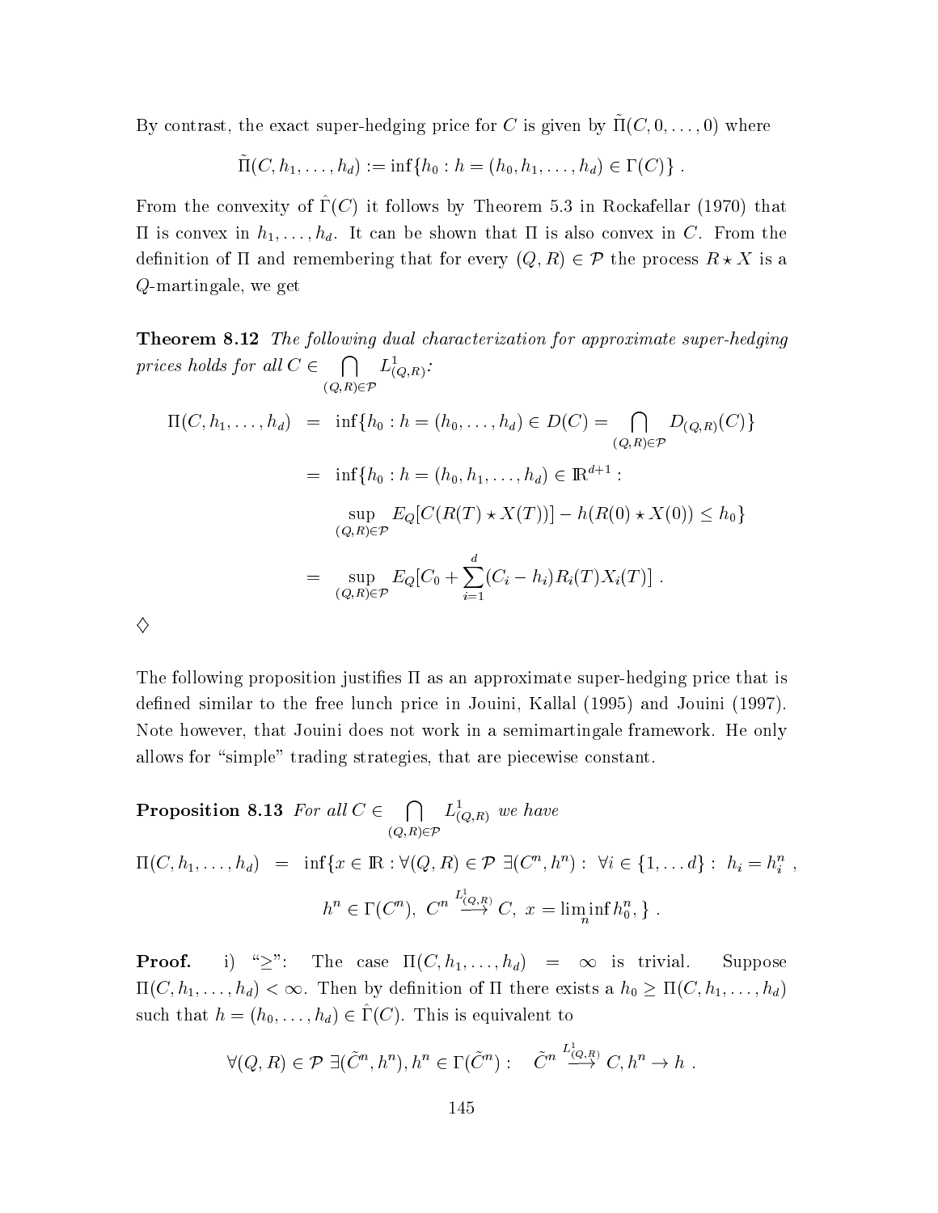By contrast, the exact super-hedging price for $C$ is given by $\tilde{\Pi}(C, 0, \ldots, 0)$ where

$$\tilde{\Pi}(C, h_1, \ldots, h_d) := \inf\{h_0 : h = (h_0, h_1, \ldots, h_d) \in \Gamma(C)\} .$$

From the convexity of $\hat{\Gamma}(C)$ it follows by Theorem 5.3 in Rockafellar (1970) that $\Pi$ is convex in $h_1, \ldots, h_d$. It can be shown that $\Pi$ is also convex in $C$. From the definition of $\Pi$ and remembering that for every $(Q, R) \in \mathcal{P}$ the process $R \star X$ is a $Q$-martingale, we get

**Theorem 8.12** *The following dual characterization for approximate super-hedging prices holds for all $C \in \bigcap_{(Q,R)\in\mathcal{P}} L^1_{(Q,R)}$:*

$$\begin{aligned}
\Pi(C, h_1, \ldots, h_d) &= \inf\{h_0 : h = (h_0, \ldots, h_d) \in D(C) = \bigcap_{(Q,R)\in\mathcal{P}} D_{(Q,R)}(C)\} \\
&= \inf\{h_0 : h = (h_0, h_1, \ldots, h_d) \in \mathbb{R}^{d+1} : \\
&\qquad \sup_{(Q,R)\in\mathcal{P}} E_Q[C(R(T) \star X(T))] - h(R(0) \star X(0)) \leq h_0\} \\
&= \sup_{(Q,R)\in\mathcal{P}} E_Q[C_0 + \sum_{i=1}^{d} (C_i - h_i) R_i(T) X_i(T)] .
\end{aligned}$$

$\diamondsuit$

The following proposition justifies $\Pi$ as an approximate super-hedging price that is defined similar to the free lunch price in Jouini, Kallal (1995) and Jouini (1997). Note however, that Jouini does not work in a semimartingale framework. He only allows for "simple" trading strategies, that are piecewise constant.

**Proposition 8.13** *For all $C \in \bigcap_{(Q,R)\in\mathcal{P}} L^1_{(Q,R)}$ we have*

$$\begin{aligned}
\Pi(C, h_1, \ldots, h_d) &= \inf\{x \in \mathbb{R} : \forall (Q, R) \in \mathcal{P}\ \exists (C^n, h^n) : \ \forall i \in \{1, \ldots d\} : \ h_i = h_i^n \ , \\
&\qquad h^n \in \Gamma(C^n),\ C^n \overset{L^1_{(Q,R)}}{\longrightarrow} C,\ x = \liminf_n h_0^n, \} .
\end{aligned}$$

**Proof.** i) "$\geq$": The case $\Pi(C, h_1, \ldots, h_d) = \infty$ is trivial. Suppose $\Pi(C, h_1, \ldots, h_d) < \infty$. Then by definition of $\Pi$ there exists a $h_0 \geq \Pi(C, h_1, \ldots, h_d)$ such that $h = (h_0, \ldots, h_d) \in \hat{\Gamma}(C)$. This is equivalent to

$$\forall (Q, R) \in \mathcal{P}\ \exists (\tilde{C}^n, h^n), h^n \in \Gamma(\tilde{C}^n) : \quad \tilde{C}^n \overset{L^1_{(Q,R)}}{\longrightarrow} C, h^n \to h .$$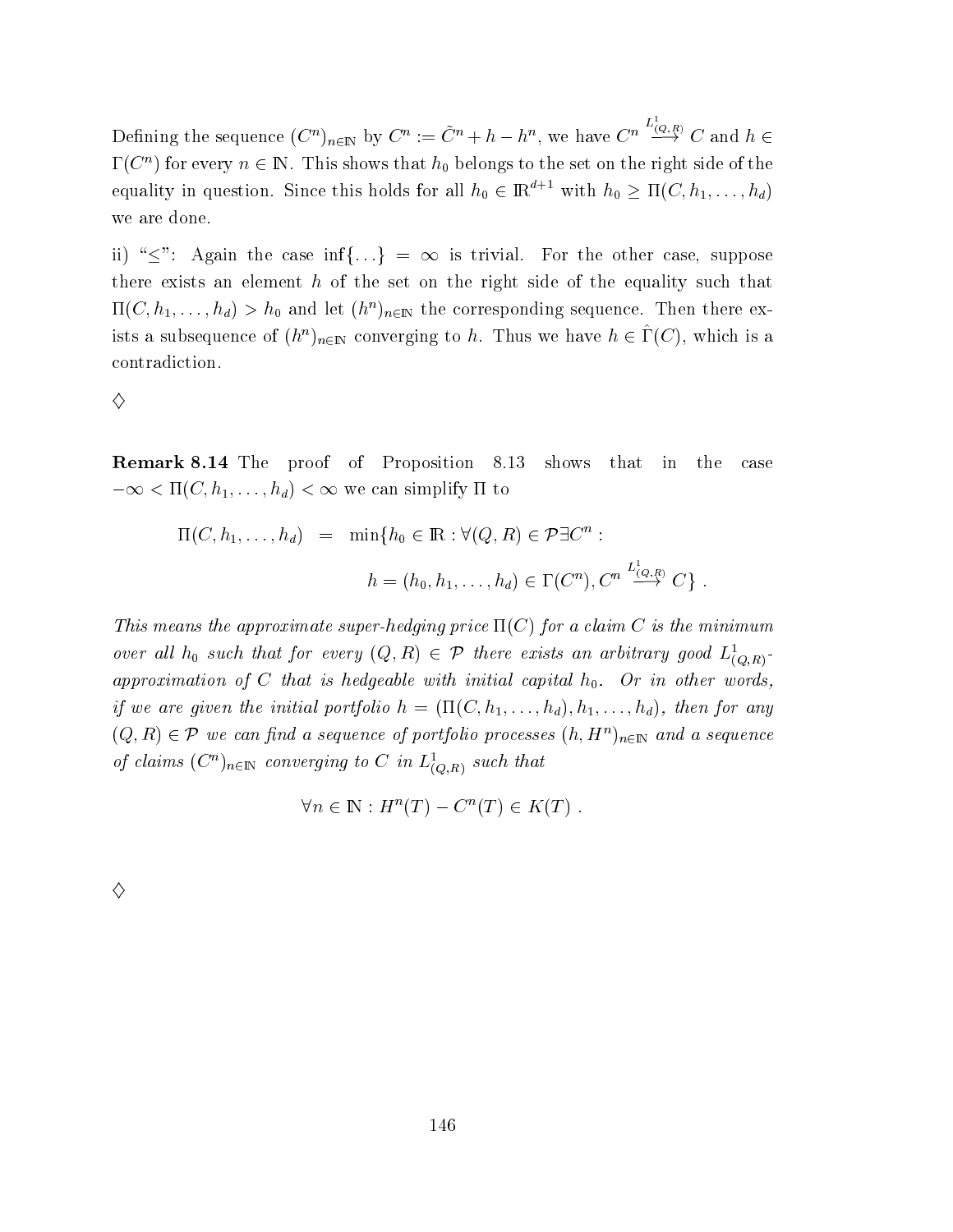Defining the sequence $(C^n)_{n\in\mathbb{N}}$ by $C^n := \tilde{C}^n + h - h^n$, we have $C^n \overset{L^1_{(Q,R)}}{\longrightarrow} C$ and $h \in \Gamma(C^n)$ for every $n \in \mathbb{N}$. This shows that $h_0$ belongs to the set on the right side of the equality in question. Since this holds for all $h_0 \in \mathbb{R}^{d+1}$ with $h_0 \geq \Pi(C, h_1, \ldots, h_d)$ we are done.

ii) "$\leq$": Again the case $\inf\{\ldots\} = \infty$ is trivial. For the other case, suppose there exists an element $h$ of the set on the right side of the equality such that $\Pi(C, h_1, \ldots, h_d) > h_0$ and let $(h^n)_{n\in\mathbb{N}}$ the corresponding sequence. Then there exists a subsequence of $(h^n)_{n\in\mathbb{N}}$ converging to $h$. Thus we have $h \in \hat{\Gamma}(C)$, which is a contradiction.

$\diamondsuit$

**Remark 8.14** The proof of Proposition 8.13 shows that in the case $-\infty < \Pi(C, h_1, \ldots, h_d) < \infty$ we can simplify $\Pi$ to

$$\begin{aligned}\Pi(C, h_1, \ldots, h_d) &= \min\{h_0 \in \mathbb{R} : \forall (Q, R) \in \mathcal{P} \exists C^n : \\ &\qquad h = (h_0, h_1, \ldots, h_d) \in \Gamma(C^n), C^n \overset{L^1_{(Q,R)}}{\longrightarrow} C\} \ .\end{aligned}$$

*This means the approximate super-hedging price $\Pi(C)$ for a claim $C$ is the minimum over all $h_0$ such that for every $(Q, R) \in \mathcal{P}$ there exists an arbitrary good $L^1_{(Q,R)}$-approximation of $C$ that is hedgeable with initial capital $h_0$. Or in other words, if we are given the initial portfolio $h = (\Pi(C, h_1, \ldots, h_d), h_1, \ldots, h_d)$, then for any $(Q, R) \in \mathcal{P}$ we can find a sequence of portfolio processes $(h, H^n)_{n\in\mathbb{N}}$ and a sequence of claims $(C^n)_{n\in\mathbb{N}}$ converging to $C$ in $L^1_{(Q,R)}$ such that*

$$\forall n \in \mathbb{N} : H^n(T) - C^n(T) \in K(T) \ .$$

$\diamondsuit$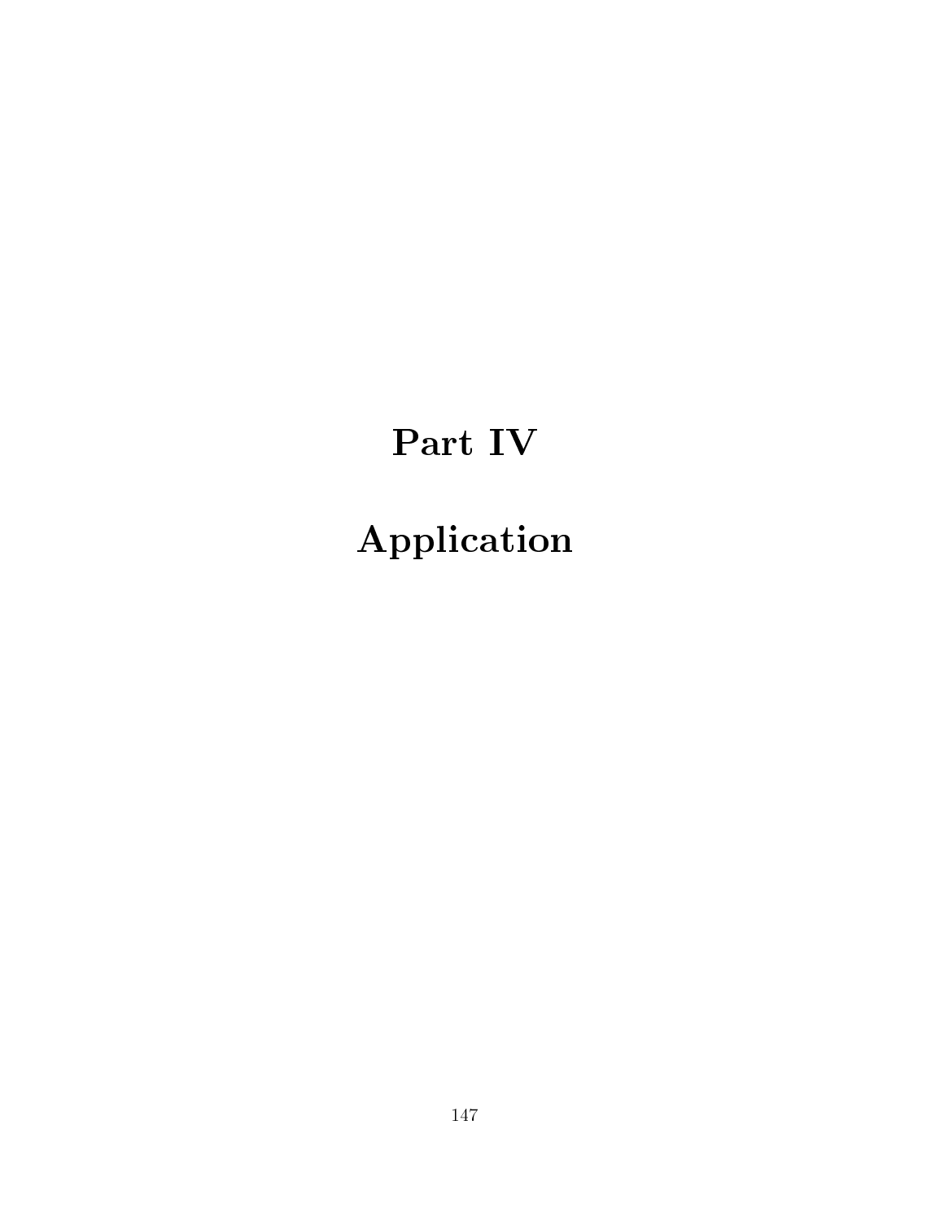# Part IV

# Application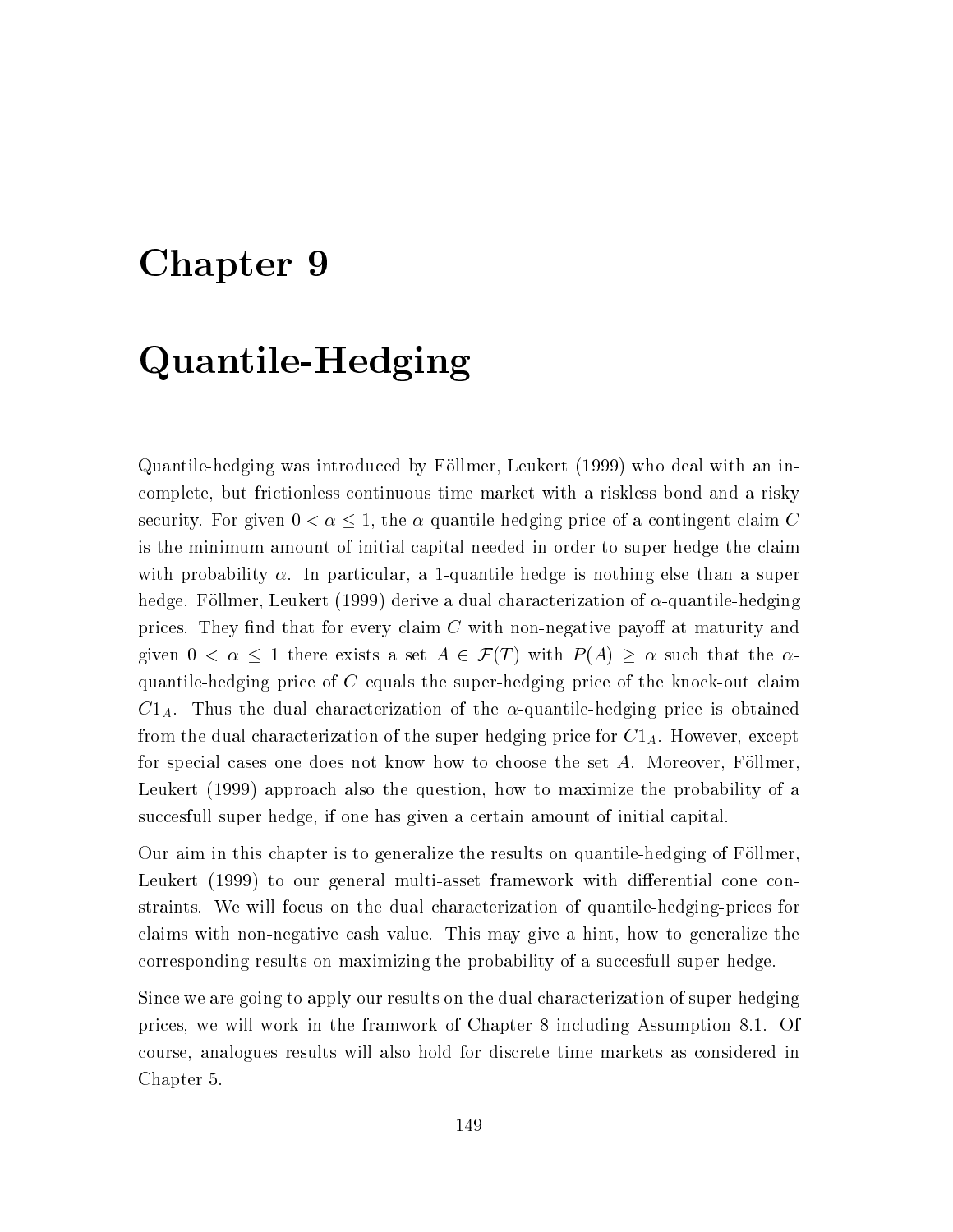# Chapter 9

# Quantile-Hedging

Quantile-hedging was introduced by Föllmer, Leukert (1999) who deal with an incomplete, but frictionless continuous time market with a riskless bond and a risky security. For given $0 < \alpha \leq 1$, the $\alpha$-quantile-hedging price of a contingent claim $C$ is the minimum amount of initial capital needed in order to super-hedge the claim with probability $\alpha$. In particular, a 1-quantile hedge is nothing else than a super hedge. Föllmer, Leukert (1999) derive a dual characterization of $\alpha$-quantile-hedging prices. They find that for every claim $C$ with non-negative payoff at maturity and given $0 < \alpha \leq 1$ there exists a set $A \in \mathcal{F}(T)$ with $P(A) \geq \alpha$ such that the $\alpha$-quantile-hedging price of $C$ equals the super-hedging price of the knock-out claim $C1_A$. Thus the dual characterization of the $\alpha$-quantile-hedging price is obtained from the dual characterization of the super-hedging price for $C1_A$. However, except for special cases one does not know how to choose the set $A$. Moreover, Föllmer, Leukert (1999) approach also the question, how to maximize the probability of a succesfull super hedge, if one has given a certain amount of initial capital.

Our aim in this chapter is to generalize the results on quantile-hedging of Föllmer, Leukert (1999) to our general multi-asset framework with differential cone constraints. We will focus on the dual characterization of quantile-hedging-prices for claims with non-negative cash value. This may give a hint, how to generalize the corresponding results on maximizing the probability of a succesfull super hedge.

Since we are going to apply our results on the dual characterization of super-hedging prices, we will work in the framwork of Chapter 8 including Assumption 8.1. Of course, analogues results will also hold for discrete time markets as considered in Chapter 5.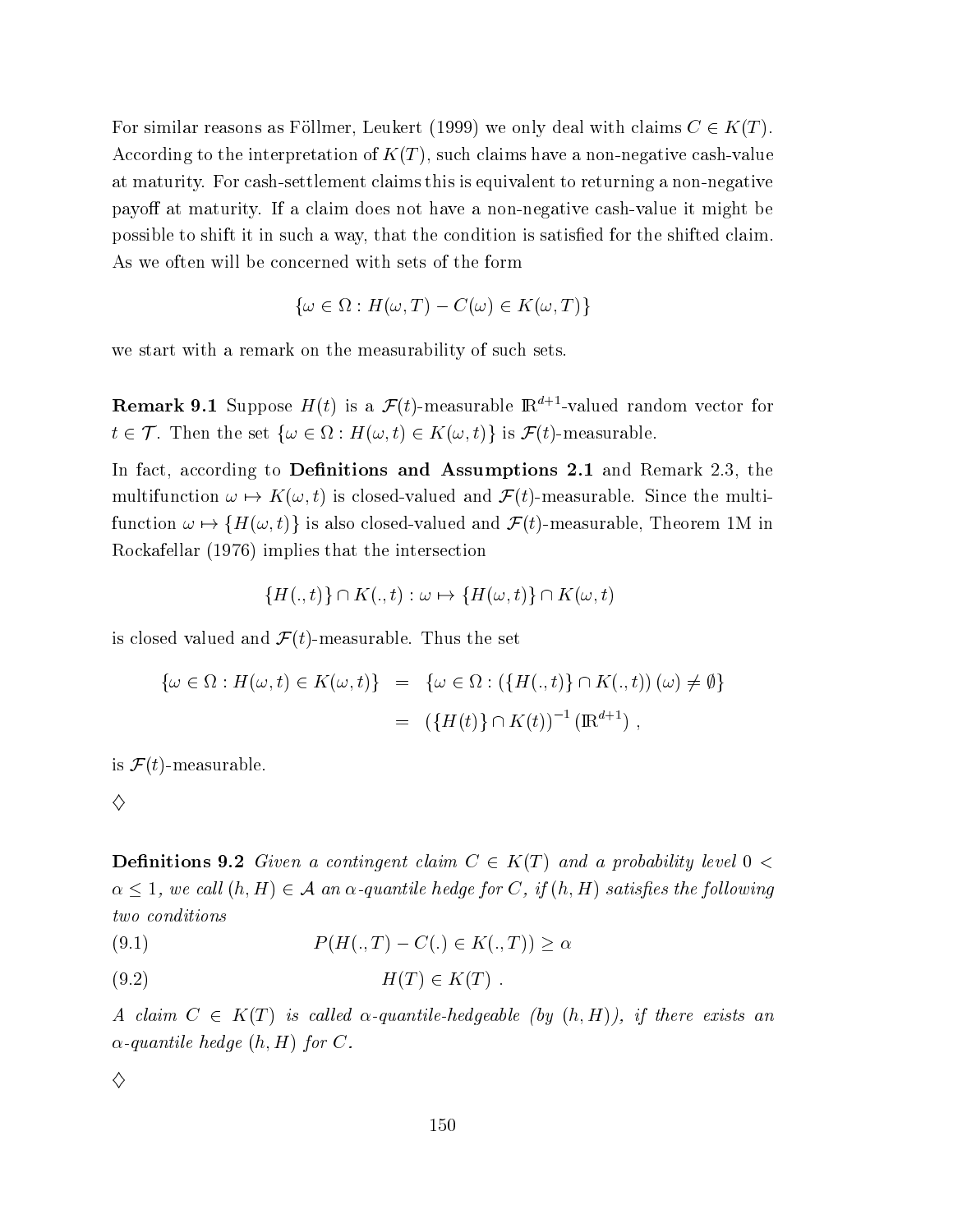For similar reasons as Föllmer, Leukert (1999) we only deal with claims $C \in K(T)$. According to the interpretation of $K(T)$, such claims have a non-negative cash-value at maturity. For cash-settlement claims this is equivalent to returning a non-negative payoff at maturity. If a claim does not have a non-negative cash-value it might be possible to shift it in such a way, that the condition is satisfied for the shifted claim. As we often will be concerned with sets of the form

$$\{\omega \in \Omega : H(\omega, T) - C(\omega) \in K(\omega, T)\}$$

we start with a remark on the measurability of such sets.

**Remark 9.1** Suppose $H(t)$ is a $\mathcal{F}(t)$-measurable $\mathbb{R}^{d+1}$-valued random vector for $t \in \mathcal{T}$. Then the set $\{\omega \in \Omega : H(\omega, t) \in K(\omega, t)\}$ is $\mathcal{F}(t)$-measurable.

In fact, according to **Definitions and Assumptions 2.1** and Remark 2.3, the multifunction $\omega \mapsto K(\omega, t)$ is closed-valued and $\mathcal{F}(t)$-measurable. Since the multifunction $\omega \mapsto \{H(\omega, t)\}$ is also closed-valued and $\mathcal{F}(t)$-measurable, Theorem 1M in Rockafellar (1976) implies that the intersection

$$\{H(., t)\} \cap K(., t) : \omega \mapsto \{H(\omega, t)\} \cap K(\omega, t)$$

is closed valued and $\mathcal{F}(t)$-measurable. Thus the set

$$\begin{aligned} \{\omega \in \Omega : H(\omega, t) \in K(\omega, t)\} &= \{\omega \in \Omega : (\{H(., t)\} \cap K(., t))(\omega) \neq \emptyset\} \\ &= (\{H(t)\} \cap K(t))^{-1}(\mathbb{R}^{d+1}) , \end{aligned}$$

is $\mathcal{F}(t)$-measurable.

$\diamondsuit$

**Definitions 9.2** *Given a contingent claim $C \in K(T)$ and a probability level $0 < \alpha \leq 1$, we call $(h, H) \in \mathcal{A}$ an $\alpha$-quantile hedge for $C$, if $(h, H)$ satisfies the following two conditions*

$$P(H(., T) - C(.) \in K(., T)) \geq \alpha \tag{9.1}$$

$$H(T) \in K(T) \; . \tag{9.2}$$

*A claim $C \in K(T)$ is called $\alpha$-quantile-hedgeable (by $(h, H)$), if there exists an $\alpha$-quantile hedge $(h, H)$ for $C$.*

$\diamondsuit$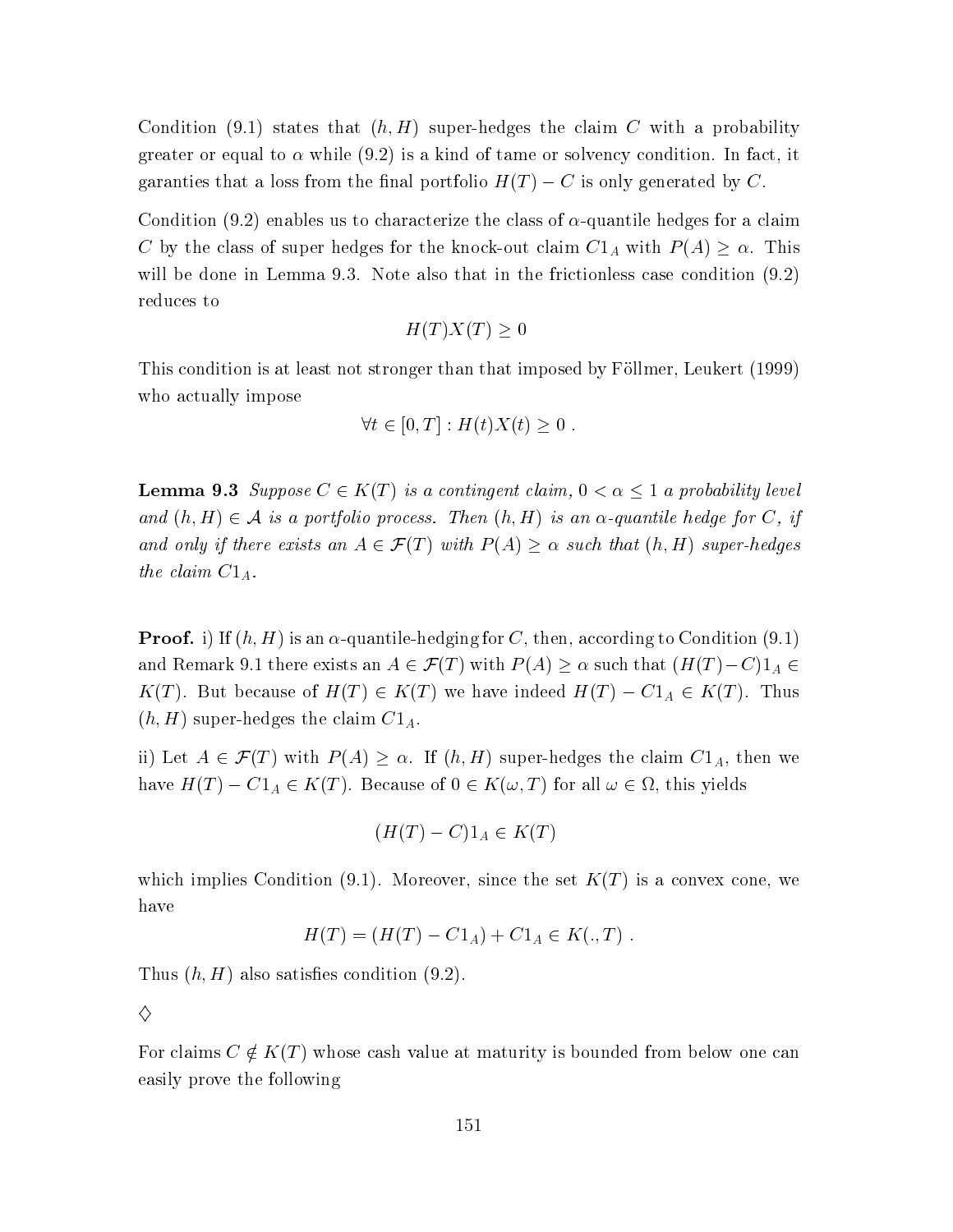Condition (9.1) states that $(h, H)$ super-hedges the claim $C$ with a probability greater or equal to $\alpha$ while (9.2) is a kind of tame or solvency condition. In fact, it garanties that a loss from the final portfolio $H(T) - C$ is only generated by $C$.

Condition (9.2) enables us to characterize the class of $\alpha$-quantile hedges for a claim $C$ by the class of super hedges for the knock-out claim $C1_A$ with $P(A) \geq \alpha$. This will be done in Lemma 9.3. Note also that in the frictionless case condition (9.2) reduces to

$$H(T)X(T) \geq 0$$

This condition is at least not stronger than that imposed by Föllmer, Leukert (1999) who actually impose

$$\forall t \in [0, T] : H(t)X(t) \geq 0 \; .$$

**Lemma 9.3** *Suppose $C \in K(T)$ is a contingent claim, $0 < \alpha \leq 1$ a probability level and $(h, H) \in \mathcal{A}$ is a portfolio process. Then $(h, H)$ is an $\alpha$-quantile hedge for $C$, if and only if there exists an $A \in \mathcal{F}(T)$ with $P(A) \geq \alpha$ such that $(h, H)$ super-hedges the claim $C1_A$.*

**Proof.** i) If $(h, H)$ is an $\alpha$-quantile-hedging for $C$, then, according to Condition (9.1) and Remark 9.1 there exists an $A \in \mathcal{F}(T)$ with $P(A) \geq \alpha$ such that $(H(T) - C)1_A \in K(T)$. But because of $H(T) \in K(T)$ we have indeed $H(T) - C1_A \in K(T)$. Thus $(h, H)$ super-hedges the claim $C1_A$.

ii) Let $A \in \mathcal{F}(T)$ with $P(A) \geq \alpha$. If $(h, H)$ super-hedges the claim $C1_A$, then we have $H(T) - C1_A \in K(T)$. Because of $0 \in K(\omega, T)$ for all $\omega \in \Omega$, this yields

$$(H(T) - C)1_A \in K(T)$$

which implies Condition (9.1). Moreover, since the set $K(T)$ is a convex cone, we have

$$H(T) = (H(T) - C1_A) + C1_A \in K(., T) \; .$$

Thus $(h, H)$ also satisfies condition (9.2).

$\diamondsuit$

For claims $C \notin K(T)$ whose cash value at maturity is bounded from below one can easily prove the following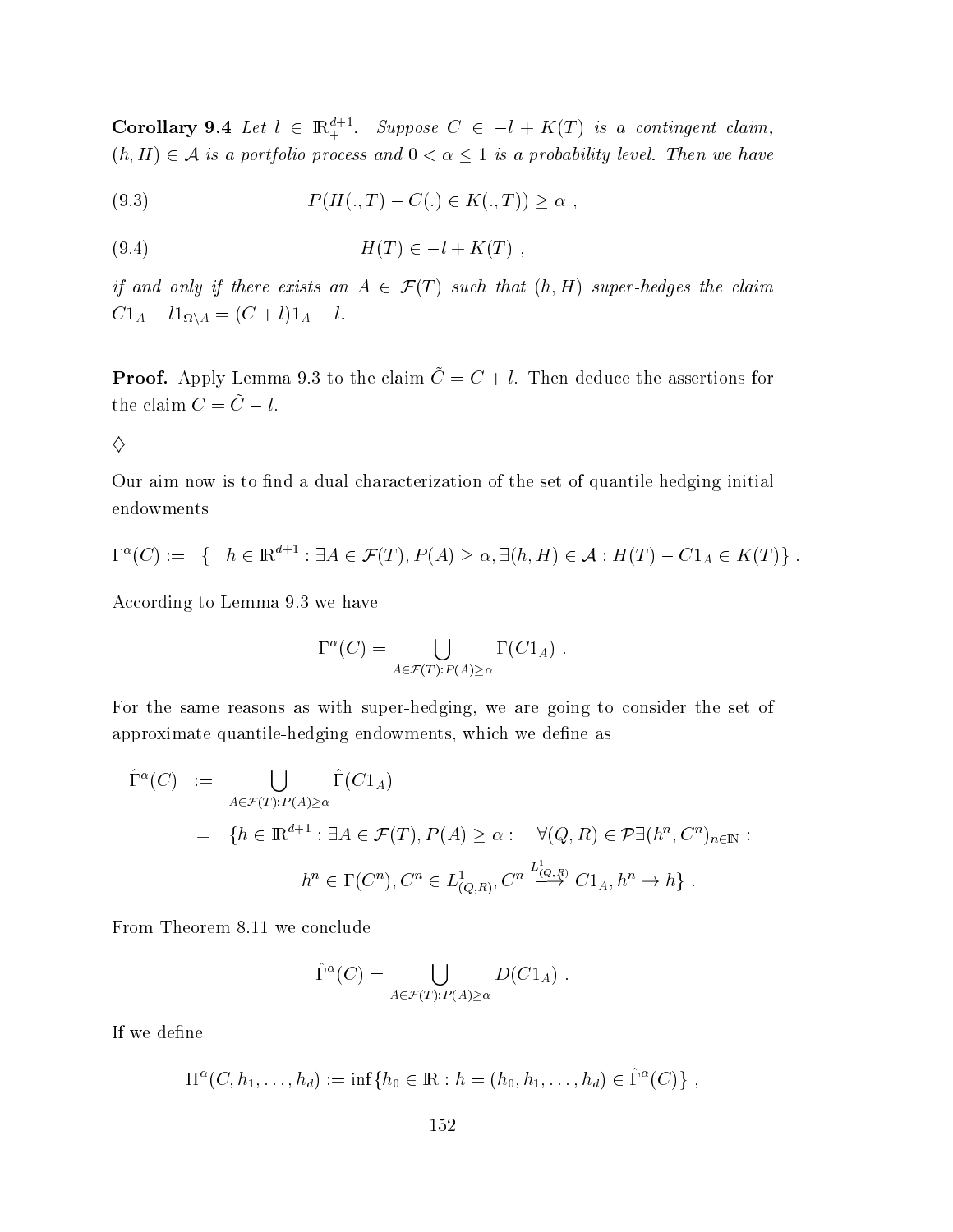**Corollary 9.4** *Let $l \in \mathbb{R}_+^{d+1}$. Suppose $C \in -l + K(T)$ is a contingent claim, $(h, H) \in \mathcal{A}$ is a portfolio process and $0 < \alpha \leq 1$ is a probability level. Then we have*

$$P(H(.,T) - C(.) \in K(.,T)) \geq \alpha \; , \tag{9.3}$$

$$H(T) \in -l + K(T) \; , \tag{9.4}$$

*if and only if there exists an $A \in \mathcal{F}(T)$ such that $(h, H)$ super-hedges the claim $C1_A - l1_{\Omega \setminus A} = (C + l)1_A - l$.*

**Proof.** Apply Lemma 9.3 to the claim $\tilde{C} = C + l$. Then deduce the assertions for the claim $C = \tilde{C} - l$.

$\diamondsuit$

Our aim now is to find a dual characterization of the set of quantile hedging initial endowments

$$\Gamma^\alpha(C) := \{ \quad h \in \mathbb{R}^{d+1} : \exists A \in \mathcal{F}(T), P(A) \geq \alpha, \exists (h, H) \in \mathcal{A} : H(T) - C1_A \in K(T) \} \; .$$

According to Lemma 9.3 we have

$$\Gamma^\alpha(C) = \bigcup_{A \in \mathcal{F}(T): P(A) \geq \alpha} \Gamma(C1_A) \; .$$

For the same reasons as with super-hedging, we are going to consider the set of approximate quantile-hedging endowments, which we define as

$$\begin{aligned}
\hat{\Gamma}^\alpha(C) \quad &:= \bigcup_{A \in \mathcal{F}(T): P(A) \geq \alpha} \hat{\Gamma}(C1_A) \\
&= \quad \{ h \in \mathbb{R}^{d+1} : \exists A \in \mathcal{F}(T), P(A) \geq \alpha : \quad \forall (Q, R) \in \mathcal{P} \exists (h^n, C^n)_{n \in \mathbb{N}} : \\
&\qquad h^n \in \Gamma(C^n), C^n \in L^1_{(Q,R)}, C^n \overset{L^1_{(Q,R)}}{\longrightarrow} C1_A, h^n \to h \} \; .
\end{aligned}$$

From Theorem 8.11 we conclude

$$\hat{\Gamma}^\alpha(C) = \bigcup_{A \in \mathcal{F}(T): P(A) \geq \alpha} D(C1_A) \; .$$

If we define

$$\Pi^\alpha(C, h_1, \ldots, h_d) := \inf\{ h_0 \in \mathbb{R} : h = (h_0, h_1, \ldots, h_d) \in \hat{\Gamma}^\alpha(C) \} \; ,$$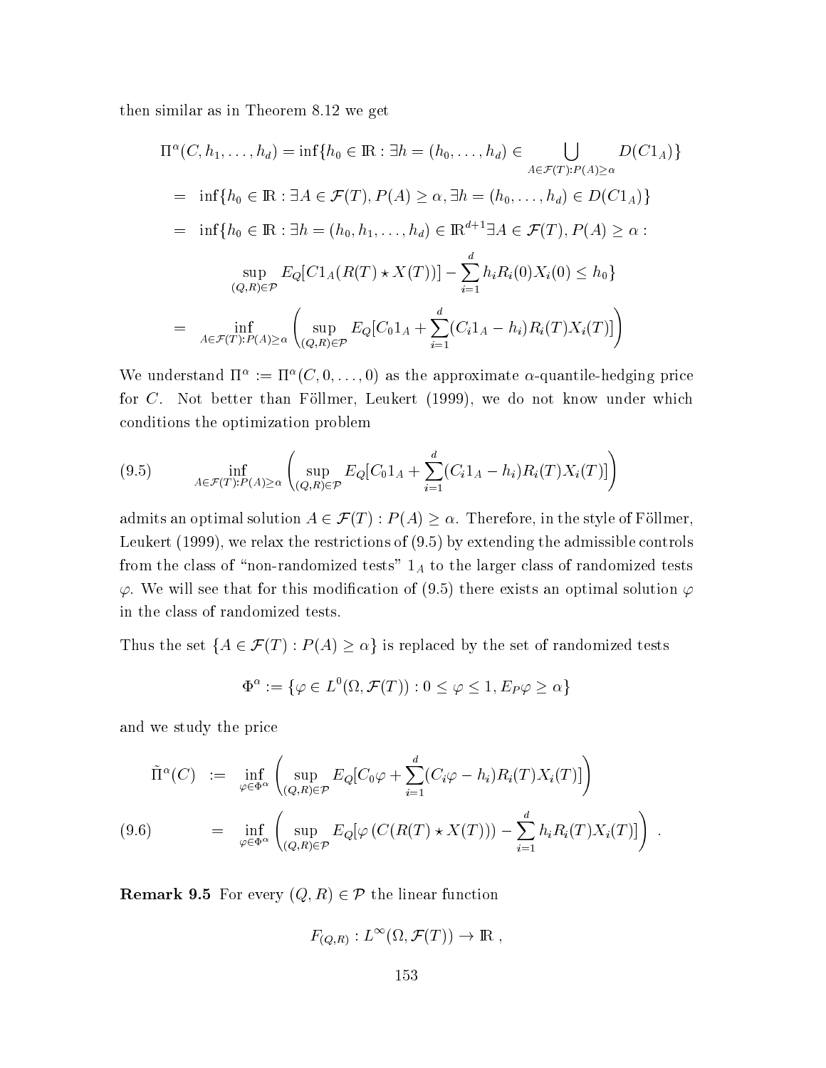then similar as in Theorem 8.12 we get

$$
\begin{aligned}
\Pi^\alpha(C, h_1, \ldots, h_d) &= \inf\{h_0 \in \mathbb{R} : \exists h = (h_0, \ldots, h_d) \in \bigcup_{A \in \mathcal{F}(T): P(A) \geq \alpha} D(C1_A)\} \\
&= \inf\{h_0 \in \mathbb{R} : \exists A \in \mathcal{F}(T), P(A) \geq \alpha, \exists h = (h_0, \ldots, h_d) \in D(C1_A)\} \\
&= \inf\{h_0 \in \mathbb{R} : \exists h = (h_0, h_1, \ldots, h_d) \in \mathbb{R}^{d+1} \exists A \in \mathcal{F}(T), P(A) \geq \alpha : \\
&\qquad \sup_{(Q,R) \in \mathcal{P}} E_Q[C1_A(R(T) \star X(T))] - \sum_{i=1}^d h_i R_i(0) X_i(0) \leq h_0\} \\
&= \inf_{A \in \mathcal{F}(T): P(A) \geq \alpha} \left( \sup_{(Q,R) \in \mathcal{P}} E_Q[C_0 1_A + \sum_{i=1}^d (C_i 1_A - h_i) R_i(T) X_i(T)] \right)
\end{aligned}
$$

We understand $\Pi^\alpha := \Pi^\alpha(C, 0, \ldots, 0)$ as the approximate $\alpha$-quantile-hedging price for $C$. Not better than Föllmer, Leukert (1999), we do not know under which conditions the optimization problem

$$
\inf_{A \in \mathcal{F}(T): P(A) \geq \alpha} \left( \sup_{(Q,R) \in \mathcal{P}} E_Q[C_0 1_A + \sum_{i=1}^d (C_i 1_A - h_i) R_i(T) X_i(T)] \right) \tag{9.5}
$$

admits an optimal solution $A \in \mathcal{F}(T) : P(A) \geq \alpha$. Therefore, in the style of Föllmer, Leukert (1999), we relax the restrictions of (9.5) by extending the admissible controls from the class of "non-randomized tests" $1_A$ to the larger class of randomized tests $\varphi$. We will see that for this modification of (9.5) there exists an optimal solution $\varphi$ in the class of randomized tests.

Thus the set $\{A \in \mathcal{F}(T) : P(A) \geq \alpha\}$ is replaced by the set of randomized tests

$$
\Phi^\alpha := \{\varphi \in L^0(\Omega, \mathcal{F}(T)) : 0 \leq \varphi \leq 1, E_P \varphi \geq \alpha\}
$$

and we study the price

$$
\begin{aligned}
\tilde{\Pi}^\alpha(C) &:= \inf_{\varphi \in \Phi^\alpha} \left( \sup_{(Q,R) \in \mathcal{P}} E_Q[C_0 \varphi + \sum_{i=1}^d (C_i \varphi - h_i) R_i(T) X_i(T)] \right) \\
&= \inf_{\varphi \in \Phi^\alpha} \left( \sup_{(Q,R) \in \mathcal{P}} E_Q[\varphi \left(C(R(T) \star X(T))\right) - \sum_{i=1}^d h_i R_i(T) X_i(T)] \right) .
\end{aligned} \tag{9.6}
$$

**Remark 9.5** For every $(Q, R) \in \mathcal{P}$ the linear function

$$
F_{(Q,R)} : L^\infty(\Omega, \mathcal{F}(T)) \to \mathbb{R} ,
$$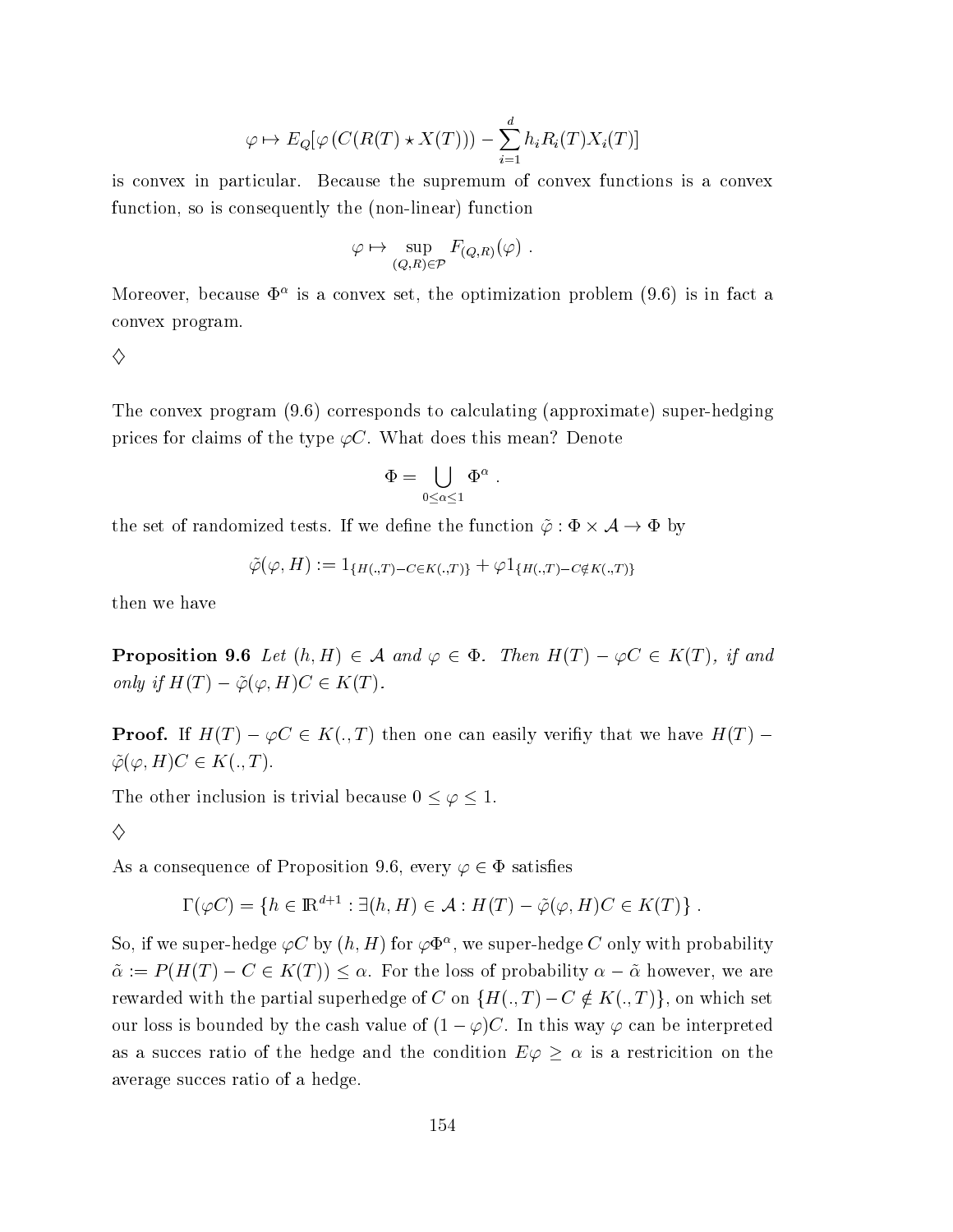$$\varphi \mapsto E_Q[\varphi\left(C(R(T) \star X(T))\right) - \sum_{i=1}^{d} h_i R_i(T) X_i(T)]$$

is convex in particular. Because the supremum of convex functions is a convex function, so is consequently the (non-linear) function

$$\varphi \mapsto \sup_{(Q,R)\in\mathcal{P}} F_{(Q,R)}(\varphi) \ .$$

Moreover, because $\Phi^\alpha$ is a convex set, the optimization problem (9.6) is in fact a convex program.

$\diamondsuit$

The convex program (9.6) corresponds to calculating (approximate) super-hedging prices for claims of the type $\varphi C$. What does this mean? Denote

$$\Phi = \bigcup_{0\le\alpha\le 1} \Phi^\alpha \ .$$

the set of randomized tests. If we define the function $\tilde{\varphi} : \Phi \times \mathcal{A} \to \Phi$ by

$$\tilde{\varphi}(\varphi, H) := 1_{\{H(.,T)-C\in K(.,T)\}} + \varphi 1_{\{H(.,T)-C\notin K(.,T)\}}$$

then we have

**Proposition 9.6** *Let $(h, H) \in \mathcal{A}$ and $\varphi \in \Phi$. Then $H(T) - \varphi C \in K(T)$, if and only if $H(T) - \tilde{\varphi}(\varphi, H)C \in K(T)$.*

**Proof.** If $H(T) - \varphi C \in K(., T)$ then one can easily verifiy that we have $H(T) - \tilde{\varphi}(\varphi, H)C \in K(., T)$.

The other inclusion is trivial because $0 \le \varphi \le 1$.

$\diamondsuit$

As a consequence of Proposition 9.6, every $\varphi \in \Phi$ satisfies

$$\Gamma(\varphi C) = \{h \in \mathbb{R}^{d+1} : \exists (h, H) \in \mathcal{A} : H(T) - \tilde{\varphi}(\varphi, H)C \in K(T)\} \ .$$

So, if we super-hedge $\varphi C$ by $(h, H)$ for $\varphi\Phi^\alpha$, we super-hedge $C$ only with probability $\tilde{\alpha} := P(H(T) - C \in K(T)) \le \alpha$. For the loss of probability $\alpha - \tilde{\alpha}$ however, we are rewarded with the partial superhedge of $C$ on $\{H(., T) - C \notin K(., T)\}$, on which set our loss is bounded by the cash value of $(1 - \varphi)C$. In this way $\varphi$ can be interpreted as a succes ratio of the hedge and the condition $E\varphi \ge \alpha$ is a restricition on the average succes ratio of a hedge.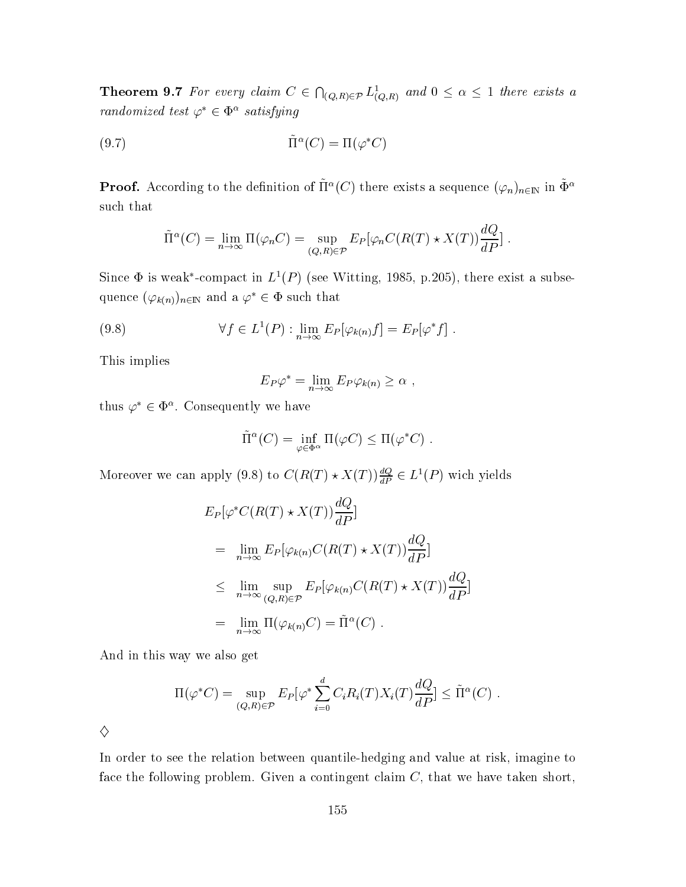**Theorem 9.7** *For every claim $C \in \bigcap_{(Q,R)\in\mathcal{P}} L^1_{(Q,R)}$ and $0 \leq \alpha \leq 1$ there exists a randomized test $\varphi^* \in \Phi^\alpha$ satisfying*

$$\tilde{\Pi}^\alpha(C) = \Pi(\varphi^* C) \tag{9.7}$$

**Proof.** According to the definition of $\tilde{\Pi}^\alpha(C)$ there exists a sequence $(\varphi_n)_{n\in\mathbb{N}}$ in $\tilde{\Phi}^\alpha$ such that

$$\tilde{\Pi}^\alpha(C) = \lim_{n\to\infty} \Pi(\varphi_n C) = \sup_{(Q,R)\in\mathcal{P}} E_P[\varphi_n C(R(T) \star X(T)) \frac{dQ}{dP}] \; .$$

Since $\Phi$ is weak\*-compact in $L^1(P)$ (see Witting, 1985, p.205), there exist a subsequence $(\varphi_{k(n)})_{n\in\mathbb{N}}$ and a $\varphi^* \in \Phi$ such that

$$\forall f \in L^1(P) : \lim_{n\to\infty} E_P[\varphi_{k(n)} f] = E_P[\varphi^* f] \; . \tag{9.8}$$

This implies

$$E_P\varphi^* = \lim_{n\to\infty} E_P\varphi_{k(n)} \geq \alpha \; ,$$

thus $\varphi^* \in \Phi^\alpha$. Consequently we have

$$\tilde{\Pi}^\alpha(C) = \inf_{\varphi\in\Phi^\alpha} \Pi(\varphi C) \leq \Pi(\varphi^* C) \; .$$

Moreover we can apply (9.8) to $C(R(T) \star X(T))\frac{dQ}{dP} \in L^1(P)$ wich yields

$$\begin{aligned}
& E_P[\varphi^* C(R(T) \star X(T))\frac{dQ}{dP}] \\
&= \lim_{n\to\infty} E_P[\varphi_{k(n)} C(R(T) \star X(T))\frac{dQ}{dP}] \\
&\leq \lim_{n\to\infty} \sup_{(Q,R)\in\mathcal{P}} E_P[\varphi_{k(n)} C(R(T) \star X(T))\frac{dQ}{dP}] \\
&= \lim_{n\to\infty} \Pi(\varphi_{k(n)} C) = \tilde{\Pi}^\alpha(C) \; .
\end{aligned}$$

And in this way we also get

$$\Pi(\varphi^* C) = \sup_{(Q,R)\in\mathcal{P}} E_P[\varphi^* \sum_{i=0}^{d} C_i R_i(T) X_i(T) \frac{dQ}{dP}] \leq \tilde{\Pi}^\alpha(C) \; .$$

◇

In order to see the relation between quantile-hedging and value at risk, imagine to face the following problem. Given a contingent claim $C$, that we have taken short,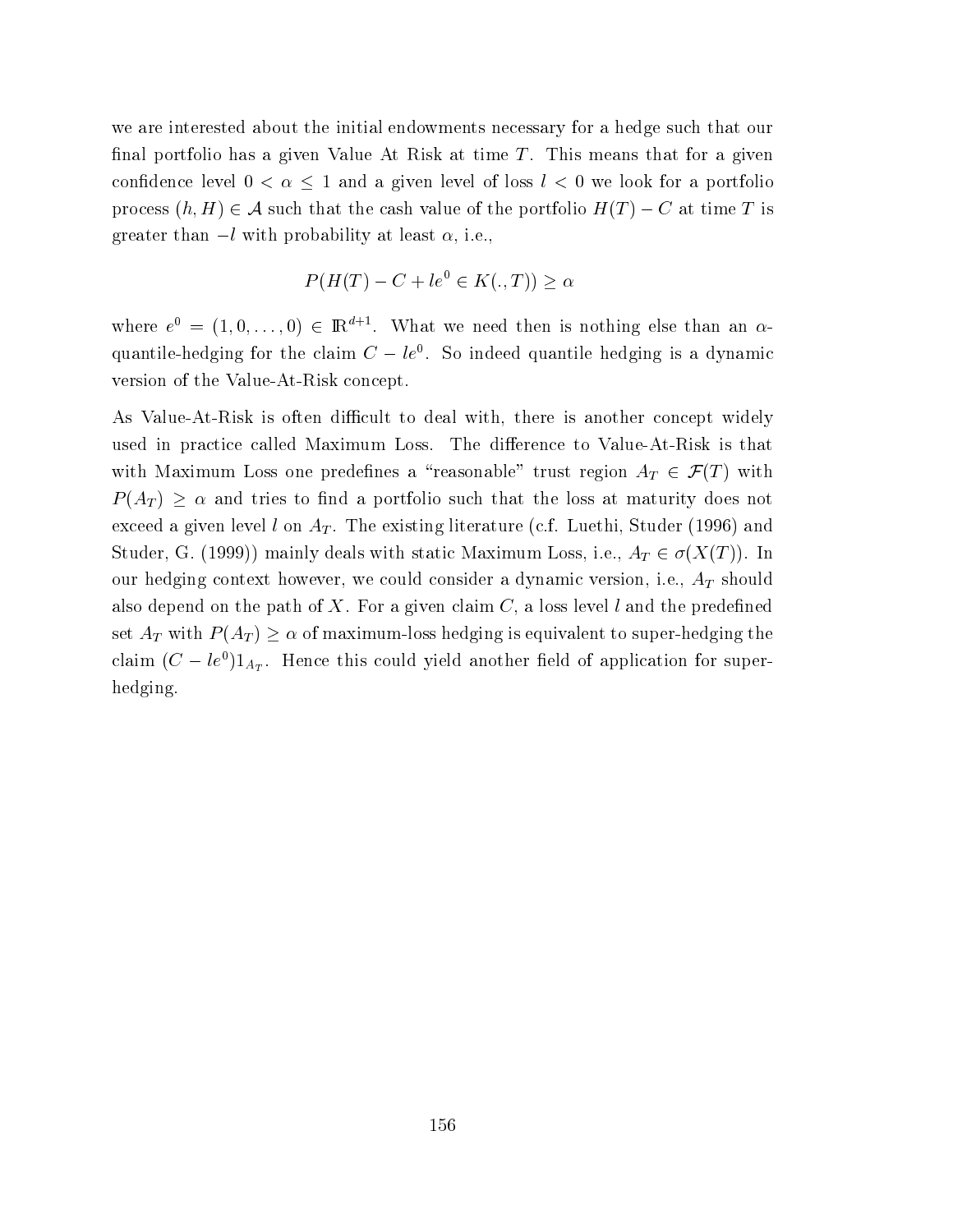we are interested about the initial endowments necessary for a hedge such that our final portfolio has a given Value At Risk at time $T$. This means that for a given confidence level $0 < \alpha \leq 1$ and a given level of loss $l < 0$ we look for a portfolio process $(h, H) \in \mathcal{A}$ such that the cash value of the portfolio $H(T) - C$ at time $T$ is greater than $-l$ with probability at least $\alpha$, i.e.,

$$P(H(T) - C + le^0 \in K(.,T)) \geq \alpha$$

where $e^0 = (1, 0, \ldots, 0) \in \mathbb{R}^{d+1}$. What we need then is nothing else than an $\alpha$-quantile-hedging for the claim $C - le^0$. So indeed quantile hedging is a dynamic version of the Value-At-Risk concept.

As Value-At-Risk is often difficult to deal with, there is another concept widely used in practice called Maximum Loss. The difference to Value-At-Risk is that with Maximum Loss one predefines a "reasonable" trust region $A_T \in \mathcal{F}(T)$ with $P(A_T) \geq \alpha$ and tries to find a portfolio such that the loss at maturity does not exceed a given level $l$ on $A_T$. The existing literature (c.f. Luethi, Studer (1996) and Studer, G. (1999)) mainly deals with static Maximum Loss, i.e., $A_T \in \sigma(X(T))$. In our hedging context however, we could consider a dynamic version, i.e., $A_T$ should also depend on the path of $X$. For a given claim $C$, a loss level $l$ and the predefined set $A_T$ with $P(A_T) \geq \alpha$ of maximum-loss hedging is equivalent to super-hedging the claim $(C - le^0)1_{A_T}$. Hence this could yield another field of application for super-hedging.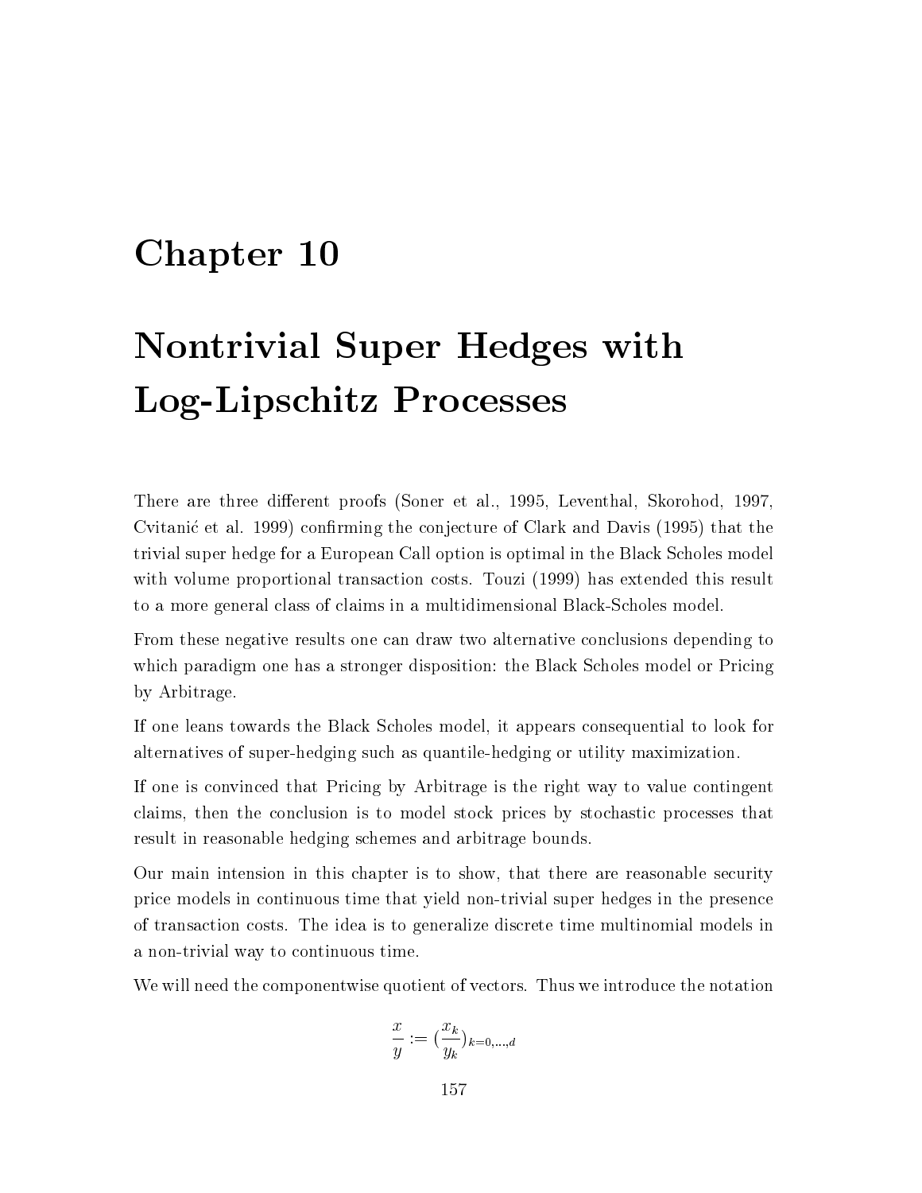# Chapter 10

# Nontrivial Super Hedges with Log-Lipschitz Processes

There are three different proofs (Soner et al., 1995, Leventhal, Skorohod, 1997, Cvitanić et al. 1999) confirming the conjecture of Clark and Davis (1995) that the trivial super hedge for a European Call option is optimal in the Black Scholes model with volume proportional transaction costs. Touzi (1999) has extended this result to a more general class of claims in a multidimensional Black-Scholes model.

From these negative results one can draw two alternative conclusions depending to which paradigm one has a stronger disposition: the Black Scholes model or Pricing by Arbitrage.

If one leans towards the Black Scholes model, it appears consequential to look for alternatives of super-hedging such as quantile-hedging or utility maximization.

If one is convinced that Pricing by Arbitrage is the right way to value contingent claims, then the conclusion is to model stock prices by stochastic processes that result in reasonable hedging schemes and arbitrage bounds.

Our main intension in this chapter is to show, that there are reasonable security price models in continuous time that yield non-trivial super hedges in the presence of transaction costs. The idea is to generalize discrete time multinomial models in a non-trivial way to continuous time.

We will need the componentwise quotient of vectors. Thus we introduce the notation

$$\frac{x}{y} := \left(\frac{x_k}{y_k}\right)_{k=0,\ldots,d}$$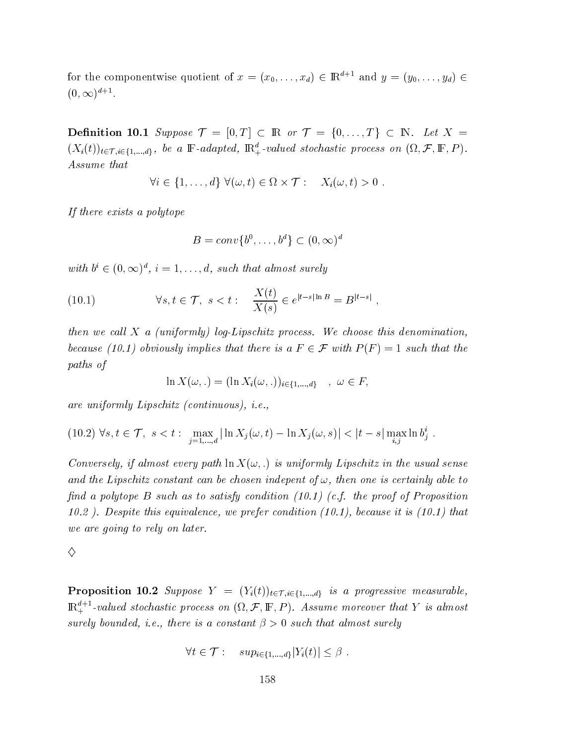for the componentwise quotient of $x = (x_0, \ldots, x_d) \in \mathbb{R}^{d+1}$ and $y = (y_0, \ldots, y_d) \in (0, \infty)^{d+1}$.

**Definition 10.1** *Suppose $\mathcal{T} = [0, T] \subset \mathbb{R}$ or $\mathcal{T} = \{0, \ldots, T\} \subset \mathbb{N}$. Let $X = (X_i(t))_{t \in \mathcal{T}, i \in \{1,\ldots,d\}}$, be a $\mathbb{F}$-adapted, $\mathbb{R}^d_+$-valued stochastic process on $(\Omega, \mathcal{F}, \mathbb{F}, P)$. Assume that*

$$\forall i \in \{1, \ldots, d\}\ \forall (\omega, t) \in \Omega \times \mathcal{T}: \quad X_i(\omega, t) > 0\ .$$

*If there exists a polytope*

$$B = conv\{b^0, \ldots, b^d\} \subset (0, \infty)^d$$

*with $b^i \in (0, \infty)^d$, $i = 1, \ldots, d$, such that almost surely*

$$\forall s, t \in \mathcal{T},\ s < t: \quad \frac{X(t)}{X(s)} \in e^{|t-s| \ln B} = B^{|t-s|}\ , \tag{10.1}$$

*then we call $X$ a (uniformly) log-Lipschitz process. We choose this denomination, because (10.1) obviously implies that there is a $F \in \mathcal{F}$ with $P(F) = 1$ such that the paths of*

$$\ln X(\omega, .) = (\ln X_i(\omega, .))_{i \in \{1,\ldots,d\}} \quad ,\ \omega \in F,$$

*are uniformly Lipschitz (continuous), i.e.,*

$$\forall s, t \in \mathcal{T},\ s < t: \max_{j=1,\ldots,d} |\ln X_j(\omega, t) - \ln X_j(\omega, s)| < |t - s| \max_{i,j} \ln b^i_j\ . \tag{10.2}$$

*Conversely, if almost every path $\ln X(\omega, .)$ is uniformly Lipschitz in the usual sense and the Lipschitz constant can be chosen indepent of $\omega$, then one is certainly able to find a polytope $B$ such as to satisfy condition (10.1) (c.f. the proof of Proposition 10.2 ). Despite this equivalence, we prefer condition (10.1), because it is (10.1) that we are going to rely on later.*

◇

**Proposition 10.2** *Suppose $Y = (Y_i(t))_{t \in \mathcal{T}, i \in \{1,\ldots,d\}}$ is a progressive measurable, $\mathbb{R}^{d+1}_+$-valued stochastic process on $(\Omega, \mathcal{F}, \mathbb{F}, P)$. Assume moreover that $Y$ is almost surely bounded, i.e., there is a constant $\beta > 0$ such that almost surely*

$$\forall t \in \mathcal{T}: \quad sup_{i \in \{1,\ldots,d\}} |Y_i(t)| \leq \beta\ .$$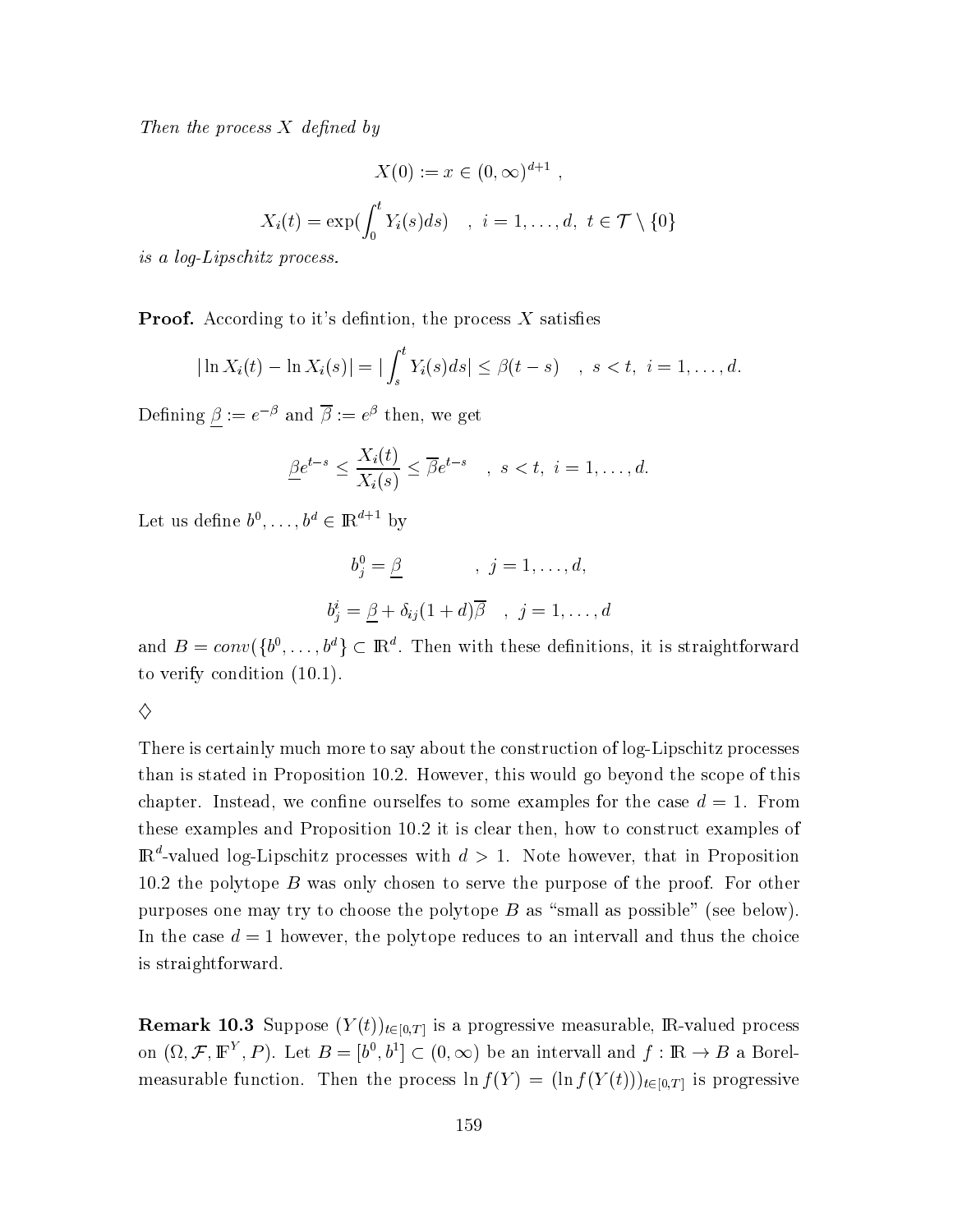*Then the process $X$ defined by*

$$X(0) := x \in (0,\infty)^{d+1} \ ,$$

$$X_i(t) = \exp(\int_0^t Y_i(s)ds) \quad , \ i = 1,\ldots,d, \ t \in \mathcal{T} \setminus \{0\}$$

*is a log-Lipschitz process.*

**Proof.** According to it's defintion, the process $X$ satisfies

$$|\ln X_i(t) - \ln X_i(s)| = |\int_s^t Y_i(s)ds| \leq \beta(t-s) \quad , \ s < t, \ i = 1,\ldots,d.$$

Defining $\underline{\beta} := e^{-\beta}$ and $\overline{\beta} := e^{\beta}$ then, we get

$$\underline{\beta} e^{t-s} \leq \frac{X_i(t)}{X_i(s)} \leq \overline{\beta} e^{t-s} \quad , \ s < t, \ i = 1,\ldots,d.$$

Let us define $b^0,\ldots,b^d \in \mathbb{R}^{d+1}$ by

$$b_j^0 = \underline{\beta} \qquad\qquad , \ j = 1,\ldots,d,$$

$$b_j^i = \underline{\beta} + \delta_{ij}(1+d)\overline{\beta} \quad , \ j = 1,\ldots,d$$

and $B = conv(\{b^0,\ldots,b^d\} \subset \mathbb{R}^d$. Then with these definitions, it is straightforward to verify condition (10.1).

$\diamondsuit$

There is certainly much more to say about the construction of log-Lipschitz processes than is stated in Proposition 10.2. However, this would go beyond the scope of this chapter. Instead, we confine ourselfes to some examples for the case $d = 1$. From these examples and Proposition 10.2 it is clear then, how to construct examples of $\mathbb{R}^d$-valued log-Lipschitz processes with $d > 1$. Note however, that in Proposition 10.2 the polytope $B$ was only chosen to serve the purpose of the proof. For other purposes one may try to choose the polytope $B$ as "small as possible" (see below). In the case $d = 1$ however, the polytope reduces to an intervall and thus the choice is straightforward.

**Remark 10.3** Suppose $(Y(t))_{t\in[0,T]}$ is a progressive measurable, $\mathbb{R}$-valued process on $(\Omega, \mathcal{F}, \mathbb{F}^Y, P)$. Let $B = [b^0, b^1] \subset (0,\infty)$ be an intervall and $f : \mathbb{R} \to B$ a Borel-measurable function. Then the process $\ln f(Y) = (\ln f(Y(t)))_{t\in[0,T]}$ is progressive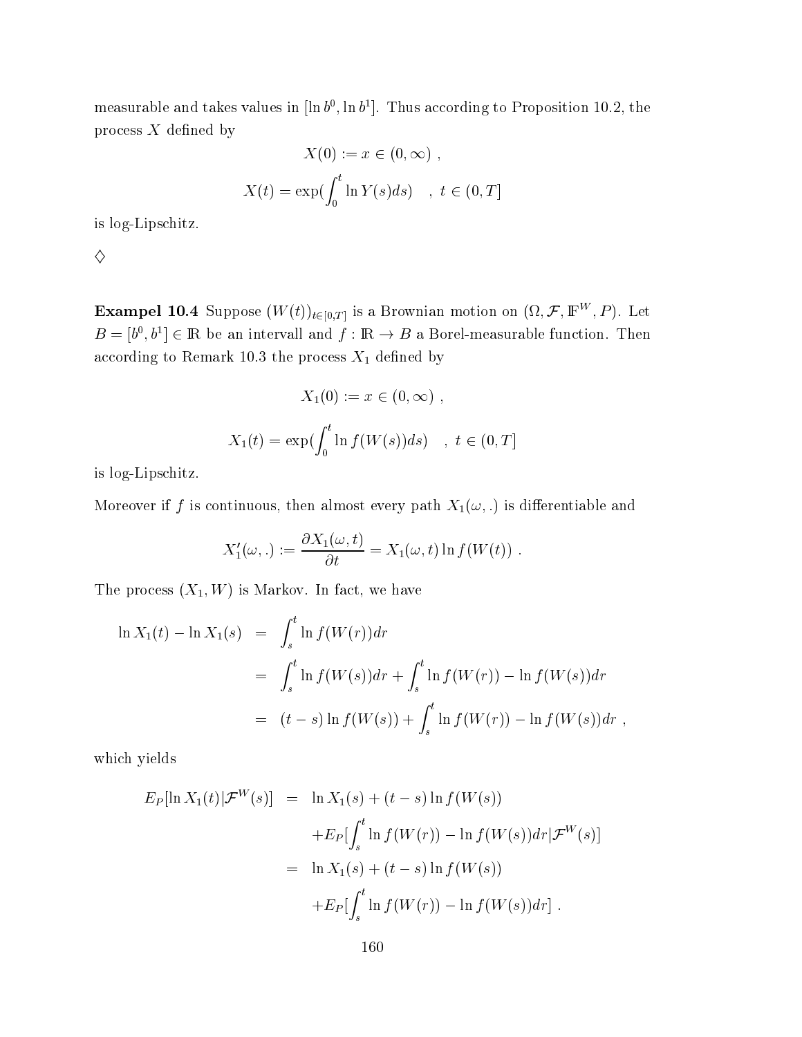measurable and takes values in $[\ln b^0, \ln b^1]$. Thus according to Proposition 10.2, the process $X$ defined by

$$X(0) := x \in (0, \infty) \ ,$$

$$X(t) = \exp(\int_0^t \ln Y(s) ds) \quad , \ t \in (0, T]$$

is log-Lipschitz.

$\diamondsuit$

**Exampel 10.4** Suppose $(W(t))_{t\in[0,T]}$ is a Brownian motion on $(\Omega, \mathcal{F}, \mathbb{F}^W, P)$. Let $B = [b^0, b^1] \in \mathbb{R}$ be an intervall and $f : \mathbb{R} \to B$ a Borel-measurable function. Then according to Remark 10.3 the process $X_1$ defined by

$$X_1(0) := x \in (0, \infty) \ ,$$

$$X_1(t) = \exp(\int_0^t \ln f(W(s)) ds) \quad , \ t \in (0, T]$$

is log-Lipschitz.

Moreover if $f$ is continuous, then almost every path $X_1(\omega, .)$ is differentiable and

$$X_1'(\omega, .) := \frac{\partial X_1(\omega, t)}{\partial t} = X_1(\omega, t) \ln f(W(t)) \ .$$

The process $(X_1, W)$ is Markov. In fact, we have

$$\begin{aligned}
\ln X_1(t) - \ln X_1(s) &= \int_s^t \ln f(W(r)) dr \\
&= \int_s^t \ln f(W(s)) dr + \int_s^t \ln f(W(r)) - \ln f(W(s)) dr \\
&= (t-s) \ln f(W(s)) + \int_s^t \ln f(W(r)) - \ln f(W(s)) dr \ ,
\end{aligned}$$

which yields

$$\begin{aligned}
E_P[\ln X_1(t) | \mathcal{F}^W(s)] &= \ln X_1(s) + (t-s) \ln f(W(s)) \\
&\quad + E_P[\int_s^t \ln f(W(r)) - \ln f(W(s)) dr | \mathcal{F}^W(s)] \\
&= \ln X_1(s) + (t-s) \ln f(W(s)) \\
&\quad + E_P[\int_s^t \ln f(W(r)) - \ln f(W(s)) dr] \ .
\end{aligned}$$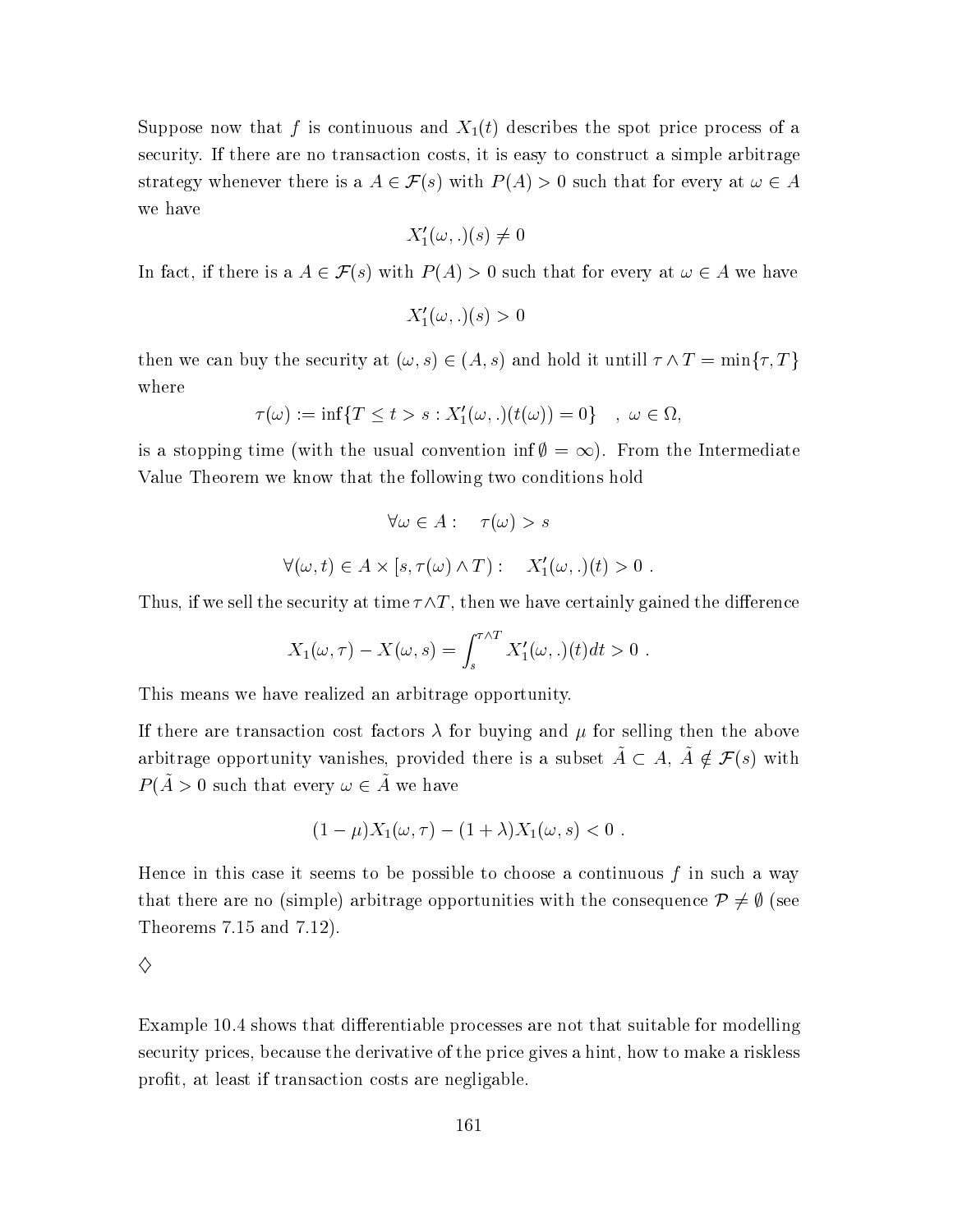Suppose now that $f$ is continuous and $X_1(t)$ describes the spot price process of a security. If there are no transaction costs, it is easy to construct a simple arbitrage strategy whenever there is a $A \in \mathcal{F}(s)$ with $P(A) > 0$ such that for every at $\omega \in A$ we have

$$X_1'(\omega, .)(s) \neq 0$$

In fact, if there is a $A \in \mathcal{F}(s)$ with $P(A) > 0$ such that for every at $\omega \in A$ we have

$$X_1'(\omega, .)(s) > 0$$

then we can buy the security at $(\omega, s) \in (A, s)$ and hold it untill $\tau \wedge T = \min\{\tau, T\}$ where

$$\tau(\omega) := \inf\{T \leq t > s : X_1'(\omega, .)(t(\omega)) = 0\} \quad , \ \omega \in \Omega,$$

is a stopping time (with the usual convention $\inf \emptyset = \infty$). From the Intermediate Value Theorem we know that the following two conditions hold

$$\forall \omega \in A : \quad \tau(\omega) > s$$

$$\forall (\omega, t) \in A \times [s, \tau(\omega) \wedge T) : \quad X_1'(\omega, .)(t) > 0 \ .$$

Thus, if we sell the security at time $\tau \wedge T$, then we have certainly gained the difference

$$X_1(\omega, \tau) - X(\omega, s) = \int_s^{\tau \wedge T} X_1'(\omega, .)(t) dt > 0 \ .$$

This means we have realized an arbitrage opportunity.

If there are transaction cost factors $\lambda$ for buying and $\mu$ for selling then the above arbitrage opportunity vanishes, provided there is a subset $\tilde{A} \subset A$, $\tilde{A} \notin \mathcal{F}(s)$ with $P(\tilde{A} > 0$ such that every $\omega \in \tilde{A}$ we have

$$(1 - \mu) X_1(\omega, \tau) - (1 + \lambda) X_1(\omega, s) < 0 \ .$$

Hence in this case it seems to be possible to choose a continuous $f$ in such a way that there are no (simple) arbitrage opportunities with the consequence $\mathcal{P} \neq \emptyset$ (see Theorems 7.15 and 7.12).

$\diamondsuit$

Example 10.4 shows that differentiable processes are not that suitable for modelling security prices, because the derivative of the price gives a hint, how to make a riskless profit, at least if transaction costs are negligable.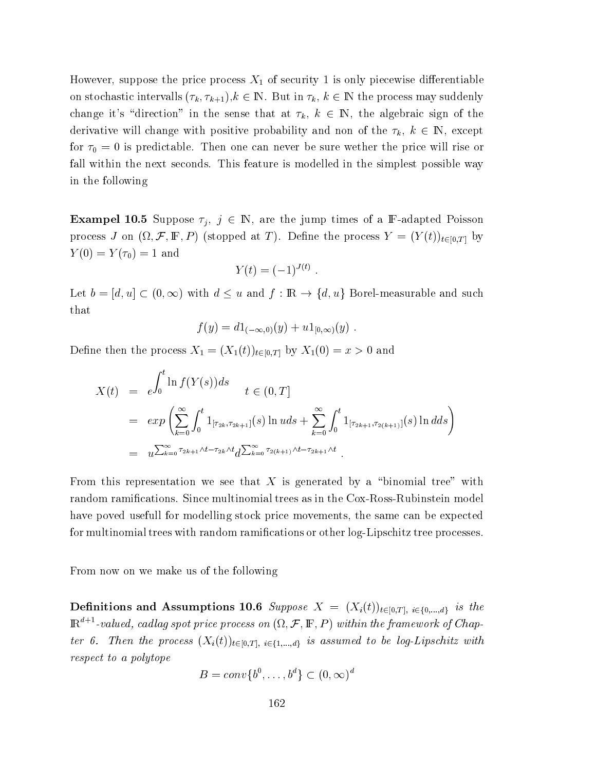However, suppose the price process $X_1$ of security 1 is only piecewise differentiable on stochastic intervalls $(\tau_k, \tau_{k+1})$,$k \in \mathbb{N}$. But in $\tau_k$, $k \in \mathbb{N}$ the process may suddenly change it's "direction" in the sense that at $\tau_k$, $k \in \mathbb{N}$, the algebraic sign of the derivative will change with positive probability and non of the $\tau_k$, $k \in \mathbb{N}$, except for $\tau_0 = 0$ is predictable. Then one can never be sure wether the price will rise or fall within the next seconds. This feature is modelled in the simplest possible way in the following

**Exampel 10.5** Suppose $\tau_j$, $j \in \mathbb{N}$, are the jump times of a $\mathbb{F}$-adapted Poisson process $J$ on $(\Omega, \mathcal{F}, \mathbb{F}, P)$ (stopped at $T$). Define the process $Y = (Y(t))_{t \in [0,T]}$ by $Y(0) = Y(\tau_0) = 1$ and

$$Y(t) = (-1)^{J(t)} .$$

Let $b = [d, u] \subset (0, \infty)$ with $d \leq u$ and $f : \mathbb{R} \to \{d, u\}$ Borel-measurable and such that

$$f(y) = d1_{(-\infty,0)}(y) + u1_{[0,\infty)}(y) .$$

Define then the process $X_1 = (X_1(t))_{t \in [0,T]}$ by $X_1(0) = x > 0$ and

$$\begin{aligned}
X(t) &= e^{\displaystyle\int_0^t \ln f(Y(s))ds} \qquad t \in (0, T] \\
&= exp\left( \sum_{k=0}^{\infty} \int_0^t 1_{[\tau_{2k}, \tau_{2k+1}]}(s) \ln u ds + \sum_{k=0}^{\infty} \int_0^t 1_{[\tau_{2k+1}, \tau_{2(k+1)}]}(s) \ln d ds \right) \\
&= u^{\sum_{k=0}^{\infty} \tau_{2k+1} \wedge t - \tau_{2k} \wedge t} d^{\sum_{k=0}^{\infty} \tau_{2(k+1)} \wedge t - \tau_{2k+1} \wedge t} .
\end{aligned}$$

From this representation we see that $X$ is generated by a "binomial tree" with random ramifications. Since multinomial trees as in the Cox-Ross-Rubinstein model have poved usefull for modelling stock price movements, the same can be expected for multinomial trees with random ramifications or other log-Lipschitz tree processes.

From now on we make us of the following

**Definitions and Assumptions 10.6** *Suppose $X = (X_i(t))_{t \in [0,T],\ i \in \{0,\ldots,d\}}$ is the $\mathbb{R}^{d+1}$-valued, cadlag spot price process on $(\Omega, \mathcal{F}, \mathbb{F}, P)$ within the framework of Chapter 6. Then the process $(X_i(t))_{t \in [0,T],\ i \in \{1,\ldots,d\}}$ is assumed to be log-Lipschitz with respect to a polytope*

$$B = conv\{b^0, \ldots, b^d\} \subset (0, \infty)^d$$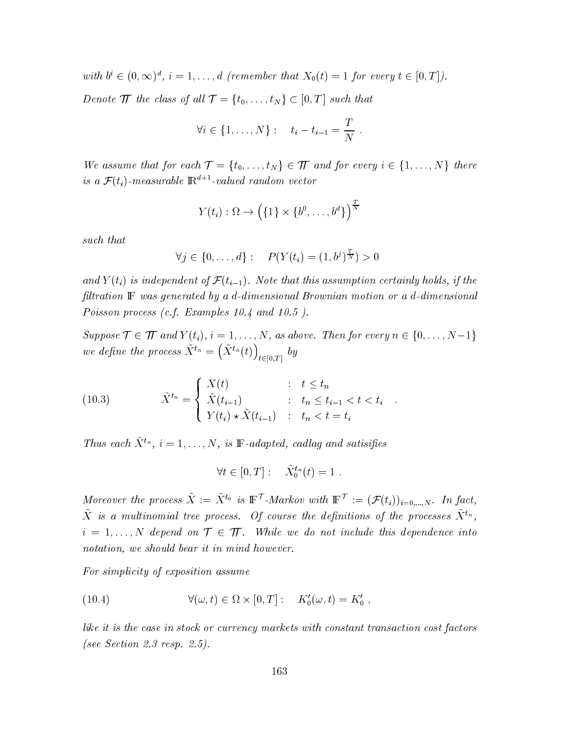*with $b^i \in (0,\infty)^d$, $i = 1,\ldots,d$ (remember that $X_0(t) = 1$ for every $t \in [0,T]$).*

*Denote $\mathcal{TT}$ the class of all $\mathcal{T} = \{t_0,\ldots,t_N\} \subset [0,T]$ such that*

$$\forall i \in \{1,\ldots,N\}: \quad t_i - t_{i-1} = \frac{T}{N} \ .$$

*We assume that for each $\mathcal{T} = \{t_0,\ldots,t_N\} \in \mathcal{TT}$ and for every $i \in \{1,\ldots,N\}$ there is a $\mathcal{F}(t_i)$-measurable $\mathbb{R}^{d+1}$-valued random vector*

$$Y(t_i) : \Omega \to \Big(\{1\} \times \{b^0,\ldots,b^d\}\Big)^{\frac{T}{N}}$$

*such that*

$$\forall j \in \{0,\ldots,d\}: \quad P(Y(t_i) = (1,b^j)^{\frac{T}{N}}) > 0$$

*and $Y(t_i)$ is independent of $\mathcal{F}(t_{i-1})$. Note that this assumption certainly holds, if the filtration $\mathbb{F}$ was generated by a $d$-dimensional Brownian motion or a $d$-dimensional Poisson process (c.f. Examples 10.4 and 10.5 ).*

*Suppose $\mathcal{T} \in \mathcal{TT}$ and $Y(t_i)$, $i = 1,\ldots,N$, as above. Then for every $n \in \{0,\ldots,N-1\}$ we define the process $\tilde{X}^{t_n} = \left(\tilde{X}^{t_n}(t)\right)_{t\in[0,T]}$ by*

$$\tilde{X}^{t_n} = \begin{cases} X(t) & : \ t \le t_n \\ \tilde{X}(t_{i-1}) & : \ t_n \le t_{i-1} < t < t_i \\ Y(t_i) \star \tilde{X}(t_{i-1}) & : \ t_n < t = t_i \end{cases} \ . \tag{10.3}$$

*Thus each $\tilde{X}^{t_n}$, $i = 1,\ldots,N$, is $\mathbb{F}$-adapted, cadlag and satisifies*

$$\forall t \in [0,T]: \quad \tilde{X}^{t_n}_0(t) = 1 \ .$$

*Moreover the process $\tilde{X} := \tilde{X}^{t_0}$ is $\mathbb{F}^{\mathcal{T}}$-Markov with $\mathbb{F}^{\mathcal{T}} := (\mathcal{F}(t_i))_{i=0,\ldots,N}$. In fact, $\tilde{X}$ is a multinomial tree process. Of course the definitions of the processes $\tilde{X}^{t_n}$, $i = 1,\ldots,N$ depend on $\mathcal{T} \in \mathcal{TT}$. While we do not include this dependence into notation, we should bear it in mind however.*

*For simplicity of exposition assume*

$$\forall(\omega,t) \in \Omega \times [0,T]: \quad K_0'(\omega,t) = K_0' \ , \tag{10.4}$$

*like it is the case in stock or currency markets with constant transaction cost factors (see Section 2.3 resp. 2.5).*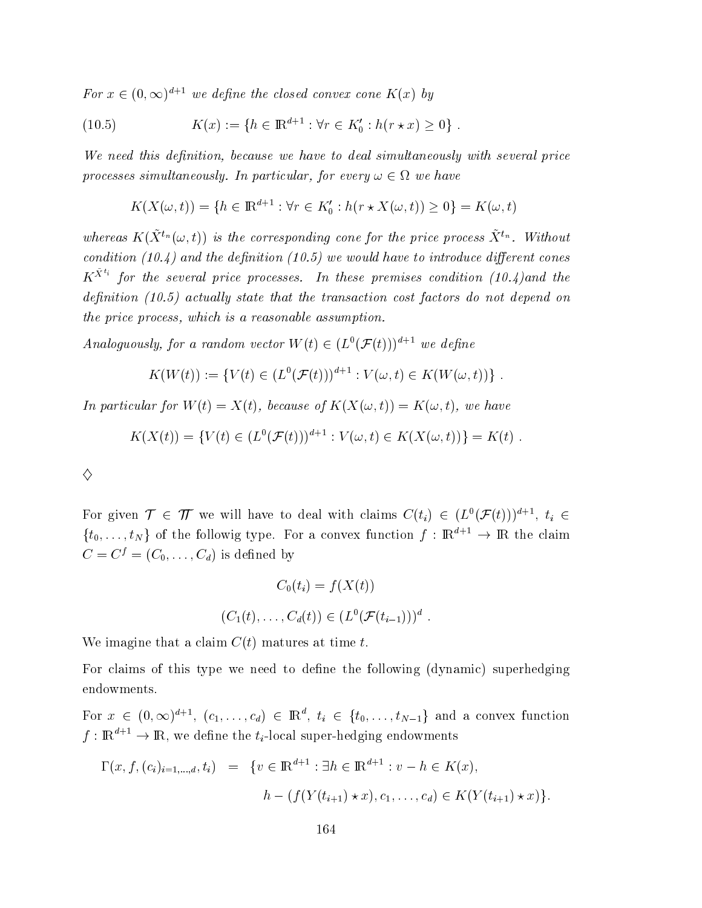*For $x \in (0,\infty)^{d+1}$ we define the closed convex cone $K(x)$ by*

$$K(x) := \{h \in \mathbb{R}^{d+1} : \forall r \in K_0' : h(r \star x) \geq 0\} \ . \tag{10.5}$$

*We need this definition, because we have to deal simultaneously with several price processes simultaneously. In particular, for every $\omega \in \Omega$ we have*

$$K(X(\omega,t)) = \{h \in \mathbb{R}^{d+1} : \forall r \in K_0' : h(r \star X(\omega,t)) \geq 0\} = K(\omega,t)$$

*whereas $K(\tilde{X}^{t_n}(\omega,t))$ is the corresponding cone for the price process $\tilde{X}^{t_n}$. Without condition (10.4) and the definition (10.5) we would have to introduce different cones $K^{\tilde{X}^{t_i}}$ for the several price processes. In these premises condition (10.4)and the definition (10.5) actually state that the transaction cost factors do not depend on the price process, which is a reasonable assumption.*

*Analoguously, for a random vector $W(t) \in (L^0(\mathcal{F}(t)))^{d+1}$ we define*

$$K(W(t)) := \{V(t) \in (L^0(\mathcal{F}(t)))^{d+1} : V(\omega,t) \in K(W(\omega,t))\} \ .$$

*In particular for $W(t) = X(t)$, because of $K(X(\omega,t)) = K(\omega,t)$, we have*

$$K(X(t)) = \{V(t) \in (L^0(\mathcal{F}(t)))^{d+1} : V(\omega,t) \in K(X(\omega,t))\} = K(t) \ .$$

$\diamondsuit$

For given $\mathcal{T} \in \mathcal{TT}$ we will have to deal with claims $C(t_i) \in (L^0(\mathcal{F}(t)))^{d+1}$, $t_i \in \{t_0,\ldots,t_N\}$ of the followig type. For a convex function $f : \mathbb{R}^{d+1} \to \mathbb{R}$ the claim $C = C^f = (C_0,\ldots,C_d)$ is defined by

$$C_0(t_i) = f(X(t))$$

$$(C_1(t),\ldots,C_d(t)) \in (L^0(\mathcal{F}(t_{i-1})))^d \ .$$

We imagine that a claim $C(t)$ matures at time $t$.

For claims of this type we need to define the following (dynamic) superhedging endowments.

For $x \in (0,\infty)^{d+1}$, $(c_1,\ldots,c_d) \in \mathbb{R}^d$, $t_i \in \{t_0,\ldots,t_{N-1}\}$ and a convex function $f : \mathbb{R}^{d+1} \to \mathbb{R}$, we define the $t_i$-local super-hedging endowments

$$\begin{aligned}\Gamma(x,f,(c_i)_{i=1,\ldots,d},t_i) \;\; &= \;\; \{v \in \mathbb{R}^{d+1} : \exists h \in \mathbb{R}^{d+1} : v - h \in K(x), \\ &\qquad h - (f(Y(t_{i+1}) \star x), c_1,\ldots,c_d) \in K(Y(t_{i+1}) \star x)\}.\end{aligned}$$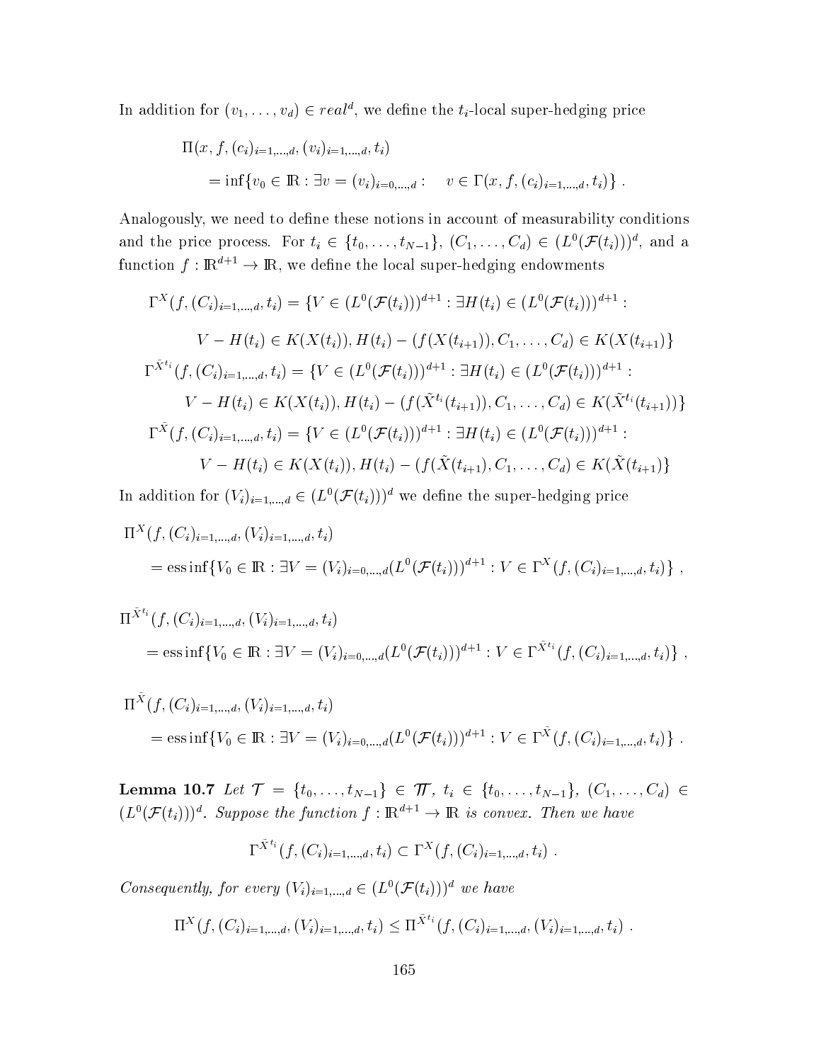In addition for $(v_1, \ldots, v_d) \in real^d$, we define the $t_i$-local super-hedging price

$$
\begin{aligned}
&\Pi(x, f, (c_i)_{i=1,\ldots,d}, (v_i)_{i=1,\ldots,d}, t_i) \\
&\quad = \inf\{v_0 \in \mathbb{R} : \exists v = (v_i)_{i=0,\ldots,d} : \quad v \in \Gamma(x, f, (c_i)_{i=1,\ldots,d}, t_i)\} \ .
\end{aligned}
$$

Analogously, we need to define these notions in account of measurability conditions and the price process. For $t_i \in \{t_0, \ldots, t_{N-1}\}$, $(C_1, \ldots, C_d) \in (L^0(\mathcal{F}(t_i)))^d$, and a function $f : \mathbb{R}^{d+1} \to \mathbb{R}$, we define the local super-hedging endowments

$$
\begin{aligned}
\Gamma^X(f, (C_i)_{i=1,\ldots,d}, t_i) &= \{V \in (L^0(\mathcal{F}(t_i)))^{d+1} : \exists H(t_i) \in (L^0(\mathcal{F}(t_i)))^{d+1} : \\
&\quad V - H(t_i) \in K(X(t_i)), H(t_i) - (f(X(t_{i+1})), C_1, \ldots, C_d) \in K(X(t_{i+1})\} \\
\Gamma^{\tilde{X}^{t_i}}(f, (C_i)_{i=1,\ldots,d}, t_i) &= \{V \in (L^0(\mathcal{F}(t_i)))^{d+1} : \exists H(t_i) \in (L^0(\mathcal{F}(t_i)))^{d+1} : \\
&\quad V - H(t_i) \in K(X(t_i)), H(t_i) - (f(\tilde{X}^{t_i}(t_{i+1})), C_1, \ldots, C_d) \in K(\tilde{X}^{t_i}(t_{i+1}))\} \\
\Gamma^{\tilde{X}}(f, (C_i)_{i=1,\ldots,d}, t_i) &= \{V \in (L^0(\mathcal{F}(t_i)))^{d+1} : \exists H(t_i) \in (L^0(\mathcal{F}(t_i)))^{d+1} : \\
&\quad V - H(t_i) \in K(X(t_i)), H(t_i) - (f(\tilde{X}(t_{i+1}), C_1, \ldots, C_d) \in K(\tilde{X}(t_{i+1})\}
\end{aligned}
$$

In addition for $(V_i)_{i=1,\ldots,d} \in (L^0(\mathcal{F}(t_i)))^d$ we define the super-hedging price

$$
\begin{aligned}
&\Pi^X(f, (C_i)_{i=1,\ldots,d}, (V_i)_{i=1,\ldots,d}, t_i) \\
&\quad = \operatorname{ess\,inf}\{V_0 \in \mathbb{R} : \exists V = (V_i)_{i=0,\ldots,d}(L^0(\mathcal{F}(t_i)))^{d+1} : V \in \Gamma^X(f, (C_i)_{i=1,\ldots,d}, t_i)\} \ ,
\end{aligned}
$$

$$
\begin{aligned}
&\Pi^{\tilde{X}^{t_i}}(f, (C_i)_{i=1,\ldots,d}, (V_i)_{i=1,\ldots,d}, t_i) \\
&\quad = \operatorname{ess\,inf}\{V_0 \in \mathbb{R} : \exists V = (V_i)_{i=0,\ldots,d}(L^0(\mathcal{F}(t_i)))^{d+1} : V \in \Gamma^{\tilde{X}^{t_i}}(f, (C_i)_{i=1,\ldots,d}, t_i)\} \ ,
\end{aligned}
$$

$$
\begin{aligned}
&\Pi^{\tilde{X}}(f, (C_i)_{i=1,\ldots,d}, (V_i)_{i=1,\ldots,d}, t_i) \\
&\quad = \operatorname{ess\,inf}\{V_0 \in \mathbb{R} : \exists V = (V_i)_{i=0,\ldots,d}(L^0(\mathcal{F}(t_i)))^{d+1} : V \in \Gamma^{\tilde{X}}(f, (C_i)_{i=1,\ldots,d}, t_i)\} \ .
\end{aligned}
$$

**Lemma 10.7** *Let $\mathcal{T} = \{t_0, \ldots, t_{N-1}\} \in \mathcal{TT}$, $t_i \in \{t_0, \ldots, t_{N-1}\}$, $(C_1, \ldots, C_d) \in (L^0(\mathcal{F}(t_i)))^d$. Suppose the function $f : \mathbb{R}^{d+1} \to \mathbb{R}$ is convex. Then we have*

$$
\Gamma^{\tilde{X}^{t_i}}(f, (C_i)_{i=1,\ldots,d}, t_i) \subset \Gamma^X(f, (C_i)_{i=1,\ldots,d}, t_i) \ .
$$

*Consequently, for every $(V_i)_{i=1,\ldots,d} \in (L^0(\mathcal{F}(t_i)))^d$ we have*

$$
\Pi^X(f, (C_i)_{i=1,\ldots,d}, (V_i)_{i=1,\ldots,d}, t_i) \leq \Pi^{\tilde{X}^{t_i}}(f, (C_i)_{i=1,\ldots,d}, (V_i)_{i=1,\ldots,d}, t_i) \ .
$$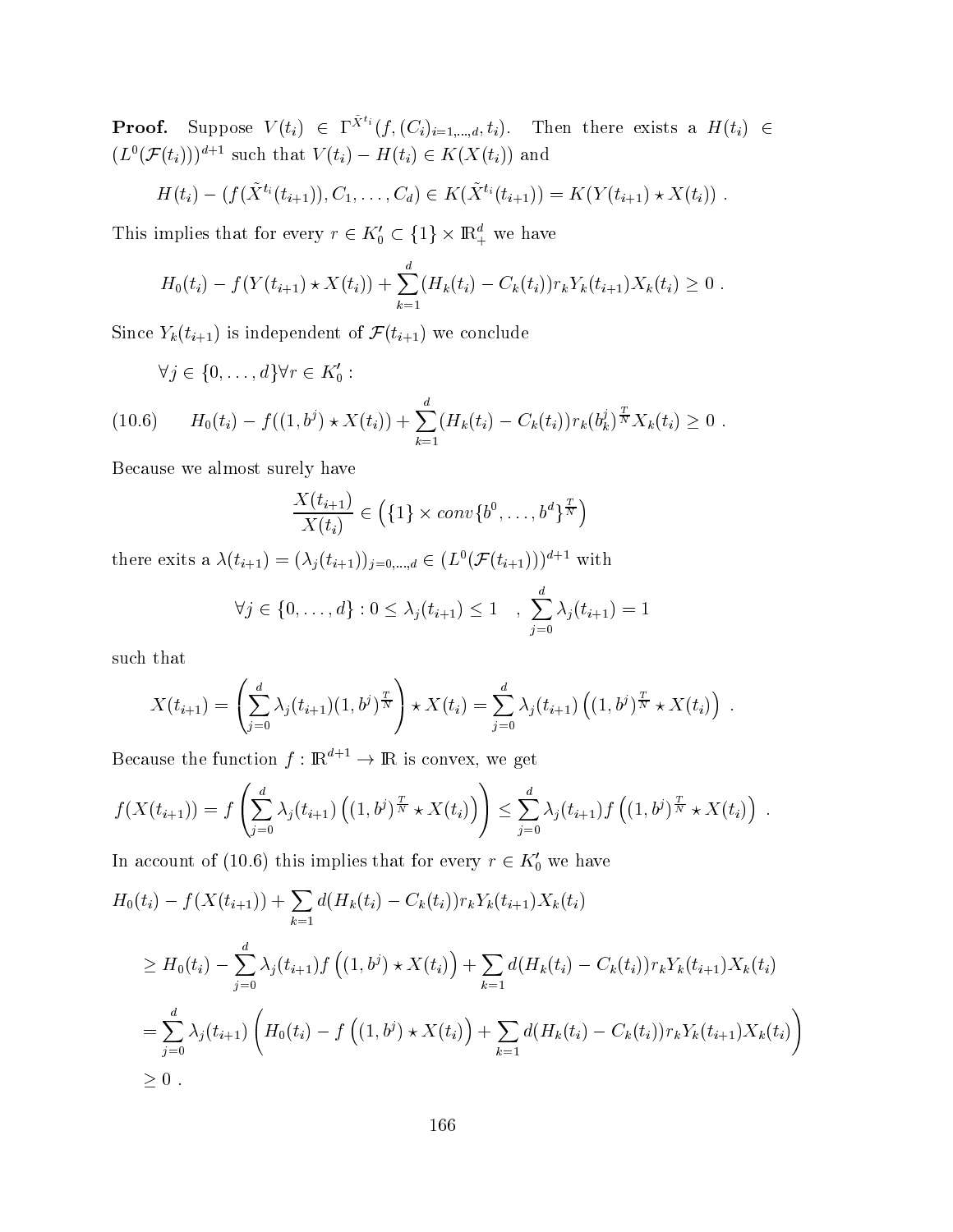**Proof.** Suppose $V(t_i) \in \Gamma^{\tilde{X}^{t_i}}(f, (C_i)_{i=1,\ldots,d}, t_i)$. Then there exists a $H(t_i) \in (L^0(\mathcal{F}(t_i)))^{d+1}$ such that $V(t_i) - H(t_i) \in K(X(t_i))$ and

$$H(t_i) - (f(\tilde{X}^{t_i}(t_{i+1})), C_1, \ldots, C_d) \in K(\tilde{X}^{t_i}(t_{i+1})) = K(Y(t_{i+1}) \star X(t_i)) \ .$$

This implies that for every $r \in K_0' \subset \{1\} \times \mathbb{R}_+^d$ we have

$$H_0(t_i) - f(Y(t_{i+1}) \star X(t_i)) + \sum_{k=1}^{d} (H_k(t_i) - C_k(t_i)) r_k Y_k(t_{i+1}) X_k(t_i) \geq 0 \ .$$

Since $Y_k(t_{i+1})$ is independent of $\mathcal{F}(t_{i+1})$ we conclude

$$\forall j \in \{0, \ldots, d\} \forall r \in K_0' :$$

$$H_0(t_i) - f((1, b^j) \star X(t_i)) + \sum_{k=1}^{d} (H_k(t_i) - C_k(t_i)) r_k (b_k^j)^{\frac{T}{N}} X_k(t_i) \geq 0 \ . \tag{10.6}$$

Because we almost surely have

$$\frac{X(t_{i+1})}{X(t_i)} \in \left(\{1\} \times conv\{b^0, \ldots, b^d\}^{\frac{T}{N}}\right)$$

there exits a $\lambda(t_{i+1}) = (\lambda_j(t_{i+1}))_{j=0,\ldots,d} \in (L^0(\mathcal{F}(t_{i+1})))^{d+1}$ with

$$\forall j \in \{0, \ldots, d\} : 0 \leq \lambda_j(t_{i+1}) \leq 1 \quad , \ \sum_{j=0}^{d} \lambda_j(t_{i+1}) = 1$$

such that

$$X(t_{i+1}) = \left( \sum_{j=0}^{d} \lambda_j(t_{i+1}) (1, b^j)^{\frac{T}{N}} \right) \star X(t_i) = \sum_{j=0}^{d} \lambda_j(t_{i+1}) \left( (1, b^j)^{\frac{T}{N}} \star X(t_i) \right) \ .$$

Because the function $f : \mathbb{R}^{d+1} \to \mathbb{R}$ is convex, we get

$$f(X(t_{i+1})) = f\left( \sum_{j=0}^{d} \lambda_j(t_{i+1}) \left( (1, b^j)^{\frac{T}{N}} \star X(t_i) \right) \right) \leq \sum_{j=0}^{d} \lambda_j(t_{i+1}) f\left( (1, b^j)^{\frac{T}{N}} \star X(t_i) \right) \ .$$

In account of (10.6) this implies that for every $r \in K_0'$ we have

$$\begin{aligned}
&H_0(t_i) - f(X(t_{i+1})) + \sum_{k=1} d(H_k(t_i) - C_k(t_i)) r_k Y_k(t_{i+1}) X_k(t_i) \\
&\quad \geq H_0(t_i) - \sum_{j=0}^{d} \lambda_j(t_{i+1}) f\left( (1, b^j) \star X(t_i) \right) + \sum_{k=1} d(H_k(t_i) - C_k(t_i)) r_k Y_k(t_{i+1}) X_k(t_i) \\
&\quad = \sum_{j=0}^{d} \lambda_j(t_{i+1}) \left( H_0(t_i) - f\left( (1, b^j) \star X(t_i) \right) + \sum_{k=1} d(H_k(t_i) - C_k(t_i)) r_k Y_k(t_{i+1}) X_k(t_i) \right) \\
&\quad \geq 0 \ .
\end{aligned}$$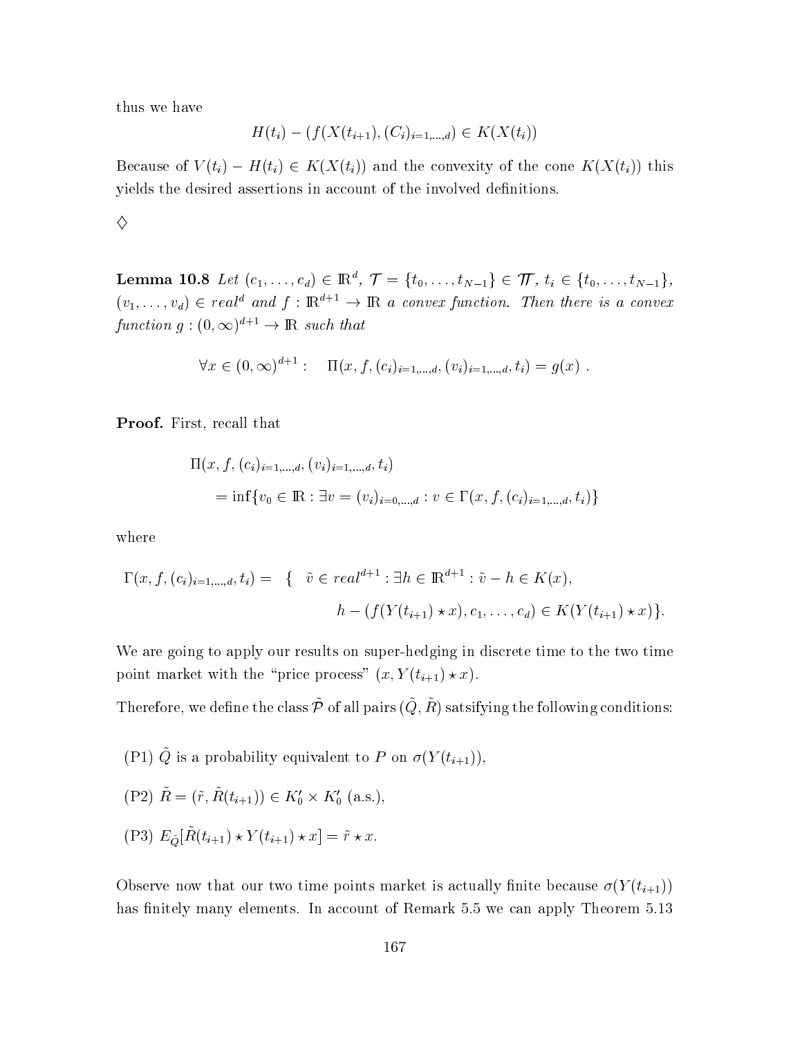thus we have

$$H(t_i) - (f(X(t_{i+1}), (C_i)_{i=1,\ldots,d}) \in K(X(t_i))$$

Because of $V(t_i) - H(t_i) \in K(X(t_i))$ and the convexity of the cone $K(X(t_i))$ this yields the desired assertions in account of the involved definitions.

$\diamondsuit$

**Lemma 10.8** *Let $(c_1, \ldots, c_d) \in \mathbb{R}^d$, $\mathcal{T} = \{t_0, \ldots, t_{N-1}\} \in \mathcal{T\!T}$, $t_i \in \{t_0, \ldots, t_{N-1}\}$, $(v_1, \ldots, v_d) \in real^d$ and $f : \mathbb{R}^{d+1} \to \mathbb{R}$ a convex function. Then there is a convex function $g : (0, \infty)^{d+1} \to \mathbb{R}$ such that*

$$\forall x \in (0, \infty)^{d+1} : \quad \Pi(x, f, (c_i)_{i=1,\ldots,d}, (v_i)_{i=1,\ldots,d}, t_i) = g(x) \ .$$

**Proof.** First, recall that

$$\begin{aligned} &\Pi(x, f, (c_i)_{i=1,\ldots,d}, (v_i)_{i=1,\ldots,d}, t_i) \\ &\quad = \inf\{v_0 \in \mathbb{R} : \exists v = (v_i)_{i=0,\ldots,d} : v \in \Gamma(x, f, (c_i)_{i=1,\ldots,d}, t_i)\} \end{aligned}$$

where

$$\begin{aligned} \Gamma(x, f, (c_i)_{i=1,\ldots,d}, t_i) = \quad \{ \quad &\tilde{v} \in real^{d+1} : \exists h \in \mathbb{R}^{d+1} : \tilde{v} - h \in K(x), \\ &h - (f(Y(t_{i+1}) \star x), c_1, \ldots, c_d) \in K(Y(t_{i+1}) \star x)\}. \end{aligned}$$

We are going to apply our results on super-hedging in discrete time to the two time point market with the "price process" $(x, Y(t_{i+1}) \star x)$.

Therefore, we define the class $\tilde{\mathcal{P}}$ of all pairs $(\tilde{Q}, \tilde{R})$ satsifying the following conditions:

(P1) $\tilde{Q}$ is a probability equivalent to $P$ on $\sigma(Y(t_{i+1}))$,

(P2) $\tilde{R} = (\tilde{r}, \tilde{R}(t_{i+1})) \in K_0' \times K_0'$ (a.s.),

(P3) $E_{\tilde{Q}}[\tilde{R}(t_{i+1}) \star Y(t_{i+1}) \star x] = \tilde{r} \star x$.

Observe now that our two time points market is actually finite because $\sigma(Y(t_{i+1}))$ has finitely many elements. In account of Remark 5.5 we can apply Theorem 5.13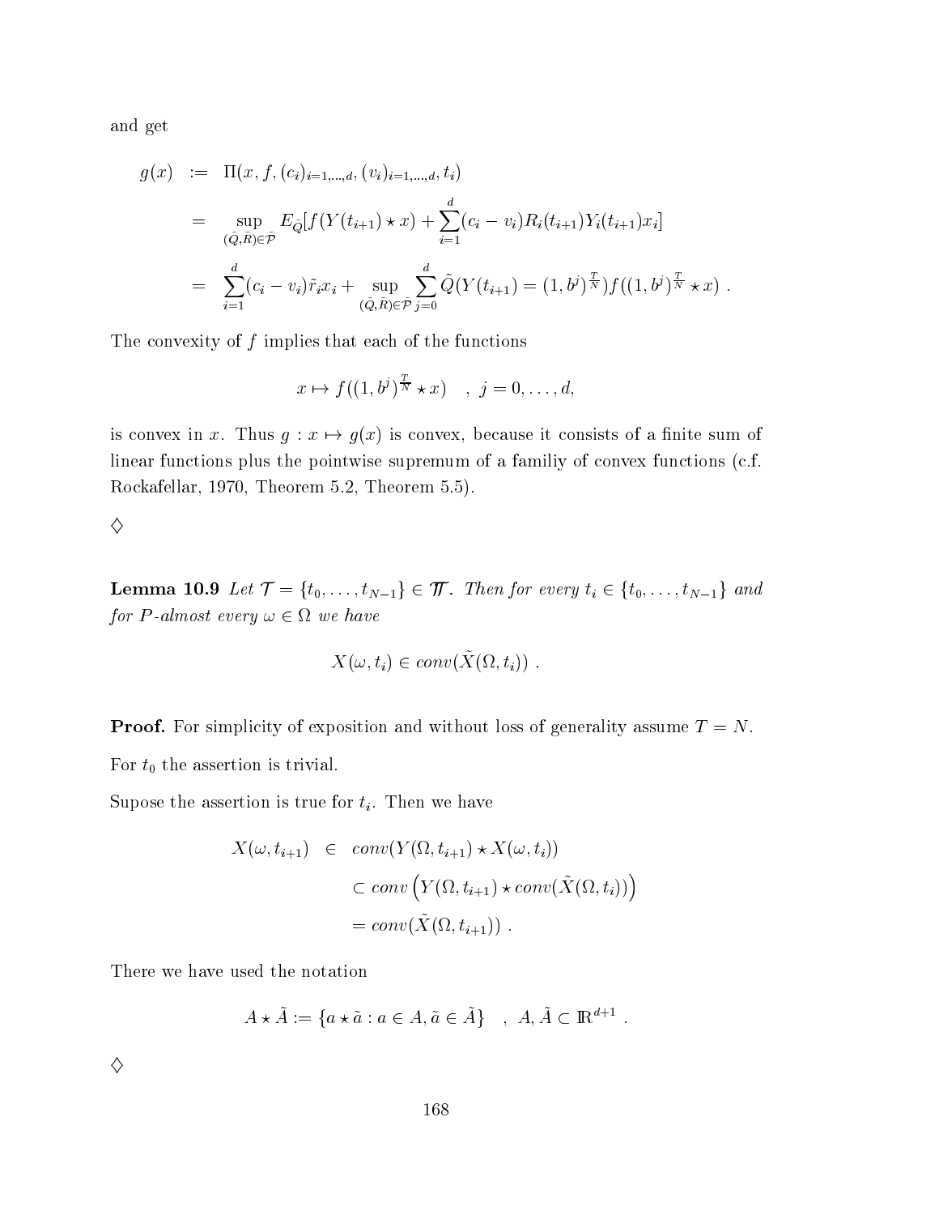and get

$$
\begin{aligned}
g(x) &:= \Pi(x, f, (c_i)_{i=1,\ldots,d}, (v_i)_{i=1,\ldots,d}, t_i) \\
&= \sup_{(\tilde{Q},\tilde{R})\in\tilde{\mathcal{P}}} E_{\tilde{Q}}[f(Y(t_{i+1}) \star x) + \sum_{i=1}^{d}(c_i - v_i)R_i(t_{i+1})Y_i(t_{i+1})x_i] \\
&= \sum_{i=1}^{d}(c_i - v_i)\tilde{r}_i x_i + \sup_{(\tilde{Q},\tilde{R})\in\tilde{\mathcal{P}}} \sum_{j=0}^{d} \tilde{Q}(Y(t_{i+1}) = (1, b^j)^{\frac{T}{N}}) f((1, b^j)^{\frac{T}{N}} \star x) \ .
\end{aligned}
$$

The convexity of $f$ implies that each of the functions

$$
x \mapsto f((1, b^j)^{\frac{T}{N}} \star x) \quad , \ j = 0, \ldots, d,
$$

is convex in $x$. Thus $g : x \mapsto g(x)$ is convex, because it consists of a finite sum of linear functions plus the pointwise supremum of a familiy of convex functions (c.f. Rockafellar, 1970, Theorem 5.2, Theorem 5.5).

$\diamondsuit$

**Lemma 10.9** *Let $\mathcal{T} = \{t_0, \ldots, t_{N-1}\} \in \mathcal{TT}$. Then for every $t_i \in \{t_0, \ldots, t_{N-1}\}$ and for $P$-almost every $\omega \in \Omega$ we have*

$$
X(\omega, t_i) \in conv(\tilde{X}(\Omega, t_i)) \ .
$$

**Proof.** For simplicity of exposition and without loss of generality assume $T = N$.

For $t_0$ the assertion is trivial.

Supose the assertion is true for $t_i$. Then we have

$$
\begin{aligned}
X(\omega, t_{i+1}) &\in conv(Y(\Omega, t_{i+1}) \star X(\omega, t_i)) \\
&\subset conv\left(Y(\Omega, t_{i+1}) \star conv(\tilde{X}(\Omega, t_i))\right) \\
&= conv(\tilde{X}(\Omega, t_{i+1})) \ .
\end{aligned}
$$

There we have used the notation

$$
A \star \tilde{A} := \{a \star \tilde{a} : a \in A, \tilde{a} \in \tilde{A}\} \quad , \ A, \tilde{A} \subset \mathbb{R}^{d+1} \ .
$$

$\diamondsuit$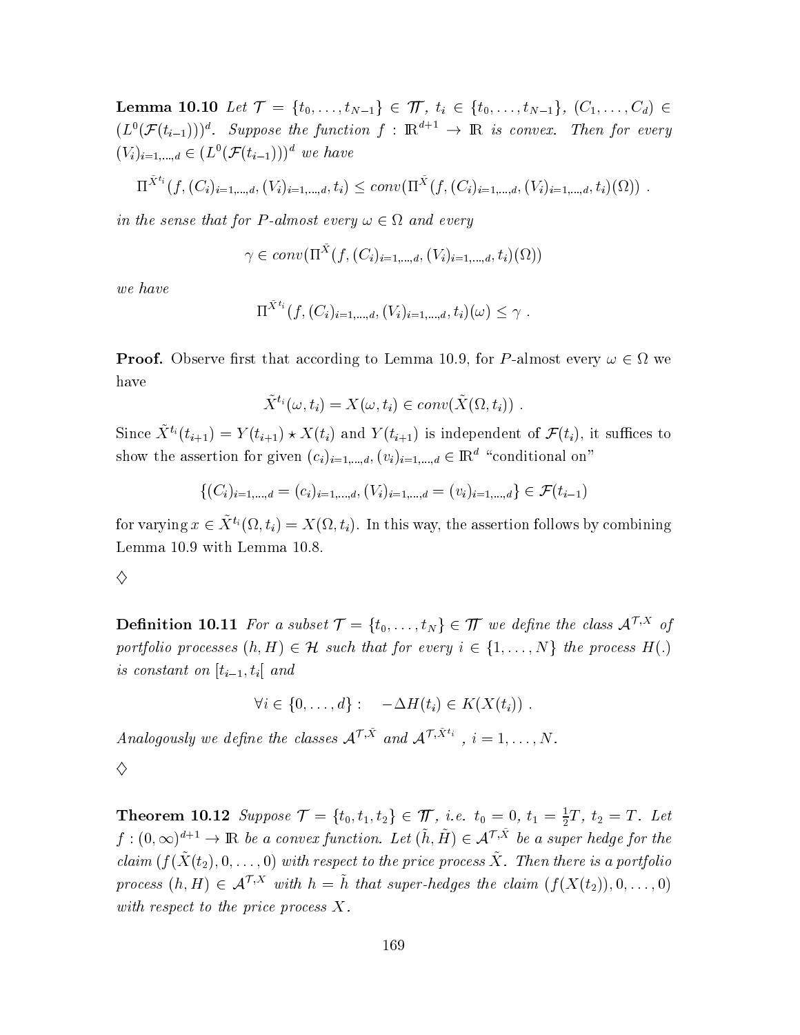**Lemma 10.10** *Let $\mathcal{T} = \{t_0, \ldots, t_{N-1}\} \in \mathcal{T}\!\!\mathcal{T}$, $t_i \in \{t_0, \ldots, t_{N-1}\}$, $(C_1, \ldots, C_d) \in (L^0(\mathcal{F}(t_{i-1})))^d$. Suppose the function $f : \mathbb{R}^{d+1} \to \mathbb{R}$ is convex. Then for every $(V_i)_{i=1,\ldots,d} \in (L^0(\mathcal{F}(t_{i-1})))^d$ we have*

$$\Pi^{\tilde{X}^{t_i}}(f, (C_i)_{i=1,\ldots,d}, (V_i)_{i=1,\ldots,d}, t_i) \leq conv(\Pi^{\tilde{X}}(f, (C_i)_{i=1,\ldots,d}, (V_i)_{i=1,\ldots,d}, t_i)(\Omega)) \ .$$

*in the sense that for $P$-almost every $\omega \in \Omega$ and every*

$$\gamma \in conv(\Pi^{\tilde{X}}(f, (C_i)_{i=1,\ldots,d}, (V_i)_{i=1,\ldots,d}, t_i)(\Omega))$$

*we have*

$$\Pi^{\tilde{X}^{t_i}}(f, (C_i)_{i=1,\ldots,d}, (V_i)_{i=1,\ldots,d}, t_i)(\omega) \leq \gamma \ .$$

**Proof.** Observe first that according to Lemma 10.9, for $P$-almost every $\omega \in \Omega$ we have

$$\tilde{X}^{t_i}(\omega, t_i) = X(\omega, t_i) \in conv(\tilde{X}(\Omega, t_i)) \ .$$

Since $\tilde{X}^{t_i}(t_{i+1}) = Y(t_{i+1}) \star X(t_i)$ and $Y(t_{i+1})$ is independent of $\mathcal{F}(t_i)$, it suffices to show the assertion for given $(c_i)_{i=1,\ldots,d}, (v_i)_{i=1,\ldots,d} \in \mathbb{R}^d$ "conditional on"

$$\{(C_i)_{i=1,\ldots,d} = (c_i)_{i=1,\ldots,d}, (V_i)_{i=1,\ldots,d} = (v_i)_{i=1,\ldots,d}\} \in \mathcal{F}(t_{i-1})$$

for varying $x \in \tilde{X}^{t_i}(\Omega, t_i) = X(\Omega, t_i)$. In this way, the assertion follows by combining Lemma 10.9 with Lemma 10.8.

$\diamondsuit$

**Definition 10.11** *For a subset $\mathcal{T} = \{t_0, \ldots, t_N\} \in \mathcal{T}\!\!\mathcal{T}$ we define the class $\mathcal{A}^{\mathcal{T},X}$ of portfolio processes $(h, H) \in \mathcal{H}$ such that for every $i \in \{1, \ldots, N\}$ the process $H(.)$ is constant on $[t_{i-1}, t_i[$ and*

$$\forall i \in \{0, \ldots, d\} : \quad -\Delta H(t_i) \in K(X(t_i)) \ .$$

*Analogously we define the classes $\mathcal{A}^{\mathcal{T},\tilde{X}}$ and $\mathcal{A}^{\mathcal{T},\tilde{X}^{t_i}}$ , $i = 1, \ldots, N$.*

$\diamondsuit$

**Theorem 10.12** *Suppose $\mathcal{T} = \{t_0, t_1, t_2\} \in \mathcal{T}\!\!\mathcal{T}$, i.e. $t_0 = 0$, $t_1 = \frac{1}{2}T$, $t_2 = T$. Let $f : (0, \infty)^{d+1} \to \mathbb{R}$ be a convex function. Let $(\tilde{h}, \tilde{H}) \in \mathcal{A}^{\mathcal{T},\tilde{X}}$ be a super hedge for the claim $(f(\tilde{X}(t_2), 0, \ldots, 0)$ with respect to the price process $\tilde{X}$. Then there is a portfolio process $(h, H) \in \mathcal{A}^{\mathcal{T},X}$ with $h = \tilde{h}$ that super-hedges the claim $(f(X(t_2)), 0, \ldots, 0)$ with respect to the price process $X$.*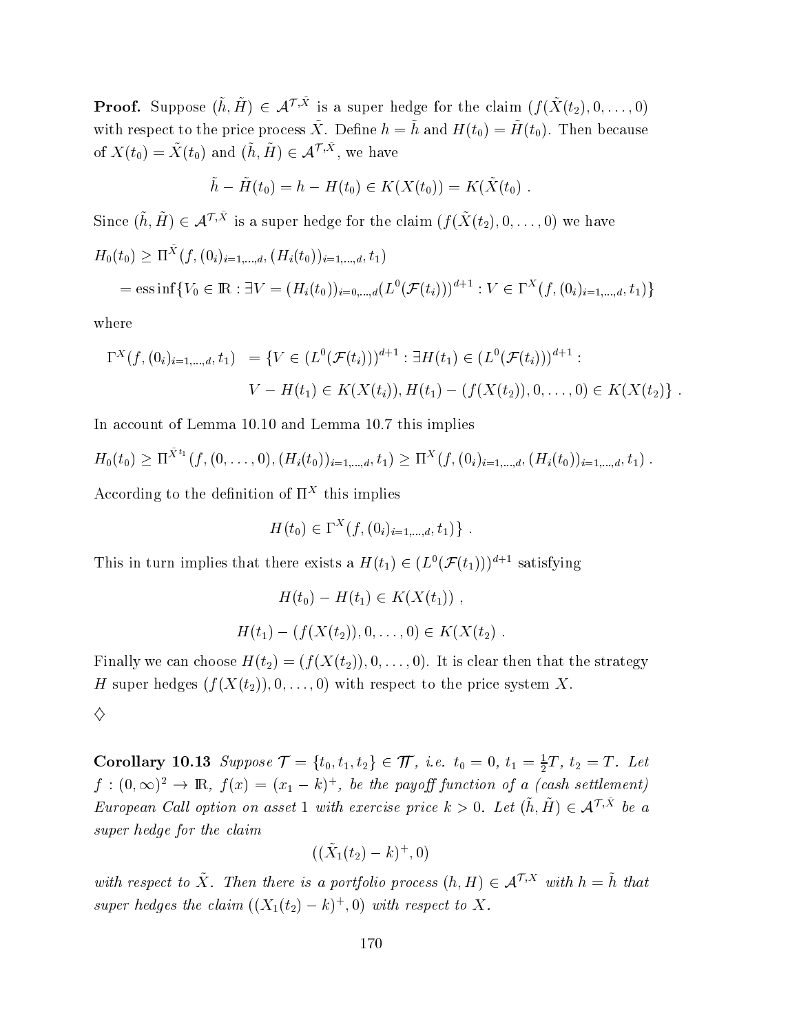**Proof.** Suppose $(\tilde{h}, \tilde{H}) \in \mathcal{A}^{\mathcal{T},\tilde{X}}$ is a super hedge for the claim $(f(\tilde{X}(t_2), 0, \ldots, 0)$ with respect to the price process $\tilde{X}$. Define $h = \tilde{h}$ and $H(t_0) = \tilde{H}(t_0)$. Then because of $X(t_0) = \tilde{X}(t_0)$ and $(\tilde{h}, \tilde{H}) \in \mathcal{A}^{\mathcal{T},\tilde{X}}$, we have

$$\tilde{h} - \tilde{H}(t_0) = h - H(t_0) \in K(X(t_0)) = K(\tilde{X}(t_0) \; .$$

Since $(\tilde{h}, \tilde{H}) \in \mathcal{A}^{\mathcal{T},\tilde{X}}$ is a super hedge for the claim $(f(\tilde{X}(t_2), 0, \ldots, 0)$ we have

$$\begin{aligned} H_0(t_0) &\geq \Pi^{\tilde{X}}(f, (0_i)_{i=1,\ldots,d}, (H_i(t_0))_{i=1,\ldots,d}, t_1) \\ &= \operatorname{ess\,inf}\{V_0 \in \mathbb{R} : \exists V = (H_i(t_0))_{i=0,\ldots,d}(L^0(\mathcal{F}(t_i)))^{d+1} : V \in \Gamma^X(f, (0_i)_{i=1,\ldots,d}, t_1)\} \end{aligned}$$

where

$$\begin{aligned} \Gamma^X(f, (0_i)_{i=1,\ldots,d}, t_1) \;&= \{V \in (L^0(\mathcal{F}(t_i)))^{d+1} : \exists H(t_1) \in (L^0(\mathcal{F}(t_i)))^{d+1} : \\ &\quad V - H(t_1) \in K(X(t_i)), H(t_1) - (f(X(t_2)), 0, \ldots, 0) \in K(X(t_2)\} \; . \end{aligned}$$

In account of Lemma 10.10 and Lemma 10.7 this implies

$$H_0(t_0) \geq \Pi^{\tilde{X}^{t_1}}(f, (0, \ldots, 0), (H_i(t_0))_{i=1,\ldots,d}, t_1) \geq \Pi^X(f, (0_i)_{i=1,\ldots,d}, (H_i(t_0))_{i=1,\ldots,d}, t_1) \; .$$

According to the definition of $\Pi^X$ this implies

$$H(t_0) \in \Gamma^X(f, (0_i)_{i=1,\ldots,d}, t_1)\} \; .$$

This in turn implies that there exists a $H(t_1) \in (L^0(\mathcal{F}(t_1)))^{d+1}$ satisfying

$$H(t_0) - H(t_1) \in K(X(t_1)) \; ,$$

$$H(t_1) - (f(X(t_2)), 0, \ldots, 0) \in K(X(t_2) \; .$$

Finally we can choose $H(t_2) = (f(X(t_2)), 0, \ldots, 0)$. It is clear then that the strategy $H$ super hedges $(f(X(t_2)), 0, \ldots, 0)$ with respect to the price system $X$.

$\diamondsuit$

**Corollary 10.13** *Suppose $\mathcal{T} = \{t_0, t_1, t_2\} \in \mathcal{TT}$, i.e. $t_0 = 0$, $t_1 = \frac{1}{2}T$, $t_2 = T$. Let $f : (0, \infty)^2 \to \mathbb{R}$, $f(x) = (x_1 - k)^+$, be the payoff function of a (cash settlement) European Call option on asset 1 with exercise price $k > 0$. Let $(\tilde{h}, \tilde{H}) \in \mathcal{A}^{\mathcal{T},\tilde{X}}$ be a super hedge for the claim*

$$((\tilde{X}_1(t_2) - k)^+, 0)$$

*with respect to $\tilde{X}$. Then there is a portfolio process $(h, H) \in \mathcal{A}^{\mathcal{T},X}$ with $h = \tilde{h}$ that super hedges the claim $((X_1(t_2) - k)^+, 0)$ with respect to $X$.*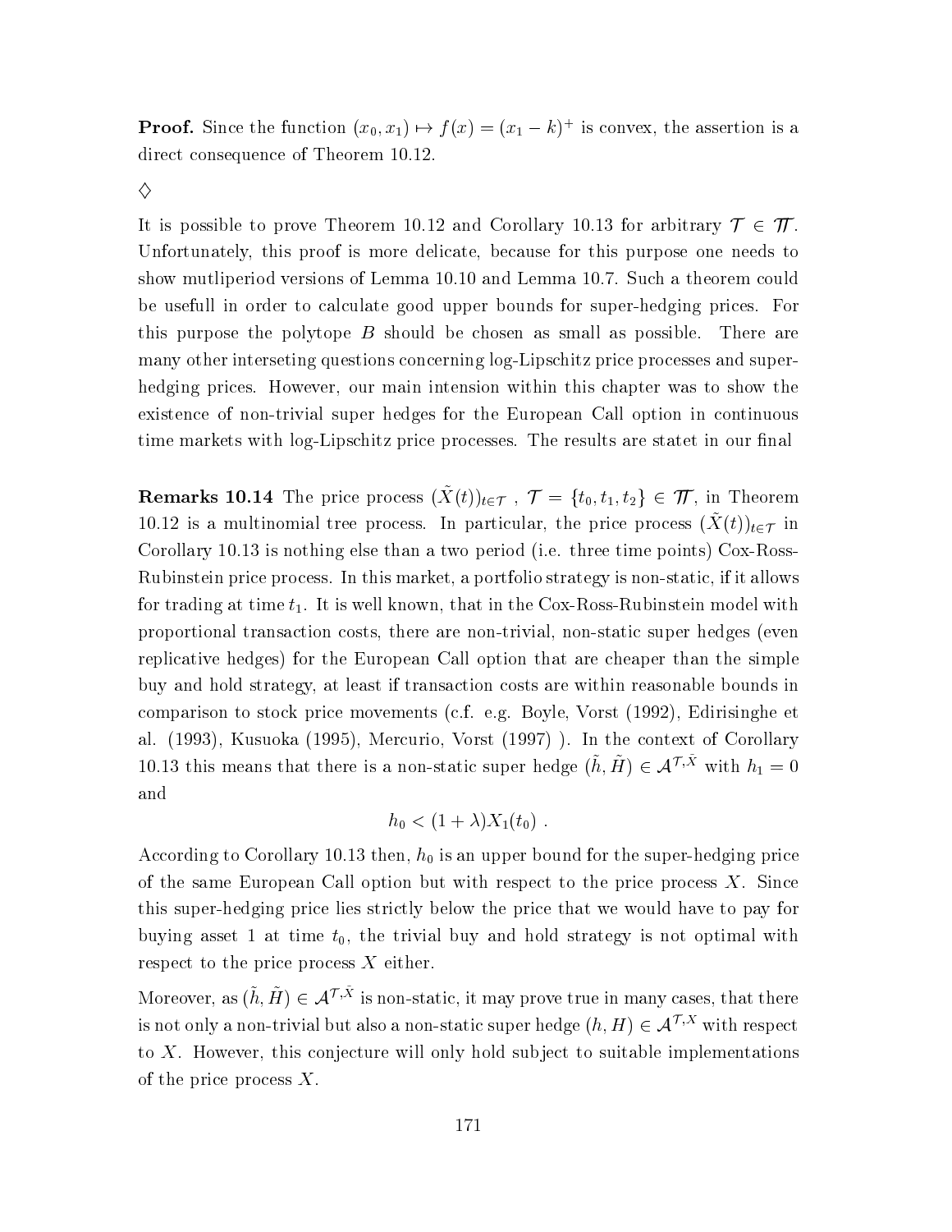**Proof.** Since the function $(x_0, x_1) \mapsto f(x) = (x_1 - k)^+$ is convex, the assertion is a direct consequence of Theorem 10.12.

$\diamondsuit$

It is possible to prove Theorem 10.12 and Corollary 10.13 for arbitrary $\mathcal{T} \in \mathcal{TT}$. Unfortunately, this proof is more delicate, because for this purpose one needs to show mutliperiod versions of Lemma 10.10 and Lemma 10.7. Such a theorem could be usefull in order to calculate good upper bounds for super-hedging prices. For this purpose the polytope $B$ should be chosen as small as possible. There are many other interseting questions concerning log-Lipschitz price processes and super-hedging prices. However, our main intension within this chapter was to show the existence of non-trivial super hedges for the European Call option in continuous time markets with log-Lipschitz price processes. The results are statet in our final

**Remarks 10.14** The price process $(\tilde{X}(t))_{t\in\mathcal{T}}$ , $\mathcal{T} = \{t_0, t_1, t_2\} \in \mathcal{TT}$, in Theorem 10.12 is a multinomial tree process. In particular, the price process $(\tilde{X}(t))_{t\in\mathcal{T}}$ in Corollary 10.13 is nothing else than a two period (i.e. three time points) Cox-Ross-Rubinstein price process. In this market, a portfolio strategy is non-static, if it allows for trading at time $t_1$. It is well known, that in the Cox-Ross-Rubinstein model with proportional transaction costs, there are non-trivial, non-static super hedges (even replicative hedges) for the European Call option that are cheaper than the simple buy and hold strategy, at least if transaction costs are within reasonable bounds in comparison to stock price movements (c.f. e.g. Boyle, Vorst (1992), Edirisinghe et al. (1993), Kusuoka (1995), Mercurio, Vorst (1997) ). In the context of Corollary 10.13 this means that there is a non-static super hedge $(\tilde{h}, \tilde{H}) \in \mathcal{A}^{\mathcal{T},\tilde{X}}$ with $h_1 = 0$ and

$$h_0 < (1 + \lambda)X_1(t_0) \ .$$

According to Corollary 10.13 then, $h_0$ is an upper bound for the super-hedging price of the same European Call option but with respect to the price process $X$. Since this super-hedging price lies strictly below the price that we would have to pay for buying asset 1 at time $t_0$, the trivial buy and hold strategy is not optimal with respect to the price process $X$ either.

Moreover, as $(\tilde{h}, \tilde{H}) \in \mathcal{A}^{\mathcal{T},\tilde{X}}$ is non-static, it may prove true in many cases, that there is not only a non-trivial but also a non-static super hedge $(h, H) \in \mathcal{A}^{\mathcal{T},X}$ with respect to $X$. However, this conjecture will only hold subject to suitable implementations of the price process $X$.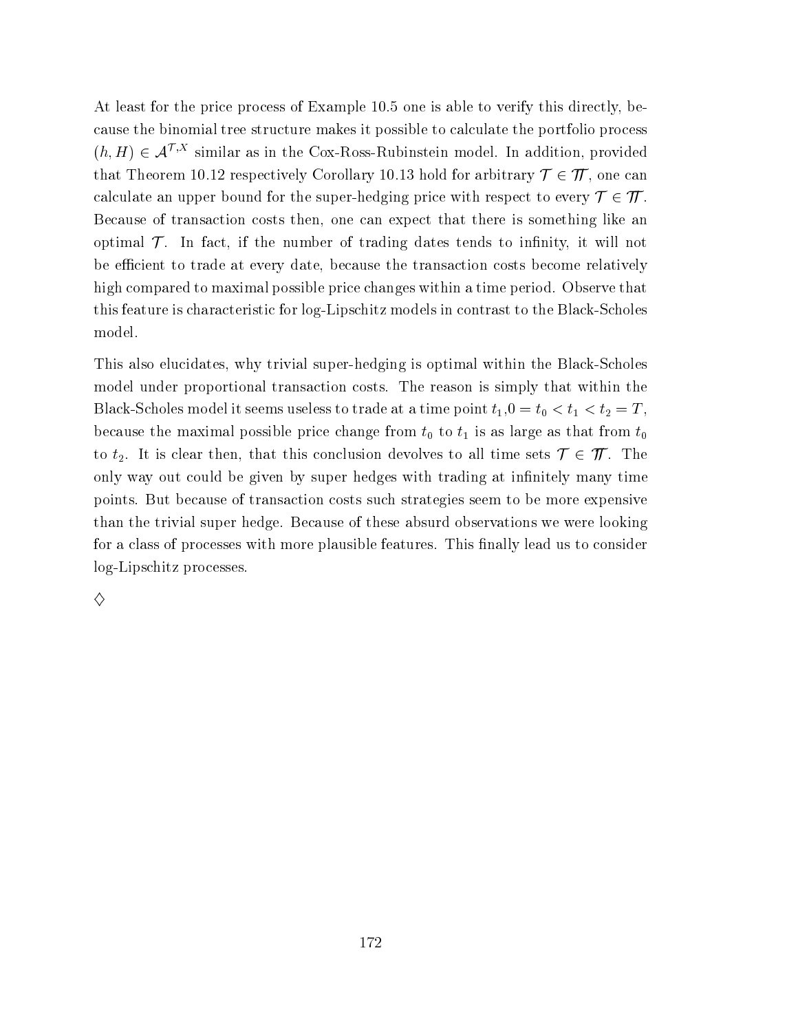At least for the price process of Example 10.5 one is able to verify this directly, because the binomial tree structure makes it possible to calculate the portfolio process $(h, H) \in \mathcal{A}^{\mathcal{T},X}$ similar as in the Cox-Ross-Rubinstein model. In addition, provided that Theorem 10.12 respectively Corollary 10.13 hold for arbitrary $\mathcal{T} \in \mathcal{W}$, one can calculate an upper bound for the super-hedging price with respect to every $\mathcal{T} \in \mathcal{W}$. Because of transaction costs then, one can expect that there is something like an optimal $\mathcal{T}$. In fact, if the number of trading dates tends to infinity, it will not be efficient to trade at every date, because the transaction costs become relatively high compared to maximal possible price changes within a time period. Observe that this feature is characteristic for log-Lipschitz models in contrast to the Black-Scholes model.

This also elucidates, why trivial super-hedging is optimal within the Black-Scholes model under proportional transaction costs. The reason is simply that within the Black-Scholes model it seems useless to trade at a time point $t_1, 0 = t_0 < t_1 < t_2 = T$, because the maximal possible price change from $t_0$ to $t_1$ is as large as that from $t_0$ to $t_2$. It is clear then, that this conclusion devolves to all time sets $\mathcal{T} \in \mathcal{W}$. The only way out could be given by super hedges with trading at infinitely many time points. But because of transaction costs such strategies seem to be more expensive than the trivial super hedge. Because of these absurd observations we were looking for a class of processes with more plausible features. This finally lead us to consider log-Lipschitz processes.

$\diamondsuit$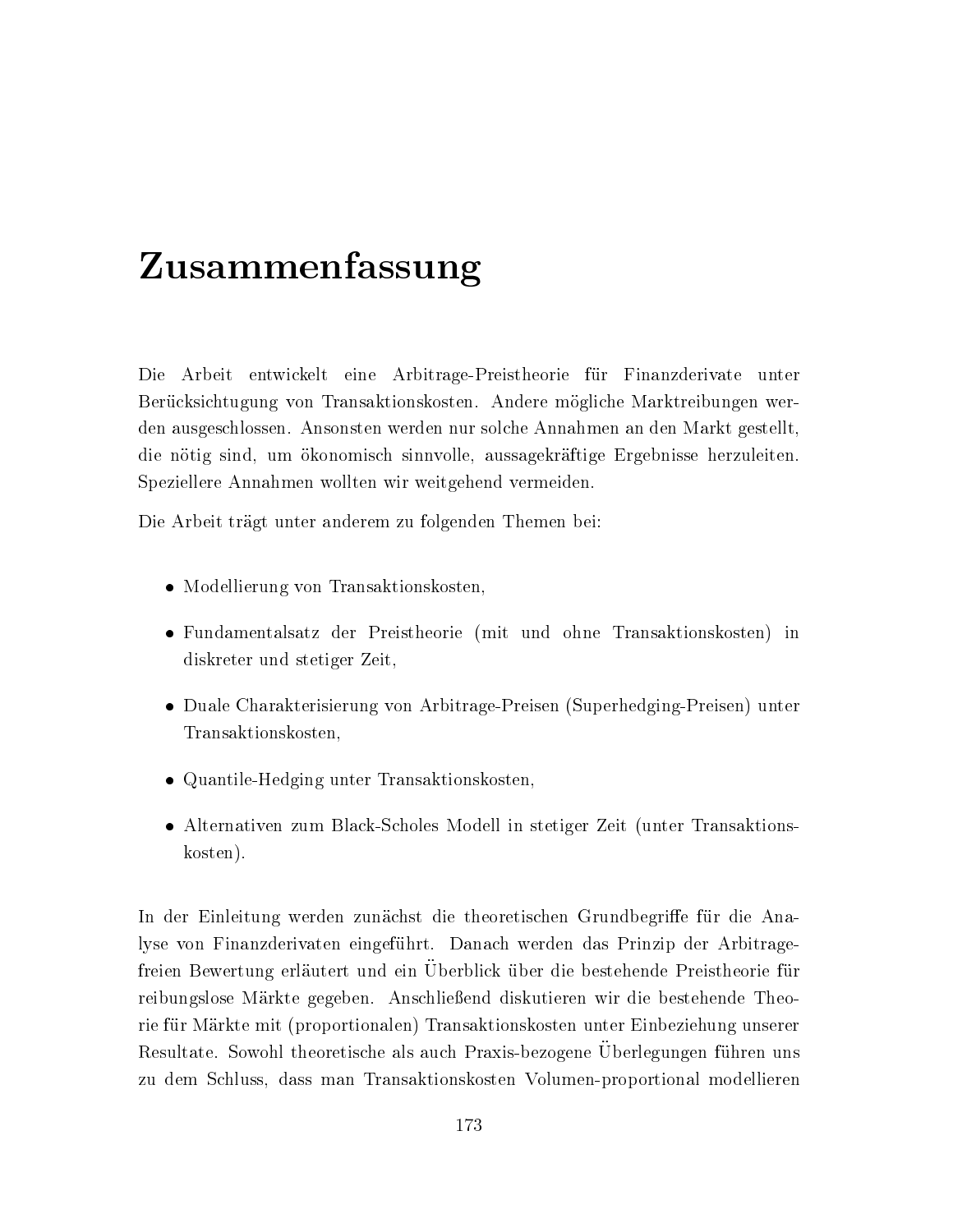# Zusammenfassung

Die Arbeit entwickelt eine Arbitrage-Preistheorie für Finanzderivate unter Berücksichtigung von Transaktionskosten. Andere mögliche Marktreibungen werden ausgeschlossen. Ansonsten werden nur solche Annahmen an den Markt gestellt, die nötig sind, um ökonomisch sinnvolle, aussagekräftige Ergebnisse herzuleiten. Speziellere Annahmen wollten wir weitgehend vermeiden.

Die Arbeit trägt unter anderem zu folgenden Themen bei:

- Modellierung von Transaktionskosten,
- Fundamentalsatz der Preistheorie (mit und ohne Transaktionskosten) in diskreter und stetiger Zeit,
- Duale Charakterisierung von Arbitrage-Preisen (Superhedging-Preisen) unter Transaktionskosten,
- Quantile-Hedging unter Transaktionskosten,
- Alternativen zum Black-Scholes Modell in stetiger Zeit (unter Transaktionskosten).

In der Einleitung werden zunächst die theoretischen Grundbegriffe für die Analyse von Finanzderivaten eingeführt. Danach werden das Prinzip der Arbitrage-freien Bewertung erläutert und ein Überblick über die bestehende Preistheorie für reibungslose Märkte gegeben. Anschließend diskutieren wir die bestehende Theorie für Märkte mit (proportionalen) Transaktionskosten unter Einbeziehung unserer Resultate. Sowohl theoretische als auch Praxis-bezogene Überlegungen führen uns zu dem Schluss, dass man Transaktionskosten Volumen-proportional modellieren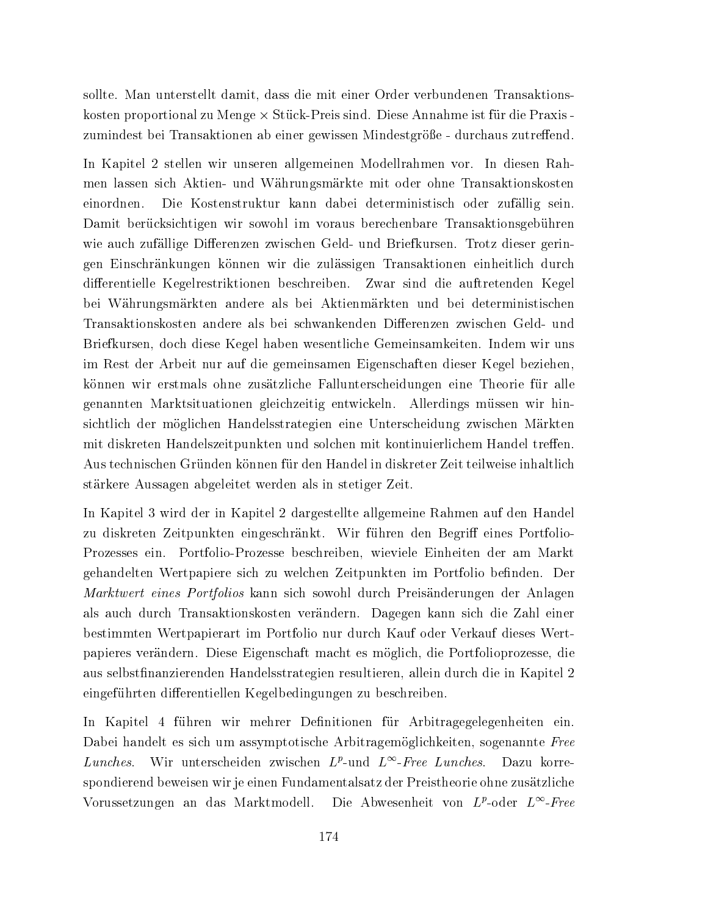sollte. Man unterstellt damit, dass die mit einer Order verbundenen Transaktionskosten proportional zu Menge × Stück-Preis sind. Diese Annahme ist für die Praxis - zumindest bei Transaktionen ab einer gewissen Mindestgröße - durchaus zutreffend.

In Kapitel 2 stellen wir unseren allgemeinen Modellrahmen vor. In diesen Rahmen lassen sich Aktien- und Währungsmärkte mit oder ohne Transaktionskosten einordnen. Die Kostenstruktur kann dabei deterministisch oder zufällig sein. Damit berücksichtigen wir sowohl im voraus berechenbare Transaktionsgebühren wie auch zufällige Differenzen zwischen Geld- und Briefkursen. Trotz dieser geringen Einschränkungen können wir die zulässigen Transaktionen einheitlich durch differentielle Kegelrestriktionen beschreiben. Zwar sind die auftretenden Kegel bei Währungsmärkten andere als bei Aktienmärkten und bei deterministischen Transaktionskosten andere als bei schwankenden Differenzen zwischen Geld- und Briefkursen, doch diese Kegel haben wesentliche Gemeinsamkeiten. Indem wir uns im Rest der Arbeit nur auf die gemeinsamen Eigenschaften dieser Kegel beziehen, können wir erstmals ohne zusätzliche Fallunterscheidungen eine Theorie für alle genannten Marktsituationen gleichzeitig entwickeln. Allerdings müssen wir hinsichtlich der möglichen Handelsstrategien eine Unterscheidung zwischen Märkten mit diskreten Handelszeitpunkten und solchen mit kontinuierlichem Handel treffen. Aus technischen Gründen können für den Handel in diskreter Zeit teilweise inhaltlich stärkere Aussagen abgeleitet werden als in stetiger Zeit.

In Kapitel 3 wird der in Kapitel 2 dargestellte allgemeine Rahmen auf den Handel zu diskreten Zeitpunkten eingeschränkt. Wir führen den Begriff eines Portfolio-Prozesses ein. Portfolio-Prozesse beschreiben, wieviele Einheiten der am Markt gehandelten Wertpapiere sich zu welchen Zeitpunkten im Portfolio befinden. Der *Marktwert eines Portfolios* kann sich sowohl durch Preisänderungen der Anlagen als auch durch Transaktionskosten verändern. Dagegen kann sich die Zahl einer bestimmten Wertpapierart im Portfolio nur durch Kauf oder Verkauf dieses Wertpapieres verändern. Diese Eigenschaft macht es möglich, die Portfolioprozesse, die aus selbstfinanzierenden Handelsstrategien resultieren, allein durch die in Kapitel 2 eingeführten differentiellen Kegelbedingungen zu beschreiben.

In Kapitel 4 führen wir mehrer Definitionen für Arbitragegelegenheiten ein. Dabei handelt es sich um assymptotische Arbitragemöglichkeiten, sogenannte *Free Lunches*. Wir unterscheiden zwischen $L^p$-und $L^\infty$-*Free Lunches*. Dazu korrespondierend beweisen wir je einen Fundamentalsatz der Preistheorie ohne zusätzliche Vorussetzungen an das Marktmodell. Die Abwesenheit von $L^p$-oder $L^\infty$-*Free*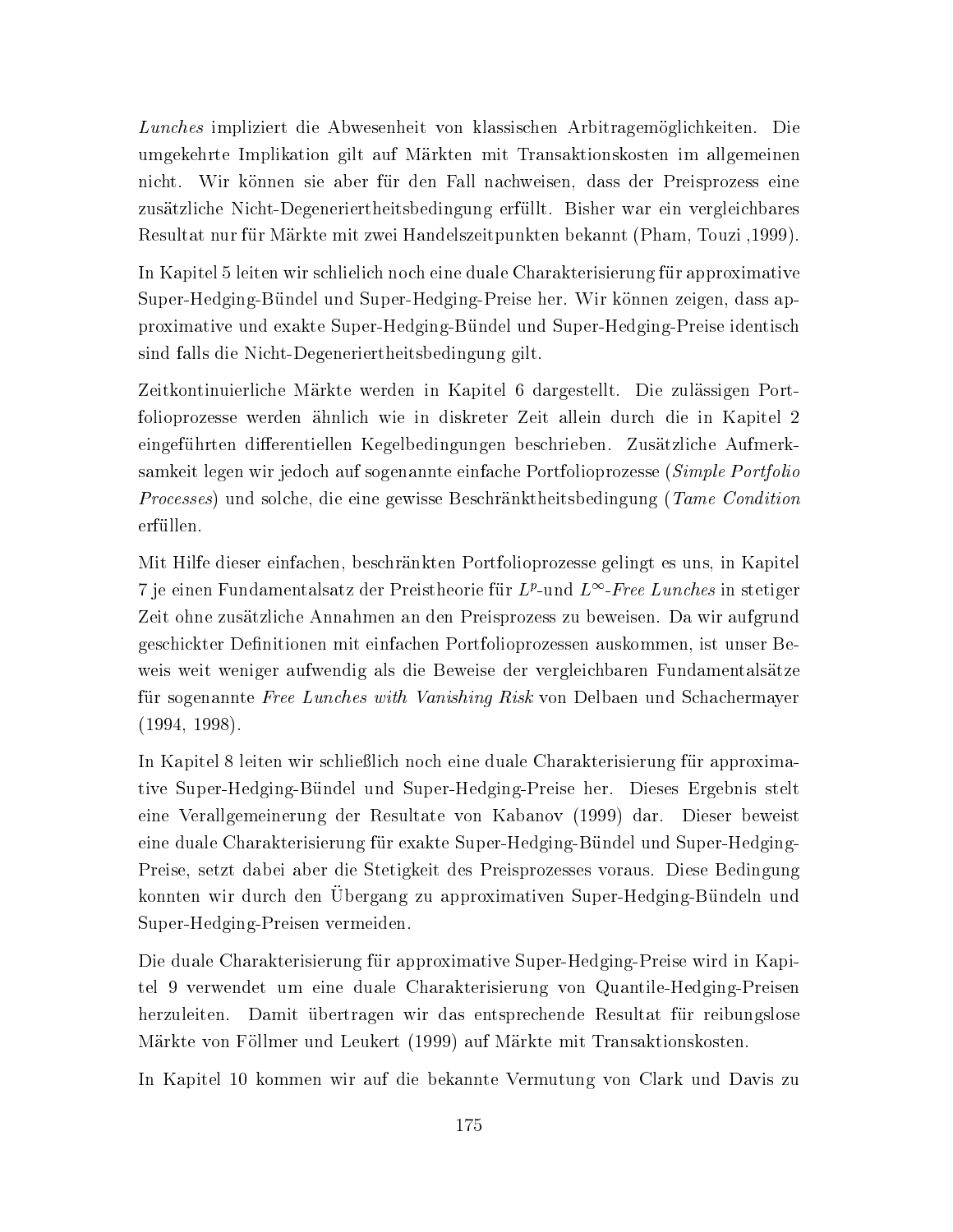*Lunches* impliziert die Abwesenheit von klassischen Arbitragemöglichkeiten. Die umgekehrte Implikation gilt auf Märkten mit Transaktionskosten im allgemeinen nicht. Wir können sie aber für den Fall nachweisen, dass der Preisprozess eine zusätzliche Nicht-Degeneriertheitsbedingung erfüllt. Bisher war ein vergleichbares Resultat nur für Märkte mit zwei Handelszeitpunkten bekannt (Pham, Touzi ,1999).

In Kapitel 5 leiten wir schlielich noch eine duale Charakterisierung für approximative Super-Hedging-Bündel und Super-Hedging-Preise her. Wir können zeigen, dass approximative und exakte Super-Hedging-Bündel und Super-Hedging-Preise identisch sind falls die Nicht-Degeneriertheitsbedingung gilt.

Zeitkontinuierliche Märkte werden in Kapitel 6 dargestellt. Die zulässigen Portfolioprozesse werden ähnlich wie in diskreter Zeit allein durch die in Kapitel 2 eingeführten differentiellen Kegelbedingungen beschrieben. Zusätzliche Aufmerksamkeit legen wir jedoch auf sogenannte einfache Portfolioprozesse (*Simple Portfolio Processes*) und solche, die eine gewisse Beschränktheitsbedingung (*Tame Condition* erfüllen.

Mit Hilfe dieser einfachen, beschränkten Portfolioprozesse gelingt es uns, in Kapitel 7 je einen Fundamentalsatz der Preistheorie für $L^p$-und $L^\infty$-*Free Lunches* in stetiger Zeit ohne zusätzliche Annahmen an den Preisprozess zu beweisen. Da wir aufgrund geschickter Definitionen mit einfachen Portfolioprozessen auskommen, ist unser Beweis weit weniger aufwendig als die Beweise der vergleichbaren Fundamentalsätze für sogenannte *Free Lunches with Vanishing Risk* von Delbaen und Schachermayer (1994, 1998).

In Kapitel 8 leiten wir schließlich noch eine duale Charakterisierung für approximative Super-Hedging-Bündel und Super-Hedging-Preise her. Dieses Ergebnis stelt eine Verallgemeinerung der Resultate von Kabanov (1999) dar. Dieser beweist eine duale Charakterisierung für exakte Super-Hedging-Bündel und Super-Hedging-Preise, setzt dabei aber die Stetigkeit des Preisprozesses voraus. Diese Bedingung konnten wir durch den Übergang zu approximativen Super-Hedging-Bündeln und Super-Hedging-Preisen vermeiden.

Die duale Charakterisierung für approximative Super-Hedging-Preise wird in Kapitel 9 verwendet um eine duale Charakterisierung von Quantile-Hedging-Preisen herzuleiten. Damit übertragen wir das entsprechende Resultat für reibungslose Märkte von Föllmer und Leukert (1999) auf Märkte mit Transaktionskosten.

In Kapitel 10 kommen wir auf die bekannte Vermutung von Clark und Davis zu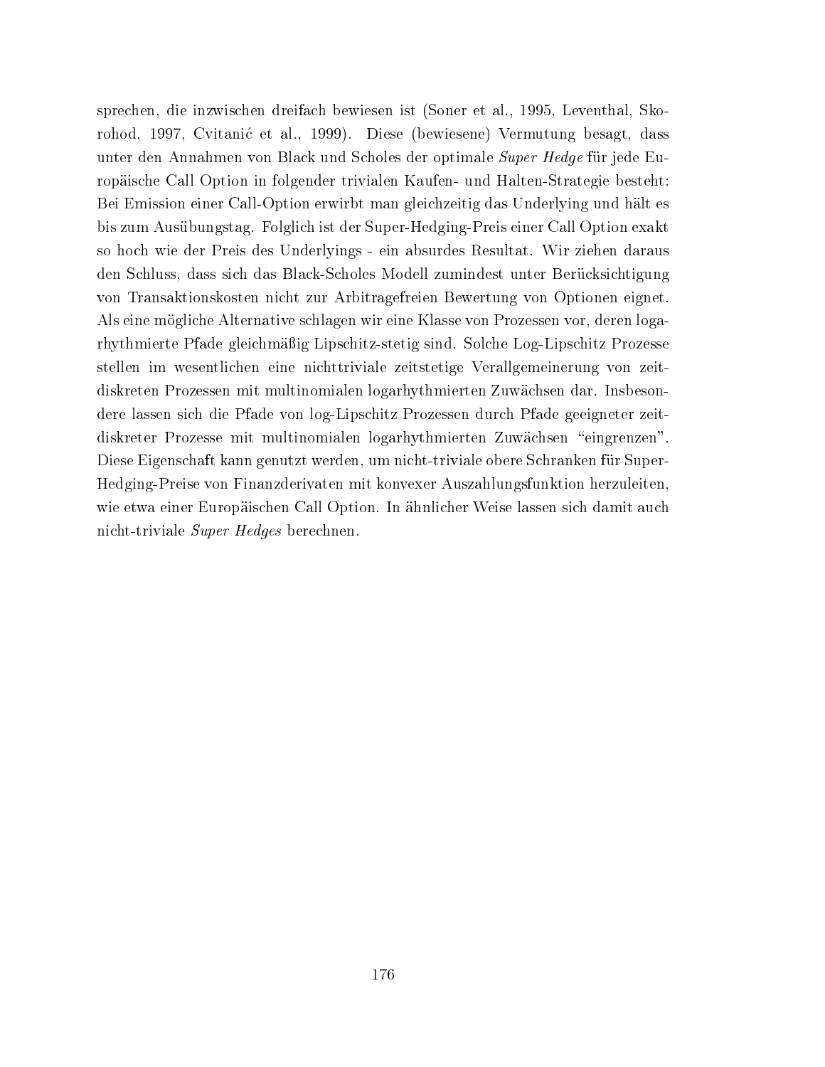sprechen, die inzwischen dreifach bewiesen ist (Soner et al., 1995, Leventhal, Skorohod, 1997, Cvitanić et al., 1999). Diese (bewiesene) Vermutung besagt, dass unter den Annahmen von Black und Scholes der optimale *Super Hedge* für jede Europäische Call Option in folgender trivialen Kaufen- und Halten-Strategie besteht: Bei Emission einer Call-Option erwirbt man gleichzeitig das Underlying und hält es bis zum Ausübungstag. Folglich ist der Super-Hedging-Preis einer Call Option exakt so hoch wie der Preis des Underlyings - ein absurdes Resultat. Wir ziehen daraus den Schluss, dass sich das Black-Scholes Modell zumindest unter Berücksichtigung von Transaktionskosten nicht zur Arbitragefreien Bewertung von Optionen eignet. Als eine mögliche Alternative schlagen wir eine Klasse von Prozessen vor, deren logarhythmierte Pfade gleichmäßig Lipschitz-stetig sind. Solche Log-Lipschitz Prozesse stellen im wesentlichen eine nichttriviale zeitstetige Verallgemeinerung von zeitdiskreten Prozessen mit multinomialen logarhythmierten Zuwächsen dar. Insbesondere lassen sich die Pfade von log-Lipschitz Prozessen durch Pfade geeigneter zeitdiskreter Prozesse mit multinomialen logarhythmierten Zuwächsen "eingrenzen". Diese Eigenschaft kann genutzt werden, um nicht-triviale obere Schranken für Super-Hedging-Preise von Finanzderivaten mit konvexer Auszahlungsfunktion herzuleiten, wie etwa einer Europäischen Call Option. In ähnlicher Weise lassen sich damit auch nicht-triviale *Super Hedges* berechnen.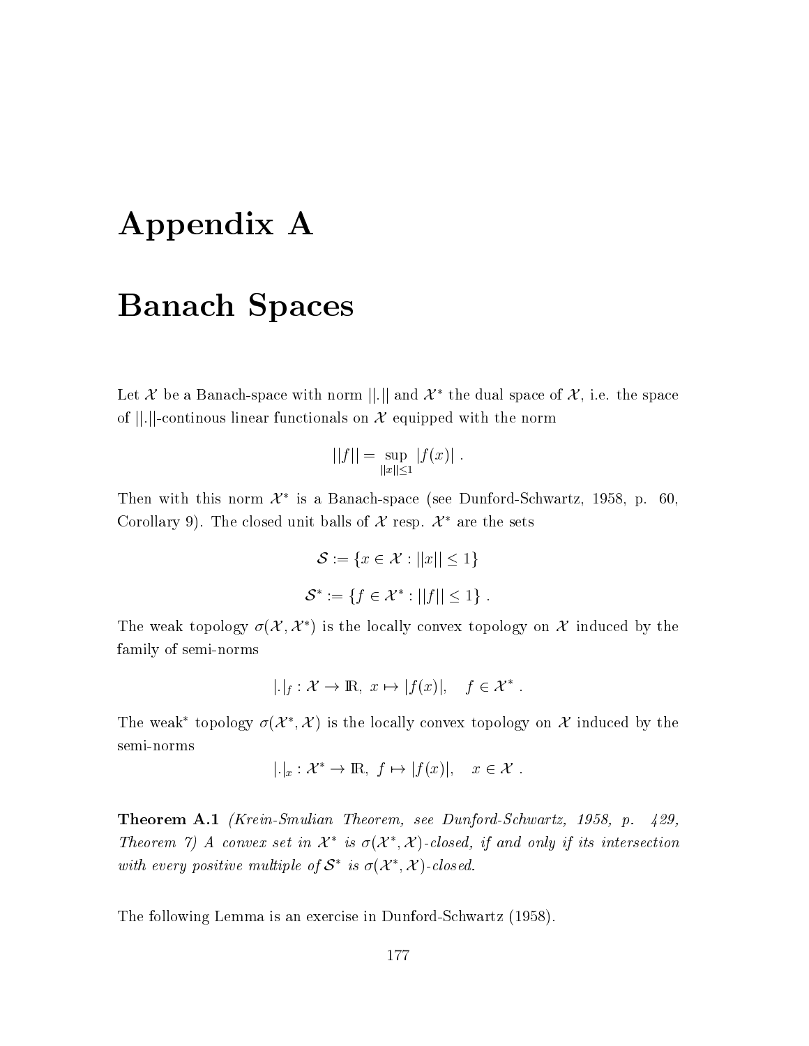# Appendix A

# Banach Spaces

Let $\mathcal{X}$ be a Banach-space with norm $||.||$ and $\mathcal{X}^*$ the dual space of $\mathcal{X}$, i.e. the space of $||.||$-continous linear functionals on $\mathcal{X}$ equipped with the norm

$$||f|| = \sup_{||x|| \leq 1} |f(x)| \ .$$

Then with this norm $\mathcal{X}^*$ is a Banach-space (see Dunford-Schwartz, 1958, p. 60, Corollary 9). The closed unit balls of $\mathcal{X}$ resp. $\mathcal{X}^*$ are the sets

$$\mathcal{S} := \{x \in \mathcal{X} : ||x|| \leq 1\}$$

$$\mathcal{S}^* := \{f \in \mathcal{X}^* : ||f|| \leq 1\} \ .$$

The weak topology $\sigma(\mathcal{X}, \mathcal{X}^*)$ is the locally convex topology on $\mathcal{X}$ induced by the family of semi-norms

$$|.|_f : \mathcal{X} \to \mathbb{R}, \ x \mapsto |f(x)|, \quad f \in \mathcal{X}^* \ .$$

The weak$^*$ topology $\sigma(\mathcal{X}^*, \mathcal{X})$ is the locally convex topology on $\mathcal{X}$ induced by the semi-norms

$$|.|_x : \mathcal{X}^* \to \mathbb{R}, \ f \mapsto |f(x)|, \quad x \in \mathcal{X} \ .$$

**Theorem A.1** *(Krein-Smulian Theorem, see Dunford-Schwartz, 1958, p. 429, Theorem 7) A convex set in $\mathcal{X}^*$ is $\sigma(\mathcal{X}^*, \mathcal{X})$-closed, if and only if its intersection with every positive multiple of $\mathcal{S}^*$ is $\sigma(\mathcal{X}^*, \mathcal{X})$-closed.*

The following Lemma is an exercise in Dunford-Schwartz (1958).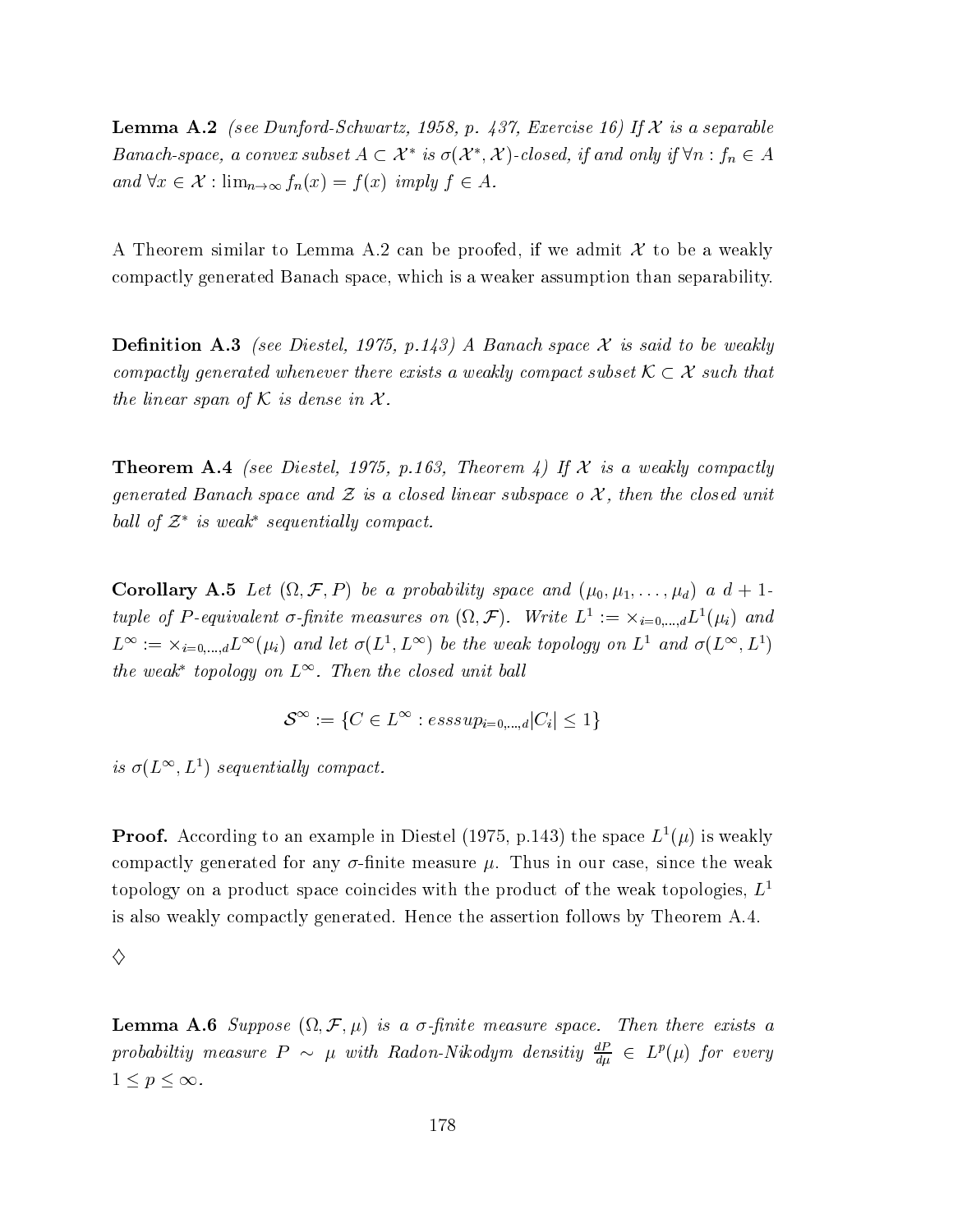**Lemma A.2** *(see Dunford-Schwartz, 1958, p. 437, Exercise 16) If $\mathcal{X}$ is a separable Banach-space, a convex subset $A \subset \mathcal{X}^*$ is $\sigma(\mathcal{X}^*, \mathcal{X})$-closed, if and only if $\forall n : f_n \in A$ and $\forall x \in \mathcal{X} : \lim_{n\to\infty} f_n(x) = f(x)$ imply $f \in A$.*

A Theorem similar to Lemma A.2 can be proofed, if we admit $\mathcal{X}$ to be a weakly compactly generated Banach space, which is a weaker assumption than separability.

**Definition A.3** *(see Diestel, 1975, p.143) A Banach space $\mathcal{X}$ is said to be weakly compactly generated whenever there exists a weakly compact subset $\mathcal{K} \subset \mathcal{X}$ such that the linear span of $\mathcal{K}$ is dense in $\mathcal{X}$.*

**Theorem A.4** *(see Diestel, 1975, p.163, Theorem 4) If $\mathcal{X}$ is a weakly compactly generated Banach space and $\mathcal{Z}$ is a closed linear subspace o $\mathcal{X}$, then the closed unit ball of $\mathcal{Z}^*$ is weak$^*$ sequentially compact.*

**Corollary A.5** *Let $(\Omega, \mathcal{F}, P)$ be a probability space and $(\mu_0, \mu_1, \ldots, \mu_d)$ a $d+1$-tuple of $P$-equivalent $\sigma$-finite measures on $(\Omega, \mathcal{F})$. Write $L^1 := \times_{i=0,\ldots,d} L^1(\mu_i)$ and $L^\infty := \times_{i=0,\ldots,d} L^\infty(\mu_i)$ and let $\sigma(L^1, L^\infty)$ be the weak topology on $L^1$ and $\sigma(L^\infty, L^1)$ the weak$^*$ topology on $L^\infty$. Then the closed unit ball*

$$\mathcal{S}^\infty := \{C \in L^\infty : esssup_{i=0,\ldots,d} |C_i| \leq 1\}$$

*is $\sigma(L^\infty, L^1)$ sequentially compact.*

**Proof.** According to an example in Diestel (1975, p.143) the space $L^1(\mu)$ is weakly compactly generated for any $\sigma$-finite measure $\mu$. Thus in our case, since the weak topology on a product space coincides with the product of the weak topologies, $L^1$ is also weakly compactly generated. Hence the assertion follows by Theorem A.4.

$\diamondsuit$

**Lemma A.6** *Suppose $(\Omega, \mathcal{F}, \mu)$ is a $\sigma$-finite measure space. Then there exists a probabiltiy measure $P \sim \mu$ with Radon-Nikodym densitiy $\frac{dP}{d\mu} \in L^p(\mu)$ for every $1 \leq p \leq \infty$.*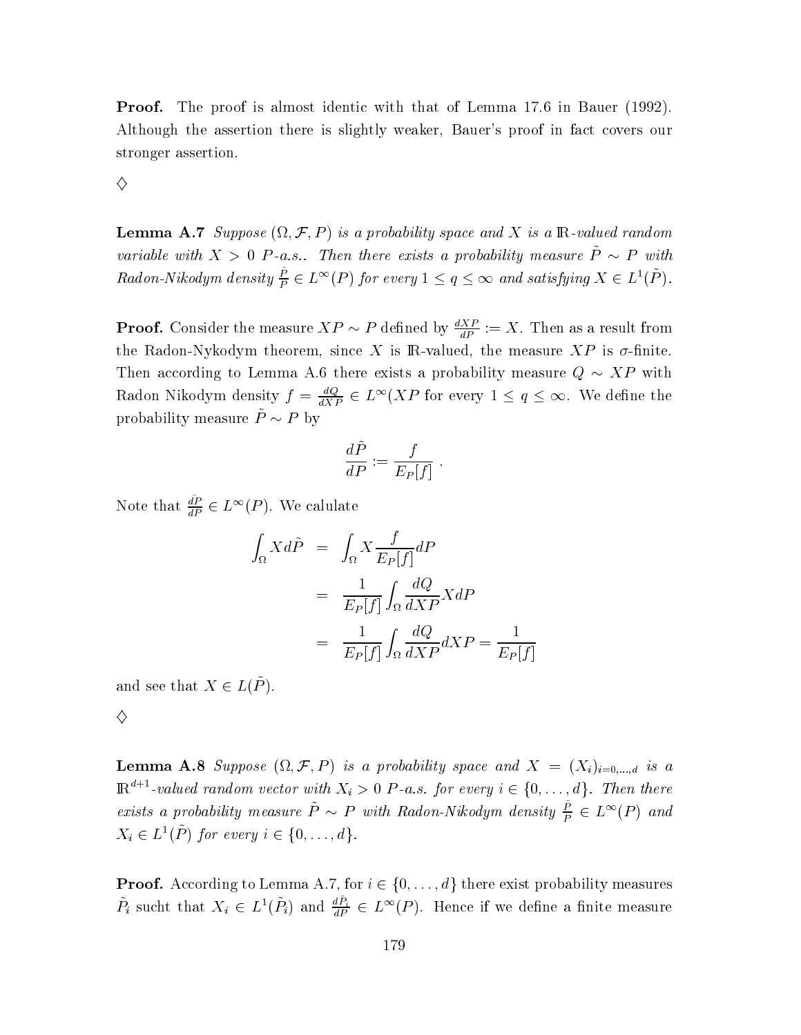**Proof.** The proof is almost identic with that of Lemma 17.6 in Bauer (1992). Although the assertion there is slightly weaker, Bauer's proof in fact covers our stronger assertion.

$\diamondsuit$

**Lemma A.7** *Suppose $(\Omega, \mathcal{F}, P)$ is a probability space and $X$ is a $\mathbb{R}$-valued random variable with $X > 0$ $P$-a.s.. Then there exists a probability measure $\tilde{P} \sim P$ with Radon-Nikodym density $\frac{\tilde{P}}{P} \in L^\infty(P)$ for every $1 \leq q \leq \infty$ and satisfying $X \in L^1(\tilde{P})$.*

**Proof.** Consider the measure $XP \sim P$ defined by $\frac{dXP}{dP} := X$. Then as a result from the Radon-Nykodym theorem, since $X$ is $\mathbb{R}$-valued, the measure $XP$ is $\sigma$-finite. Then according to Lemma A.6 there exists a probability measure $Q \sim XP$ with Radon Nikodym density $f = \frac{dQ}{dXP} \in L^\infty(XP$ for every $1 \leq q \leq \infty$. We define the probability measure $\tilde{P} \sim P$ by

$$\frac{d\tilde{P}}{dP} := \frac{f}{E_P[f]} \ .$$

Note that $\frac{d\tilde{P}}{dP} \in L^\infty(P)$. We calulate

$$\begin{aligned}
\int_\Omega X d\tilde{P} &= \int_\Omega X \frac{f}{E_P[f]} dP \\
&= \frac{1}{E_P[f]} \int_\Omega \frac{dQ}{dXP} X dP \\
&= \frac{1}{E_P[f]} \int_\Omega \frac{dQ}{dXP} dXP = \frac{1}{E_P[f]}
\end{aligned}$$

and see that $X \in L(\tilde{P})$.

$\diamondsuit$

**Lemma A.8** *Suppose $(\Omega, \mathcal{F}, P)$ is a probability space and $X = (X_i)_{i=0,\dots,d}$ is a $\mathbb{R}^{d+1}$-valued random vector with $X_i > 0$ $P$-a.s. for every $i \in \{0, \dots, d\}$. Then there exists a probability measure $\tilde{P} \sim P$ with Radon-Nikodym density $\frac{\tilde{P}}{P} \in L^\infty(P)$ and $X_i \in L^1(\tilde{P})$ for every $i \in \{0, \dots, d\}$.*

**Proof.** According to Lemma A.7, for $i \in \{0, \dots, d\}$ there exist probability measures $\tilde{P}_i$ sucht that $X_i \in L^1(\tilde{P}_i)$ and $\frac{d\tilde{P}_i}{dP} \in L^\infty(P)$. Hence if we define a finite measure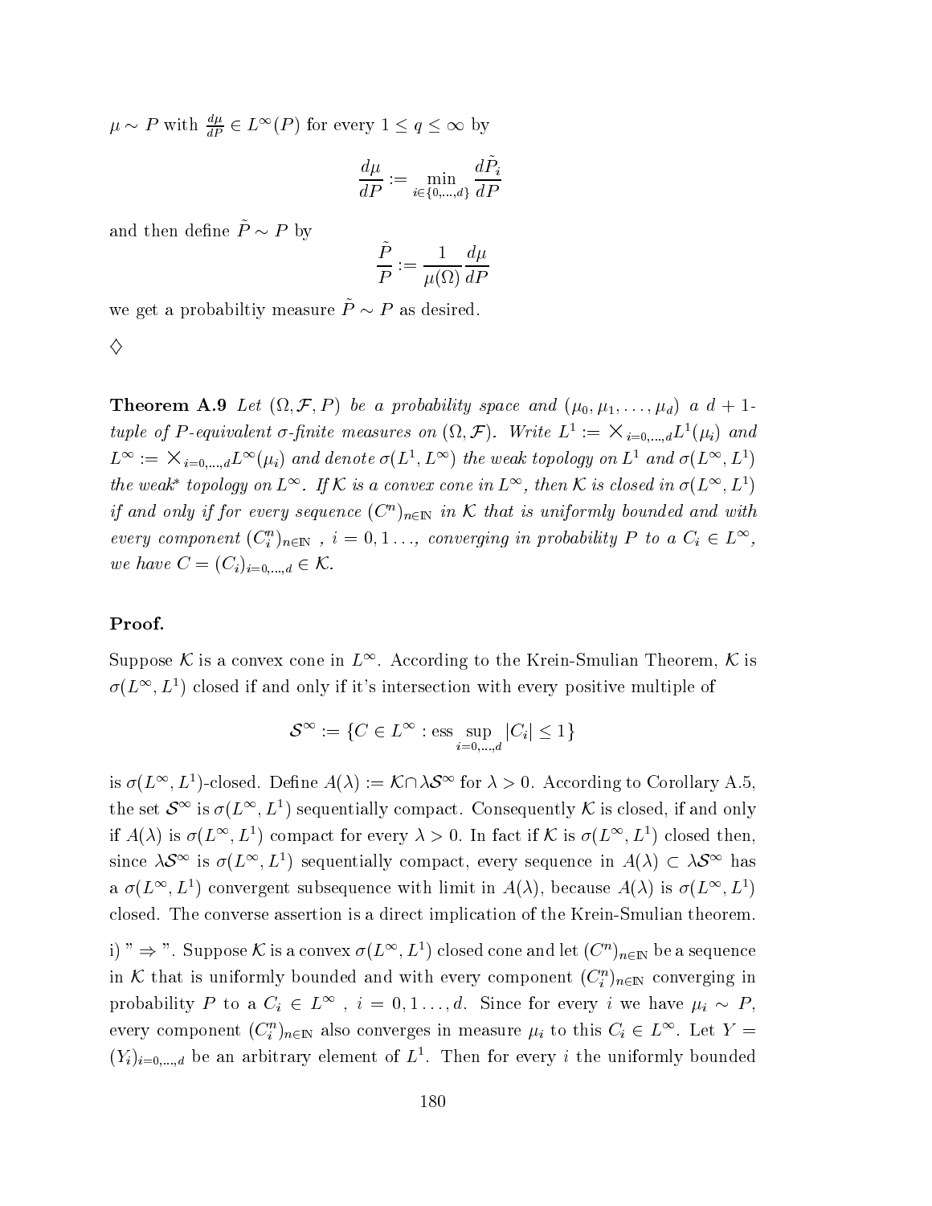$\mu \sim P$ with $\frac{d\mu}{dP} \in L^\infty(P)$ for every $1 \leq q \leq \infty$ by

$$\frac{d\mu}{dP} := \min_{i \in \{0,\ldots,d\}} \frac{d\tilde{P}_i}{dP}$$

and then define $\tilde{P} \sim P$ by

$$\frac{\tilde{P}}{P} := \frac{1}{\mu(\Omega)} \frac{d\mu}{dP}$$

we get a probabiltiy measure $\tilde{P} \sim P$ as desired.

$\diamondsuit$

**Theorem A.9** *Let $(\Omega, \mathcal{F}, P)$ be a probability space and $(\mu_0, \mu_1, \ldots, \mu_d)$ a $d+1$-tuple of $P$-equivalent $\sigma$-finite measures on $(\Omega, \mathcal{F})$. Write $L^1 := \times_{i=0,\ldots,d} L^1(\mu_i)$ and $L^\infty := \times_{i=0,\ldots,d} L^\infty(\mu_i)$ and denote $\sigma(L^1, L^\infty)$ the weak topology on $L^1$ and $\sigma(L^\infty, L^1)$ the weak\* topology on $L^\infty$. If $\mathcal{K}$ is a convex cone in $L^\infty$, then $\mathcal{K}$ is closed in $\sigma(L^\infty, L^1)$ if and only if for every sequence $(C^n)_{n\in\mathbb{N}}$ in $\mathcal{K}$ that is uniformly bounded and with every component $(C_i^n)_{n\in\mathbb{N}}$, $i = 0, 1\ldots$, converging in probability $P$ to a $C_i \in L^\infty$, we have $C = (C_i)_{i=0,\ldots,d} \in \mathcal{K}$.*

**Proof.**

Suppose $\mathcal{K}$ is a convex cone in $L^\infty$. According to the Krein-Smulian Theorem, $\mathcal{K}$ is $\sigma(L^\infty, L^1)$ closed if and only if it's intersection with every positive multiple of

$$\mathcal{S}^\infty := \{C \in L^\infty : \text{ess} \sup_{i=0,\ldots,d} |C_i| \leq 1\}$$

is $\sigma(L^\infty, L^1)$-closed. Define $A(\lambda) := \mathcal{K} \cap \lambda \mathcal{S}^\infty$ for $\lambda > 0$. According to Corollary A.5, the set $\mathcal{S}^\infty$ is $\sigma(L^\infty, L^1)$ sequentially compact. Consequently $\mathcal{K}$ is closed, if and only if $A(\lambda)$ is $\sigma(L^\infty, L^1)$ compact for every $\lambda > 0$. In fact if $\mathcal{K}$ is $\sigma(L^\infty, L^1)$ closed then, since $\lambda\mathcal{S}^\infty$ is $\sigma(L^\infty, L^1)$ sequentially compact, every sequence in $A(\lambda) \subset \lambda\mathcal{S}^\infty$ has a $\sigma(L^\infty, L^1)$ convergent subsequence with limit in $A(\lambda)$, because $A(\lambda)$ is $\sigma(L^\infty, L^1)$ closed. The converse assertion is a direct implication of the Krein-Smulian theorem.

i) " $\Rightarrow$ ". Suppose $\mathcal{K}$ is a convex $\sigma(L^\infty, L^1)$ closed cone and let $(C^n)_{n\in\mathbb{N}}$ be a sequence in $\mathcal{K}$ that is uniformly bounded and with every component $(C_i^n)_{n\in\mathbb{N}}$ converging in probability $P$ to a $C_i \in L^\infty$ , $i = 0, 1\ldots, d$. Since for every $i$ we have $\mu_i \sim P$, every component $(C_i^n)_{n\in\mathbb{N}}$ also converges in measure $\mu_i$ to this $C_i \in L^\infty$. Let $Y = (Y_i)_{i=0,\ldots,d}$ be an arbitrary element of $L^1$. Then for every $i$ the uniformly bounded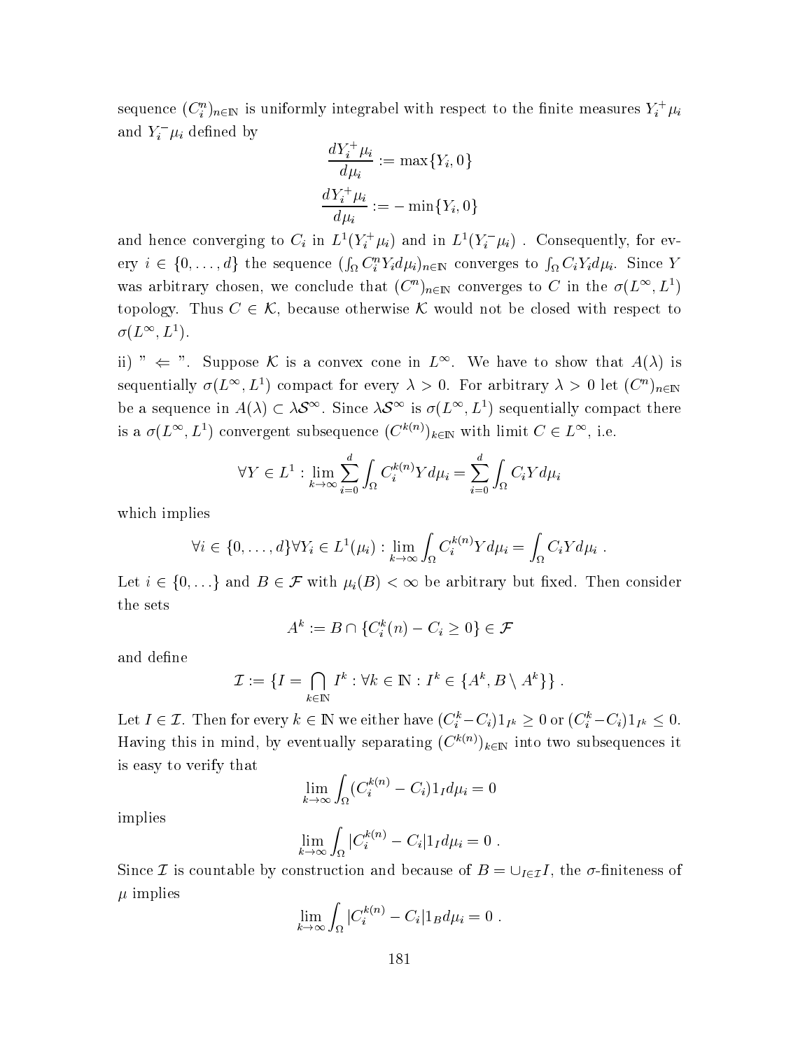sequence $(C_i^n)_{n\in\mathbb{N}}$ is uniformly integrabel with respect to the finite measures $Y_i^+\mu_i$ and $Y_i^-\mu_i$ defined by

$$\frac{dY_i^+\mu_i}{d\mu_i} := \max\{Y_i, 0\}$$

$$\frac{dY_i^+\mu_i}{d\mu_i} := -\min\{Y_i, 0\}$$

and hence converging to $C_i$ in $L^1(Y_i^+\mu_i)$ and in $L^1(Y_i^-\mu_i)$ . Consequently, for every $i \in \{0,\ldots,d\}$ the sequence $(\int_\Omega C_i^n Y_i d\mu_i)_{n\in\mathbb{N}}$ converges to $\int_\Omega C_i Y_i d\mu_i$. Since $Y$ was arbitrary chosen, we conclude that $(C^n)_{n\in\mathbb{N}}$ converges to $C$ in the $\sigma(L^\infty, L^1)$ topology. Thus $C \in \mathcal{K}$, because otherwise $\mathcal{K}$ would not be closed with respect to $\sigma(L^\infty, L^1)$.

ii) " $\Leftarrow$ ". Suppose $\mathcal{K}$ is a convex cone in $L^\infty$. We have to show that $A(\lambda)$ is sequentially $\sigma(L^\infty, L^1)$ compact for every $\lambda > 0$. For arbitrary $\lambda > 0$ let $(C^n)_{n\in\mathbb{N}}$ be a sequence in $A(\lambda) \subset \lambda\mathcal{S}^\infty$. Since $\lambda\mathcal{S}^\infty$ is $\sigma(L^\infty, L^1)$ sequentially compact there is a $\sigma(L^\infty, L^1)$ convergent subsequence $(C^{k(n)})_{k\in\mathbb{N}}$ with limit $C \in L^\infty$, i.e.

$$\forall Y \in L^1 : \lim_{k\to\infty} \sum_{i=0}^{d} \int_\Omega C_i^{k(n)} Y d\mu_i = \sum_{i=0}^{d} \int_\Omega C_i Y d\mu_i$$

which implies

$$\forall i \in \{0,\ldots,d\} \forall Y_i \in L^1(\mu_i) : \lim_{k\to\infty} \int_\Omega C_i^{k(n)} Y d\mu_i = \int_\Omega C_i Y d\mu_i \ .$$

Let $i \in \{0,\ldots\}$ and $B \in \mathcal{F}$ with $\mu_i(B) < \infty$ be arbitrary but fixed. Then consider the sets

$$A^k := B \cap \{C_i^k(n) - C_i \geq 0\} \in \mathcal{F}$$

and define

$$\mathcal{I} := \{I = \bigcap_{k\in\mathbb{N}} I^k : \forall k \in \mathbb{N} : I^k \in \{A^k, B \setminus A^k\}\} \ .$$

Let $I \in \mathcal{I}$. Then for every $k \in \mathbb{N}$ we either have $(C_i^k - C_i)1_{I^k} \geq 0$ or $(C_i^k - C_i)1_{I^k} \leq 0$. Having this in mind, by eventually separating $(C^{k(n)})_{k\in\mathbb{N}}$ into two subsequences it is easy to verify that

$$\lim_{k\to\infty} \int_\Omega (C_i^{k(n)} - C_i)1_I d\mu_i = 0$$

implies

$$\lim_{k\to\infty} \int_\Omega |C_i^{k(n)} - C_i| 1_I d\mu_i = 0 \ .$$

Since $\mathcal{I}$ is countable by construction and because of $B = \cup_{I\in\mathcal{I}} I$, the $\sigma$-finiteness of $\mu$ implies

$$\lim_{k\to\infty} \int_\Omega |C_i^{k(n)} - C_i| 1_B d\mu_i = 0 \ .$$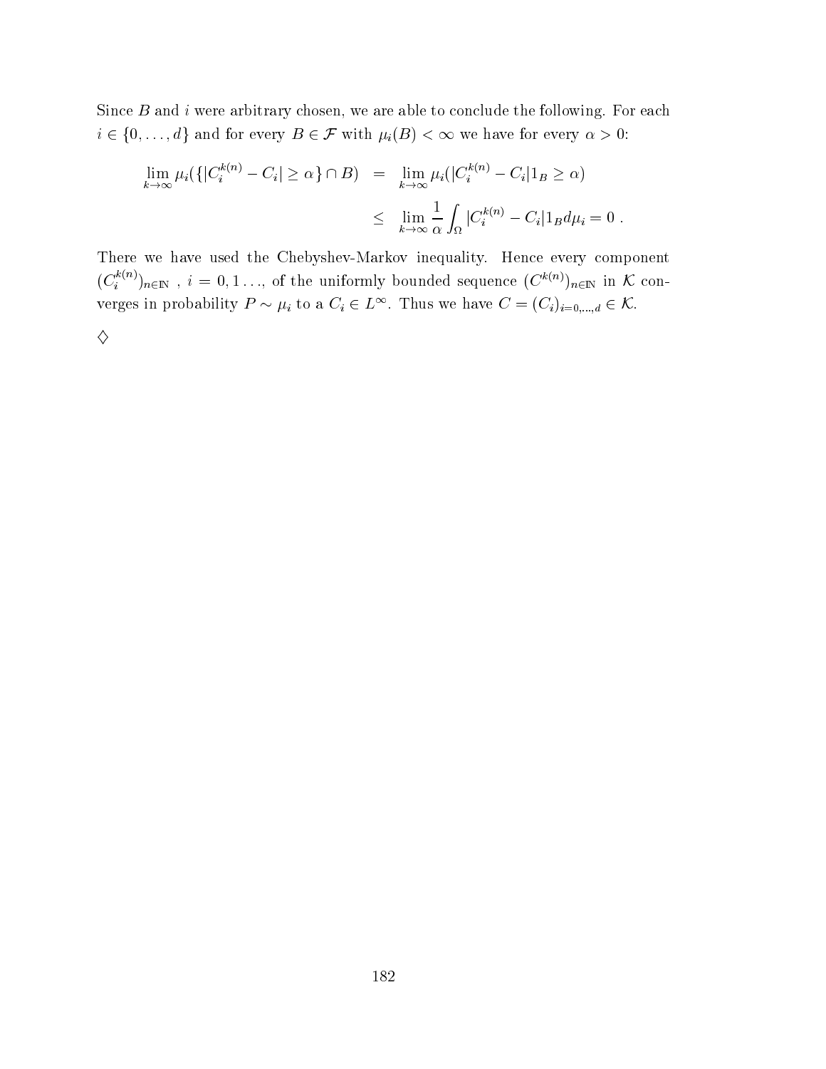Since $B$ and $i$ were arbitrary chosen, we are able to conclude the following. For each $i \in \{0, \ldots, d\}$ and for every $B \in \mathcal{F}$ with $\mu_i(B) < \infty$ we have for every $\alpha > 0$:

$$
\begin{aligned}
\lim_{k\to\infty} \mu_i(\{|C_i^{k(n)} - C_i| \geq \alpha\} \cap B) &= \lim_{k\to\infty} \mu_i(|C_i^{k(n)} - C_i| 1_B \geq \alpha) \\
&\leq \lim_{k\to\infty} \frac{1}{\alpha} \int_\Omega |C_i^{k(n)} - C_i| 1_B d\mu_i = 0 \; .
\end{aligned}
$$

There we have used the Chebyshev-Markov inequality. Hence every component $(C_i^{k(n)})_{n\in\mathbb{N}}$ , $i = 0, 1 \ldots$, of the uniformly bounded sequence $(C^{k(n)})_{n\in\mathbb{N}}$ in $\mathcal{K}$ converges in probability $P \sim \mu_i$ to a $C_i \in L^\infty$. Thus we have $C = (C_i)_{i=0,\ldots,d} \in \mathcal{K}$.

$\diamondsuit$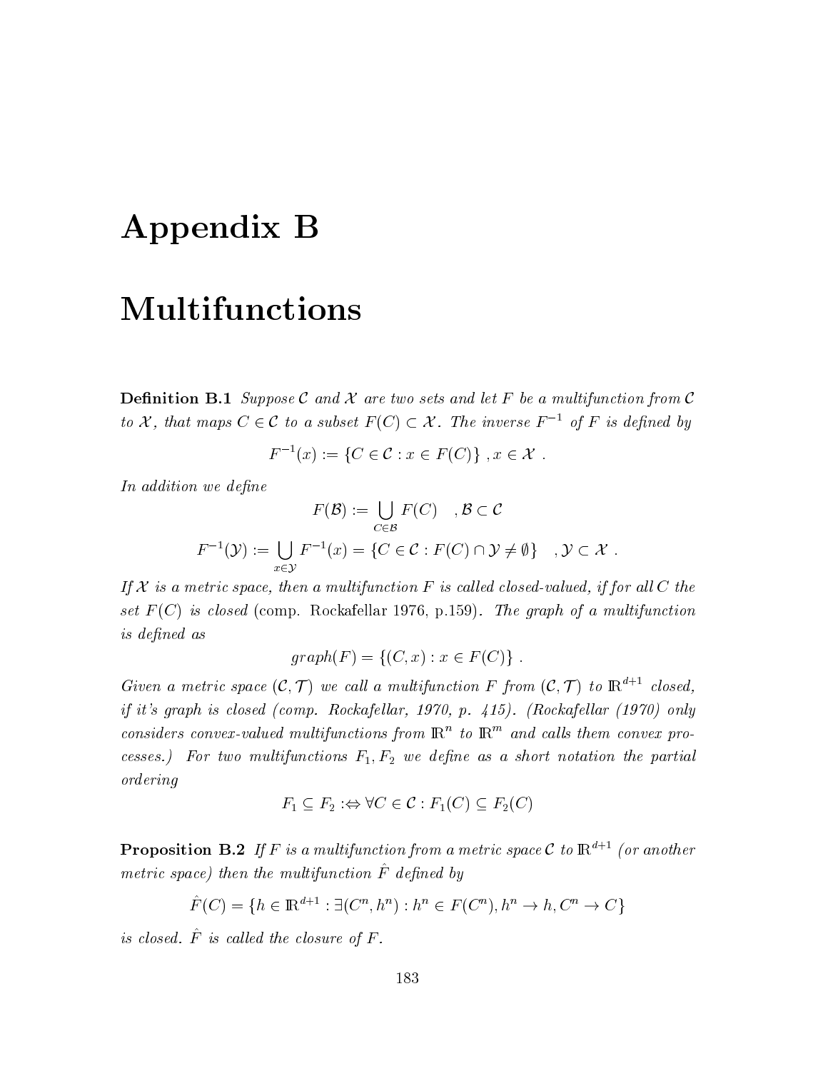# Appendix B

# Multifunctions

**Definition B.1** *Suppose $\mathcal{C}$ and $\mathcal{X}$ are two sets and let $F$ be a multifunction from $\mathcal{C}$ to $\mathcal{X}$, that maps $C \in \mathcal{C}$ to a subset $F(C) \subset \mathcal{X}$. The inverse $F^{-1}$ of $F$ is defined by*

$$F^{-1}(x) := \{C \in \mathcal{C} : x \in F(C)\}\ , x \in \mathcal{X}\ .$$

*In addition we define*

$$F(\mathcal{B}) := \bigcup_{C \in \mathcal{B}} F(C) \quad , \mathcal{B} \subset \mathcal{C}$$

$$F^{-1}(\mathcal{Y}) := \bigcup_{x \in \mathcal{Y}} F^{-1}(x) = \{C \in \mathcal{C} : F(C) \cap \mathcal{Y} \neq \emptyset\} \quad , \mathcal{Y} \subset \mathcal{X}\ .$$

*If $\mathcal{X}$ is a metric space, then a multifunction $F$ is called closed-valued, if for all $C$ the set $F(C)$ is closed* (comp. Rockafellar 1976, p.159)*. The graph of a multifunction is defined as*

$$graph(F) = \{(C, x) : x \in F(C)\}\ .$$

*Given a metric space $(\mathcal{C}, \mathcal{T})$ we call a multifunction $F$ from $(\mathcal{C}, \mathcal{T})$ to $\mathbb{R}^{d+1}$ closed, if it's graph is closed (comp. Rockafellar, 1970, p. 415). (Rockafellar (1970) only considers convex-valued multifunctions from $\mathbb{R}^n$ to $\mathbb{R}^m$ and calls them convex processes.) For two multifunctions $F_1, F_2$ we define as a short notation the partial ordering*

$$F_1 \subseteq F_2 :\Leftrightarrow \forall C \in \mathcal{C} : F_1(C) \subseteq F_2(C)$$

**Proposition B.2** *If $F$ is a multifunction from a metric space $\mathcal{C}$ to $\mathbb{R}^{d+1}$ (or another metric space) then the multifunction $\hat{F}$ defined by*

$$\hat{F}(C) = \{h \in \mathbb{R}^{d+1} : \exists (C^n, h^n) : h^n \in F(C^n), h^n \to h, C^n \to C\}$$

*is closed. $\hat{F}$ is called the closure of $F$.*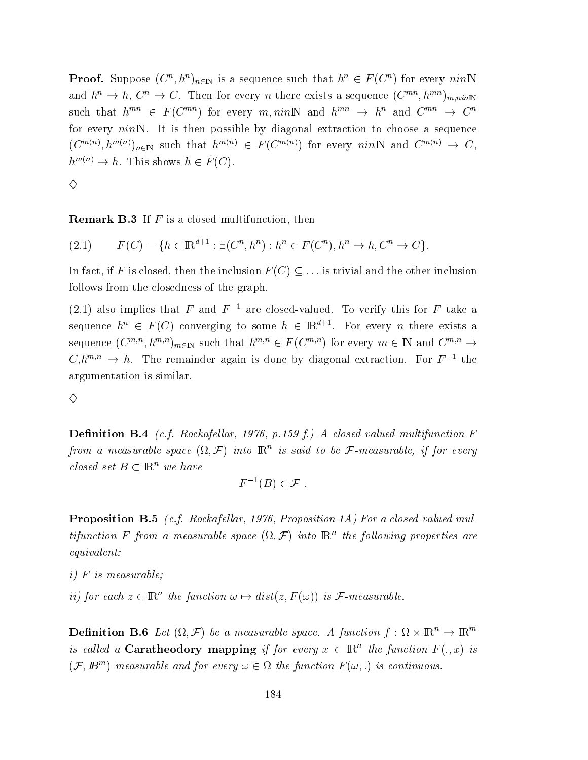**Proof.** Suppose $(C^n, h^n)_{n\in\mathbb{N}}$ is a sequence such that $h^n \in F(C^n)$ for every $nin\mathbb{N}$ and $h^n \to h$, $C^n \to C$. Then for every $n$ there exists a sequence $(C^{mn}, h^{mn})_{m,nin\mathbb{N}}$ such that $h^{mn} \in F(C^{mn})$ for every $m, nin\mathbb{N}$ and $h^{mn} \to h^n$ and $C^{mn} \to C^n$ for every $nin\mathbb{N}$. It is then possible by diagonal extraction to choose a sequence $(C^{m(n)}, h^{m(n)})_{n\in\mathbb{N}}$ such that $h^{m(n)} \in F(C^{m(n)})$ for every $nin\mathbb{N}$ and $C^{m(n)} \to C$, $h^{m(n)} \to h$. This shows $h \in \hat{F}(C)$.

$\diamondsuit$

**Remark B.3** If $F$ is a closed multifunction, then

$$(2.1) \qquad F(C) = \{h \in \mathbb{R}^{d+1} : \exists (C^n, h^n) : h^n \in F(C^n), h^n \to h, C^n \to C\}.$$

In fact, if $F$ is closed, then the inclusion $F(C) \subseteq \ldots$ is trivial and the other inclusion follows from the closedness of the graph.

(2.1) also implies that $F$ and $F^{-1}$ are closed-valued. To verify this for $F$ take a sequence $h^n \in F(C)$ converging to some $h \in \mathbb{R}^{d+1}$. For every $n$ there exists a sequence $(C^{m,n}, h^{m,n})_{m\in\mathbb{N}}$ such that $h^{m,n} \in F(C^{m,n})$ for every $m \in \mathbb{N}$ and $C^{m,n} \to C, h^{m,n} \to h$. The remainder again is done by diagonal extraction. For $F^{-1}$ the argumentation is similar.

$\diamondsuit$

**Definition B.4** *(c.f. Rockafellar, 1976, p.159 f.) A closed-valued multifunction $F$ from a measurable space $(\Omega, \mathcal{F})$ into $\mathbb{R}^n$ is said to be $\mathcal{F}$-measurable, if for every closed set $B \subset \mathbb{R}^n$ we have*

$$F^{-1}(B) \in \mathcal{F} \ .$$

**Proposition B.5** *(c.f. Rockafellar, 1976, Proposition 1A) For a closed-valued multifunction $F$ from a measurable space $(\Omega, \mathcal{F})$ into $\mathbb{R}^n$ the following properties are equivalent:*

*i) $F$ is measurable;*

*ii) for each $z \in \mathbb{R}^n$ the function $\omega \mapsto dist(z, F(\omega))$ is $\mathcal{F}$-measurable.*

**Definition B.6** *Let $(\Omega, \mathcal{F})$ be a measurable space. A function $f : \Omega \times \mathbb{R}^n \to \mathbb{R}^m$ is called a* **Caratheodory mapping** *if for every $x \in \mathbb{R}^n$ the function $F(.,x)$ is $(\mathcal{F}, \mathcal{B}^m)$-measurable and for every $\omega \in \Omega$ the function $F(\omega, .)$ is continuous.*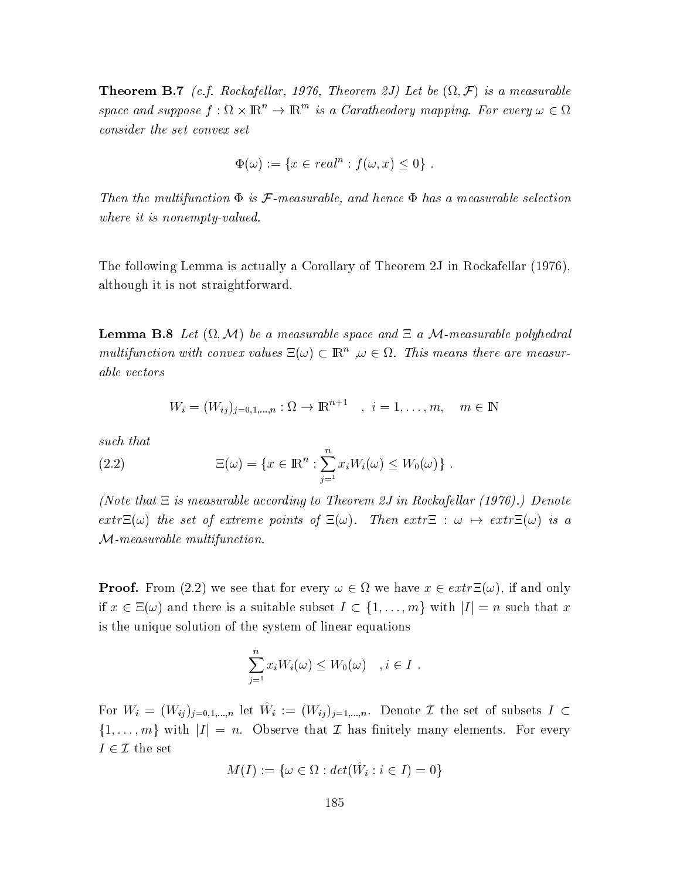**Theorem B.7** *(c.f. Rockafellar, 1976, Theorem 2J) Let be $(\Omega, \mathcal{F})$ is a measurable space and suppose $f : \Omega \times \mathbb{R}^n \to \mathbb{R}^m$ is a Caratheodory mapping. For every $\omega \in \Omega$ consider the set convex set*

$$\Phi(\omega) := \{x \in real^n : f(\omega, x) \leq 0\} \ .$$

*Then the multifunction $\Phi$ is $\mathcal{F}$-measurable, and hence $\Phi$ has a measurable selection where it is nonempty-valued.*

The following Lemma is actually a Corollary of Theorem 2J in Rockafellar (1976), although it is not straightforward.

**Lemma B.8** *Let $(\Omega, \mathcal{M})$ be a measurable space and $\Xi$ a $\mathcal{M}$-measurable polyhedral multifunction with convex values $\Xi(\omega) \subset \mathbb{R}^n$ ,$\omega \in \Omega$. This means there are measurable vectors*

$$W_i = (W_{ij})_{j=0,1,\ldots,n} : \Omega \to \mathbb{R}^{n+1} \quad , \ i = 1, \ldots, m, \quad m \in \mathbb{N}$$

*such that*

$$\Xi(\omega) = \{x \in \mathbb{R}^n : \sum_{j=1}^{n} x_i W_i(\omega) \leq W_0(\omega)\} \ . \tag{2.2}$$

*(Note that $\Xi$ is measurable according to Theorem 2J in Rockafellar (1976).) Denote $extr\Xi(\omega)$ the set of extreme points of $\Xi(\omega)$. Then $extr\Xi : \omega \mapsto extr\Xi(\omega)$ is a $\mathcal{M}$-measurable multifunction.*

**Proof.** From (2.2) we see that for every $\omega \in \Omega$ we have $x \in extr\Xi(\omega)$, if and only if $x \in \Xi(\omega)$ and there is a suitable subset $I \subset \{1, \ldots, m\}$ with $|I| = n$ such that $x$ is the unique solution of the system of linear equations

$$\sum_{j=1}^{n} x_i W_i(\omega) \leq W_0(\omega) \quad , i \in I \ .$$

For $W_i = (W_{ij})_{j=0,1,\ldots,n}$ let $\hat{W}_i := (W_{ij})_{j=1,\ldots,n}$. Denote $\mathcal{I}$ the set of subsets $I \subset \{1, \ldots, m\}$ with $|I| = n$. Observe that $\mathcal{I}$ has finitely many elements. For every $I \in \mathcal{I}$ the set

$$M(I) := \{\omega \in \Omega : det(\hat{W}_i : i \in I) = 0\}$$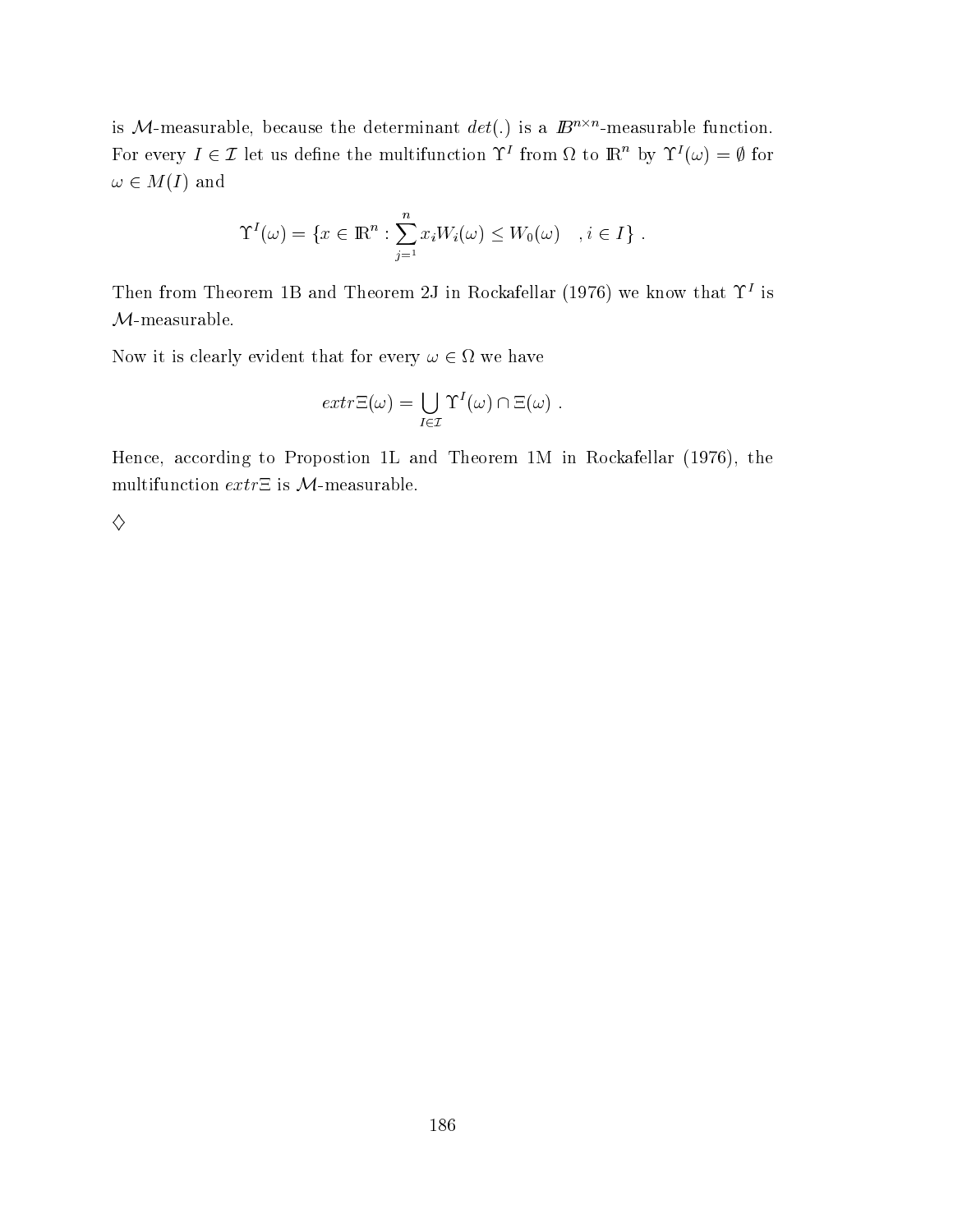is $\mathcal{M}$-measurable, because the determinant $det(.)$ is a $\mathbb{B}^{n\times n}$-measurable function. For every $I \in \mathcal{I}$ let us define the multifunction $\Upsilon^I$ from $\Omega$ to $\mathbb{R}^n$ by $\Upsilon^I(\omega) = \emptyset$ for $\omega \in M(I)$ and

$$\Upsilon^I(\omega) = \{x \in \mathbb{R}^n : \sum_{j=1}^{n} x_i W_i(\omega) \leq W_0(\omega) \quad , i \in I\} \ .$$

Then from Theorem 1B and Theorem 2J in Rockafellar (1976) we know that $\Upsilon^I$ is $\mathcal{M}$-measurable.

Now it is clearly evident that for every $\omega \in \Omega$ we have

$$extr\,\Xi(\omega) = \bigcup_{I\in\mathcal{I}} \Upsilon^I(\omega) \cap \Xi(\omega) \ .$$

Hence, according to Propostion 1L and Theorem 1M in Rockafellar (1976), the multifunction $extr\Xi$ is $\mathcal{M}$-measurable.

$\diamondsuit$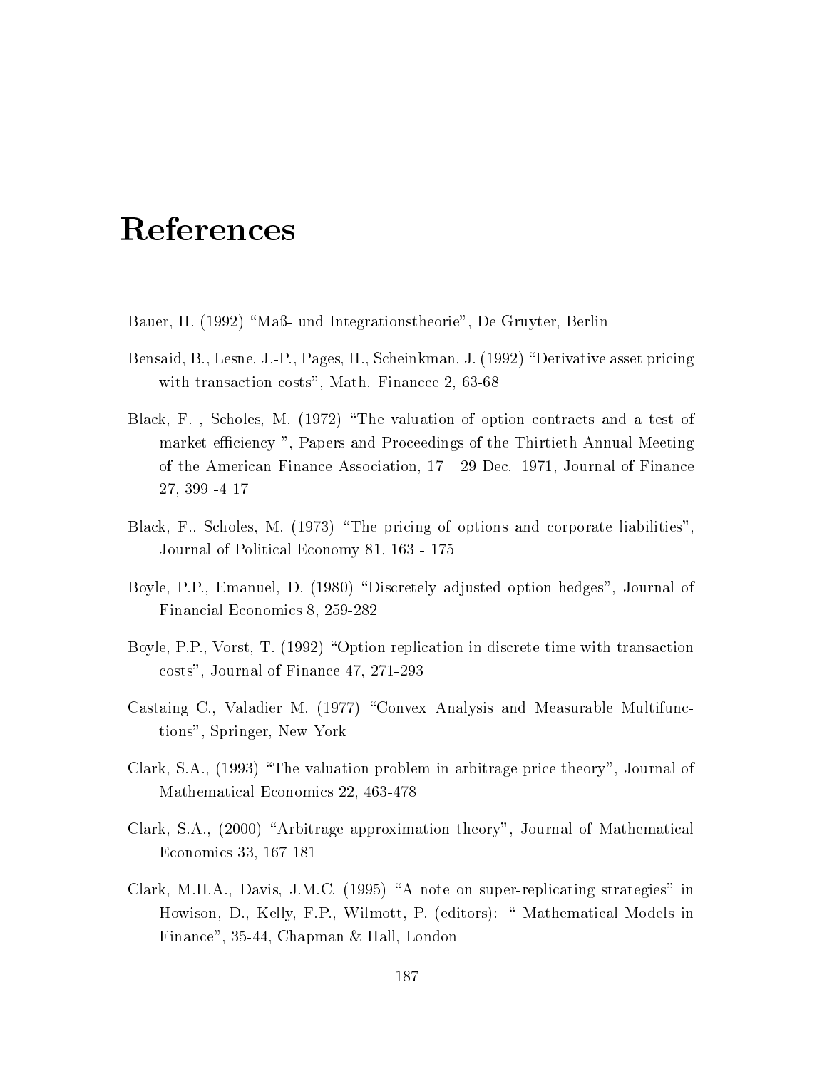# References

Bauer, H. (1992) “Maß- und Integrationstheorie”, De Gruyter, Berlin

Bensaid, B., Lesne, J.-P., Pages, H., Scheinkman, J. (1992) “Derivative asset pricing with transaction costs”, Math. Financce 2, 63-68

Black, F. , Scholes, M. (1972) “The valuation of option contracts and a test of market efficiency ”, Papers and Proceedings of the Thirtieth Annual Meeting of the American Finance Association, 17 - 29 Dec. 1971, Journal of Finance 27, 399 -4 17

Black, F., Scholes, M. (1973) “The pricing of options and corporate liabilities”, Journal of Political Economy 81, 163 - 175

Boyle, P.P., Emanuel, D. (1980) “Discretely adjusted option hedges”, Journal of Financial Economics 8, 259-282

Boyle, P.P., Vorst, T. (1992) “Option replication in discrete time with transaction costs”, Journal of Finance 47, 271-293

Castaing C., Valadier M. (1977) “Convex Analysis and Measurable Multifunctions”, Springer, New York

Clark, S.A., (1993) “The valuation problem in arbitrage price theory”, Journal of Mathematical Economics 22, 463-478

Clark, S.A., (2000) “Arbitrage approximation theory”, Journal of Mathematical Economics 33, 167-181

Clark, M.H.A., Davis, J.M.C. (1995) “A note on super-replicating strategies” in Howison, D., Kelly, F.P., Wilmott, P. (editors): “ Mathematical Models in Finance”, 35-44, Chapman & Hall, London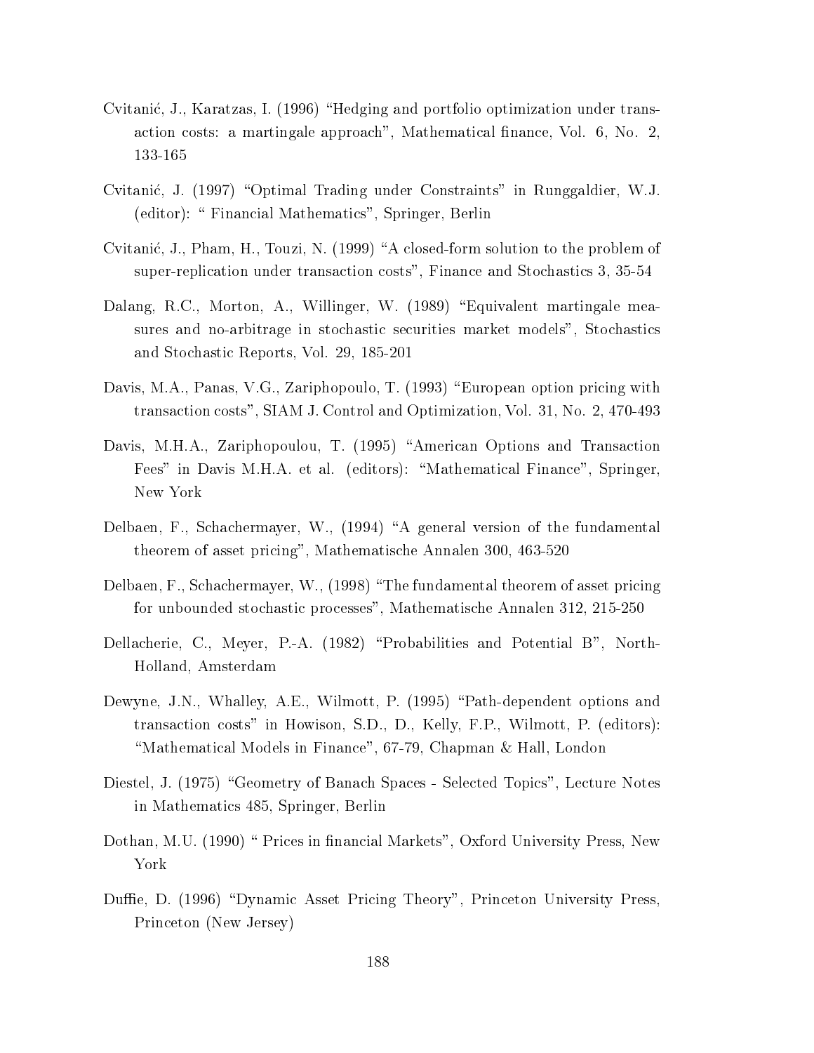Cvitanić, J., Karatzas, I. (1996) "Hedging and portfolio optimization under transaction costs: a martingale approach", Mathematical finance, Vol. 6, No. 2, 133-165

Cvitanić, J. (1997) "Optimal Trading under Constraints" in Runggaldier, W.J. (editor): " Financial Mathematics", Springer, Berlin

Cvitanić, J., Pham, H., Touzi, N. (1999) "A closed-form solution to the problem of super-replication under transaction costs", Finance and Stochastics 3, 35-54

Dalang, R.C., Morton, A., Willinger, W. (1989) "Equivalent martingale measures and no-arbitrage in stochastic securities market models", Stochastics and Stochastic Reports, Vol. 29, 185-201

Davis, M.A., Panas, V.G., Zariphopoulo, T. (1993) "European option pricing with transaction costs", SIAM J. Control and Optimization, Vol. 31, No. 2, 470-493

Davis, M.H.A., Zariphopoulou, T. (1995) "American Options and Transaction Fees" in Davis M.H.A. et al. (editors): "Mathematical Finance", Springer, New York

Delbaen, F., Schachermayer, W., (1994) "A general version of the fundamental theorem of asset pricing", Mathematische Annalen 300, 463-520

Delbaen, F., Schachermayer, W., (1998) "The fundamental theorem of asset pricing for unbounded stochastic processes", Mathematische Annalen 312, 215-250

Dellacherie, C., Meyer, P.-A. (1982) "Probabilities and Potential B", North-Holland, Amsterdam

Dewyne, J.N., Whalley, A.E., Wilmott, P. (1995) "Path-dependent options and transaction costs" in Howison, S.D., D., Kelly, F.P., Wilmott, P. (editors): "Mathematical Models in Finance", 67-79, Chapman & Hall, London

Diestel, J. (1975) "Geometry of Banach Spaces - Selected Topics", Lecture Notes in Mathematics 485, Springer, Berlin

Dothan, M.U. (1990) " Prices in financial Markets", Oxford University Press, New York

Duffie, D. (1996) "Dynamic Asset Pricing Theory", Princeton University Press, Princeton (New Jersey)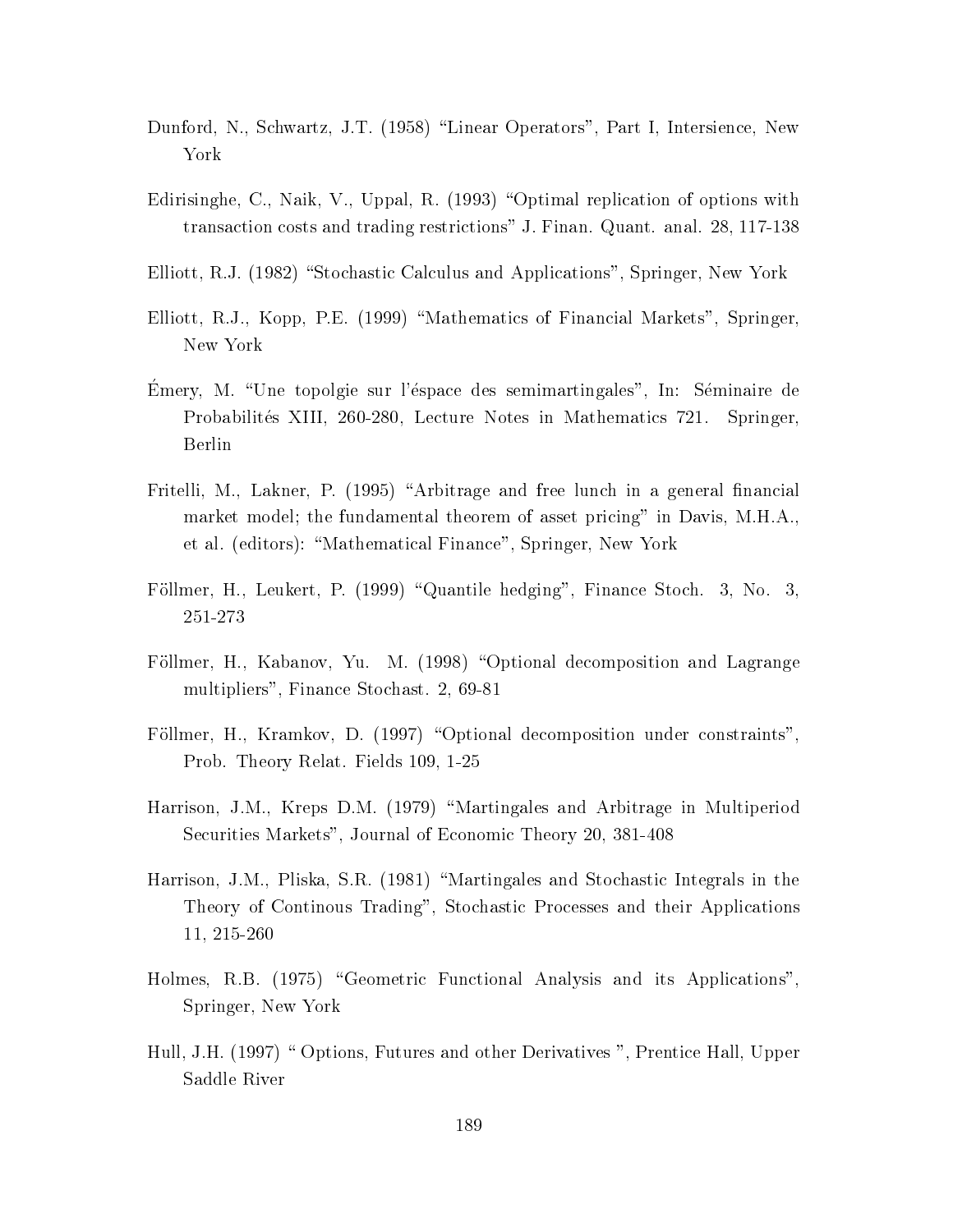Dunford, N., Schwartz, J.T. (1958) "Linear Operators", Part I, Intersience, New York

Edirisinghe, C., Naik, V., Uppal, R. (1993) "Optimal replication of options with transaction costs and trading restrictions" J. Finan. Quant. anal. 28, 117-138

Elliott, R.J. (1982) "Stochastic Calculus and Applications", Springer, New York

Elliott, R.J., Kopp, P.E. (1999) "Mathematics of Financial Markets", Springer, New York

Émery, M. "Une topolgie sur l'éspace des semimartingales", In: Séminaire de Probabilités XIII, 260-280, Lecture Notes in Mathematics 721. Springer, Berlin

Fritelli, M., Lakner, P. (1995) "Arbitrage and free lunch in a general financial market model; the fundamental theorem of asset pricing" in Davis, M.H.A., et al. (editors): "Mathematical Finance", Springer, New York

Föllmer, H., Leukert, P. (1999) "Quantile hedging", Finance Stoch. 3, No. 3, 251-273

Föllmer, H., Kabanov, Yu. M. (1998) "Optional decomposition and Lagrange multipliers", Finance Stochast. 2, 69-81

Föllmer, H., Kramkov, D. (1997) "Optional decomposition under constraints", Prob. Theory Relat. Fields 109, 1-25

Harrison, J.M., Kreps D.M. (1979) "Martingales and Arbitrage in Multiperiod Securities Markets", Journal of Economic Theory 20, 381-408

Harrison, J.M., Pliska, S.R. (1981) "Martingales and Stochastic Integrals in the Theory of Continous Trading", Stochastic Processes and their Applications 11, 215-260

Holmes, R.B. (1975) "Geometric Functional Analysis and its Applications", Springer, New York

Hull, J.H. (1997) " Options, Futures and other Derivatives ", Prentice Hall, Upper Saddle River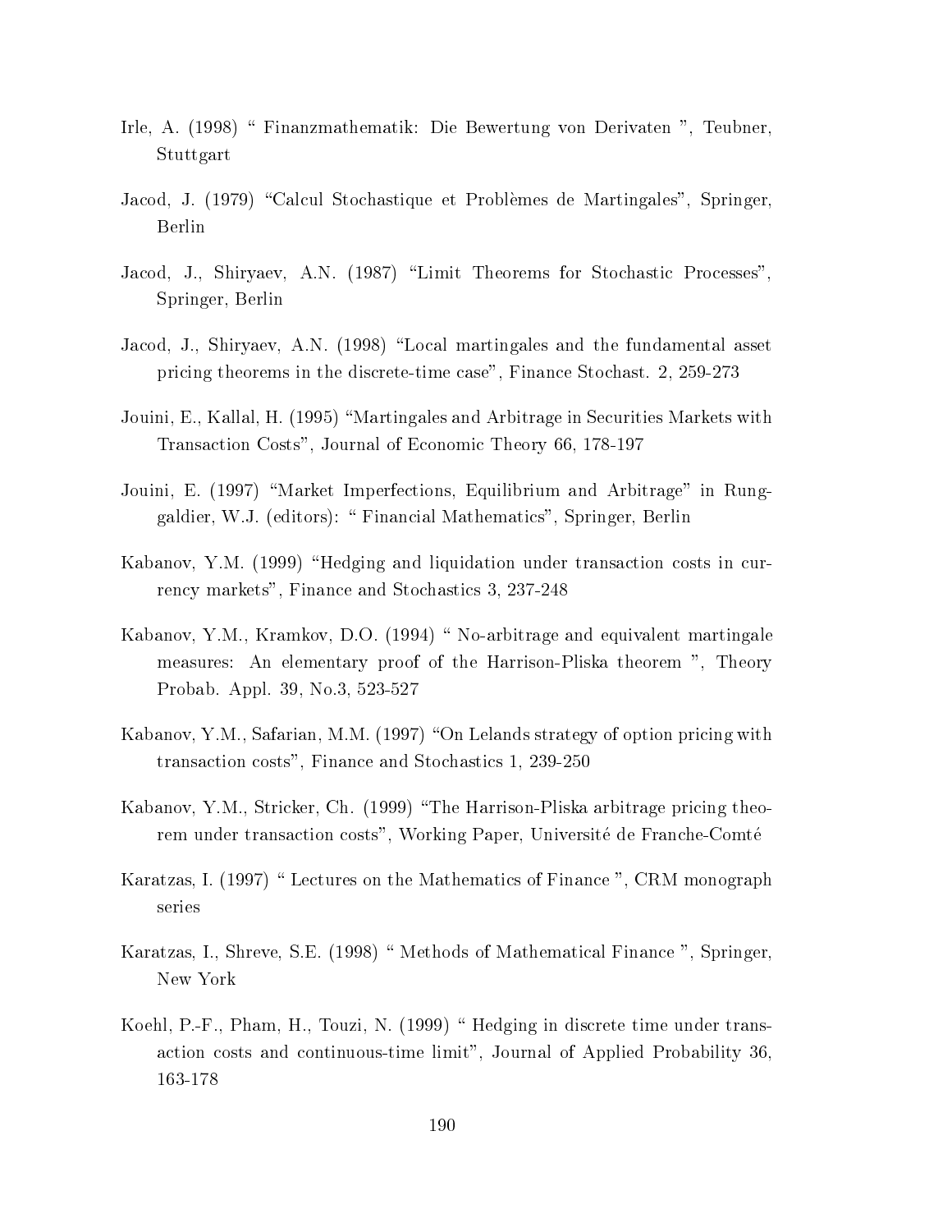Irle, A. (1998) " Finanzmathematik: Die Bewertung von Derivaten ", Teubner, Stuttgart

Jacod, J. (1979) "Calcul Stochastique et Problèmes de Martingales", Springer, Berlin

Jacod, J., Shiryaev, A.N. (1987) "Limit Theorems for Stochastic Processes", Springer, Berlin

Jacod, J., Shiryaev, A.N. (1998) "Local martingales and the fundamental asset pricing theorems in the discrete-time case", Finance Stochast. 2, 259-273

Jouini, E., Kallal, H. (1995) "Martingales and Arbitrage in Securities Markets with Transaction Costs", Journal of Economic Theory 66, 178-197

Jouini, E. (1997) "Market Imperfections, Equilibrium and Arbitrage" in Runggaldier, W.J. (editors): " Financial Mathematics", Springer, Berlin

Kabanov, Y.M. (1999) "Hedging and liquidation under transaction costs in currency markets", Finance and Stochastics 3, 237-248

Kabanov, Y.M., Kramkov, D.O. (1994) " No-arbitrage and equivalent martingale measures: An elementary proof of the Harrison-Pliska theorem ", Theory Probab. Appl. 39, No.3, 523-527

Kabanov, Y.M., Safarian, M.M. (1997) "On Lelands strategy of option pricing with transaction costs", Finance and Stochastics 1, 239-250

Kabanov, Y.M., Stricker, Ch. (1999) "The Harrison-Pliska arbitrage pricing theorem under transaction costs", Working Paper, Université de Franche-Comté

Karatzas, I. (1997) " Lectures on the Mathematics of Finance ", CRM monograph series

Karatzas, I., Shreve, S.E. (1998) " Methods of Mathematical Finance ", Springer, New York

Koehl, P.-F., Pham, H., Touzi, N. (1999) " Hedging in discrete time under transaction costs and continuous-time limit", Journal of Applied Probability 36, 163-178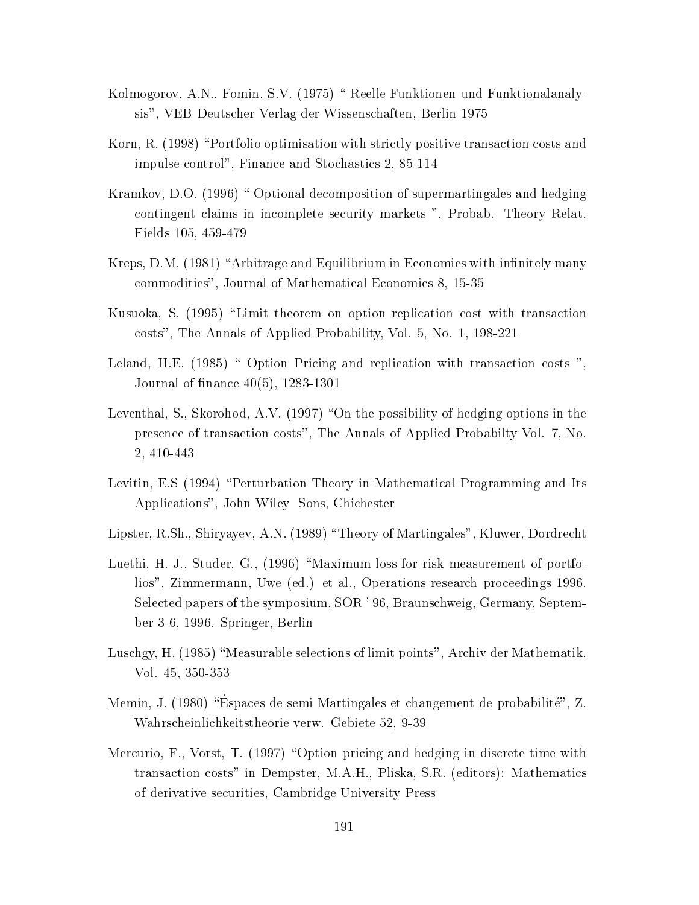Kolmogorov, A.N., Fomin, S.V. (1975) " Reelle Funktionen und Funktionalanalysis", VEB Deutscher Verlag der Wissenschaften, Berlin 1975

Korn, R. (1998) "Portfolio optimisation with strictly positive transaction costs and impulse control", Finance and Stochastics 2, 85-114

Kramkov, D.O. (1996) " Optional decomposition of supermartingales and hedging contingent claims in incomplete security markets ", Probab. Theory Relat. Fields 105, 459-479

Kreps, D.M. (1981) "Arbitrage and Equilibrium in Economies with infinitely many commodities", Journal of Mathematical Economics 8, 15-35

Kusuoka, S. (1995) "Limit theorem on option replication cost with transaction costs", The Annals of Applied Probability, Vol. 5, No. 1, 198-221

Leland, H.E. (1985) " Option Pricing and replication with transaction costs ", Journal of finance 40(5), 1283-1301

Leventhal, S., Skorohod, A.V. (1997) "On the possibility of hedging options in the presence of transaction costs", The Annals of Applied Probabilty Vol. 7, No. 2, 410-443

Levitin, E.S (1994) "Perturbation Theory in Mathematical Programming and Its Applications", John Wiley Sons, Chichester

Lipster, R.Sh., Shiryayev, A.N. (1989) "Theory of Martingales", Kluwer, Dordrecht

Luethi, H.-J., Studer, G., (1996) "Maximum loss for risk measurement of portfolios", Zimmermann, Uwe (ed.) et al., Operations research proceedings 1996. Selected papers of the symposium, SOR ' 96, Braunschweig, Germany, September 3-6, 1996. Springer, Berlin

Luschgy, H. (1985) "Measurable selections of limit points", Archiv der Mathematik, Vol. 45, 350-353

Memin, J. (1980) "Éspaces de semi Martingales et changement de probabilité", Z. Wahrscheinlichkeitstheorie verw. Gebiete 52, 9-39

Mercurio, F., Vorst, T. (1997) "Option pricing and hedging in discrete time with transaction costs" in Dempster, M.A.H., Pliska, S.R. (editors): Mathematics of derivative securities, Cambridge University Press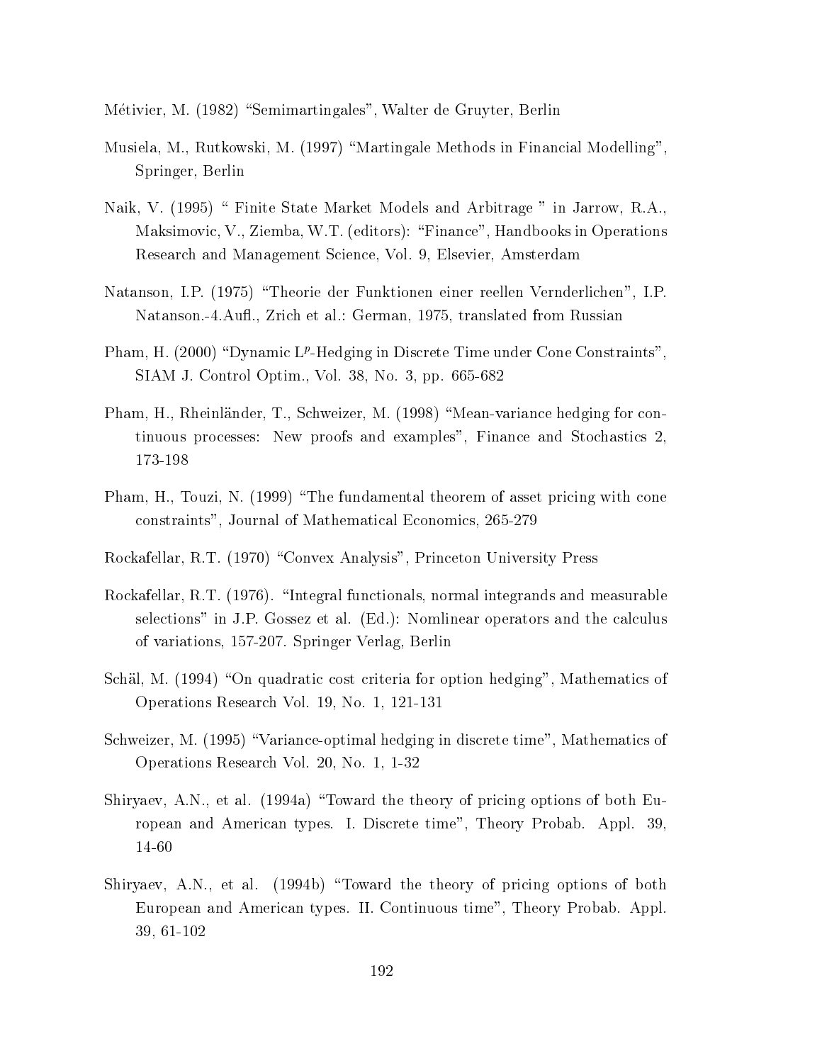Métivier, M. (1982) "Semimartingales", Walter de Gruyter, Berlin

Musiela, M., Rutkowski, M. (1997) "Martingale Methods in Financial Modelling", Springer, Berlin

Naik, V. (1995) " Finite State Market Models and Arbitrage " in Jarrow, R.A., Maksimovic, V., Ziemba, W.T. (editors): "Finance", Handbooks in Operations Research and Management Science, Vol. 9, Elsevier, Amsterdam

Natanson, I.P. (1975) "Theorie der Funktionen einer reellen Vernderlichen", I.P. Natanson.-4.Aufl., Zrich et al.: German, 1975, translated from Russian

Pham, H. (2000) "Dynamic $L^p$-Hedging in Discrete Time under Cone Constraints", SIAM J. Control Optim., Vol. 38, No. 3, pp. 665-682

Pham, H., Rheinländer, T., Schweizer, M. (1998) "Mean-variance hedging for continuous processes: New proofs and examples", Finance and Stochastics 2, 173-198

Pham, H., Touzi, N. (1999) "The fundamental theorem of asset pricing with cone constraints", Journal of Mathematical Economics, 265-279

Rockafellar, R.T. (1970) "Convex Analysis", Princeton University Press

Rockafellar, R.T. (1976). "Integral functionals, normal integrands and measurable selections" in J.P. Gossez et al. (Ed.): Nomlinear operators and the calculus of variations, 157-207. Springer Verlag, Berlin

Schäl, M. (1994) "On quadratic cost criteria for option hedging", Mathematics of Operations Research Vol. 19, No. 1, 121-131

Schweizer, M. (1995) "Variance-optimal hedging in discrete time", Mathematics of Operations Research Vol. 20, No. 1, 1-32

Shiryaev, A.N., et al. (1994a) "Toward the theory of pricing options of both European and American types. I. Discrete time", Theory Probab. Appl. 39, 14-60

Shiryaev, A.N., et al. (1994b) "Toward the theory of pricing options of both European and American types. II. Continuous time", Theory Probab. Appl. 39, 61-102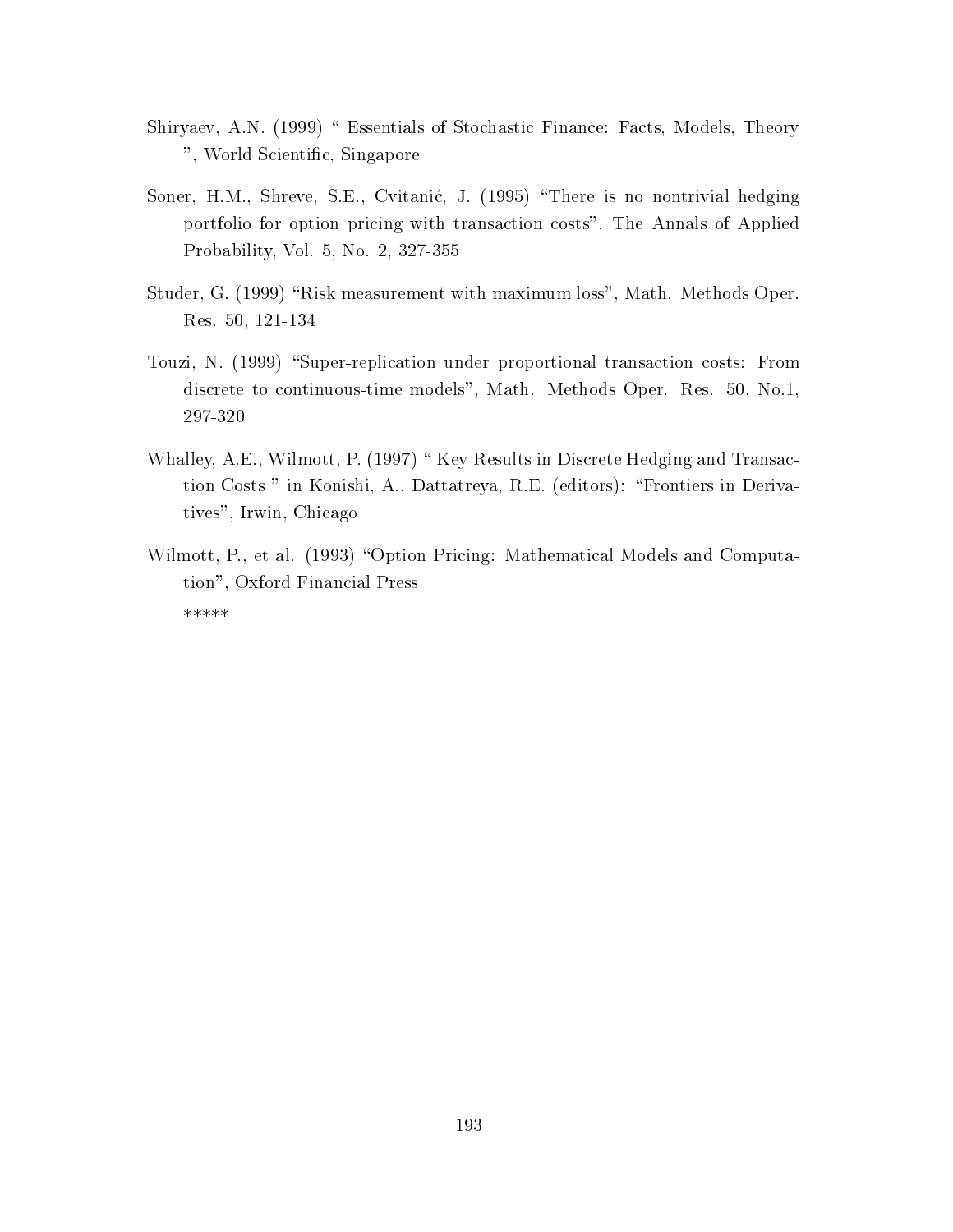Shiryaev, A.N. (1999) " Essentials of Stochastic Finance: Facts, Models, Theory ", World Scientific, Singapore

Soner, H.M., Shreve, S.E., Cvitanić, J. (1995) "There is no nontrivial hedging portfolio for option pricing with transaction costs", The Annals of Applied Probability, Vol. 5, No. 2, 327-355

Studer, G. (1999) "Risk measurement with maximum loss", Math. Methods Oper. Res. 50, 121-134

Touzi, N. (1999) "Super-replication under proportional transaction costs: From discrete to continuous-time models", Math. Methods Oper. Res. 50, No.1, 297-320

Whalley, A.E., Wilmott, P. (1997) " Key Results in Discrete Hedging and Transaction Costs " in Konishi, A., Dattatreya, R.E. (editors): "Frontiers in Derivatives", Irwin, Chicago

Wilmott, P., et al. (1993) "Option Pricing: Mathematical Models and Computation", Oxford Financial Press

*****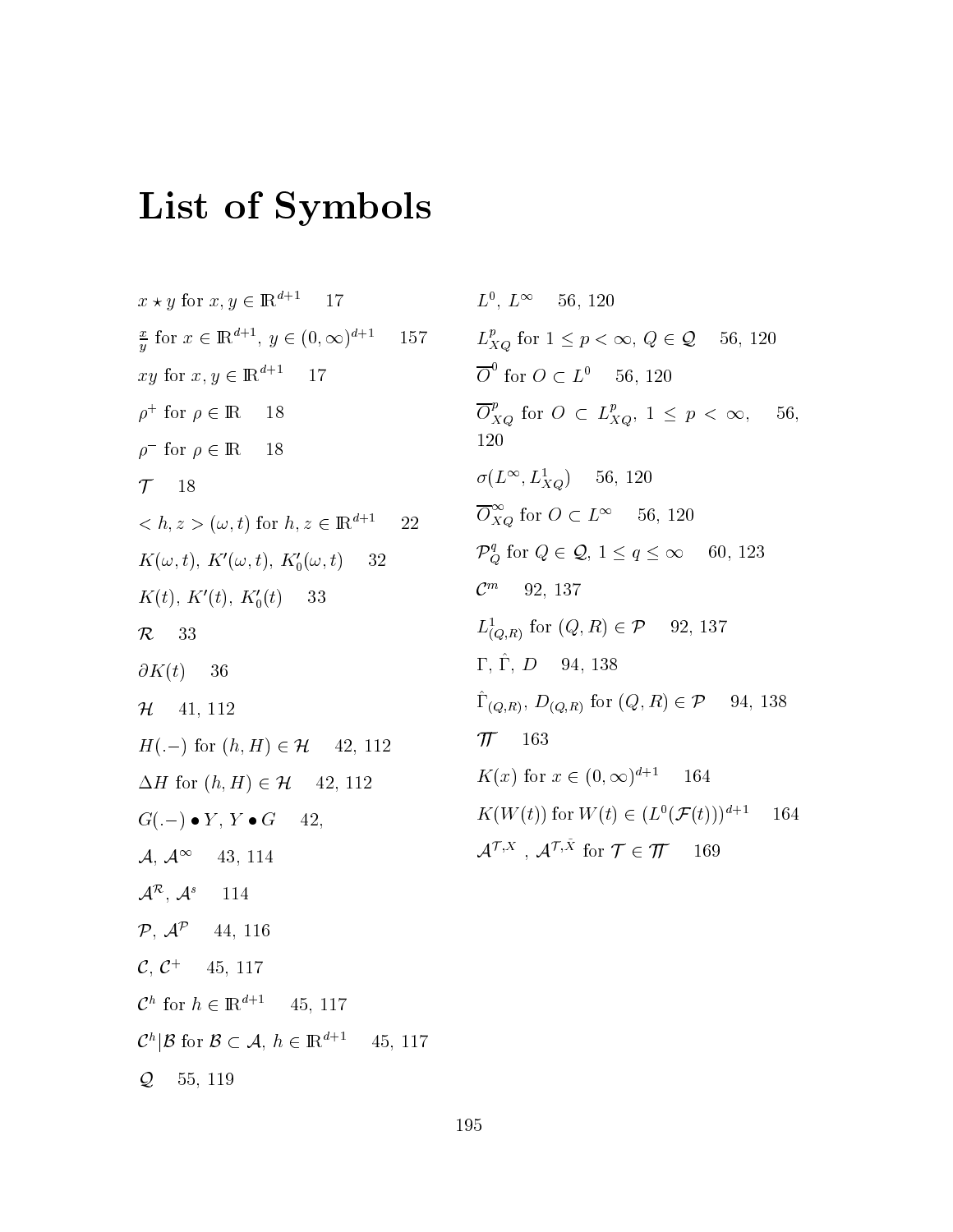# List of Symbols

$x \star y$ for $x, y \in \mathbb{R}^{d+1}$ 17

$\frac{x}{y}$ for $x \in \mathbb{R}^{d+1}$, $y \in (0,\infty)^{d+1}$ 157

$xy$ for $x, y \in \mathbb{R}^{d+1}$ 17

$\rho^+$ for $\rho \in \mathbb{R}$ 18

$\rho^-$ for $\rho \in \mathbb{R}$ 18

$\mathcal{T}$ 18

$< h, z > (\omega, t)$ for $h, z \in \mathbb{R}^{d+1}$ 22

$K(\omega, t)$, $K'(\omega, t)$, $K_0'(\omega, t)$ 32

$K(t)$, $K'(t)$, $K_0'(t)$ 33

$\mathcal{R}$ 33

$\partial K(t)$ 36

$\mathcal{H}$ 41, 112

$H(.-)$ for $(h, H) \in \mathcal{H}$ 42, 112

$\Delta H$ for $(h, H) \in \mathcal{H}$ 42, 112

$G(.-) \bullet Y$, $Y \bullet G$ 42,

$\mathcal{A}$, $\mathcal{A}^\infty$ 43, 114

$\mathcal{A}^\mathcal{R}$, $\mathcal{A}^s$ 114

$\mathcal{P}$, $\mathcal{A}^\mathcal{P}$ 44, 116

$\mathcal{C}$, $\mathcal{C}^+$ 45, 117

$\mathcal{C}^h$ for $h \in \mathbb{R}^{d+1}$ 45, 117

$\mathcal{C}^h|\mathcal{B}$ for $\mathcal{B} \subset \mathcal{A}$, $h \in \mathbb{R}^{d+1}$ 45, 117

$\mathcal{Q}$ 55, 119

$L^0$, $L^\infty$ 56, 120

$L^p_{XQ}$ for $1 \leq p < \infty$, $Q \in \mathcal{Q}$ 56, 120

$\overline{O}^0$ for $O \subset L^0$ 56, 120

$\overline{O}^p_{XQ}$ for $O \subset L^p_{XQ}$, $1 \leq p < \infty$, 56, 120

$\sigma(L^\infty, L^1_{XQ})$ 56, 120

$\overline{O}^\infty_{XQ}$ for $O \subset L^\infty$ 56, 120

$\mathcal{P}^q_Q$ for $Q \in \mathcal{Q}$, $1 \leq q \leq \infty$ 60, 123

$\mathcal{C}^m$ 92, 137

$L^1_{(Q,R)}$ for $(Q, R) \in \mathcal{P}$ 92, 137

$\Gamma$, $\hat{\Gamma}$, $D$ 94, 138

$\hat{\Gamma}_{(Q,R)}$, $D_{(Q,R)}$ for $(Q, R) \in \mathcal{P}$ 94, 138

$\mathcal{TT}$ 163

$K(x)$ for $x \in (0,\infty)^{d+1}$ 164

$K(W(t))$ for $W(t) \in (L^0(\mathcal{F}(t)))^{d+1}$ 164

$\mathcal{A}^{\mathcal{T},X}$ , $\mathcal{A}^{\mathcal{T},\bar{X}}$ for $\mathcal{T} \in \mathcal{TT}$ 169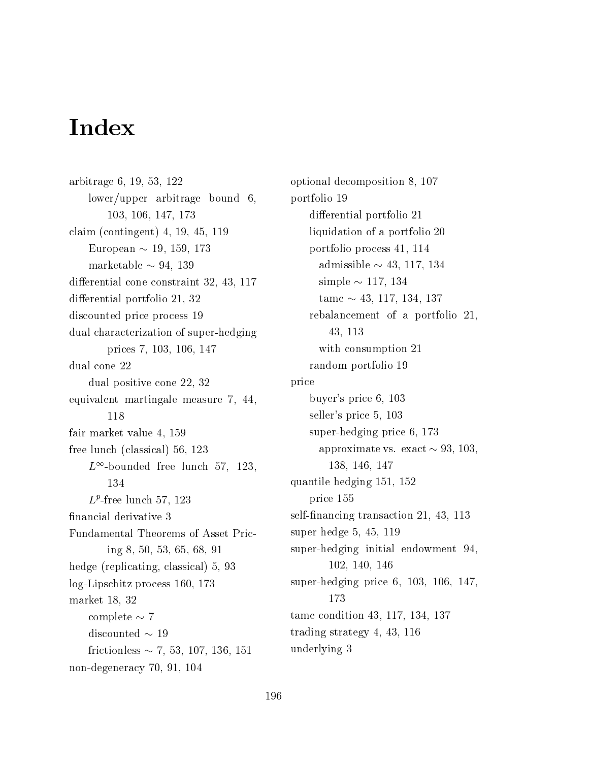# Index

arbitrage 6, 19, 53, 122
  lower/upper arbitrage bound 6, 103, 106, 147, 173
claim (contingent) 4, 19, 45, 119
  European $\sim$ 19, 159, 173
  marketable $\sim$ 94, 139
differential cone constraint 32, 43, 117
differential portfolio 21, 32
discounted price process 19
dual characterization of super-hedging prices 7, 103, 106, 147
dual cone 22
  dual positive cone 22, 32
equivalent martingale measure 7, 44, 118
fair market value 4, 159
free lunch (classical) 56, 123
  $L^\infty$-bounded free lunch 57, 123, 134
  $L^p$-free lunch 57, 123
financial derivative 3
Fundamental Theorems of Asset Pricing 8, 50, 53, 65, 68, 91
hedge (replicating, classical) 5, 93
log-Lipschitz process 160, 173
market 18, 32
  complete $\sim$ 7
  discounted $\sim$ 19
  frictionless $\sim$ 7, 53, 107, 136, 151
non-degeneracy 70, 91, 104
optional decomposition 8, 107
portfolio 19
  differential portfolio 21
  liquidation of a portfolio 20
  portfolio process 41, 114
    admissible $\sim$ 43, 117, 134
    simple $\sim$ 117, 134
    tame $\sim$ 43, 117, 134, 137
  rebalancement of a portfolio 21, 43, 113
    with consumption 21
  random portfolio 19
price
  buyer's price 6, 103
  seller's price 5, 103
  super-hedging price 6, 173
    approximate vs. exact $\sim$ 93, 103, 138, 146, 147
quantile hedging 151, 152
  price 155
self-financing transaction 21, 43, 113
super hedge 5, 45, 119
super-hedging initial endowment 94, 102, 140, 146
super-hedging price 6, 103, 106, 147, 173
tame condition 43, 117, 134, 137
trading strategy 4, 43, 116
underlying 3